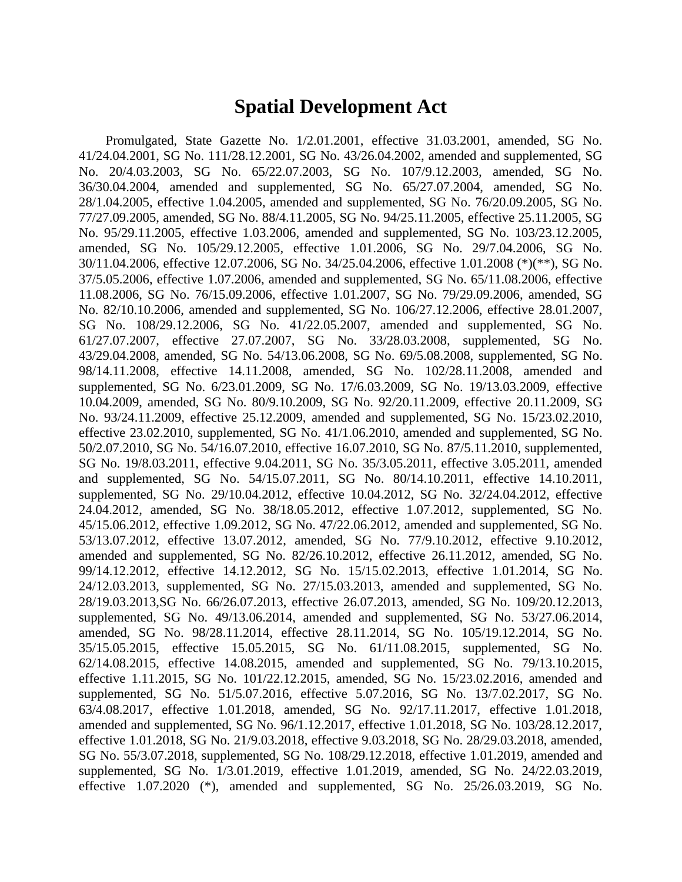# Spatial Development Act

Promulgated, State Gazette No. 1/2.01.2001, effective 31.03.2001, amended, SG No. 41/24.04.2001, SG No. 111/28.12.2001, SG No. 43/26.04.2002, amended and supplemented, SG No. 20/4.03.2003, SG No. 65/22.07.2003, SG No. 107/9.12.2003, amended, SG No. 36/30.04.2004, amended and supplemented, SG No. 65/27.07.2004, amended, SG No. 28/1.04.2005, effective 1.04.2005, amended and supplemented, SG No. 76/20.09.2005, SG No. 77/27.09.2005, amended, SG No. 88/4.11.2005, SG No. 94/25.11.2005, effective 25.11.2005, SG No. 95/29.11.2005, effective 1.03.2006, amended and supplemented, SG No. 103/23.12.2005, amended, SG No. 105/29.12.2005, effective 1.01.2006, SG No. 29/7.04.2006, SG No. 30/11.04.2006, effective 12.07.2006, SG No. 34/25.04.2006, effective 1.01.2008 (*)(**), SG No. 37/5.05.2006, effective 1.07.2006, amended and supplemented, SG No. 65/11.08.2006, effective 11.08.2006, SG No. 76/15.09.2006, effective 1.01.2007, SG No. 79/29.09.2006, amended, SG No. 82/10.10.2006, amended and supplemented, SG No. 106/27.12.2006, effective 28.01.2007, SG No. 108/29.12.2006, SG No. 41/22.05.2007, amended and supplemented, SG No. 61/27.07.2007, effective 27.07.2007, SG No. 33/28.03.2008, supplemented, SG No. 43/29.04.2008, amended, SG No. 54/13.06.2008, SG No. 69/5.08.2008, supplemented, SG No. 98/14.11.2008, effective 14.11.2008, amended, SG No. 102/28.11.2008, amended and supplemented, SG No. 6/23.01.2009, SG No. 17/6.03.2009, SG No. 19/13.03.2009, effective 10.04.2009, amended, SG No. 80/9.10.2009, SG No. 92/20.11.2009, effective 20.11.2009, SG No. 93/24.11.2009, effective 25.12.2009, amended and supplemented, SG No. 15/23.02.2010, effective 23.02.2010, supplemented, SG No. 41/1.06.2010, amended and supplemented, SG No. 50/2.07.2010, SG No. 54/16.07.2010, effective 16.07.2010, SG No. 87/5.11.2010, supplemented, SG No. 19/8.03.2011, effective 9.04.2011, SG No. 35/3.05.2011, effective 3.05.2011, amended and supplemented, SG No. 54/15.07.2011, SG No. 80/14.10.2011, effective 14.10.2011, supplemented, SG No. 29/10.04.2012, effective 10.04.2012, SG No. 32/24.04.2012, effective 24.04.2012, amended, SG No. 38/18.05.2012, effective 1.07.2012, supplemented, SG No. 45/15.06.2012, effective 1.09.2012, SG No. 47/22.06.2012, amended and supplemented, SG No. 53/13.07.2012, effective 13.07.2012, amended, SG No. 77/9.10.2012, effective 9.10.2012, amended and supplemented, SG No. 82/26.10.2012, effective 26.11.2012, amended, SG No. 99/14.12.2012, effective 14.12.2012, SG No. 15/15.02.2013, effective 1.01.2014, SG No. 24/12.03.2013, supplemented, SG No. 27/15.03.2013, amended and supplemented, SG No. 28/19.03.2013,SG No. 66/26.07.2013, effective 26.07.2013, amended, SG No. 109/20.12.2013, supplemented, SG No. 49/13.06.2014, amended and supplemented, SG No. 53/27.06.2014, amended, SG No. 98/28.11.2014, effective 28.11.2014, SG No. 105/19.12.2014, SG No. 35/15.05.2015, effective 15.05.2015, SG No. 61/11.08.2015, supplemented, SG No. 62/14.08.2015, effective 14.08.2015, amended and supplemented, SG No. 79/13.10.2015, effective 1.11.2015, SG No. 101/22.12.2015, amended, SG No. 15/23.02.2016, amended and supplemented, SG No. 51/5.07.2016, effective 5.07.2016, SG No. 13/7.02.2017, SG No. 63/4.08.2017, effective 1.01.2018, amended, SG No. 92/17.11.2017, effective 1.01.2018, amended and supplemented, SG No. 96/1.12.2017, effective 1.01.2018, SG No. 103/28.12.2017, effective 1.01.2018, SG No. 21/9.03.2018, effective 9.03.2018, SG No. 28/29.03.2018, amended, SG No. 55/3.07.2018, supplemented, SG No. 108/29.12.2018, effective 1.01.2019, amended and supplemented, SG No. 1/3.01.2019, effective 1.01.2019, amended, SG No. 24/22.03.2019, effective 1.07.2020 (*), amended and supplemented, SG No. 25/26.03.2019, SG No.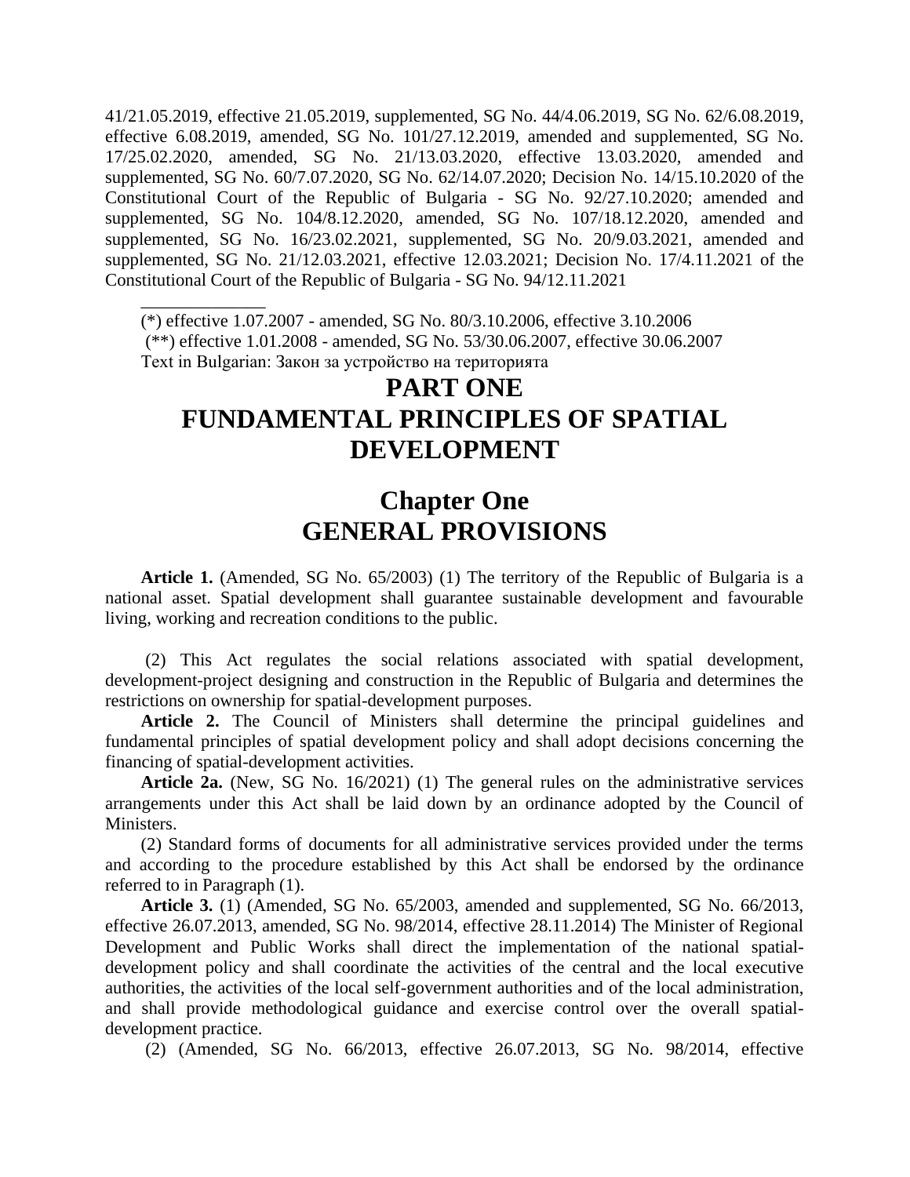41/21.05.2019, effective 21.05.2019, supplemented, SG No. 44/4.06.2019, SG No. 62/6.08.2019, effective 6.08.2019, amended, SG No. 101/27.12.2019, amended and supplemented, SG No. 17/25.02.2020, amended, SG No. 21/13.03.2020, effective 13.03.2020, amended and supplemented, SG No. 60/7.07.2020, SG No. 62/14.07.2020; Decision No. 14/15.10.2020 of the Constitutional Court of the Republic of Bulgaria - SG No. 92/27.10.2020; amended and supplemented, SG No. 104/8.12.2020, amended, SG No. 107/18.12.2020, amended and supplemented, SG No. 16/23.02.2021, supplemented, SG No. 20/9.03.2021, amended and supplemented, SG No. 21/12.03.2021, effective 12.03.2021; Decision No. 17/4.11.2021 of the Constitutional Court of the Republic of Bulgaria - SG No. 94/12.11.2021

______________

(*) effective 1.07.2007 - amended, SG No. 80/3.10.2006, effective 3.10.2006

(**) effective 1.01.2008 - amended, SG No. 53/30.06.2007, effective 30.06.2007

Text in Bulgarian: Закон за устройство на територията

# PART ONE
# FUNDAMENTAL PRINCIPLES OF SPATIAL DEVELOPMENT

## Chapter One
## GENERAL PROVISIONS

**Article 1.** (Amended, SG No. 65/2003) (1) The territory of the Republic of Bulgaria is a national asset. Spatial development shall guarantee sustainable development and favourable living, working and recreation conditions to the public.

(2) This Act regulates the social relations associated with spatial development, development-project designing and construction in the Republic of Bulgaria and determines the restrictions on ownership for spatial-development purposes.

**Article 2.** The Council of Ministers shall determine the principal guidelines and fundamental principles of spatial development policy and shall adopt decisions concerning the financing of spatial-development activities.

**Article 2a.** (New, SG No. 16/2021) (1) The general rules on the administrative services arrangements under this Act shall be laid down by an ordinance adopted by the Council of Ministers.

(2) Standard forms of documents for all administrative services provided under the terms and according to the procedure established by this Act shall be endorsed by the ordinance referred to in Paragraph (1).

**Article 3.** (1) (Amended, SG No. 65/2003, amended and supplemented, SG No. 66/2013, effective 26.07.2013, amended, SG No. 98/2014, effective 28.11.2014) The Minister of Regional Development and Public Works shall direct the implementation of the national spatial-development policy and shall coordinate the activities of the central and the local executive authorities, the activities of the local self-government authorities and of the local administration, and shall provide methodological guidance and exercise control over the overall spatial-development practice.

(2) (Amended, SG No. 66/2013, effective 26.07.2013, SG No. 98/2014, effective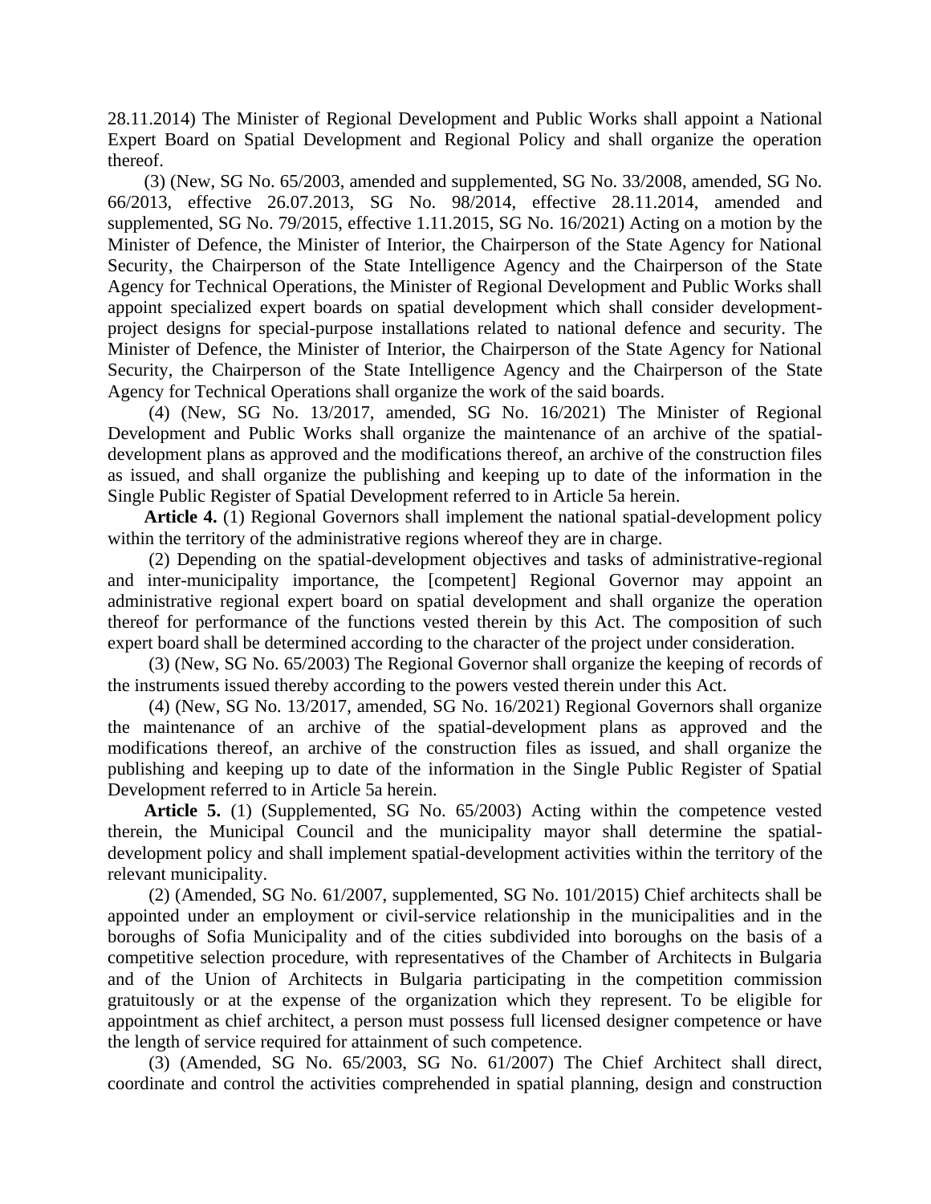28.11.2014) The Minister of Regional Development and Public Works shall appoint a National Expert Board on Spatial Development and Regional Policy and shall organize the operation thereof.

(3) (New, SG No. 65/2003, amended and supplemented, SG No. 33/2008, amended, SG No. 66/2013, effective 26.07.2013, SG No. 98/2014, effective 28.11.2014, amended and supplemented, SG No. 79/2015, effective 1.11.2015, SG No. 16/2021) Acting on a motion by the Minister of Defence, the Minister of Interior, the Chairperson of the State Agency for National Security, the Chairperson of the State Intelligence Agency and the Chairperson of the State Agency for Technical Operations, the Minister of Regional Development and Public Works shall appoint specialized expert boards on spatial development which shall consider development-project designs for special-purpose installations related to national defence and security. The Minister of Defence, the Minister of Interior, the Chairperson of the State Agency for National Security, the Chairperson of the State Intelligence Agency and the Chairperson of the State Agency for Technical Operations shall organize the work of the said boards.

(4) (New, SG No. 13/2017, amended, SG No. 16/2021) The Minister of Regional Development and Public Works shall organize the maintenance of an archive of the spatial-development plans as approved and the modifications thereof, an archive of the construction files as issued, and shall organize the publishing and keeping up to date of the information in the Single Public Register of Spatial Development referred to in Article 5a herein.

**Article 4.** (1) Regional Governors shall implement the national spatial-development policy within the territory of the administrative regions whereof they are in charge.

(2) Depending on the spatial-development objectives and tasks of administrative-regional and inter-municipality importance, the [competent] Regional Governor may appoint an administrative regional expert board on spatial development and shall organize the operation thereof for performance of the functions vested therein by this Act. The composition of such expert board shall be determined according to the character of the project under consideration.

(3) (New, SG No. 65/2003) The Regional Governor shall organize the keeping of records of the instruments issued thereby according to the powers vested therein under this Act.

(4) (New, SG No. 13/2017, amended, SG No. 16/2021) Regional Governors shall organize the maintenance of an archive of the spatial-development plans as approved and the modifications thereof, an archive of the construction files as issued, and shall organize the publishing and keeping up to date of the information in the Single Public Register of Spatial Development referred to in Article 5a herein.

**Article 5.** (1) (Supplemented, SG No. 65/2003) Acting within the competence vested therein, the Municipal Council and the municipality mayor shall determine the spatial-development policy and shall implement spatial-development activities within the territory of the relevant municipality.

(2) (Amended, SG No. 61/2007, supplemented, SG No. 101/2015) Chief architects shall be appointed under an employment or civil-service relationship in the municipalities and in the boroughs of Sofia Municipality and of the cities subdivided into boroughs on the basis of a competitive selection procedure, with representatives of the Chamber of Architects in Bulgaria and of the Union of Architects in Bulgaria participating in the competition commission gratuitously or at the expense of the organization which they represent. To be eligible for appointment as chief architect, a person must possess full licensed designer competence or have the length of service required for attainment of such competence.

(3) (Amended, SG No. 65/2003, SG No. 61/2007) The Chief Architect shall direct, coordinate and control the activities comprehended in spatial planning, design and construction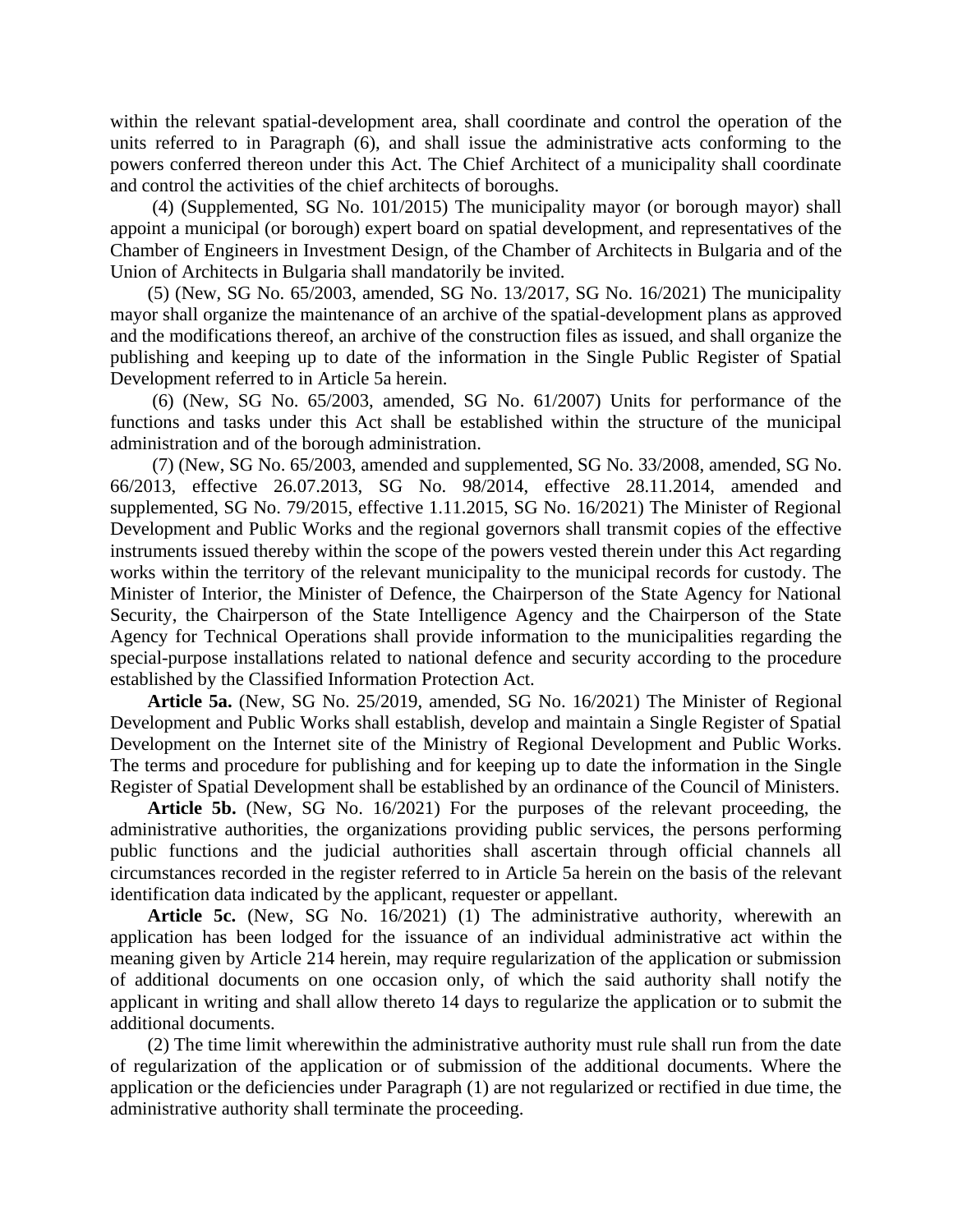within the relevant spatial-development area, shall coordinate and control the operation of the units referred to in Paragraph (6), and shall issue the administrative acts conforming to the powers conferred thereon under this Act. The Chief Architect of a municipality shall coordinate and control the activities of the chief architects of boroughs.

(4) (Supplemented, SG No. 101/2015) The municipality mayor (or borough mayor) shall appoint a municipal (or borough) expert board on spatial development, and representatives of the Chamber of Engineers in Investment Design, of the Chamber of Architects in Bulgaria and of the Union of Architects in Bulgaria shall mandatorily be invited.

(5) (New, SG No. 65/2003, amended, SG No. 13/2017, SG No. 16/2021) The municipality mayor shall organize the maintenance of an archive of the spatial-development plans as approved and the modifications thereof, an archive of the construction files as issued, and shall organize the publishing and keeping up to date of the information in the Single Public Register of Spatial Development referred to in Article 5a herein.

(6) (New, SG No. 65/2003, amended, SG No. 61/2007) Units for performance of the functions and tasks under this Act shall be established within the structure of the municipal administration and of the borough administration.

(7) (New, SG No. 65/2003, amended and supplemented, SG No. 33/2008, amended, SG No. 66/2013, effective 26.07.2013, SG No. 98/2014, effective 28.11.2014, amended and supplemented, SG No. 79/2015, effective 1.11.2015, SG No. 16/2021) The Minister of Regional Development and Public Works and the regional governors shall transmit copies of the effective instruments issued thereby within the scope of the powers vested therein under this Act regarding works within the territory of the relevant municipality to the municipal records for custody. The Minister of Interior, the Minister of Defence, the Chairperson of the State Agency for National Security, the Chairperson of the State Intelligence Agency and the Chairperson of the State Agency for Technical Operations shall provide information to the municipalities regarding the special-purpose installations related to national defence and security according to the procedure established by the Classified Information Protection Act.

**Article 5a.** (New, SG No. 25/2019, amended, SG No. 16/2021) The Minister of Regional Development and Public Works shall establish, develop and maintain a Single Register of Spatial Development on the Internet site of the Ministry of Regional Development and Public Works. The terms and procedure for publishing and for keeping up to date the information in the Single Register of Spatial Development shall be established by an ordinance of the Council of Ministers.

**Article 5b.** (New, SG No. 16/2021) For the purposes of the relevant proceeding, the administrative authorities, the organizations providing public services, the persons performing public functions and the judicial authorities shall ascertain through official channels all circumstances recorded in the register referred to in Article 5a herein on the basis of the relevant identification data indicated by the applicant, requester or appellant.

**Article 5c.** (New, SG No. 16/2021) (1) The administrative authority, wherewith an application has been lodged for the issuance of an individual administrative act within the meaning given by Article 214 herein, may require regularization of the application or submission of additional documents on one occasion only, of which the said authority shall notify the applicant in writing and shall allow thereto 14 days to regularize the application or to submit the additional documents.

(2) The time limit wherewithin the administrative authority must rule shall run from the date of regularization of the application or of submission of the additional documents. Where the application or the deficiencies under Paragraph (1) are not regularized or rectified in due time, the administrative authority shall terminate the proceeding.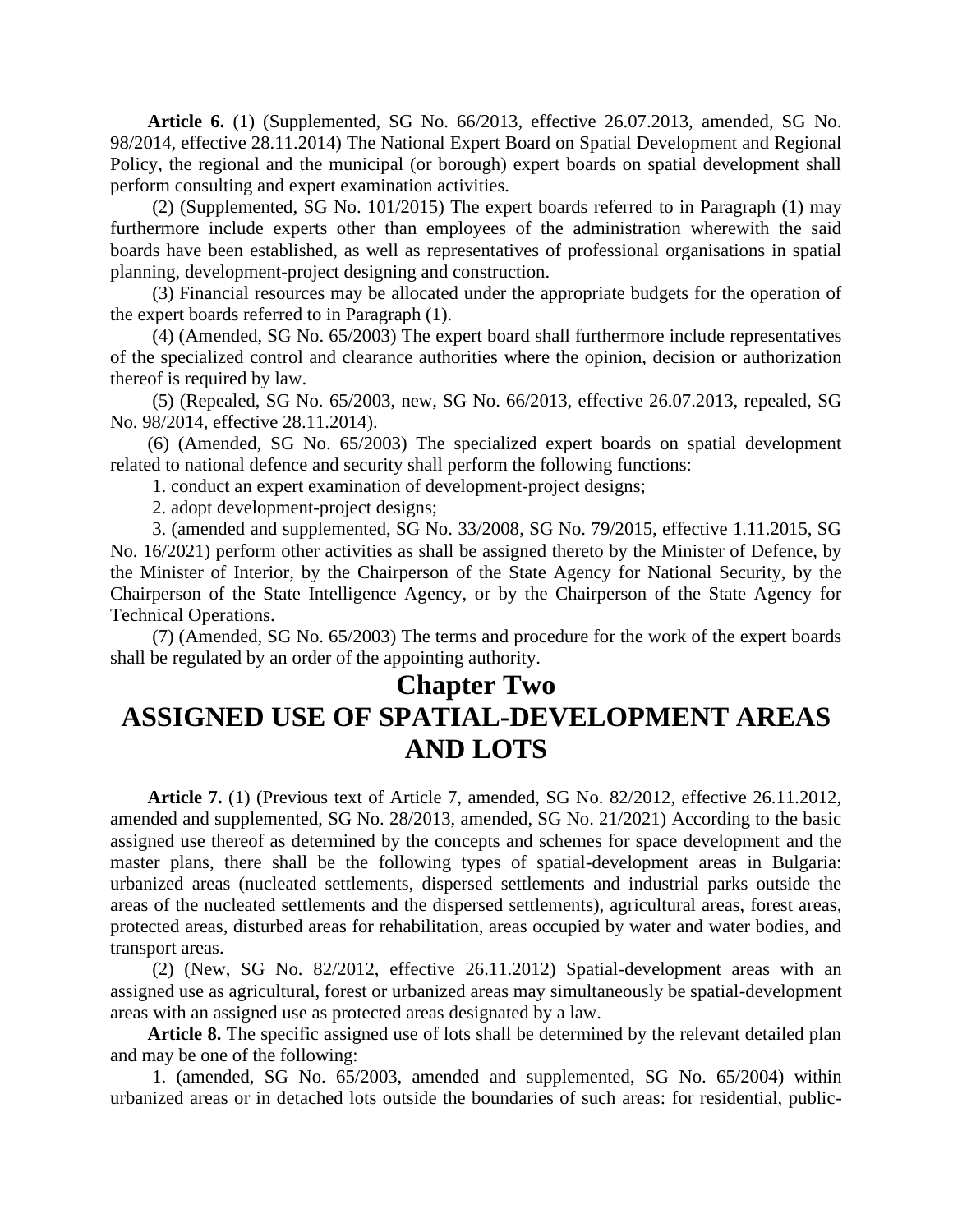**Article 6.** (1) (Supplemented, SG No. 66/2013, effective 26.07.2013, amended, SG No. 98/2014, effective 28.11.2014) The National Expert Board on Spatial Development and Regional Policy, the regional and the municipal (or borough) expert boards on spatial development shall perform consulting and expert examination activities.

(2) (Supplemented, SG No. 101/2015) The expert boards referred to in Paragraph (1) may furthermore include experts other than employees of the administration wherewith the said boards have been established, as well as representatives of professional organisations in spatial planning, development-project designing and construction.

(3) Financial resources may be allocated under the appropriate budgets for the operation of the expert boards referred to in Paragraph (1).

(4) (Amended, SG No. 65/2003) The expert board shall furthermore include representatives of the specialized control and clearance authorities where the opinion, decision or authorization thereof is required by law.

(5) (Repealed, SG No. 65/2003, new, SG No. 66/2013, effective 26.07.2013, repealed, SG No. 98/2014, effective 28.11.2014).

(6) (Amended, SG No. 65/2003) The specialized expert boards on spatial development related to national defence and security shall perform the following functions:

1. conduct an expert examination of development-project designs;

2. adopt development-project designs;

3. (amended and supplemented, SG No. 33/2008, SG No. 79/2015, effective 1.11.2015, SG No. 16/2021) perform other activities as shall be assigned thereto by the Minister of Defence, by the Minister of Interior, by the Chairperson of the State Agency for National Security, by the Chairperson of the State Intelligence Agency, or by the Chairperson of the State Agency for Technical Operations.

(7) (Amended, SG No. 65/2003) The terms and procedure for the work of the expert boards shall be regulated by an order of the appointing authority.

# Chapter Two
# ASSIGNED USE OF SPATIAL-DEVELOPMENT AREAS AND LOTS

**Article 7.** (1) (Previous text of Article 7, amended, SG No. 82/2012, effective 26.11.2012, amended and supplemented, SG No. 28/2013, amended, SG No. 21/2021) According to the basic assigned use thereof as determined by the concepts and schemes for space development and the master plans, there shall be the following types of spatial-development areas in Bulgaria: urbanized areas (nucleated settlements, dispersed settlements and industrial parks outside the areas of the nucleated settlements and the dispersed settlements), agricultural areas, forest areas, protected areas, disturbed areas for rehabilitation, areas occupied by water and water bodies, and transport areas.

(2) (New, SG No. 82/2012, effective 26.11.2012) Spatial-development areas with an assigned use as agricultural, forest or urbanized areas may simultaneously be spatial-development areas with an assigned use as protected areas designated by a law.

**Article 8.** The specific assigned use of lots shall be determined by the relevant detailed plan and may be one of the following:

1. (amended, SG No. 65/2003, amended and supplemented, SG No. 65/2004) within urbanized areas or in detached lots outside the boundaries of such areas: for residential, public-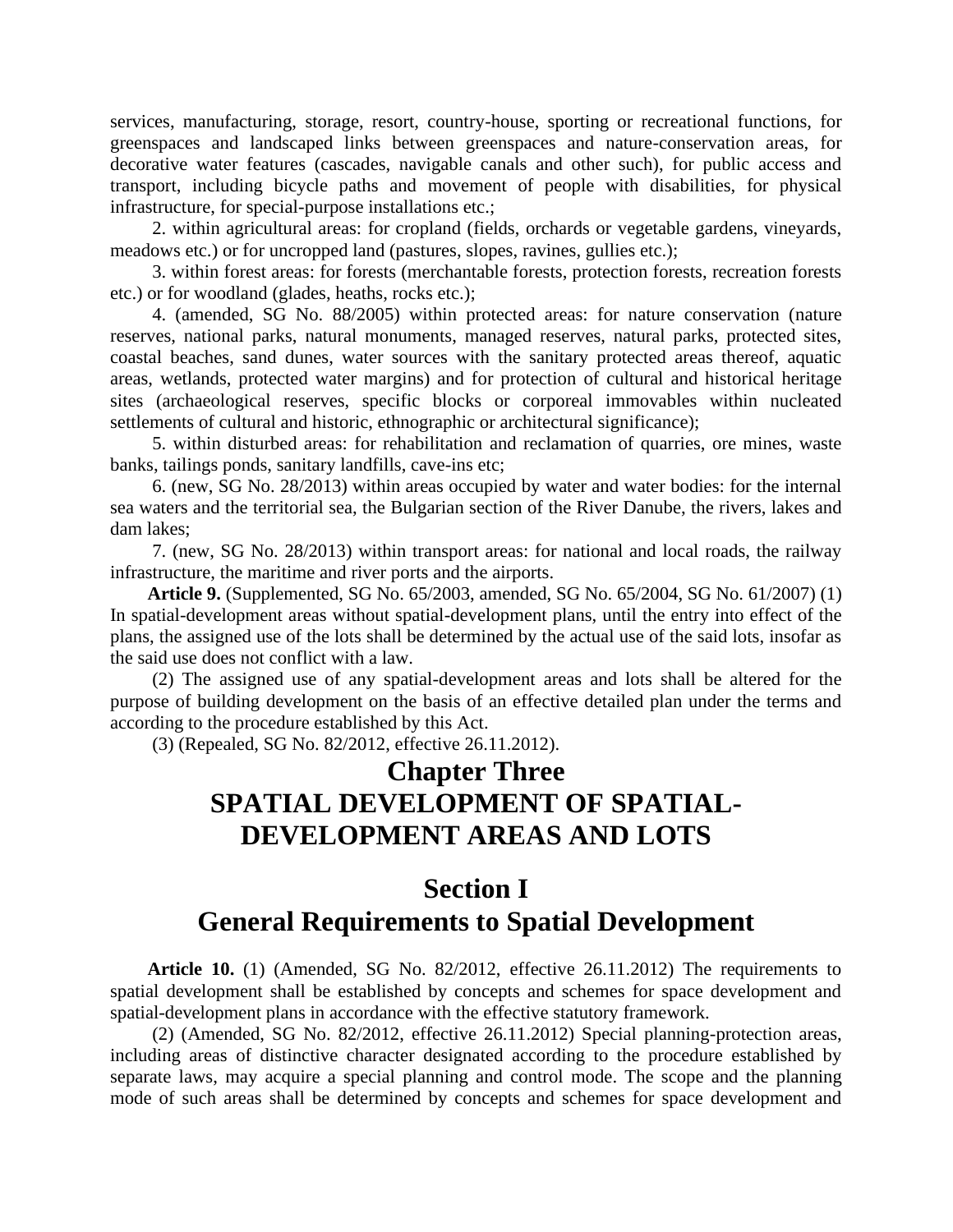services, manufacturing, storage, resort, country-house, sporting or recreational functions, for greenspaces and landscaped links between greenspaces and nature-conservation areas, for decorative water features (cascades, navigable canals and other such), for public access and transport, including bicycle paths and movement of people with disabilities, for physical infrastructure, for special-purpose installations etc.;

2. within agricultural areas: for cropland (fields, orchards or vegetable gardens, vineyards, meadows etc.) or for uncropped land (pastures, slopes, ravines, gullies etc.);

3. within forest areas: for forests (merchantable forests, protection forests, recreation forests etc.) or for woodland (glades, heaths, rocks etc.);

4. (amended, SG No. 88/2005) within protected areas: for nature conservation (nature reserves, national parks, natural monuments, managed reserves, natural parks, protected sites, coastal beaches, sand dunes, water sources with the sanitary protected areas thereof, aquatic areas, wetlands, protected water margins) and for protection of cultural and historical heritage sites (archaeological reserves, specific blocks or corporeal immovables within nucleated settlements of cultural and historic, ethnographic or architectural significance);

5. within disturbed areas: for rehabilitation and reclamation of quarries, ore mines, waste banks, tailings ponds, sanitary landfills, cave-ins etc;

6. (new, SG No. 28/2013) within areas occupied by water and water bodies: for the internal sea waters and the territorial sea, the Bulgarian section of the River Danube, the rivers, lakes and dam lakes;

7. (new, SG No. 28/2013) within transport areas: for national and local roads, the railway infrastructure, the maritime and river ports and the airports.

**Article 9.** (Supplemented, SG No. 65/2003, amended, SG No. 65/2004, SG No. 61/2007) (1) In spatial-development areas without spatial-development plans, until the entry into effect of the plans, the assigned use of the lots shall be determined by the actual use of the said lots, insofar as the said use does not conflict with a law.

(2) The assigned use of any spatial-development areas and lots shall be altered for the purpose of building development on the basis of an effective detailed plan under the terms and according to the procedure established by this Act.

(3) (Repealed, SG No. 82/2012, effective 26.11.2012).

# Chapter Three
# SPATIAL DEVELOPMENT OF SPATIAL-DEVELOPMENT AREAS AND LOTS

## Section I
## General Requirements to Spatial Development

**Article 10.** (1) (Amended, SG No. 82/2012, effective 26.11.2012) The requirements to spatial development shall be established by concepts and schemes for space development and spatial-development plans in accordance with the effective statutory framework.

(2) (Amended, SG No. 82/2012, effective 26.11.2012) Special planning-protection areas, including areas of distinctive character designated according to the procedure established by separate laws, may acquire a special planning and control mode. The scope and the planning mode of such areas shall be determined by concepts and schemes for space development and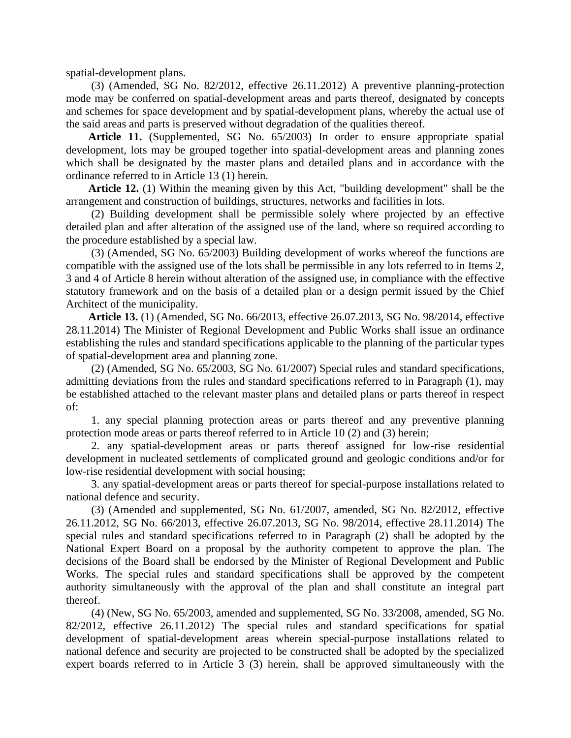spatial-development plans.

(3) (Amended, SG No. 82/2012, effective 26.11.2012) A preventive planning-protection mode may be conferred on spatial-development areas and parts thereof, designated by concepts and schemes for space development and by spatial-development plans, whereby the actual use of the said areas and parts is preserved without degradation of the qualities thereof.

**Article 11.** (Supplemented, SG No. 65/2003) In order to ensure appropriate spatial development, lots may be grouped together into spatial-development areas and planning zones which shall be designated by the master plans and detailed plans and in accordance with the ordinance referred to in Article 13 (1) herein.

**Article 12.** (1) Within the meaning given by this Act, "building development" shall be the arrangement and construction of buildings, structures, networks and facilities in lots.

(2) Building development shall be permissible solely where projected by an effective detailed plan and after alteration of the assigned use of the land, where so required according to the procedure established by a special law.

(3) (Amended, SG No. 65/2003) Building development of works whereof the functions are compatible with the assigned use of the lots shall be permissible in any lots referred to in Items 2, 3 and 4 of Article 8 herein without alteration of the assigned use, in compliance with the effective statutory framework and on the basis of a detailed plan or a design permit issued by the Chief Architect of the municipality.

**Article 13.** (1) (Amended, SG No. 66/2013, effective 26.07.2013, SG No. 98/2014, effective 28.11.2014) The Minister of Regional Development and Public Works shall issue an ordinance establishing the rules and standard specifications applicable to the planning of the particular types of spatial-development area and planning zone.

(2) (Amended, SG No. 65/2003, SG No. 61/2007) Special rules and standard specifications, admitting deviations from the rules and standard specifications referred to in Paragraph (1), may be established attached to the relevant master plans and detailed plans or parts thereof in respect of:

1. any special planning protection areas or parts thereof and any preventive planning protection mode areas or parts thereof referred to in Article 10 (2) and (3) herein;

2. any spatial-development areas or parts thereof assigned for low-rise residential development in nucleated settlements of complicated ground and geologic conditions and/or for low-rise residential development with social housing;

3. any spatial-development areas or parts thereof for special-purpose installations related to national defence and security.

(3) (Amended and supplemented, SG No. 61/2007, amended, SG No. 82/2012, effective 26.11.2012, SG No. 66/2013, effective 26.07.2013, SG No. 98/2014, effective 28.11.2014) The special rules and standard specifications referred to in Paragraph (2) shall be adopted by the National Expert Board on a proposal by the authority competent to approve the plan. The decisions of the Board shall be endorsed by the Minister of Regional Development and Public Works. The special rules and standard specifications shall be approved by the competent authority simultaneously with the approval of the plan and shall constitute an integral part thereof.

(4) (New, SG No. 65/2003, amended and supplemented, SG No. 33/2008, amended, SG No. 82/2012, effective 26.11.2012) The special rules and standard specifications for spatial development of spatial-development areas wherein special-purpose installations related to national defence and security are projected to be constructed shall be adopted by the specialized expert boards referred to in Article 3 (3) herein, shall be approved simultaneously with the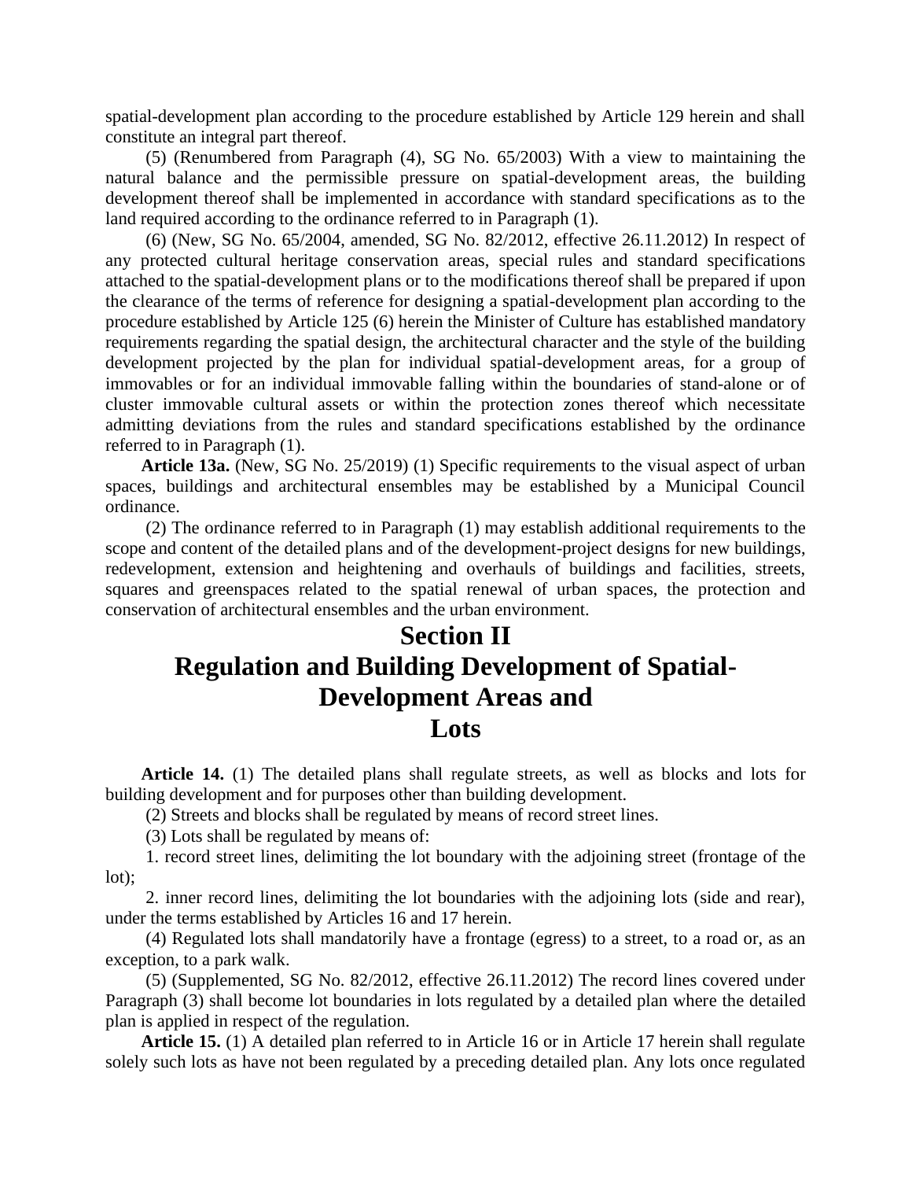spatial-development plan according to the procedure established by Article 129 herein and shall constitute an integral part thereof.

(5) (Renumbered from Paragraph (4), SG No. 65/2003) With a view to maintaining the natural balance and the permissible pressure on spatial-development areas, the building development thereof shall be implemented in accordance with standard specifications as to the land required according to the ordinance referred to in Paragraph (1).

(6) (New, SG No. 65/2004, amended, SG No. 82/2012, effective 26.11.2012) In respect of any protected cultural heritage conservation areas, special rules and standard specifications attached to the spatial-development plans or to the modifications thereof shall be prepared if upon the clearance of the terms of reference for designing a spatial-development plan according to the procedure established by Article 125 (6) herein the Minister of Culture has established mandatory requirements regarding the spatial design, the architectural character and the style of the building development projected by the plan for individual spatial-development areas, for a group of immovables or for an individual immovable falling within the boundaries of stand-alone or of cluster immovable cultural assets or within the protection zones thereof which necessitate admitting deviations from the rules and standard specifications established by the ordinance referred to in Paragraph (1).

**Article 13a.** (New, SG No. 25/2019) (1) Specific requirements to the visual aspect of urban spaces, buildings and architectural ensembles may be established by a Municipal Council ordinance.

(2) The ordinance referred to in Paragraph (1) may establish additional requirements to the scope and content of the detailed plans and of the development-project designs for new buildings, redevelopment, extension and heightening and overhauls of buildings and facilities, streets, squares and greenspaces related to the spatial renewal of urban spaces, the protection and conservation of architectural ensembles and the urban environment.

# Section II
# Regulation and Building Development of Spatial-Development Areas and Lots

**Article 14.** (1) The detailed plans shall regulate streets, as well as blocks and lots for building development and for purposes other than building development.

(2) Streets and blocks shall be regulated by means of record street lines.

(3) Lots shall be regulated by means of:

1. record street lines, delimiting the lot boundary with the adjoining street (frontage of the lot);

2. inner record lines, delimiting the lot boundaries with the adjoining lots (side and rear), under the terms established by Articles 16 and 17 herein.

(4) Regulated lots shall mandatorily have a frontage (egress) to a street, to a road or, as an exception, to a park walk.

(5) (Supplemented, SG No. 82/2012, effective 26.11.2012) The record lines covered under Paragraph (3) shall become lot boundaries in lots regulated by a detailed plan where the detailed plan is applied in respect of the regulation.

**Article 15.** (1) A detailed plan referred to in Article 16 or in Article 17 herein shall regulate solely such lots as have not been regulated by a preceding detailed plan. Any lots once regulated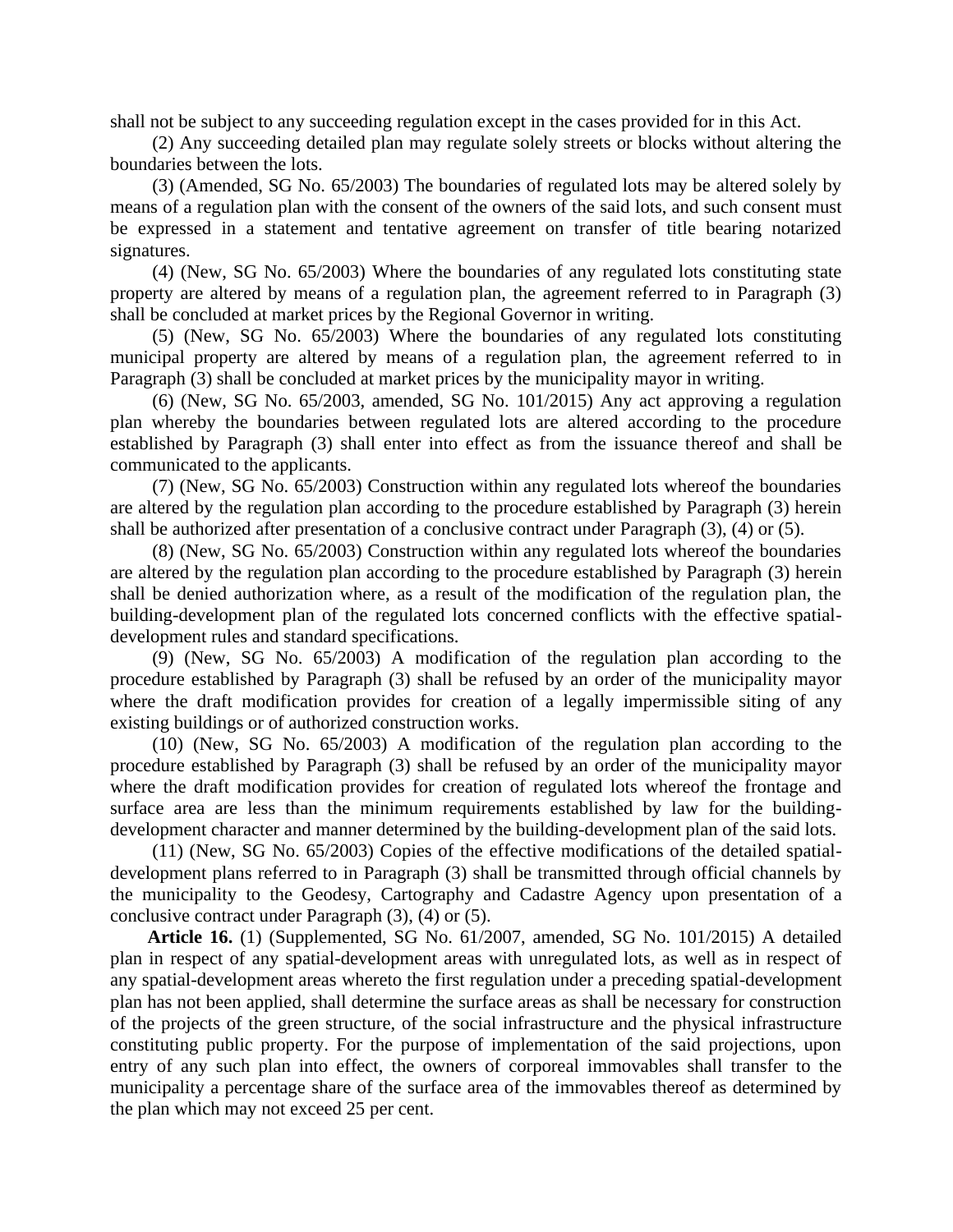shall not be subject to any succeeding regulation except in the cases provided for in this Act.

(2) Any succeeding detailed plan may regulate solely streets or blocks without altering the boundaries between the lots.

(3) (Amended, SG No. 65/2003) The boundaries of regulated lots may be altered solely by means of a regulation plan with the consent of the owners of the said lots, and such consent must be expressed in a statement and tentative agreement on transfer of title bearing notarized signatures.

(4) (New, SG No. 65/2003) Where the boundaries of any regulated lots constituting state property are altered by means of a regulation plan, the agreement referred to in Paragraph (3) shall be concluded at market prices by the Regional Governor in writing.

(5) (New, SG No. 65/2003) Where the boundaries of any regulated lots constituting municipal property are altered by means of a regulation plan, the agreement referred to in Paragraph (3) shall be concluded at market prices by the municipality mayor in writing.

(6) (New, SG No. 65/2003, amended, SG No. 101/2015) Any act approving a regulation plan whereby the boundaries between regulated lots are altered according to the procedure established by Paragraph (3) shall enter into effect as from the issuance thereof and shall be communicated to the applicants.

(7) (New, SG No. 65/2003) Construction within any regulated lots whereof the boundaries are altered by the regulation plan according to the procedure established by Paragraph (3) herein shall be authorized after presentation of a conclusive contract under Paragraph (3), (4) or (5).

(8) (New, SG No. 65/2003) Construction within any regulated lots whereof the boundaries are altered by the regulation plan according to the procedure established by Paragraph (3) herein shall be denied authorization where, as a result of the modification of the regulation plan, the building-development plan of the regulated lots concerned conflicts with the effective spatial-development rules and standard specifications.

(9) (New, SG No. 65/2003) A modification of the regulation plan according to the procedure established by Paragraph (3) shall be refused by an order of the municipality mayor where the draft modification provides for creation of a legally impermissible siting of any existing buildings or of authorized construction works.

(10) (New, SG No. 65/2003) A modification of the regulation plan according to the procedure established by Paragraph (3) shall be refused by an order of the municipality mayor where the draft modification provides for creation of regulated lots whereof the frontage and surface area are less than the minimum requirements established by law for the building-development character and manner determined by the building-development plan of the said lots.

(11) (New, SG No. 65/2003) Copies of the effective modifications of the detailed spatial-development plans referred to in Paragraph (3) shall be transmitted through official channels by the municipality to the Geodesy, Cartography and Cadastre Agency upon presentation of a conclusive contract under Paragraph (3), (4) or (5).

**Article 16.** (1) (Supplemented, SG No. 61/2007, amended, SG No. 101/2015) A detailed plan in respect of any spatial-development areas with unregulated lots, as well as in respect of any spatial-development areas whereto the first regulation under a preceding spatial-development plan has not been applied, shall determine the surface areas as shall be necessary for construction of the projects of the green structure, of the social infrastructure and the physical infrastructure constituting public property. For the purpose of implementation of the said projections, upon entry of any such plan into effect, the owners of corporeal immovables shall transfer to the municipality a percentage share of the surface area of the immovables thereof as determined by the plan which may not exceed 25 per cent.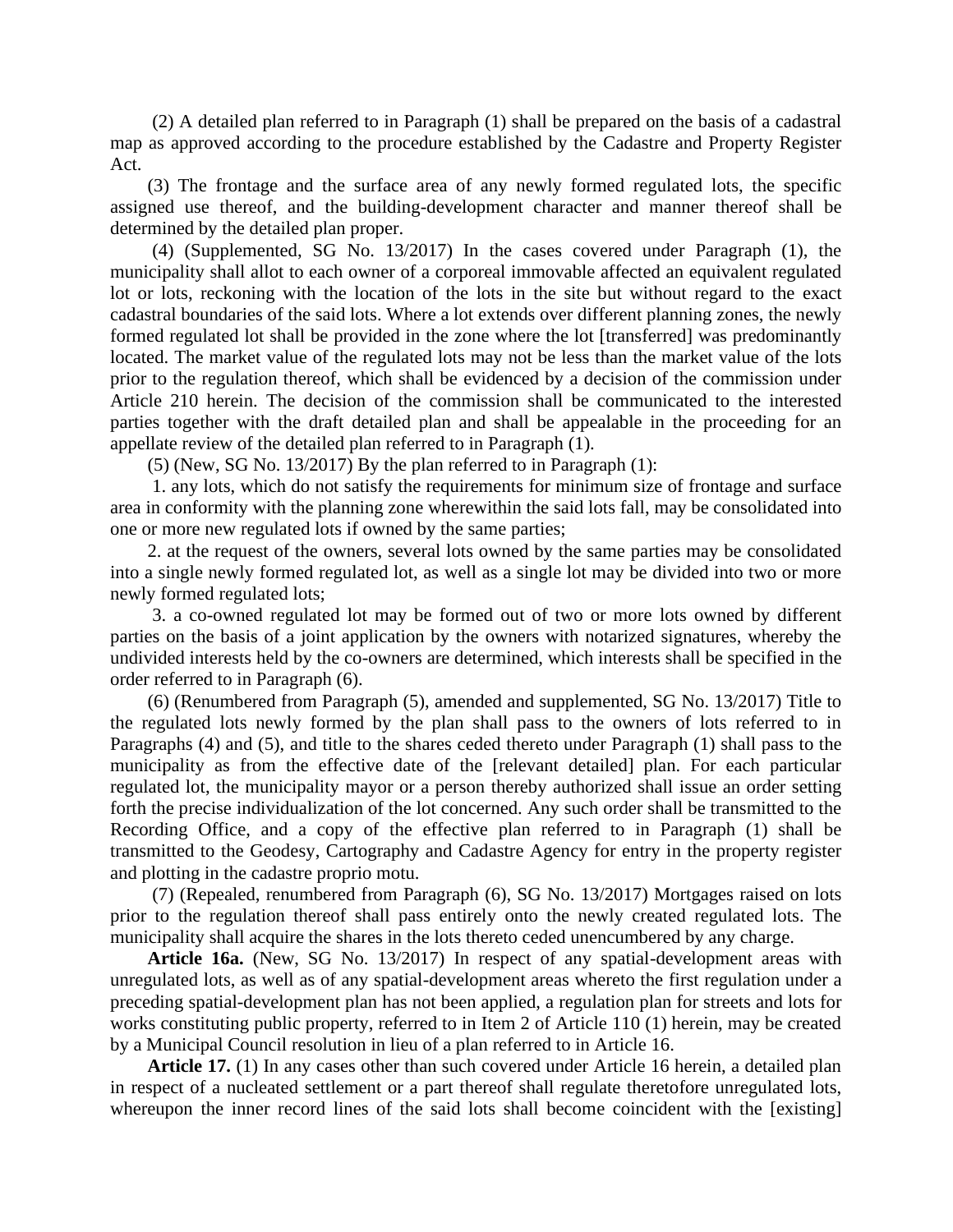(2) A detailed plan referred to in Paragraph (1) shall be prepared on the basis of a cadastral map as approved according to the procedure established by the Cadastre and Property Register Act.

(3) The frontage and the surface area of any newly formed regulated lots, the specific assigned use thereof, and the building-development character and manner thereof shall be determined by the detailed plan proper.

(4) (Supplemented, SG No. 13/2017) In the cases covered under Paragraph (1), the municipality shall allot to each owner of a corporeal immovable affected an equivalent regulated lot or lots, reckoning with the location of the lots in the site but without regard to the exact cadastral boundaries of the said lots. Where a lot extends over different planning zones, the newly formed regulated lot shall be provided in the zone where the lot [transferred] was predominantly located. The market value of the regulated lots may not be less than the market value of the lots prior to the regulation thereof, which shall be evidenced by a decision of the commission under Article 210 herein. The decision of the commission shall be communicated to the interested parties together with the draft detailed plan and shall be appealable in the proceeding for an appellate review of the detailed plan referred to in Paragraph (1).

(5) (New, SG No. 13/2017) By the plan referred to in Paragraph (1):

1. any lots, which do not satisfy the requirements for minimum size of frontage and surface area in conformity with the planning zone wherewithin the said lots fall, may be consolidated into one or more new regulated lots if owned by the same parties;

2. at the request of the owners, several lots owned by the same parties may be consolidated into a single newly formed regulated lot, as well as a single lot may be divided into two or more newly formed regulated lots;

3. a co-owned regulated lot may be formed out of two or more lots owned by different parties on the basis of a joint application by the owners with notarized signatures, whereby the undivided interests held by the co-owners are determined, which interests shall be specified in the order referred to in Paragraph (6).

(6) (Renumbered from Paragraph (5), amended and supplemented, SG No. 13/2017) Title to the regulated lots newly formed by the plan shall pass to the owners of lots referred to in Paragraphs (4) and (5), and title to the shares ceded thereto under Paragraph (1) shall pass to the municipality as from the effective date of the [relevant detailed] plan. For each particular regulated lot, the municipality mayor or a person thereby authorized shall issue an order setting forth the precise individualization of the lot concerned. Any such order shall be transmitted to the Recording Office, and a copy of the effective plan referred to in Paragraph (1) shall be transmitted to the Geodesy, Cartography and Cadastre Agency for entry in the property register and plotting in the cadastre proprio motu.

(7) (Repealed, renumbered from Paragraph (6), SG No. 13/2017) Mortgages raised on lots prior to the regulation thereof shall pass entirely onto the newly created regulated lots. The municipality shall acquire the shares in the lots thereto ceded unencumbered by any charge.

**Article 16a.** (New, SG No. 13/2017) In respect of any spatial-development areas with unregulated lots, as well as of any spatial-development areas whereto the first regulation under a preceding spatial-development plan has not been applied, a regulation plan for streets and lots for works constituting public property, referred to in Item 2 of Article 110 (1) herein, may be created by a Municipal Council resolution in lieu of a plan referred to in Article 16.

**Article 17.** (1) In any cases other than such covered under Article 16 herein, a detailed plan in respect of a nucleated settlement or a part thereof shall regulate theretofore unregulated lots, whereupon the inner record lines of the said lots shall become coincident with the [existing]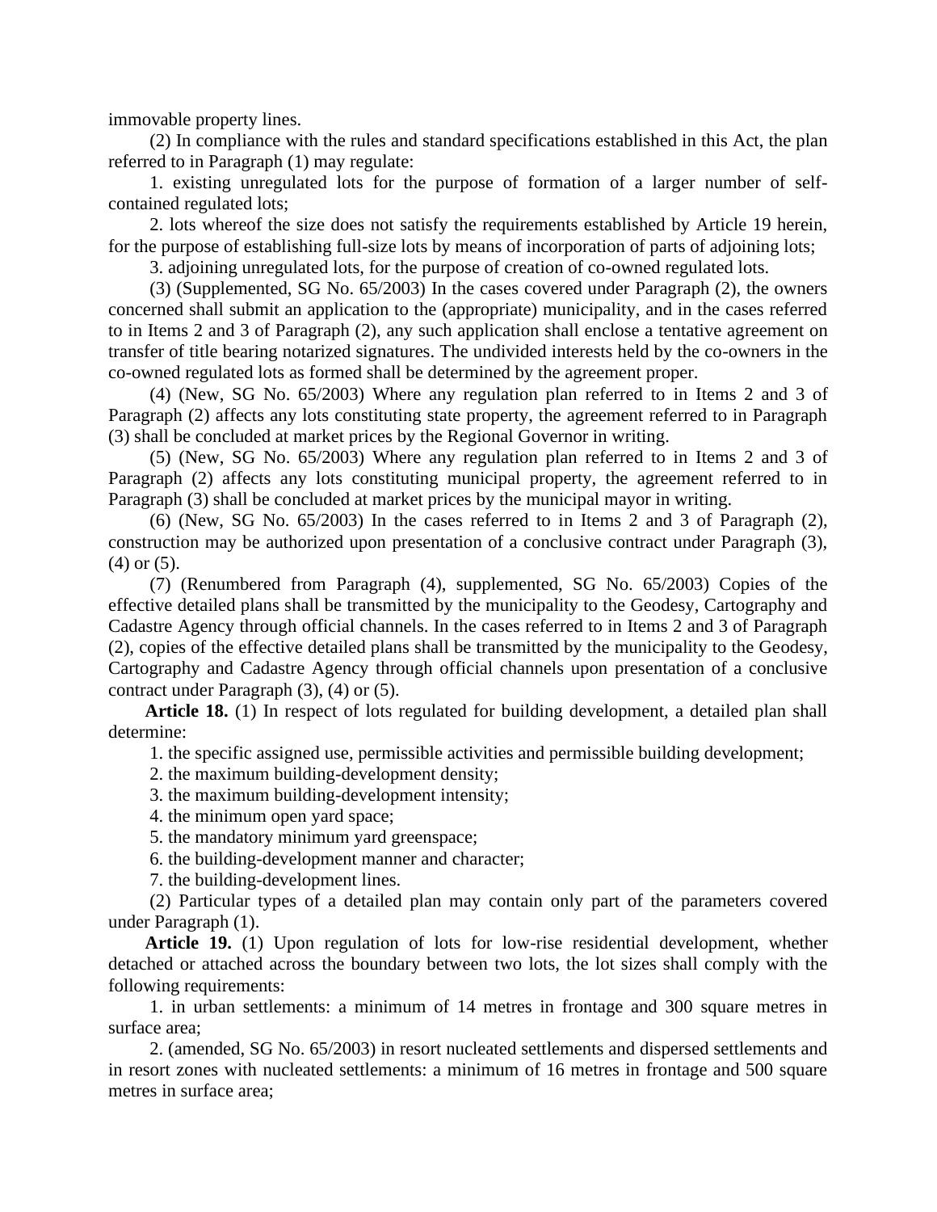immovable property lines.

(2) In compliance with the rules and standard specifications established in this Act, the plan referred to in Paragraph (1) may regulate:

1. existing unregulated lots for the purpose of formation of a larger number of self-contained regulated lots;

2. lots whereof the size does not satisfy the requirements established by Article 19 herein, for the purpose of establishing full-size lots by means of incorporation of parts of adjoining lots;

3. adjoining unregulated lots, for the purpose of creation of co-owned regulated lots.

(3) (Supplemented, SG No. 65/2003) In the cases covered under Paragraph (2), the owners concerned shall submit an application to the (appropriate) municipality, and in the cases referred to in Items 2 and 3 of Paragraph (2), any such application shall enclose a tentative agreement on transfer of title bearing notarized signatures. The undivided interests held by the co-owners in the co-owned regulated lots as formed shall be determined by the agreement proper.

(4) (New, SG No. 65/2003) Where any regulation plan referred to in Items 2 and 3 of Paragraph (2) affects any lots constituting state property, the agreement referred to in Paragraph (3) shall be concluded at market prices by the Regional Governor in writing.

(5) (New, SG No. 65/2003) Where any regulation plan referred to in Items 2 and 3 of Paragraph (2) affects any lots constituting municipal property, the agreement referred to in Paragraph (3) shall be concluded at market prices by the municipal mayor in writing.

(6) (New, SG No. 65/2003) In the cases referred to in Items 2 and 3 of Paragraph (2), construction may be authorized upon presentation of a conclusive contract under Paragraph (3), (4) or (5).

(7) (Renumbered from Paragraph (4), supplemented, SG No. 65/2003) Copies of the effective detailed plans shall be transmitted by the municipality to the Geodesy, Cartography and Cadastre Agency through official channels. In the cases referred to in Items 2 and 3 of Paragraph (2), copies of the effective detailed plans shall be transmitted by the municipality to the Geodesy, Cartography and Cadastre Agency through official channels upon presentation of a conclusive contract under Paragraph (3), (4) or (5).

**Article 18.** (1) In respect of lots regulated for building development, a detailed plan shall determine:

1. the specific assigned use, permissible activities and permissible building development;

2. the maximum building-development density;

3. the maximum building-development intensity;

4. the minimum open yard space;

5. the mandatory minimum yard greenspace;

6. the building-development manner and character;

7. the building-development lines.

(2) Particular types of a detailed plan may contain only part of the parameters covered under Paragraph (1).

**Article 19.** (1) Upon regulation of lots for low-rise residential development, whether detached or attached across the boundary between two lots, the lot sizes shall comply with the following requirements:

1. in urban settlements: a minimum of 14 metres in frontage and 300 square metres in surface area;

2. (amended, SG No. 65/2003) in resort nucleated settlements and dispersed settlements and in resort zones with nucleated settlements: a minimum of 16 metres in frontage and 500 square metres in surface area;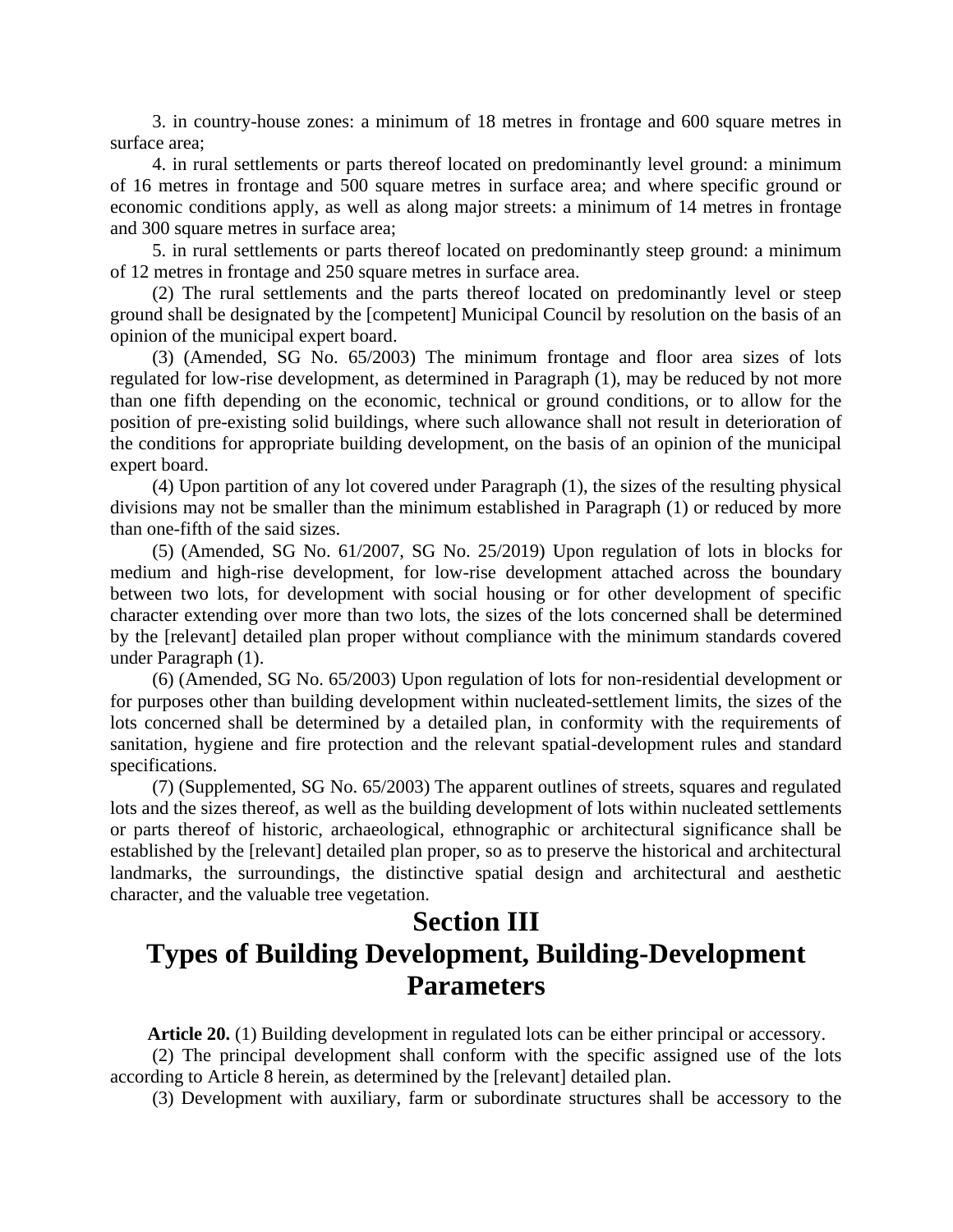3. in country-house zones: a minimum of 18 metres in frontage and 600 square metres in surface area;

4. in rural settlements or parts thereof located on predominantly level ground: a minimum of 16 metres in frontage and 500 square metres in surface area; and where specific ground or economic conditions apply, as well as along major streets: a minimum of 14 metres in frontage and 300 square metres in surface area;

5. in rural settlements or parts thereof located on predominantly steep ground: a minimum of 12 metres in frontage and 250 square metres in surface area.

(2) The rural settlements and the parts thereof located on predominantly level or steep ground shall be designated by the [competent] Municipal Council by resolution on the basis of an opinion of the municipal expert board.

(3) (Amended, SG No. 65/2003) The minimum frontage and floor area sizes of lots regulated for low-rise development, as determined in Paragraph (1), may be reduced by not more than one fifth depending on the economic, technical or ground conditions, or to allow for the position of pre-existing solid buildings, where such allowance shall not result in deterioration of the conditions for appropriate building development, on the basis of an opinion of the municipal expert board.

(4) Upon partition of any lot covered under Paragraph (1), the sizes of the resulting physical divisions may not be smaller than the minimum established in Paragraph (1) or reduced by more than one-fifth of the said sizes.

(5) (Amended, SG No. 61/2007, SG No. 25/2019) Upon regulation of lots in blocks for medium and high-rise development, for low-rise development attached across the boundary between two lots, for development with social housing or for other development of specific character extending over more than two lots, the sizes of the lots concerned shall be determined by the [relevant] detailed plan proper without compliance with the minimum standards covered under Paragraph (1).

(6) (Amended, SG No. 65/2003) Upon regulation of lots for non-residential development or for purposes other than building development within nucleated-settlement limits, the sizes of the lots concerned shall be determined by a detailed plan, in conformity with the requirements of sanitation, hygiene and fire protection and the relevant spatial-development rules and standard specifications.

(7) (Supplemented, SG No. 65/2003) The apparent outlines of streets, squares and regulated lots and the sizes thereof, as well as the building development of lots within nucleated settlements or parts thereof of historic, archaeological, ethnographic or architectural significance shall be established by the [relevant] detailed plan proper, so as to preserve the historical and architectural landmarks, the surroundings, the distinctive spatial design and architectural and aesthetic character, and the valuable tree vegetation.

## Section III
## Types of Building Development, Building-Development Parameters

**Article 20.** (1) Building development in regulated lots can be either principal or accessory.

(2) The principal development shall conform with the specific assigned use of the lots according to Article 8 herein, as determined by the [relevant] detailed plan.

(3) Development with auxiliary, farm or subordinate structures shall be accessory to the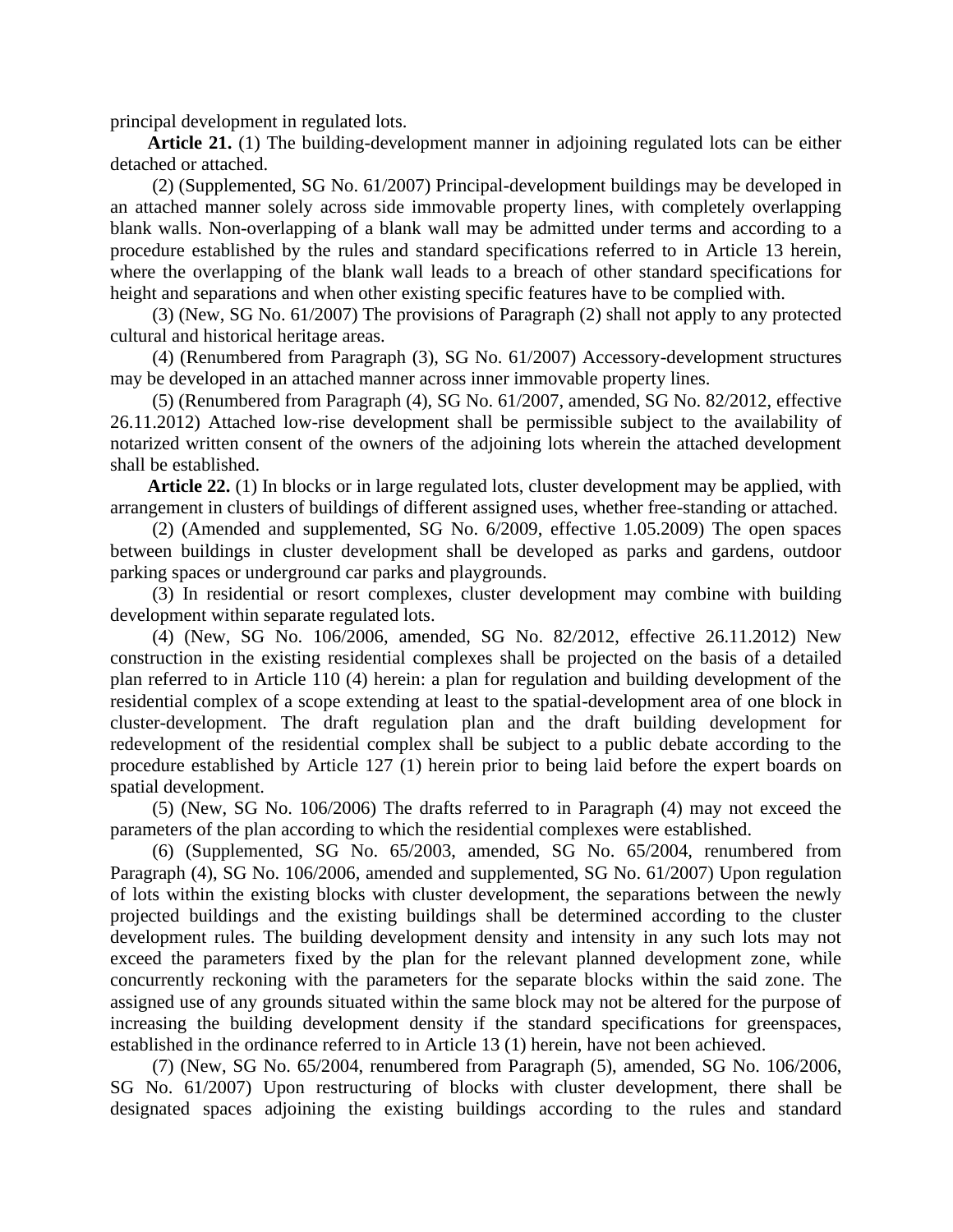principal development in regulated lots.

**Article 21.** (1) The building-development manner in adjoining regulated lots can be either detached or attached.

(2) (Supplemented, SG No. 61/2007) Principal-development buildings may be developed in an attached manner solely across side immovable property lines, with completely overlapping blank walls. Non-overlapping of a blank wall may be admitted under terms and according to a procedure established by the rules and standard specifications referred to in Article 13 herein, where the overlapping of the blank wall leads to a breach of other standard specifications for height and separations and when other existing specific features have to be complied with.

(3) (New, SG No. 61/2007) The provisions of Paragraph (2) shall not apply to any protected cultural and historical heritage areas.

(4) (Renumbered from Paragraph (3), SG No. 61/2007) Accessory-development structures may be developed in an attached manner across inner immovable property lines.

(5) (Renumbered from Paragraph (4), SG No. 61/2007, amended, SG No. 82/2012, effective 26.11.2012) Attached low-rise development shall be permissible subject to the availability of notarized written consent of the owners of the adjoining lots wherein the attached development shall be established.

**Article 22.** (1) In blocks or in large regulated lots, cluster development may be applied, with arrangement in clusters of buildings of different assigned uses, whether free-standing or attached.

(2) (Amended and supplemented, SG No. 6/2009, effective 1.05.2009) The open spaces between buildings in cluster development shall be developed as parks and gardens, outdoor parking spaces or underground car parks and playgrounds.

(3) In residential or resort complexes, cluster development may combine with building development within separate regulated lots.

(4) (New, SG No. 106/2006, amended, SG No. 82/2012, effective 26.11.2012) New construction in the existing residential complexes shall be projected on the basis of a detailed plan referred to in Article 110 (4) herein: a plan for regulation and building development of the residential complex of a scope extending at least to the spatial-development area of one block in cluster-development. The draft regulation plan and the draft building development for redevelopment of the residential complex shall be subject to a public debate according to the procedure established by Article 127 (1) herein prior to being laid before the expert boards on spatial development.

(5) (New, SG No. 106/2006) The drafts referred to in Paragraph (4) may not exceed the parameters of the plan according to which the residential complexes were established.

(6) (Supplemented, SG No. 65/2003, amended, SG No. 65/2004, renumbered from Paragraph (4), SG No. 106/2006, amended and supplemented, SG No. 61/2007) Upon regulation of lots within the existing blocks with cluster development, the separations between the newly projected buildings and the existing buildings shall be determined according to the cluster development rules. The building development density and intensity in any such lots may not exceed the parameters fixed by the plan for the relevant planned development zone, while concurrently reckoning with the parameters for the separate blocks within the said zone. The assigned use of any grounds situated within the same block may not be altered for the purpose of increasing the building development density if the standard specifications for greenspaces, established in the ordinance referred to in Article 13 (1) herein, have not been achieved.

(7) (New, SG No. 65/2004, renumbered from Paragraph (5), amended, SG No. 106/2006, SG No. 61/2007) Upon restructuring of blocks with cluster development, there shall be designated spaces adjoining the existing buildings according to the rules and standard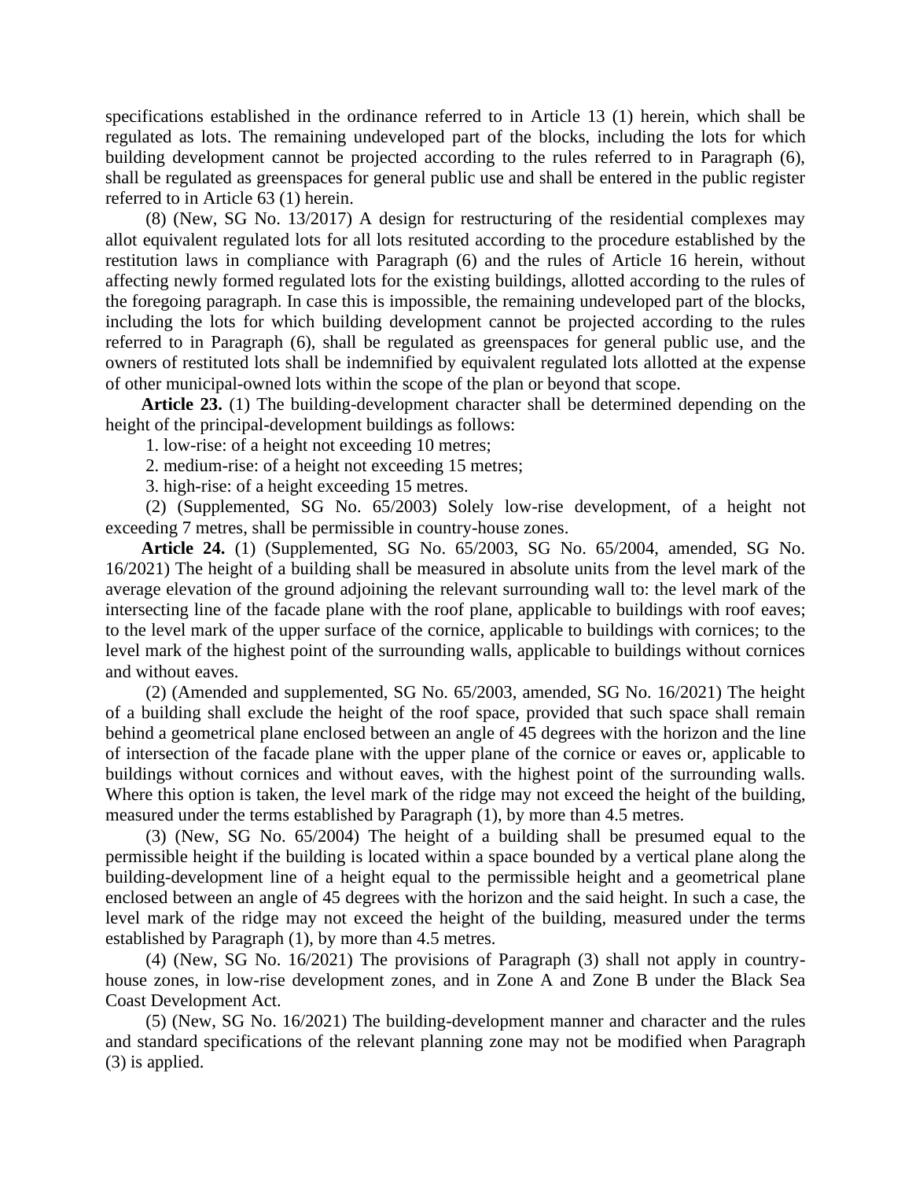specifications established in the ordinance referred to in Article 13 (1) herein, which shall be regulated as lots. The remaining undeveloped part of the blocks, including the lots for which building development cannot be projected according to the rules referred to in Paragraph (6), shall be regulated as greenspaces for general public use and shall be entered in the public register referred to in Article 63 (1) herein.

(8) (New, SG No. 13/2017) A design for restructuring of the residential complexes may allot equivalent regulated lots for all lots resituted according to the procedure established by the restitution laws in compliance with Paragraph (6) and the rules of Article 16 herein, without affecting newly formed regulated lots for the existing buildings, allotted according to the rules of the foregoing paragraph. In case this is impossible, the remaining undeveloped part of the blocks, including the lots for which building development cannot be projected according to the rules referred to in Paragraph (6), shall be regulated as greenspaces for general public use, and the owners of restituted lots shall be indemnified by equivalent regulated lots allotted at the expense of other municipal-owned lots within the scope of the plan or beyond that scope.

**Article 23.** (1) The building-development character shall be determined depending on the height of the principal-development buildings as follows:

1. low-rise: of a height not exceeding 10 metres;
2. medium-rise: of a height not exceeding 15 metres;
3. high-rise: of a height exceeding 15 metres.

(2) (Supplemented, SG No. 65/2003) Solely low-rise development, of a height not exceeding 7 metres, shall be permissible in country-house zones.

**Article 24.** (1) (Supplemented, SG No. 65/2003, SG No. 65/2004, amended, SG No. 16/2021) The height of a building shall be measured in absolute units from the level mark of the average elevation of the ground adjoining the relevant surrounding wall to: the level mark of the intersecting line of the facade plane with the roof plane, applicable to buildings with roof eaves; to the level mark of the upper surface of the cornice, applicable to buildings with cornices; to the level mark of the highest point of the surrounding walls, applicable to buildings without cornices and without eaves.

(2) (Amended and supplemented, SG No. 65/2003, amended, SG No. 16/2021) The height of a building shall exclude the height of the roof space, provided that such space shall remain behind a geometrical plane enclosed between an angle of 45 degrees with the horizon and the line of intersection of the facade plane with the upper plane of the cornice or eaves or, applicable to buildings without cornices and without eaves, with the highest point of the surrounding walls. Where this option is taken, the level mark of the ridge may not exceed the height of the building, measured under the terms established by Paragraph (1), by more than 4.5 metres.

(3) (New, SG No. 65/2004) The height of a building shall be presumed equal to the permissible height if the building is located within a space bounded by a vertical plane along the building-development line of a height equal to the permissible height and a geometrical plane enclosed between an angle of 45 degrees with the horizon and the said height. In such a case, the level mark of the ridge may not exceed the height of the building, measured under the terms established by Paragraph (1), by more than 4.5 metres.

(4) (New, SG No. 16/2021) The provisions of Paragraph (3) shall not apply in country-house zones, in low-rise development zones, and in Zone A and Zone B under the Black Sea Coast Development Act.

(5) (New, SG No. 16/2021) The building-development manner and character and the rules and standard specifications of the relevant planning zone may not be modified when Paragraph (3) is applied.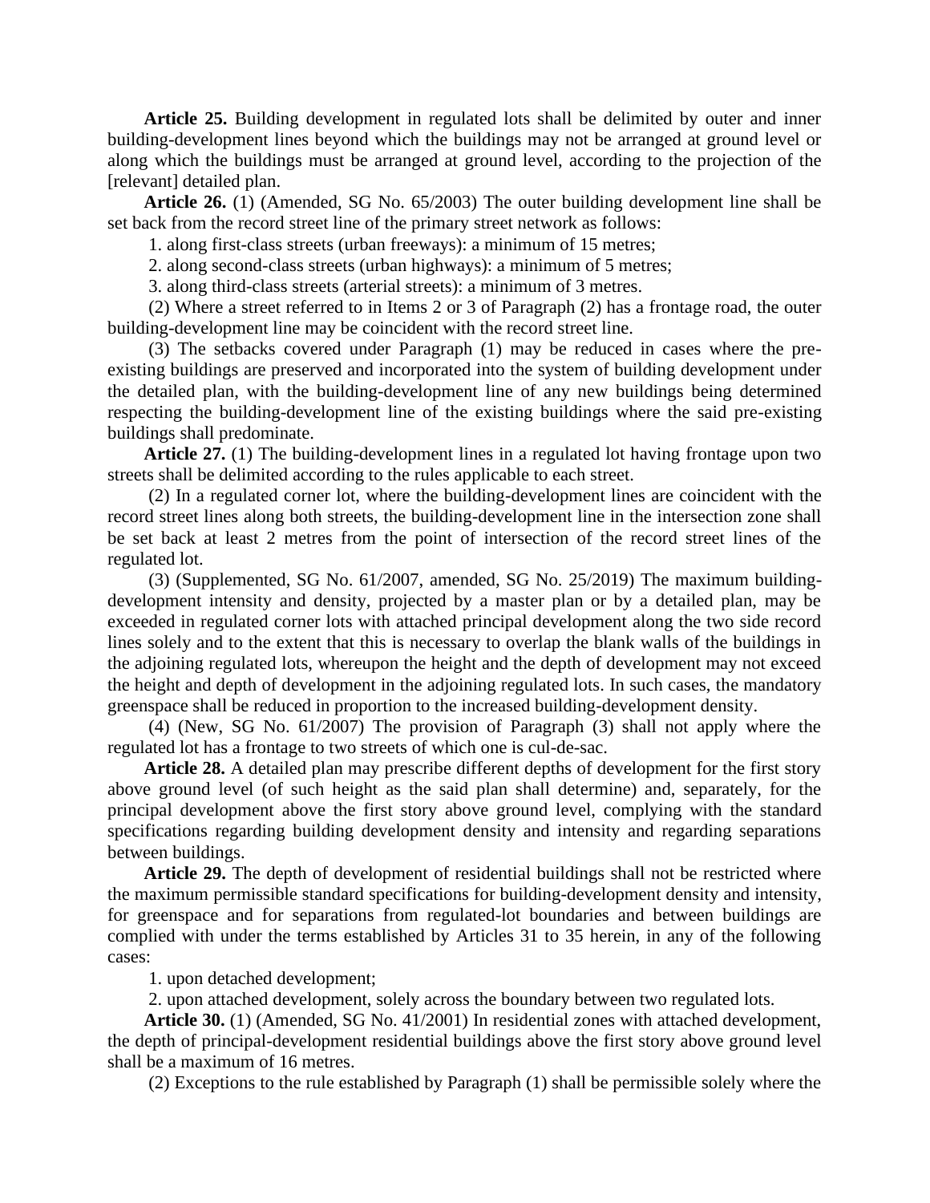**Article 25.** Building development in regulated lots shall be delimited by outer and inner building-development lines beyond which the buildings may not be arranged at ground level or along which the buildings must be arranged at ground level, according to the projection of the [relevant] detailed plan.

**Article 26.** (1) (Amended, SG No. 65/2003) The outer building development line shall be set back from the record street line of the primary street network as follows:

1. along first-class streets (urban freeways): a minimum of 15 metres;
2. along second-class streets (urban highways): a minimum of 5 metres;
3. along third-class streets (arterial streets): a minimum of 3 metres.

(2) Where a street referred to in Items 2 or 3 of Paragraph (2) has a frontage road, the outer building-development line may be coincident with the record street line.

(3) The setbacks covered under Paragraph (1) may be reduced in cases where the pre-existing buildings are preserved and incorporated into the system of building development under the detailed plan, with the building-development line of any new buildings being determined respecting the building-development line of the existing buildings where the said pre-existing buildings shall predominate.

**Article 27.** (1) The building-development lines in a regulated lot having frontage upon two streets shall be delimited according to the rules applicable to each street.

(2) In a regulated corner lot, where the building-development lines are coincident with the record street lines along both streets, the building-development line in the intersection zone shall be set back at least 2 metres from the point of intersection of the record street lines of the regulated lot.

(3) (Supplemented, SG No. 61/2007, amended, SG No. 25/2019) The maximum building-development intensity and density, projected by a master plan or by a detailed plan, may be exceeded in regulated corner lots with attached principal development along the two side record lines solely and to the extent that this is necessary to overlap the blank walls of the buildings in the adjoining regulated lots, whereupon the height and the depth of development may not exceed the height and depth of development in the adjoining regulated lots. In such cases, the mandatory greenspace shall be reduced in proportion to the increased building-development density.

(4) (New, SG No. 61/2007) The provision of Paragraph (3) shall not apply where the regulated lot has a frontage to two streets of which one is cul-de-sac.

**Article 28.** A detailed plan may prescribe different depths of development for the first story above ground level (of such height as the said plan shall determine) and, separately, for the principal development above the first story above ground level, complying with the standard specifications regarding building development density and intensity and regarding separations between buildings.

**Article 29.** The depth of development of residential buildings shall not be restricted where the maximum permissible standard specifications for building-development density and intensity, for greenspace and for separations from regulated-lot boundaries and between buildings are complied with under the terms established by Articles 31 to 35 herein, in any of the following cases:

1. upon detached development;
2. upon attached development, solely across the boundary between two regulated lots.

**Article 30.** (1) (Amended, SG No. 41/2001) In residential zones with attached development, the depth of principal-development residential buildings above the first story above ground level shall be a maximum of 16 metres.

(2) Exceptions to the rule established by Paragraph (1) shall be permissible solely where the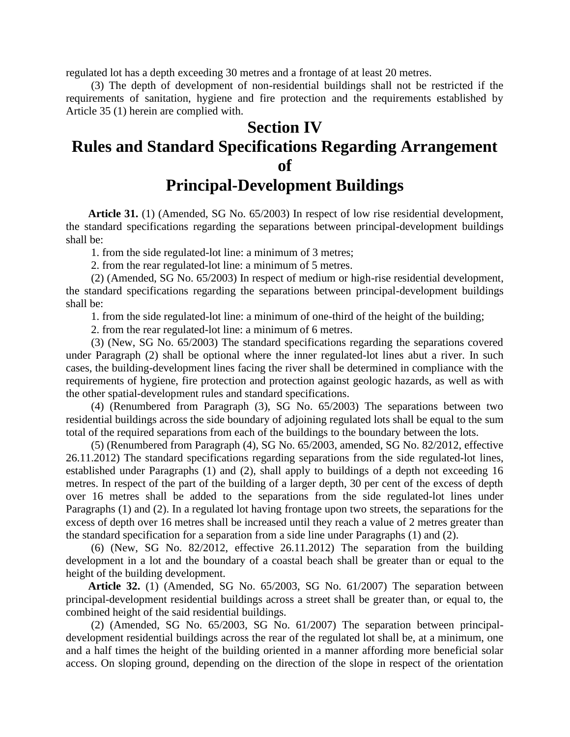regulated lot has a depth exceeding 30 metres and a frontage of at least 20 metres.

(3) The depth of development of non-residential buildings shall not be restricted if the requirements of sanitation, hygiene and fire protection and the requirements established by Article 35 (1) herein are complied with.

# Section IV
# Rules and Standard Specifications Regarding Arrangement of Principal-Development Buildings

**Article 31.** (1) (Amended, SG No. 65/2003) In respect of low rise residential development, the standard specifications regarding the separations between principal-development buildings shall be:

1. from the side regulated-lot line: a minimum of 3 metres;
2. from the rear regulated-lot line: a minimum of 5 metres.

(2) (Amended, SG No. 65/2003) In respect of medium or high-rise residential development, the standard specifications regarding the separations between principal-development buildings shall be:

1. from the side regulated-lot line: a minimum of one-third of the height of the building;
2. from the rear regulated-lot line: a minimum of 6 metres.

(3) (New, SG No. 65/2003) The standard specifications regarding the separations covered under Paragraph (2) shall be optional where the inner regulated-lot lines abut a river. In such cases, the building-development lines facing the river shall be determined in compliance with the requirements of hygiene, fire protection and protection against geologic hazards, as well as with the other spatial-development rules and standard specifications.

(4) (Renumbered from Paragraph (3), SG No. 65/2003) The separations between two residential buildings across the side boundary of adjoining regulated lots shall be equal to the sum total of the required separations from each of the buildings to the boundary between the lots.

(5) (Renumbered from Paragraph (4), SG No. 65/2003, amended, SG No. 82/2012, effective 26.11.2012) The standard specifications regarding separations from the side regulated-lot lines, established under Paragraphs (1) and (2), shall apply to buildings of a depth not exceeding 16 metres. In respect of the part of the building of a larger depth, 30 per cent of the excess of depth over 16 metres shall be added to the separations from the side regulated-lot lines under Paragraphs (1) and (2). In a regulated lot having frontage upon two streets, the separations for the excess of depth over 16 metres shall be increased until they reach a value of 2 metres greater than the standard specification for a separation from a side line under Paragraphs (1) and (2).

(6) (New, SG No. 82/2012, effective 26.11.2012) The separation from the building development in a lot and the boundary of a coastal beach shall be greater than or equal to the height of the building development.

**Article 32.** (1) (Amended, SG No. 65/2003, SG No. 61/2007) The separation between principal-development residential buildings across a street shall be greater than, or equal to, the combined height of the said residential buildings.

(2) (Amended, SG No. 65/2003, SG No. 61/2007) The separation between principal-development residential buildings across the rear of the regulated lot shall be, at a minimum, one and a half times the height of the building oriented in a manner affording more beneficial solar access. On sloping ground, depending on the direction of the slope in respect of the orientation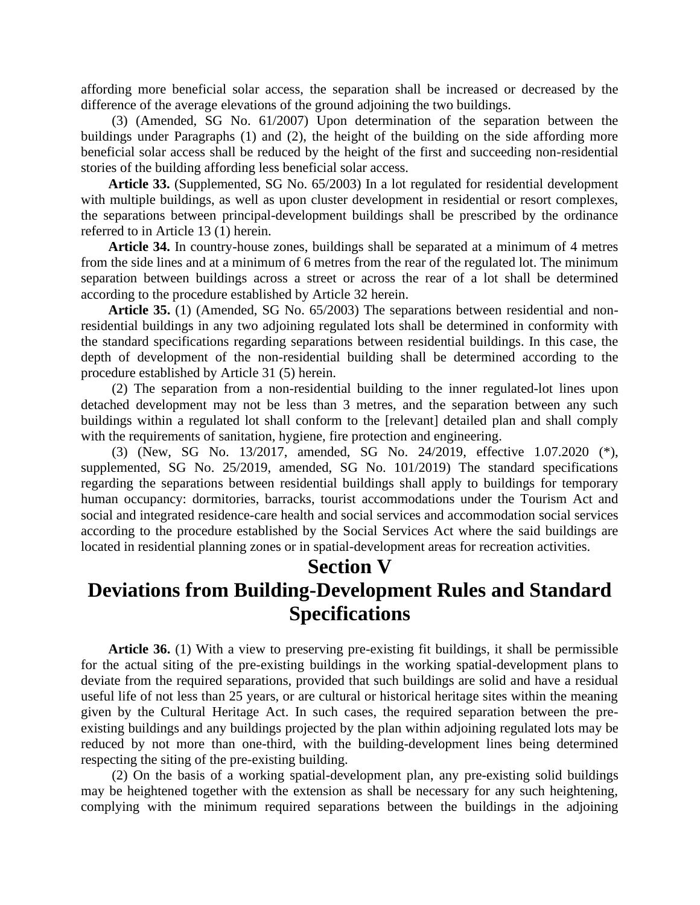affording more beneficial solar access, the separation shall be increased or decreased by the difference of the average elevations of the ground adjoining the two buildings.

(3) (Amended, SG No. 61/2007) Upon determination of the separation between the buildings under Paragraphs (1) and (2), the height of the building on the side affording more beneficial solar access shall be reduced by the height of the first and succeeding non-residential stories of the building affording less beneficial solar access.

**Article 33.** (Supplemented, SG No. 65/2003) In a lot regulated for residential development with multiple buildings, as well as upon cluster development in residential or resort complexes, the separations between principal-development buildings shall be prescribed by the ordinance referred to in Article 13 (1) herein.

**Article 34.** In country-house zones, buildings shall be separated at a minimum of 4 metres from the side lines and at a minimum of 6 metres from the rear of the regulated lot. The minimum separation between buildings across a street or across the rear of a lot shall be determined according to the procedure established by Article 32 herein.

**Article 35.** (1) (Amended, SG No. 65/2003) The separations between residential and non-residential buildings in any two adjoining regulated lots shall be determined in conformity with the standard specifications regarding separations between residential buildings. In this case, the depth of development of the non-residential building shall be determined according to the procedure established by Article 31 (5) herein.

(2) The separation from a non-residential building to the inner regulated-lot lines upon detached development may not be less than 3 metres, and the separation between any such buildings within a regulated lot shall conform to the [relevant] detailed plan and shall comply with the requirements of sanitation, hygiene, fire protection and engineering.

(3) (New, SG No. 13/2017, amended, SG No. 24/2019, effective 1.07.2020 (*), supplemented, SG No. 25/2019, amended, SG No. 101/2019) The standard specifications regarding the separations between residential buildings shall apply to buildings for temporary human occupancy: dormitories, barracks, tourist accommodations under the Tourism Act and social and integrated residence-care health and social services and accommodation social services according to the procedure established by the Social Services Act where the said buildings are located in residential planning zones or in spatial-development areas for recreation activities.

## Section V
## Deviations from Building-Development Rules and Standard Specifications

**Article 36.** (1) With a view to preserving pre-existing fit buildings, it shall be permissible for the actual siting of the pre-existing buildings in the working spatial-development plans to deviate from the required separations, provided that such buildings are solid and have a residual useful life of not less than 25 years, or are cultural or historical heritage sites within the meaning given by the Cultural Heritage Act. In such cases, the required separation between the pre-existing buildings and any buildings projected by the plan within adjoining regulated lots may be reduced by not more than one-third, with the building-development lines being determined respecting the siting of the pre-existing building.

(2) On the basis of a working spatial-development plan, any pre-existing solid buildings may be heightened together with the extension as shall be necessary for any such heightening, complying with the minimum required separations between the buildings in the adjoining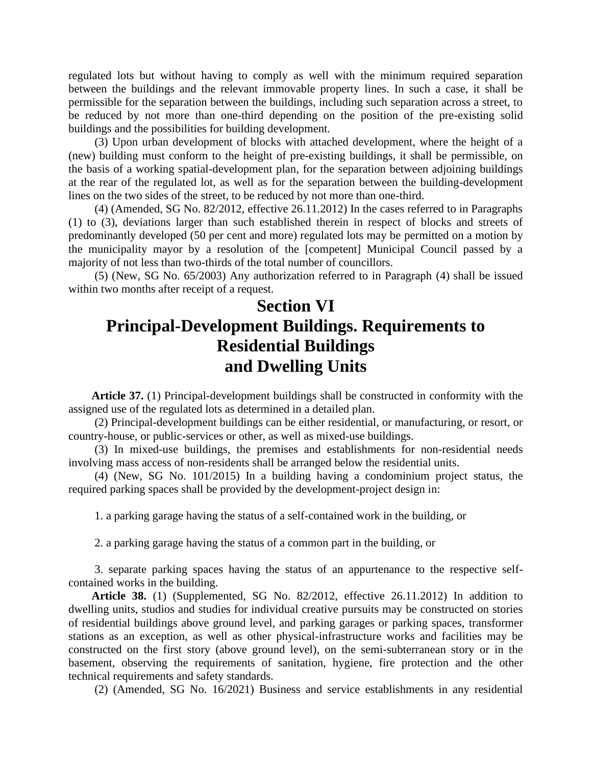regulated lots but without having to comply as well with the minimum required separation between the buildings and the relevant immovable property lines. In such a case, it shall be permissible for the separation between the buildings, including such separation across a street, to be reduced by not more than one-third depending on the position of the pre-existing solid buildings and the possibilities for building development.

(3) Upon urban development of blocks with attached development, where the height of a (new) building must conform to the height of pre-existing buildings, it shall be permissible, on the basis of a working spatial-development plan, for the separation between adjoining buildings at the rear of the regulated lot, as well as for the separation between the building-development lines on the two sides of the street, to be reduced by not more than one-third.

(4) (Amended, SG No. 82/2012, effective 26.11.2012) In the cases referred to in Paragraphs (1) to (3), deviations larger than such established therein in respect of blocks and streets of predominantly developed (50 per cent and more) regulated lots may be permitted on a motion by the municipality mayor by a resolution of the [competent] Municipal Council passed by a majority of not less than two-thirds of the total number of councillors.

(5) (New, SG No. 65/2003) Any authorization referred to in Paragraph (4) shall be issued within two months after receipt of a request.

# Section VI
# Principal-Development Buildings. Requirements to Residential Buildings and Dwelling Units

**Article 37.** (1) Principal-development buildings shall be constructed in conformity with the assigned use of the regulated lots as determined in a detailed plan.

(2) Principal-development buildings can be either residential, or manufacturing, or resort, or country-house, or public-services or other, as well as mixed-use buildings.

(3) In mixed-use buildings, the premises and establishments for non-residential needs involving mass access of non-residents shall be arranged below the residential units.

(4) (New, SG No. 101/2015) In a building having a condominium project status, the required parking spaces shall be provided by the development-project design in:

1. a parking garage having the status of a self-contained work in the building, or

2. a parking garage having the status of a common part in the building, or

3. separate parking spaces having the status of an appurtenance to the respective self-contained works in the building.

**Article 38.** (1) (Supplemented, SG No. 82/2012, effective 26.11.2012) In addition to dwelling units, studios and studies for individual creative pursuits may be constructed on stories of residential buildings above ground level, and parking garages or parking spaces, transformer stations as an exception, as well as other physical-infrastructure works and facilities may be constructed on the first story (above ground level), on the semi-subterranean story or in the basement, observing the requirements of sanitation, hygiene, fire protection and the other technical requirements and safety standards.

(2) (Amended, SG No. 16/2021) Business and service establishments in any residential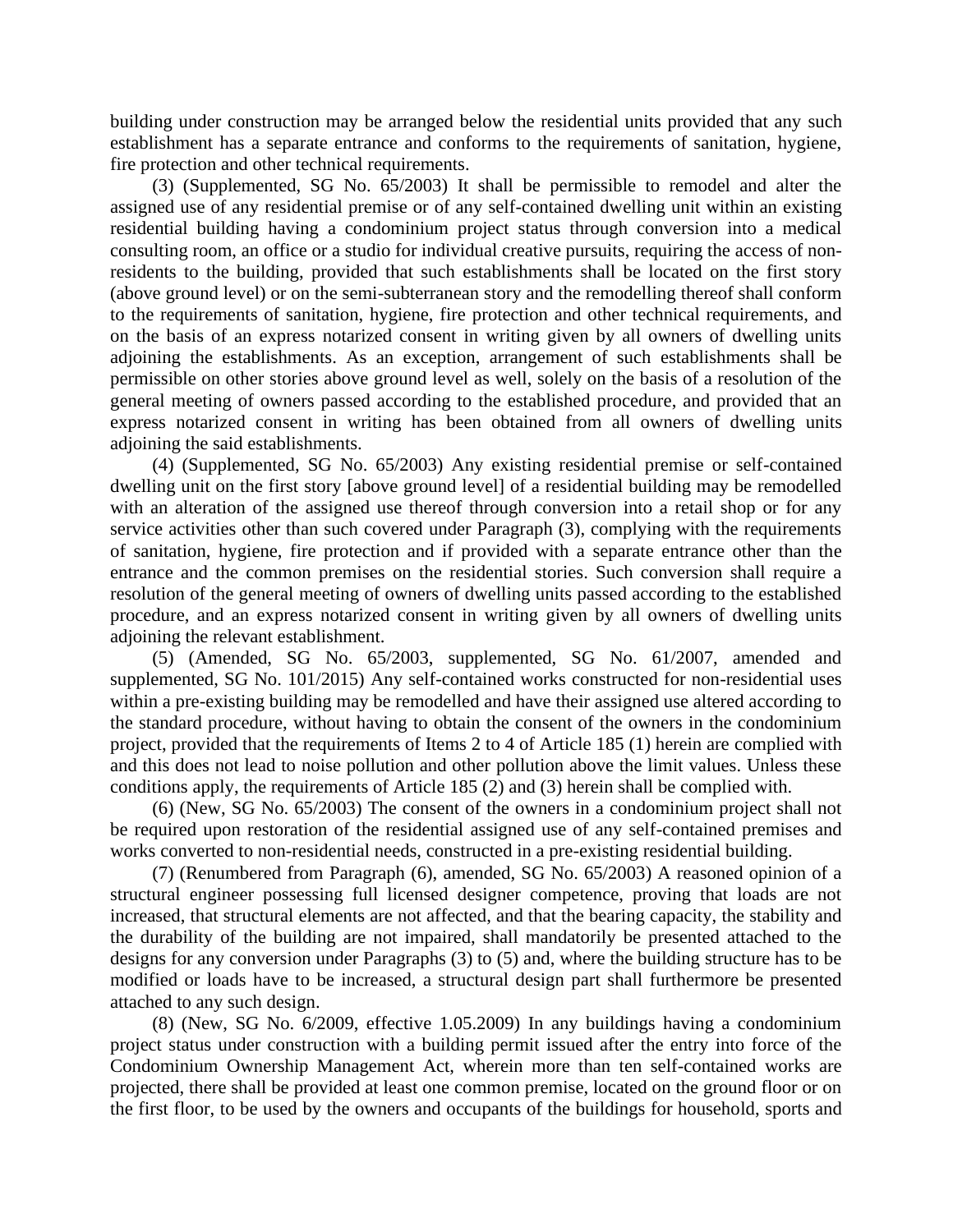building under construction may be arranged below the residential units provided that any such establishment has a separate entrance and conforms to the requirements of sanitation, hygiene, fire protection and other technical requirements.

(3) (Supplemented, SG No. 65/2003) It shall be permissible to remodel and alter the assigned use of any residential premise or of any self-contained dwelling unit within an existing residential building having a condominium project status through conversion into a medical consulting room, an office or a studio for individual creative pursuits, requiring the access of non-residents to the building, provided that such establishments shall be located on the first story (above ground level) or on the semi-subterranean story and the remodelling thereof shall conform to the requirements of sanitation, hygiene, fire protection and other technical requirements, and on the basis of an express notarized consent in writing given by all owners of dwelling units adjoining the establishments. As an exception, arrangement of such establishments shall be permissible on other stories above ground level as well, solely on the basis of a resolution of the general meeting of owners passed according to the established procedure, and provided that an express notarized consent in writing has been obtained from all owners of dwelling units adjoining the said establishments.

(4) (Supplemented, SG No. 65/2003) Any existing residential premise or self-contained dwelling unit on the first story [above ground level] of a residential building may be remodelled with an alteration of the assigned use thereof through conversion into a retail shop or for any service activities other than such covered under Paragraph (3), complying with the requirements of sanitation, hygiene, fire protection and if provided with a separate entrance other than the entrance and the common premises on the residential stories. Such conversion shall require a resolution of the general meeting of owners of dwelling units passed according to the established procedure, and an express notarized consent in writing given by all owners of dwelling units adjoining the relevant establishment.

(5) (Amended, SG No. 65/2003, supplemented, SG No. 61/2007, amended and supplemented, SG No. 101/2015) Any self-contained works constructed for non-residential uses within a pre-existing building may be remodelled and have their assigned use altered according to the standard procedure, without having to obtain the consent of the owners in the condominium project, provided that the requirements of Items 2 to 4 of Article 185 (1) herein are complied with and this does not lead to noise pollution and other pollution above the limit values. Unless these conditions apply, the requirements of Article 185 (2) and (3) herein shall be complied with.

(6) (New, SG No. 65/2003) The consent of the owners in a condominium project shall not be required upon restoration of the residential assigned use of any self-contained premises and works converted to non-residential needs, constructed in a pre-existing residential building.

(7) (Renumbered from Paragraph (6), amended, SG No. 65/2003) A reasoned opinion of a structural engineer possessing full licensed designer competence, proving that loads are not increased, that structural elements are not affected, and that the bearing capacity, the stability and the durability of the building are not impaired, shall mandatorily be presented attached to the designs for any conversion under Paragraphs (3) to (5) and, where the building structure has to be modified or loads have to be increased, a structural design part shall furthermore be presented attached to any such design.

(8) (New, SG No. 6/2009, effective 1.05.2009) In any buildings having a condominium project status under construction with a building permit issued after the entry into force of the Condominium Ownership Management Act, wherein more than ten self-contained works are projected, there shall be provided at least one common premise, located on the ground floor or on the first floor, to be used by the owners and occupants of the buildings for household, sports and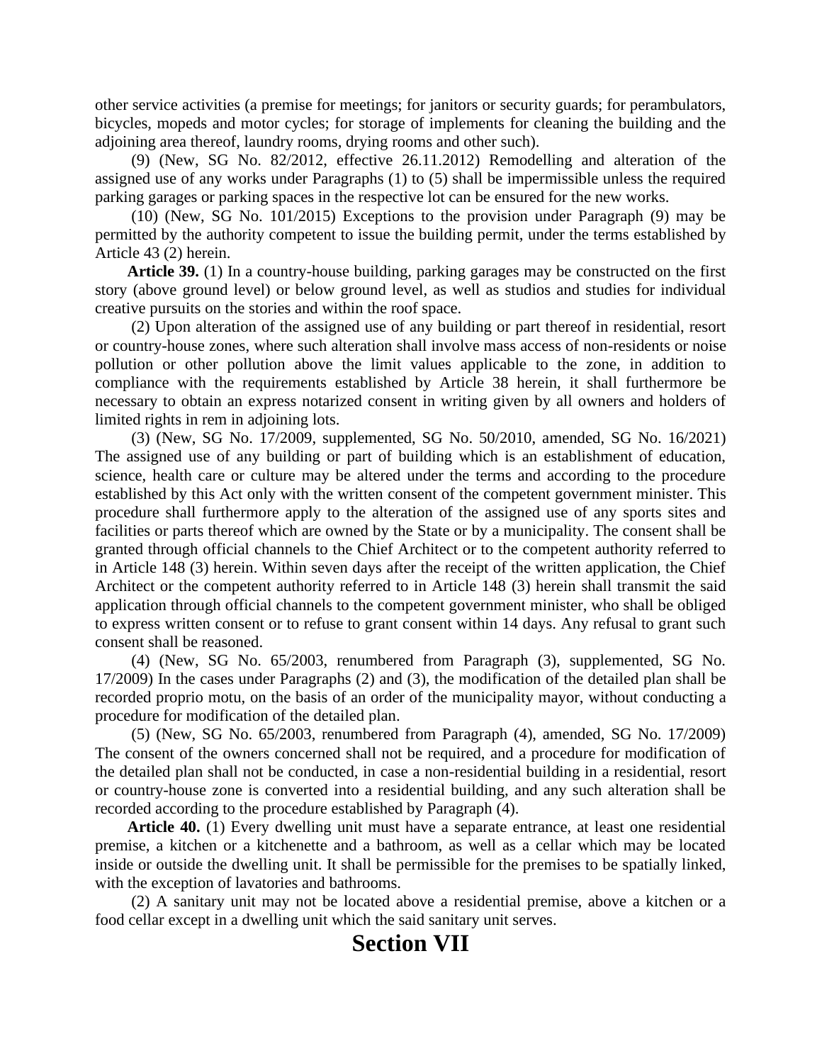other service activities (a premise for meetings; for janitors or security guards; for perambulators, bicycles, mopeds and motor cycles; for storage of implements for cleaning the building and the adjoining area thereof, laundry rooms, drying rooms and other such).

(9) (New, SG No. 82/2012, effective 26.11.2012) Remodelling and alteration of the assigned use of any works under Paragraphs (1) to (5) shall be impermissible unless the required parking garages or parking spaces in the respective lot can be ensured for the new works.

(10) (New, SG No. 101/2015) Exceptions to the provision under Paragraph (9) may be permitted by the authority competent to issue the building permit, under the terms established by Article 43 (2) herein.

**Article 39.** (1) In a country-house building, parking garages may be constructed on the first story (above ground level) or below ground level, as well as studios and studies for individual creative pursuits on the stories and within the roof space.

(2) Upon alteration of the assigned use of any building or part thereof in residential, resort or country-house zones, where such alteration shall involve mass access of non-residents or noise pollution or other pollution above the limit values applicable to the zone, in addition to compliance with the requirements established by Article 38 herein, it shall furthermore be necessary to obtain an express notarized consent in writing given by all owners and holders of limited rights in rem in adjoining lots.

(3) (New, SG No. 17/2009, supplemented, SG No. 50/2010, amended, SG No. 16/2021) The assigned use of any building or part of building which is an establishment of education, science, health care or culture may be altered under the terms and according to the procedure established by this Act only with the written consent of the competent government minister. This procedure shall furthermore apply to the alteration of the assigned use of any sports sites and facilities or parts thereof which are owned by the State or by a municipality. The consent shall be granted through official channels to the Chief Architect or to the competent authority referred to in Article 148 (3) herein. Within seven days after the receipt of the written application, the Chief Architect or the competent authority referred to in Article 148 (3) herein shall transmit the said application through official channels to the competent government minister, who shall be obliged to express written consent or to refuse to grant consent within 14 days. Any refusal to grant such consent shall be reasoned.

(4) (New, SG No. 65/2003, renumbered from Paragraph (3), supplemented, SG No. 17/2009) In the cases under Paragraphs (2) and (3), the modification of the detailed plan shall be recorded proprio motu, on the basis of an order of the municipality mayor, without conducting a procedure for modification of the detailed plan.

(5) (New, SG No. 65/2003, renumbered from Paragraph (4), amended, SG No. 17/2009) The consent of the owners concerned shall not be required, and a procedure for modification of the detailed plan shall not be conducted, in case a non-residential building in a residential, resort or country-house zone is converted into a residential building, and any such alteration shall be recorded according to the procedure established by Paragraph (4).

**Article 40.** (1) Every dwelling unit must have a separate entrance, at least one residential premise, a kitchen or a kitchenette and a bathroom, as well as a cellar which may be located inside or outside the dwelling unit. It shall be permissible for the premises to be spatially linked, with the exception of lavatories and bathrooms.

(2) A sanitary unit may not be located above a residential premise, above a kitchen or a food cellar except in a dwelling unit which the said sanitary unit serves.

# Section VII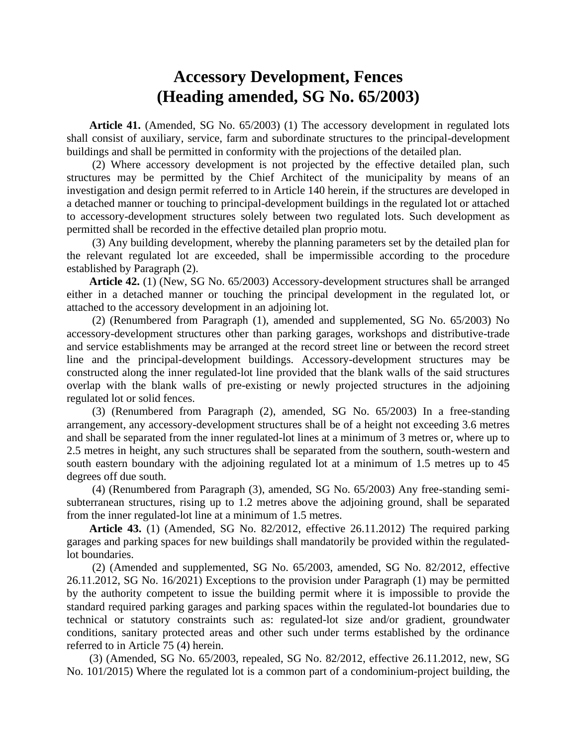# Accessory Development, Fences
# (Heading amended, SG No. 65/2003)

**Article 41.** (Amended, SG No. 65/2003) (1) The accessory development in regulated lots shall consist of auxiliary, service, farm and subordinate structures to the principal-development buildings and shall be permitted in conformity with the projections of the detailed plan.

(2) Where accessory development is not projected by the effective detailed plan, such structures may be permitted by the Chief Architect of the municipality by means of an investigation and design permit referred to in Article 140 herein, if the structures are developed in a detached manner or touching to principal-development buildings in the regulated lot or attached to accessory-development structures solely between two regulated lots. Such development as permitted shall be recorded in the effective detailed plan proprio motu.

(3) Any building development, whereby the planning parameters set by the detailed plan for the relevant regulated lot are exceeded, shall be impermissible according to the procedure established by Paragraph (2).

**Article 42.** (1) (New, SG No. 65/2003) Accessory-development structures shall be arranged either in a detached manner or touching the principal development in the regulated lot, or attached to the accessory development in an adjoining lot.

(2) (Renumbered from Paragraph (1), amended and supplemented, SG No. 65/2003) No accessory-development structures other than parking garages, workshops and distributive-trade and service establishments may be arranged at the record street line or between the record street line and the principal-development buildings. Accessory-development structures may be constructed along the inner regulated-lot line provided that the blank walls of the said structures overlap with the blank walls of pre-existing or newly projected structures in the adjoining regulated lot or solid fences.

(3) (Renumbered from Paragraph (2), amended, SG No. 65/2003) In a free-standing arrangement, any accessory-development structures shall be of a height not exceeding 3.6 metres and shall be separated from the inner regulated-lot lines at a minimum of 3 metres or, where up to 2.5 metres in height, any such structures shall be separated from the southern, south-western and south eastern boundary with the adjoining regulated lot at a minimum of 1.5 metres up to 45 degrees off due south.

(4) (Renumbered from Paragraph (3), amended, SG No. 65/2003) Any free-standing semi-subterranean structures, rising up to 1.2 metres above the adjoining ground, shall be separated from the inner regulated-lot line at a minimum of 1.5 metres.

**Article 43.** (1) (Amended, SG No. 82/2012, effective 26.11.2012) The required parking garages and parking spaces for new buildings shall mandatorily be provided within the regulated-lot boundaries.

(2) (Amended and supplemented, SG No. 65/2003, amended, SG No. 82/2012, effective 26.11.2012, SG No. 16/2021) Exceptions to the provision under Paragraph (1) may be permitted by the authority competent to issue the building permit where it is impossible to provide the standard required parking garages and parking spaces within the regulated-lot boundaries due to technical or statutory constraints such as: regulated-lot size and/or gradient, groundwater conditions, sanitary protected areas and other such under terms established by the ordinance referred to in Article 75 (4) herein.

(3) (Amended, SG No. 65/2003, repealed, SG No. 82/2012, effective 26.11.2012, new, SG No. 101/2015) Where the regulated lot is a common part of a condominium-project building, the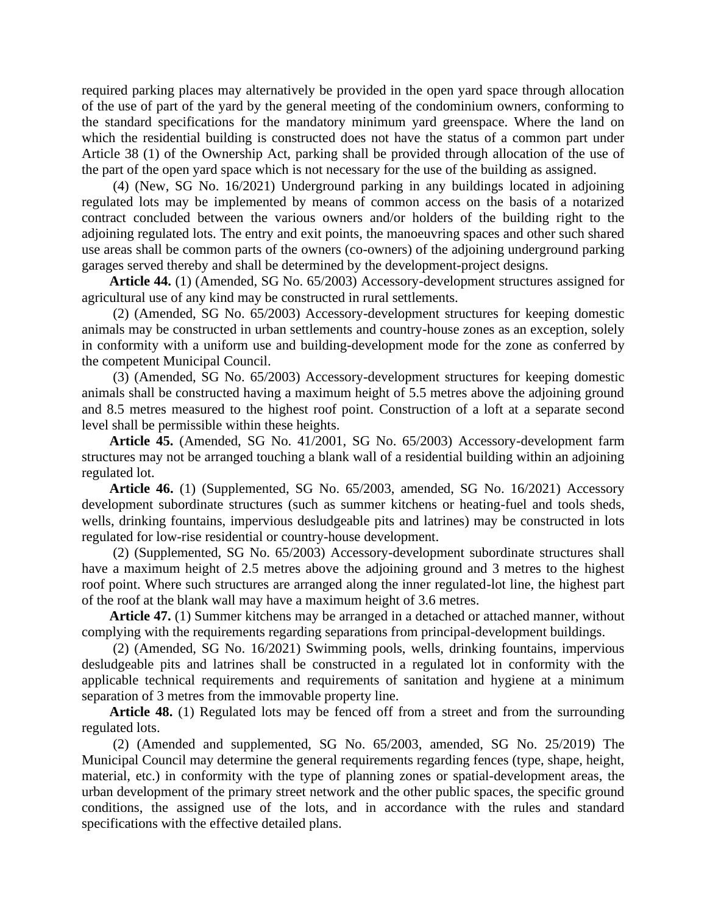required parking places may alternatively be provided in the open yard space through allocation of the use of part of the yard by the general meeting of the condominium owners, conforming to the standard specifications for the mandatory minimum yard greenspace. Where the land on which the residential building is constructed does not have the status of a common part under Article 38 (1) of the Ownership Act, parking shall be provided through allocation of the use of the part of the open yard space which is not necessary for the use of the building as assigned.

(4) (New, SG No. 16/2021) Underground parking in any buildings located in adjoining regulated lots may be implemented by means of common access on the basis of a notarized contract concluded between the various owners and/or holders of the building right to the adjoining regulated lots. The entry and exit points, the manoeuvring spaces and other such shared use areas shall be common parts of the owners (co-owners) of the adjoining underground parking garages served thereby and shall be determined by the development-project designs.

**Article 44.** (1) (Amended, SG No. 65/2003) Accessory-development structures assigned for agricultural use of any kind may be constructed in rural settlements.

(2) (Amended, SG No. 65/2003) Accessory-development structures for keeping domestic animals may be constructed in urban settlements and country-house zones as an exception, solely in conformity with a uniform use and building-development mode for the zone as conferred by the competent Municipal Council.

(3) (Amended, SG No. 65/2003) Accessory-development structures for keeping domestic animals shall be constructed having a maximum height of 5.5 metres above the adjoining ground and 8.5 metres measured to the highest roof point. Construction of a loft at a separate second level shall be permissible within these heights.

**Article 45.** (Amended, SG No. 41/2001, SG No. 65/2003) Accessory-development farm structures may not be arranged touching a blank wall of a residential building within an adjoining regulated lot.

**Article 46.** (1) (Supplemented, SG No. 65/2003, amended, SG No. 16/2021) Accessory development subordinate structures (such as summer kitchens or heating-fuel and tools sheds, wells, drinking fountains, impervious desludgeable pits and latrines) may be constructed in lots regulated for low-rise residential or country-house development.

(2) (Supplemented, SG No. 65/2003) Accessory-development subordinate structures shall have a maximum height of 2.5 metres above the adjoining ground and 3 metres to the highest roof point. Where such structures are arranged along the inner regulated-lot line, the highest part of the roof at the blank wall may have a maximum height of 3.6 metres.

**Article 47.** (1) Summer kitchens may be arranged in a detached or attached manner, without complying with the requirements regarding separations from principal-development buildings.

(2) (Amended, SG No. 16/2021) Swimming pools, wells, drinking fountains, impervious desludgeable pits and latrines shall be constructed in a regulated lot in conformity with the applicable technical requirements and requirements of sanitation and hygiene at a minimum separation of 3 metres from the immovable property line.

**Article 48.** (1) Regulated lots may be fenced off from a street and from the surrounding regulated lots.

(2) (Amended and supplemented, SG No. 65/2003, amended, SG No. 25/2019) The Municipal Council may determine the general requirements regarding fences (type, shape, height, material, etc.) in conformity with the type of planning zones or spatial-development areas, the urban development of the primary street network and the other public spaces, the specific ground conditions, the assigned use of the lots, and in accordance with the rules and standard specifications with the effective detailed plans.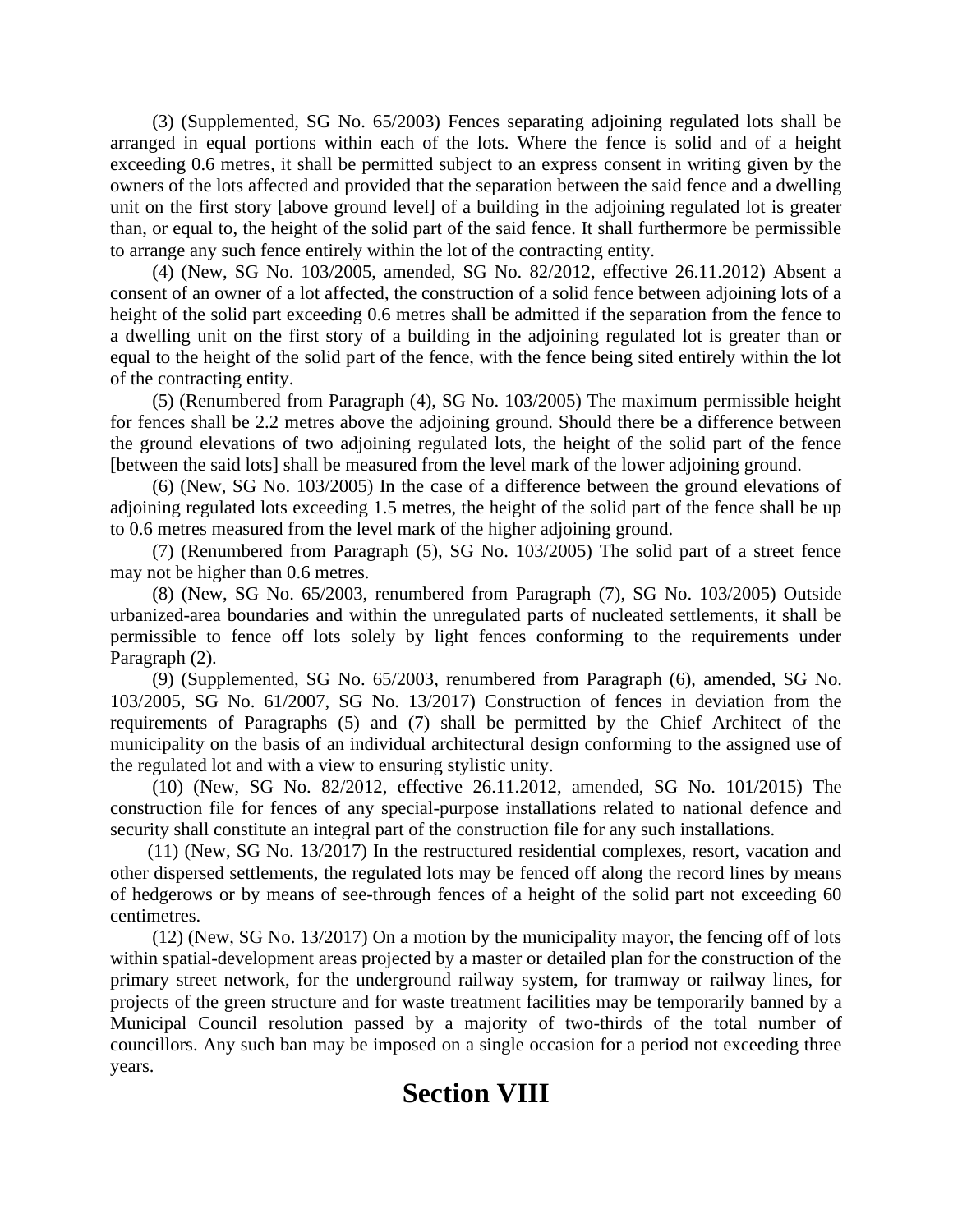(3) (Supplemented, SG No. 65/2003) Fences separating adjoining regulated lots shall be arranged in equal portions within each of the lots. Where the fence is solid and of a height exceeding 0.6 metres, it shall be permitted subject to an express consent in writing given by the owners of the lots affected and provided that the separation between the said fence and a dwelling unit on the first story [above ground level] of a building in the adjoining regulated lot is greater than, or equal to, the height of the solid part of the said fence. It shall furthermore be permissible to arrange any such fence entirely within the lot of the contracting entity.

(4) (New, SG No. 103/2005, amended, SG No. 82/2012, effective 26.11.2012) Absent a consent of an owner of a lot affected, the construction of a solid fence between adjoining lots of a height of the solid part exceeding 0.6 metres shall be admitted if the separation from the fence to a dwelling unit on the first story of a building in the adjoining regulated lot is greater than or equal to the height of the solid part of the fence, with the fence being sited entirely within the lot of the contracting entity.

(5) (Renumbered from Paragraph (4), SG No. 103/2005) The maximum permissible height for fences shall be 2.2 metres above the adjoining ground. Should there be a difference between the ground elevations of two adjoining regulated lots, the height of the solid part of the fence [between the said lots] shall be measured from the level mark of the lower adjoining ground.

(6) (New, SG No. 103/2005) In the case of a difference between the ground elevations of adjoining regulated lots exceeding 1.5 metres, the height of the solid part of the fence shall be up to 0.6 metres measured from the level mark of the higher adjoining ground.

(7) (Renumbered from Paragraph (5), SG No. 103/2005) The solid part of a street fence may not be higher than 0.6 metres.

(8) (New, SG No. 65/2003, renumbered from Paragraph (7), SG No. 103/2005) Outside urbanized-area boundaries and within the unregulated parts of nucleated settlements, it shall be permissible to fence off lots solely by light fences conforming to the requirements under Paragraph (2).

(9) (Supplemented, SG No. 65/2003, renumbered from Paragraph (6), amended, SG No. 103/2005, SG No. 61/2007, SG No. 13/2017) Construction of fences in deviation from the requirements of Paragraphs (5) and (7) shall be permitted by the Chief Architect of the municipality on the basis of an individual architectural design conforming to the assigned use of the regulated lot and with a view to ensuring stylistic unity.

(10) (New, SG No. 82/2012, effective 26.11.2012, amended, SG No. 101/2015) The construction file for fences of any special-purpose installations related to national defence and security shall constitute an integral part of the construction file for any such installations.

(11) (New, SG No. 13/2017) In the restructured residential complexes, resort, vacation and other dispersed settlements, the regulated lots may be fenced off along the record lines by means of hedgerows or by means of see-through fences of a height of the solid part not exceeding 60 centimetres.

(12) (New, SG No. 13/2017) On a motion by the municipality mayor, the fencing off of lots within spatial-development areas projected by a master or detailed plan for the construction of the primary street network, for the underground railway system, for tramway or railway lines, for projects of the green structure and for waste treatment facilities may be temporarily banned by a Municipal Council resolution passed by a majority of two-thirds of the total number of councillors. Any such ban may be imposed on a single occasion for a period not exceeding three years.

# Section VIII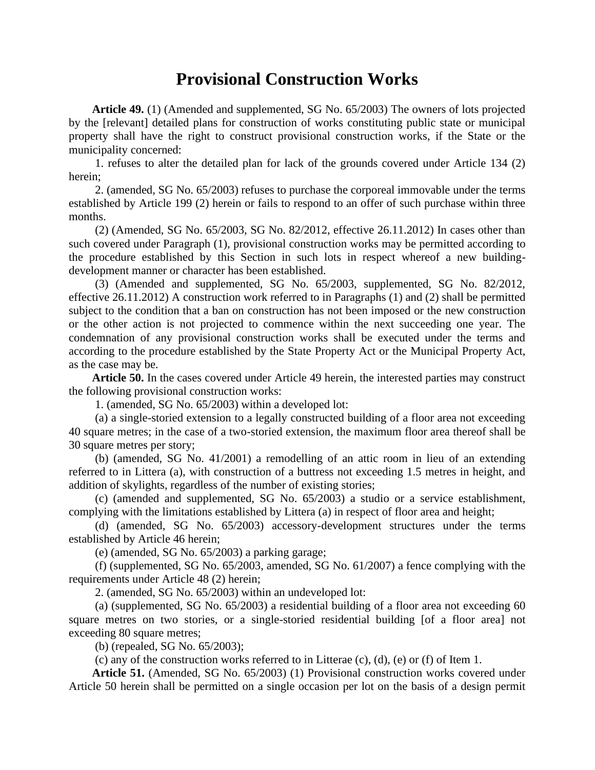# Provisional Construction Works

**Article 49.** (1) (Amended and supplemented, SG No. 65/2003) The owners of lots projected by the [relevant] detailed plans for construction of works constituting public state or municipal property shall have the right to construct provisional construction works, if the State or the municipality concerned:

1. refuses to alter the detailed plan for lack of the grounds covered under Article 134 (2) herein;

2. (amended, SG No. 65/2003) refuses to purchase the corporeal immovable under the terms established by Article 199 (2) herein or fails to respond to an offer of such purchase within three months.

(2) (Amended, SG No. 65/2003, SG No. 82/2012, effective 26.11.2012) In cases other than such covered under Paragraph (1), provisional construction works may be permitted according to the procedure established by this Section in such lots in respect whereof a new building-development manner or character has been established.

(3) (Amended and supplemented, SG No. 65/2003, supplemented, SG No. 82/2012, effective 26.11.2012) A construction work referred to in Paragraphs (1) and (2) shall be permitted subject to the condition that a ban on construction has not been imposed or the new construction or the other action is not projected to commence within the next succeeding one year. The condemnation of any provisional construction works shall be executed under the terms and according to the procedure established by the State Property Act or the Municipal Property Act, as the case may be.

**Article 50.** In the cases covered under Article 49 herein, the interested parties may construct the following provisional construction works:

1. (amended, SG No. 65/2003) within a developed lot:

(a) a single-storied extension to a legally constructed building of a floor area not exceeding 40 square metres; in the case of a two-storied extension, the maximum floor area thereof shall be 30 square metres per story;

(b) (amended, SG No. 41/2001) a remodelling of an attic room in lieu of an extending referred to in Littera (a), with construction of a buttress not exceeding 1.5 metres in height, and addition of skylights, regardless of the number of existing stories;

(c) (amended and supplemented, SG No. 65/2003) a studio or a service establishment, complying with the limitations established by Littera (a) in respect of floor area and height;

(d) (amended, SG No. 65/2003) accessory-development structures under the terms established by Article 46 herein;

(e) (amended, SG No. 65/2003) a parking garage;

(f) (supplemented, SG No. 65/2003, amended, SG No. 61/2007) a fence complying with the requirements under Article 48 (2) herein;

2. (amended, SG No. 65/2003) within an undeveloped lot:

(a) (supplemented, SG No. 65/2003) a residential building of a floor area not exceeding 60 square metres on two stories, or a single-storied residential building [of a floor area] not exceeding 80 square metres;

(b) (repealed, SG No. 65/2003);

(c) any of the construction works referred to in Litterae (c), (d), (e) or (f) of Item 1.

**Article 51.** (Amended, SG No. 65/2003) (1) Provisional construction works covered under Article 50 herein shall be permitted on a single occasion per lot on the basis of a design permit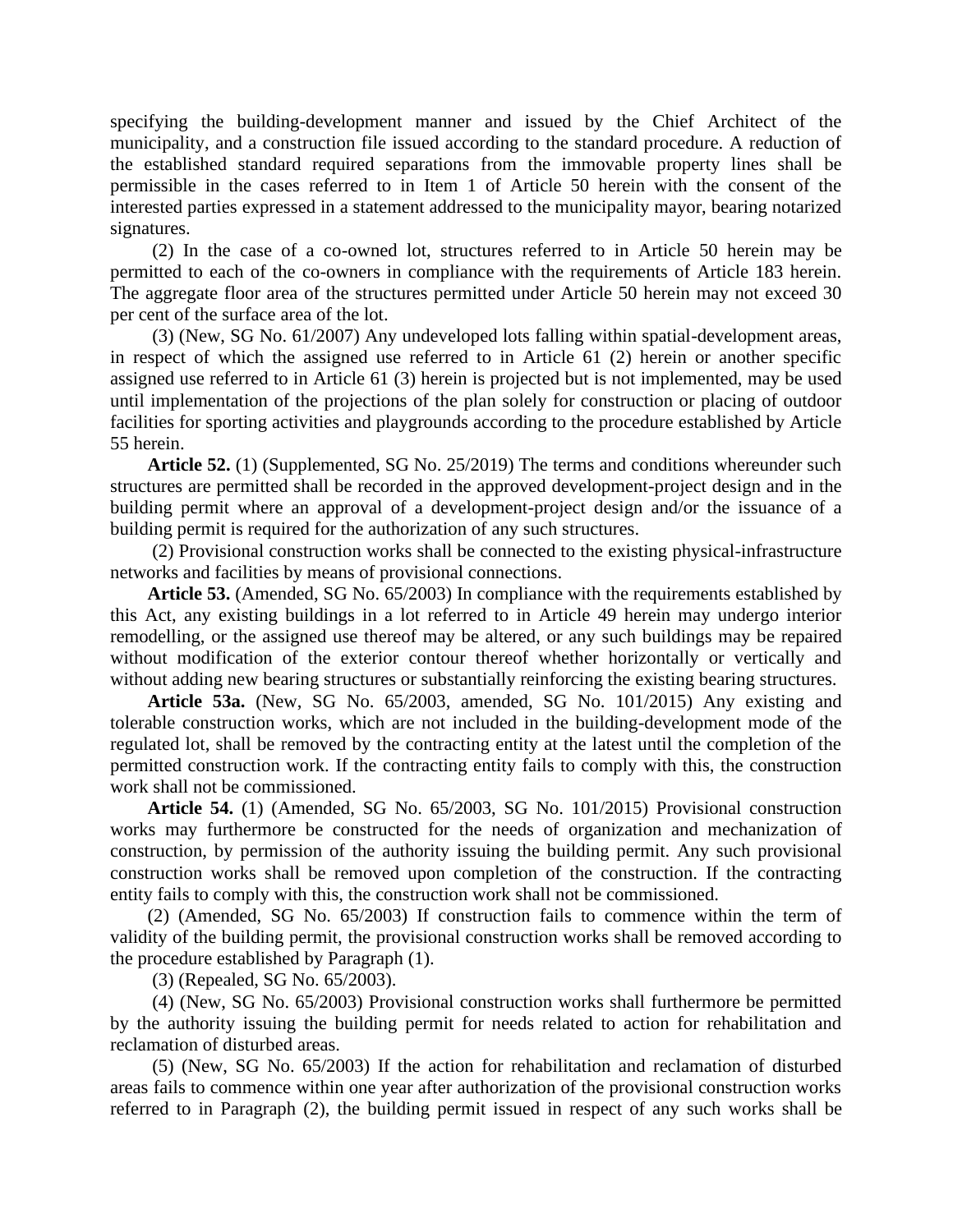specifying the building-development manner and issued by the Chief Architect of the municipality, and a construction file issued according to the standard procedure. A reduction of the established standard required separations from the immovable property lines shall be permissible in the cases referred to in Item 1 of Article 50 herein with the consent of the interested parties expressed in a statement addressed to the municipality mayor, bearing notarized signatures.

(2) In the case of a co-owned lot, structures referred to in Article 50 herein may be permitted to each of the co-owners in compliance with the requirements of Article 183 herein. The aggregate floor area of the structures permitted under Article 50 herein may not exceed 30 per cent of the surface area of the lot.

(3) (New, SG No. 61/2007) Any undeveloped lots falling within spatial-development areas, in respect of which the assigned use referred to in Article 61 (2) herein or another specific assigned use referred to in Article 61 (3) herein is projected but is not implemented, may be used until implementation of the projections of the plan solely for construction or placing of outdoor facilities for sporting activities and playgrounds according to the procedure established by Article 55 herein.

**Article 52.** (1) (Supplemented, SG No. 25/2019) The terms and conditions whereunder such structures are permitted shall be recorded in the approved development-project design and in the building permit where an approval of a development-project design and/or the issuance of a building permit is required for the authorization of any such structures.

(2) Provisional construction works shall be connected to the existing physical-infrastructure networks and facilities by means of provisional connections.

**Article 53.** (Amended, SG No. 65/2003) In compliance with the requirements established by this Act, any existing buildings in a lot referred to in Article 49 herein may undergo interior remodelling, or the assigned use thereof may be altered, or any such buildings may be repaired without modification of the exterior contour thereof whether horizontally or vertically and without adding new bearing structures or substantially reinforcing the existing bearing structures.

**Article 53a.** (New, SG No. 65/2003, amended, SG No. 101/2015) Any existing and tolerable construction works, which are not included in the building-development mode of the regulated lot, shall be removed by the contracting entity at the latest until the completion of the permitted construction work. If the contracting entity fails to comply with this, the construction work shall not be commissioned.

**Article 54.** (1) (Amended, SG No. 65/2003, SG No. 101/2015) Provisional construction works may furthermore be constructed for the needs of organization and mechanization of construction, by permission of the authority issuing the building permit. Any such provisional construction works shall be removed upon completion of the construction. If the contracting entity fails to comply with this, the construction work shall not be commissioned.

(2) (Amended, SG No. 65/2003) If construction fails to commence within the term of validity of the building permit, the provisional construction works shall be removed according to the procedure established by Paragraph (1).

(3) (Repealed, SG No. 65/2003).

(4) (New, SG No. 65/2003) Provisional construction works shall furthermore be permitted by the authority issuing the building permit for needs related to action for rehabilitation and reclamation of disturbed areas.

(5) (New, SG No. 65/2003) If the action for rehabilitation and reclamation of disturbed areas fails to commence within one year after authorization of the provisional construction works referred to in Paragraph (2), the building permit issued in respect of any such works shall be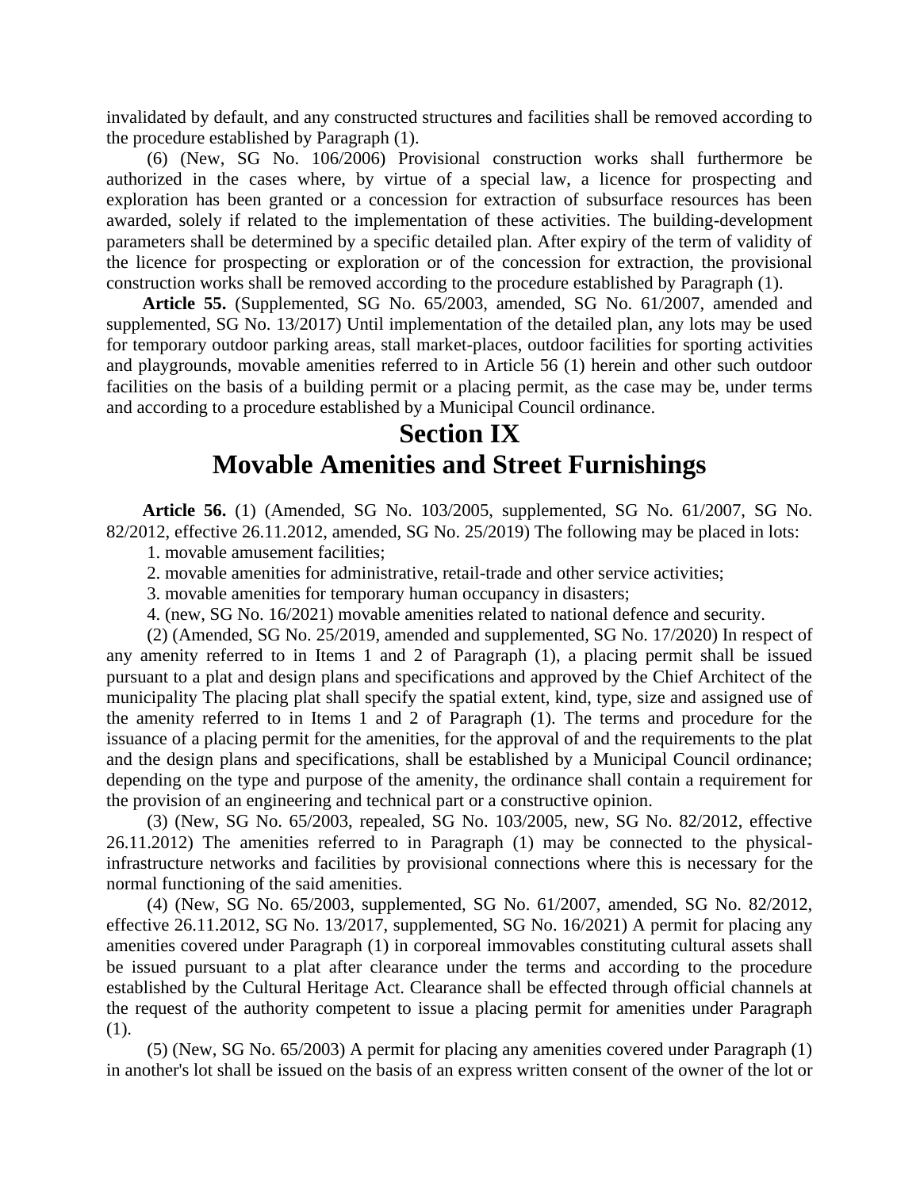invalidated by default, and any constructed structures and facilities shall be removed according to the procedure established by Paragraph (1).

(6) (New, SG No. 106/2006) Provisional construction works shall furthermore be authorized in the cases where, by virtue of a special law, a licence for prospecting and exploration has been granted or a concession for extraction of subsurface resources has been awarded, solely if related to the implementation of these activities. The building-development parameters shall be determined by a specific detailed plan. After expiry of the term of validity of the licence for prospecting or exploration or of the concession for extraction, the provisional construction works shall be removed according to the procedure established by Paragraph (1).

**Article 55.** (Supplemented, SG No. 65/2003, amended, SG No. 61/2007, amended and supplemented, SG No. 13/2017) Until implementation of the detailed plan, any lots may be used for temporary outdoor parking areas, stall market-places, outdoor facilities for sporting activities and playgrounds, movable amenities referred to in Article 56 (1) herein and other such outdoor facilities on the basis of a building permit or a placing permit, as the case may be, under terms and according to a procedure established by a Municipal Council ordinance.

# Section IX
# Movable Amenities and Street Furnishings

**Article 56.** (1) (Amended, SG No. 103/2005, supplemented, SG No. 61/2007, SG No. 82/2012, effective 26.11.2012, amended, SG No. 25/2019) The following may be placed in lots:

1. movable amusement facilities;
2. movable amenities for administrative, retail-trade and other service activities;
3. movable amenities for temporary human occupancy in disasters;
4. (new, SG No. 16/2021) movable amenities related to national defence and security.

(2) (Amended, SG No. 25/2019, amended and supplemented, SG No. 17/2020) In respect of any amenity referred to in Items 1 and 2 of Paragraph (1), a placing permit shall be issued pursuant to a plat and design plans and specifications and approved by the Chief Architect of the municipality The placing plat shall specify the spatial extent, kind, type, size and assigned use of the amenity referred to in Items 1 and 2 of Paragraph (1). The terms and procedure for the issuance of a placing permit for the amenities, for the approval of and the requirements to the plat and the design plans and specifications, shall be established by a Municipal Council ordinance; depending on the type and purpose of the amenity, the ordinance shall contain a requirement for the provision of an engineering and technical part or a constructive opinion.

(3) (New, SG No. 65/2003, repealed, SG No. 103/2005, new, SG No. 82/2012, effective 26.11.2012) The amenities referred to in Paragraph (1) may be connected to the physical-infrastructure networks and facilities by provisional connections where this is necessary for the normal functioning of the said amenities.

(4) (New, SG No. 65/2003, supplemented, SG No. 61/2007, amended, SG No. 82/2012, effective 26.11.2012, SG No. 13/2017, supplemented, SG No. 16/2021) A permit for placing any amenities covered under Paragraph (1) in corporeal immovables constituting cultural assets shall be issued pursuant to a plat after clearance under the terms and according to the procedure established by the Cultural Heritage Act. Clearance shall be effected through official channels at the request of the authority competent to issue a placing permit for amenities under Paragraph (1).

(5) (New, SG No. 65/2003) A permit for placing any amenities covered under Paragraph (1) in another's lot shall be issued on the basis of an express written consent of the owner of the lot or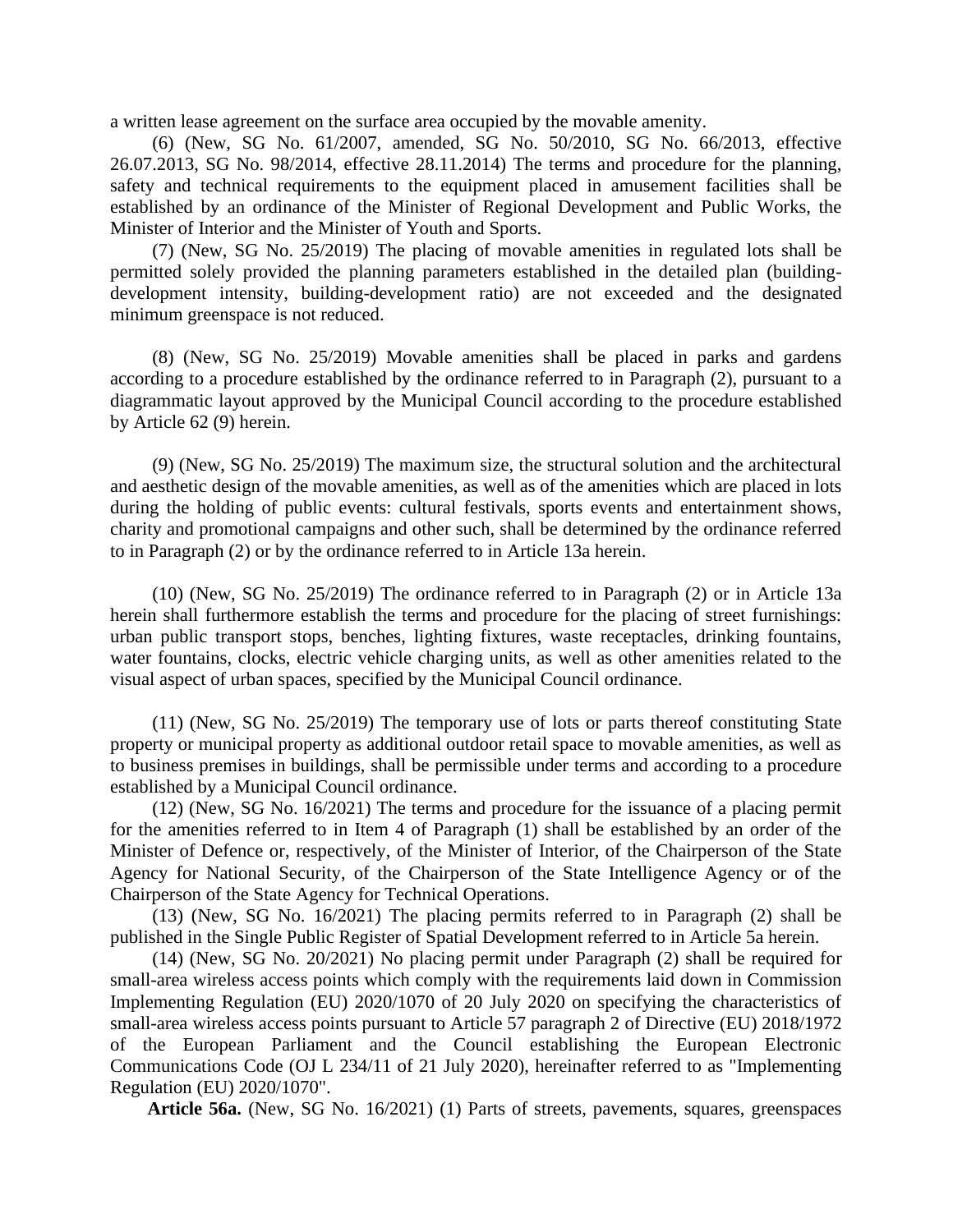a written lease agreement on the surface area occupied by the movable amenity.

(6) (New, SG No. 61/2007, amended, SG No. 50/2010, SG No. 66/2013, effective 26.07.2013, SG No. 98/2014, effective 28.11.2014) The terms and procedure for the planning, safety and technical requirements to the equipment placed in amusement facilities shall be established by an ordinance of the Minister of Regional Development and Public Works, the Minister of Interior and the Minister of Youth and Sports.

(7) (New, SG No. 25/2019) The placing of movable amenities in regulated lots shall be permitted solely provided the planning parameters established in the detailed plan (building-development intensity, building-development ratio) are not exceeded and the designated minimum greenspace is not reduced.

(8) (New, SG No. 25/2019) Movable amenities shall be placed in parks and gardens according to a procedure established by the ordinance referred to in Paragraph (2), pursuant to a diagrammatic layout approved by the Municipal Council according to the procedure established by Article 62 (9) herein.

(9) (New, SG No. 25/2019) The maximum size, the structural solution and the architectural and aesthetic design of the movable amenities, as well as of the amenities which are placed in lots during the holding of public events: cultural festivals, sports events and entertainment shows, charity and promotional campaigns and other such, shall be determined by the ordinance referred to in Paragraph (2) or by the ordinance referred to in Article 13a herein.

(10) (New, SG No. 25/2019) The ordinance referred to in Paragraph (2) or in Article 13a herein shall furthermore establish the terms and procedure for the placing of street furnishings: urban public transport stops, benches, lighting fixtures, waste receptacles, drinking fountains, water fountains, clocks, electric vehicle charging units, as well as other amenities related to the visual aspect of urban spaces, specified by the Municipal Council ordinance.

(11) (New, SG No. 25/2019) The temporary use of lots or parts thereof constituting State property or municipal property as additional outdoor retail space to movable amenities, as well as to business premises in buildings, shall be permissible under terms and according to a procedure established by a Municipal Council ordinance.

(12) (New, SG No. 16/2021) The terms and procedure for the issuance of a placing permit for the amenities referred to in Item 4 of Paragraph (1) shall be established by an order of the Minister of Defence or, respectively, of the Minister of Interior, of the Chairperson of the State Agency for National Security, of the Chairperson of the State Intelligence Agency or of the Chairperson of the State Agency for Technical Operations.

(13) (New, SG No. 16/2021) The placing permits referred to in Paragraph (2) shall be published in the Single Public Register of Spatial Development referred to in Article 5a herein.

(14) (New, SG No. 20/2021) No placing permit under Paragraph (2) shall be required for small-area wireless access points which comply with the requirements laid down in Commission Implementing Regulation (EU) 2020/1070 of 20 July 2020 on specifying the characteristics of small-area wireless access points pursuant to Article 57 paragraph 2 of Directive (EU) 2018/1972 of the European Parliament and the Council establishing the European Electronic Communications Code (OJ L 234/11 of 21 July 2020), hereinafter referred to as "Implementing Regulation (EU) 2020/1070".

**Article 56a.** (New, SG No. 16/2021) (1) Parts of streets, pavements, squares, greenspaces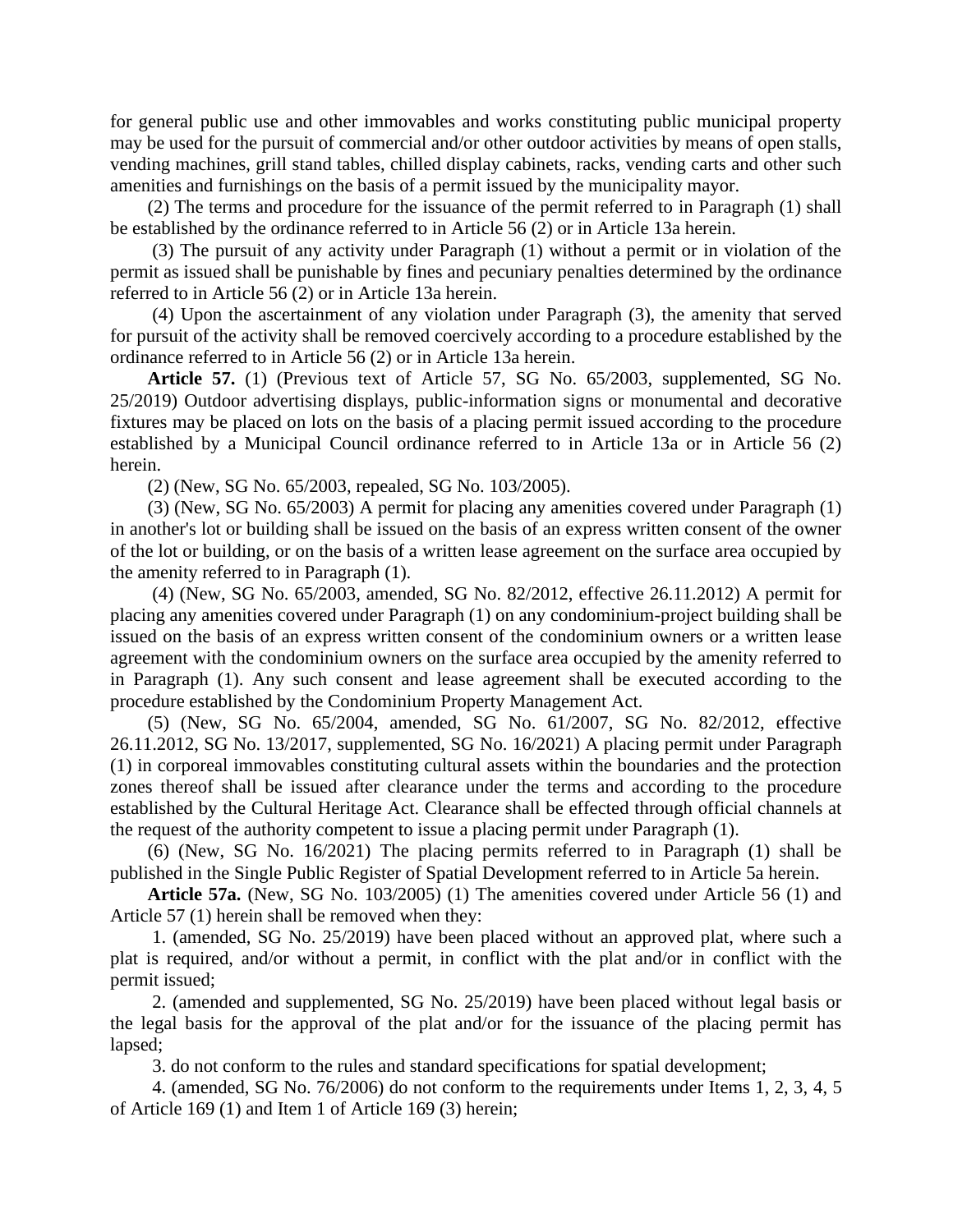for general public use and other immovables and works constituting public municipal property may be used for the pursuit of commercial and/or other outdoor activities by means of open stalls, vending machines, grill stand tables, chilled display cabinets, racks, vending carts and other such amenities and furnishings on the basis of a permit issued by the municipality mayor.

(2) The terms and procedure for the issuance of the permit referred to in Paragraph (1) shall be established by the ordinance referred to in Article 56 (2) or in Article 13a herein.

(3) The pursuit of any activity under Paragraph (1) without a permit or in violation of the permit as issued shall be punishable by fines and pecuniary penalties determined by the ordinance referred to in Article 56 (2) or in Article 13a herein.

(4) Upon the ascertainment of any violation under Paragraph (3), the amenity that served for pursuit of the activity shall be removed coercively according to a procedure established by the ordinance referred to in Article 56 (2) or in Article 13a herein.

**Article 57.** (1) (Previous text of Article 57, SG No. 65/2003, supplemented, SG No. 25/2019) Outdoor advertising displays, public-information signs or monumental and decorative fixtures may be placed on lots on the basis of a placing permit issued according to the procedure established by a Municipal Council ordinance referred to in Article 13a or in Article 56 (2) herein.

(2) (New, SG No. 65/2003, repealed, SG No. 103/2005).

(3) (New, SG No. 65/2003) A permit for placing any amenities covered under Paragraph (1) in another's lot or building shall be issued on the basis of an express written consent of the owner of the lot or building, or on the basis of a written lease agreement on the surface area occupied by the amenity referred to in Paragraph (1).

(4) (New, SG No. 65/2003, amended, SG No. 82/2012, effective 26.11.2012) A permit for placing any amenities covered under Paragraph (1) on any condominium-project building shall be issued on the basis of an express written consent of the condominium owners or a written lease agreement with the condominium owners on the surface area occupied by the amenity referred to in Paragraph (1). Any such consent and lease agreement shall be executed according to the procedure established by the Condominium Property Management Act.

(5) (New, SG No. 65/2004, amended, SG No. 61/2007, SG No. 82/2012, effective 26.11.2012, SG No. 13/2017, supplemented, SG No. 16/2021) A placing permit under Paragraph (1) in corporeal immovables constituting cultural assets within the boundaries and the protection zones thereof shall be issued after clearance under the terms and according to the procedure established by the Cultural Heritage Act. Clearance shall be effected through official channels at the request of the authority competent to issue a placing permit under Paragraph (1).

(6) (New, SG No. 16/2021) The placing permits referred to in Paragraph (1) shall be published in the Single Public Register of Spatial Development referred to in Article 5a herein.

**Article 57a.** (New, SG No. 103/2005) (1) The amenities covered under Article 56 (1) and Article 57 (1) herein shall be removed when they:

1. (amended, SG No. 25/2019) have been placed without an approved plat, where such a plat is required, and/or without a permit, in conflict with the plat and/or in conflict with the permit issued;

2. (amended and supplemented, SG No. 25/2019) have been placed without legal basis or the legal basis for the approval of the plat and/or for the issuance of the placing permit has lapsed;

3. do not conform to the rules and standard specifications for spatial development;

4. (amended, SG No. 76/2006) do not conform to the requirements under Items 1, 2, 3, 4, 5 of Article 169 (1) and Item 1 of Article 169 (3) herein;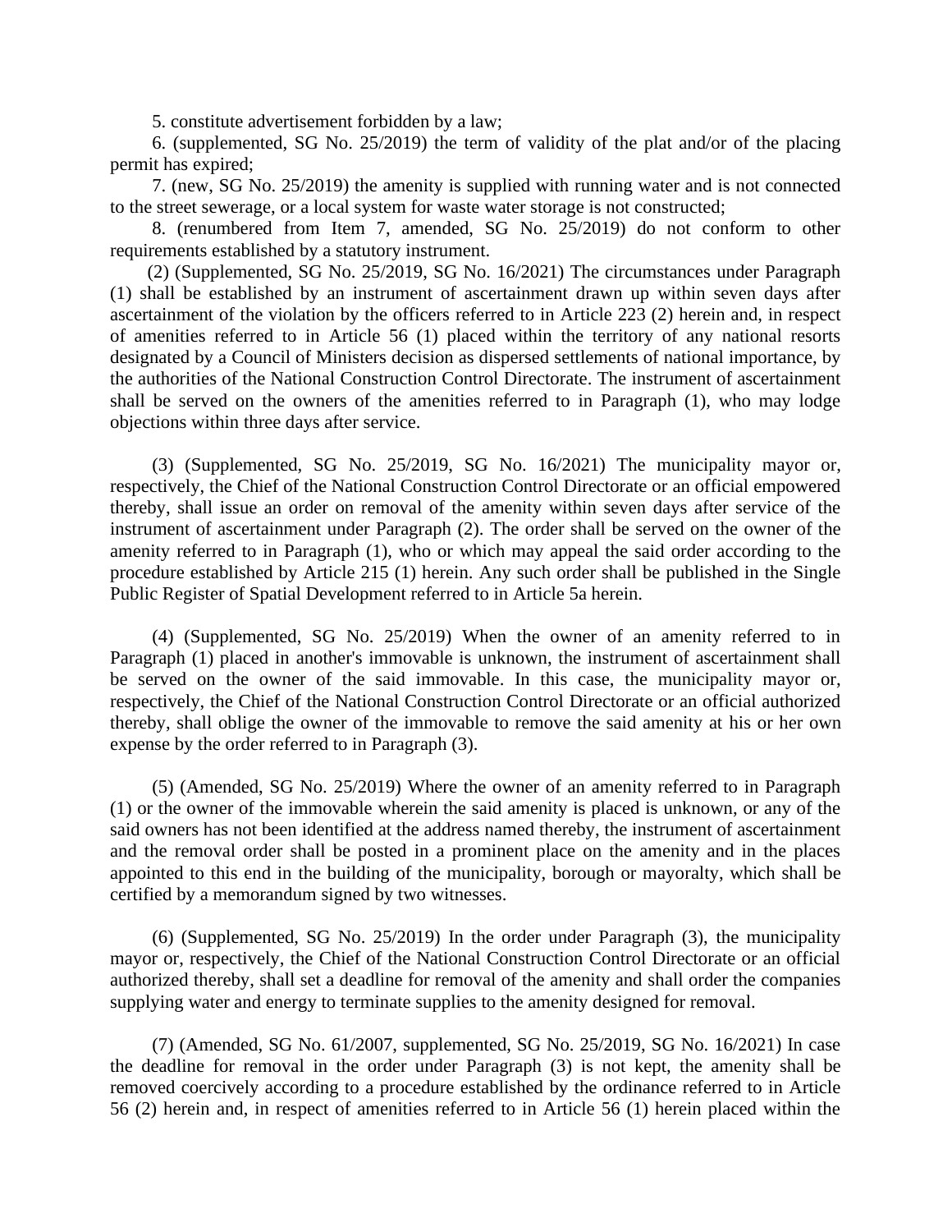5. constitute advertisement forbidden by a law;

6. (supplemented, SG No. 25/2019) the term of validity of the plat and/or of the placing permit has expired;

7. (new, SG No. 25/2019) the amenity is supplied with running water and is not connected to the street sewerage, or a local system for waste water storage is not constructed;

8. (renumbered from Item 7, amended, SG No. 25/2019) do not conform to other requirements established by a statutory instrument.

(2) (Supplemented, SG No. 25/2019, SG No. 16/2021) The circumstances under Paragraph (1) shall be established by an instrument of ascertainment drawn up within seven days after ascertainment of the violation by the officers referred to in Article 223 (2) herein and, in respect of amenities referred to in Article 56 (1) placed within the territory of any national resorts designated by a Council of Ministers decision as dispersed settlements of national importance, by the authorities of the National Construction Control Directorate. The instrument of ascertainment shall be served on the owners of the amenities referred to in Paragraph (1), who may lodge objections within three days after service.

(3) (Supplemented, SG No. 25/2019, SG No. 16/2021) The municipality mayor or, respectively, the Chief of the National Construction Control Directorate or an official empowered thereby, shall issue an order on removal of the amenity within seven days after service of the instrument of ascertainment under Paragraph (2). The order shall be served on the owner of the amenity referred to in Paragraph (1), who or which may appeal the said order according to the procedure established by Article 215 (1) herein. Any such order shall be published in the Single Public Register of Spatial Development referred to in Article 5a herein.

(4) (Supplemented, SG No. 25/2019) When the owner of an amenity referred to in Paragraph (1) placed in another's immovable is unknown, the instrument of ascertainment shall be served on the owner of the said immovable. In this case, the municipality mayor or, respectively, the Chief of the National Construction Control Directorate or an official authorized thereby, shall oblige the owner of the immovable to remove the said amenity at his or her own expense by the order referred to in Paragraph (3).

(5) (Amended, SG No. 25/2019) Where the owner of an amenity referred to in Paragraph (1) or the owner of the immovable wherein the said amenity is placed is unknown, or any of the said owners has not been identified at the address named thereby, the instrument of ascertainment and the removal order shall be posted in a prominent place on the amenity and in the places appointed to this end in the building of the municipality, borough or mayoralty, which shall be certified by a memorandum signed by two witnesses.

(6) (Supplemented, SG No. 25/2019) In the order under Paragraph (3), the municipality mayor or, respectively, the Chief of the National Construction Control Directorate or an official authorized thereby, shall set a deadline for removal of the amenity and shall order the companies supplying water and energy to terminate supplies to the amenity designed for removal.

(7) (Amended, SG No. 61/2007, supplemented, SG No. 25/2019, SG No. 16/2021) In case the deadline for removal in the order under Paragraph (3) is not kept, the amenity shall be removed coercively according to a procedure established by the ordinance referred to in Article 56 (2) herein and, in respect of amenities referred to in Article 56 (1) herein placed within the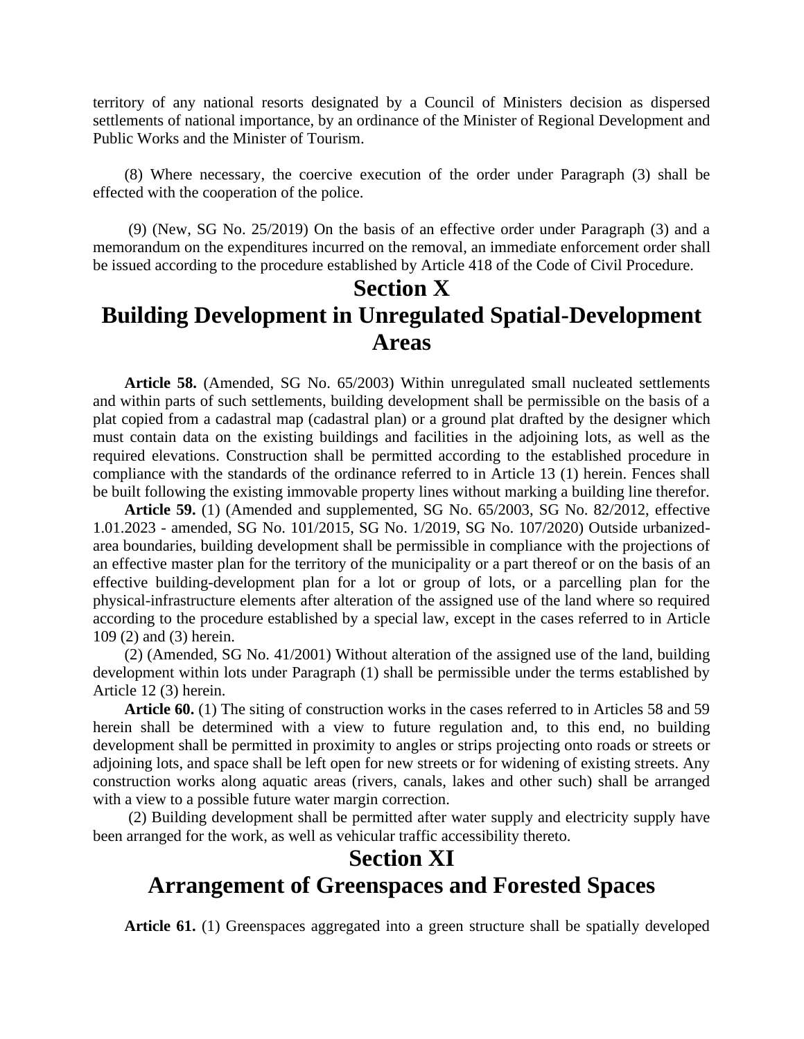territory of any national resorts designated by a Council of Ministers decision as dispersed settlements of national importance, by an ordinance of the Minister of Regional Development and Public Works and the Minister of Tourism.

(8) Where necessary, the coercive execution of the order under Paragraph (3) shall be effected with the cooperation of the police.

(9) (New, SG No. 25/2019) On the basis of an effective order under Paragraph (3) and a memorandum on the expenditures incurred on the removal, an immediate enforcement order shall be issued according to the procedure established by Article 418 of the Code of Civil Procedure.

# Section X
# Building Development in Unregulated Spatial-Development Areas

**Article 58.** (Amended, SG No. 65/2003) Within unregulated small nucleated settlements and within parts of such settlements, building development shall be permissible on the basis of a plat copied from a cadastral map (cadastral plan) or a ground plat drafted by the designer which must contain data on the existing buildings and facilities in the adjoining lots, as well as the required elevations. Construction shall be permitted according to the established procedure in compliance with the standards of the ordinance referred to in Article 13 (1) herein. Fences shall be built following the existing immovable property lines without marking a building line therefor.

**Article 59.** (1) (Amended and supplemented, SG No. 65/2003, SG No. 82/2012, effective 1.01.2023 - amended, SG No. 101/2015, SG No. 1/2019, SG No. 107/2020) Outside urbanized-area boundaries, building development shall be permissible in compliance with the projections of an effective master plan for the territory of the municipality or a part thereof or on the basis of an effective building-development plan for a lot or group of lots, or a parcelling plan for the physical-infrastructure elements after alteration of the assigned use of the land where so required according to the procedure established by a special law, except in the cases referred to in Article 109 (2) and (3) herein.

(2) (Amended, SG No. 41/2001) Without alteration of the assigned use of the land, building development within lots under Paragraph (1) shall be permissible under the terms established by Article 12 (3) herein.

**Article 60.** (1) The siting of construction works in the cases referred to in Articles 58 and 59 herein shall be determined with a view to future regulation and, to this end, no building development shall be permitted in proximity to angles or strips projecting onto roads or streets or adjoining lots, and space shall be left open for new streets or for widening of existing streets. Any construction works along aquatic areas (rivers, canals, lakes and other such) shall be arranged with a view to a possible future water margin correction.

(2) Building development shall be permitted after water supply and electricity supply have been arranged for the work, as well as vehicular traffic accessibility thereto.

# Section XI
# Arrangement of Greenspaces and Forested Spaces

**Article 61.** (1) Greenspaces aggregated into a green structure shall be spatially developed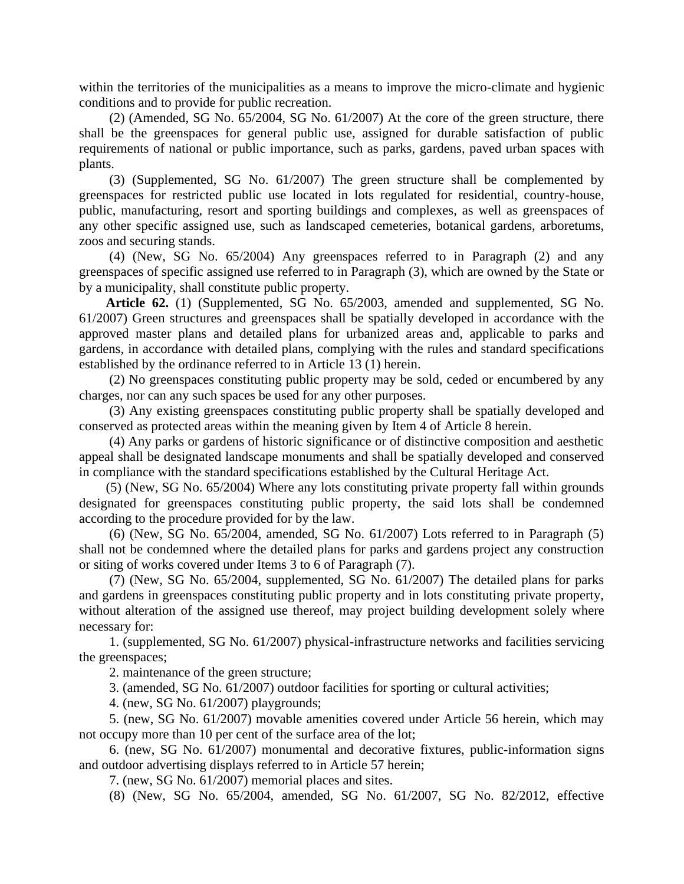within the territories of the municipalities as a means to improve the micro-climate and hygienic conditions and to provide for public recreation.

(2) (Amended, SG No. 65/2004, SG No. 61/2007) At the core of the green structure, there shall be the greenspaces for general public use, assigned for durable satisfaction of public requirements of national or public importance, such as parks, gardens, paved urban spaces with plants.

(3) (Supplemented, SG No. 61/2007) The green structure shall be complemented by greenspaces for restricted public use located in lots regulated for residential, country-house, public, manufacturing, resort and sporting buildings and complexes, as well as greenspaces of any other specific assigned use, such as landscaped cemeteries, botanical gardens, arboretums, zoos and securing stands.

(4) (New, SG No. 65/2004) Any greenspaces referred to in Paragraph (2) and any greenspaces of specific assigned use referred to in Paragraph (3), which are owned by the State or by a municipality, shall constitute public property.

**Article 62.** (1) (Supplemented, SG No. 65/2003, amended and supplemented, SG No. 61/2007) Green structures and greenspaces shall be spatially developed in accordance with the approved master plans and detailed plans for urbanized areas and, applicable to parks and gardens, in accordance with detailed plans, complying with the rules and standard specifications established by the ordinance referred to in Article 13 (1) herein.

(2) No greenspaces constituting public property may be sold, ceded or encumbered by any charges, nor can any such spaces be used for any other purposes.

(3) Any existing greenspaces constituting public property shall be spatially developed and conserved as protected areas within the meaning given by Item 4 of Article 8 herein.

(4) Any parks or gardens of historic significance or of distinctive composition and aesthetic appeal shall be designated landscape monuments and shall be spatially developed and conserved in compliance with the standard specifications established by the Cultural Heritage Act.

(5) (New, SG No. 65/2004) Where any lots constituting private property fall within grounds designated for greenspaces constituting public property, the said lots shall be condemned according to the procedure provided for by the law.

(6) (New, SG No. 65/2004, amended, SG No. 61/2007) Lots referred to in Paragraph (5) shall not be condemned where the detailed plans for parks and gardens project any construction or siting of works covered under Items 3 to 6 of Paragraph (7).

(7) (New, SG No. 65/2004, supplemented, SG No. 61/2007) The detailed plans for parks and gardens in greenspaces constituting public property and in lots constituting private property, without alteration of the assigned use thereof, may project building development solely where necessary for:

1. (supplemented, SG No. 61/2007) physical-infrastructure networks and facilities servicing the greenspaces;

2. maintenance of the green structure;

3. (amended, SG No. 61/2007) outdoor facilities for sporting or cultural activities;

4. (new, SG No. 61/2007) playgrounds;

5. (new, SG No. 61/2007) movable amenities covered under Article 56 herein, which may not occupy more than 10 per cent of the surface area of the lot;

6. (new, SG No. 61/2007) monumental and decorative fixtures, public-information signs and outdoor advertising displays referred to in Article 57 herein;

7. (new, SG No. 61/2007) memorial places and sites.

(8) (New, SG No. 65/2004, amended, SG No. 61/2007, SG No. 82/2012, effective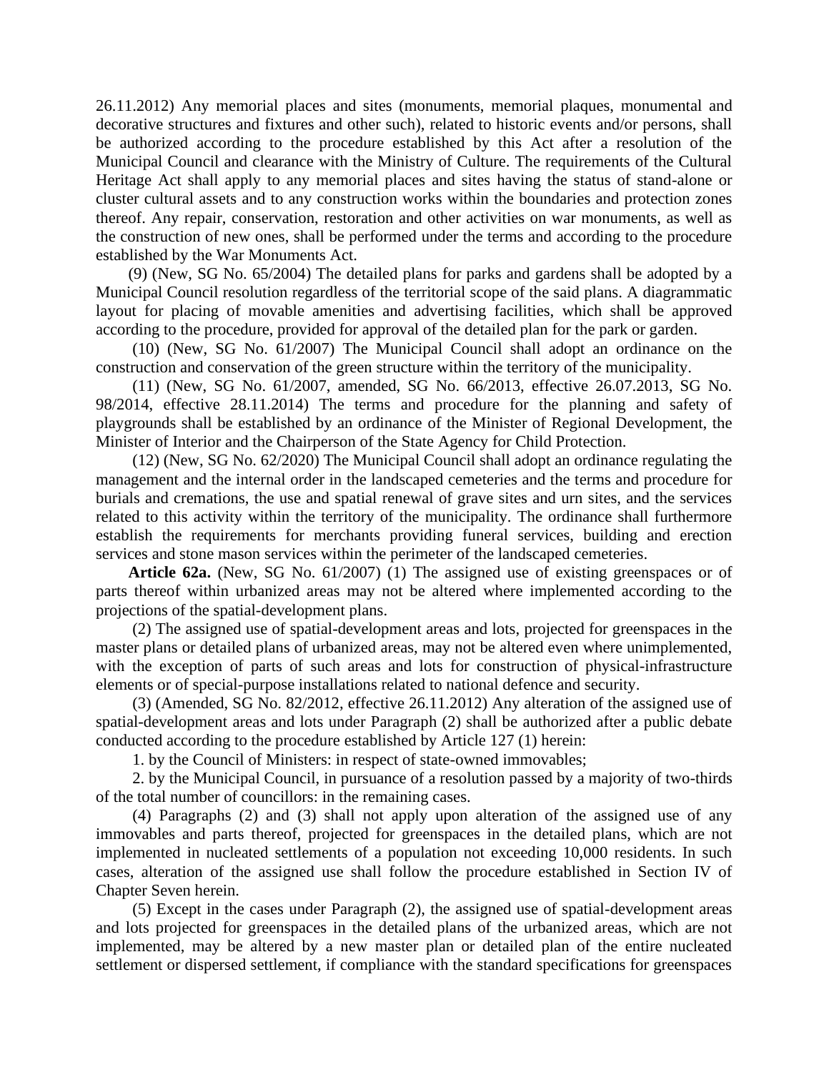26.11.2012) Any memorial places and sites (monuments, memorial plaques, monumental and decorative structures and fixtures and other such), related to historic events and/or persons, shall be authorized according to the procedure established by this Act after a resolution of the Municipal Council and clearance with the Ministry of Culture. The requirements of the Cultural Heritage Act shall apply to any memorial places and sites having the status of stand-alone or cluster cultural assets and to any construction works within the boundaries and protection zones thereof. Any repair, conservation, restoration and other activities on war monuments, as well as the construction of new ones, shall be performed under the terms and according to the procedure established by the War Monuments Act.

(9) (New, SG No. 65/2004) The detailed plans for parks and gardens shall be adopted by a Municipal Council resolution regardless of the territorial scope of the said plans. A diagrammatic layout for placing of movable amenities and advertising facilities, which shall be approved according to the procedure, provided for approval of the detailed plan for the park or garden.

(10) (New, SG No. 61/2007) The Municipal Council shall adopt an ordinance on the construction and conservation of the green structure within the territory of the municipality.

(11) (New, SG No. 61/2007, amended, SG No. 66/2013, effective 26.07.2013, SG No. 98/2014, effective 28.11.2014) The terms and procedure for the planning and safety of playgrounds shall be established by an ordinance of the Minister of Regional Development, the Minister of Interior and the Chairperson of the State Agency for Child Protection.

(12) (New, SG No. 62/2020) The Municipal Council shall adopt an ordinance regulating the management and the internal order in the landscaped cemeteries and the terms and procedure for burials and cremations, the use and spatial renewal of grave sites and urn sites, and the services related to this activity within the territory of the municipality. The ordinance shall furthermore establish the requirements for merchants providing funeral services, building and erection services and stone mason services within the perimeter of the landscaped cemeteries.

**Article 62a.** (New, SG No. 61/2007) (1) The assigned use of existing greenspaces or of parts thereof within urbanized areas may not be altered where implemented according to the projections of the spatial-development plans.

(2) The assigned use of spatial-development areas and lots, projected for greenspaces in the master plans or detailed plans of urbanized areas, may not be altered even where unimplemented, with the exception of parts of such areas and lots for construction of physical-infrastructure elements or of special-purpose installations related to national defence and security.

(3) (Amended, SG No. 82/2012, effective 26.11.2012) Any alteration of the assigned use of spatial-development areas and lots under Paragraph (2) shall be authorized after a public debate conducted according to the procedure established by Article 127 (1) herein:

1. by the Council of Ministers: in respect of state-owned immovables;

2. by the Municipal Council, in pursuance of a resolution passed by a majority of two-thirds of the total number of councillors: in the remaining cases.

(4) Paragraphs (2) and (3) shall not apply upon alteration of the assigned use of any immovables and parts thereof, projected for greenspaces in the detailed plans, which are not implemented in nucleated settlements of a population not exceeding 10,000 residents. In such cases, alteration of the assigned use shall follow the procedure established in Section IV of Chapter Seven herein.

(5) Except in the cases under Paragraph (2), the assigned use of spatial-development areas and lots projected for greenspaces in the detailed plans of the urbanized areas, which are not implemented, may be altered by a new master plan or detailed plan of the entire nucleated settlement or dispersed settlement, if compliance with the standard specifications for greenspaces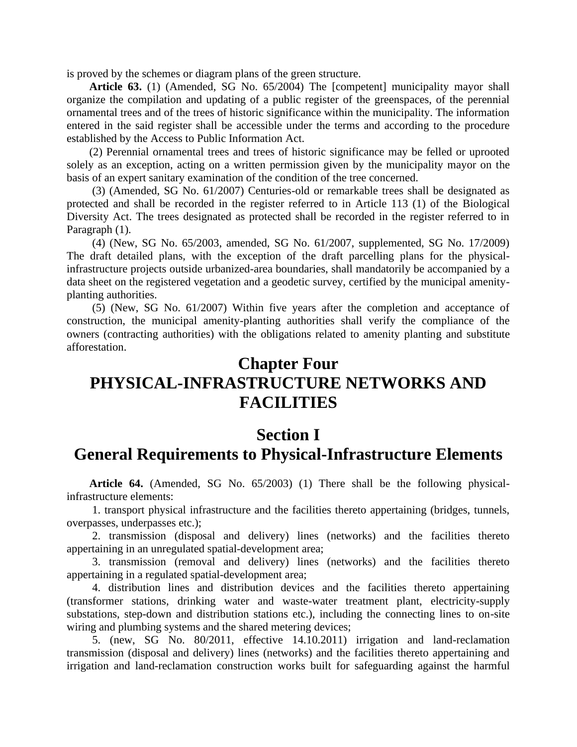is proved by the schemes or diagram plans of the green structure.

**Article 63.** (1) (Amended, SG No. 65/2004) The [competent] municipality mayor shall organize the compilation and updating of a public register of the greenspaces, of the perennial ornamental trees and of the trees of historic significance within the municipality. The information entered in the said register shall be accessible under the terms and according to the procedure established by the Access to Public Information Act.

(2) Perennial ornamental trees and trees of historic significance may be felled or uprooted solely as an exception, acting on a written permission given by the municipality mayor on the basis of an expert sanitary examination of the condition of the tree concerned.

(3) (Amended, SG No. 61/2007) Centuries-old or remarkable trees shall be designated as protected and shall be recorded in the register referred to in Article 113 (1) of the Biological Diversity Act. The trees designated as protected shall be recorded in the register referred to in Paragraph (1).

(4) (New, SG No. 65/2003, amended, SG No. 61/2007, supplemented, SG No. 17/2009) The draft detailed plans, with the exception of the draft parcelling plans for the physical-infrastructure projects outside urbanized-area boundaries, shall mandatorily be accompanied by a data sheet on the registered vegetation and a geodetic survey, certified by the municipal amenity-planting authorities.

(5) (New, SG No. 61/2007) Within five years after the completion and acceptance of construction, the municipal amenity-planting authorities shall verify the compliance of the owners (contracting authorities) with the obligations related to amenity planting and substitute afforestation.

# Chapter Four
# PHYSICAL-INFRASTRUCTURE NETWORKS AND FACILITIES

## Section I
## General Requirements to Physical-Infrastructure Elements

**Article 64.** (Amended, SG No. 65/2003) (1) There shall be the following physical-infrastructure elements:

1. transport physical infrastructure and the facilities thereto appertaining (bridges, tunnels, overpasses, underpasses etc.);

2. transmission (disposal and delivery) lines (networks) and the facilities thereto appertaining in an unregulated spatial-development area;

3. transmission (removal and delivery) lines (networks) and the facilities thereto appertaining in a regulated spatial-development area;

4. distribution lines and distribution devices and the facilities thereto appertaining (transformer stations, drinking water and waste-water treatment plant, electricity-supply substations, step-down and distribution stations etc.), including the connecting lines to on-site wiring and plumbing systems and the shared metering devices;

5. (new, SG No. 80/2011, effective 14.10.2011) irrigation and land-reclamation transmission (disposal and delivery) lines (networks) and the facilities thereto appertaining and irrigation and land-reclamation construction works built for safeguarding against the harmful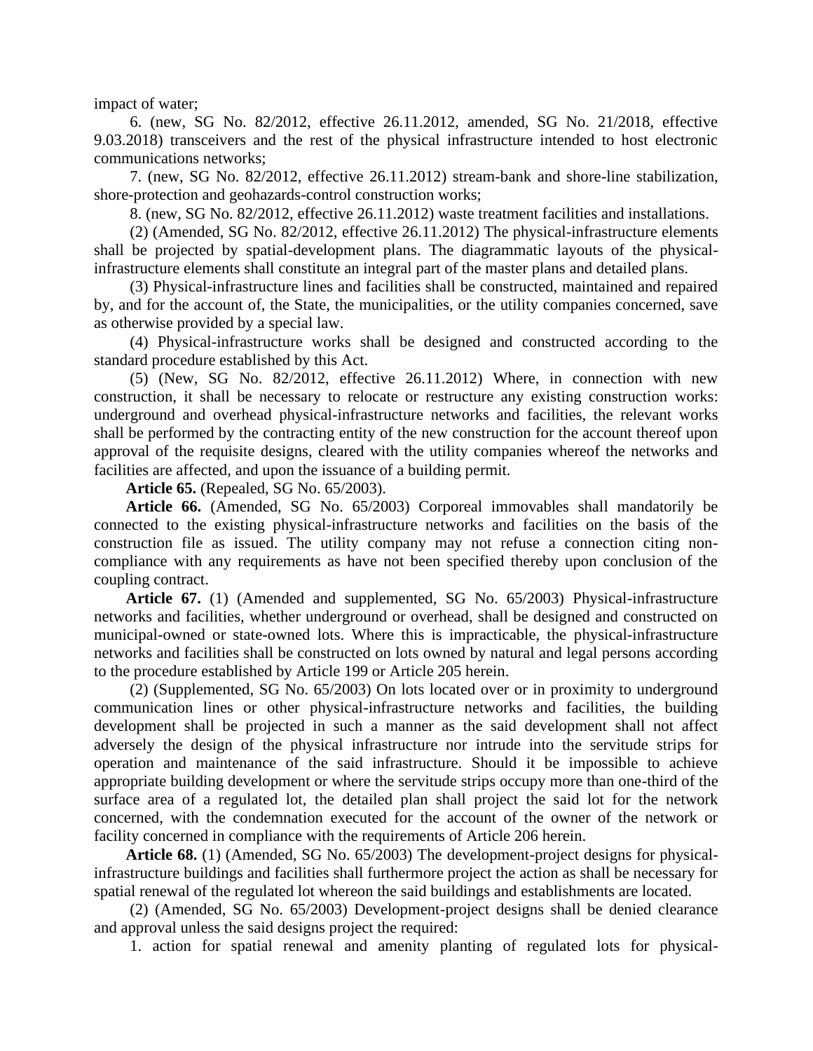impact of water;

6. (new, SG No. 82/2012, effective 26.11.2012, amended, SG No. 21/2018, effective 9.03.2018) transceivers and the rest of the physical infrastructure intended to host electronic communications networks;

7. (new, SG No. 82/2012, effective 26.11.2012) stream-bank and shore-line stabilization, shore-protection and geohazards-control construction works;

8. (new, SG No. 82/2012, effective 26.11.2012) waste treatment facilities and installations.

(2) (Amended, SG No. 82/2012, effective 26.11.2012) The physical-infrastructure elements shall be projected by spatial-development plans. The diagrammatic layouts of the physical-infrastructure elements shall constitute an integral part of the master plans and detailed plans.

(3) Physical-infrastructure lines and facilities shall be constructed, maintained and repaired by, and for the account of, the State, the municipalities, or the utility companies concerned, save as otherwise provided by a special law.

(4) Physical-infrastructure works shall be designed and constructed according to the standard procedure established by this Act.

(5) (New, SG No. 82/2012, effective 26.11.2012) Where, in connection with new construction, it shall be necessary to relocate or restructure any existing construction works: underground and overhead physical-infrastructure networks and facilities, the relevant works shall be performed by the contracting entity of the new construction for the account thereof upon approval of the requisite designs, cleared with the utility companies whereof the networks and facilities are affected, and upon the issuance of a building permit.

**Article 65.** (Repealed, SG No. 65/2003).

**Article 66.** (Amended, SG No. 65/2003) Corporeal immovables shall mandatorily be connected to the existing physical-infrastructure networks and facilities on the basis of the construction file as issued. The utility company may not refuse a connection citing non-compliance with any requirements as have not been specified thereby upon conclusion of the coupling contract.

**Article 67.** (1) (Amended and supplemented, SG No. 65/2003) Physical-infrastructure networks and facilities, whether underground or overhead, shall be designed and constructed on municipal-owned or state-owned lots. Where this is impracticable, the physical-infrastructure networks and facilities shall be constructed on lots owned by natural and legal persons according to the procedure established by Article 199 or Article 205 herein.

(2) (Supplemented, SG No. 65/2003) On lots located over or in proximity to underground communication lines or other physical-infrastructure networks and facilities, the building development shall be projected in such a manner as the said development shall not affect adversely the design of the physical infrastructure nor intrude into the servitude strips for operation and maintenance of the said infrastructure. Should it be impossible to achieve appropriate building development or where the servitude strips occupy more than one-third of the surface area of a regulated lot, the detailed plan shall project the said lot for the network concerned, with the condemnation executed for the account of the owner of the network or facility concerned in compliance with the requirements of Article 206 herein.

**Article 68.** (1) (Amended, SG No. 65/2003) The development-project designs for physical-infrastructure buildings and facilities shall furthermore project the action as shall be necessary for spatial renewal of the regulated lot whereon the said buildings and establishments are located.

(2) (Amended, SG No. 65/2003) Development-project designs shall be denied clearance and approval unless the said designs project the required:

1. action for spatial renewal and amenity planting of regulated lots for physical-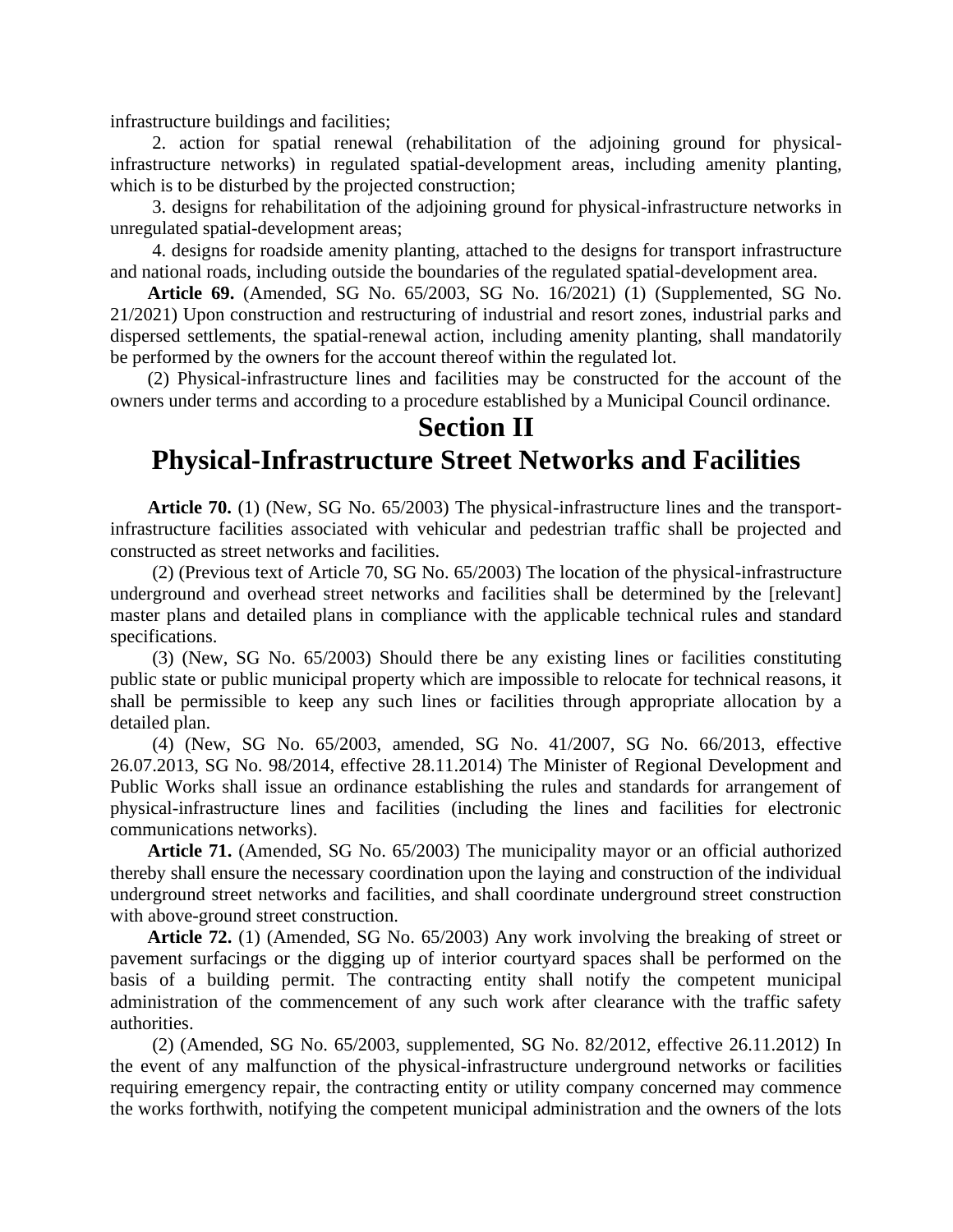infrastructure buildings and facilities;

2. action for spatial renewal (rehabilitation of the adjoining ground for physical-infrastructure networks) in regulated spatial-development areas, including amenity planting, which is to be disturbed by the projected construction;

3. designs for rehabilitation of the adjoining ground for physical-infrastructure networks in unregulated spatial-development areas;

4. designs for roadside amenity planting, attached to the designs for transport infrastructure and national roads, including outside the boundaries of the regulated spatial-development area.

**Article 69.** (Amended, SG No. 65/2003, SG No. 16/2021) (1) (Supplemented, SG No. 21/2021) Upon construction and restructuring of industrial and resort zones, industrial parks and dispersed settlements, the spatial-renewal action, including amenity planting, shall mandatorily be performed by the owners for the account thereof within the regulated lot.

(2) Physical-infrastructure lines and facilities may be constructed for the account of the owners under terms and according to a procedure established by a Municipal Council ordinance.

# Section II
# Physical-Infrastructure Street Networks and Facilities

**Article 70.** (1) (New, SG No. 65/2003) The physical-infrastructure lines and the transport-infrastructure facilities associated with vehicular and pedestrian traffic shall be projected and constructed as street networks and facilities.

(2) (Previous text of Article 70, SG No. 65/2003) The location of the physical-infrastructure underground and overhead street networks and facilities shall be determined by the [relevant] master plans and detailed plans in compliance with the applicable technical rules and standard specifications.

(3) (New, SG No. 65/2003) Should there be any existing lines or facilities constituting public state or public municipal property which are impossible to relocate for technical reasons, it shall be permissible to keep any such lines or facilities through appropriate allocation by a detailed plan.

(4) (New, SG No. 65/2003, amended, SG No. 41/2007, SG No. 66/2013, effective 26.07.2013, SG No. 98/2014, effective 28.11.2014) The Minister of Regional Development and Public Works shall issue an ordinance establishing the rules and standards for arrangement of physical-infrastructure lines and facilities (including the lines and facilities for electronic communications networks).

**Article 71.** (Amended, SG No. 65/2003) The municipality mayor or an official authorized thereby shall ensure the necessary coordination upon the laying and construction of the individual underground street networks and facilities, and shall coordinate underground street construction with above-ground street construction.

**Article 72.** (1) (Amended, SG No. 65/2003) Any work involving the breaking of street or pavement surfacings or the digging up of interior courtyard spaces shall be performed on the basis of a building permit. The contracting entity shall notify the competent municipal administration of the commencement of any such work after clearance with the traffic safety authorities.

(2) (Amended, SG No. 65/2003, supplemented, SG No. 82/2012, effective 26.11.2012) In the event of any malfunction of the physical-infrastructure underground networks or facilities requiring emergency repair, the contracting entity or utility company concerned may commence the works forthwith, notifying the competent municipal administration and the owners of the lots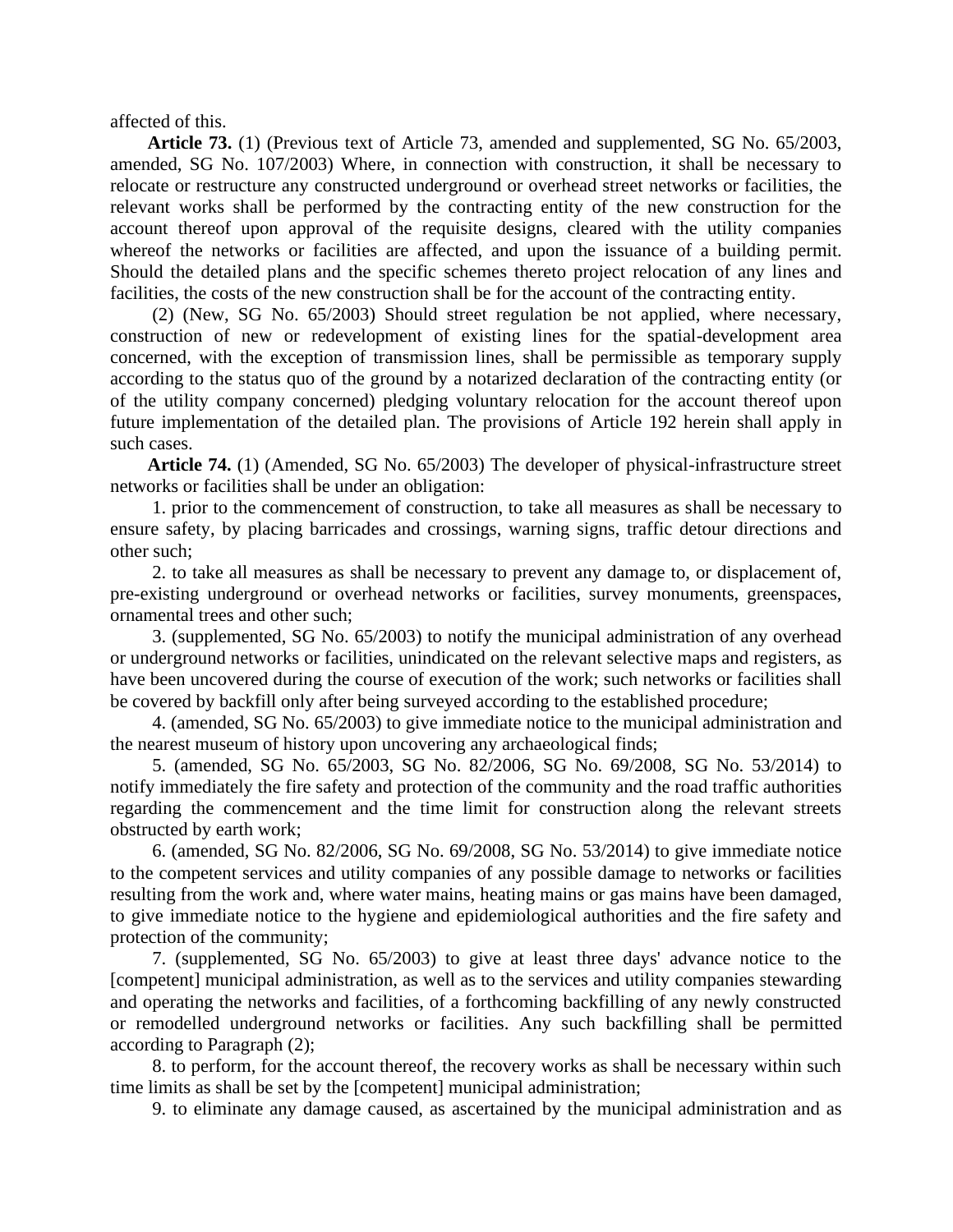affected of this.

**Article 73.** (1) (Previous text of Article 73, amended and supplemented, SG No. 65/2003, amended, SG No. 107/2003) Where, in connection with construction, it shall be necessary to relocate or restructure any constructed underground or overhead street networks or facilities, the relevant works shall be performed by the contracting entity of the new construction for the account thereof upon approval of the requisite designs, cleared with the utility companies whereof the networks or facilities are affected, and upon the issuance of a building permit. Should the detailed plans and the specific schemes thereto project relocation of any lines and facilities, the costs of the new construction shall be for the account of the contracting entity.

(2) (New, SG No. 65/2003) Should street regulation be not applied, where necessary, construction of new or redevelopment of existing lines for the spatial-development area concerned, with the exception of transmission lines, shall be permissible as temporary supply according to the status quo of the ground by a notarized declaration of the contracting entity (or of the utility company concerned) pledging voluntary relocation for the account thereof upon future implementation of the detailed plan. The provisions of Article 192 herein shall apply in such cases.

**Article 74.** (1) (Amended, SG No. 65/2003) The developer of physical-infrastructure street networks or facilities shall be under an obligation:

1. prior to the commencement of construction, to take all measures as shall be necessary to ensure safety, by placing barricades and crossings, warning signs, traffic detour directions and other such;

2. to take all measures as shall be necessary to prevent any damage to, or displacement of, pre-existing underground or overhead networks or facilities, survey monuments, greenspaces, ornamental trees and other such;

3. (supplemented, SG No. 65/2003) to notify the municipal administration of any overhead or underground networks or facilities, unindicated on the relevant selective maps and registers, as have been uncovered during the course of execution of the work; such networks or facilities shall be covered by backfill only after being surveyed according to the established procedure;

4. (amended, SG No. 65/2003) to give immediate notice to the municipal administration and the nearest museum of history upon uncovering any archaeological finds;

5. (amended, SG No. 65/2003, SG No. 82/2006, SG No. 69/2008, SG No. 53/2014) to notify immediately the fire safety and protection of the community and the road traffic authorities regarding the commencement and the time limit for construction along the relevant streets obstructed by earth work;

6. (amended, SG No. 82/2006, SG No. 69/2008, SG No. 53/2014) to give immediate notice to the competent services and utility companies of any possible damage to networks or facilities resulting from the work and, where water mains, heating mains or gas mains have been damaged, to give immediate notice to the hygiene and epidemiological authorities and the fire safety and protection of the community;

7. (supplemented, SG No. 65/2003) to give at least three days' advance notice to the [competent] municipal administration, as well as to the services and utility companies stewarding and operating the networks and facilities, of a forthcoming backfilling of any newly constructed or remodelled underground networks or facilities. Any such backfilling shall be permitted according to Paragraph (2);

8. to perform, for the account thereof, the recovery works as shall be necessary within such time limits as shall be set by the [competent] municipal administration;

9. to eliminate any damage caused, as ascertained by the municipal administration and as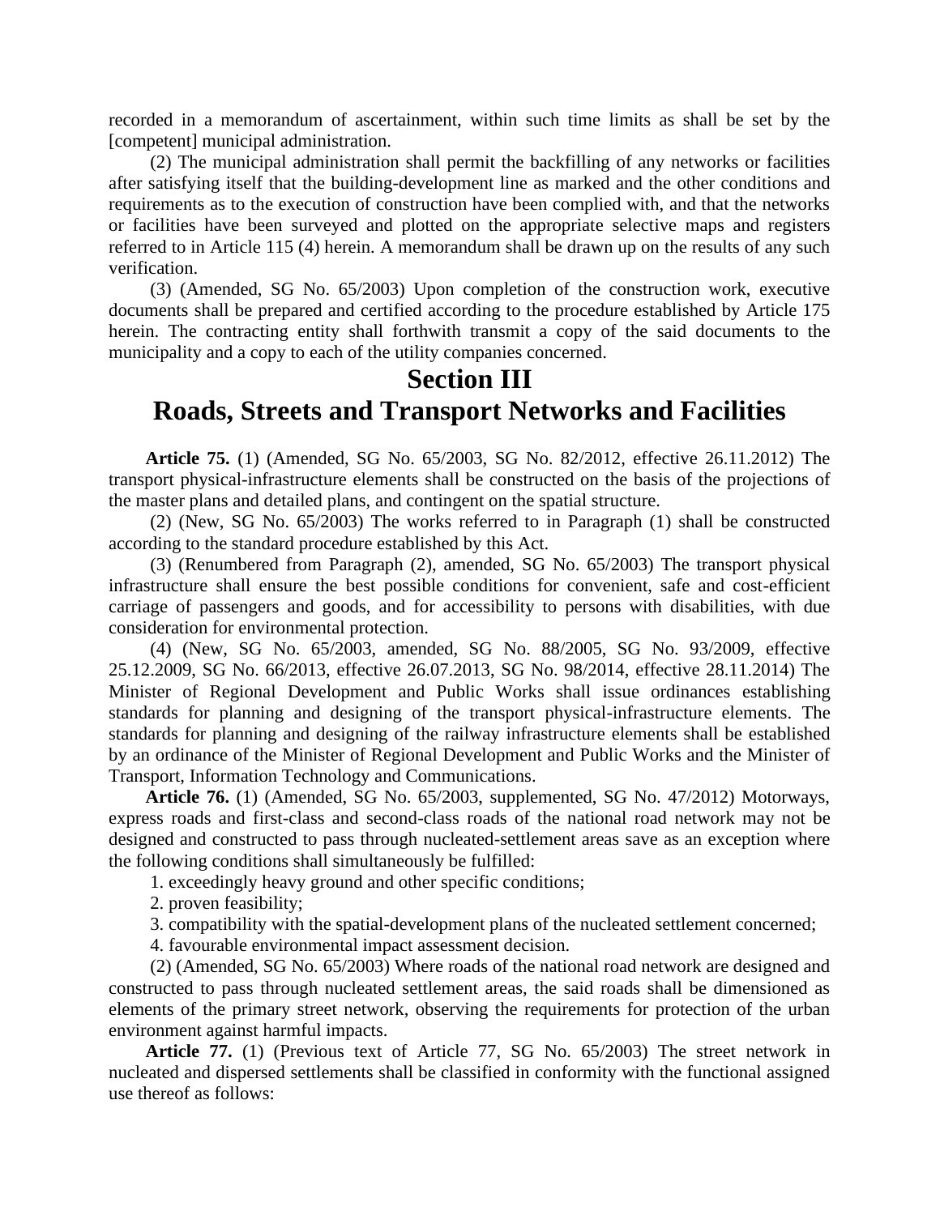recorded in a memorandum of ascertainment, within such time limits as shall be set by the [competent] municipal administration.

(2) The municipal administration shall permit the backfilling of any networks or facilities after satisfying itself that the building-development line as marked and the other conditions and requirements as to the execution of construction have been complied with, and that the networks or facilities have been surveyed and plotted on the appropriate selective maps and registers referred to in Article 115 (4) herein. A memorandum shall be drawn up on the results of any such verification.

(3) (Amended, SG No. 65/2003) Upon completion of the construction work, executive documents shall be prepared and certified according to the procedure established by Article 175 herein. The contracting entity shall forthwith transmit a copy of the said documents to the municipality and a copy to each of the utility companies concerned.

## Section III
## Roads, Streets and Transport Networks and Facilities

**Article 75.** (1) (Amended, SG No. 65/2003, SG No. 82/2012, effective 26.11.2012) The transport physical-infrastructure elements shall be constructed on the basis of the projections of the master plans and detailed plans, and contingent on the spatial structure.

(2) (New, SG No. 65/2003) The works referred to in Paragraph (1) shall be constructed according to the standard procedure established by this Act.

(3) (Renumbered from Paragraph (2), amended, SG No. 65/2003) The transport physical infrastructure shall ensure the best possible conditions for convenient, safe and cost-efficient carriage of passengers and goods, and for accessibility to persons with disabilities, with due consideration for environmental protection.

(4) (New, SG No. 65/2003, amended, SG No. 88/2005, SG No. 93/2009, effective 25.12.2009, SG No. 66/2013, effective 26.07.2013, SG No. 98/2014, effective 28.11.2014) The Minister of Regional Development and Public Works shall issue ordinances establishing standards for planning and designing of the transport physical-infrastructure elements. The standards for planning and designing of the railway infrastructure elements shall be established by an ordinance of the Minister of Regional Development and Public Works and the Minister of Transport, Information Technology and Communications.

**Article 76.** (1) (Amended, SG No. 65/2003, supplemented, SG No. 47/2012) Motorways, express roads and first-class and second-class roads of the national road network may not be designed and constructed to pass through nucleated-settlement areas save as an exception where the following conditions shall simultaneously be fulfilled:

1. exceedingly heavy ground and other specific conditions;
2. proven feasibility;
3. compatibility with the spatial-development plans of the nucleated settlement concerned;
4. favourable environmental impact assessment decision.

(2) (Amended, SG No. 65/2003) Where roads of the national road network are designed and constructed to pass through nucleated settlement areas, the said roads shall be dimensioned as elements of the primary street network, observing the requirements for protection of the urban environment against harmful impacts.

**Article 77.** (1) (Previous text of Article 77, SG No. 65/2003) The street network in nucleated and dispersed settlements shall be classified in conformity with the functional assigned use thereof as follows: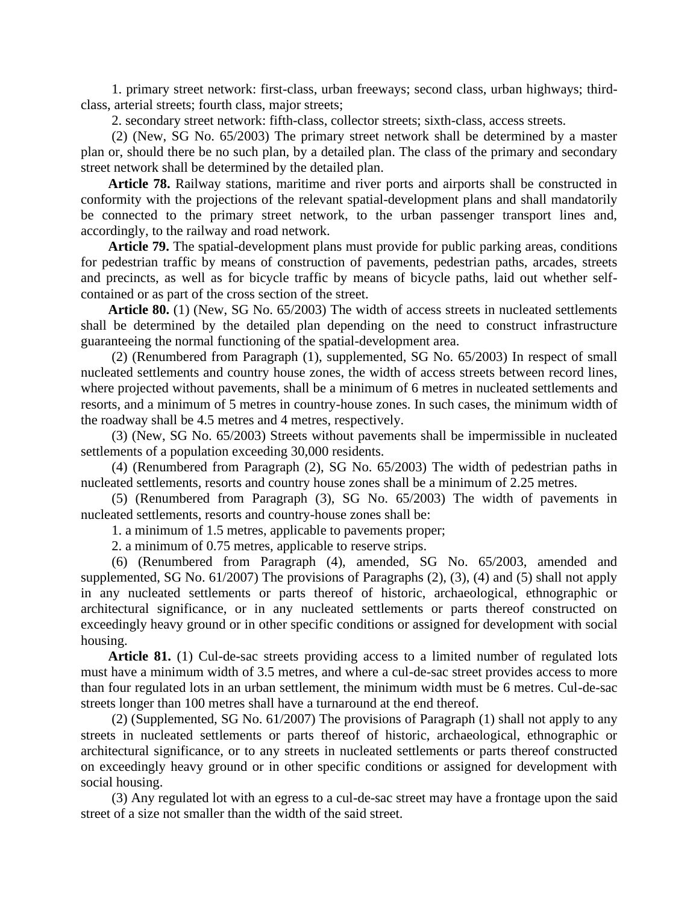1. primary street network: first-class, urban freeways; second class, urban highways; third-class, arterial streets; fourth class, major streets;

2. secondary street network: fifth-class, collector streets; sixth-class, access streets.

(2) (New, SG No. 65/2003) The primary street network shall be determined by a master plan or, should there be no such plan, by a detailed plan. The class of the primary and secondary street network shall be determined by the detailed plan.

**Article 78.** Railway stations, maritime and river ports and airports shall be constructed in conformity with the projections of the relevant spatial-development plans and shall mandatorily be connected to the primary street network, to the urban passenger transport lines and, accordingly, to the railway and road network.

**Article 79.** The spatial-development plans must provide for public parking areas, conditions for pedestrian traffic by means of construction of pavements, pedestrian paths, arcades, streets and precincts, as well as for bicycle traffic by means of bicycle paths, laid out whether self-contained or as part of the cross section of the street.

**Article 80.** (1) (New, SG No. 65/2003) The width of access streets in nucleated settlements shall be determined by the detailed plan depending on the need to construct infrastructure guaranteeing the normal functioning of the spatial-development area.

(2) (Renumbered from Paragraph (1), supplemented, SG No. 65/2003) In respect of small nucleated settlements and country house zones, the width of access streets between record lines, where projected without pavements, shall be a minimum of 6 metres in nucleated settlements and resorts, and a minimum of 5 metres in country-house zones. In such cases, the minimum width of the roadway shall be 4.5 metres and 4 metres, respectively.

(3) (New, SG No. 65/2003) Streets without pavements shall be impermissible in nucleated settlements of a population exceeding 30,000 residents.

(4) (Renumbered from Paragraph (2), SG No. 65/2003) The width of pedestrian paths in nucleated settlements, resorts and country house zones shall be a minimum of 2.25 metres.

(5) (Renumbered from Paragraph (3), SG No. 65/2003) The width of pavements in nucleated settlements, resorts and country-house zones shall be:

1. a minimum of 1.5 metres, applicable to pavements proper;

2. a minimum of 0.75 metres, applicable to reserve strips.

(6) (Renumbered from Paragraph (4), amended, SG No. 65/2003, amended and supplemented, SG No. 61/2007) The provisions of Paragraphs (2), (3), (4) and (5) shall not apply in any nucleated settlements or parts thereof of historic, archaeological, ethnographic or architectural significance, or in any nucleated settlements or parts thereof constructed on exceedingly heavy ground or in other specific conditions or assigned for development with social housing.

**Article 81.** (1) Cul-de-sac streets providing access to a limited number of regulated lots must have a minimum width of 3.5 metres, and where a cul-de-sac street provides access to more than four regulated lots in an urban settlement, the minimum width must be 6 metres. Cul-de-sac streets longer than 100 metres shall have a turnaround at the end thereof.

(2) (Supplemented, SG No. 61/2007) The provisions of Paragraph (1) shall not apply to any streets in nucleated settlements or parts thereof of historic, archaeological, ethnographic or architectural significance, or to any streets in nucleated settlements or parts thereof constructed on exceedingly heavy ground or in other specific conditions or assigned for development with social housing.

(3) Any regulated lot with an egress to a cul-de-sac street may have a frontage upon the said street of a size not smaller than the width of the said street.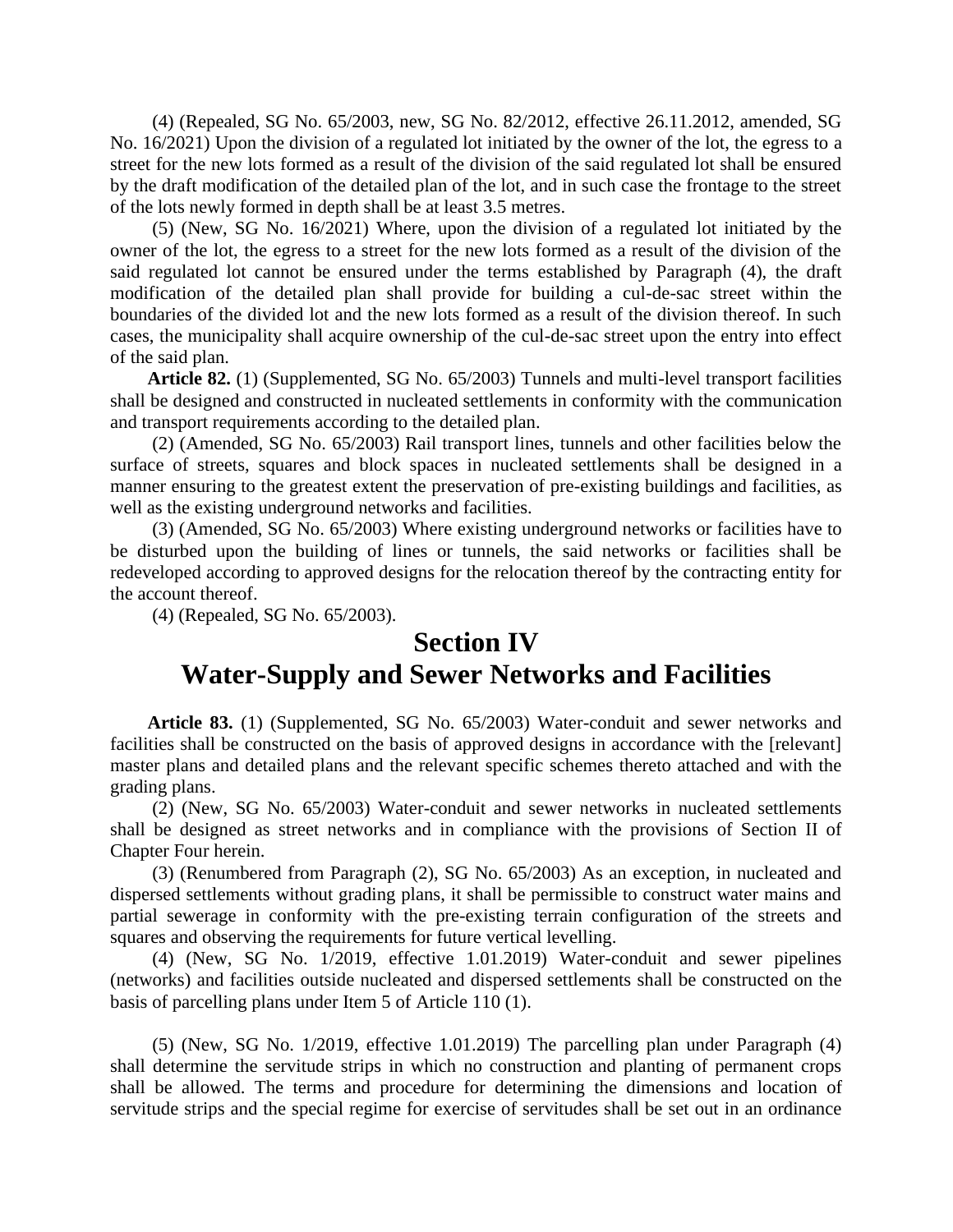(4) (Repealed, SG No. 65/2003, new, SG No. 82/2012, effective 26.11.2012, amended, SG No. 16/2021) Upon the division of a regulated lot initiated by the owner of the lot, the egress to a street for the new lots formed as a result of the division of the said regulated lot shall be ensured by the draft modification of the detailed plan of the lot, and in such case the frontage to the street of the lots newly formed in depth shall be at least 3.5 metres.

(5) (New, SG No. 16/2021) Where, upon the division of a regulated lot initiated by the owner of the lot, the egress to a street for the new lots formed as a result of the division of the said regulated lot cannot be ensured under the terms established by Paragraph (4), the draft modification of the detailed plan shall provide for building a cul-de-sac street within the boundaries of the divided lot and the new lots formed as a result of the division thereof. In such cases, the municipality shall acquire ownership of the cul-de-sac street upon the entry into effect of the said plan.

**Article 82.** (1) (Supplemented, SG No. 65/2003) Tunnels and multi-level transport facilities shall be designed and constructed in nucleated settlements in conformity with the communication and transport requirements according to the detailed plan.

(2) (Amended, SG No. 65/2003) Rail transport lines, tunnels and other facilities below the surface of streets, squares and block spaces in nucleated settlements shall be designed in a manner ensuring to the greatest extent the preservation of pre-existing buildings and facilities, as well as the existing underground networks and facilities.

(3) (Amended, SG No. 65/2003) Where existing underground networks or facilities have to be disturbed upon the building of lines or tunnels, the said networks or facilities shall be redeveloped according to approved designs for the relocation thereof by the contracting entity for the account thereof.

(4) (Repealed, SG No. 65/2003).

## Section IV
## Water-Supply and Sewer Networks and Facilities

**Article 83.** (1) (Supplemented, SG No. 65/2003) Water-conduit and sewer networks and facilities shall be constructed on the basis of approved designs in accordance with the [relevant] master plans and detailed plans and the relevant specific schemes thereto attached and with the grading plans.

(2) (New, SG No. 65/2003) Water-conduit and sewer networks in nucleated settlements shall be designed as street networks and in compliance with the provisions of Section II of Chapter Four herein.

(3) (Renumbered from Paragraph (2), SG No. 65/2003) As an exception, in nucleated and dispersed settlements without grading plans, it shall be permissible to construct water mains and partial sewerage in conformity with the pre-existing terrain configuration of the streets and squares and observing the requirements for future vertical levelling.

(4) (New, SG No. 1/2019, effective 1.01.2019) Water-conduit and sewer pipelines (networks) and facilities outside nucleated and dispersed settlements shall be constructed on the basis of parcelling plans under Item 5 of Article 110 (1).

(5) (New, SG No. 1/2019, effective 1.01.2019) The parcelling plan under Paragraph (4) shall determine the servitude strips in which no construction and planting of permanent crops shall be allowed. The terms and procedure for determining the dimensions and location of servitude strips and the special regime for exercise of servitudes shall be set out in an ordinance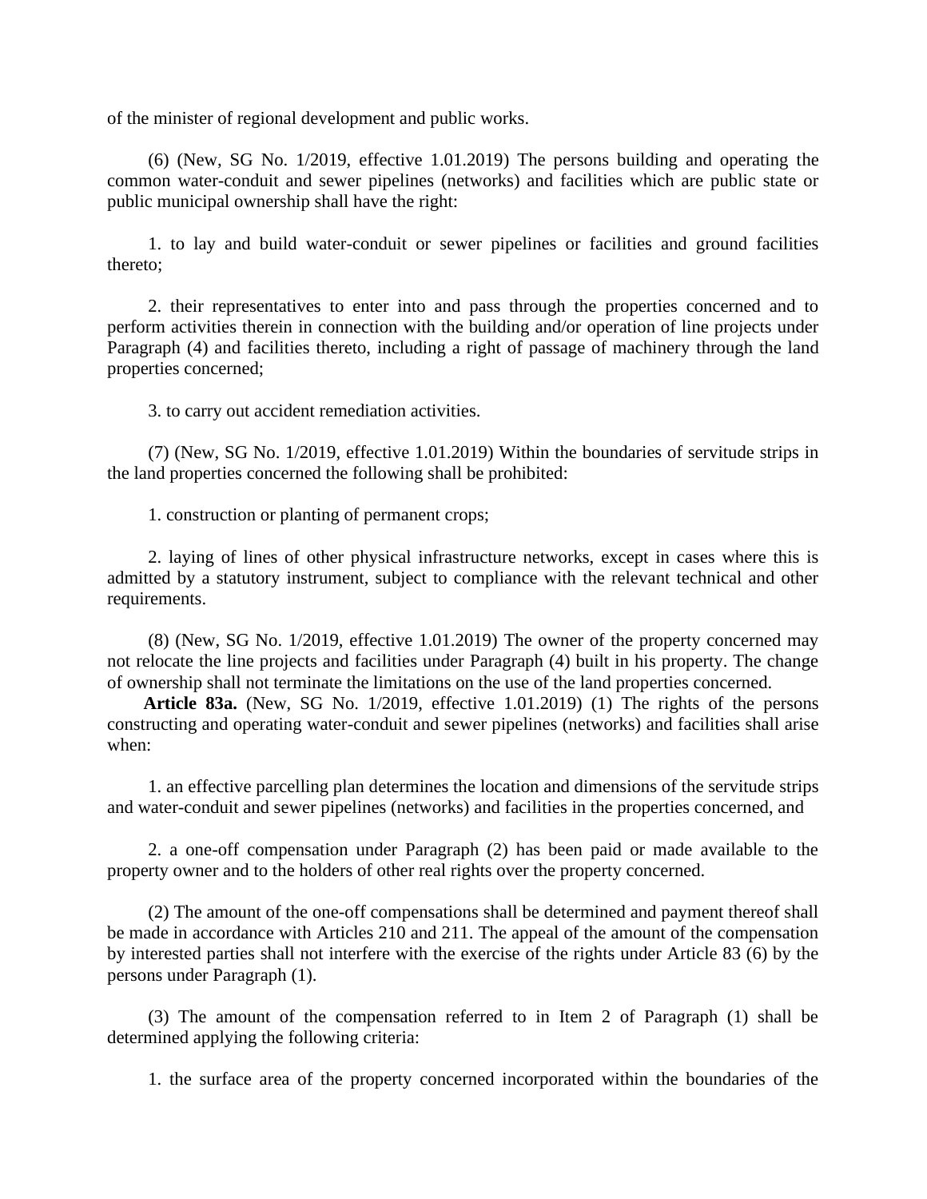of the minister of regional development and public works.

(6) (New, SG No. 1/2019, effective 1.01.2019) The persons building and operating the common water-conduit and sewer pipelines (networks) and facilities which are public state or public municipal ownership shall have the right:

1. to lay and build water-conduit or sewer pipelines or facilities and ground facilities thereto;

2. their representatives to enter into and pass through the properties concerned and to perform activities therein in connection with the building and/or operation of line projects under Paragraph (4) and facilities thereto, including a right of passage of machinery through the land properties concerned;

3. to carry out accident remediation activities.

(7) (New, SG No. 1/2019, effective 1.01.2019) Within the boundaries of servitude strips in the land properties concerned the following shall be prohibited:

1. construction or planting of permanent crops;

2. laying of lines of other physical infrastructure networks, except in cases where this is admitted by a statutory instrument, subject to compliance with the relevant technical and other requirements.

(8) (New, SG No. 1/2019, effective 1.01.2019) The owner of the property concerned may not relocate the line projects and facilities under Paragraph (4) built in his property. The change of ownership shall not terminate the limitations on the use of the land properties concerned.

**Article 83a.** (New, SG No. 1/2019, effective 1.01.2019) (1) The rights of the persons constructing and operating water-conduit and sewer pipelines (networks) and facilities shall arise when:

1. an effective parcelling plan determines the location and dimensions of the servitude strips and water-conduit and sewer pipelines (networks) and facilities in the properties concerned, and

2. a one-off compensation under Paragraph (2) has been paid or made available to the property owner and to the holders of other real rights over the property concerned.

(2) The amount of the one-off compensations shall be determined and payment thereof shall be made in accordance with Articles 210 and 211. The appeal of the amount of the compensation by interested parties shall not interfere with the exercise of the rights under Article 83 (6) by the persons under Paragraph (1).

(3) The amount of the compensation referred to in Item 2 of Paragraph (1) shall be determined applying the following criteria:

1. the surface area of the property concerned incorporated within the boundaries of the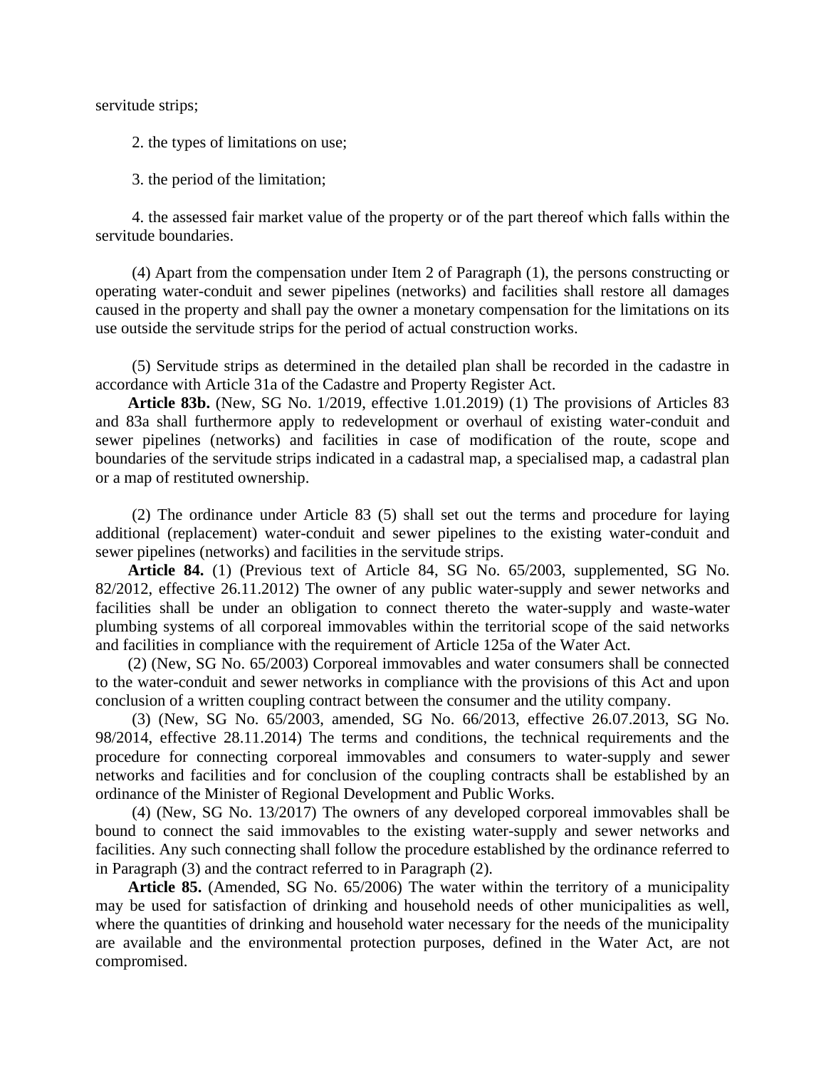servitude strips;

2. the types of limitations on use;

3. the period of the limitation;

4. the assessed fair market value of the property or of the part thereof which falls within the servitude boundaries.

(4) Apart from the compensation under Item 2 of Paragraph (1), the persons constructing or operating water-conduit and sewer pipelines (networks) and facilities shall restore all damages caused in the property and shall pay the owner a monetary compensation for the limitations on its use outside the servitude strips for the period of actual construction works.

(5) Servitude strips as determined in the detailed plan shall be recorded in the cadastre in accordance with Article 31a of the Cadastre and Property Register Act.

**Article 83b.** (New, SG No. 1/2019, effective 1.01.2019) (1) The provisions of Articles 83 and 83a shall furthermore apply to redevelopment or overhaul of existing water-conduit and sewer pipelines (networks) and facilities in case of modification of the route, scope and boundaries of the servitude strips indicated in a cadastral map, a specialised map, a cadastral plan or a map of restituted ownership.

(2) The ordinance under Article 83 (5) shall set out the terms and procedure for laying additional (replacement) water-conduit and sewer pipelines to the existing water-conduit and sewer pipelines (networks) and facilities in the servitude strips.

**Article 84.** (1) (Previous text of Article 84, SG No. 65/2003, supplemented, SG No. 82/2012, effective 26.11.2012) The owner of any public water-supply and sewer networks and facilities shall be under an obligation to connect thereto the water-supply and waste-water plumbing systems of all corporeal immovables within the territorial scope of the said networks and facilities in compliance with the requirement of Article 125a of the Water Act.

(2) (New, SG No. 65/2003) Corporeal immovables and water consumers shall be connected to the water-conduit and sewer networks in compliance with the provisions of this Act and upon conclusion of a written coupling contract between the consumer and the utility company.

(3) (New, SG No. 65/2003, amended, SG No. 66/2013, effective 26.07.2013, SG No. 98/2014, effective 28.11.2014) The terms and conditions, the technical requirements and the procedure for connecting corporeal immovables and consumers to water-supply and sewer networks and facilities and for conclusion of the coupling contracts shall be established by an ordinance of the Minister of Regional Development and Public Works.

(4) (New, SG No. 13/2017) The owners of any developed corporeal immovables shall be bound to connect the said immovables to the existing water-supply and sewer networks and facilities. Any such connecting shall follow the procedure established by the ordinance referred to in Paragraph (3) and the contract referred to in Paragraph (2).

**Article 85.** (Amended, SG No. 65/2006) The water within the territory of a municipality may be used for satisfaction of drinking and household needs of other municipalities as well, where the quantities of drinking and household water necessary for the needs of the municipality are available and the environmental protection purposes, defined in the Water Act, are not compromised.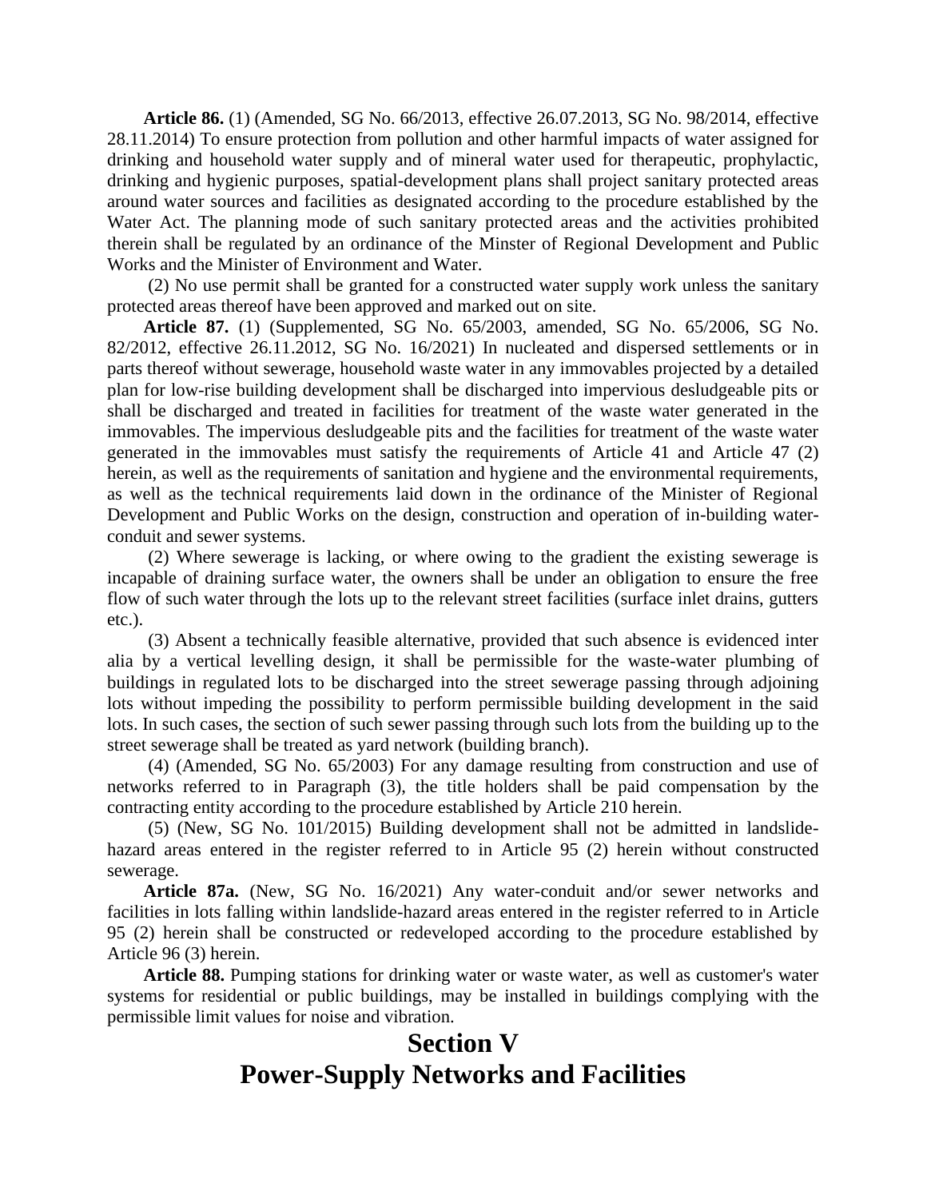**Article 86.** (1) (Amended, SG No. 66/2013, effective 26.07.2013, SG No. 98/2014, effective 28.11.2014) To ensure protection from pollution and other harmful impacts of water assigned for drinking and household water supply and of mineral water used for therapeutic, prophylactic, drinking and hygienic purposes, spatial-development plans shall project sanitary protected areas around water sources and facilities as designated according to the procedure established by the Water Act. The planning mode of such sanitary protected areas and the activities prohibited therein shall be regulated by an ordinance of the Minster of Regional Development and Public Works and the Minister of Environment and Water.

(2) No use permit shall be granted for a constructed water supply work unless the sanitary protected areas thereof have been approved and marked out on site.

**Article 87.** (1) (Supplemented, SG No. 65/2003, amended, SG No. 65/2006, SG No. 82/2012, effective 26.11.2012, SG No. 16/2021) In nucleated and dispersed settlements or in parts thereof without sewerage, household waste water in any immovables projected by a detailed plan for low-rise building development shall be discharged into impervious desludgeable pits or shall be discharged and treated in facilities for treatment of the waste water generated in the immovables. The impervious desludgeable pits and the facilities for treatment of the waste water generated in the immovables must satisfy the requirements of Article 41 and Article 47 (2) herein, as well as the requirements of sanitation and hygiene and the environmental requirements, as well as the technical requirements laid down in the ordinance of the Minister of Regional Development and Public Works on the design, construction and operation of in-building water-conduit and sewer systems.

(2) Where sewerage is lacking, or where owing to the gradient the existing sewerage is incapable of draining surface water, the owners shall be under an obligation to ensure the free flow of such water through the lots up to the relevant street facilities (surface inlet drains, gutters etc.).

(3) Absent a technically feasible alternative, provided that such absence is evidenced inter alia by a vertical levelling design, it shall be permissible for the waste-water plumbing of buildings in regulated lots to be discharged into the street sewerage passing through adjoining lots without impeding the possibility to perform permissible building development in the said lots. In such cases, the section of such sewer passing through such lots from the building up to the street sewerage shall be treated as yard network (building branch).

(4) (Amended, SG No. 65/2003) For any damage resulting from construction and use of networks referred to in Paragraph (3), the title holders shall be paid compensation by the contracting entity according to the procedure established by Article 210 herein.

(5) (New, SG No. 101/2015) Building development shall not be admitted in landslide-hazard areas entered in the register referred to in Article 95 (2) herein without constructed sewerage.

**Article 87a.** (New, SG No. 16/2021) Any water-conduit and/or sewer networks and facilities in lots falling within landslide-hazard areas entered in the register referred to in Article 95 (2) herein shall be constructed or redeveloped according to the procedure established by Article 96 (3) herein.

**Article 88.** Pumping stations for drinking water or waste water, as well as customer's water systems for residential or public buildings, may be installed in buildings complying with the permissible limit values for noise and vibration.

## Section V
## Power-Supply Networks and Facilities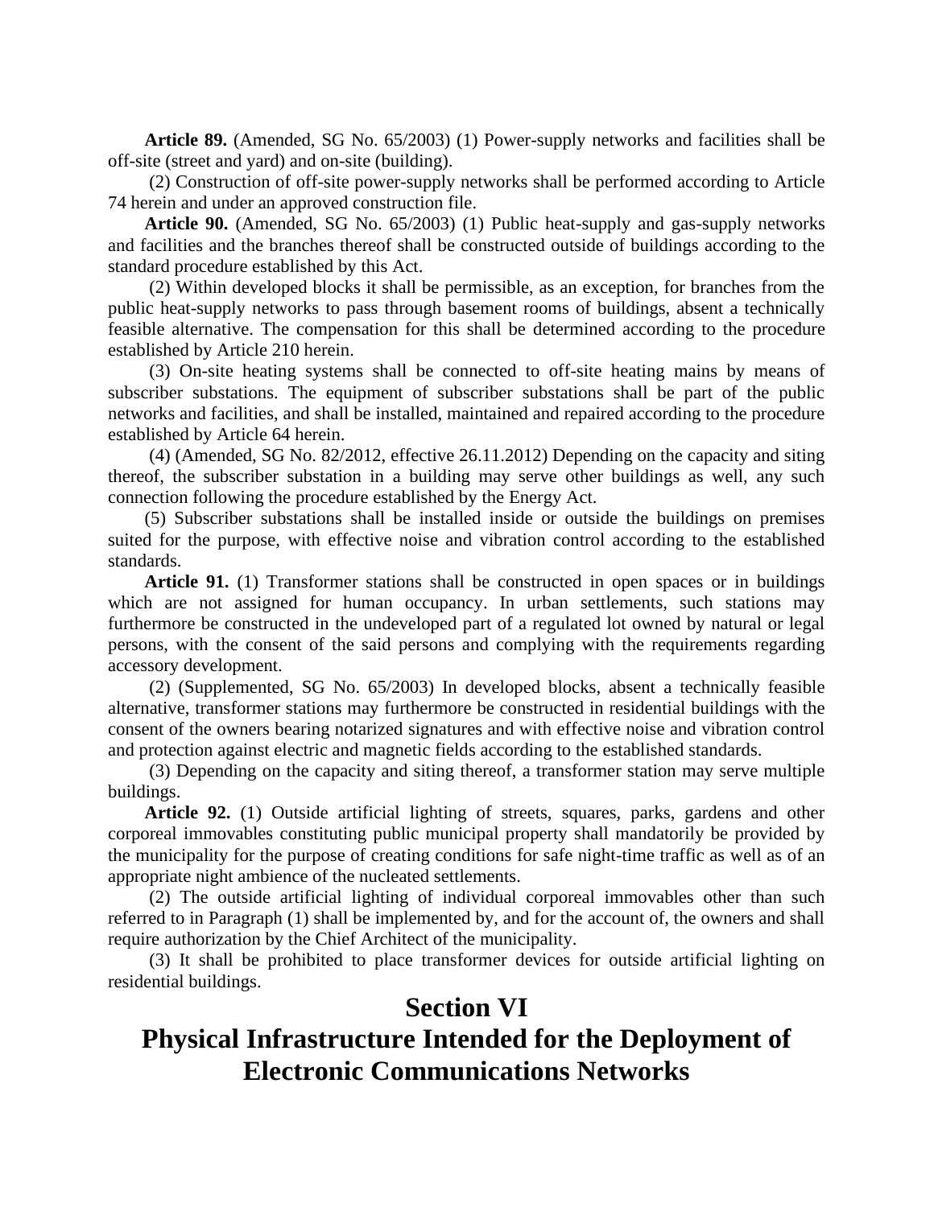**Article 89.** (Amended, SG No. 65/2003) (1) Power-supply networks and facilities shall be off-site (street and yard) and on-site (building).

(2) Construction of off-site power-supply networks shall be performed according to Article 74 herein and under an approved construction file.

**Article 90.** (Amended, SG No. 65/2003) (1) Public heat-supply and gas-supply networks and facilities and the branches thereof shall be constructed outside of buildings according to the standard procedure established by this Act.

(2) Within developed blocks it shall be permissible, as an exception, for branches from the public heat-supply networks to pass through basement rooms of buildings, absent a technically feasible alternative. The compensation for this shall be determined according to the procedure established by Article 210 herein.

(3) On-site heating systems shall be connected to off-site heating mains by means of subscriber substations. The equipment of subscriber substations shall be part of the public networks and facilities, and shall be installed, maintained and repaired according to the procedure established by Article 64 herein.

(4) (Amended, SG No. 82/2012, effective 26.11.2012) Depending on the capacity and siting thereof, the subscriber substation in a building may serve other buildings as well, any such connection following the procedure established by the Energy Act.

(5) Subscriber substations shall be installed inside or outside the buildings on premises suited for the purpose, with effective noise and vibration control according to the established standards.

**Article 91.** (1) Transformer stations shall be constructed in open spaces or in buildings which are not assigned for human occupancy. In urban settlements, such stations may furthermore be constructed in the undeveloped part of a regulated lot owned by natural or legal persons, with the consent of the said persons and complying with the requirements regarding accessory development.

(2) (Supplemented, SG No. 65/2003) In developed blocks, absent a technically feasible alternative, transformer stations may furthermore be constructed in residential buildings with the consent of the owners bearing notarized signatures and with effective noise and vibration control and protection against electric and magnetic fields according to the established standards.

(3) Depending on the capacity and siting thereof, a transformer station may serve multiple buildings.

**Article 92.** (1) Outside artificial lighting of streets, squares, parks, gardens and other corporeal immovables constituting public municipal property shall mandatorily be provided by the municipality for the purpose of creating conditions for safe night-time traffic as well as of an appropriate night ambience of the nucleated settlements.

(2) The outside artificial lighting of individual corporeal immovables other than such referred to in Paragraph (1) shall be implemented by, and for the account of, the owners and shall require authorization by the Chief Architect of the municipality.

(3) It shall be prohibited to place transformer devices for outside artificial lighting on residential buildings.

## Section VI
## Physical Infrastructure Intended for the Deployment of Electronic Communications Networks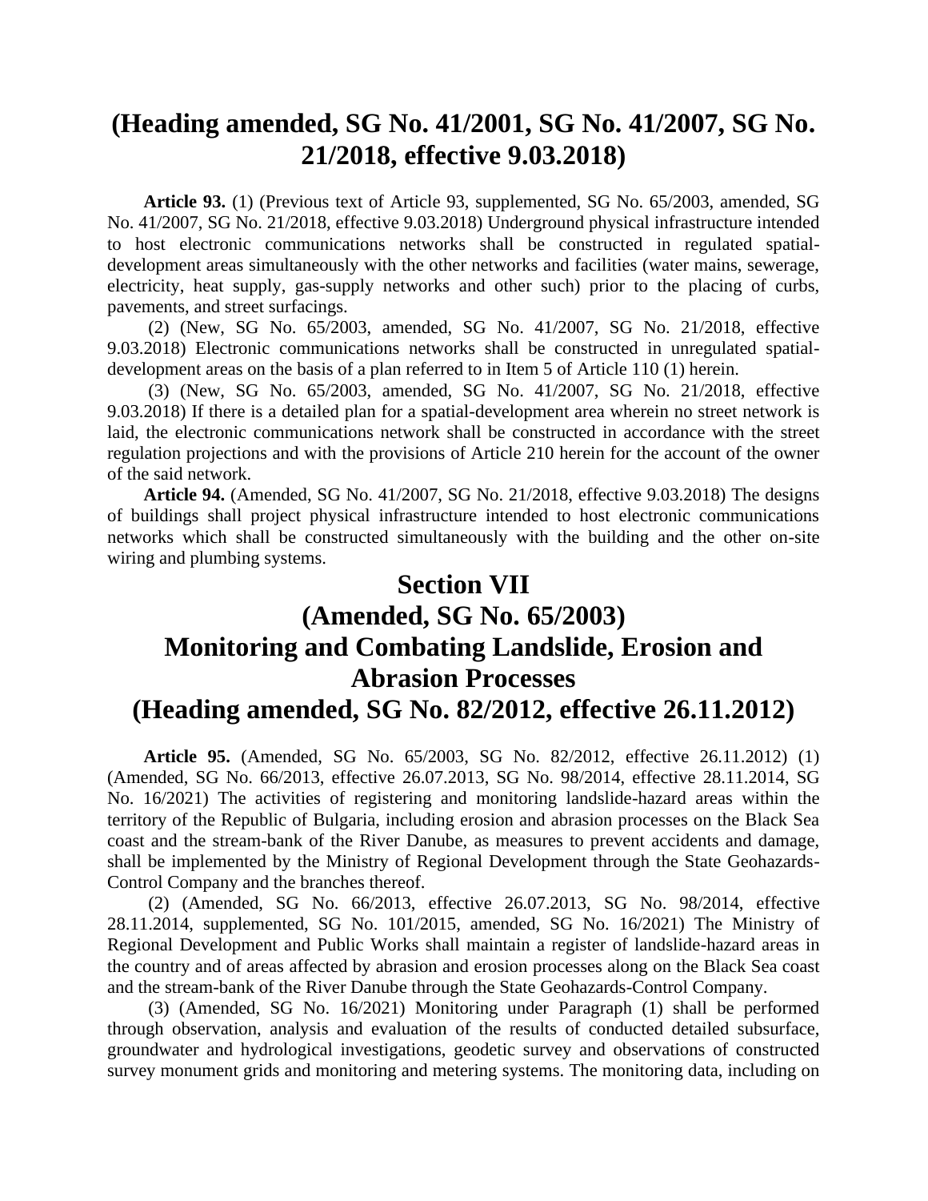## (Heading amended, SG No. 41/2001, SG No. 41/2007, SG No. 21/2018, effective 9.03.2018)

**Article 93.** (1) (Previous text of Article 93, supplemented, SG No. 65/2003, amended, SG No. 41/2007, SG No. 21/2018, effective 9.03.2018) Underground physical infrastructure intended to host electronic communications networks shall be constructed in regulated spatial-development areas simultaneously with the other networks and facilities (water mains, sewerage, electricity, heat supply, gas-supply networks and other such) prior to the placing of curbs, pavements, and street surfacings.

(2) (New, SG No. 65/2003, amended, SG No. 41/2007, SG No. 21/2018, effective 9.03.2018) Electronic communications networks shall be constructed in unregulated spatial-development areas on the basis of a plan referred to in Item 5 of Article 110 (1) herein.

(3) (New, SG No. 65/2003, amended, SG No. 41/2007, SG No. 21/2018, effective 9.03.2018) If there is a detailed plan for a spatial-development area wherein no street network is laid, the electronic communications network shall be constructed in accordance with the street regulation projections and with the provisions of Article 210 herein for the account of the owner of the said network.

**Article 94.** (Amended, SG No. 41/2007, SG No. 21/2018, effective 9.03.2018) The designs of buildings shall project physical infrastructure intended to host electronic communications networks which shall be constructed simultaneously with the building and the other on-site wiring and plumbing systems.

## Section VII
## (Amended, SG No. 65/2003)
## Monitoring and Combating Landslide, Erosion and Abrasion Processes
## (Heading amended, SG No. 82/2012, effective 26.11.2012)

**Article 95.** (Amended, SG No. 65/2003, SG No. 82/2012, effective 26.11.2012) (1) (Amended, SG No. 66/2013, effective 26.07.2013, SG No. 98/2014, effective 28.11.2014, SG No. 16/2021) The activities of registering and monitoring landslide-hazard areas within the territory of the Republic of Bulgaria, including erosion and abrasion processes on the Black Sea coast and the stream-bank of the River Danube, as measures to prevent accidents and damage, shall be implemented by the Ministry of Regional Development through the State Geohazards-Control Company and the branches thereof.

(2) (Amended, SG No. 66/2013, effective 26.07.2013, SG No. 98/2014, effective 28.11.2014, supplemented, SG No. 101/2015, amended, SG No. 16/2021) The Ministry of Regional Development and Public Works shall maintain a register of landslide-hazard areas in the country and of areas affected by abrasion and erosion processes along on the Black Sea coast and the stream-bank of the River Danube through the State Geohazards-Control Company.

(3) (Amended, SG No. 16/2021) Monitoring under Paragraph (1) shall be performed through observation, analysis and evaluation of the results of conducted detailed subsurface, groundwater and hydrological investigations, geodetic survey and observations of constructed survey monument grids and monitoring and metering systems. The monitoring data, including on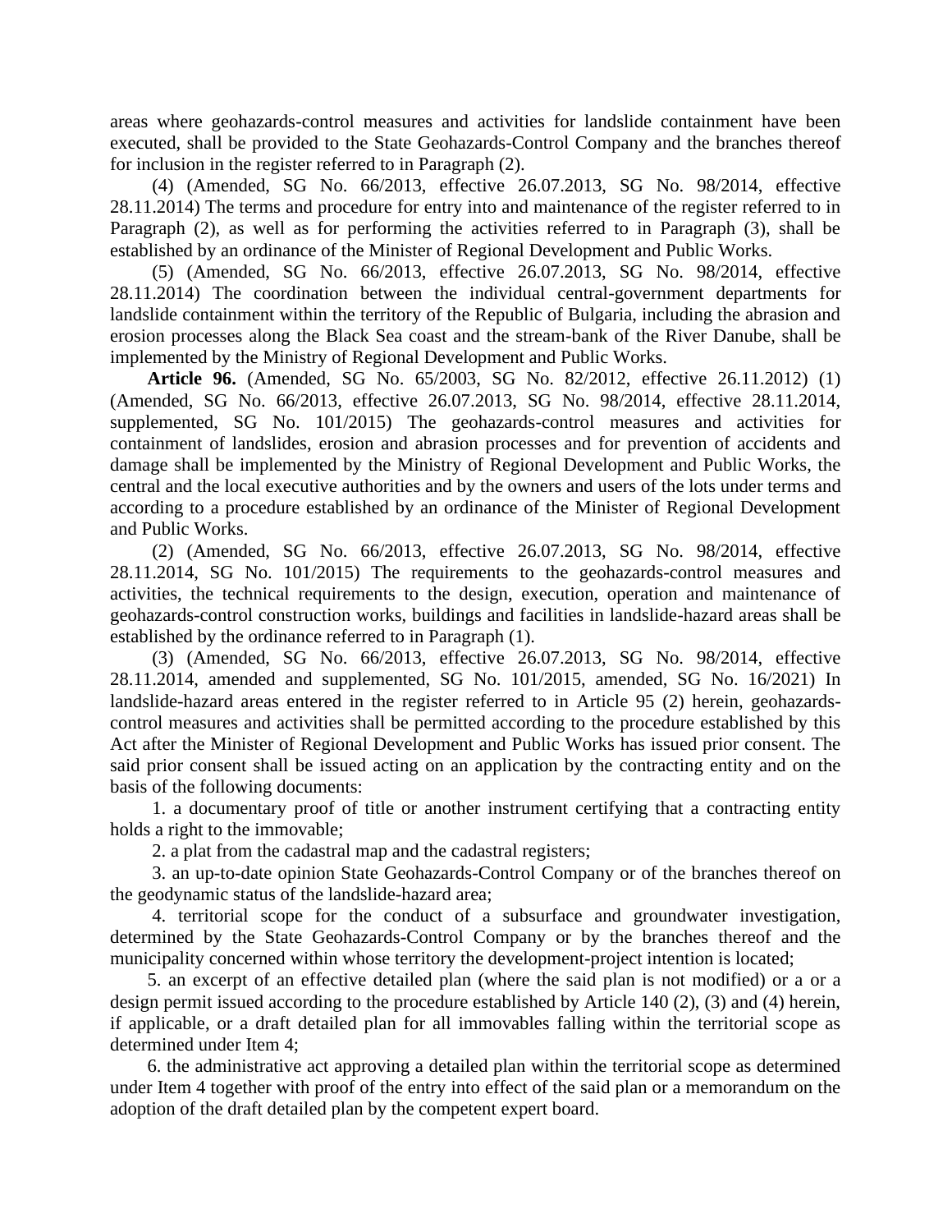areas where geohazards-control measures and activities for landslide containment have been executed, shall be provided to the State Geohazards-Control Company and the branches thereof for inclusion in the register referred to in Paragraph (2).

(4) (Amended, SG No. 66/2013, effective 26.07.2013, SG No. 98/2014, effective 28.11.2014) The terms and procedure for entry into and maintenance of the register referred to in Paragraph (2), as well as for performing the activities referred to in Paragraph (3), shall be established by an ordinance of the Minister of Regional Development and Public Works.

(5) (Amended, SG No. 66/2013, effective 26.07.2013, SG No. 98/2014, effective 28.11.2014) The coordination between the individual central-government departments for landslide containment within the territory of the Republic of Bulgaria, including the abrasion and erosion processes along the Black Sea coast and the stream-bank of the River Danube, shall be implemented by the Ministry of Regional Development and Public Works.

**Article 96.** (Amended, SG No. 65/2003, SG No. 82/2012, effective 26.11.2012) (1) (Amended, SG No. 66/2013, effective 26.07.2013, SG No. 98/2014, effective 28.11.2014, supplemented, SG No. 101/2015) The geohazards-control measures and activities for containment of landslides, erosion and abrasion processes and for prevention of accidents and damage shall be implemented by the Ministry of Regional Development and Public Works, the central and the local executive authorities and by the owners and users of the lots under terms and according to a procedure established by an ordinance of the Minister of Regional Development and Public Works.

(2) (Amended, SG No. 66/2013, effective 26.07.2013, SG No. 98/2014, effective 28.11.2014, SG No. 101/2015) The requirements to the geohazards-control measures and activities, the technical requirements to the design, execution, operation and maintenance of geohazards-control construction works, buildings and facilities in landslide-hazard areas shall be established by the ordinance referred to in Paragraph (1).

(3) (Amended, SG No. 66/2013, effective 26.07.2013, SG No. 98/2014, effective 28.11.2014, amended and supplemented, SG No. 101/2015, amended, SG No. 16/2021) In landslide-hazard areas entered in the register referred to in Article 95 (2) herein, geohazards-control measures and activities shall be permitted according to the procedure established by this Act after the Minister of Regional Development and Public Works has issued prior consent. The said prior consent shall be issued acting on an application by the contracting entity and on the basis of the following documents:

1. a documentary proof of title or another instrument certifying that a contracting entity holds a right to the immovable;

2. a plat from the cadastral map and the cadastral registers;

3. an up-to-date opinion State Geohazards-Control Company or of the branches thereof on the geodynamic status of the landslide-hazard area;

4. territorial scope for the conduct of a subsurface and groundwater investigation, determined by the State Geohazards-Control Company or by the branches thereof and the municipality concerned within whose territory the development-project intention is located;

5. an excerpt of an effective detailed plan (where the said plan is not modified) or a or a design permit issued according to the procedure established by Article 140 (2), (3) and (4) herein, if applicable, or a draft detailed plan for all immovables falling within the territorial scope as determined under Item 4;

6. the administrative act approving a detailed plan within the territorial scope as determined under Item 4 together with proof of the entry into effect of the said plan or a memorandum on the adoption of the draft detailed plan by the competent expert board.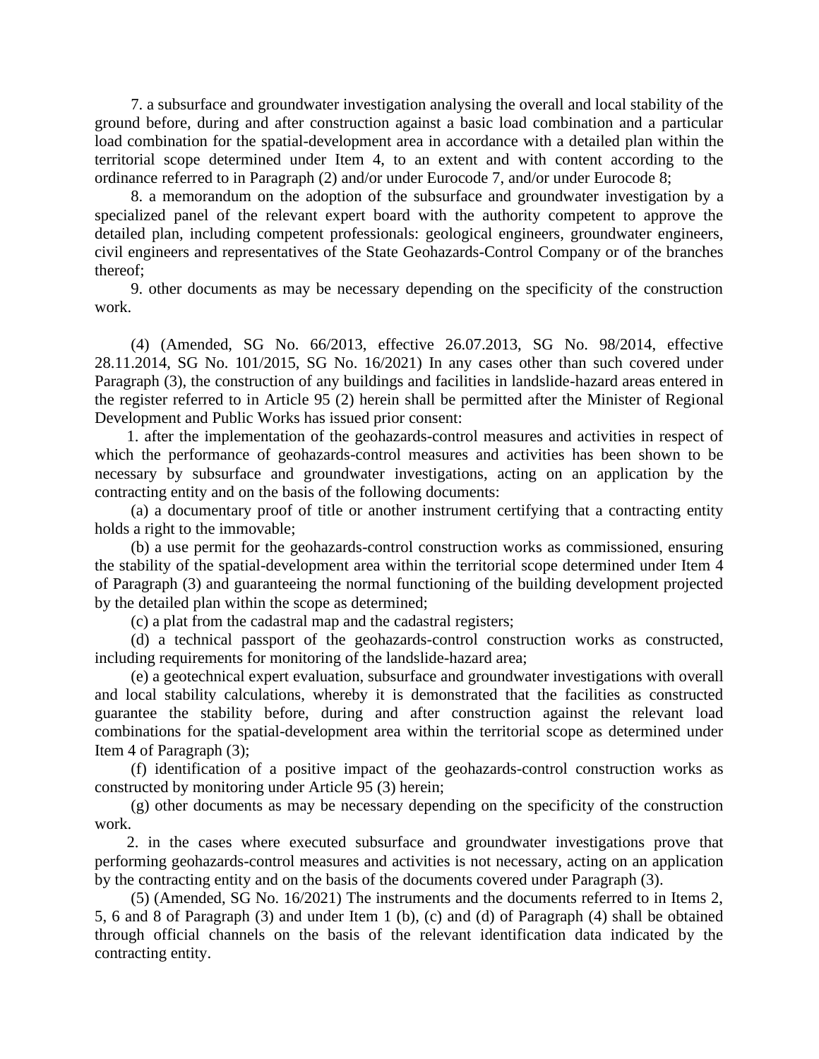7. a subsurface and groundwater investigation analysing the overall and local stability of the ground before, during and after construction against a basic load combination and a particular load combination for the spatial-development area in accordance with a detailed plan within the territorial scope determined under Item 4, to an extent and with content according to the ordinance referred to in Paragraph (2) and/or under Eurocode 7, and/or under Eurocode 8;

8. a memorandum on the adoption of the subsurface and groundwater investigation by a specialized panel of the relevant expert board with the authority competent to approve the detailed plan, including competent professionals: geological engineers, groundwater engineers, civil engineers and representatives of the State Geohazards-Control Company or of the branches thereof;

9. other documents as may be necessary depending on the specificity of the construction work.

(4) (Amended, SG No. 66/2013, effective 26.07.2013, SG No. 98/2014, effective 28.11.2014, SG No. 101/2015, SG No. 16/2021) In any cases other than such covered under Paragraph (3), the construction of any buildings and facilities in landslide-hazard areas entered in the register referred to in Article 95 (2) herein shall be permitted after the Minister of Regional Development and Public Works has issued prior consent:

1. after the implementation of the geohazards-control measures and activities in respect of which the performance of geohazards-control measures and activities has been shown to be necessary by subsurface and groundwater investigations, acting on an application by the contracting entity and on the basis of the following documents:

(a) a documentary proof of title or another instrument certifying that a contracting entity holds a right to the immovable;

(b) a use permit for the geohazards-control construction works as commissioned, ensuring the stability of the spatial-development area within the territorial scope determined under Item 4 of Paragraph (3) and guaranteeing the normal functioning of the building development projected by the detailed plan within the scope as determined;

(c) a plat from the cadastral map and the cadastral registers;

(d) a technical passport of the geohazards-control construction works as constructed, including requirements for monitoring of the landslide-hazard area;

(e) a geotechnical expert evaluation, subsurface and groundwater investigations with overall and local stability calculations, whereby it is demonstrated that the facilities as constructed guarantee the stability before, during and after construction against the relevant load combinations for the spatial-development area within the territorial scope as determined under Item 4 of Paragraph (3);

(f) identification of a positive impact of the geohazards-control construction works as constructed by monitoring under Article 95 (3) herein;

(g) other documents as may be necessary depending on the specificity of the construction work.

2. in the cases where executed subsurface and groundwater investigations prove that performing geohazards-control measures and activities is not necessary, acting on an application by the contracting entity and on the basis of the documents covered under Paragraph (3).

(5) (Amended, SG No. 16/2021) The instruments and the documents referred to in Items 2, 5, 6 and 8 of Paragraph (3) and under Item 1 (b), (c) and (d) of Paragraph (4) shall be obtained through official channels on the basis of the relevant identification data indicated by the contracting entity.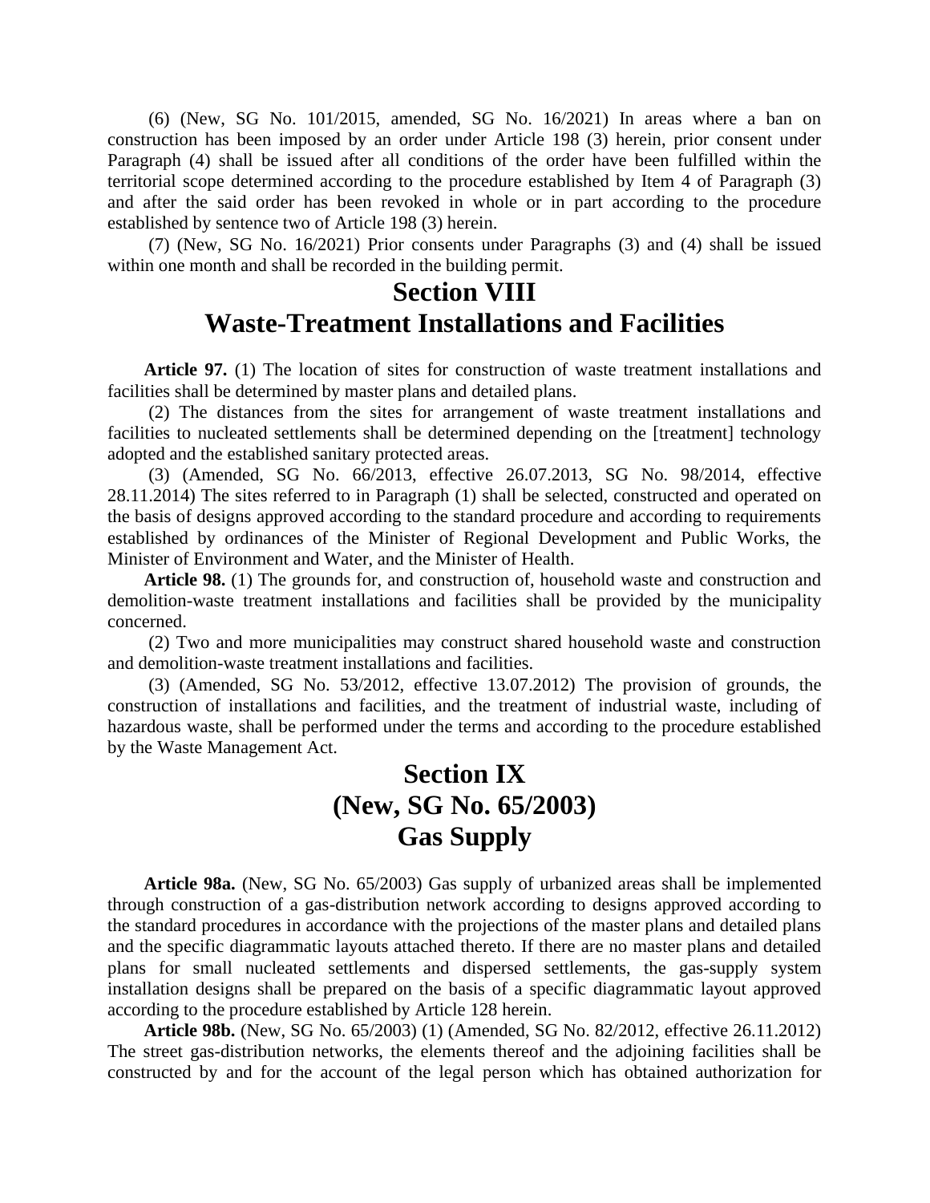(6) (New, SG No. 101/2015, amended, SG No. 16/2021) In areas where a ban on construction has been imposed by an order under Article 198 (3) herein, prior consent under Paragraph (4) shall be issued after all conditions of the order have been fulfilled within the territorial scope determined according to the procedure established by Item 4 of Paragraph (3) and after the said order has been revoked in whole or in part according to the procedure established by sentence two of Article 198 (3) herein.

(7) (New, SG No. 16/2021) Prior consents under Paragraphs (3) and (4) shall be issued within one month and shall be recorded in the building permit.

## Section VIII
## Waste-Treatment Installations and Facilities

**Article 97.** (1) The location of sites for construction of waste treatment installations and facilities shall be determined by master plans and detailed plans.

(2) The distances from the sites for arrangement of waste treatment installations and facilities to nucleated settlements shall be determined depending on the [treatment] technology adopted and the established sanitary protected areas.

(3) (Amended, SG No. 66/2013, effective 26.07.2013, SG No. 98/2014, effective 28.11.2014) The sites referred to in Paragraph (1) shall be selected, constructed and operated on the basis of designs approved according to the standard procedure and according to requirements established by ordinances of the Minister of Regional Development and Public Works, the Minister of Environment and Water, and the Minister of Health.

**Article 98.** (1) The grounds for, and construction of, household waste and construction and demolition-waste treatment installations and facilities shall be provided by the municipality concerned.

(2) Two and more municipalities may construct shared household waste and construction and demolition-waste treatment installations and facilities.

(3) (Amended, SG No. 53/2012, effective 13.07.2012) The provision of grounds, the construction of installations and facilities, and the treatment of industrial waste, including of hazardous waste, shall be performed under the terms and according to the procedure established by the Waste Management Act.

## Section IX
## (New, SG No. 65/2003)
## Gas Supply

**Article 98a.** (New, SG No. 65/2003) Gas supply of urbanized areas shall be implemented through construction of a gas-distribution network according to designs approved according to the standard procedures in accordance with the projections of the master plans and detailed plans and the specific diagrammatic layouts attached thereto. If there are no master plans and detailed plans for small nucleated settlements and dispersed settlements, the gas-supply system installation designs shall be prepared on the basis of a specific diagrammatic layout approved according to the procedure established by Article 128 herein.

**Article 98b.** (New, SG No. 65/2003) (1) (Amended, SG No. 82/2012, effective 26.11.2012) The street gas-distribution networks, the elements thereof and the adjoining facilities shall be constructed by and for the account of the legal person which has obtained authorization for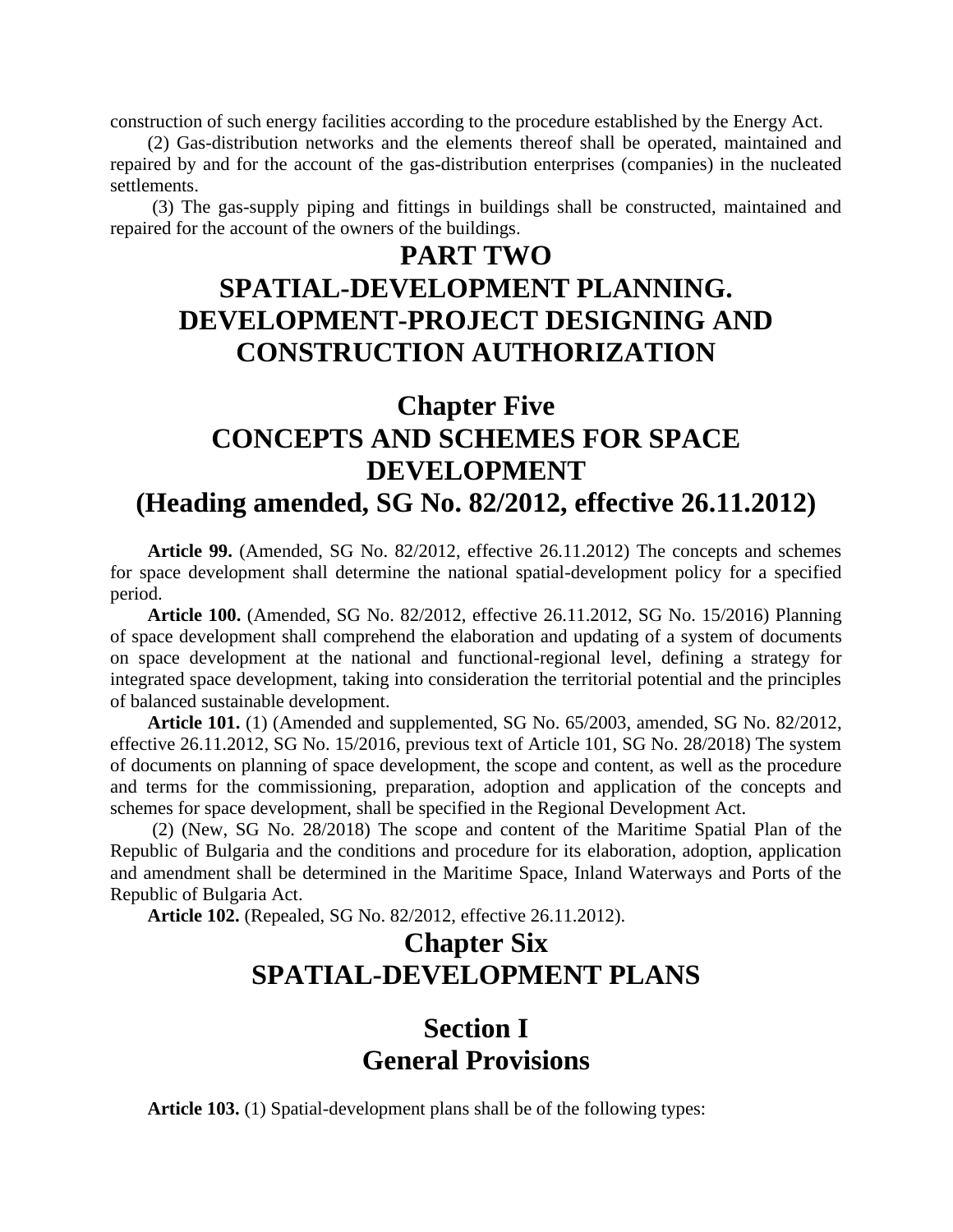construction of such energy facilities according to the procedure established by the Energy Act.

(2) Gas-distribution networks and the elements thereof shall be operated, maintained and repaired by and for the account of the gas-distribution enterprises (companies) in the nucleated settlements.

(3) The gas-supply piping and fittings in buildings shall be constructed, maintained and repaired for the account of the owners of the buildings.

# PART TWO
# SPATIAL-DEVELOPMENT PLANNING. DEVELOPMENT-PROJECT DESIGNING AND CONSTRUCTION AUTHORIZATION

## Chapter Five
## CONCEPTS AND SCHEMES FOR SPACE DEVELOPMENT
## (Heading amended, SG No. 82/2012, effective 26.11.2012)

**Article 99.** (Amended, SG No. 82/2012, effective 26.11.2012) The concepts and schemes for space development shall determine the national spatial-development policy for a specified period.

**Article 100.** (Amended, SG No. 82/2012, effective 26.11.2012, SG No. 15/2016) Planning of space development shall comprehend the elaboration and updating of a system of documents on space development at the national and functional-regional level, defining a strategy for integrated space development, taking into consideration the territorial potential and the principles of balanced sustainable development.

**Article 101.** (1) (Amended and supplemented, SG No. 65/2003, amended, SG No. 82/2012, effective 26.11.2012, SG No. 15/2016, previous text of Article 101, SG No. 28/2018) The system of documents on planning of space development, the scope and content, as well as the procedure and terms for the commissioning, preparation, adoption and application of the concepts and schemes for space development, shall be specified in the Regional Development Act.

(2) (New, SG No. 28/2018) The scope and content of the Maritime Spatial Plan of the Republic of Bulgaria and the conditions and procedure for its elaboration, adoption, application and amendment shall be determined in the Maritime Space, Inland Waterways and Ports of the Republic of Bulgaria Act.

**Article 102.** (Repealed, SG No. 82/2012, effective 26.11.2012).

## Chapter Six
## SPATIAL-DEVELOPMENT PLANS

### Section I
### General Provisions

**Article 103.** (1) Spatial-development plans shall be of the following types: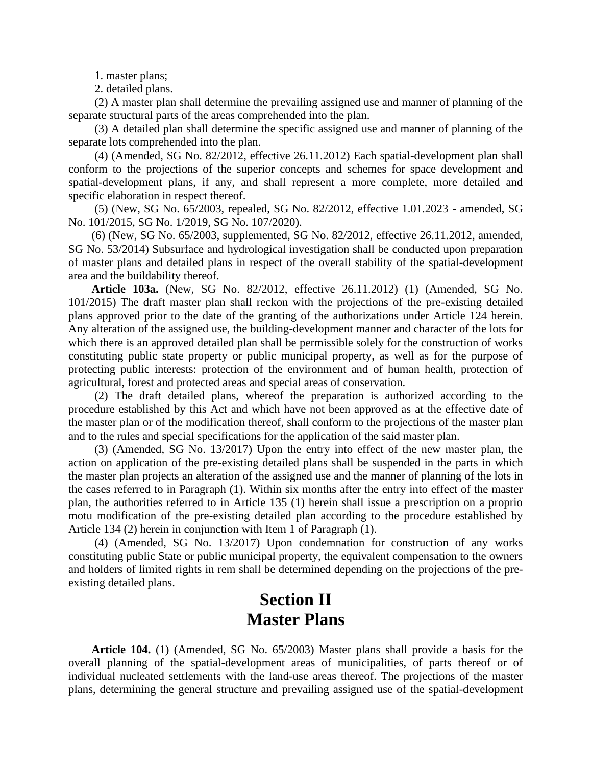1. master plans;

2. detailed plans.

(2) A master plan shall determine the prevailing assigned use and manner of planning of the separate structural parts of the areas comprehended into the plan.

(3) A detailed plan shall determine the specific assigned use and manner of planning of the separate lots comprehended into the plan.

(4) (Amended, SG No. 82/2012, effective 26.11.2012) Each spatial-development plan shall conform to the projections of the superior concepts and schemes for space development and spatial-development plans, if any, and shall represent a more complete, more detailed and specific elaboration in respect thereof.

(5) (New, SG No. 65/2003, repealed, SG No. 82/2012, effective 1.01.2023 - amended, SG No. 101/2015, SG No. 1/2019, SG No. 107/2020).

(6) (New, SG No. 65/2003, supplemented, SG No. 82/2012, effective 26.11.2012, amended, SG No. 53/2014) Subsurface and hydrological investigation shall be conducted upon preparation of master plans and detailed plans in respect of the overall stability of the spatial-development area and the buildability thereof.

**Article 103a.** (New, SG No. 82/2012, effective 26.11.2012) (1) (Amended, SG No. 101/2015) The draft master plan shall reckon with the projections of the pre-existing detailed plans approved prior to the date of the granting of the authorizations under Article 124 herein. Any alteration of the assigned use, the building-development manner and character of the lots for which there is an approved detailed plan shall be permissible solely for the construction of works constituting public state property or public municipal property, as well as for the purpose of protecting public interests: protection of the environment and of human health, protection of agricultural, forest and protected areas and special areas of conservation.

(2) The draft detailed plans, whereof the preparation is authorized according to the procedure established by this Act and which have not been approved as at the effective date of the master plan or of the modification thereof, shall conform to the projections of the master plan and to the rules and special specifications for the application of the said master plan.

(3) (Amended, SG No. 13/2017) Upon the entry into effect of the new master plan, the action on application of the pre-existing detailed plans shall be suspended in the parts in which the master plan projects an alteration of the assigned use and the manner of planning of the lots in the cases referred to in Paragraph (1). Within six months after the entry into effect of the master plan, the authorities referred to in Article 135 (1) herein shall issue a prescription on a proprio motu modification of the pre-existing detailed plan according to the procedure established by Article 134 (2) herein in conjunction with Item 1 of Paragraph (1).

(4) (Amended, SG No. 13/2017) Upon condemnation for construction of any works constituting public State or public municipal property, the equivalent compensation to the owners and holders of limited rights in rem shall be determined depending on the projections of the pre-existing detailed plans.

## Section II
## Master Plans

**Article 104.** (1) (Amended, SG No. 65/2003) Master plans shall provide a basis for the overall planning of the spatial-development areas of municipalities, of parts thereof or of individual nucleated settlements with the land-use areas thereof. The projections of the master plans, determining the general structure and prevailing assigned use of the spatial-development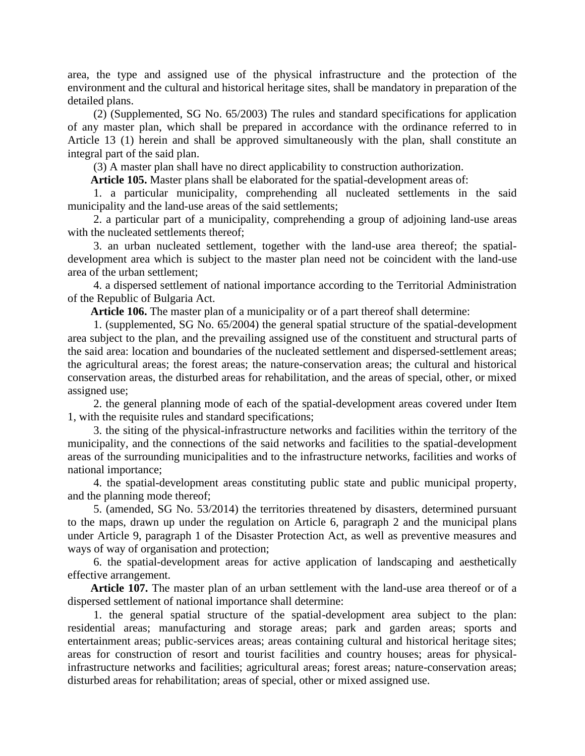area, the type and assigned use of the physical infrastructure and the protection of the environment and the cultural and historical heritage sites, shall be mandatory in preparation of the detailed plans.

(2) (Supplemented, SG No. 65/2003) The rules and standard specifications for application of any master plan, which shall be prepared in accordance with the ordinance referred to in Article 13 (1) herein and shall be approved simultaneously with the plan, shall constitute an integral part of the said plan.

(3) A master plan shall have no direct applicability to construction authorization.

**Article 105.** Master plans shall be elaborated for the spatial-development areas of:

1. a particular municipality, comprehending all nucleated settlements in the said municipality and the land-use areas of the said settlements;

2. a particular part of a municipality, comprehending a group of adjoining land-use areas with the nucleated settlements thereof;

3. an urban nucleated settlement, together with the land-use area thereof; the spatial-development area which is subject to the master plan need not be coincident with the land-use area of the urban settlement;

4. a dispersed settlement of national importance according to the Territorial Administration of the Republic of Bulgaria Act.

**Article 106.** The master plan of a municipality or of a part thereof shall determine:

1. (supplemented, SG No. 65/2004) the general spatial structure of the spatial-development area subject to the plan, and the prevailing assigned use of the constituent and structural parts of the said area: location and boundaries of the nucleated settlement and dispersed-settlement areas; the agricultural areas; the forest areas; the nature-conservation areas; the cultural and historical conservation areas, the disturbed areas for rehabilitation, and the areas of special, other, or mixed assigned use;

2. the general planning mode of each of the spatial-development areas covered under Item 1, with the requisite rules and standard specifications;

3. the siting of the physical-infrastructure networks and facilities within the territory of the municipality, and the connections of the said networks and facilities to the spatial-development areas of the surrounding municipalities and to the infrastructure networks, facilities and works of national importance;

4. the spatial-development areas constituting public state and public municipal property, and the planning mode thereof;

5. (amended, SG No. 53/2014) the territories threatened by disasters, determined pursuant to the maps, drawn up under the regulation on Article 6, paragraph 2 and the municipal plans under Article 9, paragraph 1 of the Disaster Protection Act, as well as preventive measures and ways of way of organisation and protection;

6. the spatial-development areas for active application of landscaping and aesthetically effective arrangement.

**Article 107.** The master plan of an urban settlement with the land-use area thereof or of a dispersed settlement of national importance shall determine:

1. the general spatial structure of the spatial-development area subject to the plan: residential areas; manufacturing and storage areas; park and garden areas; sports and entertainment areas; public-services areas; areas containing cultural and historical heritage sites; areas for construction of resort and tourist facilities and country houses; areas for physical-infrastructure networks and facilities; agricultural areas; forest areas; nature-conservation areas; disturbed areas for rehabilitation; areas of special, other or mixed assigned use.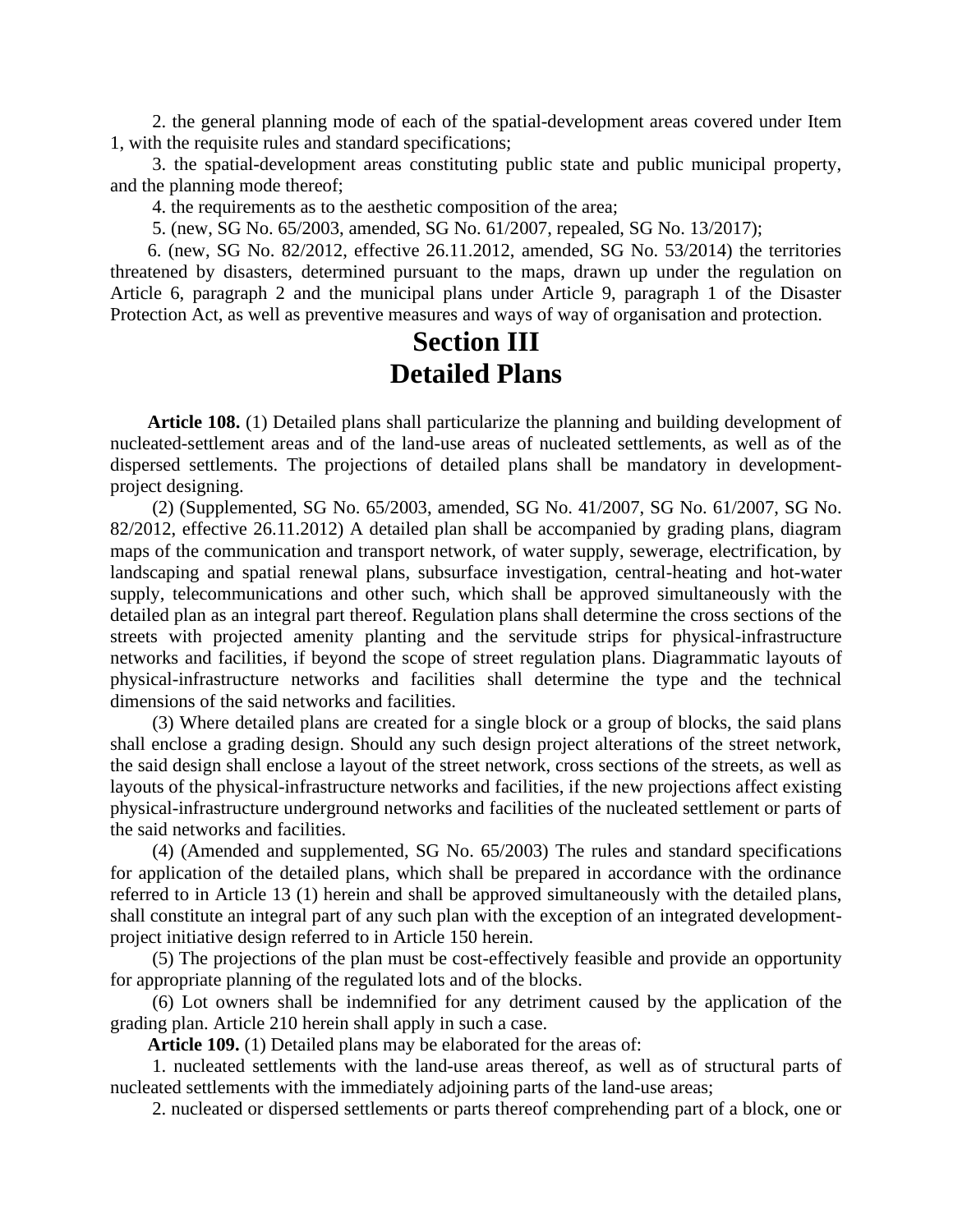2. the general planning mode of each of the spatial-development areas covered under Item 1, with the requisite rules and standard specifications;

3. the spatial-development areas constituting public state and public municipal property, and the planning mode thereof;

4. the requirements as to the aesthetic composition of the area;

5. (new, SG No. 65/2003, amended, SG No. 61/2007, repealed, SG No. 13/2017);

6. (new, SG No. 82/2012, effective 26.11.2012, amended, SG No. 53/2014) the territories threatened by disasters, determined pursuant to the maps, drawn up under the regulation on Article 6, paragraph 2 and the municipal plans under Article 9, paragraph 1 of the Disaster Protection Act, as well as preventive measures and ways of way of organisation and protection.

# Section III
# Detailed Plans

**Article 108.** (1) Detailed plans shall particularize the planning and building development of nucleated-settlement areas and of the land-use areas of nucleated settlements, as well as of the dispersed settlements. The projections of detailed plans shall be mandatory in development-project designing.

(2) (Supplemented, SG No. 65/2003, amended, SG No. 41/2007, SG No. 61/2007, SG No. 82/2012, effective 26.11.2012) A detailed plan shall be accompanied by grading plans, diagram maps of the communication and transport network, of water supply, sewerage, electrification, by landscaping and spatial renewal plans, subsurface investigation, central-heating and hot-water supply, telecommunications and other such, which shall be approved simultaneously with the detailed plan as an integral part thereof. Regulation plans shall determine the cross sections of the streets with projected amenity planting and the servitude strips for physical-infrastructure networks and facilities, if beyond the scope of street regulation plans. Diagrammatic layouts of physical-infrastructure networks and facilities shall determine the type and the technical dimensions of the said networks and facilities.

(3) Where detailed plans are created for a single block or a group of blocks, the said plans shall enclose a grading design. Should any such design project alterations of the street network, the said design shall enclose a layout of the street network, cross sections of the streets, as well as layouts of the physical-infrastructure networks and facilities, if the new projections affect existing physical-infrastructure underground networks and facilities of the nucleated settlement or parts of the said networks and facilities.

(4) (Amended and supplemented, SG No. 65/2003) The rules and standard specifications for application of the detailed plans, which shall be prepared in accordance with the ordinance referred to in Article 13 (1) herein and shall be approved simultaneously with the detailed plans, shall constitute an integral part of any such plan with the exception of an integrated development-project initiative design referred to in Article 150 herein.

(5) The projections of the plan must be cost-effectively feasible and provide an opportunity for appropriate planning of the regulated lots and of the blocks.

(6) Lot owners shall be indemnified for any detriment caused by the application of the grading plan. Article 210 herein shall apply in such a case.

**Article 109.** (1) Detailed plans may be elaborated for the areas of:

1. nucleated settlements with the land-use areas thereof, as well as of structural parts of nucleated settlements with the immediately adjoining parts of the land-use areas;

2. nucleated or dispersed settlements or parts thereof comprehending part of a block, one or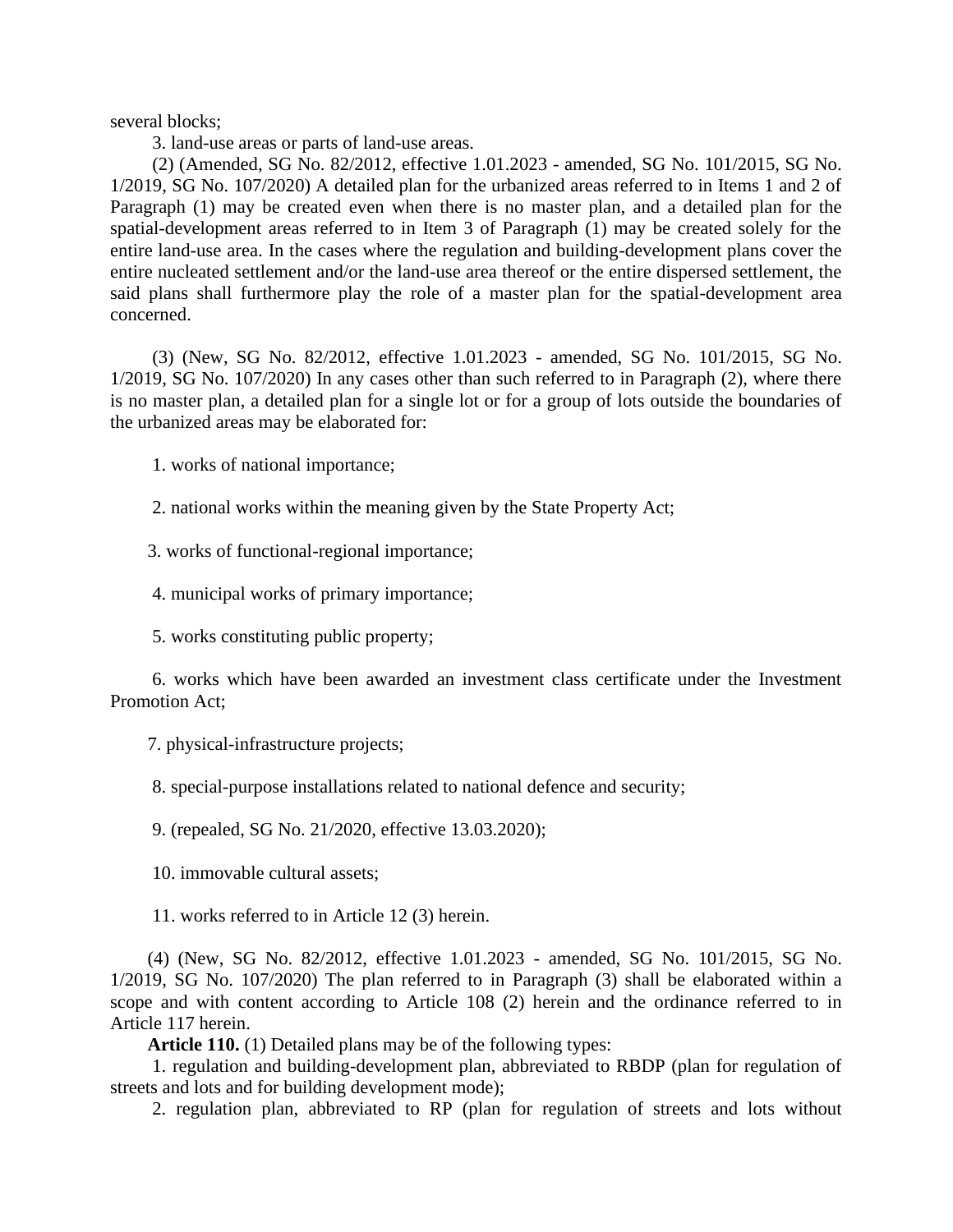several blocks;

3. land-use areas or parts of land-use areas.

(2) (Amended, SG No. 82/2012, effective 1.01.2023 - amended, SG No. 101/2015, SG No. 1/2019, SG No. 107/2020) A detailed plan for the urbanized areas referred to in Items 1 and 2 of Paragraph (1) may be created even when there is no master plan, and a detailed plan for the spatial-development areas referred to in Item 3 of Paragraph (1) may be created solely for the entire land-use area. In the cases where the regulation and building-development plans cover the entire nucleated settlement and/or the land-use area thereof or the entire dispersed settlement, the said plans shall furthermore play the role of a master plan for the spatial-development area concerned.

(3) (New, SG No. 82/2012, effective 1.01.2023 - amended, SG No. 101/2015, SG No. 1/2019, SG No. 107/2020) In any cases other than such referred to in Paragraph (2), where there is no master plan, a detailed plan for a single lot or for a group of lots outside the boundaries of the urbanized areas may be elaborated for:

1. works of national importance;

2. national works within the meaning given by the State Property Act;

3. works of functional-regional importance;

4. municipal works of primary importance;

5. works constituting public property;

6. works which have been awarded an investment class certificate under the Investment Promotion Act;

7. physical-infrastructure projects;

8. special-purpose installations related to national defence and security;

9. (repealed, SG No. 21/2020, effective 13.03.2020);

10. immovable cultural assets;

11. works referred to in Article 12 (3) herein.

(4) (New, SG No. 82/2012, effective 1.01.2023 - amended, SG No. 101/2015, SG No. 1/2019, SG No. 107/2020) The plan referred to in Paragraph (3) shall be elaborated within a scope and with content according to Article 108 (2) herein and the ordinance referred to in Article 117 herein.

**Article 110.** (1) Detailed plans may be of the following types:

1. regulation and building-development plan, abbreviated to RBDP (plan for regulation of streets and lots and for building development mode);

2. regulation plan, abbreviated to RP (plan for regulation of streets and lots without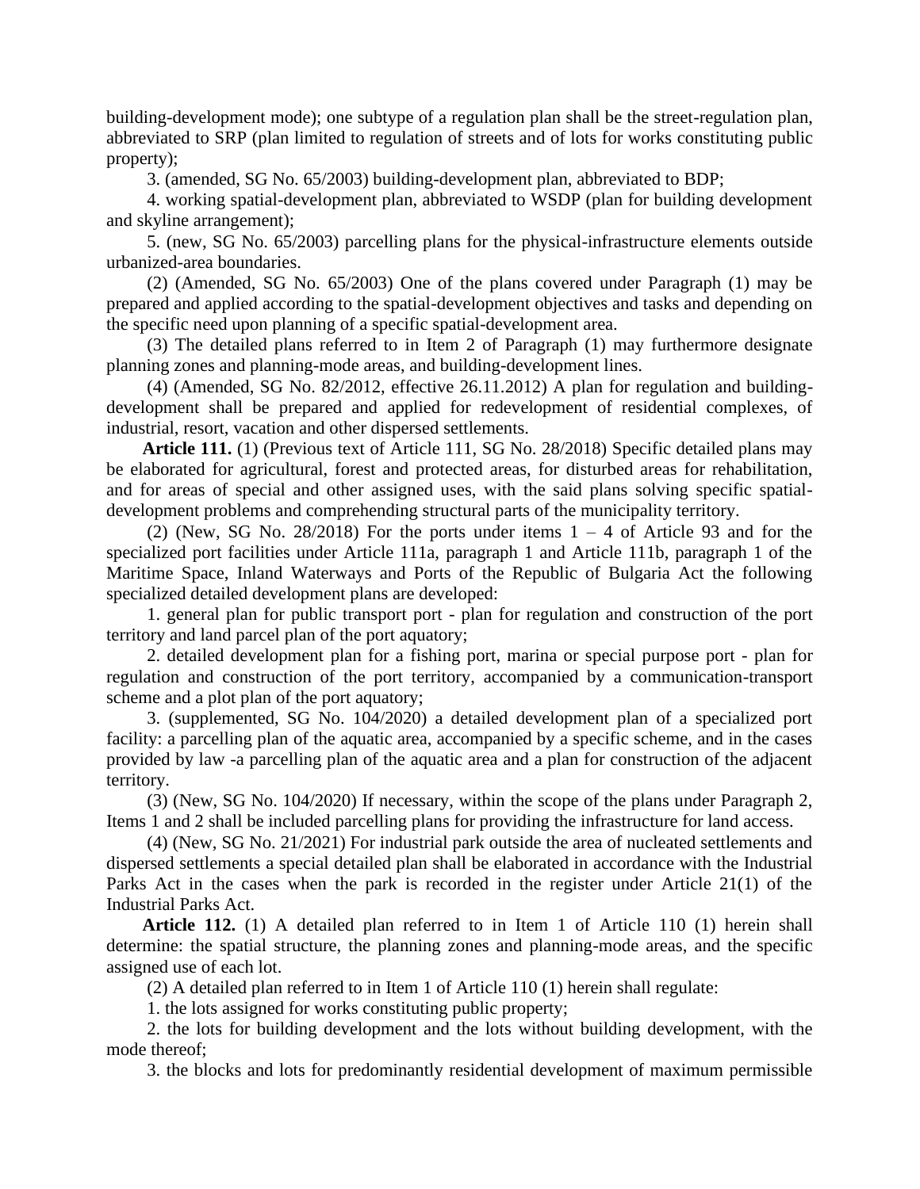building-development mode); one subtype of a regulation plan shall be the street-regulation plan, abbreviated to SRP (plan limited to regulation of streets and of lots for works constituting public property);

3. (amended, SG No. 65/2003) building-development plan, abbreviated to BDP;

4. working spatial-development plan, abbreviated to WSDP (plan for building development and skyline arrangement);

5. (new, SG No. 65/2003) parcelling plans for the physical-infrastructure elements outside urbanized-area boundaries.

(2) (Amended, SG No. 65/2003) One of the plans covered under Paragraph (1) may be prepared and applied according to the spatial-development objectives and tasks and depending on the specific need upon planning of a specific spatial-development area.

(3) The detailed plans referred to in Item 2 of Paragraph (1) may furthermore designate planning zones and planning-mode areas, and building-development lines.

(4) (Amended, SG No. 82/2012, effective 26.11.2012) A plan for regulation and building-development shall be prepared and applied for redevelopment of residential complexes, of industrial, resort, vacation and other dispersed settlements.

**Article 111.** (1) (Previous text of Article 111, SG No. 28/2018) Specific detailed plans may be elaborated for agricultural, forest and protected areas, for disturbed areas for rehabilitation, and for areas of special and other assigned uses, with the said plans solving specific spatial-development problems and comprehending structural parts of the municipality territory.

(2) (New, SG No. 28/2018) For the ports under items 1 – 4 of Article 93 and for the specialized port facilities under Article 111a, paragraph 1 and Article 111b, paragraph 1 of the Maritime Space, Inland Waterways and Ports of the Republic of Bulgaria Act the following specialized detailed development plans are developed:

1. general plan for public transport port - plan for regulation and construction of the port territory and land parcel plan of the port aquatory;

2. detailed development plan for a fishing port, marina or special purpose port - plan for regulation and construction of the port territory, accompanied by a communication-transport scheme and a plot plan of the port aquatory;

3. (supplemented, SG No. 104/2020) a detailed development plan of a specialized port facility: a parcelling plan of the aquatic area, accompanied by a specific scheme, and in the cases provided by law -a parcelling plan of the aquatic area and a plan for construction of the adjacent territory.

(3) (New, SG No. 104/2020) If necessary, within the scope of the plans under Paragraph 2, Items 1 and 2 shall be included parcelling plans for providing the infrastructure for land access.

(4) (New, SG No. 21/2021) For industrial park outside the area of nucleated settlements and dispersed settlements a special detailed plan shall be elaborated in accordance with the Industrial Parks Act in the cases when the park is recorded in the register under Article 21(1) of the Industrial Parks Act.

**Article 112.** (1) A detailed plan referred to in Item 1 of Article 110 (1) herein shall determine: the spatial structure, the planning zones and planning-mode areas, and the specific assigned use of each lot.

(2) A detailed plan referred to in Item 1 of Article 110 (1) herein shall regulate:

1. the lots assigned for works constituting public property;

2. the lots for building development and the lots without building development, with the mode thereof;

3. the blocks and lots for predominantly residential development of maximum permissible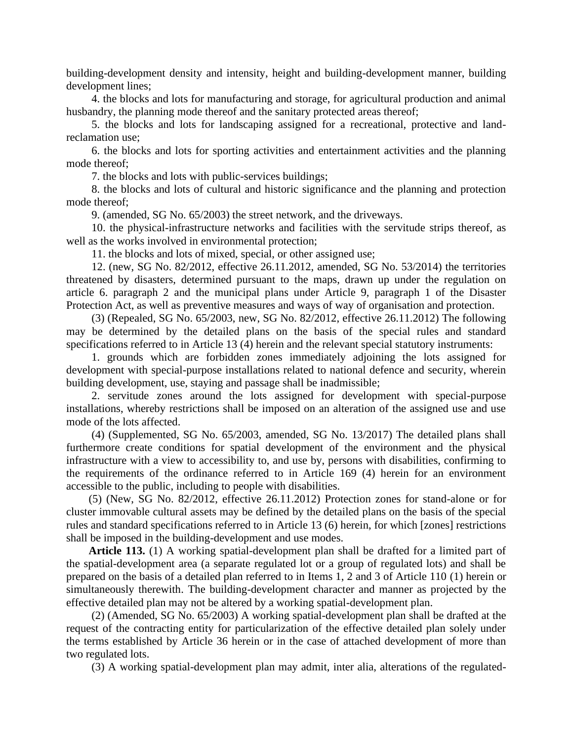building-development density and intensity, height and building-development manner, building development lines;

4. the blocks and lots for manufacturing and storage, for agricultural production and animal husbandry, the planning mode thereof and the sanitary protected areas thereof;

5. the blocks and lots for landscaping assigned for a recreational, protective and land-reclamation use;

6. the blocks and lots for sporting activities and entertainment activities and the planning mode thereof;

7. the blocks and lots with public-services buildings;

8. the blocks and lots of cultural and historic significance and the planning and protection mode thereof;

9. (amended, SG No. 65/2003) the street network, and the driveways.

10. the physical-infrastructure networks and facilities with the servitude strips thereof, as well as the works involved in environmental protection;

11. the blocks and lots of mixed, special, or other assigned use;

12. (new, SG No. 82/2012, effective 26.11.2012, amended, SG No. 53/2014) the territories threatened by disasters, determined pursuant to the maps, drawn up under the regulation on article 6. paragraph 2 and the municipal plans under Article 9, paragraph 1 of the Disaster Protection Act, as well as preventive measures and ways of way of organisation and protection.

(3) (Repealed, SG No. 65/2003, new, SG No. 82/2012, effective 26.11.2012) The following may be determined by the detailed plans on the basis of the special rules and standard specifications referred to in Article 13 (4) herein and the relevant special statutory instruments:

1. grounds which are forbidden zones immediately adjoining the lots assigned for development with special-purpose installations related to national defence and security, wherein building development, use, staying and passage shall be inadmissible;

2. servitude zones around the lots assigned for development with special-purpose installations, whereby restrictions shall be imposed on an alteration of the assigned use and use mode of the lots affected.

(4) (Supplemented, SG No. 65/2003, amended, SG No. 13/2017) The detailed plans shall furthermore create conditions for spatial development of the environment and the physical infrastructure with a view to accessibility to, and use by, persons with disabilities, confirming to the requirements of the ordinance referred to in Article 169 (4) herein for an environment accessible to the public, including to people with disabilities.

(5) (New, SG No. 82/2012, effective 26.11.2012) Protection zones for stand-alone or for cluster immovable cultural assets may be defined by the detailed plans on the basis of the special rules and standard specifications referred to in Article 13 (6) herein, for which [zones] restrictions shall be imposed in the building-development and use modes.

**Article 113.** (1) A working spatial-development plan shall be drafted for a limited part of the spatial-development area (a separate regulated lot or a group of regulated lots) and shall be prepared on the basis of a detailed plan referred to in Items 1, 2 and 3 of Article 110 (1) herein or simultaneously therewith. The building-development character and manner as projected by the effective detailed plan may not be altered by a working spatial-development plan.

(2) (Amended, SG No. 65/2003) A working spatial-development plan shall be drafted at the request of the contracting entity for particularization of the effective detailed plan solely under the terms established by Article 36 herein or in the case of attached development of more than two regulated lots.

(3) A working spatial-development plan may admit, inter alia, alterations of the regulated-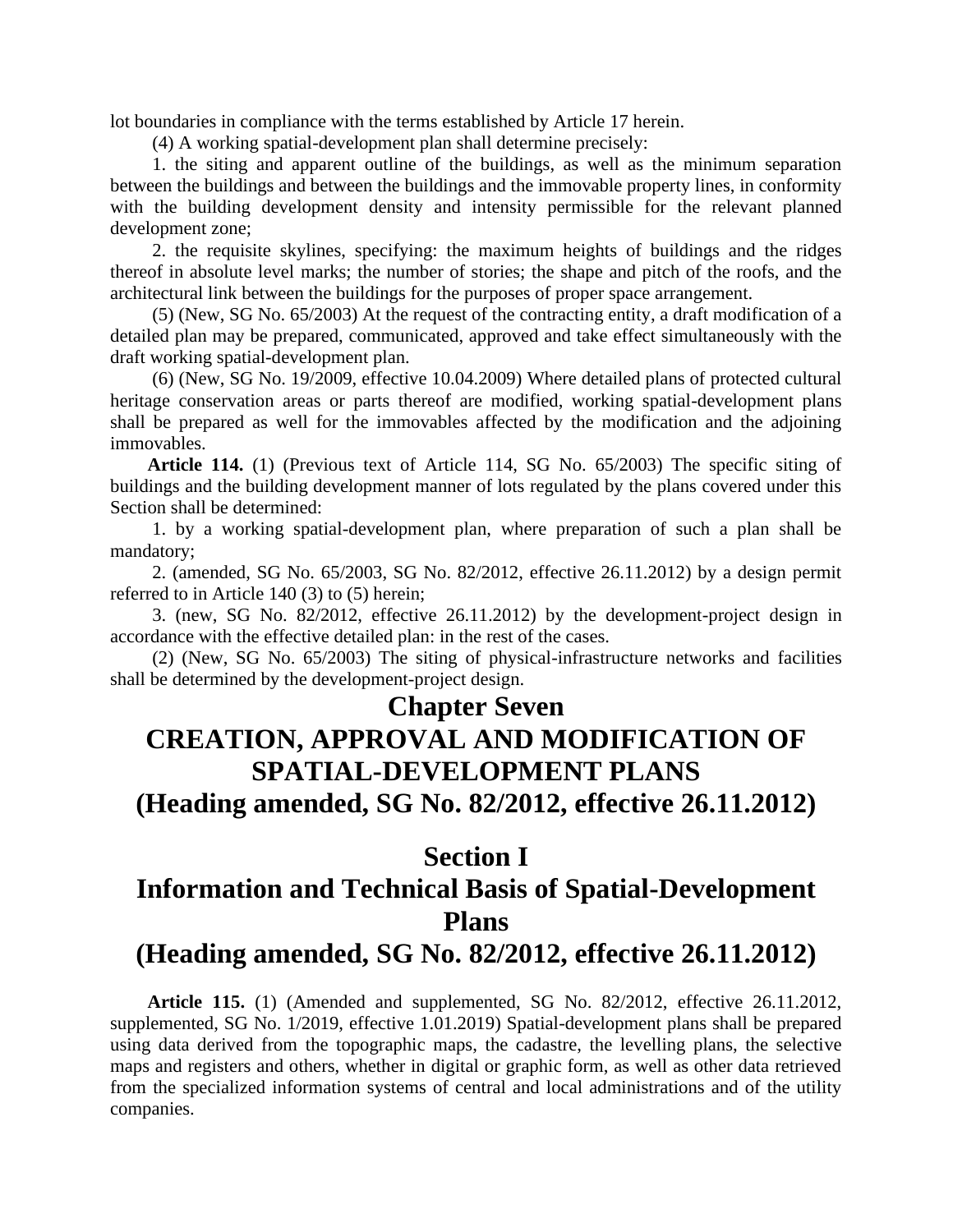lot boundaries in compliance with the terms established by Article 17 herein.

(4) A working spatial-development plan shall determine precisely:

1. the siting and apparent outline of the buildings, as well as the minimum separation between the buildings and between the buildings and the immovable property lines, in conformity with the building development density and intensity permissible for the relevant planned development zone;

2. the requisite skylines, specifying: the maximum heights of buildings and the ridges thereof in absolute level marks; the number of stories; the shape and pitch of the roofs, and the architectural link between the buildings for the purposes of proper space arrangement.

(5) (New, SG No. 65/2003) At the request of the contracting entity, a draft modification of a detailed plan may be prepared, communicated, approved and take effect simultaneously with the draft working spatial-development plan.

(6) (New, SG No. 19/2009, effective 10.04.2009) Where detailed plans of protected cultural heritage conservation areas or parts thereof are modified, working spatial-development plans shall be prepared as well for the immovables affected by the modification and the adjoining immovables.

**Article 114.** (1) (Previous text of Article 114, SG No. 65/2003) The specific siting of buildings and the building development manner of lots regulated by the plans covered under this Section shall be determined:

1. by a working spatial-development plan, where preparation of such a plan shall be mandatory;

2. (amended, SG No. 65/2003, SG No. 82/2012, effective 26.11.2012) by a design permit referred to in Article 140 (3) to (5) herein;

3. (new, SG No. 82/2012, effective 26.11.2012) by the development-project design in accordance with the effective detailed plan: in the rest of the cases.

(2) (New, SG No. 65/2003) The siting of physical-infrastructure networks and facilities shall be determined by the development-project design.

# Chapter Seven
# CREATION, APPROVAL AND MODIFICATION OF SPATIAL-DEVELOPMENT PLANS
# (Heading amended, SG No. 82/2012, effective 26.11.2012)

## Section I
## Information and Technical Basis of Spatial-Development Plans
## (Heading amended, SG No. 82/2012, effective 26.11.2012)

**Article 115.** (1) (Amended and supplemented, SG No. 82/2012, effective 26.11.2012, supplemented, SG No. 1/2019, effective 1.01.2019) Spatial-development plans shall be prepared using data derived from the topographic maps, the cadastre, the levelling plans, the selective maps and registers and others, whether in digital or graphic form, as well as other data retrieved from the specialized information systems of central and local administrations and of the utility companies.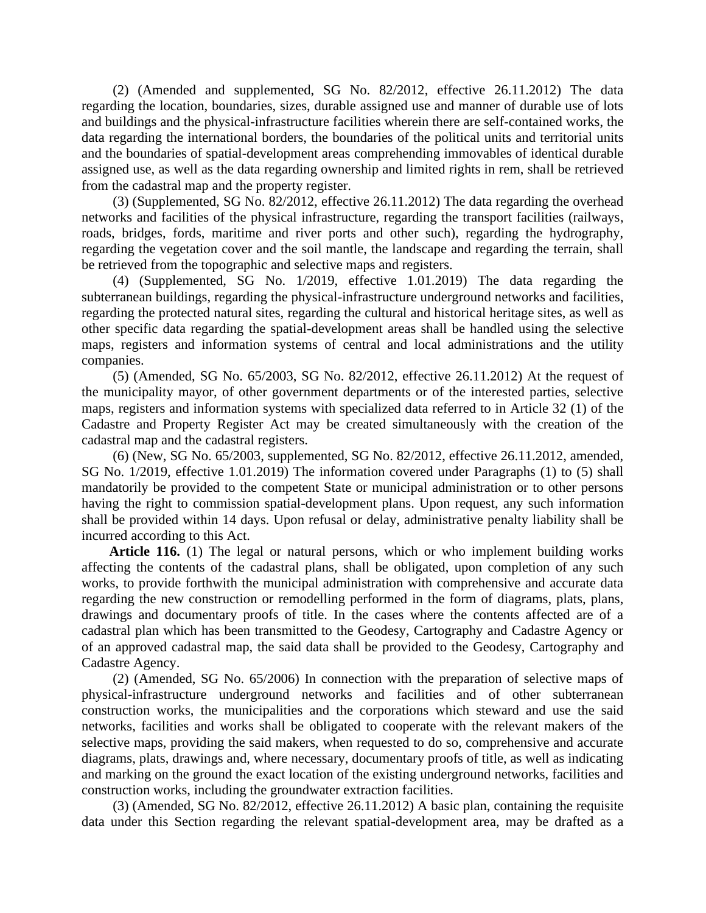(2) (Amended and supplemented, SG No. 82/2012, effective 26.11.2012) The data regarding the location, boundaries, sizes, durable assigned use and manner of durable use of lots and buildings and the physical-infrastructure facilities wherein there are self-contained works, the data regarding the international borders, the boundaries of the political units and territorial units and the boundaries of spatial-development areas comprehending immovables of identical durable assigned use, as well as the data regarding ownership and limited rights in rem, shall be retrieved from the cadastral map and the property register.

(3) (Supplemented, SG No. 82/2012, effective 26.11.2012) The data regarding the overhead networks and facilities of the physical infrastructure, regarding the transport facilities (railways, roads, bridges, fords, maritime and river ports and other such), regarding the hydrography, regarding the vegetation cover and the soil mantle, the landscape and regarding the terrain, shall be retrieved from the topographic and selective maps and registers.

(4) (Supplemented, SG No. 1/2019, effective 1.01.2019) The data regarding the subterranean buildings, regarding the physical-infrastructure underground networks and facilities, regarding the protected natural sites, regarding the cultural and historical heritage sites, as well as other specific data regarding the spatial-development areas shall be handled using the selective maps, registers and information systems of central and local administrations and the utility companies.

(5) (Amended, SG No. 65/2003, SG No. 82/2012, effective 26.11.2012) At the request of the municipality mayor, of other government departments or of the interested parties, selective maps, registers and information systems with specialized data referred to in Article 32 (1) of the Cadastre and Property Register Act may be created simultaneously with the creation of the cadastral map and the cadastral registers.

(6) (New, SG No. 65/2003, supplemented, SG No. 82/2012, effective 26.11.2012, amended, SG No. 1/2019, effective 1.01.2019) The information covered under Paragraphs (1) to (5) shall mandatorily be provided to the competent State or municipal administration or to other persons having the right to commission spatial-development plans. Upon request, any such information shall be provided within 14 days. Upon refusal or delay, administrative penalty liability shall be incurred according to this Act.

**Article 116.** (1) The legal or natural persons, which or who implement building works affecting the contents of the cadastral plans, shall be obligated, upon completion of any such works, to provide forthwith the municipal administration with comprehensive and accurate data regarding the new construction or remodelling performed in the form of diagrams, plats, plans, drawings and documentary proofs of title. In the cases where the contents affected are of a cadastral plan which has been transmitted to the Geodesy, Cartography and Cadastre Agency or of an approved cadastral map, the said data shall be provided to the Geodesy, Cartography and Cadastre Agency.

(2) (Amended, SG No. 65/2006) In connection with the preparation of selective maps of physical-infrastructure underground networks and facilities and of other subterranean construction works, the municipalities and the corporations which steward and use the said networks, facilities and works shall be obligated to cooperate with the relevant makers of the selective maps, providing the said makers, when requested to do so, comprehensive and accurate diagrams, plats, drawings and, where necessary, documentary proofs of title, as well as indicating and marking on the ground the exact location of the existing underground networks, facilities and construction works, including the groundwater extraction facilities.

(3) (Amended, SG No. 82/2012, effective 26.11.2012) A basic plan, containing the requisite data under this Section regarding the relevant spatial-development area, may be drafted as a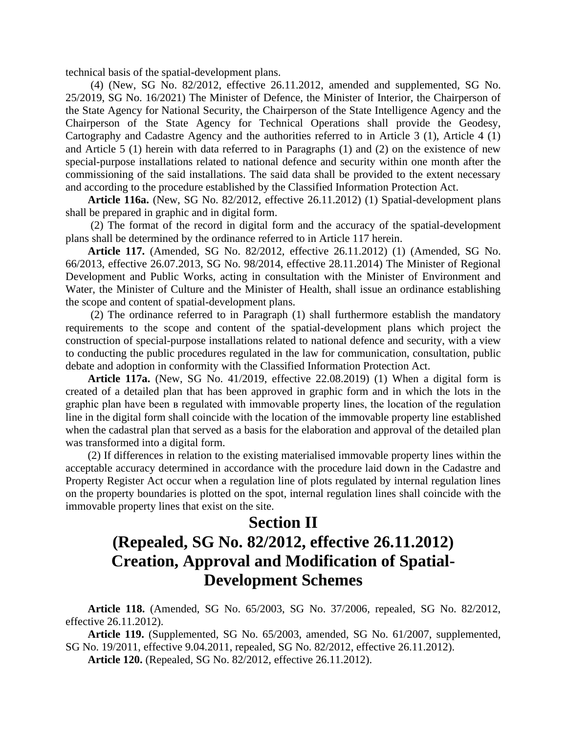technical basis of the spatial-development plans.

(4) (New, SG No. 82/2012, effective 26.11.2012, amended and supplemented, SG No. 25/2019, SG No. 16/2021) The Minister of Defence, the Minister of Interior, the Chairperson of the State Agency for National Security, the Chairperson of the State Intelligence Agency and the Chairperson of the State Agency for Technical Operations shall provide the Geodesy, Cartography and Cadastre Agency and the authorities referred to in Article 3 (1), Article 4 (1) and Article 5 (1) herein with data referred to in Paragraphs (1) and (2) on the existence of new special-purpose installations related to national defence and security within one month after the commissioning of the said installations. The said data shall be provided to the extent necessary and according to the procedure established by the Classified Information Protection Act.

**Article 116a.** (New, SG No. 82/2012, effective 26.11.2012) (1) Spatial-development plans shall be prepared in graphic and in digital form.

(2) The format of the record in digital form and the accuracy of the spatial-development plans shall be determined by the ordinance referred to in Article 117 herein.

**Article 117.** (Amended, SG No. 82/2012, effective 26.11.2012) (1) (Amended, SG No. 66/2013, effective 26.07.2013, SG No. 98/2014, effective 28.11.2014) The Minister of Regional Development and Public Works, acting in consultation with the Minister of Environment and Water, the Minister of Culture and the Minister of Health, shall issue an ordinance establishing the scope and content of spatial-development plans.

(2) The ordinance referred to in Paragraph (1) shall furthermore establish the mandatory requirements to the scope and content of the spatial-development plans which project the construction of special-purpose installations related to national defence and security, with a view to conducting the public procedures regulated in the law for communication, consultation, public debate and adoption in conformity with the Classified Information Protection Act.

**Article 117a.** (New, SG No. 41/2019, effective 22.08.2019) (1) When a digital form is created of a detailed plan that has been approved in graphic form and in which the lots in the graphic plan have been в regulated with immovable property lines, the location of the regulation line in the digital form shall coincide with the location of the immovable property line established when the cadastral plan that served as a basis for the elaboration and approval of the detailed plan was transformed into a digital form.

(2) If differences in relation to the existing materialised immovable property lines within the acceptable accuracy determined in accordance with the procedure laid down in the Cadastre and Property Register Act occur when a regulation line of plots regulated by internal regulation lines on the property boundaries is plotted on the spot, internal regulation lines shall coincide with the immovable property lines that exist on the site.

## Section II
## (Repealed, SG No. 82/2012, effective 26.11.2012) Creation, Approval and Modification of Spatial-Development Schemes

**Article 118.** (Amended, SG No. 65/2003, SG No. 37/2006, repealed, SG No. 82/2012, effective 26.11.2012).

**Article 119.** (Supplemented, SG No. 65/2003, amended, SG No. 61/2007, supplemented, SG No. 19/2011, effective 9.04.2011, repealed, SG No. 82/2012, effective 26.11.2012).

**Article 120.** (Repealed, SG No. 82/2012, effective 26.11.2012).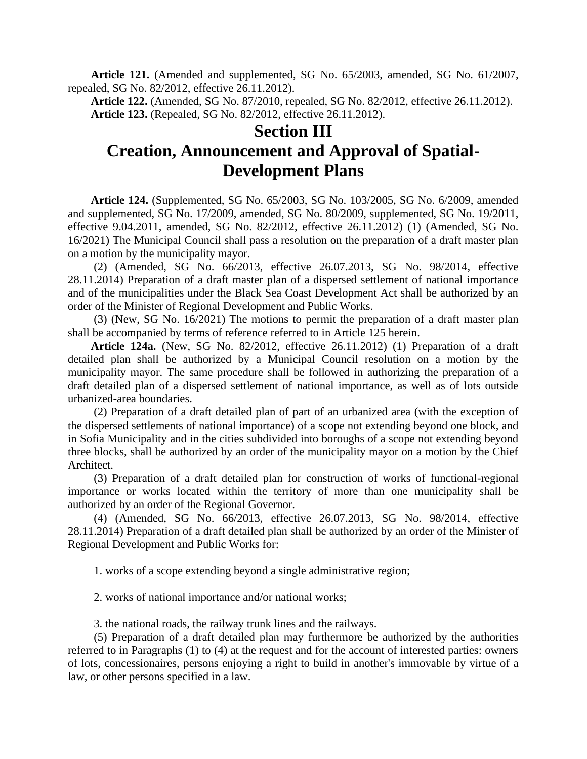**Article 121.** (Amended and supplemented, SG No. 65/2003, amended, SG No. 61/2007, repealed, SG No. 82/2012, effective 26.11.2012).

**Article 122.** (Amended, SG No. 87/2010, repealed, SG No. 82/2012, effective 26.11.2012).

**Article 123.** (Repealed, SG No. 82/2012, effective 26.11.2012).

# Section III
# Creation, Announcement and Approval of Spatial-Development Plans

**Article 124.** (Supplemented, SG No. 65/2003, SG No. 103/2005, SG No. 6/2009, amended and supplemented, SG No. 17/2009, amended, SG No. 80/2009, supplemented, SG No. 19/2011, effective 9.04.2011, amended, SG No. 82/2012, effective 26.11.2012) (1) (Amended, SG No. 16/2021) The Municipal Council shall pass a resolution on the preparation of a draft master plan on a motion by the municipality mayor.

(2) (Amended, SG No. 66/2013, effective 26.07.2013, SG No. 98/2014, effective 28.11.2014) Preparation of a draft master plan of a dispersed settlement of national importance and of the municipalities under the Black Sea Coast Development Act shall be authorized by an order of the Minister of Regional Development and Public Works.

(3) (New, SG No. 16/2021) The motions to permit the preparation of a draft master plan shall be accompanied by terms of reference referred to in Article 125 herein.

**Article 124a.** (New, SG No. 82/2012, effective 26.11.2012) (1) Preparation of a draft detailed plan shall be authorized by a Municipal Council resolution on a motion by the municipality mayor. The same procedure shall be followed in authorizing the preparation of a draft detailed plan of a dispersed settlement of national importance, as well as of lots outside urbanized-area boundaries.

(2) Preparation of a draft detailed plan of part of an urbanized area (with the exception of the dispersed settlements of national importance) of a scope not extending beyond one block, and in Sofia Municipality and in the cities subdivided into boroughs of a scope not extending beyond three blocks, shall be authorized by an order of the municipality mayor on a motion by the Chief Architect.

(3) Preparation of a draft detailed plan for construction of works of functional-regional importance or works located within the territory of more than one municipality shall be authorized by an order of the Regional Governor.

(4) (Amended, SG No. 66/2013, effective 26.07.2013, SG No. 98/2014, effective 28.11.2014) Preparation of a draft detailed plan shall be authorized by an order of the Minister of Regional Development and Public Works for:

1. works of a scope extending beyond a single administrative region;

2. works of national importance and/or national works;

3. the national roads, the railway trunk lines and the railways.

(5) Preparation of a draft detailed plan may furthermore be authorized by the authorities referred to in Paragraphs (1) to (4) at the request and for the account of interested parties: owners of lots, concessionaires, persons enjoying a right to build in another's immovable by virtue of a law, or other persons specified in a law.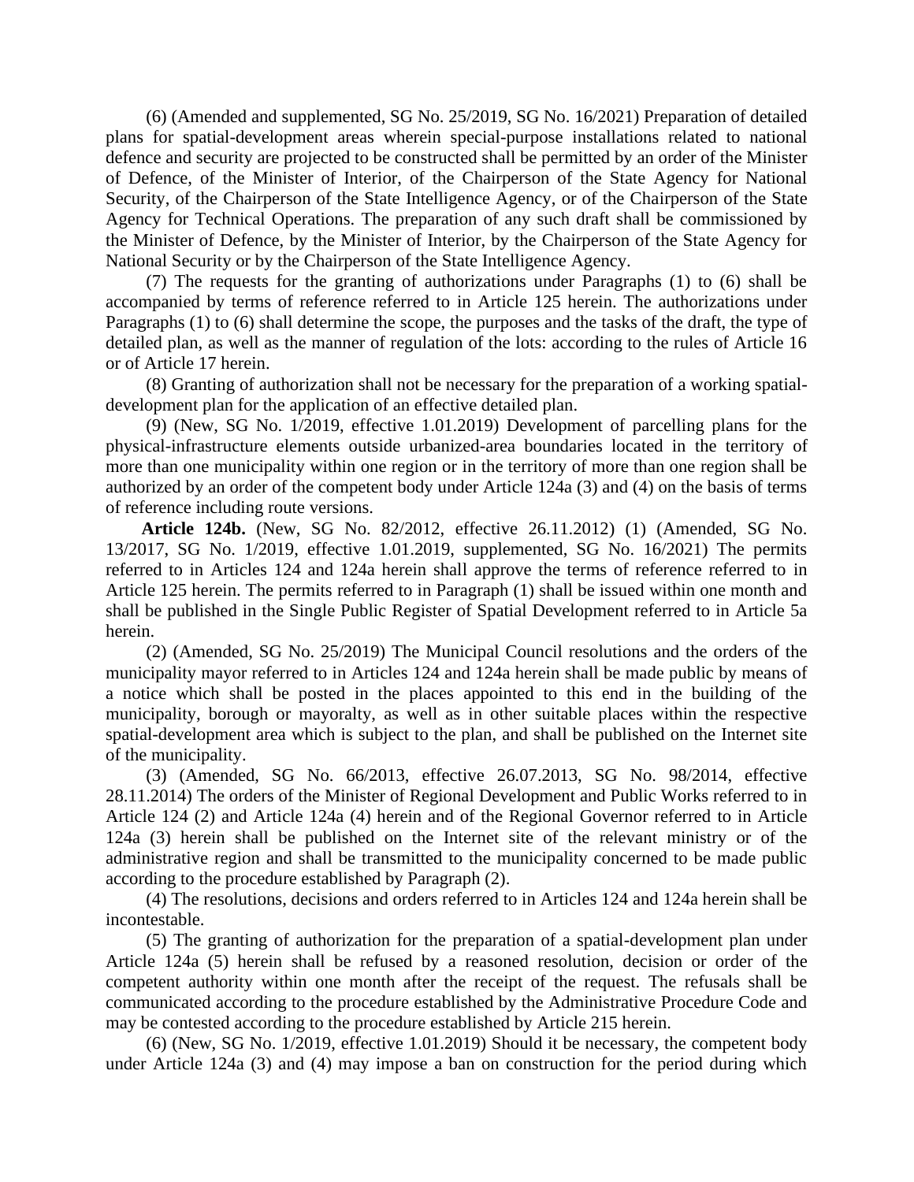(6) (Amended and supplemented, SG No. 25/2019, SG No. 16/2021) Preparation of detailed plans for spatial-development areas wherein special-purpose installations related to national defence and security are projected to be constructed shall be permitted by an order of the Minister of Defence, of the Minister of Interior, of the Chairperson of the State Agency for National Security, of the Chairperson of the State Intelligence Agency, or of the Chairperson of the State Agency for Technical Operations. The preparation of any such draft shall be commissioned by the Minister of Defence, by the Minister of Interior, by the Chairperson of the State Agency for National Security or by the Chairperson of the State Intelligence Agency.

(7) The requests for the granting of authorizations under Paragraphs (1) to (6) shall be accompanied by terms of reference referred to in Article 125 herein. The authorizations under Paragraphs (1) to (6) shall determine the scope, the purposes and the tasks of the draft, the type of detailed plan, as well as the manner of regulation of the lots: according to the rules of Article 16 or of Article 17 herein.

(8) Granting of authorization shall not be necessary for the preparation of a working spatial-development plan for the application of an effective detailed plan.

(9) (New, SG No. 1/2019, effective 1.01.2019) Development of parcelling plans for the physical-infrastructure elements outside urbanized-area boundaries located in the territory of more than one municipality within one region or in the territory of more than one region shall be authorized by an order of the competent body under Article 124a (3) and (4) on the basis of terms of reference including route versions.

**Article 124b.** (New, SG No. 82/2012, effective 26.11.2012) (1) (Amended, SG No. 13/2017, SG No. 1/2019, effective 1.01.2019, supplemented, SG No. 16/2021) The permits referred to in Articles 124 and 124a herein shall approve the terms of reference referred to in Article 125 herein. The permits referred to in Paragraph (1) shall be issued within one month and shall be published in the Single Public Register of Spatial Development referred to in Article 5a herein.

(2) (Amended, SG No. 25/2019) The Municipal Council resolutions and the orders of the municipality mayor referred to in Articles 124 and 124a herein shall be made public by means of a notice which shall be posted in the places appointed to this end in the building of the municipality, borough or mayoralty, as well as in other suitable places within the respective spatial-development area which is subject to the plan, and shall be published on the Internet site of the municipality.

(3) (Amended, SG No. 66/2013, effective 26.07.2013, SG No. 98/2014, effective 28.11.2014) The orders of the Minister of Regional Development and Public Works referred to in Article 124 (2) and Article 124a (4) herein and of the Regional Governor referred to in Article 124a (3) herein shall be published on the Internet site of the relevant ministry or of the administrative region and shall be transmitted to the municipality concerned to be made public according to the procedure established by Paragraph (2).

(4) The resolutions, decisions and orders referred to in Articles 124 and 124a herein shall be incontestable.

(5) The granting of authorization for the preparation of a spatial-development plan under Article 124a (5) herein shall be refused by a reasoned resolution, decision or order of the competent authority within one month after the receipt of the request. The refusals shall be communicated according to the procedure established by the Administrative Procedure Code and may be contested according to the procedure established by Article 215 herein.

(6) (New, SG No. 1/2019, effective 1.01.2019) Should it be necessary, the competent body under Article 124a (3) and (4) may impose a ban on construction for the period during which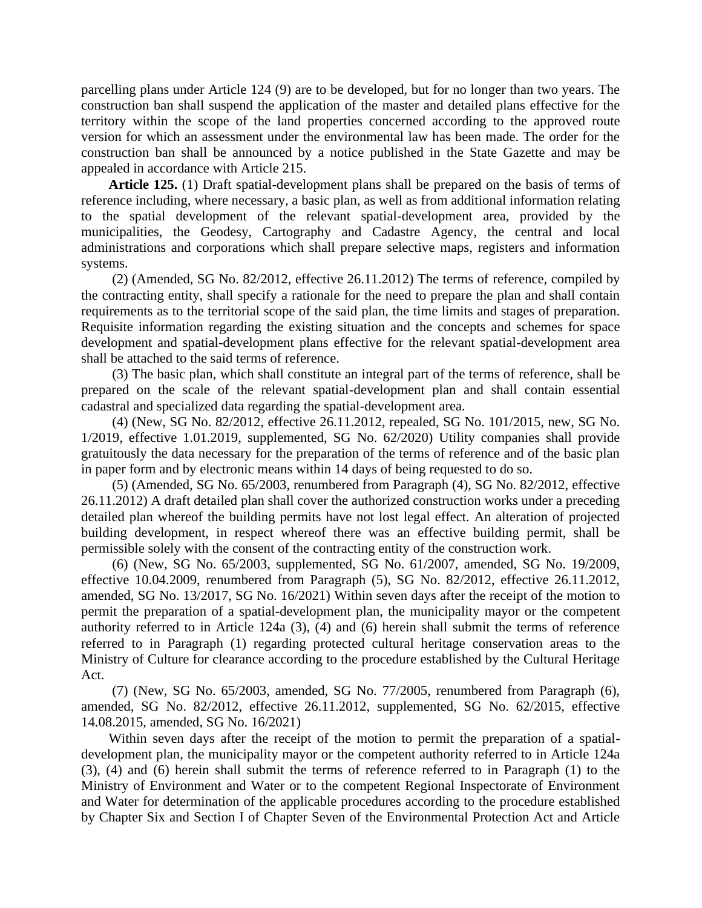parcelling plans under Article 124 (9) are to be developed, but for no longer than two years. The construction ban shall suspend the application of the master and detailed plans effective for the territory within the scope of the land properties concerned according to the approved route version for which an assessment under the environmental law has been made. The order for the construction ban shall be announced by a notice published in the State Gazette and may be appealed in accordance with Article 215.

**Article 125.** (1) Draft spatial-development plans shall be prepared on the basis of terms of reference including, where necessary, a basic plan, as well as from additional information relating to the spatial development of the relevant spatial-development area, provided by the municipalities, the Geodesy, Cartography and Cadastre Agency, the central and local administrations and corporations which shall prepare selective maps, registers and information systems.

(2) (Amended, SG No. 82/2012, effective 26.11.2012) The terms of reference, compiled by the contracting entity, shall specify a rationale for the need to prepare the plan and shall contain requirements as to the territorial scope of the said plan, the time limits and stages of preparation. Requisite information regarding the existing situation and the concepts and schemes for space development and spatial-development plans effective for the relevant spatial-development area shall be attached to the said terms of reference.

(3) The basic plan, which shall constitute an integral part of the terms of reference, shall be prepared on the scale of the relevant spatial-development plan and shall contain essential cadastral and specialized data regarding the spatial-development area.

(4) (New, SG No. 82/2012, effective 26.11.2012, repealed, SG No. 101/2015, new, SG No. 1/2019, effective 1.01.2019, supplemented, SG No. 62/2020) Utility companies shall provide gratuitously the data necessary for the preparation of the terms of reference and of the basic plan in paper form and by electronic means within 14 days of being requested to do so.

(5) (Amended, SG No. 65/2003, renumbered from Paragraph (4), SG No. 82/2012, effective 26.11.2012) A draft detailed plan shall cover the authorized construction works under a preceding detailed plan whereof the building permits have not lost legal effect. An alteration of projected building development, in respect whereof there was an effective building permit, shall be permissible solely with the consent of the contracting entity of the construction work.

(6) (New, SG No. 65/2003, supplemented, SG No. 61/2007, amended, SG No. 19/2009, effective 10.04.2009, renumbered from Paragraph (5), SG No. 82/2012, effective 26.11.2012, amended, SG No. 13/2017, SG No. 16/2021) Within seven days after the receipt of the motion to permit the preparation of a spatial-development plan, the municipality mayor or the competent authority referred to in Article 124a (3), (4) and (6) herein shall submit the terms of reference referred to in Paragraph (1) regarding protected cultural heritage conservation areas to the Ministry of Culture for clearance according to the procedure established by the Cultural Heritage Act.

(7) (New, SG No. 65/2003, amended, SG No. 77/2005, renumbered from Paragraph (6), amended, SG No. 82/2012, effective 26.11.2012, supplemented, SG No. 62/2015, effective 14.08.2015, amended, SG No. 16/2021)

Within seven days after the receipt of the motion to permit the preparation of a spatial-development plan, the municipality mayor or the competent authority referred to in Article 124a (3), (4) and (6) herein shall submit the terms of reference referred to in Paragraph (1) to the Ministry of Environment and Water or to the competent Regional Inspectorate of Environment and Water for determination of the applicable procedures according to the procedure established by Chapter Six and Section I of Chapter Seven of the Environmental Protection Act and Article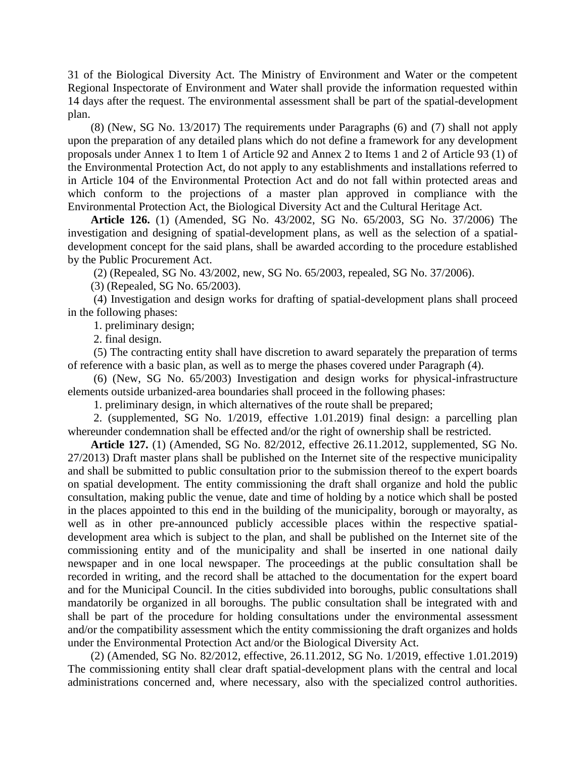31 of the Biological Diversity Act. The Ministry of Environment and Water or the competent Regional Inspectorate of Environment and Water shall provide the information requested within 14 days after the request. The environmental assessment shall be part of the spatial-development plan.

(8) (New, SG No. 13/2017) The requirements under Paragraphs (6) and (7) shall not apply upon the preparation of any detailed plans which do not define a framework for any development proposals under Annex 1 to Item 1 of Article 92 and Annex 2 to Items 1 and 2 of Article 93 (1) of the Environmental Protection Act, do not apply to any establishments and installations referred to in Article 104 of the Environmental Protection Act and do not fall within protected areas and which conform to the projections of a master plan approved in compliance with the Environmental Protection Act, the Biological Diversity Act and the Cultural Heritage Act.

**Article 126.** (1) (Amended, SG No. 43/2002, SG No. 65/2003, SG No. 37/2006) The investigation and designing of spatial-development plans, as well as the selection of a spatial-development concept for the said plans, shall be awarded according to the procedure established by the Public Procurement Act.

(2) (Repealed, SG No. 43/2002, new, SG No. 65/2003, repealed, SG No. 37/2006).

(3) (Repealed, SG No. 65/2003).

(4) Investigation and design works for drafting of spatial-development plans shall proceed in the following phases:

1. preliminary design;

2. final design.

(5) The contracting entity shall have discretion to award separately the preparation of terms of reference with a basic plan, as well as to merge the phases covered under Paragraph (4).

(6) (New, SG No. 65/2003) Investigation and design works for physical-infrastructure elements outside urbanized-area boundaries shall proceed in the following phases:

1. preliminary design, in which alternatives of the route shall be prepared;

2. (supplemented, SG No. 1/2019, effective 1.01.2019) final design: a parcelling plan whereunder condemnation shall be effected and/or the right of ownership shall be restricted.

**Article 127.** (1) (Amended, SG No. 82/2012, effective 26.11.2012, supplemented, SG No. 27/2013) Draft master plans shall be published on the Internet site of the respective municipality and shall be submitted to public consultation prior to the submission thereof to the expert boards on spatial development. The entity commissioning the draft shall organize and hold the public consultation, making public the venue, date and time of holding by a notice which shall be posted in the places appointed to this end in the building of the municipality, borough or mayoralty, as well as in other pre-announced publicly accessible places within the respective spatial-development area which is subject to the plan, and shall be published on the Internet site of the commissioning entity and of the municipality and shall be inserted in one national daily newspaper and in one local newspaper. The proceedings at the public consultation shall be recorded in writing, and the record shall be attached to the documentation for the expert board and for the Municipal Council. In the cities subdivided into boroughs, public consultations shall mandatorily be organized in all boroughs. The public consultation shall be integrated with and shall be part of the procedure for holding consultations under the environmental assessment and/or the compatibility assessment which the entity commissioning the draft organizes and holds under the Environmental Protection Act and/or the Biological Diversity Act.

(2) (Amended, SG No. 82/2012, effective, 26.11.2012, SG No. 1/2019, effective 1.01.2019) The commissioning entity shall clear draft spatial-development plans with the central and local administrations concerned and, where necessary, also with the specialized control authorities.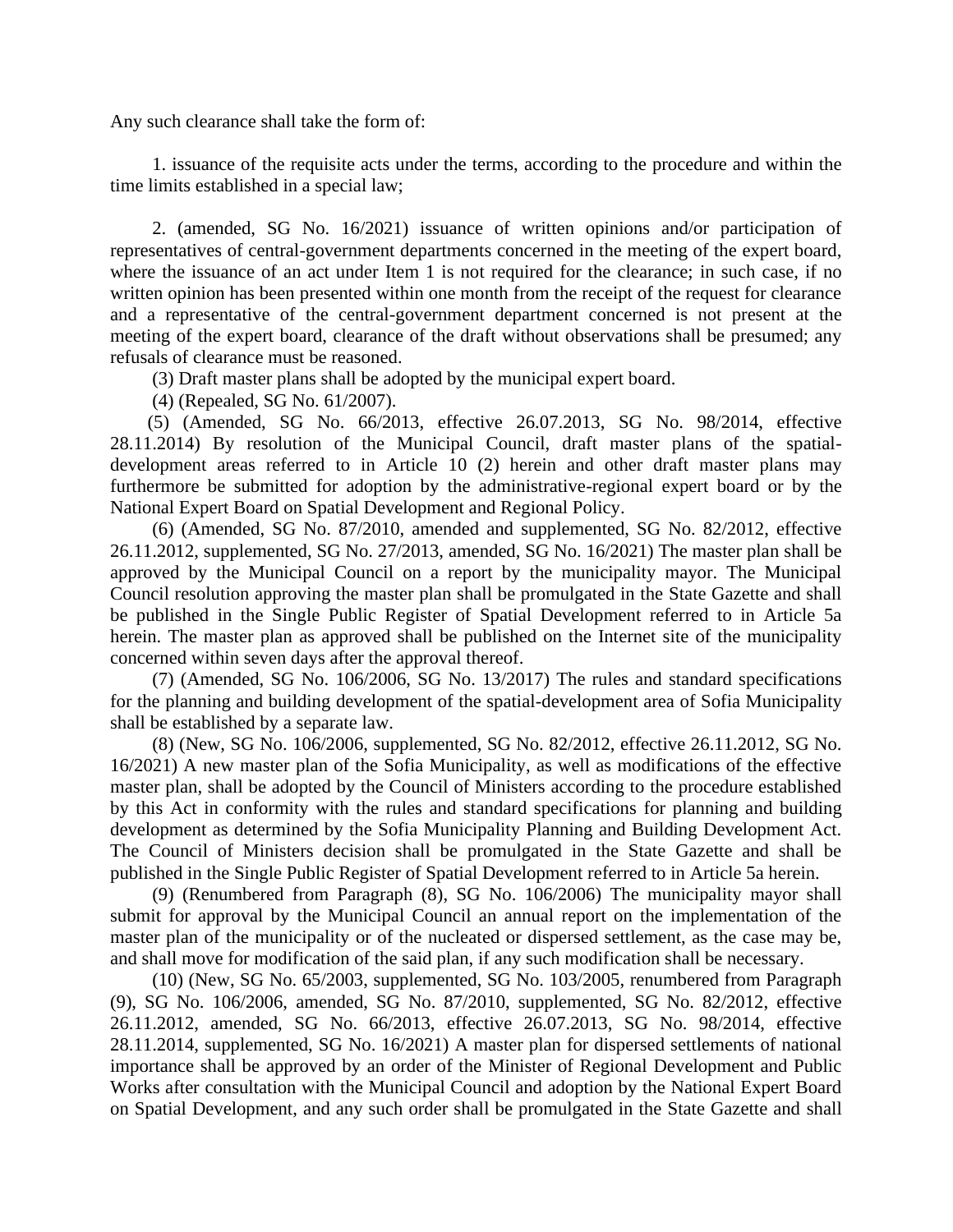Any such clearance shall take the form of:

1. issuance of the requisite acts under the terms, according to the procedure and within the time limits established in a special law;

2. (amended, SG No. 16/2021) issuance of written opinions and/or participation of representatives of central-government departments concerned in the meeting of the expert board, where the issuance of an act under Item 1 is not required for the clearance; in such case, if no written opinion has been presented within one month from the receipt of the request for clearance and a representative of the central-government department concerned is not present at the meeting of the expert board, clearance of the draft without observations shall be presumed; any refusals of clearance must be reasoned.

(3) Draft master plans shall be adopted by the municipal expert board.

(4) (Repealed, SG No. 61/2007).

(5) (Amended, SG No. 66/2013, effective 26.07.2013, SG No. 98/2014, effective 28.11.2014) By resolution of the Municipal Council, draft master plans of the spatial-development areas referred to in Article 10 (2) herein and other draft master plans may furthermore be submitted for adoption by the administrative-regional expert board or by the National Expert Board on Spatial Development and Regional Policy.

(6) (Amended, SG No. 87/2010, amended and supplemented, SG No. 82/2012, effective 26.11.2012, supplemented, SG No. 27/2013, amended, SG No. 16/2021) The master plan shall be approved by the Municipal Council on a report by the municipality mayor. The Municipal Council resolution approving the master plan shall be promulgated in the State Gazette and shall be published in the Single Public Register of Spatial Development referred to in Article 5a herein. The master plan as approved shall be published on the Internet site of the municipality concerned within seven days after the approval thereof.

(7) (Amended, SG No. 106/2006, SG No. 13/2017) The rules and standard specifications for the planning and building development of the spatial-development area of Sofia Municipality shall be established by a separate law.

(8) (New, SG No. 106/2006, supplemented, SG No. 82/2012, effective 26.11.2012, SG No. 16/2021) A new master plan of the Sofia Municipality, as well as modifications of the effective master plan, shall be adopted by the Council of Ministers according to the procedure established by this Act in conformity with the rules and standard specifications for planning and building development as determined by the Sofia Municipality Planning and Building Development Act. The Council of Ministers decision shall be promulgated in the State Gazette and shall be published in the Single Public Register of Spatial Development referred to in Article 5a herein.

(9) (Renumbered from Paragraph (8), SG No. 106/2006) The municipality mayor shall submit for approval by the Municipal Council an annual report on the implementation of the master plan of the municipality or of the nucleated or dispersed settlement, as the case may be, and shall move for modification of the said plan, if any such modification shall be necessary.

(10) (New, SG No. 65/2003, supplemented, SG No. 103/2005, renumbered from Paragraph (9), SG No. 106/2006, amended, SG No. 87/2010, supplemented, SG No. 82/2012, effective 26.11.2012, amended, SG No. 66/2013, effective 26.07.2013, SG No. 98/2014, effective 28.11.2014, supplemented, SG No. 16/2021) A master plan for dispersed settlements of national importance shall be approved by an order of the Minister of Regional Development and Public Works after consultation with the Municipal Council and adoption by the National Expert Board on Spatial Development, and any such order shall be promulgated in the State Gazette and shall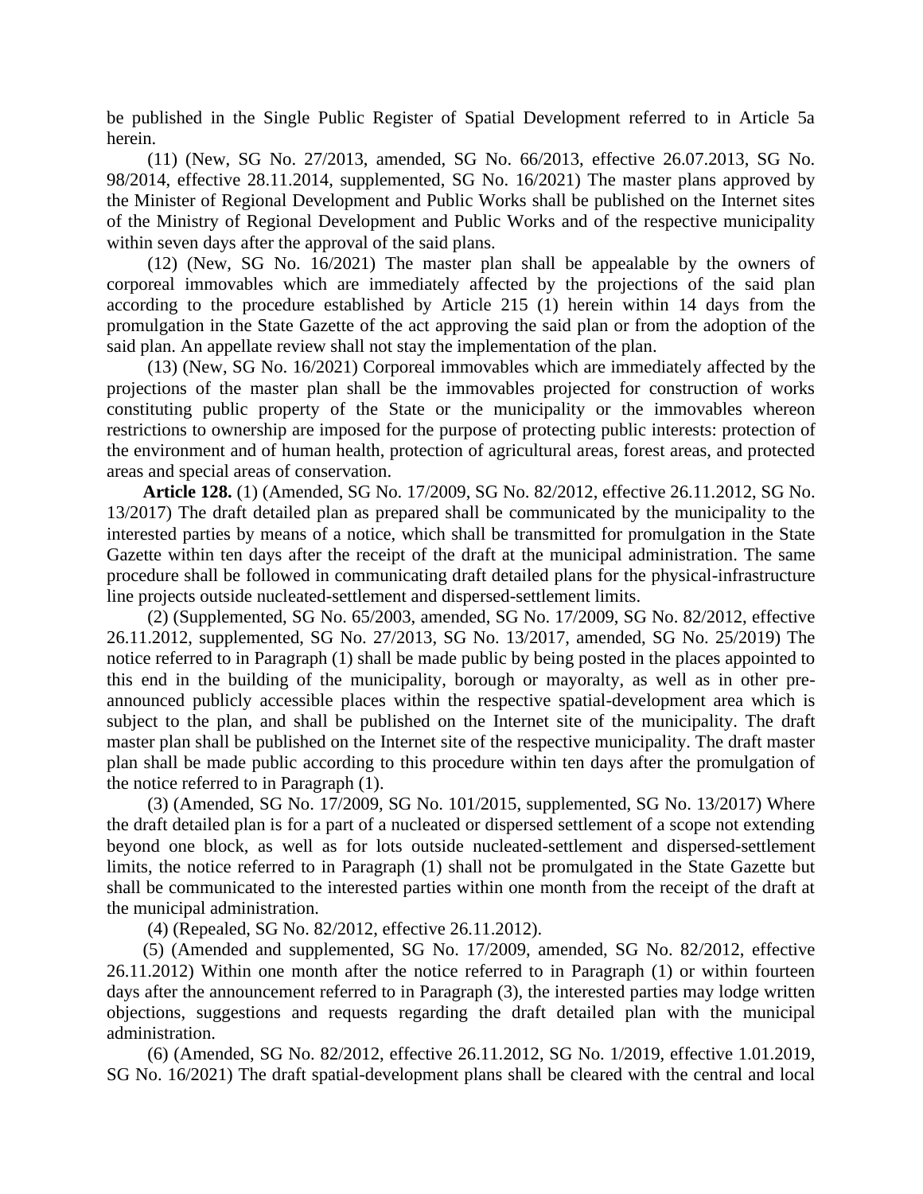be published in the Single Public Register of Spatial Development referred to in Article 5a herein.

(11) (New, SG No. 27/2013, amended, SG No. 66/2013, effective 26.07.2013, SG No. 98/2014, effective 28.11.2014, supplemented, SG No. 16/2021) The master plans approved by the Minister of Regional Development and Public Works shall be published on the Internet sites of the Ministry of Regional Development and Public Works and of the respective municipality within seven days after the approval of the said plans.

(12) (New, SG No. 16/2021) The master plan shall be appealable by the owners of corporeal immovables which are immediately affected by the projections of the said plan according to the procedure established by Article 215 (1) herein within 14 days from the promulgation in the State Gazette of the act approving the said plan or from the adoption of the said plan. An appellate review shall not stay the implementation of the plan.

(13) (New, SG No. 16/2021) Corporeal immovables which are immediately affected by the projections of the master plan shall be the immovables projected for construction of works constituting public property of the State or the municipality or the immovables whereon restrictions to ownership are imposed for the purpose of protecting public interests: protection of the environment and of human health, protection of agricultural areas, forest areas, and protected areas and special areas of conservation.

**Article 128.** (1) (Amended, SG No. 17/2009, SG No. 82/2012, effective 26.11.2012, SG No. 13/2017) The draft detailed plan as prepared shall be communicated by the municipality to the interested parties by means of a notice, which shall be transmitted for promulgation in the State Gazette within ten days after the receipt of the draft at the municipal administration. The same procedure shall be followed in communicating draft detailed plans for the physical-infrastructure line projects outside nucleated-settlement and dispersed-settlement limits.

(2) (Supplemented, SG No. 65/2003, amended, SG No. 17/2009, SG No. 82/2012, effective 26.11.2012, supplemented, SG No. 27/2013, SG No. 13/2017, amended, SG No. 25/2019) The notice referred to in Paragraph (1) shall be made public by being posted in the places appointed to this end in the building of the municipality, borough or mayoralty, as well as in other pre-announced publicly accessible places within the respective spatial-development area which is subject to the plan, and shall be published on the Internet site of the municipality. The draft master plan shall be published on the Internet site of the respective municipality. The draft master plan shall be made public according to this procedure within ten days after the promulgation of the notice referred to in Paragraph (1).

(3) (Amended, SG No. 17/2009, SG No. 101/2015, supplemented, SG No. 13/2017) Where the draft detailed plan is for a part of a nucleated or dispersed settlement of a scope not extending beyond one block, as well as for lots outside nucleated-settlement and dispersed-settlement limits, the notice referred to in Paragraph (1) shall not be promulgated in the State Gazette but shall be communicated to the interested parties within one month from the receipt of the draft at the municipal administration.

(4) (Repealed, SG No. 82/2012, effective 26.11.2012).

(5) (Amended and supplemented, SG No. 17/2009, amended, SG No. 82/2012, effective 26.11.2012) Within one month after the notice referred to in Paragraph (1) or within fourteen days after the announcement referred to in Paragraph (3), the interested parties may lodge written objections, suggestions and requests regarding the draft detailed plan with the municipal administration.

(6) (Amended, SG No. 82/2012, effective 26.11.2012, SG No. 1/2019, effective 1.01.2019, SG No. 16/2021) The draft spatial-development plans shall be cleared with the central and local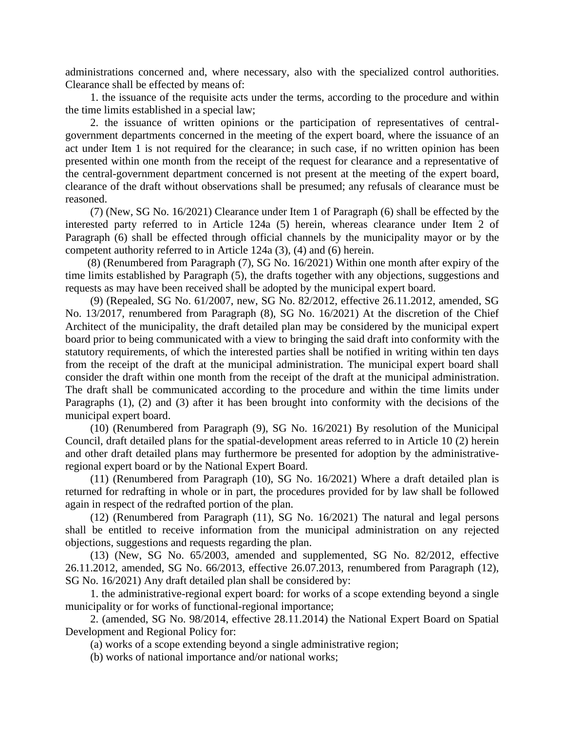administrations concerned and, where necessary, also with the specialized control authorities. Clearance shall be effected by means of:

1. the issuance of the requisite acts under the terms, according to the procedure and within the time limits established in a special law;

2. the issuance of written opinions or the participation of representatives of central-government departments concerned in the meeting of the expert board, where the issuance of an act under Item 1 is not required for the clearance; in such case, if no written opinion has been presented within one month from the receipt of the request for clearance and a representative of the central-government department concerned is not present at the meeting of the expert board, clearance of the draft without observations shall be presumed; any refusals of clearance must be reasoned.

(7) (New, SG No. 16/2021) Clearance under Item 1 of Paragraph (6) shall be effected by the interested party referred to in Article 124a (5) herein, whereas clearance under Item 2 of Paragraph (6) shall be effected through official channels by the municipality mayor or by the competent authority referred to in Article 124a (3), (4) and (6) herein.

(8) (Renumbered from Paragraph (7), SG No. 16/2021) Within one month after expiry of the time limits established by Paragraph (5), the drafts together with any objections, suggestions and requests as may have been received shall be adopted by the municipal expert board.

(9) (Repealed, SG No. 61/2007, new, SG No. 82/2012, effective 26.11.2012, amended, SG No. 13/2017, renumbered from Paragraph (8), SG No. 16/2021) At the discretion of the Chief Architect of the municipality, the draft detailed plan may be considered by the municipal expert board prior to being communicated with a view to bringing the said draft into conformity with the statutory requirements, of which the interested parties shall be notified in writing within ten days from the receipt of the draft at the municipal administration. The municipal expert board shall consider the draft within one month from the receipt of the draft at the municipal administration. The draft shall be communicated according to the procedure and within the time limits under Paragraphs (1), (2) and (3) after it has been brought into conformity with the decisions of the municipal expert board.

(10) (Renumbered from Paragraph (9), SG No. 16/2021) By resolution of the Municipal Council, draft detailed plans for the spatial-development areas referred to in Article 10 (2) herein and other draft detailed plans may furthermore be presented for adoption by the administrative-regional expert board or by the National Expert Board.

(11) (Renumbered from Paragraph (10), SG No. 16/2021) Where a draft detailed plan is returned for redrafting in whole or in part, the procedures provided for by law shall be followed again in respect of the redrafted portion of the plan.

(12) (Renumbered from Paragraph (11), SG No. 16/2021) The natural and legal persons shall be entitled to receive information from the municipal administration on any rejected objections, suggestions and requests regarding the plan.

(13) (New, SG No. 65/2003, amended and supplemented, SG No. 82/2012, effective 26.11.2012, amended, SG No. 66/2013, effective 26.07.2013, renumbered from Paragraph (12), SG No. 16/2021) Any draft detailed plan shall be considered by:

1. the administrative-regional expert board: for works of a scope extending beyond a single municipality or for works of functional-regional importance;

2. (amended, SG No. 98/2014, effective 28.11.2014) the National Expert Board on Spatial Development and Regional Policy for:

(a) works of a scope extending beyond a single administrative region;

(b) works of national importance and/or national works;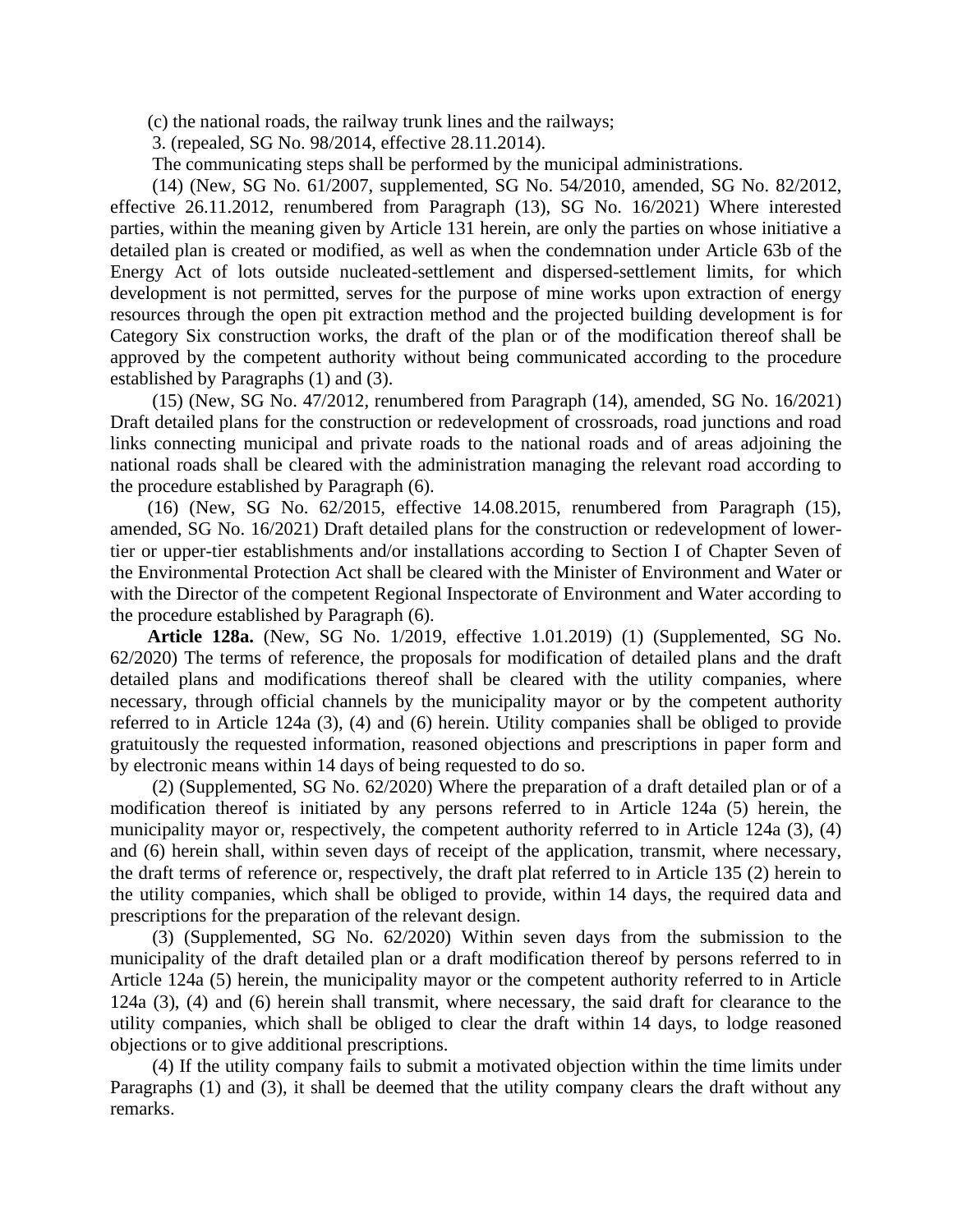(c) the national roads, the railway trunk lines and the railways;

3. (repealed, SG No. 98/2014, effective 28.11.2014).

The communicating steps shall be performed by the municipal administrations.

(14) (New, SG No. 61/2007, supplemented, SG No. 54/2010, amended, SG No. 82/2012, effective 26.11.2012, renumbered from Paragraph (13), SG No. 16/2021) Where interested parties, within the meaning given by Article 131 herein, are only the parties on whose initiative a detailed plan is created or modified, as well as when the condemnation under Article 63b of the Energy Act of lots outside nucleated-settlement and dispersed-settlement limits, for which development is not permitted, serves for the purpose of mine works upon extraction of energy resources through the open pit extraction method and the projected building development is for Category Six construction works, the draft of the plan or of the modification thereof shall be approved by the competent authority without being communicated according to the procedure established by Paragraphs (1) and (3).

(15) (New, SG No. 47/2012, renumbered from Paragraph (14), amended, SG No. 16/2021) Draft detailed plans for the construction or redevelopment of crossroads, road junctions and road links connecting municipal and private roads to the national roads and of areas adjoining the national roads shall be cleared with the administration managing the relevant road according to the procedure established by Paragraph (6).

(16) (New, SG No. 62/2015, effective 14.08.2015, renumbered from Paragraph (15), amended, SG No. 16/2021) Draft detailed plans for the construction or redevelopment of lower-tier or upper-tier establishments and/or installations according to Section I of Chapter Seven of the Environmental Protection Act shall be cleared with the Minister of Environment and Water or with the Director of the competent Regional Inspectorate of Environment and Water according to the procedure established by Paragraph (6).

**Article 128a.** (New, SG No. 1/2019, effective 1.01.2019) (1) (Supplemented, SG No. 62/2020) The terms of reference, the proposals for modification of detailed plans and the draft detailed plans and modifications thereof shall be cleared with the utility companies, where necessary, through official channels by the municipality mayor or by the competent authority referred to in Article 124a (3), (4) and (6) herein. Utility companies shall be obliged to provide gratuitously the requested information, reasoned objections and prescriptions in paper form and by electronic means within 14 days of being requested to do so.

(2) (Supplemented, SG No. 62/2020) Where the preparation of a draft detailed plan or of a modification thereof is initiated by any persons referred to in Article 124a (5) herein, the municipality mayor or, respectively, the competent authority referred to in Article 124a (3), (4) and (6) herein shall, within seven days of receipt of the application, transmit, where necessary, the draft terms of reference or, respectively, the draft plat referred to in Article 135 (2) herein to the utility companies, which shall be obliged to provide, within 14 days, the required data and prescriptions for the preparation of the relevant design.

(3) (Supplemented, SG No. 62/2020) Within seven days from the submission to the municipality of the draft detailed plan or a draft modification thereof by persons referred to in Article 124a (5) herein, the municipality mayor or the competent authority referred to in Article 124a (3), (4) and (6) herein shall transmit, where necessary, the said draft for clearance to the utility companies, which shall be obliged to clear the draft within 14 days, to lodge reasoned objections or to give additional prescriptions.

(4) If the utility company fails to submit a motivated objection within the time limits under Paragraphs (1) and (3), it shall be deemed that the utility company clears the draft without any remarks.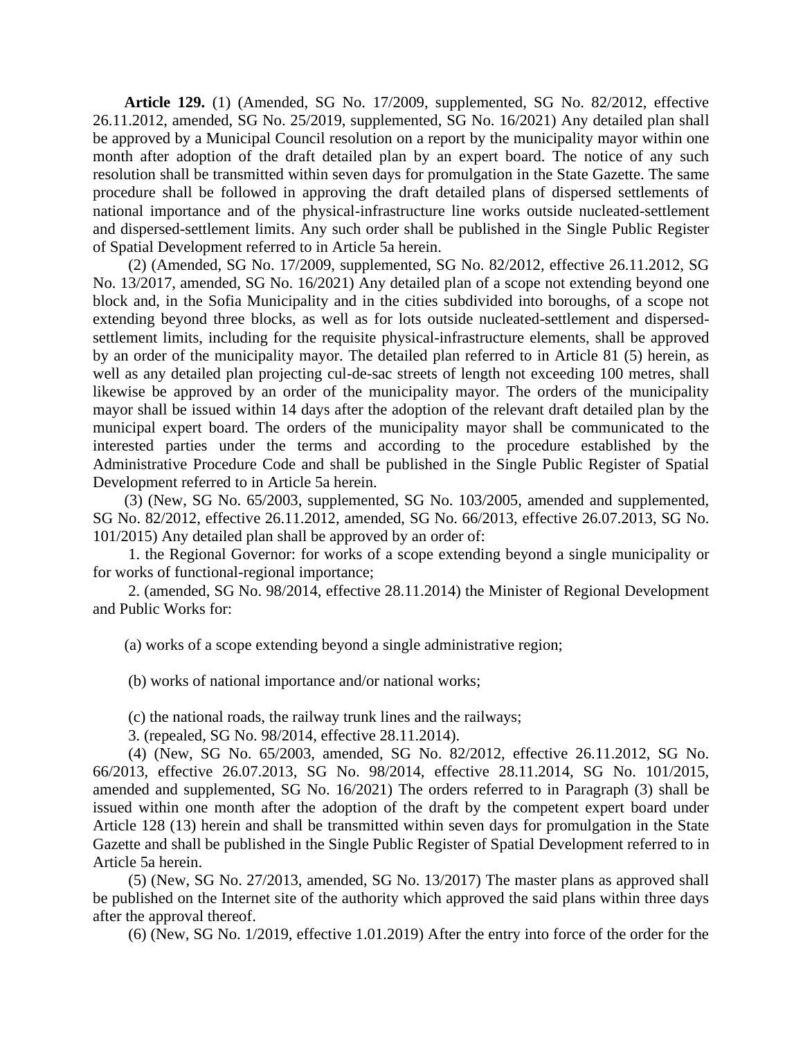**Article 129.** (1) (Amended, SG No. 17/2009, supplemented, SG No. 82/2012, effective 26.11.2012, amended, SG No. 25/2019, supplemented, SG No. 16/2021) Any detailed plan shall be approved by a Municipal Council resolution on a report by the municipality mayor within one month after adoption of the draft detailed plan by an expert board. The notice of any such resolution shall be transmitted within seven days for promulgation in the State Gazette. The same procedure shall be followed in approving the draft detailed plans of dispersed settlements of national importance and of the physical-infrastructure line works outside nucleated-settlement and dispersed-settlement limits. Any such order shall be published in the Single Public Register of Spatial Development referred to in Article 5a herein.

(2) (Amended, SG No. 17/2009, supplemented, SG No. 82/2012, effective 26.11.2012, SG No. 13/2017, amended, SG No. 16/2021) Any detailed plan of a scope not extending beyond one block and, in the Sofia Municipality and in the cities subdivided into boroughs, of a scope not extending beyond three blocks, as well as for lots outside nucleated-settlement and dispersed-settlement limits, including for the requisite physical-infrastructure elements, shall be approved by an order of the municipality mayor. The detailed plan referred to in Article 81 (5) herein, as well as any detailed plan projecting cul-de-sac streets of length not exceeding 100 metres, shall likewise be approved by an order of the municipality mayor. The orders of the municipality mayor shall be issued within 14 days after the adoption of the relevant draft detailed plan by the municipal expert board. The orders of the municipality mayor shall be communicated to the interested parties under the terms and according to the procedure established by the Administrative Procedure Code and shall be published in the Single Public Register of Spatial Development referred to in Article 5a herein.

(3) (New, SG No. 65/2003, supplemented, SG No. 103/2005, amended and supplemented, SG No. 82/2012, effective 26.11.2012, amended, SG No. 66/2013, effective 26.07.2013, SG No. 101/2015) Any detailed plan shall be approved by an order of:

1. the Regional Governor: for works of a scope extending beyond a single municipality or for works of functional-regional importance;

2. (amended, SG No. 98/2014, effective 28.11.2014) the Minister of Regional Development and Public Works for:

(a) works of a scope extending beyond a single administrative region;

(b) works of national importance and/or national works;

(c) the national roads, the railway trunk lines and the railways;

3. (repealed, SG No. 98/2014, effective 28.11.2014).

(4) (New, SG No. 65/2003, amended, SG No. 82/2012, effective 26.11.2012, SG No. 66/2013, effective 26.07.2013, SG No. 98/2014, effective 28.11.2014, SG No. 101/2015, amended and supplemented, SG No. 16/2021) The orders referred to in Paragraph (3) shall be issued within one month after the adoption of the draft by the competent expert board under Article 128 (13) herein and shall be transmitted within seven days for promulgation in the State Gazette and shall be published in the Single Public Register of Spatial Development referred to in Article 5a herein.

(5) (New, SG No. 27/2013, amended, SG No. 13/2017) The master plans as approved shall be published on the Internet site of the authority which approved the said plans within three days after the approval thereof.

(6) (New, SG No. 1/2019, effective 1.01.2019) After the entry into force of the order for the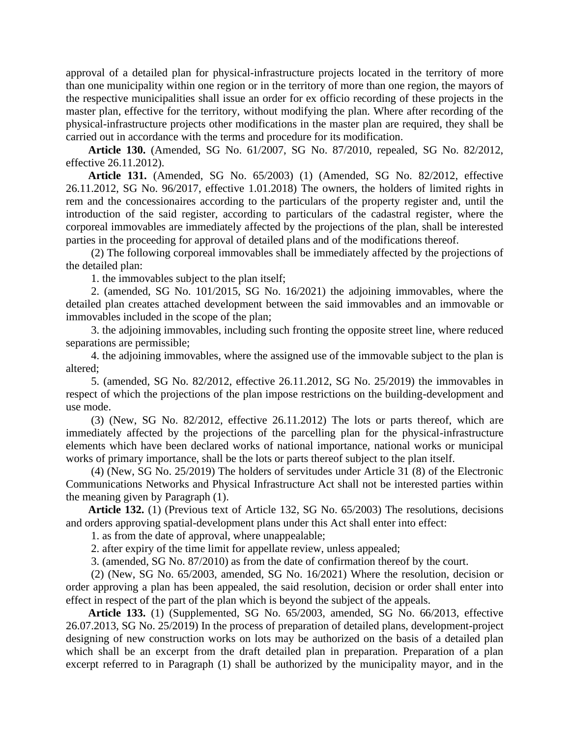approval of a detailed plan for physical-infrastructure projects located in the territory of more than one municipality within one region or in the territory of more than one region, the mayors of the respective municipalities shall issue an order for ex officio recording of these projects in the master plan, effective for the territory, without modifying the plan. Where after recording of the physical-infrastructure projects other modifications in the master plan are required, they shall be carried out in accordance with the terms and procedure for its modification.

**Article 130.** (Amended, SG No. 61/2007, SG No. 87/2010, repealed, SG No. 82/2012, effective 26.11.2012).

**Article 131.** (Amended, SG No. 65/2003) (1) (Amended, SG No. 82/2012, effective 26.11.2012, SG No. 96/2017, effective 1.01.2018) The owners, the holders of limited rights in rem and the concessionaires according to the particulars of the property register and, until the introduction of the said register, according to particulars of the cadastral register, where the corporeal immovables are immediately affected by the projections of the plan, shall be interested parties in the proceeding for approval of detailed plans and of the modifications thereof.

(2) The following corporeal immovables shall be immediately affected by the projections of the detailed plan:

1. the immovables subject to the plan itself;

2. (amended, SG No. 101/2015, SG No. 16/2021) the adjoining immovables, where the detailed plan creates attached development between the said immovables and an immovable or immovables included in the scope of the plan;

3. the adjoining immovables, including such fronting the opposite street line, where reduced separations are permissible;

4. the adjoining immovables, where the assigned use of the immovable subject to the plan is altered;

5. (amended, SG No. 82/2012, effective 26.11.2012, SG No. 25/2019) the immovables in respect of which the projections of the plan impose restrictions on the building-development and use mode.

(3) (New, SG No. 82/2012, effective 26.11.2012) The lots or parts thereof, which are immediately affected by the projections of the parcelling plan for the physical-infrastructure elements which have been declared works of national importance, national works or municipal works of primary importance, shall be the lots or parts thereof subject to the plan itself.

(4) (New, SG No. 25/2019) The holders of servitudes under Article 31 (8) of the Electronic Communications Networks and Physical Infrastructure Act shall not be interested parties within the meaning given by Paragraph (1).

**Article 132.** (1) (Previous text of Article 132, SG No. 65/2003) The resolutions, decisions and orders approving spatial-development plans under this Act shall enter into effect:

1. as from the date of approval, where unappealable;

2. after expiry of the time limit for appellate review, unless appealed;

3. (amended, SG No. 87/2010) as from the date of confirmation thereof by the court.

(2) (New, SG No. 65/2003, amended, SG No. 16/2021) Where the resolution, decision or order approving a plan has been appealed, the said resolution, decision or order shall enter into effect in respect of the part of the plan which is beyond the subject of the appeals.

**Article 133.** (1) (Supplemented, SG No. 65/2003, amended, SG No. 66/2013, effective 26.07.2013, SG No. 25/2019) In the process of preparation of detailed plans, development-project designing of new construction works on lots may be authorized on the basis of a detailed plan which shall be an excerpt from the draft detailed plan in preparation. Preparation of a plan excerpt referred to in Paragraph (1) shall be authorized by the municipality mayor, and in the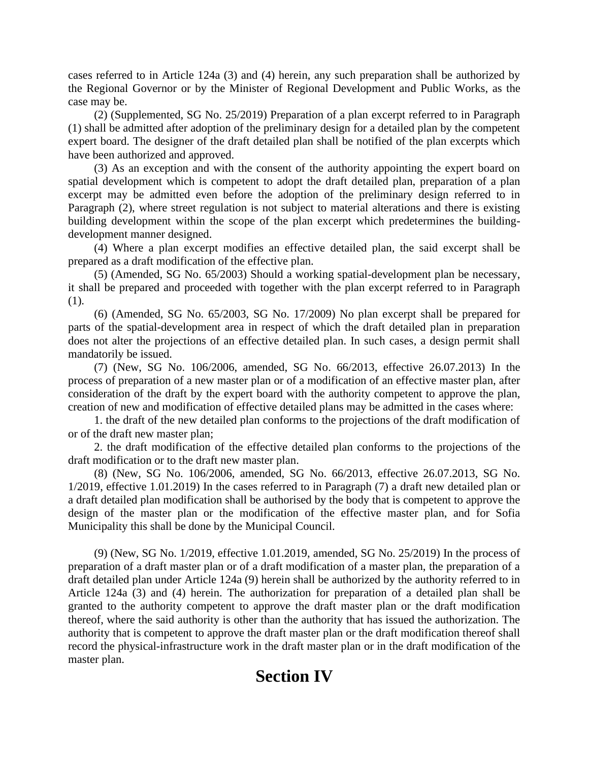cases referred to in Article 124a (3) and (4) herein, any such preparation shall be authorized by the Regional Governor or by the Minister of Regional Development and Public Works, as the case may be.

(2) (Supplemented, SG No. 25/2019) Preparation of a plan excerpt referred to in Paragraph (1) shall be admitted after adoption of the preliminary design for a detailed plan by the competent expert board. The designer of the draft detailed plan shall be notified of the plan excerpts which have been authorized and approved.

(3) As an exception and with the consent of the authority appointing the expert board on spatial development which is competent to adopt the draft detailed plan, preparation of a plan excerpt may be admitted even before the adoption of the preliminary design referred to in Paragraph (2), where street regulation is not subject to material alterations and there is existing building development within the scope of the plan excerpt which predetermines the building-development manner designed.

(4) Where a plan excerpt modifies an effective detailed plan, the said excerpt shall be prepared as a draft modification of the effective plan.

(5) (Amended, SG No. 65/2003) Should a working spatial-development plan be necessary, it shall be prepared and proceeded with together with the plan excerpt referred to in Paragraph (1).

(6) (Amended, SG No. 65/2003, SG No. 17/2009) No plan excerpt shall be prepared for parts of the spatial-development area in respect of which the draft detailed plan in preparation does not alter the projections of an effective detailed plan. In such cases, a design permit shall mandatorily be issued.

(7) (New, SG No. 106/2006, amended, SG No. 66/2013, effective 26.07.2013) In the process of preparation of a new master plan or of a modification of an effective master plan, after consideration of the draft by the expert board with the authority competent to approve the plan, creation of new and modification of effective detailed plans may be admitted in the cases where:

1. the draft of the new detailed plan conforms to the projections of the draft modification of or of the draft new master plan;

2. the draft modification of the effective detailed plan conforms to the projections of the draft modification or to the draft new master plan.

(8) (New, SG No. 106/2006, amended, SG No. 66/2013, effective 26.07.2013, SG No. 1/2019, effective 1.01.2019) In the cases referred to in Paragraph (7) a draft new detailed plan or a draft detailed plan modification shall be authorised by the body that is competent to approve the design of the master plan or the modification of the effective master plan, and for Sofia Municipality this shall be done by the Municipal Council.

(9) (New, SG No. 1/2019, effective 1.01.2019, amended, SG No. 25/2019) In the process of preparation of a draft master plan or of a draft modification of a master plan, the preparation of a draft detailed plan under Article 124a (9) herein shall be authorized by the authority referred to in Article 124a (3) and (4) herein. The authorization for preparation of a detailed plan shall be granted to the authority competent to approve the draft master plan or the draft modification thereof, where the said authority is other than the authority that has issued the authorization. The authority that is competent to approve the draft master plan or the draft modification thereof shall record the physical-infrastructure work in the draft master plan or in the draft modification of the master plan.

# Section IV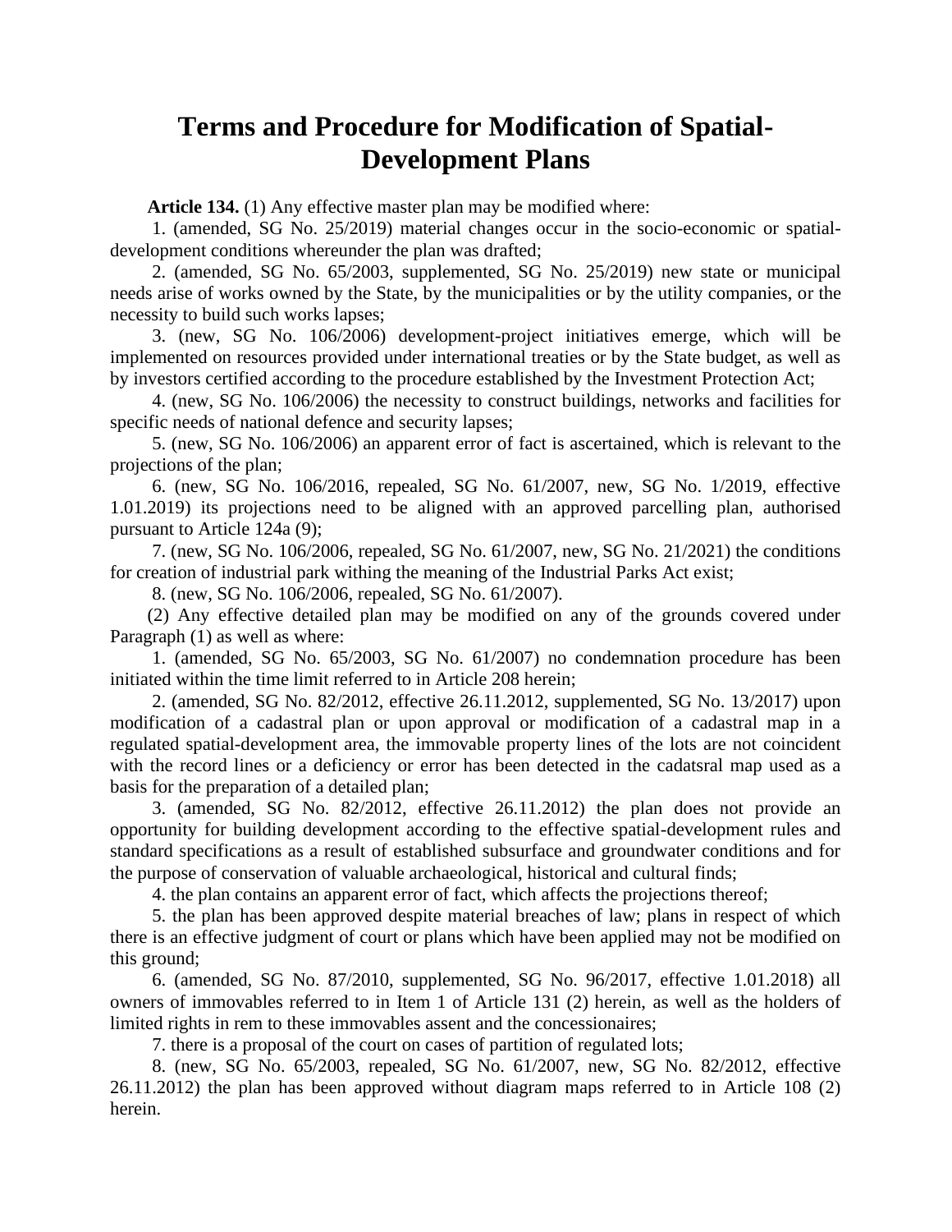# Terms and Procedure for Modification of Spatial-Development Plans

**Article 134.** (1) Any effective master plan may be modified where:

1. (amended, SG No. 25/2019) material changes occur in the socio-economic or spatial-development conditions whereunder the plan was drafted;

2. (amended, SG No. 65/2003, supplemented, SG No. 25/2019) new state or municipal needs arise of works owned by the State, by the municipalities or by the utility companies, or the necessity to build such works lapses;

3. (new, SG No. 106/2006) development-project initiatives emerge, which will be implemented on resources provided under international treaties or by the State budget, as well as by investors certified according to the procedure established by the Investment Protection Act;

4. (new, SG No. 106/2006) the necessity to construct buildings, networks and facilities for specific needs of national defence and security lapses;

5. (new, SG No. 106/2006) an apparent error of fact is ascertained, which is relevant to the projections of the plan;

6. (new, SG No. 106/2016, repealed, SG No. 61/2007, new, SG No. 1/2019, effective 1.01.2019) its projections need to be aligned with an approved parcelling plan, authorised pursuant to Article 124a (9);

7. (new, SG No. 106/2006, repealed, SG No. 61/2007, new, SG No. 21/2021) the conditions for creation of industrial park withing the meaning of the Industrial Parks Act exist;

8. (new, SG No. 106/2006, repealed, SG No. 61/2007).

(2) Any effective detailed plan may be modified on any of the grounds covered under Paragraph (1) as well as where:

1. (amended, SG No. 65/2003, SG No. 61/2007) no condemnation procedure has been initiated within the time limit referred to in Article 208 herein;

2. (amended, SG No. 82/2012, effective 26.11.2012, supplemented, SG No. 13/2017) upon modification of a cadastral plan or upon approval or modification of a cadastral map in a regulated spatial-development area, the immovable property lines of the lots are not coincident with the record lines or a deficiency or error has been detected in the cadatsral map used as a basis for the preparation of a detailed plan;

3. (amended, SG No. 82/2012, effective 26.11.2012) the plan does not provide an opportunity for building development according to the effective spatial-development rules and standard specifications as a result of established subsurface and groundwater conditions and for the purpose of conservation of valuable archaeological, historical and cultural finds;

4. the plan contains an apparent error of fact, which affects the projections thereof;

5. the plan has been approved despite material breaches of law; plans in respect of which there is an effective judgment of court or plans which have been applied may not be modified on this ground;

6. (amended, SG No. 87/2010, supplemented, SG No. 96/2017, effective 1.01.2018) all owners of immovables referred to in Item 1 of Article 131 (2) herein, as well as the holders of limited rights in rem to these immovables assent and the concessionaires;

7. there is a proposal of the court on cases of partition of regulated lots;

8. (new, SG No. 65/2003, repealed, SG No. 61/2007, new, SG No. 82/2012, effective 26.11.2012) the plan has been approved without diagram maps referred to in Article 108 (2) herein.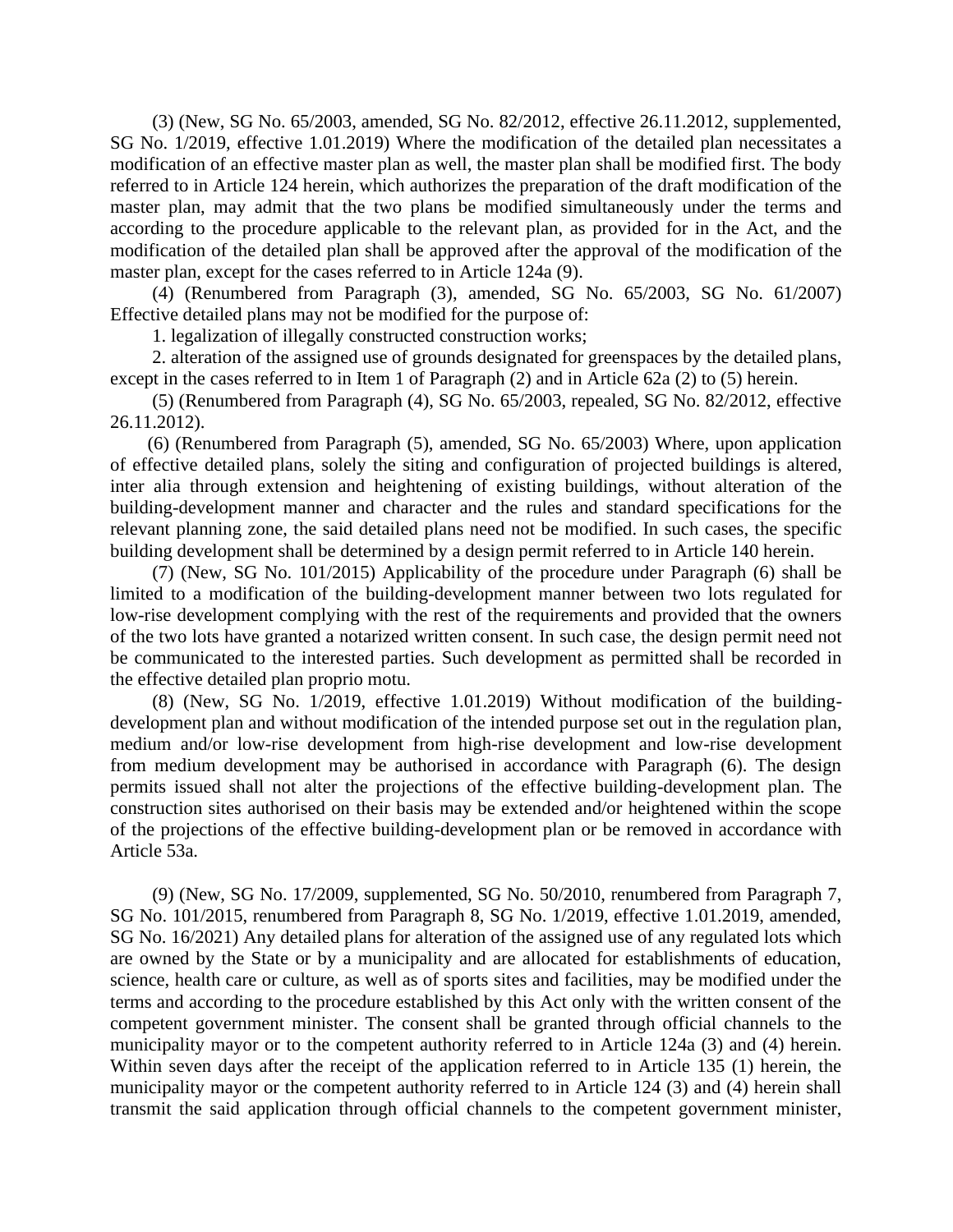(3) (New, SG No. 65/2003, amended, SG No. 82/2012, effective 26.11.2012, supplemented, SG No. 1/2019, effective 1.01.2019) Where the modification of the detailed plan necessitates a modification of an effective master plan as well, the master plan shall be modified first. The body referred to in Article 124 herein, which authorizes the preparation of the draft modification of the master plan, may admit that the two plans be modified simultaneously under the terms and according to the procedure applicable to the relevant plan, as provided for in the Act, and the modification of the detailed plan shall be approved after the approval of the modification of the master plan, except for the cases referred to in Article 124a (9).

(4) (Renumbered from Paragraph (3), amended, SG No. 65/2003, SG No. 61/2007) Effective detailed plans may not be modified for the purpose of:

1. legalization of illegally constructed construction works;

2. alteration of the assigned use of grounds designated for greenspaces by the detailed plans, except in the cases referred to in Item 1 of Paragraph (2) and in Article 62a (2) to (5) herein.

(5) (Renumbered from Paragraph (4), SG No. 65/2003, repealed, SG No. 82/2012, effective 26.11.2012).

(6) (Renumbered from Paragraph (5), amended, SG No. 65/2003) Where, upon application of effective detailed plans, solely the siting and configuration of projected buildings is altered, inter alia through extension and heightening of existing buildings, without alteration of the building-development manner and character and the rules and standard specifications for the relevant planning zone, the said detailed plans need not be modified. In such cases, the specific building development shall be determined by a design permit referred to in Article 140 herein.

(7) (New, SG No. 101/2015) Applicability of the procedure under Paragraph (6) shall be limited to a modification of the building-development manner between two lots regulated for low-rise development complying with the rest of the requirements and provided that the owners of the two lots have granted a notarized written consent. In such case, the design permit need not be communicated to the interested parties. Such development as permitted shall be recorded in the effective detailed plan proprio motu.

(8) (New, SG No. 1/2019, effective 1.01.2019) Without modification of the building-development plan and without modification of the intended purpose set out in the regulation plan, medium and/or low-rise development from high-rise development and low-rise development from medium development may be authorised in accordance with Paragraph (6). The design permits issued shall not alter the projections of the effective building-development plan. The construction sites authorised on their basis may be extended and/or heightened within the scope of the projections of the effective building-development plan or be removed in accordance with Article 53a.

(9) (New, SG No. 17/2009, supplemented, SG No. 50/2010, renumbered from Paragraph 7, SG No. 101/2015, renumbered from Paragraph 8, SG No. 1/2019, effective 1.01.2019, amended, SG No. 16/2021) Any detailed plans for alteration of the assigned use of any regulated lots which are owned by the State or by a municipality and are allocated for establishments of education, science, health care or culture, as well as of sports sites and facilities, may be modified under the terms and according to the procedure established by this Act only with the written consent of the competent government minister. The consent shall be granted through official channels to the municipality mayor or to the competent authority referred to in Article 124a (3) and (4) herein. Within seven days after the receipt of the application referred to in Article 135 (1) herein, the municipality mayor or the competent authority referred to in Article 124 (3) and (4) herein shall transmit the said application through official channels to the competent government minister,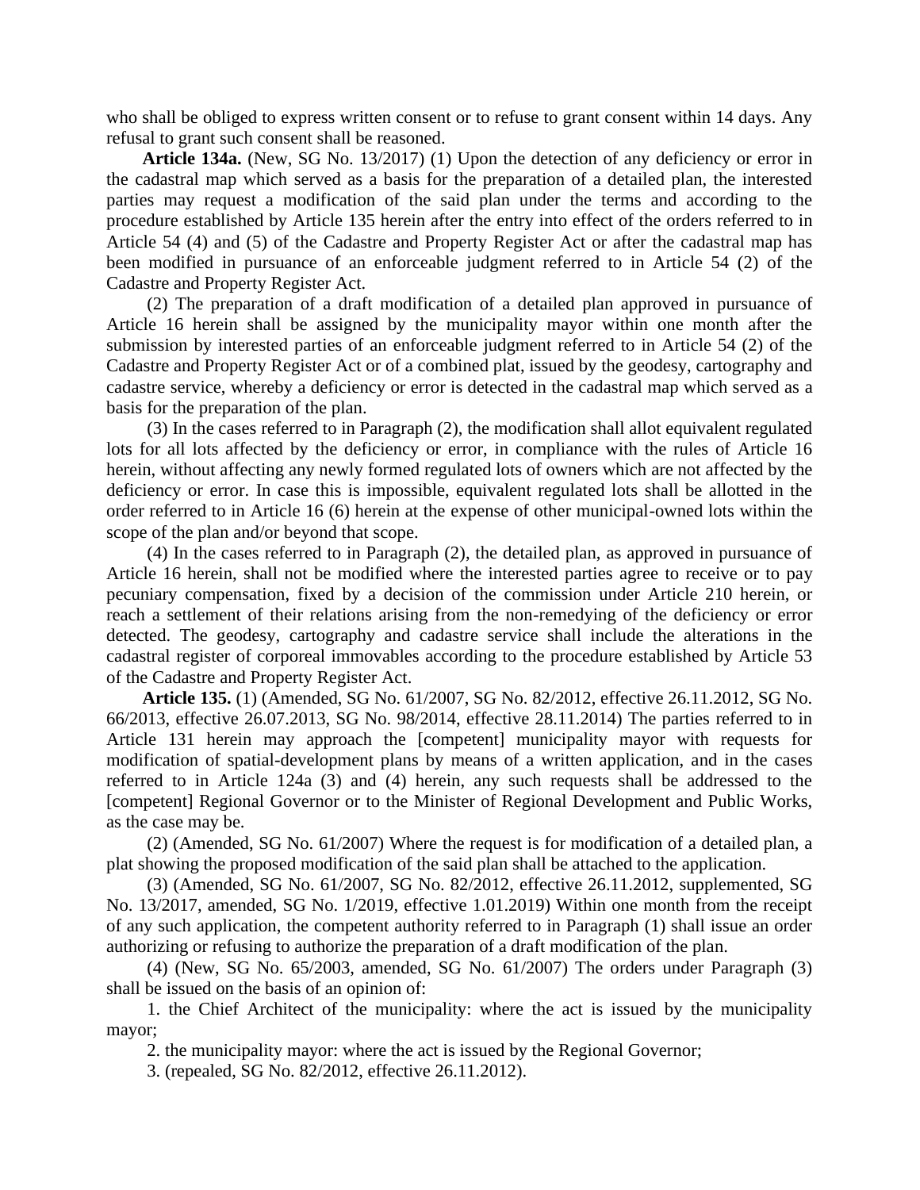who shall be obliged to express written consent or to refuse to grant consent within 14 days. Any refusal to grant such consent shall be reasoned.

**Article 134a.** (New, SG No. 13/2017) (1) Upon the detection of any deficiency or error in the cadastral map which served as a basis for the preparation of a detailed plan, the interested parties may request a modification of the said plan under the terms and according to the procedure established by Article 135 herein after the entry into effect of the orders referred to in Article 54 (4) and (5) of the Cadastre and Property Register Act or after the cadastral map has been modified in pursuance of an enforceable judgment referred to in Article 54 (2) of the Cadastre and Property Register Act.

(2) The preparation of a draft modification of a detailed plan approved in pursuance of Article 16 herein shall be assigned by the municipality mayor within one month after the submission by interested parties of an enforceable judgment referred to in Article 54 (2) of the Cadastre and Property Register Act or of a combined plat, issued by the geodesy, cartography and cadastre service, whereby a deficiency or error is detected in the cadastral map which served as a basis for the preparation of the plan.

(3) In the cases referred to in Paragraph (2), the modification shall allot equivalent regulated lots for all lots affected by the deficiency or error, in compliance with the rules of Article 16 herein, without affecting any newly formed regulated lots of owners which are not affected by the deficiency or error. In case this is impossible, equivalent regulated lots shall be allotted in the order referred to in Article 16 (6) herein at the expense of other municipal-owned lots within the scope of the plan and/or beyond that scope.

(4) In the cases referred to in Paragraph (2), the detailed plan, as approved in pursuance of Article 16 herein, shall not be modified where the interested parties agree to receive or to pay pecuniary compensation, fixed by a decision of the commission under Article 210 herein, or reach a settlement of their relations arising from the non-remedying of the deficiency or error detected. The geodesy, cartography and cadastre service shall include the alterations in the cadastral register of corporeal immovables according to the procedure established by Article 53 of the Cadastre and Property Register Act.

**Article 135.** (1) (Amended, SG No. 61/2007, SG No. 82/2012, effective 26.11.2012, SG No. 66/2013, effective 26.07.2013, SG No. 98/2014, effective 28.11.2014) The parties referred to in Article 131 herein may approach the [competent] municipality mayor with requests for modification of spatial-development plans by means of a written application, and in the cases referred to in Article 124a (3) and (4) herein, any such requests shall be addressed to the [competent] Regional Governor or to the Minister of Regional Development and Public Works, as the case may be.

(2) (Amended, SG No. 61/2007) Where the request is for modification of a detailed plan, a plat showing the proposed modification of the said plan shall be attached to the application.

(3) (Amended, SG No. 61/2007, SG No. 82/2012, effective 26.11.2012, supplemented, SG No. 13/2017, amended, SG No. 1/2019, effective 1.01.2019) Within one month from the receipt of any such application, the competent authority referred to in Paragraph (1) shall issue an order authorizing or refusing to authorize the preparation of a draft modification of the plan.

(4) (New, SG No. 65/2003, amended, SG No. 61/2007) The orders under Paragraph (3) shall be issued on the basis of an opinion of:

1. the Chief Architect of the municipality: where the act is issued by the municipality mayor;

2. the municipality mayor: where the act is issued by the Regional Governor;

3. (repealed, SG No. 82/2012, effective 26.11.2012).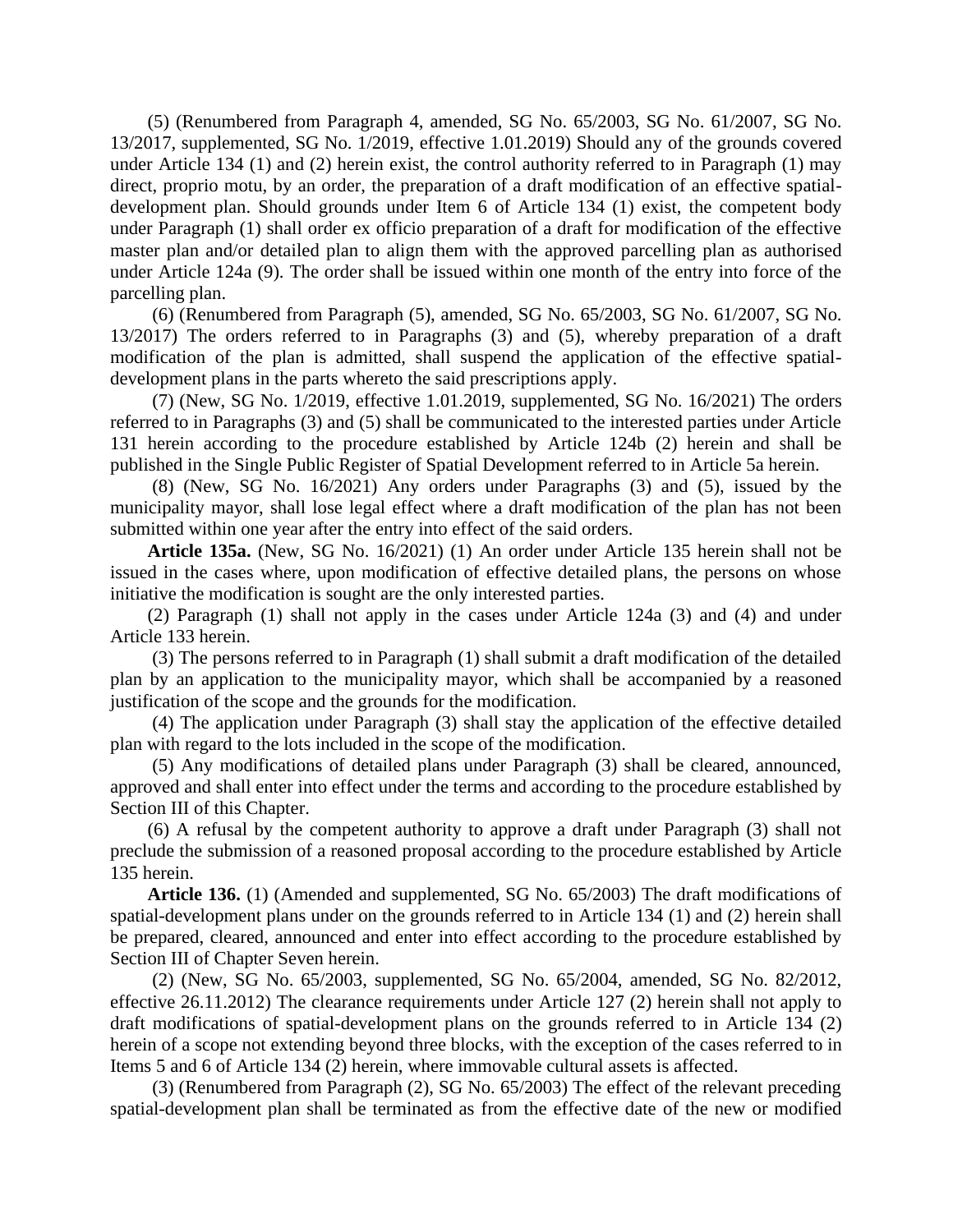(5) (Renumbered from Paragraph 4, amended, SG No. 65/2003, SG No. 61/2007, SG No. 13/2017, supplemented, SG No. 1/2019, effective 1.01.2019) Should any of the grounds covered under Article 134 (1) and (2) herein exist, the control authority referred to in Paragraph (1) may direct, proprio motu, by an order, the preparation of a draft modification of an effective spatial-development plan. Should grounds under Item 6 of Article 134 (1) exist, the competent body under Paragraph (1) shall order ex officio preparation of a draft for modification of the effective master plan and/or detailed plan to align them with the approved parcelling plan as authorised under Article 124a (9). The order shall be issued within one month of the entry into force of the parcelling plan.

(6) (Renumbered from Paragraph (5), amended, SG No. 65/2003, SG No. 61/2007, SG No. 13/2017) The orders referred to in Paragraphs (3) and (5), whereby preparation of a draft modification of the plan is admitted, shall suspend the application of the effective spatial-development plans in the parts whereto the said prescriptions apply.

(7) (New, SG No. 1/2019, effective 1.01.2019, supplemented, SG No. 16/2021) The orders referred to in Paragraphs (3) and (5) shall be communicated to the interested parties under Article 131 herein according to the procedure established by Article 124b (2) herein and shall be published in the Single Public Register of Spatial Development referred to in Article 5a herein.

(8) (New, SG No. 16/2021) Any orders under Paragraphs (3) and (5), issued by the municipality mayor, shall lose legal effect where a draft modification of the plan has not been submitted within one year after the entry into effect of the said orders.

**Article 135a.** (New, SG No. 16/2021) (1) An order under Article 135 herein shall not be issued in the cases where, upon modification of effective detailed plans, the persons on whose initiative the modification is sought are the only interested parties.

(2) Paragraph (1) shall not apply in the cases under Article 124a (3) and (4) and under Article 133 herein.

(3) The persons referred to in Paragraph (1) shall submit a draft modification of the detailed plan by an application to the municipality mayor, which shall be accompanied by a reasoned justification of the scope and the grounds for the modification.

(4) The application under Paragraph (3) shall stay the application of the effective detailed plan with regard to the lots included in the scope of the modification.

(5) Any modifications of detailed plans under Paragraph (3) shall be cleared, announced, approved and shall enter into effect under the terms and according to the procedure established by Section III of this Chapter.

(6) A refusal by the competent authority to approve a draft under Paragraph (3) shall not preclude the submission of a reasoned proposal according to the procedure established by Article 135 herein.

**Article 136.** (1) (Amended and supplemented, SG No. 65/2003) The draft modifications of spatial-development plans under on the grounds referred to in Article 134 (1) and (2) herein shall be prepared, cleared, announced and enter into effect according to the procedure established by Section III of Chapter Seven herein.

(2) (New, SG No. 65/2003, supplemented, SG No. 65/2004, amended, SG No. 82/2012, effective 26.11.2012) The clearance requirements under Article 127 (2) herein shall not apply to draft modifications of spatial-development plans on the grounds referred to in Article 134 (2) herein of a scope not extending beyond three blocks, with the exception of the cases referred to in Items 5 and 6 of Article 134 (2) herein, where immovable cultural assets is affected.

(3) (Renumbered from Paragraph (2), SG No. 65/2003) The effect of the relevant preceding spatial-development plan shall be terminated as from the effective date of the new or modified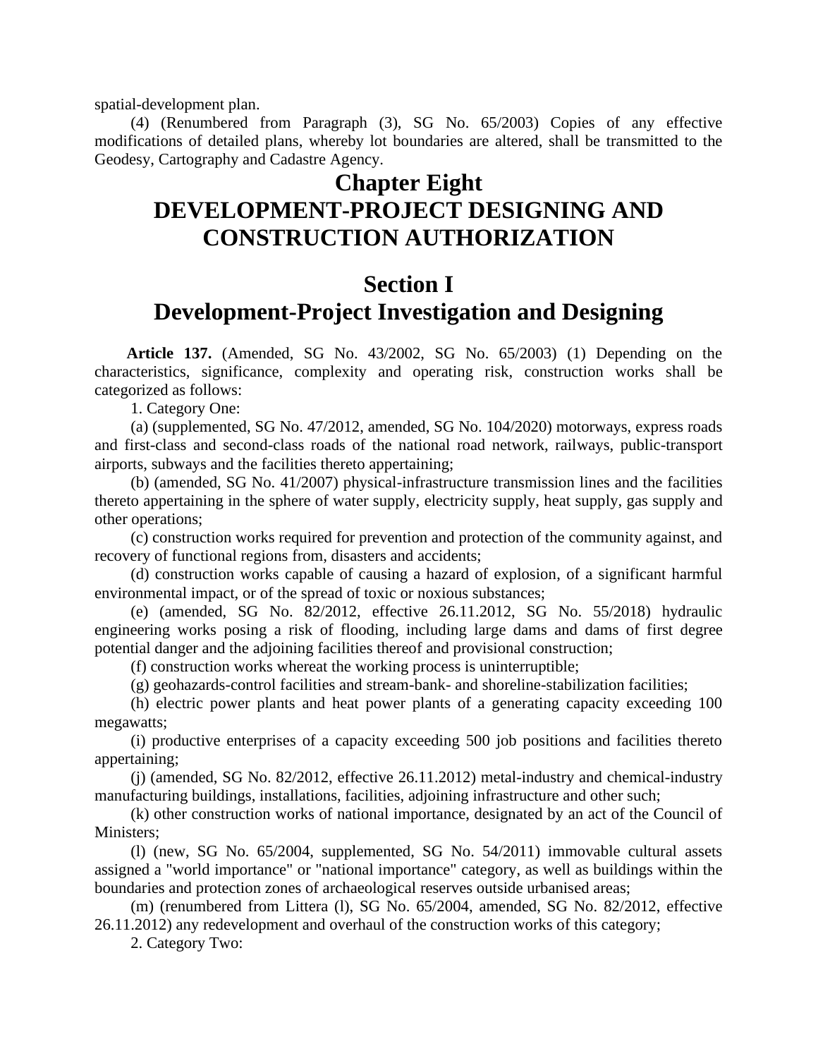spatial-development plan.

(4) (Renumbered from Paragraph (3), SG No. 65/2003) Copies of any effective modifications of detailed plans, whereby lot boundaries are altered, shall be transmitted to the Geodesy, Cartography and Cadastre Agency.

# Chapter Eight
# DEVELOPMENT-PROJECT DESIGNING AND CONSTRUCTION AUTHORIZATION

## Section I
## Development-Project Investigation and Designing

**Article 137.** (Amended, SG No. 43/2002, SG No. 65/2003) (1) Depending on the characteristics, significance, complexity and operating risk, construction works shall be categorized as follows:

1. Category One:

(a) (supplemented, SG No. 47/2012, amended, SG No. 104/2020) motorways, express roads and first-class and second-class roads of the national road network, railways, public-transport airports, subways and the facilities thereto appertaining;

(b) (amended, SG No. 41/2007) physical-infrastructure transmission lines and the facilities thereto appertaining in the sphere of water supply, electricity supply, heat supply, gas supply and other operations;

(c) construction works required for prevention and protection of the community against, and recovery of functional regions from, disasters and accidents;

(d) construction works capable of causing a hazard of explosion, of a significant harmful environmental impact, or of the spread of toxic or noxious substances;

(e) (amended, SG No. 82/2012, effective 26.11.2012, SG No. 55/2018) hydraulic engineering works posing a risk of flooding, including large dams and dams of first degree potential danger and the adjoining facilities thereof and provisional construction;

(f) construction works whereat the working process is uninterruptible;

(g) geohazards-control facilities and stream-bank- and shoreline-stabilization facilities;

(h) electric power plants and heat power plants of a generating capacity exceeding 100 megawatts;

(i) productive enterprises of a capacity exceeding 500 job positions and facilities thereto appertaining;

(j) (amended, SG No. 82/2012, effective 26.11.2012) metal-industry and chemical-industry manufacturing buildings, installations, facilities, adjoining infrastructure and other such;

(k) other construction works of national importance, designated by an act of the Council of Ministers;

(l) (new, SG No. 65/2004, supplemented, SG No. 54/2011) immovable cultural assets assigned a "world importance" or "national importance" category, as well as buildings within the boundaries and protection zones of archaeological reserves outside urbanised areas;

(m) (renumbered from Littera (l), SG No. 65/2004, amended, SG No. 82/2012, effective 26.11.2012) any redevelopment and overhaul of the construction works of this category;

2. Category Two: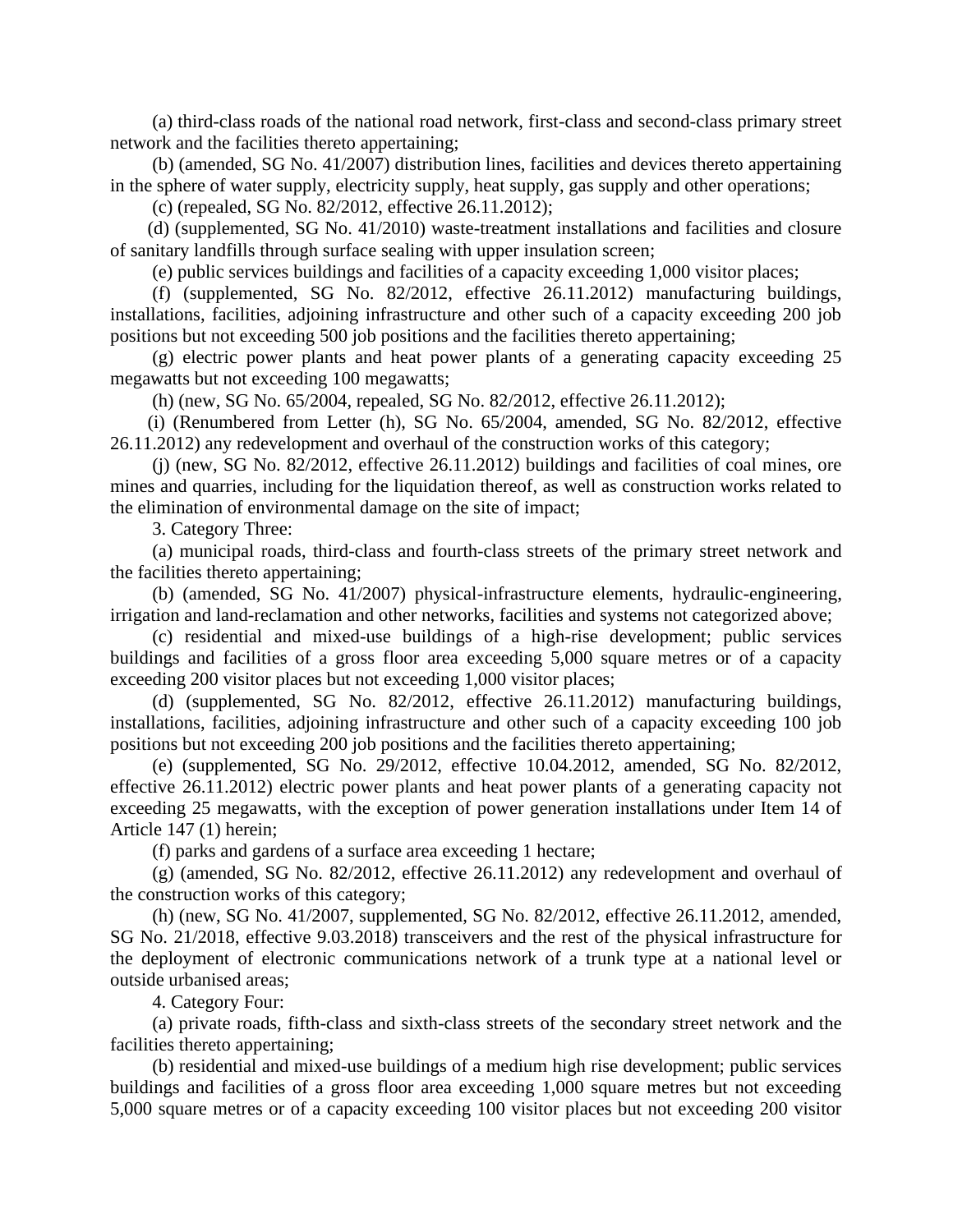(a) third-class roads of the national road network, first-class and second-class primary street network and the facilities thereto appertaining;

(b) (amended, SG No. 41/2007) distribution lines, facilities and devices thereto appertaining in the sphere of water supply, electricity supply, heat supply, gas supply and other operations;

(c) (repealed, SG No. 82/2012, effective 26.11.2012);

(d) (supplemented, SG No. 41/2010) waste-treatment installations and facilities and closure of sanitary landfills through surface sealing with upper insulation screen;

(e) public services buildings and facilities of a capacity exceeding 1,000 visitor places;

(f) (supplemented, SG No. 82/2012, effective 26.11.2012) manufacturing buildings, installations, facilities, adjoining infrastructure and other such of a capacity exceeding 200 job positions but not exceeding 500 job positions and the facilities thereto appertaining;

(g) electric power plants and heat power plants of a generating capacity exceeding 25 megawatts but not exceeding 100 megawatts;

(h) (new, SG No. 65/2004, repealed, SG No. 82/2012, effective 26.11.2012);

(i) (Renumbered from Letter (h), SG No. 65/2004, amended, SG No. 82/2012, effective 26.11.2012) any redevelopment and overhaul of the construction works of this category;

(j) (new, SG No. 82/2012, effective 26.11.2012) buildings and facilities of coal mines, ore mines and quarries, including for the liquidation thereof, as well as construction works related to the elimination of environmental damage on the site of impact;

3. Category Three:

(a) municipal roads, third-class and fourth-class streets of the primary street network and the facilities thereto appertaining;

(b) (amended, SG No. 41/2007) physical-infrastructure elements, hydraulic-engineering, irrigation and land-reclamation and other networks, facilities and systems not categorized above;

(c) residential and mixed-use buildings of a high-rise development; public services buildings and facilities of a gross floor area exceeding 5,000 square metres or of a capacity exceeding 200 visitor places but not exceeding 1,000 visitor places;

(d) (supplemented, SG No. 82/2012, effective 26.11.2012) manufacturing buildings, installations, facilities, adjoining infrastructure and other such of a capacity exceeding 100 job positions but not exceeding 200 job positions and the facilities thereto appertaining;

(e) (supplemented, SG No. 29/2012, effective 10.04.2012, amended, SG No. 82/2012, effective 26.11.2012) electric power plants and heat power plants of a generating capacity not exceeding 25 megawatts, with the exception of power generation installations under Item 14 of Article 147 (1) herein;

(f) parks and gardens of a surface area exceeding 1 hectare;

(g) (amended, SG No. 82/2012, effective 26.11.2012) any redevelopment and overhaul of the construction works of this category;

(h) (new, SG No. 41/2007, supplemented, SG No. 82/2012, effective 26.11.2012, amended, SG No. 21/2018, effective 9.03.2018) transceivers and the rest of the physical infrastructure for the deployment of electronic communications network of a trunk type at a national level or outside urbanised areas;

4. Category Four:

(a) private roads, fifth-class and sixth-class streets of the secondary street network and the facilities thereto appertaining;

(b) residential and mixed-use buildings of a medium high rise development; public services buildings and facilities of a gross floor area exceeding 1,000 square metres but not exceeding 5,000 square metres or of a capacity exceeding 100 visitor places but not exceeding 200 visitor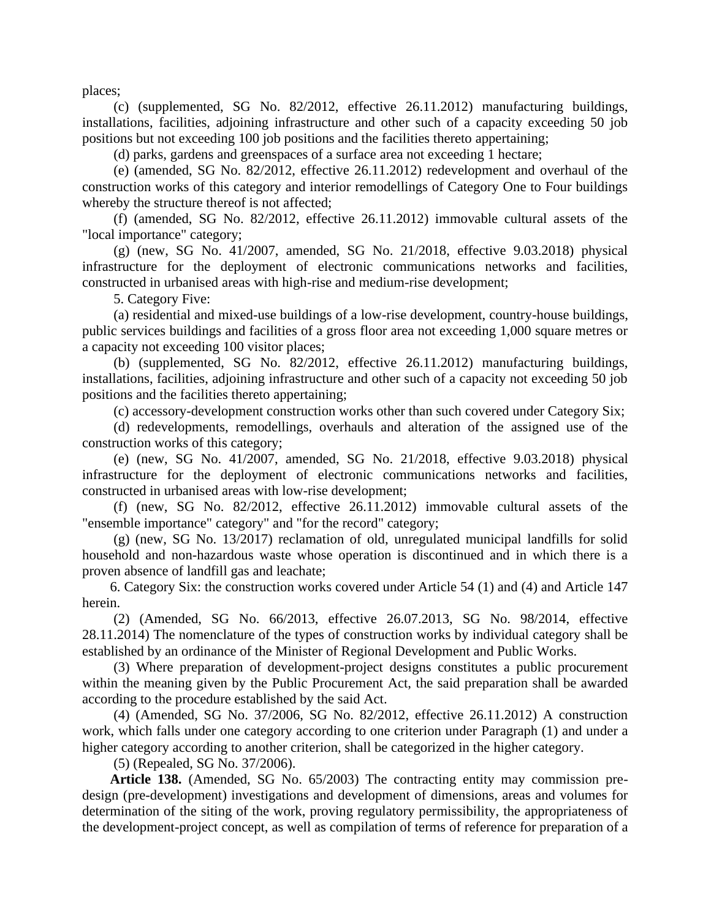places;

(c) (supplemented, SG No. 82/2012, effective 26.11.2012) manufacturing buildings, installations, facilities, adjoining infrastructure and other such of a capacity exceeding 50 job positions but not exceeding 100 job positions and the facilities thereto appertaining;

(d) parks, gardens and greenspaces of a surface area not exceeding 1 hectare;

(e) (amended, SG No. 82/2012, effective 26.11.2012) redevelopment and overhaul of the construction works of this category and interior remodellings of Category One to Four buildings whereby the structure thereof is not affected;

(f) (amended, SG No. 82/2012, effective 26.11.2012) immovable cultural assets of the "local importance" category;

(g) (new, SG No. 41/2007, amended, SG No. 21/2018, effective 9.03.2018) physical infrastructure for the deployment of electronic communications networks and facilities, constructed in urbanised areas with high-rise and medium-rise development;

5. Category Five:

(a) residential and mixed-use buildings of a low-rise development, country-house buildings, public services buildings and facilities of a gross floor area not exceeding 1,000 square metres or a capacity not exceeding 100 visitor places;

(b) (supplemented, SG No. 82/2012, effective 26.11.2012) manufacturing buildings, installations, facilities, adjoining infrastructure and other such of a capacity not exceeding 50 job positions and the facilities thereto appertaining;

(c) accessory-development construction works other than such covered under Category Six;

(d) redevelopments, remodellings, overhauls and alteration of the assigned use of the construction works of this category;

(e) (new, SG No. 41/2007, amended, SG No. 21/2018, effective 9.03.2018) physical infrastructure for the deployment of electronic communications networks and facilities, constructed in urbanised areas with low-rise development;

(f) (new, SG No. 82/2012, effective 26.11.2012) immovable cultural assets of the "ensemble importance" category" and "for the record" category;

(g) (new, SG No. 13/2017) reclamation of old, unregulated municipal landfills for solid household and non-hazardous waste whose operation is discontinued and in which there is a proven absence of landfill gas and leachate;

6. Category Six: the construction works covered under Article 54 (1) and (4) and Article 147 herein.

(2) (Amended, SG No. 66/2013, effective 26.07.2013, SG No. 98/2014, effective 28.11.2014) The nomenclature of the types of construction works by individual category shall be established by an ordinance of the Minister of Regional Development and Public Works.

(3) Where preparation of development-project designs constitutes a public procurement within the meaning given by the Public Procurement Act, the said preparation shall be awarded according to the procedure established by the said Act.

(4) (Amended, SG No. 37/2006, SG No. 82/2012, effective 26.11.2012) A construction work, which falls under one category according to one criterion under Paragraph (1) and under a higher category according to another criterion, shall be categorized in the higher category.

(5) (Repealed, SG No. 37/2006).

**Article 138.** (Amended, SG No. 65/2003) The contracting entity may commission pre-design (pre-development) investigations and development of dimensions, areas and volumes for determination of the siting of the work, proving regulatory permissibility, the appropriateness of the development-project concept, as well as compilation of terms of reference for preparation of a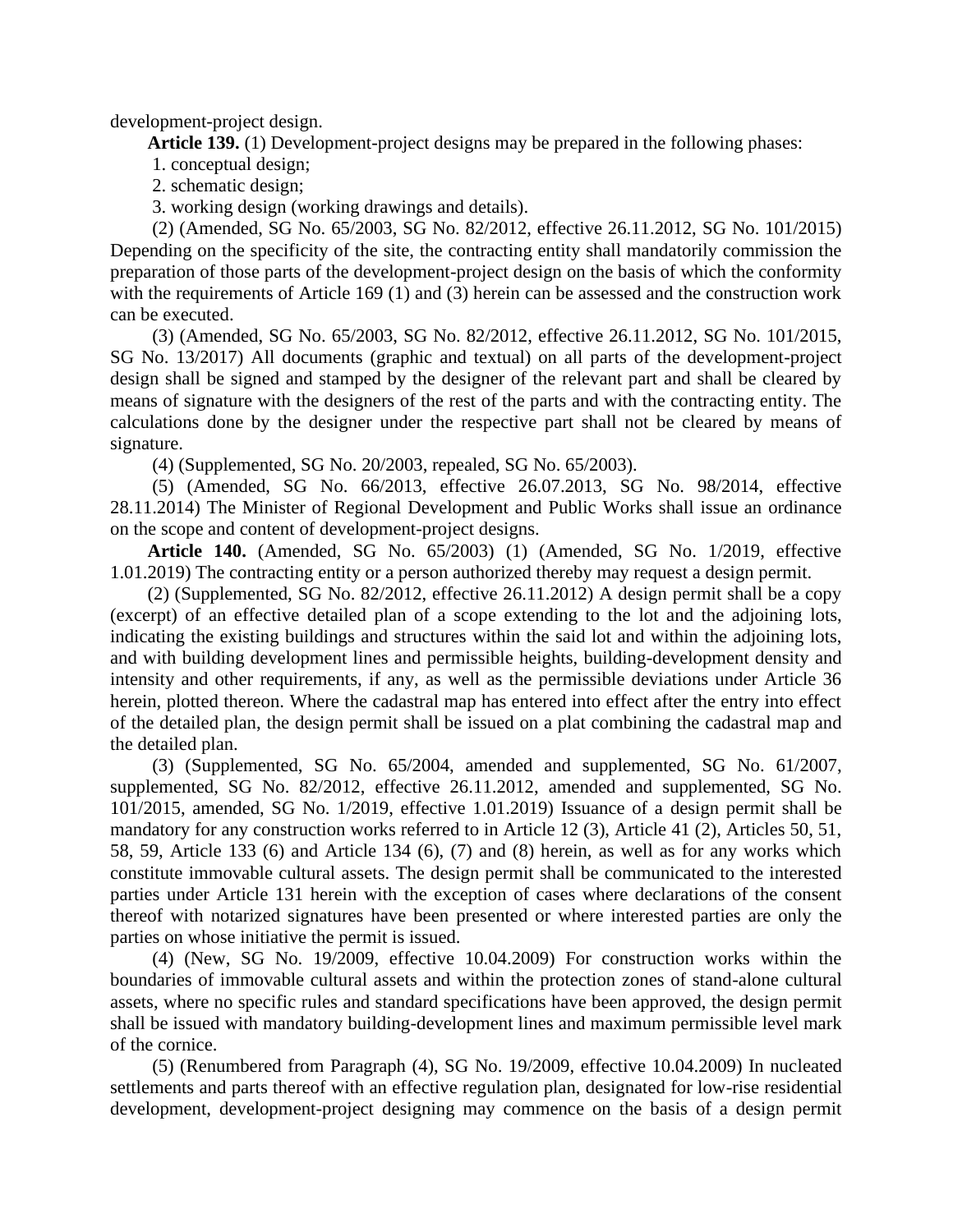development-project design.

**Article 139.** (1) Development-project designs may be prepared in the following phases:

1. conceptual design;
2. schematic design;
3. working design (working drawings and details).

(2) (Amended, SG No. 65/2003, SG No. 82/2012, effective 26.11.2012, SG No. 101/2015) Depending on the specificity of the site, the contracting entity shall mandatorily commission the preparation of those parts of the development-project design on the basis of which the conformity with the requirements of Article 169 (1) and (3) herein can be assessed and the construction work can be executed.

(3) (Amended, SG No. 65/2003, SG No. 82/2012, effective 26.11.2012, SG No. 101/2015, SG No. 13/2017) All documents (graphic and textual) on all parts of the development-project design shall be signed and stamped by the designer of the relevant part and shall be cleared by means of signature with the designers of the rest of the parts and with the contracting entity. The calculations done by the designer under the respective part shall not be cleared by means of signature.

(4) (Supplemented, SG No. 20/2003, repealed, SG No. 65/2003).

(5) (Amended, SG No. 66/2013, effective 26.07.2013, SG No. 98/2014, effective 28.11.2014) The Minister of Regional Development and Public Works shall issue an ordinance on the scope and content of development-project designs.

**Article 140.** (Amended, SG No. 65/2003) (1) (Amended, SG No. 1/2019, effective 1.01.2019) The contracting entity or a person authorized thereby may request a design permit.

(2) (Supplemented, SG No. 82/2012, effective 26.11.2012) A design permit shall be a copy (excerpt) of an effective detailed plan of a scope extending to the lot and the adjoining lots, indicating the existing buildings and structures within the said lot and within the adjoining lots, and with building development lines and permissible heights, building-development density and intensity and other requirements, if any, as well as the permissible deviations under Article 36 herein, plotted thereon. Where the cadastral map has entered into effect after the entry into effect of the detailed plan, the design permit shall be issued on a plat combining the cadastral map and the detailed plan.

(3) (Supplemented, SG No. 65/2004, amended and supplemented, SG No. 61/2007, supplemented, SG No. 82/2012, effective 26.11.2012, amended and supplemented, SG No. 101/2015, amended, SG No. 1/2019, effective 1.01.2019) Issuance of a design permit shall be mandatory for any construction works referred to in Article 12 (3), Article 41 (2), Articles 50, 51, 58, 59, Article 133 (6) and Article 134 (6), (7) and (8) herein, as well as for any works which constitute immovable cultural assets. The design permit shall be communicated to the interested parties under Article 131 herein with the exception of cases where declarations of the consent thereof with notarized signatures have been presented or where interested parties are only the parties on whose initiative the permit is issued.

(4) (New, SG No. 19/2009, effective 10.04.2009) For construction works within the boundaries of immovable cultural assets and within the protection zones of stand-alone cultural assets, where no specific rules and standard specifications have been approved, the design permit shall be issued with mandatory building-development lines and maximum permissible level mark of the cornice.

(5) (Renumbered from Paragraph (4), SG No. 19/2009, effective 10.04.2009) In nucleated settlements and parts thereof with an effective regulation plan, designated for low-rise residential development, development-project designing may commence on the basis of a design permit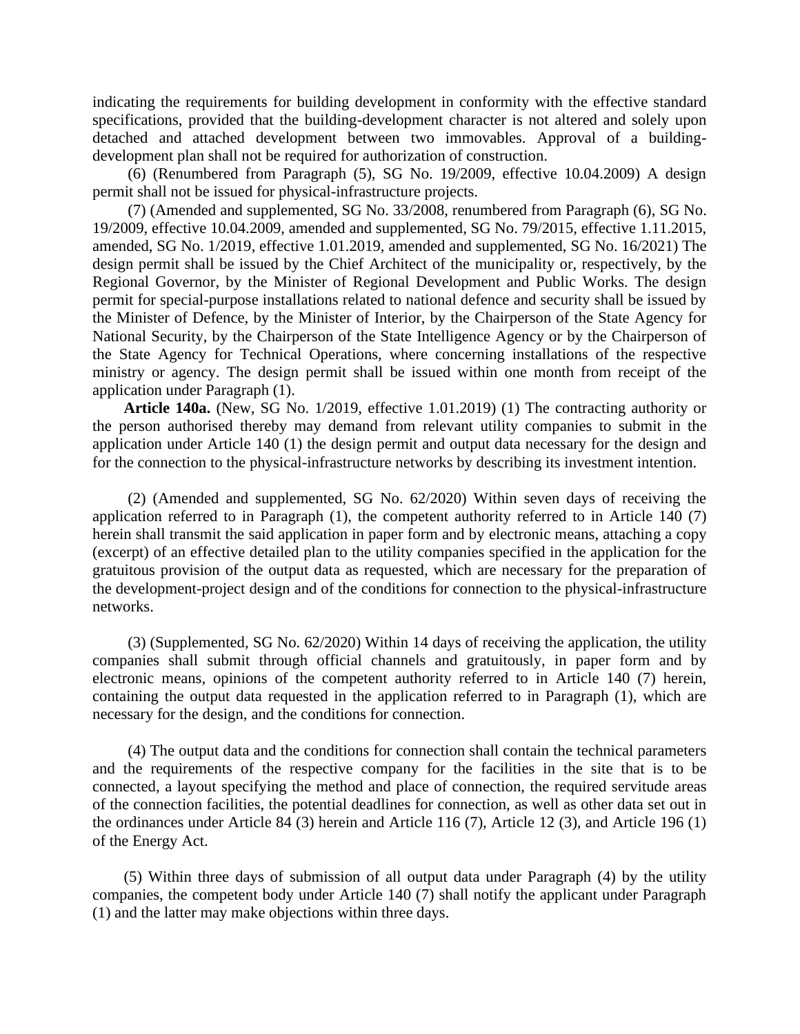indicating the requirements for building development in conformity with the effective standard specifications, provided that the building-development character is not altered and solely upon detached and attached development between two immovables. Approval of a building-development plan shall not be required for authorization of construction.

(6) (Renumbered from Paragraph (5), SG No. 19/2009, effective 10.04.2009) A design permit shall not be issued for physical-infrastructure projects.

(7) (Amended and supplemented, SG No. 33/2008, renumbered from Paragraph (6), SG No. 19/2009, effective 10.04.2009, amended and supplemented, SG No. 79/2015, effective 1.11.2015, amended, SG No. 1/2019, effective 1.01.2019, amended and supplemented, SG No. 16/2021) The design permit shall be issued by the Chief Architect of the municipality or, respectively, by the Regional Governor, by the Minister of Regional Development and Public Works. The design permit for special-purpose installations related to national defence and security shall be issued by the Minister of Defence, by the Minister of Interior, by the Chairperson of the State Agency for National Security, by the Chairperson of the State Intelligence Agency or by the Chairperson of the State Agency for Technical Operations, where concerning installations of the respective ministry or agency. The design permit shall be issued within one month from receipt of the application under Paragraph (1).

**Article 140a.** (New, SG No. 1/2019, effective 1.01.2019) (1) The contracting authority or the person authorised thereby may demand from relevant utility companies to submit in the application under Article 140 (1) the design permit and output data necessary for the design and for the connection to the physical-infrastructure networks by describing its investment intention.

(2) (Amended and supplemented, SG No. 62/2020) Within seven days of receiving the application referred to in Paragraph (1), the competent authority referred to in Article 140 (7) herein shall transmit the said application in paper form and by electronic means, attaching a copy (excerpt) of an effective detailed plan to the utility companies specified in the application for the gratuitous provision of the output data as requested, which are necessary for the preparation of the development-project design and of the conditions for connection to the physical-infrastructure networks.

(3) (Supplemented, SG No. 62/2020) Within 14 days of receiving the application, the utility companies shall submit through official channels and gratuitously, in paper form and by electronic means, opinions of the competent authority referred to in Article 140 (7) herein, containing the output data requested in the application referred to in Paragraph (1), which are necessary for the design, and the conditions for connection.

(4) The output data and the conditions for connection shall contain the technical parameters and the requirements of the respective company for the facilities in the site that is to be connected, a layout specifying the method and place of connection, the required servitude areas of the connection facilities, the potential deadlines for connection, as well as other data set out in the ordinances under Article 84 (3) herein and Article 116 (7), Article 12 (3), and Article 196 (1) of the Energy Act.

(5) Within three days of submission of all output data under Paragraph (4) by the utility companies, the competent body under Article 140 (7) shall notify the applicant under Paragraph (1) and the latter may make objections within three days.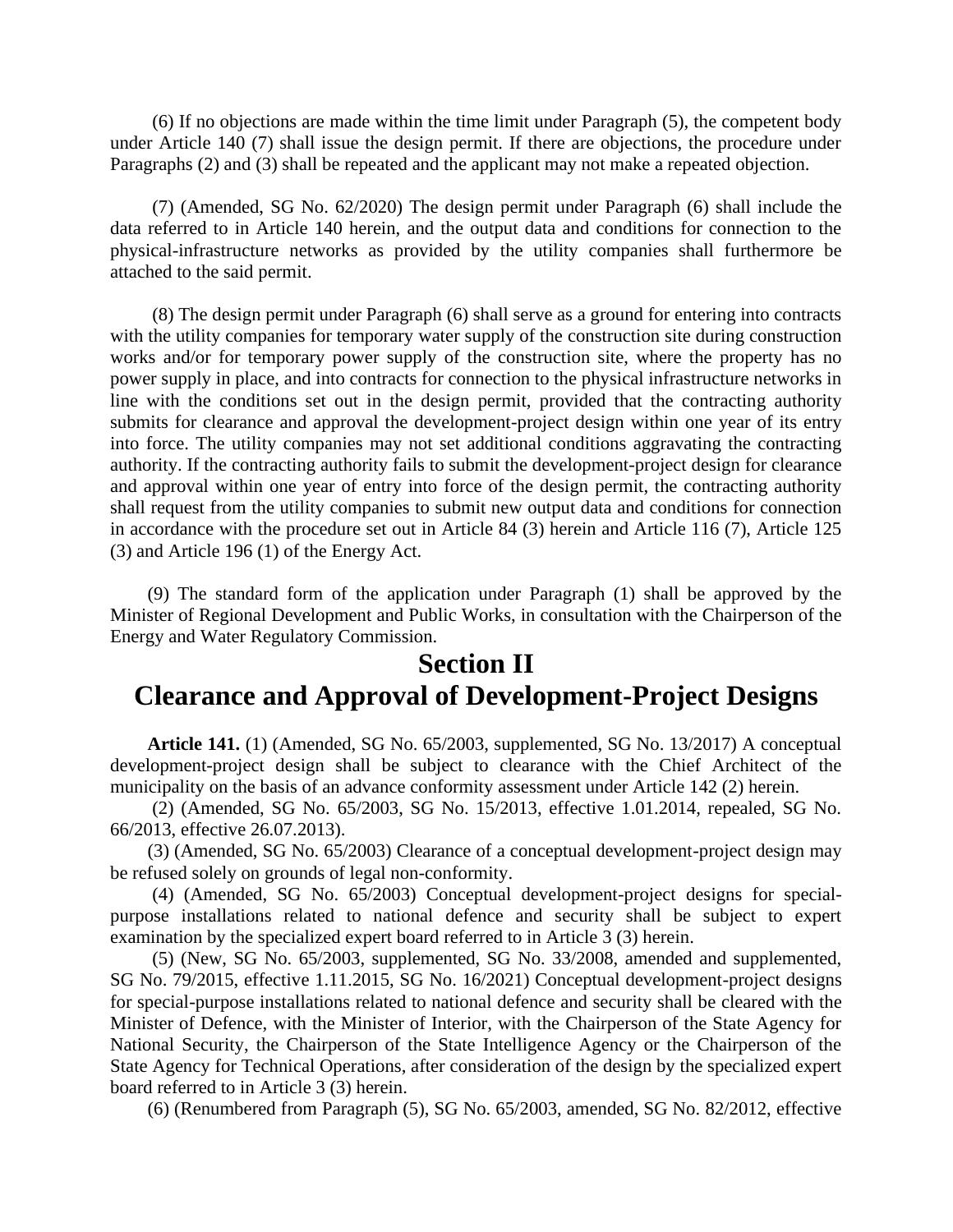(6) If no objections are made within the time limit under Paragraph (5), the competent body under Article 140 (7) shall issue the design permit. If there are objections, the procedure under Paragraphs (2) and (3) shall be repeated and the applicant may not make a repeated objection.

(7) (Amended, SG No. 62/2020) The design permit under Paragraph (6) shall include the data referred to in Article 140 herein, and the output data and conditions for connection to the physical-infrastructure networks as provided by the utility companies shall furthermore be attached to the said permit.

(8) The design permit under Paragraph (6) shall serve as a ground for entering into contracts with the utility companies for temporary water supply of the construction site during construction works and/or for temporary power supply of the construction site, where the property has no power supply in place, and into contracts for connection to the physical infrastructure networks in line with the conditions set out in the design permit, provided that the contracting authority submits for clearance and approval the development-project design within one year of its entry into force. The utility companies may not set additional conditions aggravating the contracting authority. If the contracting authority fails to submit the development-project design for clearance and approval within one year of entry into force of the design permit, the contracting authority shall request from the utility companies to submit new output data and conditions for connection in accordance with the procedure set out in Article 84 (3) herein and Article 116 (7), Article 125 (3) and Article 196 (1) of the Energy Act.

(9) The standard form of the application under Paragraph (1) shall be approved by the Minister of Regional Development and Public Works, in consultation with the Chairperson of the Energy and Water Regulatory Commission.

# Section II
# Clearance and Approval of Development-Project Designs

**Article 141.** (1) (Amended, SG No. 65/2003, supplemented, SG No. 13/2017) A conceptual development-project design shall be subject to clearance with the Chief Architect of the municipality on the basis of an advance conformity assessment under Article 142 (2) herein.

(2) (Amended, SG No. 65/2003, SG No. 15/2013, effective 1.01.2014, repealed, SG No. 66/2013, effective 26.07.2013).

(3) (Amended, SG No. 65/2003) Clearance of a conceptual development-project design may be refused solely on grounds of legal non-conformity.

(4) (Amended, SG No. 65/2003) Conceptual development-project designs for special-purpose installations related to national defence and security shall be subject to expert examination by the specialized expert board referred to in Article 3 (3) herein.

(5) (New, SG No. 65/2003, supplemented, SG No. 33/2008, amended and supplemented, SG No. 79/2015, effective 1.11.2015, SG No. 16/2021) Conceptual development-project designs for special-purpose installations related to national defence and security shall be cleared with the Minister of Defence, with the Minister of Interior, with the Chairperson of the State Agency for National Security, the Chairperson of the State Intelligence Agency or the Chairperson of the State Agency for Technical Operations, after consideration of the design by the specialized expert board referred to in Article 3 (3) herein.

(6) (Renumbered from Paragraph (5), SG No. 65/2003, amended, SG No. 82/2012, effective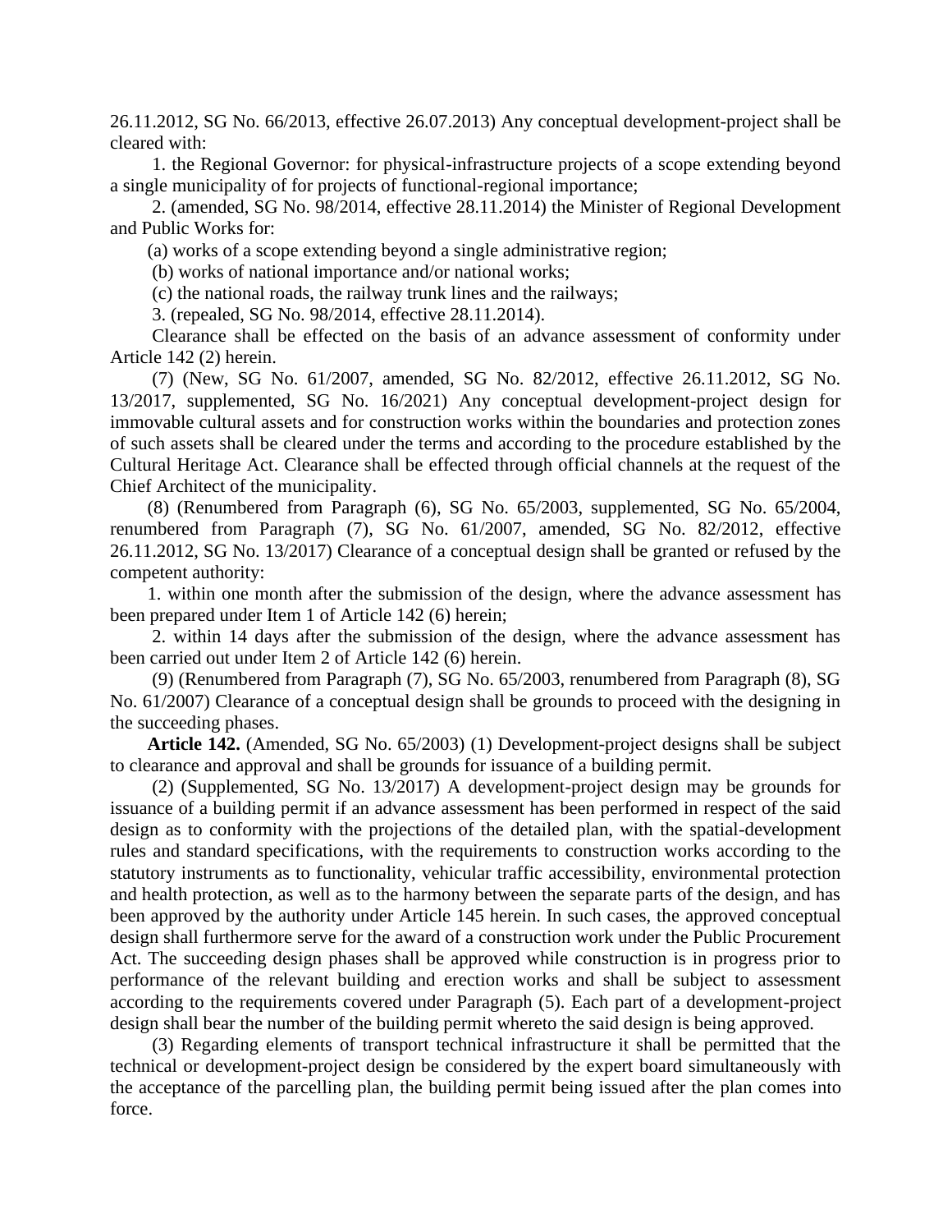26.11.2012, SG No. 66/2013, effective 26.07.2013) Any conceptual development-project shall be cleared with:

1. the Regional Governor: for physical-infrastructure projects of a scope extending beyond a single municipality of for projects of functional-regional importance;

2. (amended, SG No. 98/2014, effective 28.11.2014) the Minister of Regional Development and Public Works for:

(a) works of a scope extending beyond a single administrative region;

(b) works of national importance and/or national works;

(c) the national roads, the railway trunk lines and the railways;

3. (repealed, SG No. 98/2014, effective 28.11.2014).

Clearance shall be effected on the basis of an advance assessment of conformity under Article 142 (2) herein.

(7) (New, SG No. 61/2007, amended, SG No. 82/2012, effective 26.11.2012, SG No. 13/2017, supplemented, SG No. 16/2021) Any conceptual development-project design for immovable cultural assets and for construction works within the boundaries and protection zones of such assets shall be cleared under the terms and according to the procedure established by the Cultural Heritage Act. Clearance shall be effected through official channels at the request of the Chief Architect of the municipality.

(8) (Renumbered from Paragraph (6), SG No. 65/2003, supplemented, SG No. 65/2004, renumbered from Paragraph (7), SG No. 61/2007, amended, SG No. 82/2012, effective 26.11.2012, SG No. 13/2017) Clearance of a conceptual design shall be granted or refused by the competent authority:

1. within one month after the submission of the design, where the advance assessment has been prepared under Item 1 of Article 142 (6) herein;

2. within 14 days after the submission of the design, where the advance assessment has been carried out under Item 2 of Article 142 (6) herein.

(9) (Renumbered from Paragraph (7), SG No. 65/2003, renumbered from Paragraph (8), SG No. 61/2007) Clearance of a conceptual design shall be grounds to proceed with the designing in the succeeding phases.

**Article 142.** (Amended, SG No. 65/2003) (1) Development-project designs shall be subject to clearance and approval and shall be grounds for issuance of a building permit.

(2) (Supplemented, SG No. 13/2017) A development-project design may be grounds for issuance of a building permit if an advance assessment has been performed in respect of the said design as to conformity with the projections of the detailed plan, with the spatial-development rules and standard specifications, with the requirements to construction works according to the statutory instruments as to functionality, vehicular traffic accessibility, environmental protection and health protection, as well as to the harmony between the separate parts of the design, and has been approved by the authority under Article 145 herein. In such cases, the approved conceptual design shall furthermore serve for the award of a construction work under the Public Procurement Act. The succeeding design phases shall be approved while construction is in progress prior to performance of the relevant building and erection works and shall be subject to assessment according to the requirements covered under Paragraph (5). Each part of a development-project design shall bear the number of the building permit whereto the said design is being approved.

(3) Regarding elements of transport technical infrastructure it shall be permitted that the technical or development-project design be considered by the expert board simultaneously with the acceptance of the parcelling plan, the building permit being issued after the plan comes into force.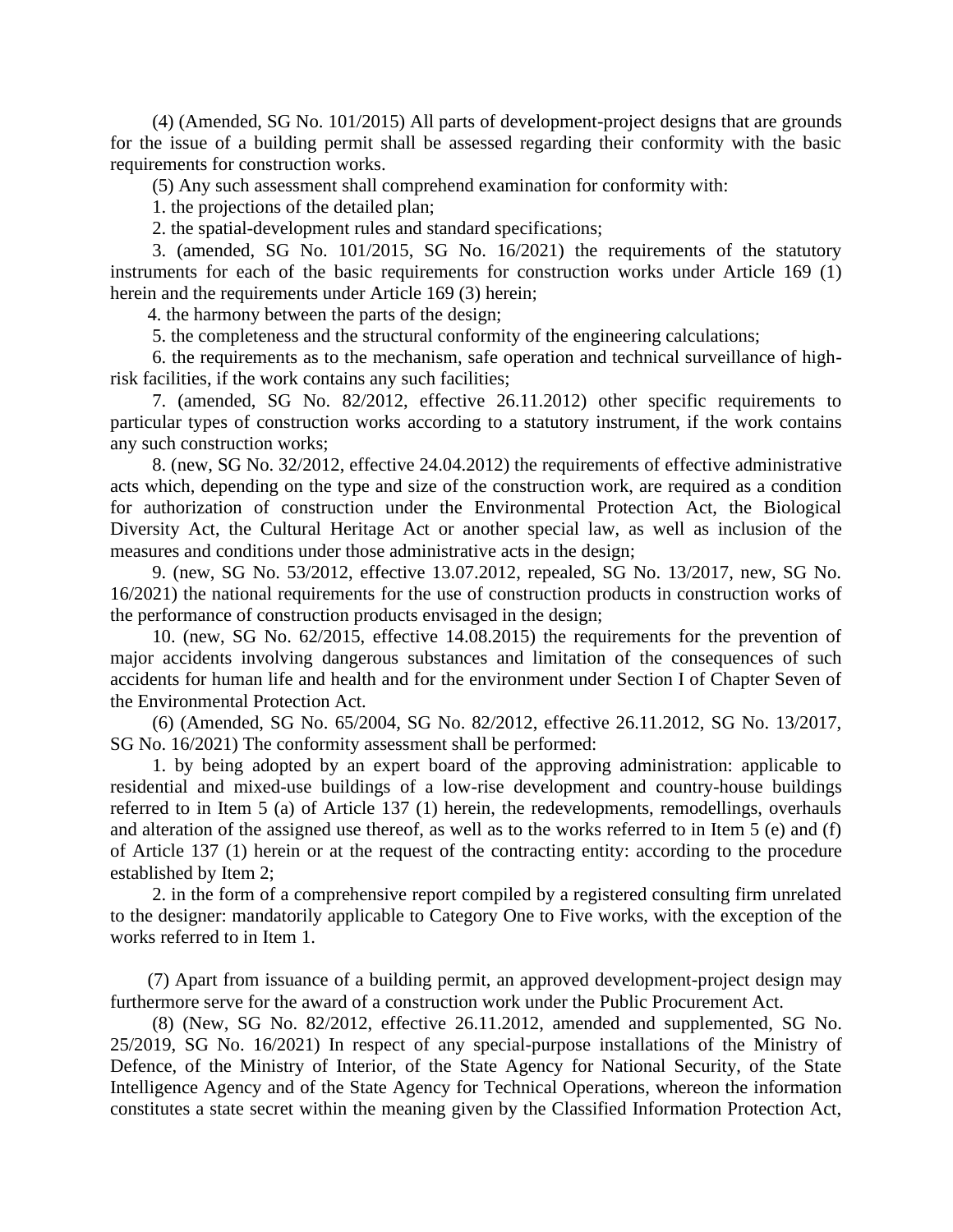(4) (Amended, SG No. 101/2015) All parts of development-project designs that are grounds for the issue of a building permit shall be assessed regarding their conformity with the basic requirements for construction works.

(5) Any such assessment shall comprehend examination for conformity with:

1. the projections of the detailed plan;

2. the spatial-development rules and standard specifications;

3. (amended, SG No. 101/2015, SG No. 16/2021) the requirements of the statutory instruments for each of the basic requirements for construction works under Article 169 (1) herein and the requirements under Article 169 (3) herein;

4. the harmony between the parts of the design;

5. the completeness and the structural conformity of the engineering calculations;

6. the requirements as to the mechanism, safe operation and technical surveillance of high-risk facilities, if the work contains any such facilities;

7. (amended, SG No. 82/2012, effective 26.11.2012) other specific requirements to particular types of construction works according to a statutory instrument, if the work contains any such construction works;

8. (new, SG No. 32/2012, effective 24.04.2012) the requirements of effective administrative acts which, depending on the type and size of the construction work, are required as a condition for authorization of construction under the Environmental Protection Act, the Biological Diversity Act, the Cultural Heritage Act or another special law, as well as inclusion of the measures and conditions under those administrative acts in the design;

9. (new, SG No. 53/2012, effective 13.07.2012, repealed, SG No. 13/2017, new, SG No. 16/2021) the national requirements for the use of construction products in construction works of the performance of construction products envisaged in the design;

10. (new, SG No. 62/2015, effective 14.08.2015) the requirements for the prevention of major accidents involving dangerous substances and limitation of the consequences of such accidents for human life and health and for the environment under Section I of Chapter Seven of the Environmental Protection Act.

(6) (Amended, SG No. 65/2004, SG No. 82/2012, effective 26.11.2012, SG No. 13/2017, SG No. 16/2021) The conformity assessment shall be performed:

1. by being adopted by an expert board of the approving administration: applicable to residential and mixed-use buildings of a low-rise development and country-house buildings referred to in Item 5 (a) of Article 137 (1) herein, the redevelopments, remodellings, overhauls and alteration of the assigned use thereof, as well as to the works referred to in Item 5 (e) and (f) of Article 137 (1) herein or at the request of the contracting entity: according to the procedure established by Item 2;

2. in the form of a comprehensive report compiled by a registered consulting firm unrelated to the designer: mandatorily applicable to Category One to Five works, with the exception of the works referred to in Item 1.

(7) Apart from issuance of a building permit, an approved development-project design may furthermore serve for the award of a construction work under the Public Procurement Act.

(8) (New, SG No. 82/2012, effective 26.11.2012, amended and supplemented, SG No. 25/2019, SG No. 16/2021) In respect of any special-purpose installations of the Ministry of Defence, of the Ministry of Interior, of the State Agency for National Security, of the State Intelligence Agency and of the State Agency for Technical Operations, whereon the information constitutes a state secret within the meaning given by the Classified Information Protection Act,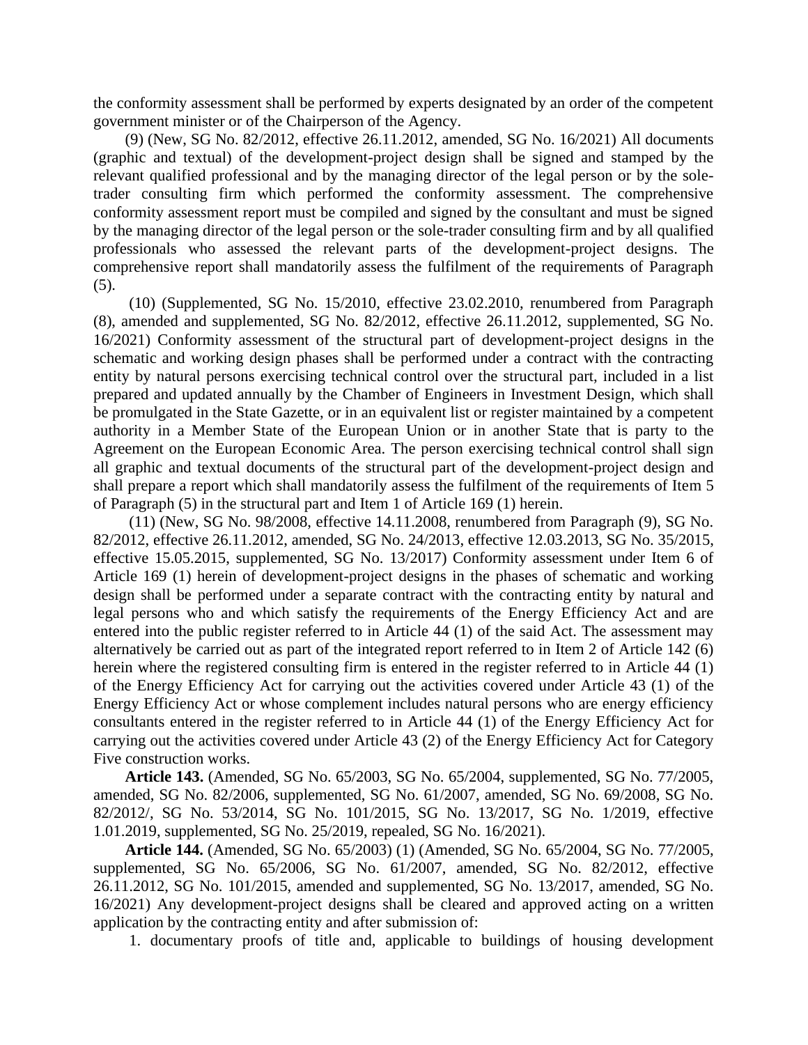the conformity assessment shall be performed by experts designated by an order of the competent government minister or of the Chairperson of the Agency.

(9) (New, SG No. 82/2012, effective 26.11.2012, amended, SG No. 16/2021) All documents (graphic and textual) of the development-project design shall be signed and stamped by the relevant qualified professional and by the managing director of the legal person or by the sole-trader consulting firm which performed the conformity assessment. The comprehensive conformity assessment report must be compiled and signed by the consultant and must be signed by the managing director of the legal person or the sole-trader consulting firm and by all qualified professionals who assessed the relevant parts of the development-project designs. The comprehensive report shall mandatorily assess the fulfilment of the requirements of Paragraph (5).

(10) (Supplemented, SG No. 15/2010, effective 23.02.2010, renumbered from Paragraph (8), amended and supplemented, SG No. 82/2012, effective 26.11.2012, supplemented, SG No. 16/2021) Conformity assessment of the structural part of development-project designs in the schematic and working design phases shall be performed under a contract with the contracting entity by natural persons exercising technical control over the structural part, included in a list prepared and updated annually by the Chamber of Engineers in Investment Design, which shall be promulgated in the State Gazette, or in an equivalent list or register maintained by a competent authority in a Member State of the European Union or in another State that is party to the Agreement on the European Economic Area. The person exercising technical control shall sign all graphic and textual documents of the structural part of the development-project design and shall prepare a report which shall mandatorily assess the fulfilment of the requirements of Item 5 of Paragraph (5) in the structural part and Item 1 of Article 169 (1) herein.

(11) (New, SG No. 98/2008, effective 14.11.2008, renumbered from Paragraph (9), SG No. 82/2012, effective 26.11.2012, amended, SG No. 24/2013, effective 12.03.2013, SG No. 35/2015, effective 15.05.2015, supplemented, SG No. 13/2017) Conformity assessment under Item 6 of Article 169 (1) herein of development-project designs in the phases of schematic and working design shall be performed under a separate contract with the contracting entity by natural and legal persons who and which satisfy the requirements of the Energy Efficiency Act and are entered into the public register referred to in Article 44 (1) of the said Act. The assessment may alternatively be carried out as part of the integrated report referred to in Item 2 of Article 142 (6) herein where the registered consulting firm is entered in the register referred to in Article 44 (1) of the Energy Efficiency Act for carrying out the activities covered under Article 43 (1) of the Energy Efficiency Act or whose complement includes natural persons who are energy efficiency consultants entered in the register referred to in Article 44 (1) of the Energy Efficiency Act for carrying out the activities covered under Article 43 (2) of the Energy Efficiency Act for Category Five construction works.

**Article 143.** (Amended, SG No. 65/2003, SG No. 65/2004, supplemented, SG No. 77/2005, amended, SG No. 82/2006, supplemented, SG No. 61/2007, amended, SG No. 69/2008, SG No. 82/2012/, SG No. 53/2014, SG No. 101/2015, SG No. 13/2017, SG No. 1/2019, effective 1.01.2019, supplemented, SG No. 25/2019, repealed, SG No. 16/2021).

**Article 144.** (Amended, SG No. 65/2003) (1) (Amended, SG No. 65/2004, SG No. 77/2005, supplemented, SG No. 65/2006, SG No. 61/2007, amended, SG No. 82/2012, effective 26.11.2012, SG No. 101/2015, amended and supplemented, SG No. 13/2017, amended, SG No. 16/2021) Any development-project designs shall be cleared and approved acting on a written application by the contracting entity and after submission of:

1. documentary proofs of title and, applicable to buildings of housing development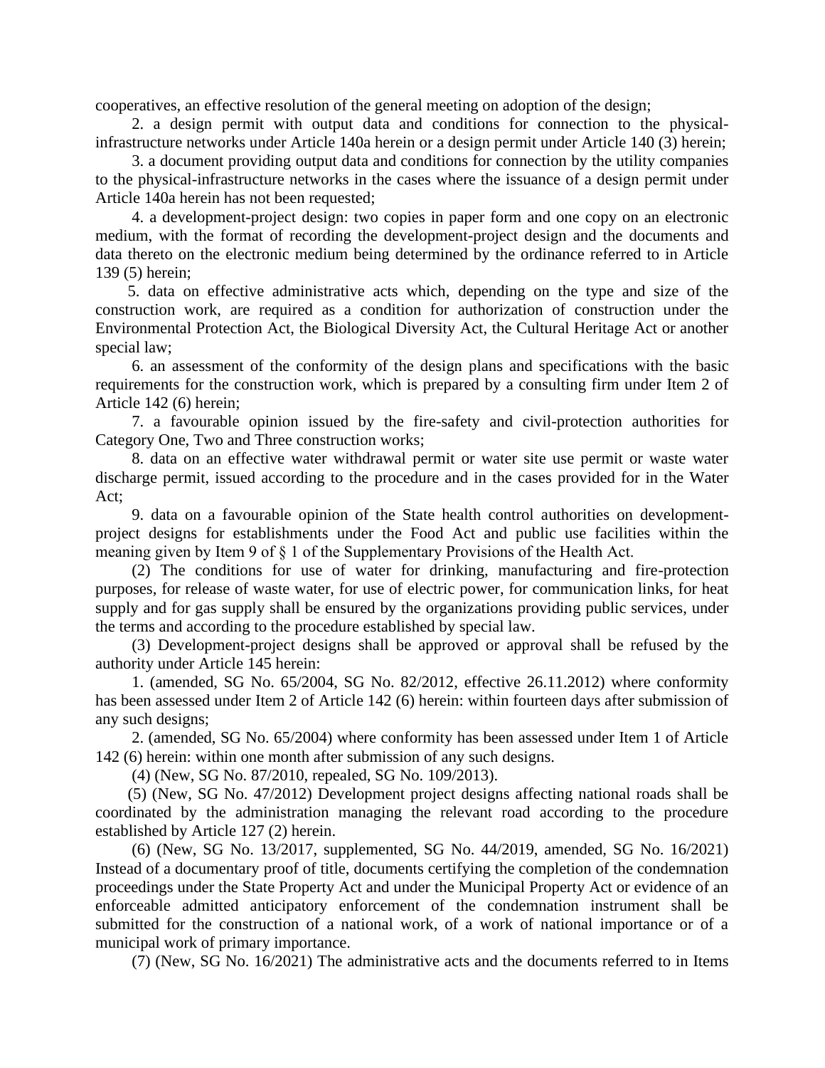cooperatives, an effective resolution of the general meeting on adoption of the design;

2. a design permit with output data and conditions for connection to the physical-infrastructure networks under Article 140a herein or a design permit under Article 140 (3) herein;

3. a document providing output data and conditions for connection by the utility companies to the physical-infrastructure networks in the cases where the issuance of a design permit under Article 140a herein has not been requested;

4. a development-project design: two copies in paper form and one copy on an electronic medium, with the format of recording the development-project design and the documents and data thereto on the electronic medium being determined by the ordinance referred to in Article 139 (5) herein;

5. data on effective administrative acts which, depending on the type and size of the construction work, are required as a condition for authorization of construction under the Environmental Protection Act, the Biological Diversity Act, the Cultural Heritage Act or another special law;

6. an assessment of the conformity of the design plans and specifications with the basic requirements for the construction work, which is prepared by a consulting firm under Item 2 of Article 142 (6) herein;

7. a favourable opinion issued by the fire-safety and civil-protection authorities for Category One, Two and Three construction works;

8. data on an effective water withdrawal permit or water site use permit or waste water discharge permit, issued according to the procedure and in the cases provided for in the Water Act;

9. data on a favourable opinion of the State health control authorities on development-project designs for establishments under the Food Act and public use facilities within the meaning given by Item 9 of § 1 of the Supplementary Provisions of the Health Act.

(2) The conditions for use of water for drinking, manufacturing and fire-protection purposes, for release of waste water, for use of electric power, for communication links, for heat supply and for gas supply shall be ensured by the organizations providing public services, under the terms and according to the procedure established by special law.

(3) Development-project designs shall be approved or approval shall be refused by the authority under Article 145 herein:

1. (amended, SG No. 65/2004, SG No. 82/2012, effective 26.11.2012) where conformity has been assessed under Item 2 of Article 142 (6) herein: within fourteen days after submission of any such designs;

2. (amended, SG No. 65/2004) where conformity has been assessed under Item 1 of Article 142 (6) herein: within one month after submission of any such designs.

(4) (New, SG No. 87/2010, repealed, SG No. 109/2013).

(5) (New, SG No. 47/2012) Development project designs affecting national roads shall be coordinated by the administration managing the relevant road according to the procedure established by Article 127 (2) herein.

(6) (New, SG No. 13/2017, supplemented, SG No. 44/2019, amended, SG No. 16/2021) Instead of a documentary proof of title, documents certifying the completion of the condemnation proceedings under the State Property Act and under the Municipal Property Act or evidence of an enforceable admitted anticipatory enforcement of the condemnation instrument shall be submitted for the construction of a national work, of a work of national importance or of a municipal work of primary importance.

(7) (New, SG No. 16/2021) The administrative acts and the documents referred to in Items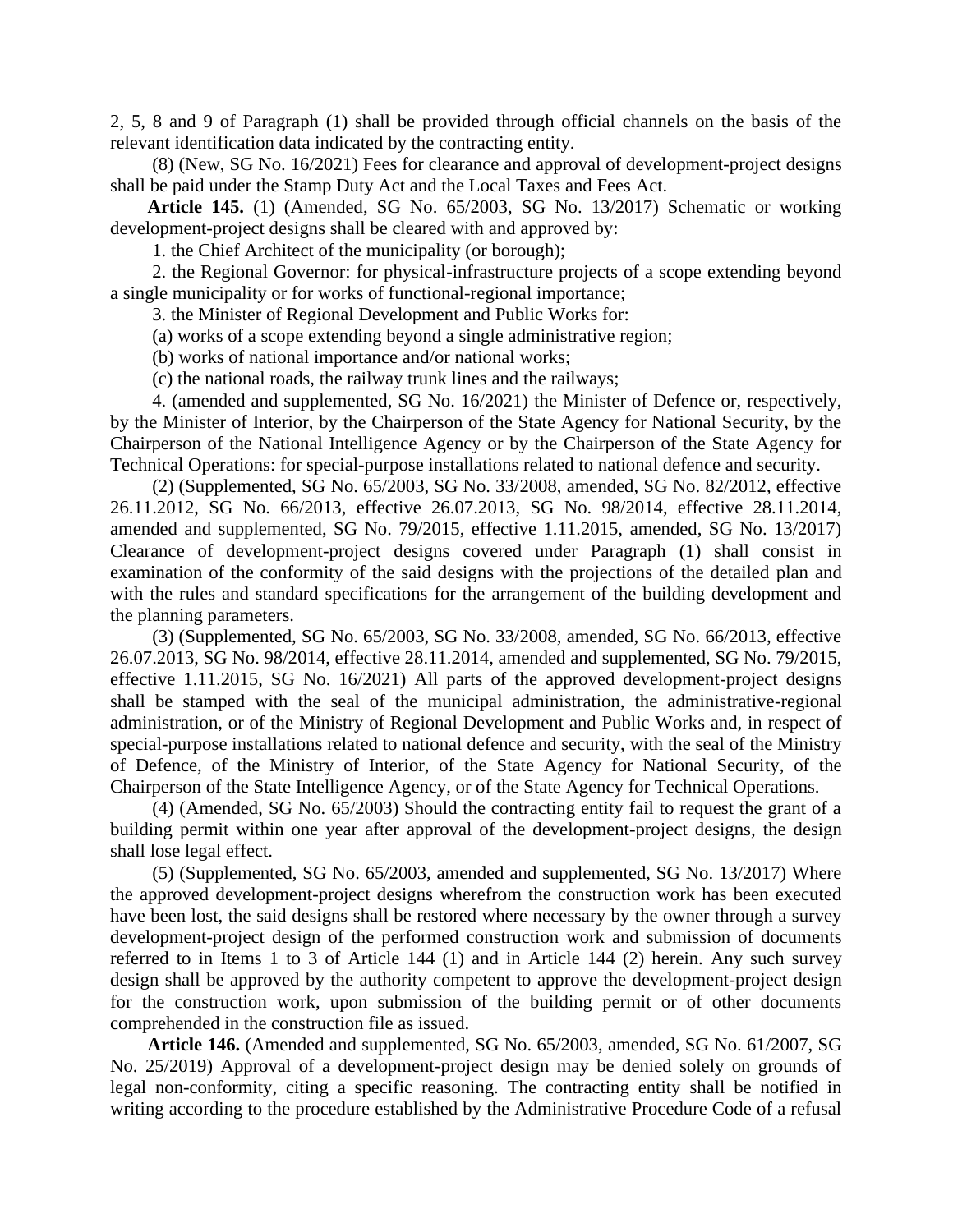2, 5, 8 and 9 of Paragraph (1) shall be provided through official channels on the basis of the relevant identification data indicated by the contracting entity.

(8) (New, SG No. 16/2021) Fees for clearance and approval of development-project designs shall be paid under the Stamp Duty Act and the Local Taxes and Fees Act.

**Article 145.** (1) (Amended, SG No. 65/2003, SG No. 13/2017) Schematic or working development-project designs shall be cleared with and approved by:

1. the Chief Architect of the municipality (or borough);

2. the Regional Governor: for physical-infrastructure projects of a scope extending beyond a single municipality or for works of functional-regional importance;

3. the Minister of Regional Development and Public Works for:

(a) works of a scope extending beyond a single administrative region;

(b) works of national importance and/or national works;

(c) the national roads, the railway trunk lines and the railways;

4. (amended and supplemented, SG No. 16/2021) the Minister of Defence or, respectively, by the Minister of Interior, by the Chairperson of the State Agency for National Security, by the Chairperson of the National Intelligence Agency or by the Chairperson of the State Agency for Technical Operations: for special-purpose installations related to national defence and security.

(2) (Supplemented, SG No. 65/2003, SG No. 33/2008, amended, SG No. 82/2012, effective 26.11.2012, SG No. 66/2013, effective 26.07.2013, SG No. 98/2014, effective 28.11.2014, amended and supplemented, SG No. 79/2015, effective 1.11.2015, amended, SG No. 13/2017) Clearance of development-project designs covered under Paragraph (1) shall consist in examination of the conformity of the said designs with the projections of the detailed plan and with the rules and standard specifications for the arrangement of the building development and the planning parameters.

(3) (Supplemented, SG No. 65/2003, SG No. 33/2008, amended, SG No. 66/2013, effective 26.07.2013, SG No. 98/2014, effective 28.11.2014, amended and supplemented, SG No. 79/2015, effective 1.11.2015, SG No. 16/2021) All parts of the approved development-project designs shall be stamped with the seal of the municipal administration, the administrative-regional administration, or of the Ministry of Regional Development and Public Works and, in respect of special-purpose installations related to national defence and security, with the seal of the Ministry of Defence, of the Ministry of Interior, of the State Agency for National Security, of the Chairperson of the State Intelligence Agency, or of the State Agency for Technical Operations.

(4) (Amended, SG No. 65/2003) Should the contracting entity fail to request the grant of a building permit within one year after approval of the development-project designs, the design shall lose legal effect.

(5) (Supplemented, SG No. 65/2003, amended and supplemented, SG No. 13/2017) Where the approved development-project designs wherefrom the construction work has been executed have been lost, the said designs shall be restored where necessary by the owner through a survey development-project design of the performed construction work and submission of documents referred to in Items 1 to 3 of Article 144 (1) and in Article 144 (2) herein. Any such survey design shall be approved by the authority competent to approve the development-project design for the construction work, upon submission of the building permit or of other documents comprehended in the construction file as issued.

**Article 146.** (Amended and supplemented, SG No. 65/2003, amended, SG No. 61/2007, SG No. 25/2019) Approval of a development-project design may be denied solely on grounds of legal non-conformity, citing a specific reasoning. The contracting entity shall be notified in writing according to the procedure established by the Administrative Procedure Code of a refusal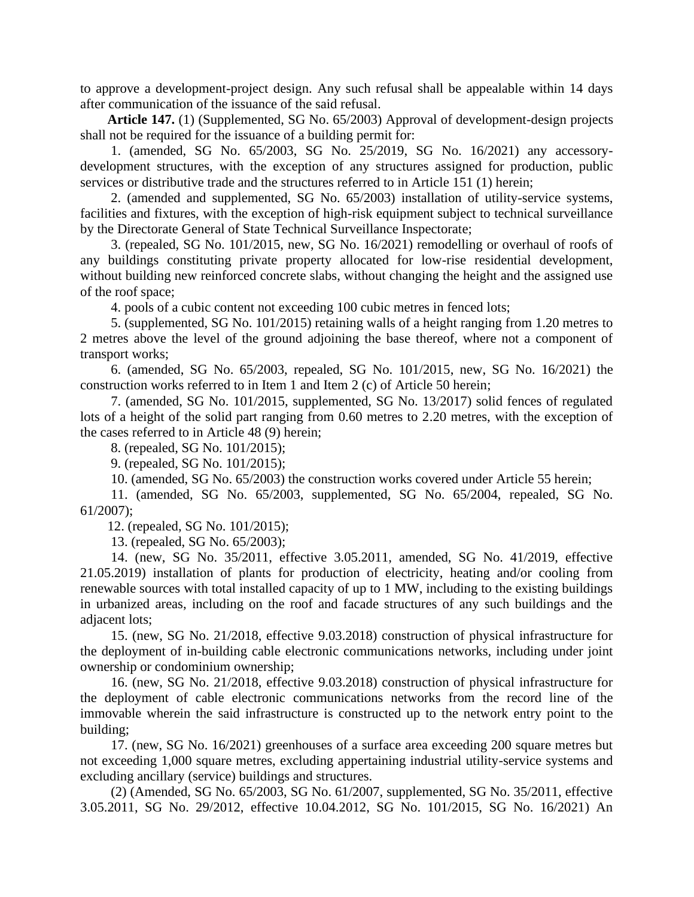to approve a development-project design. Any such refusal shall be appealable within 14 days after communication of the issuance of the said refusal.

**Article 147.** (1) (Supplemented, SG No. 65/2003) Approval of development-design projects shall not be required for the issuance of a building permit for:

1. (amended, SG No. 65/2003, SG No. 25/2019, SG No. 16/2021) any accessory-development structures, with the exception of any structures assigned for production, public services or distributive trade and the structures referred to in Article 151 (1) herein;

2. (amended and supplemented, SG No. 65/2003) installation of utility-service systems, facilities and fixtures, with the exception of high-risk equipment subject to technical surveillance by the Directorate General of State Technical Surveillance Inspectorate;

3. (repealed, SG No. 101/2015, new, SG No. 16/2021) remodelling or overhaul of roofs of any buildings constituting private property allocated for low-rise residential development, without building new reinforced concrete slabs, without changing the height and the assigned use of the roof space;

4. pools of a cubic content not exceeding 100 cubic metres in fenced lots;

5. (supplemented, SG No. 101/2015) retaining walls of a height ranging from 1.20 metres to 2 metres above the level of the ground adjoining the base thereof, where not a component of transport works;

6. (amended, SG No. 65/2003, repealed, SG No. 101/2015, new, SG No. 16/2021) the construction works referred to in Item 1 and Item 2 (c) of Article 50 herein;

7. (amended, SG No. 101/2015, supplemented, SG No. 13/2017) solid fences of regulated lots of a height of the solid part ranging from 0.60 metres to 2.20 metres, with the exception of the cases referred to in Article 48 (9) herein;

8. (repealed, SG No. 101/2015);

9. (repealed, SG No. 101/2015);

10. (amended, SG No. 65/2003) the construction works covered under Article 55 herein;

11. (amended, SG No. 65/2003, supplemented, SG No. 65/2004, repealed, SG No. 61/2007);

12. (repealed, SG No. 101/2015);

13. (repealed, SG No. 65/2003);

14. (new, SG No. 35/2011, effective 3.05.2011, amended, SG No. 41/2019, effective 21.05.2019) installation of plants for production of electricity, heating and/or cooling from renewable sources with total installed capacity of up to 1 MW, including to the existing buildings in urbanized areas, including on the roof and facade structures of any such buildings and the adjacent lots;

15. (new, SG No. 21/2018, effective 9.03.2018) construction of physical infrastructure for the deployment of in-building cable electronic communications networks, including under joint ownership or condominium ownership;

16. (new, SG No. 21/2018, effective 9.03.2018) construction of physical infrastructure for the deployment of cable electronic communications networks from the record line of the immovable wherein the said infrastructure is constructed up to the network entry point to the building;

17. (new, SG No. 16/2021) greenhouses of a surface area exceeding 200 square metres but not exceeding 1,000 square metres, excluding appertaining industrial utility-service systems and excluding ancillary (service) buildings and structures.

(2) (Amended, SG No. 65/2003, SG No. 61/2007, supplemented, SG No. 35/2011, effective 3.05.2011, SG No. 29/2012, effective 10.04.2012, SG No. 101/2015, SG No. 16/2021) An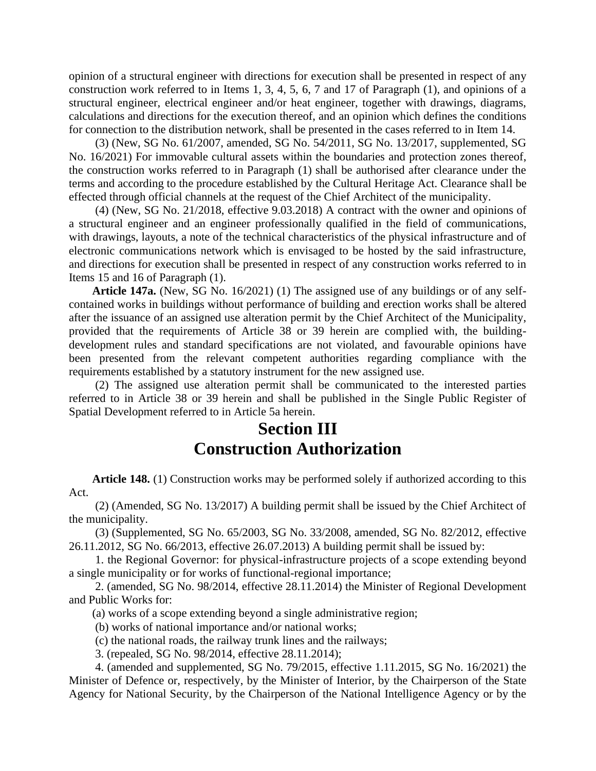opinion of a structural engineer with directions for execution shall be presented in respect of any construction work referred to in Items 1, 3, 4, 5, 6, 7 and 17 of Paragraph (1), and opinions of a structural engineer, electrical engineer and/or heat engineer, together with drawings, diagrams, calculations and directions for the execution thereof, and an opinion which defines the conditions for connection to the distribution network, shall be presented in the cases referred to in Item 14.

(3) (New, SG No. 61/2007, amended, SG No. 54/2011, SG No. 13/2017, supplemented, SG No. 16/2021) For immovable cultural assets within the boundaries and protection zones thereof, the construction works referred to in Paragraph (1) shall be authorised after clearance under the terms and according to the procedure established by the Cultural Heritage Act. Clearance shall be effected through official channels at the request of the Chief Architect of the municipality.

(4) (New, SG No. 21/2018, effective 9.03.2018) A contract with the owner and opinions of a structural engineer and an engineer professionally qualified in the field of communications, with drawings, layouts, a note of the technical characteristics of the physical infrastructure and of electronic communications network which is envisaged to be hosted by the said infrastructure, and directions for execution shall be presented in respect of any construction works referred to in Items 15 and 16 of Paragraph (1).

**Article 147a.** (New, SG No. 16/2021) (1) The assigned use of any buildings or of any self-contained works in buildings without performance of building and erection works shall be altered after the issuance of an assigned use alteration permit by the Chief Architect of the Municipality, provided that the requirements of Article 38 or 39 herein are complied with, the building-development rules and standard specifications are not violated, and favourable opinions have been presented from the relevant competent authorities regarding compliance with the requirements established by a statutory instrument for the new assigned use.

(2) The assigned use alteration permit shall be communicated to the interested parties referred to in Article 38 or 39 herein and shall be published in the Single Public Register of Spatial Development referred to in Article 5a herein.

## Section III
## Construction Authorization

**Article 148.** (1) Construction works may be performed solely if authorized according to this Act.

(2) (Amended, SG No. 13/2017) A building permit shall be issued by the Chief Architect of the municipality.

(3) (Supplemented, SG No. 65/2003, SG No. 33/2008, amended, SG No. 82/2012, effective 26.11.2012, SG No. 66/2013, effective 26.07.2013) A building permit shall be issued by:

1. the Regional Governor: for physical-infrastructure projects of a scope extending beyond a single municipality or for works of functional-regional importance;

2. (amended, SG No. 98/2014, effective 28.11.2014) the Minister of Regional Development and Public Works for:

(a) works of a scope extending beyond a single administrative region;

(b) works of national importance and/or national works;

(c) the national roads, the railway trunk lines and the railways;

3. (repealed, SG No. 98/2014, effective 28.11.2014);

4. (amended and supplemented, SG No. 79/2015, effective 1.11.2015, SG No. 16/2021) the Minister of Defence or, respectively, by the Minister of Interior, by the Chairperson of the State Agency for National Security, by the Chairperson of the National Intelligence Agency or by the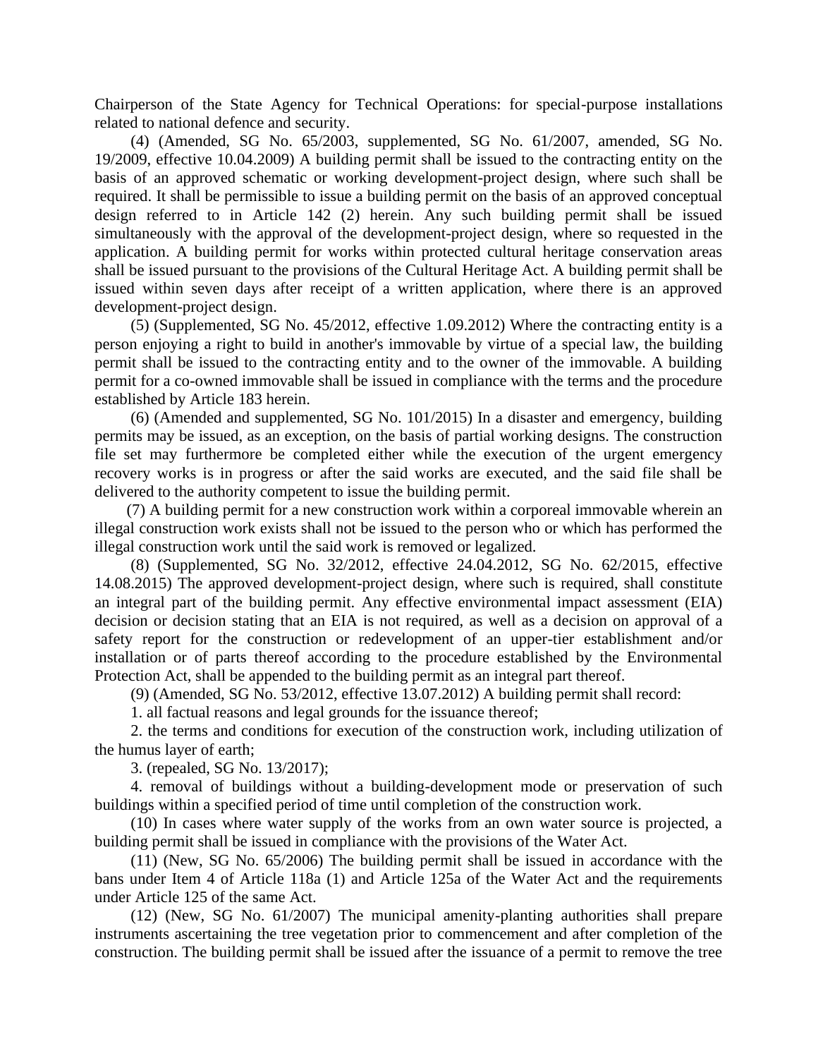Chairperson of the State Agency for Technical Operations: for special-purpose installations related to national defence and security.

(4) (Amended, SG No. 65/2003, supplemented, SG No. 61/2007, amended, SG No. 19/2009, effective 10.04.2009) A building permit shall be issued to the contracting entity on the basis of an approved schematic or working development-project design, where such shall be required. It shall be permissible to issue a building permit on the basis of an approved conceptual design referred to in Article 142 (2) herein. Any such building permit shall be issued simultaneously with the approval of the development-project design, where so requested in the application. A building permit for works within protected cultural heritage conservation areas shall be issued pursuant to the provisions of the Cultural Heritage Act. A building permit shall be issued within seven days after receipt of a written application, where there is an approved development-project design.

(5) (Supplemented, SG No. 45/2012, effective 1.09.2012) Where the contracting entity is a person enjoying a right to build in another's immovable by virtue of a special law, the building permit shall be issued to the contracting entity and to the owner of the immovable. A building permit for a co-owned immovable shall be issued in compliance with the terms and the procedure established by Article 183 herein.

(6) (Amended and supplemented, SG No. 101/2015) In a disaster and emergency, building permits may be issued, as an exception, on the basis of partial working designs. The construction file set may furthermore be completed either while the execution of the urgent emergency recovery works is in progress or after the said works are executed, and the said file shall be delivered to the authority competent to issue the building permit.

(7) A building permit for a new construction work within a corporeal immovable wherein an illegal construction work exists shall not be issued to the person who or which has performed the illegal construction work until the said work is removed or legalized.

(8) (Supplemented, SG No. 32/2012, effective 24.04.2012, SG No. 62/2015, effective 14.08.2015) The approved development-project design, where such is required, shall constitute an integral part of the building permit. Any effective environmental impact assessment (EIA) decision or decision stating that an EIA is not required, as well as a decision on approval of a safety report for the construction or redevelopment of an upper-tier establishment and/or installation or of parts thereof according to the procedure established by the Environmental Protection Act, shall be appended to the building permit as an integral part thereof.

(9) (Amended, SG No. 53/2012, effective 13.07.2012) A building permit shall record:

1. all factual reasons and legal grounds for the issuance thereof;

2. the terms and conditions for execution of the construction work, including utilization of the humus layer of earth;

3. (repealed, SG No. 13/2017);

4. removal of buildings without a building-development mode or preservation of such buildings within a specified period of time until completion of the construction work.

(10) In cases where water supply of the works from an own water source is projected, a building permit shall be issued in compliance with the provisions of the Water Act.

(11) (New, SG No. 65/2006) The building permit shall be issued in accordance with the bans under Item 4 of Article 118a (1) and Article 125a of the Water Act and the requirements under Article 125 of the same Act.

(12) (New, SG No. 61/2007) The municipal amenity-planting authorities shall prepare instruments ascertaining the tree vegetation prior to commencement and after completion of the construction. The building permit shall be issued after the issuance of a permit to remove the tree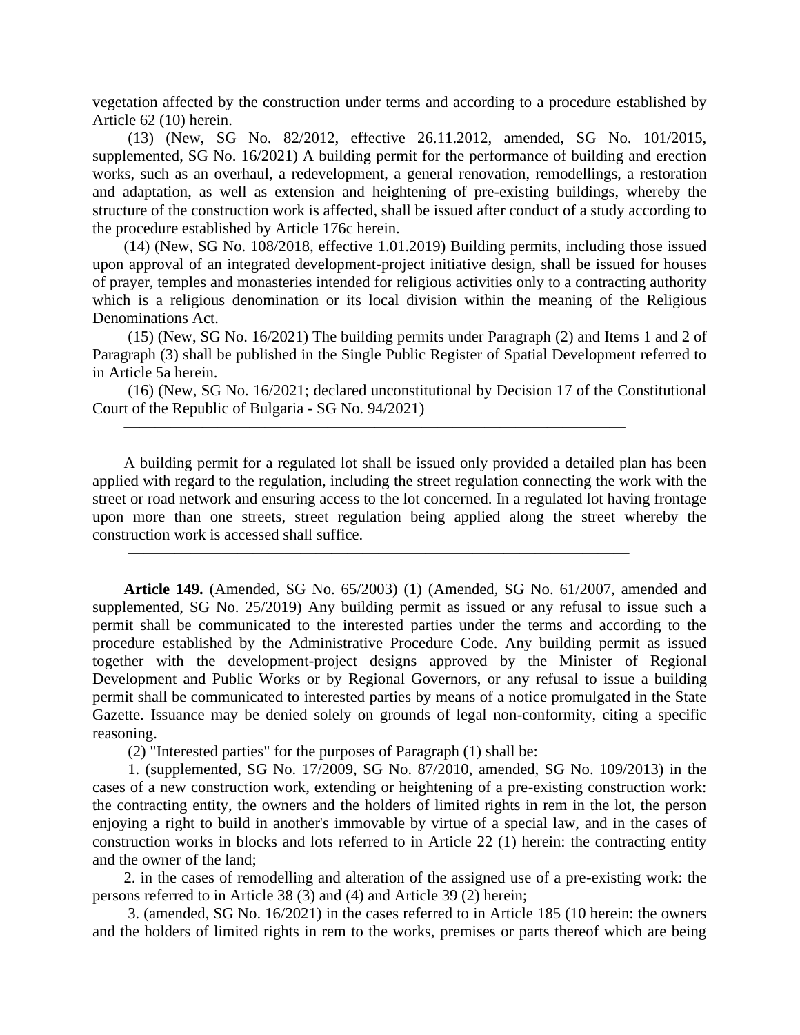vegetation affected by the construction under terms and according to a procedure established by Article 62 (10) herein.

(13) (New, SG No. 82/2012, effective 26.11.2012, amended, SG No. 101/2015, supplemented, SG No. 16/2021) A building permit for the performance of building and erection works, such as an overhaul, a redevelopment, a general renovation, remodellings, a restoration and adaptation, as well as extension and heightening of pre-existing buildings, whereby the structure of the construction work is affected, shall be issued after conduct of a study according to the procedure established by Article 176c herein.

(14) (New, SG No. 108/2018, effective 1.01.2019) Building permits, including those issued upon approval of an integrated development-project initiative design, shall be issued for houses of prayer, temples and monasteries intended for religious activities only to a contracting authority which is a religious denomination or its local division within the meaning of the Religious Denominations Act.

(15) (New, SG No. 16/2021) The building permits under Paragraph (2) and Items 1 and 2 of Paragraph (3) shall be published in the Single Public Register of Spatial Development referred to in Article 5a herein.

(16) (New, SG No. 16/2021; declared unconstitutional by Decision 17 of the Constitutional Court of the Republic of Bulgaria - SG No. 94/2021)

---

A building permit for a regulated lot shall be issued only provided a detailed plan has been applied with regard to the regulation, including the street regulation connecting the work with the street or road network and ensuring access to the lot concerned. In a regulated lot having frontage upon more than one streets, street regulation being applied along the street whereby the construction work is accessed shall suffice.

---

**Article 149.** (Amended, SG No. 65/2003) (1) (Amended, SG No. 61/2007, amended and supplemented, SG No. 25/2019) Any building permit as issued or any refusal to issue such a permit shall be communicated to the interested parties under the terms and according to the procedure established by the Administrative Procedure Code. Any building permit as issued together with the development-project designs approved by the Minister of Regional Development and Public Works or by Regional Governors, or any refusal to issue a building permit shall be communicated to interested parties by means of a notice promulgated in the State Gazette. Issuance may be denied solely on grounds of legal non-conformity, citing a specific reasoning.

(2) "Interested parties" for the purposes of Paragraph (1) shall be:

1. (supplemented, SG No. 17/2009, SG No. 87/2010, amended, SG No. 109/2013) in the cases of a new construction work, extending or heightening of a pre-existing construction work: the contracting entity, the owners and the holders of limited rights in rem in the lot, the person enjoying a right to build in another's immovable by virtue of a special law, and in the cases of construction works in blocks and lots referred to in Article 22 (1) herein: the contracting entity and the owner of the land;

2. in the cases of remodelling and alteration of the assigned use of a pre-existing work: the persons referred to in Article 38 (3) and (4) and Article 39 (2) herein;

3. (amended, SG No. 16/2021) in the cases referred to in Article 185 (10 herein: the owners and the holders of limited rights in rem to the works, premises or parts thereof which are being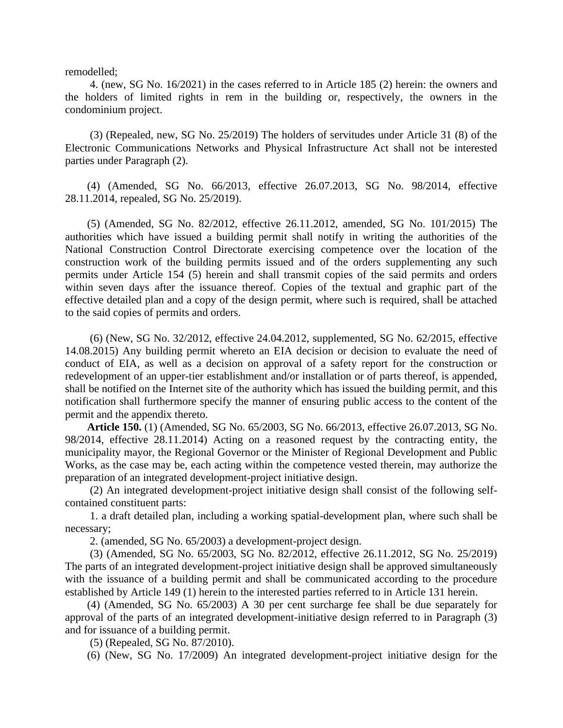remodelled;

4. (new, SG No. 16/2021) in the cases referred to in Article 185 (2) herein: the owners and the holders of limited rights in rem in the building or, respectively, the owners in the condominium project.

(3) (Repealed, new, SG No. 25/2019) The holders of servitudes under Article 31 (8) of the Electronic Communications Networks and Physical Infrastructure Act shall not be interested parties under Paragraph (2).

(4) (Amended, SG No. 66/2013, effective 26.07.2013, SG No. 98/2014, effective 28.11.2014, repealed, SG No. 25/2019).

(5) (Amended, SG No. 82/2012, effective 26.11.2012, amended, SG No. 101/2015) The authorities which have issued a building permit shall notify in writing the authorities of the National Construction Control Directorate exercising competence over the location of the construction work of the building permits issued and of the orders supplementing any such permits under Article 154 (5) herein and shall transmit copies of the said permits and orders within seven days after the issuance thereof. Copies of the textual and graphic part of the effective detailed plan and a copy of the design permit, where such is required, shall be attached to the said copies of permits and orders.

(6) (New, SG No. 32/2012, effective 24.04.2012, supplemented, SG No. 62/2015, effective 14.08.2015) Any building permit whereto an EIA decision or decision to evaluate the need of conduct of EIA, as well as a decision on approval of a safety report for the construction or redevelopment of an upper-tier establishment and/or installation or of parts thereof, is appended, shall be notified on the Internet site of the authority which has issued the building permit, and this notification shall furthermore specify the manner of ensuring public access to the content of the permit and the appendix thereto.

**Article 150.** (1) (Amended, SG No. 65/2003, SG No. 66/2013, effective 26.07.2013, SG No. 98/2014, effective 28.11.2014) Acting on a reasoned request by the contracting entity, the municipality mayor, the Regional Governor or the Minister of Regional Development and Public Works, as the case may be, each acting within the competence vested therein, may authorize the preparation of an integrated development-project initiative design.

(2) An integrated development-project initiative design shall consist of the following self-contained constituent parts:

1. a draft detailed plan, including a working spatial-development plan, where such shall be necessary;

2. (amended, SG No. 65/2003) a development-project design.

(3) (Amended, SG No. 65/2003, SG No. 82/2012, effective 26.11.2012, SG No. 25/2019) The parts of an integrated development-project initiative design shall be approved simultaneously with the issuance of a building permit and shall be communicated according to the procedure established by Article 149 (1) herein to the interested parties referred to in Article 131 herein.

(4) (Amended, SG No. 65/2003) A 30 per cent surcharge fee shall be due separately for approval of the parts of an integrated development-initiative design referred to in Paragraph (3) and for issuance of a building permit.

(5) (Repealed, SG No. 87/2010).

(6) (New, SG No. 17/2009) An integrated development-project initiative design for the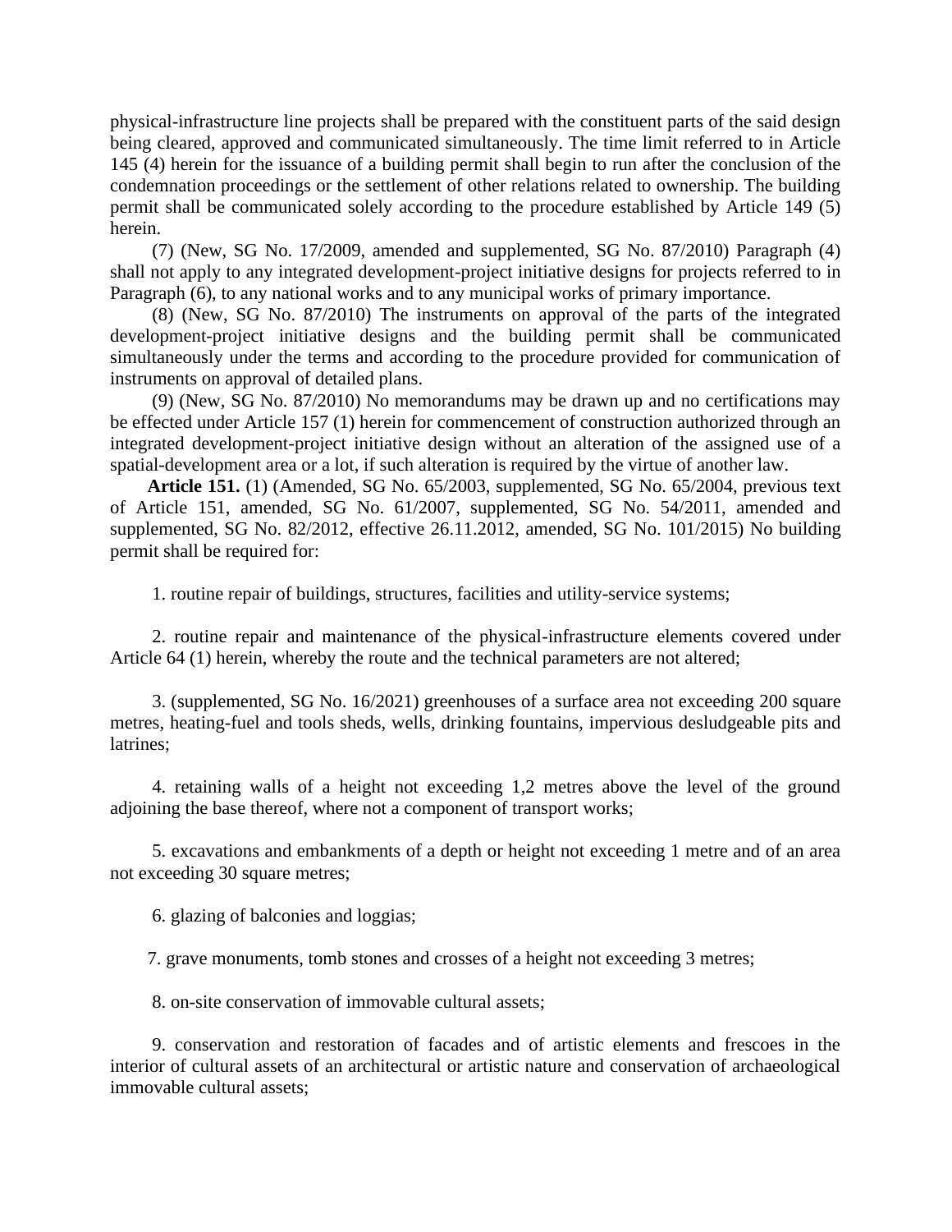physical-infrastructure line projects shall be prepared with the constituent parts of the said design being cleared, approved and communicated simultaneously. The time limit referred to in Article 145 (4) herein for the issuance of a building permit shall begin to run after the conclusion of the condemnation proceedings or the settlement of other relations related to ownership. The building permit shall be communicated solely according to the procedure established by Article 149 (5) herein.

(7) (New, SG No. 17/2009, amended and supplemented, SG No. 87/2010) Paragraph (4) shall not apply to any integrated development-project initiative designs for projects referred to in Paragraph (6), to any national works and to any municipal works of primary importance.

(8) (New, SG No. 87/2010) The instruments on approval of the parts of the integrated development-project initiative designs and the building permit shall be communicated simultaneously under the terms and according to the procedure provided for communication of instruments on approval of detailed plans.

(9) (New, SG No. 87/2010) No memorandums may be drawn up and no certifications may be effected under Article 157 (1) herein for commencement of construction authorized through an integrated development-project initiative design without an alteration of the assigned use of a spatial-development area or a lot, if such alteration is required by the virtue of another law.

**Article 151.** (1) (Amended, SG No. 65/2003, supplemented, SG No. 65/2004, previous text of Article 151, amended, SG No. 61/2007, supplemented, SG No. 54/2011, amended and supplemented, SG No. 82/2012, effective 26.11.2012, amended, SG No. 101/2015) No building permit shall be required for:

1. routine repair of buildings, structures, facilities and utility-service systems;

2. routine repair and maintenance of the physical-infrastructure elements covered under Article 64 (1) herein, whereby the route and the technical parameters are not altered;

3. (supplemented, SG No. 16/2021) greenhouses of a surface area not exceeding 200 square metres, heating-fuel and tools sheds, wells, drinking fountains, impervious desludgeable pits and latrines;

4. retaining walls of a height not exceeding 1,2 metres above the level of the ground adjoining the base thereof, where not a component of transport works;

5. excavations and embankments of a depth or height not exceeding 1 metre and of an area not exceeding 30 square metres;

6. glazing of balconies and loggias;

7. grave monuments, tomb stones and crosses of a height not exceeding 3 metres;

8. on-site conservation of immovable cultural assets;

9. conservation and restoration of facades and of artistic elements and frescoes in the interior of cultural assets of an architectural or artistic nature and conservation of archaeological immovable cultural assets;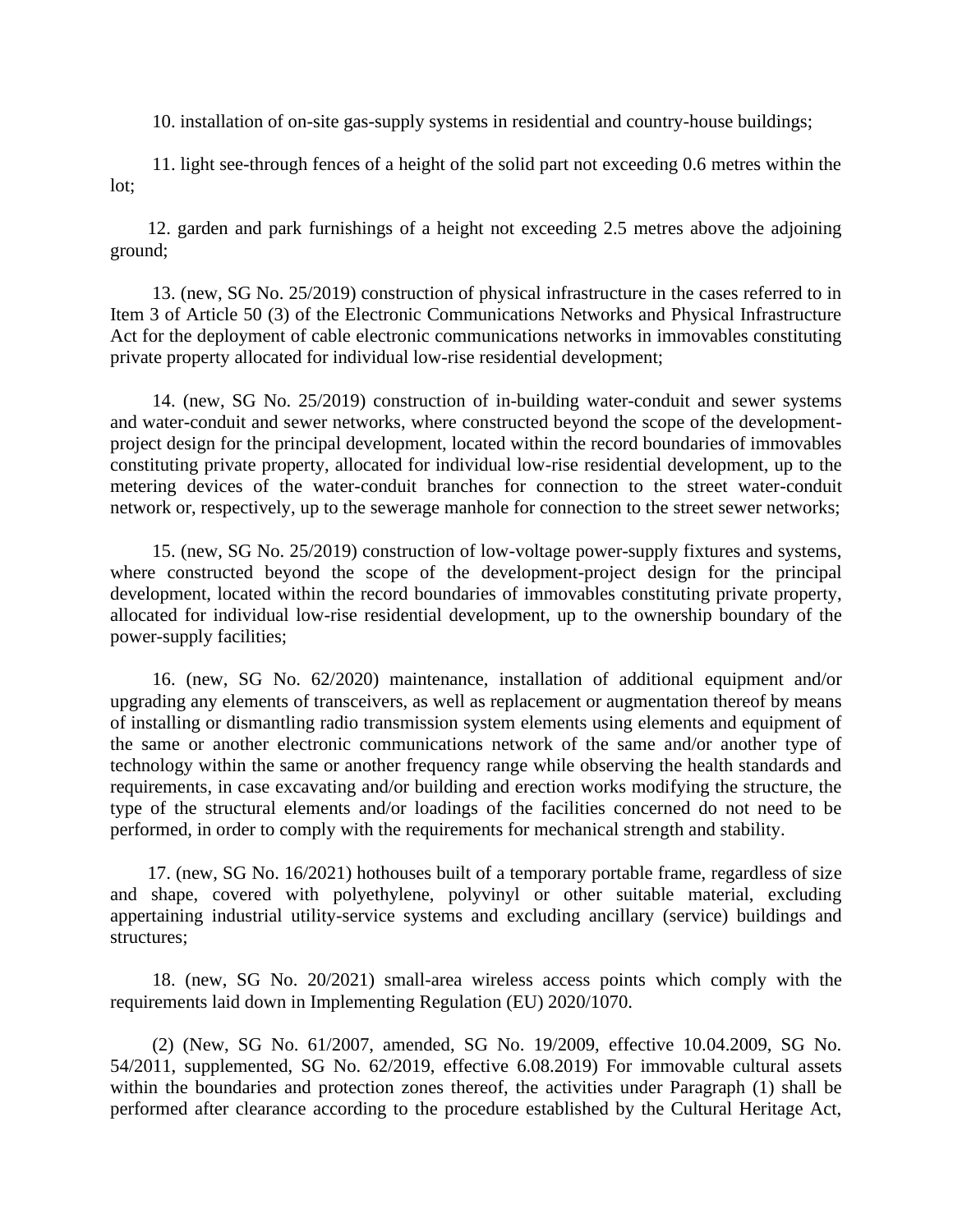10. installation of on-site gas-supply systems in residential and country-house buildings;

11. light see-through fences of a height of the solid part not exceeding 0.6 metres within the lot;

12. garden and park furnishings of a height not exceeding 2.5 metres above the adjoining ground;

13. (new, SG No. 25/2019) construction of physical infrastructure in the cases referred to in Item 3 of Article 50 (3) of the Electronic Communications Networks and Physical Infrastructure Act for the deployment of cable electronic communications networks in immovables constituting private property allocated for individual low-rise residential development;

14. (new, SG No. 25/2019) construction of in-building water-conduit and sewer systems and water-conduit and sewer networks, where constructed beyond the scope of the development-project design for the principal development, located within the record boundaries of immovables constituting private property, allocated for individual low-rise residential development, up to the metering devices of the water-conduit branches for connection to the street water-conduit network or, respectively, up to the sewerage manhole for connection to the street sewer networks;

15. (new, SG No. 25/2019) construction of low-voltage power-supply fixtures and systems, where constructed beyond the scope of the development-project design for the principal development, located within the record boundaries of immovables constituting private property, allocated for individual low-rise residential development, up to the ownership boundary of the power-supply facilities;

16. (new, SG No. 62/2020) maintenance, installation of additional equipment and/or upgrading any elements of transceivers, as well as replacement or augmentation thereof by means of installing or dismantling radio transmission system elements using elements and equipment of the same or another electronic communications network of the same and/or another type of technology within the same or another frequency range while observing the health standards and requirements, in case excavating and/or building and erection works modifying the structure, the type of the structural elements and/or loadings of the facilities concerned do not need to be performed, in order to comply with the requirements for mechanical strength and stability.

17. (new, SG No. 16/2021) hothouses built of a temporary portable frame, regardless of size and shape, covered with polyethylene, polyvinyl or other suitable material, excluding appertaining industrial utility-service systems and excluding ancillary (service) buildings and structures;

18. (new, SG No. 20/2021) small-area wireless access points which comply with the requirements laid down in Implementing Regulation (EU) 2020/1070.

(2) (New, SG No. 61/2007, amended, SG No. 19/2009, effective 10.04.2009, SG No. 54/2011, supplemented, SG No. 62/2019, effective 6.08.2019) For immovable cultural assets within the boundaries and protection zones thereof, the activities under Paragraph (1) shall be performed after clearance according to the procedure established by the Cultural Heritage Act,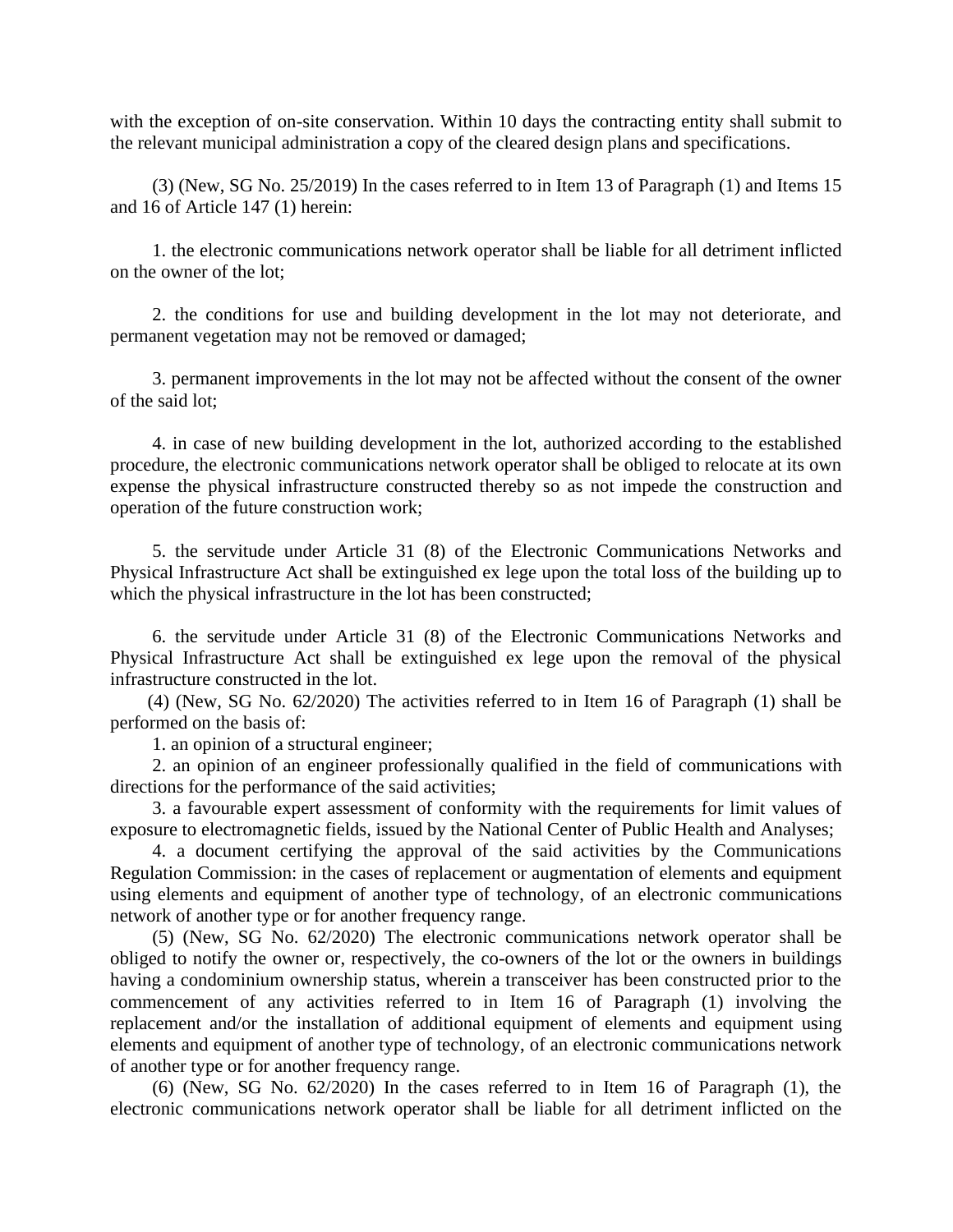with the exception of on-site conservation. Within 10 days the contracting entity shall submit to the relevant municipal administration a copy of the cleared design plans and specifications.

(3) (New, SG No. 25/2019) In the cases referred to in Item 13 of Paragraph (1) and Items 15 and 16 of Article 147 (1) herein:

1. the electronic communications network operator shall be liable for all detriment inflicted on the owner of the lot;

2. the conditions for use and building development in the lot may not deteriorate, and permanent vegetation may not be removed or damaged;

3. permanent improvements in the lot may not be affected without the consent of the owner of the said lot;

4. in case of new building development in the lot, authorized according to the established procedure, the electronic communications network operator shall be obliged to relocate at its own expense the physical infrastructure constructed thereby so as not impede the construction and operation of the future construction work;

5. the servitude under Article 31 (8) of the Electronic Communications Networks and Physical Infrastructure Act shall be extinguished ex lege upon the total loss of the building up to which the physical infrastructure in the lot has been constructed;

6. the servitude under Article 31 (8) of the Electronic Communications Networks and Physical Infrastructure Act shall be extinguished ex lege upon the removal of the physical infrastructure constructed in the lot.

(4) (New, SG No. 62/2020) The activities referred to in Item 16 of Paragraph (1) shall be performed on the basis of:

1. an opinion of a structural engineer;

2. an opinion of an engineer professionally qualified in the field of communications with directions for the performance of the said activities;

3. a favourable expert assessment of conformity with the requirements for limit values of exposure to electromagnetic fields, issued by the National Center of Public Health and Analyses;

4. a document certifying the approval of the said activities by the Communications Regulation Commission: in the cases of replacement or augmentation of elements and equipment using elements and equipment of another type of technology, of an electronic communications network of another type or for another frequency range.

(5) (New, SG No. 62/2020) The electronic communications network operator shall be obliged to notify the owner or, respectively, the co-owners of the lot or the owners in buildings having a condominium ownership status, wherein a transceiver has been constructed prior to the commencement of any activities referred to in Item 16 of Paragraph (1) involving the replacement and/or the installation of additional equipment of elements and equipment using elements and equipment of another type of technology, of an electronic communications network of another type or for another frequency range.

(6) (New, SG No. 62/2020) In the cases referred to in Item 16 of Paragraph (1), the electronic communications network operator shall be liable for all detriment inflicted on the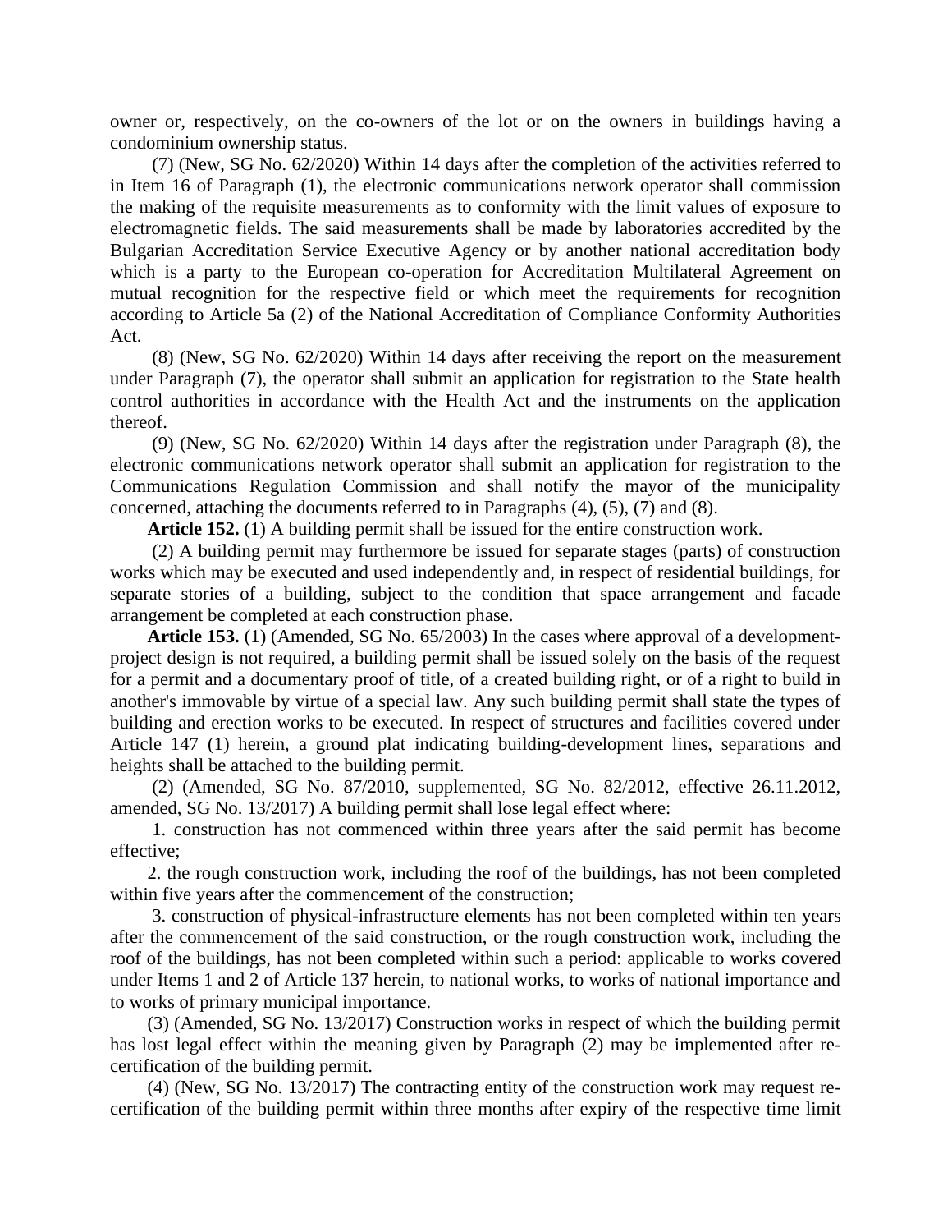owner or, respectively, on the co-owners of the lot or on the owners in buildings having a condominium ownership status.

(7) (New, SG No. 62/2020) Within 14 days after the completion of the activities referred to in Item 16 of Paragraph (1), the electronic communications network operator shall commission the making of the requisite measurements as to conformity with the limit values of exposure to electromagnetic fields. The said measurements shall be made by laboratories accredited by the Bulgarian Accreditation Service Executive Agency or by another national accreditation body which is a party to the European co-operation for Accreditation Multilateral Agreement on mutual recognition for the respective field or which meet the requirements for recognition according to Article 5a (2) of the National Accreditation of Compliance Conformity Authorities Act.

(8) (New, SG No. 62/2020) Within 14 days after receiving the report on the measurement under Paragraph (7), the operator shall submit an application for registration to the State health control authorities in accordance with the Health Act and the instruments on the application thereof.

(9) (New, SG No. 62/2020) Within 14 days after the registration under Paragraph (8), the electronic communications network operator shall submit an application for registration to the Communications Regulation Commission and shall notify the mayor of the municipality concerned, attaching the documents referred to in Paragraphs (4), (5), (7) and (8).

**Article 152.** (1) A building permit shall be issued for the entire construction work.

(2) A building permit may furthermore be issued for separate stages (parts) of construction works which may be executed and used independently and, in respect of residential buildings, for separate stories of a building, subject to the condition that space arrangement and facade arrangement be completed at each construction phase.

**Article 153.** (1) (Amended, SG No. 65/2003) In the cases where approval of a development-project design is not required, a building permit shall be issued solely on the basis of the request for a permit and a documentary proof of title, of a created building right, or of a right to build in another's immovable by virtue of a special law. Any such building permit shall state the types of building and erection works to be executed. In respect of structures and facilities covered under Article 147 (1) herein, a ground plat indicating building-development lines, separations and heights shall be attached to the building permit.

(2) (Amended, SG No. 87/2010, supplemented, SG No. 82/2012, effective 26.11.2012, amended, SG No. 13/2017) A building permit shall lose legal effect where:

1. construction has not commenced within three years after the said permit has become effective;

2. the rough construction work, including the roof of the buildings, has not been completed within five years after the commencement of the construction;

3. construction of physical-infrastructure elements has not been completed within ten years after the commencement of the said construction, or the rough construction work, including the roof of the buildings, has not been completed within such a period: applicable to works covered under Items 1 and 2 of Article 137 herein, to national works, to works of national importance and to works of primary municipal importance.

(3) (Amended, SG No. 13/2017) Construction works in respect of which the building permit has lost legal effect within the meaning given by Paragraph (2) may be implemented after re-certification of the building permit.

(4) (New, SG No. 13/2017) The contracting entity of the construction work may request re-certification of the building permit within three months after expiry of the respective time limit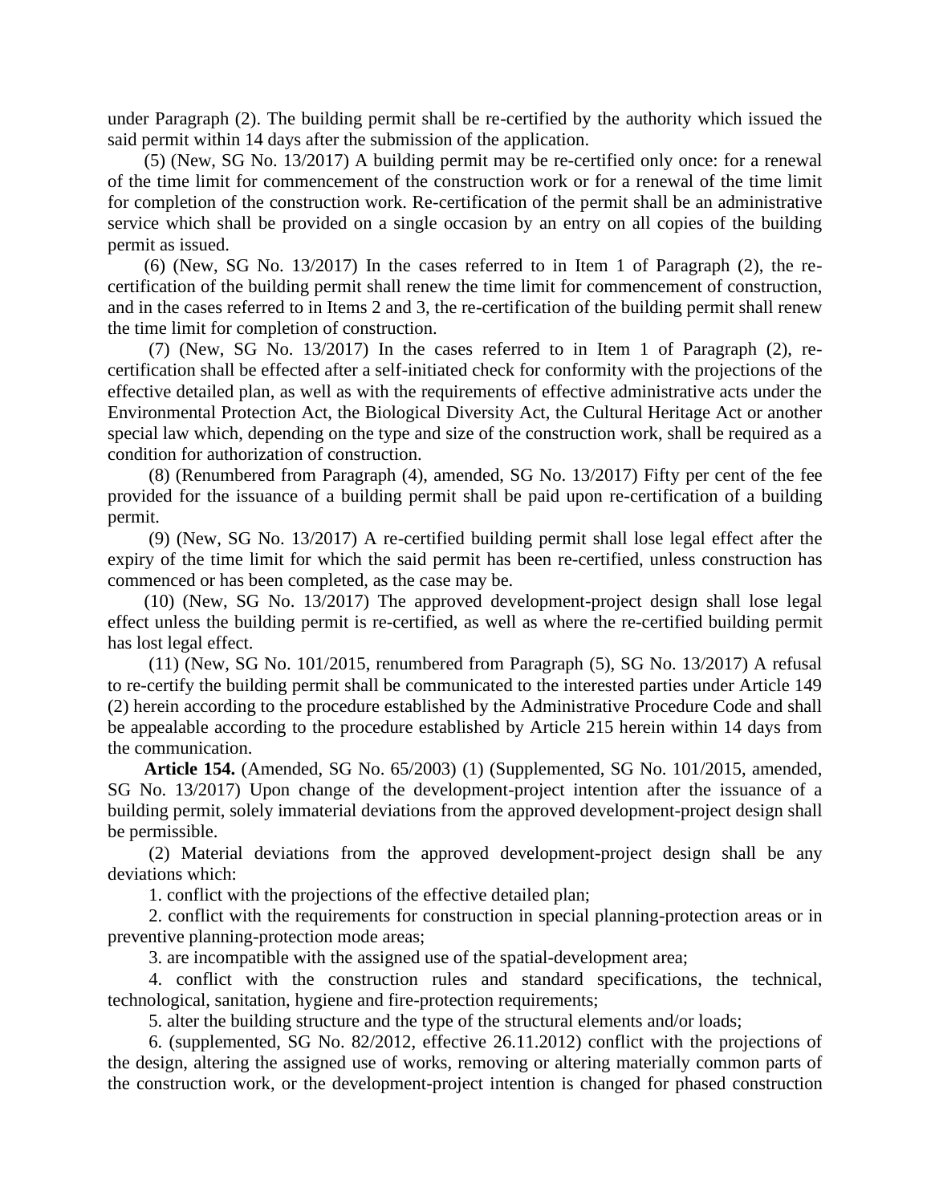under Paragraph (2). The building permit shall be re-certified by the authority which issued the said permit within 14 days after the submission of the application.

(5) (New, SG No. 13/2017) A building permit may be re-certified only once: for a renewal of the time limit for commencement of the construction work or for a renewal of the time limit for completion of the construction work. Re-certification of the permit shall be an administrative service which shall be provided on a single occasion by an entry on all copies of the building permit as issued.

(6) (New, SG No. 13/2017) In the cases referred to in Item 1 of Paragraph (2), the re-certification of the building permit shall renew the time limit for commencement of construction, and in the cases referred to in Items 2 and 3, the re-certification of the building permit shall renew the time limit for completion of construction.

(7) (New, SG No. 13/2017) In the cases referred to in Item 1 of Paragraph (2), re-certification shall be effected after a self-initiated check for conformity with the projections of the effective detailed plan, as well as with the requirements of effective administrative acts under the Environmental Protection Act, the Biological Diversity Act, the Cultural Heritage Act or another special law which, depending on the type and size of the construction work, shall be required as a condition for authorization of construction.

(8) (Renumbered from Paragraph (4), amended, SG No. 13/2017) Fifty per cent of the fee provided for the issuance of a building permit shall be paid upon re-certification of a building permit.

(9) (New, SG No. 13/2017) A re-certified building permit shall lose legal effect after the expiry of the time limit for which the said permit has been re-certified, unless construction has commenced or has been completed, as the case may be.

(10) (New, SG No. 13/2017) The approved development-project design shall lose legal effect unless the building permit is re-certified, as well as where the re-certified building permit has lost legal effect.

(11) (New, SG No. 101/2015, renumbered from Paragraph (5), SG No. 13/2017) A refusal to re-certify the building permit shall be communicated to the interested parties under Article 149 (2) herein according to the procedure established by the Administrative Procedure Code and shall be appealable according to the procedure established by Article 215 herein within 14 days from the communication.

**Article 154.** (Amended, SG No. 65/2003) (1) (Supplemented, SG No. 101/2015, amended, SG No. 13/2017) Upon change of the development-project intention after the issuance of a building permit, solely immaterial deviations from the approved development-project design shall be permissible.

(2) Material deviations from the approved development-project design shall be any deviations which:

1. conflict with the projections of the effective detailed plan;

2. conflict with the requirements for construction in special planning-protection areas or in preventive planning-protection mode areas;

3. are incompatible with the assigned use of the spatial-development area;

4. conflict with the construction rules and standard specifications, the technical, technological, sanitation, hygiene and fire-protection requirements;

5. alter the building structure and the type of the structural elements and/or loads;

6. (supplemented, SG No. 82/2012, effective 26.11.2012) conflict with the projections of the design, altering the assigned use of works, removing or altering materially common parts of the construction work, or the development-project intention is changed for phased construction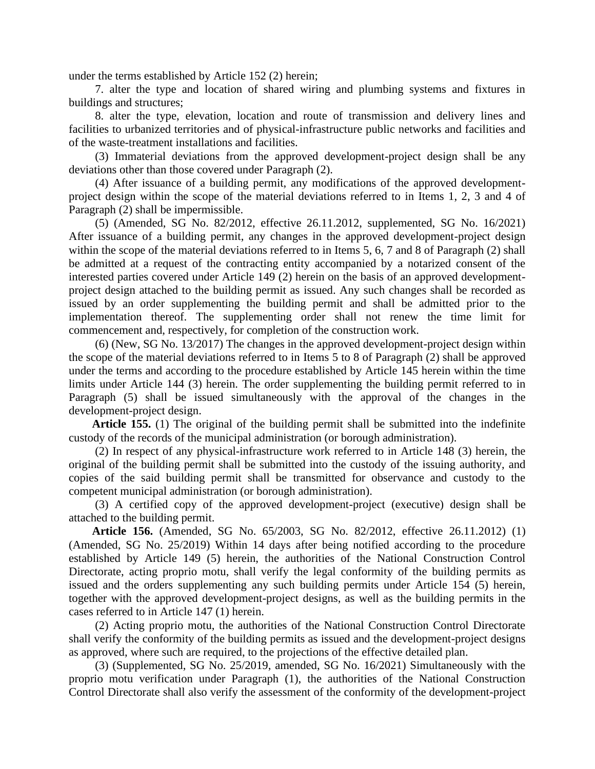under the terms established by Article 152 (2) herein;

7. alter the type and location of shared wiring and plumbing systems and fixtures in buildings and structures;

8. alter the type, elevation, location and route of transmission and delivery lines and facilities to urbanized territories and of physical-infrastructure public networks and facilities and of the waste-treatment installations and facilities.

(3) Immaterial deviations from the approved development-project design shall be any deviations other than those covered under Paragraph (2).

(4) After issuance of a building permit, any modifications of the approved development-project design within the scope of the material deviations referred to in Items 1, 2, 3 and 4 of Paragraph (2) shall be impermissible.

(5) (Amended, SG No. 82/2012, effective 26.11.2012, supplemented, SG No. 16/2021) After issuance of a building permit, any changes in the approved development-project design within the scope of the material deviations referred to in Items 5, 6, 7 and 8 of Paragraph (2) shall be admitted at a request of the contracting entity accompanied by a notarized consent of the interested parties covered under Article 149 (2) herein on the basis of an approved development-project design attached to the building permit as issued. Any such changes shall be recorded as issued by an order supplementing the building permit and shall be admitted prior to the implementation thereof. The supplementing order shall not renew the time limit for commencement and, respectively, for completion of the construction work.

(6) (New, SG No. 13/2017) The changes in the approved development-project design within the scope of the material deviations referred to in Items 5 to 8 of Paragraph (2) shall be approved under the terms and according to the procedure established by Article 145 herein within the time limits under Article 144 (3) herein. The order supplementing the building permit referred to in Paragraph (5) shall be issued simultaneously with the approval of the changes in the development-project design.

**Article 155.** (1) The original of the building permit shall be submitted into the indefinite custody of the records of the municipal administration (or borough administration).

(2) In respect of any physical-infrastructure work referred to in Article 148 (3) herein, the original of the building permit shall be submitted into the custody of the issuing authority, and copies of the said building permit shall be transmitted for observance and custody to the competent municipal administration (or borough administration).

(3) A certified copy of the approved development-project (executive) design shall be attached to the building permit.

**Article 156.** (Amended, SG No. 65/2003, SG No. 82/2012, effective 26.11.2012) (1) (Amended, SG No. 25/2019) Within 14 days after being notified according to the procedure established by Article 149 (5) herein, the authorities of the National Construction Control Directorate, acting proprio motu, shall verify the legal conformity of the building permits as issued and the orders supplementing any such building permits under Article 154 (5) herein, together with the approved development-project designs, as well as the building permits in the cases referred to in Article 147 (1) herein.

(2) Acting proprio motu, the authorities of the National Construction Control Directorate shall verify the conformity of the building permits as issued and the development-project designs as approved, where such are required, to the projections of the effective detailed plan.

(3) (Supplemented, SG No. 25/2019, amended, SG No. 16/2021) Simultaneously with the proprio motu verification under Paragraph (1), the authorities of the National Construction Control Directorate shall also verify the assessment of the conformity of the development-project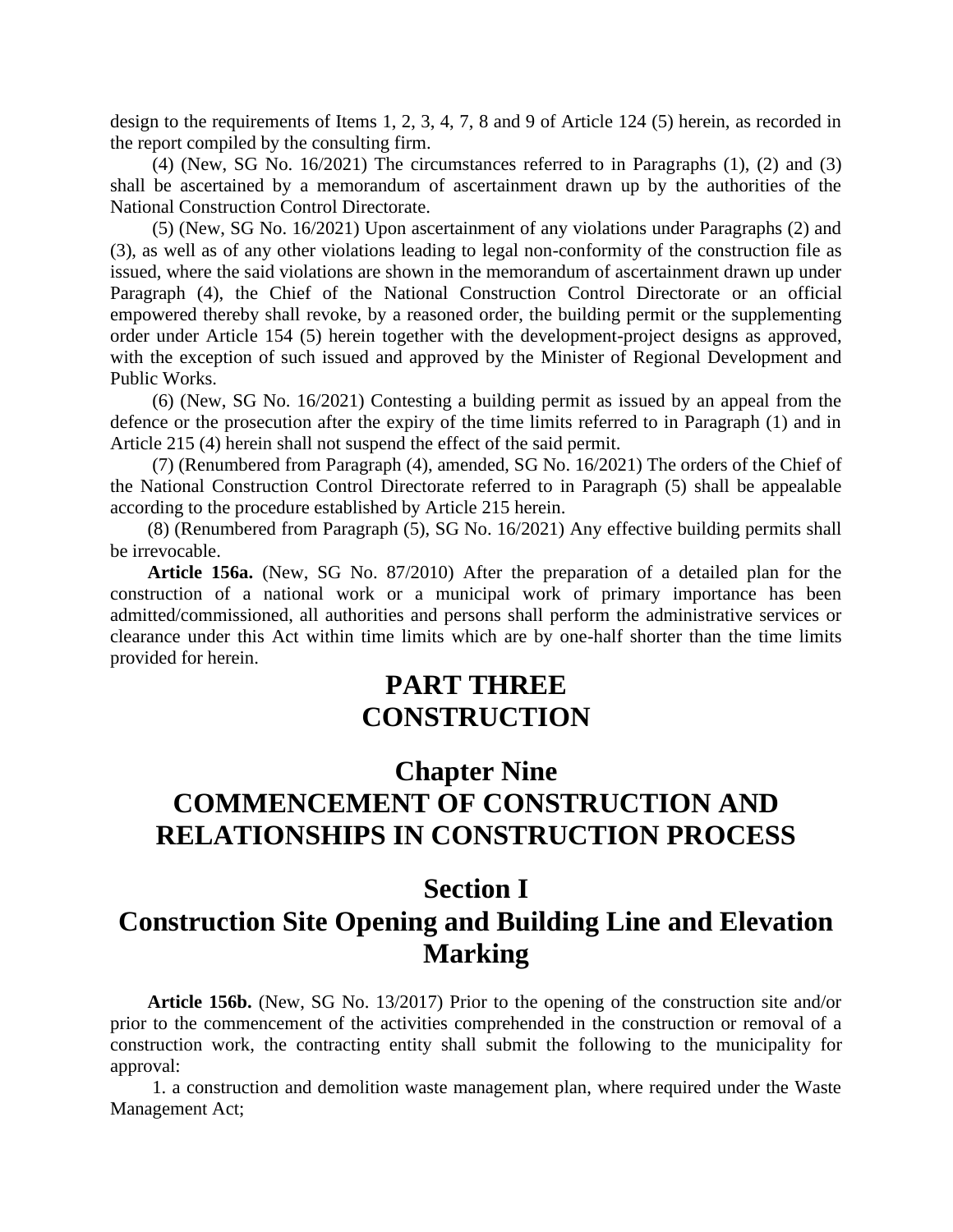design to the requirements of Items 1, 2, 3, 4, 7, 8 and 9 of Article 124 (5) herein, as recorded in the report compiled by the consulting firm.

(4) (New, SG No. 16/2021) The circumstances referred to in Paragraphs (1), (2) and (3) shall be ascertained by a memorandum of ascertainment drawn up by the authorities of the National Construction Control Directorate.

(5) (New, SG No. 16/2021) Upon ascertainment of any violations under Paragraphs (2) and (3), as well as of any other violations leading to legal non-conformity of the construction file as issued, where the said violations are shown in the memorandum of ascertainment drawn up under Paragraph (4), the Chief of the National Construction Control Directorate or an official empowered thereby shall revoke, by a reasoned order, the building permit or the supplementing order under Article 154 (5) herein together with the development-project designs as approved, with the exception of such issued and approved by the Minister of Regional Development and Public Works.

(6) (New, SG No. 16/2021) Contesting a building permit as issued by an appeal from the defence or the prosecution after the expiry of the time limits referred to in Paragraph (1) and in Article 215 (4) herein shall not suspend the effect of the said permit.

(7) (Renumbered from Paragraph (4), amended, SG No. 16/2021) The orders of the Chief of the National Construction Control Directorate referred to in Paragraph (5) shall be appealable according to the procedure established by Article 215 herein.

(8) (Renumbered from Paragraph (5), SG No. 16/2021) Any effective building permits shall be irrevocable.

**Article 156a.** (New, SG No. 87/2010) After the preparation of a detailed plan for the construction of a national work or a municipal work of primary importance has been admitted/commissioned, all authorities and persons shall perform the administrative services or clearance under this Act within time limits which are by one-half shorter than the time limits provided for herein.

# PART THREE
# CONSTRUCTION

## Chapter Nine
## COMMENCEMENT OF CONSTRUCTION AND RELATIONSHIPS IN CONSTRUCTION PROCESS

### Section I
### Construction Site Opening and Building Line and Elevation Marking

**Article 156b.** (New, SG No. 13/2017) Prior to the opening of the construction site and/or prior to the commencement of the activities comprehended in the construction or removal of a construction work, the contracting entity shall submit the following to the municipality for approval:

1. a construction and demolition waste management plan, where required under the Waste Management Act;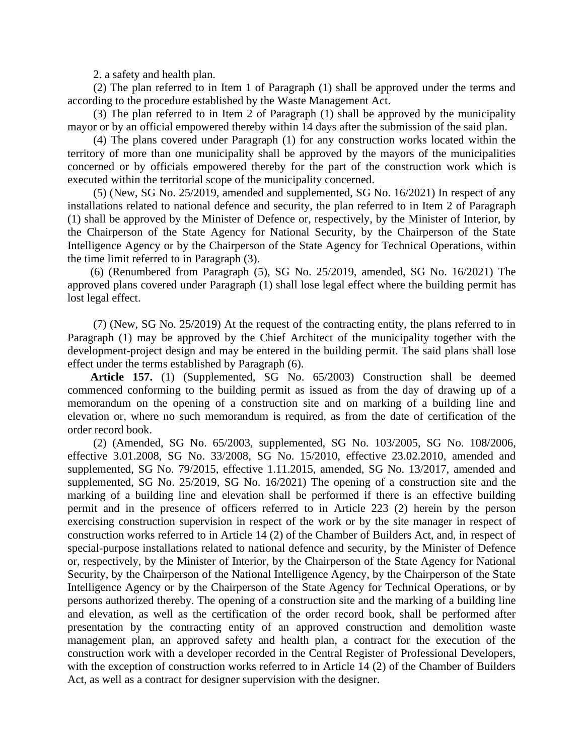2. a safety and health plan.

(2) The plan referred to in Item 1 of Paragraph (1) shall be approved under the terms and according to the procedure established by the Waste Management Act.

(3) The plan referred to in Item 2 of Paragraph (1) shall be approved by the municipality mayor or by an official empowered thereby within 14 days after the submission of the said plan.

(4) The plans covered under Paragraph (1) for any construction works located within the territory of more than one municipality shall be approved by the mayors of the municipalities concerned or by officials empowered thereby for the part of the construction work which is executed within the territorial scope of the municipality concerned.

(5) (New, SG No. 25/2019, amended and supplemented, SG No. 16/2021) In respect of any installations related to national defence and security, the plan referred to in Item 2 of Paragraph (1) shall be approved by the Minister of Defence or, respectively, by the Minister of Interior, by the Chairperson of the State Agency for National Security, by the Chairperson of the State Intelligence Agency or by the Chairperson of the State Agency for Technical Operations, within the time limit referred to in Paragraph (3).

(6) (Renumbered from Paragraph (5), SG No. 25/2019, amended, SG No. 16/2021) The approved plans covered under Paragraph (1) shall lose legal effect where the building permit has lost legal effect.

(7) (New, SG No. 25/2019) At the request of the contracting entity, the plans referred to in Paragraph (1) may be approved by the Chief Architect of the municipality together with the development-project design and may be entered in the building permit. The said plans shall lose effect under the terms established by Paragraph (6).

**Article 157.** (1) (Supplemented, SG No. 65/2003) Construction shall be deemed commenced conforming to the building permit as issued as from the day of drawing up of a memorandum on the opening of a construction site and on marking of a building line and elevation or, where no such memorandum is required, as from the date of certification of the order record book.

(2) (Amended, SG No. 65/2003, supplemented, SG No. 103/2005, SG No. 108/2006, effective 3.01.2008, SG No. 33/2008, SG No. 15/2010, effective 23.02.2010, amended and supplemented, SG No. 79/2015, effective 1.11.2015, amended, SG No. 13/2017, amended and supplemented, SG No. 25/2019, SG No. 16/2021) The opening of a construction site and the marking of a building line and elevation shall be performed if there is an effective building permit and in the presence of officers referred to in Article 223 (2) herein by the person exercising construction supervision in respect of the work or by the site manager in respect of construction works referred to in Article 14 (2) of the Chamber of Builders Act, and, in respect of special-purpose installations related to national defence and security, by the Minister of Defence or, respectively, by the Minister of Interior, by the Chairperson of the State Agency for National Security, by the Chairperson of the National Intelligence Agency, by the Chairperson of the State Intelligence Agency or by the Chairperson of the State Agency for Technical Operations, or by persons authorized thereby. The opening of a construction site and the marking of a building line and elevation, as well as the certification of the order record book, shall be performed after presentation by the contracting entity of an approved construction and demolition waste management plan, an approved safety and health plan, a contract for the execution of the construction work with a developer recorded in the Central Register of Professional Developers, with the exception of construction works referred to in Article 14 (2) of the Chamber of Builders Act, as well as a contract for designer supervision with the designer.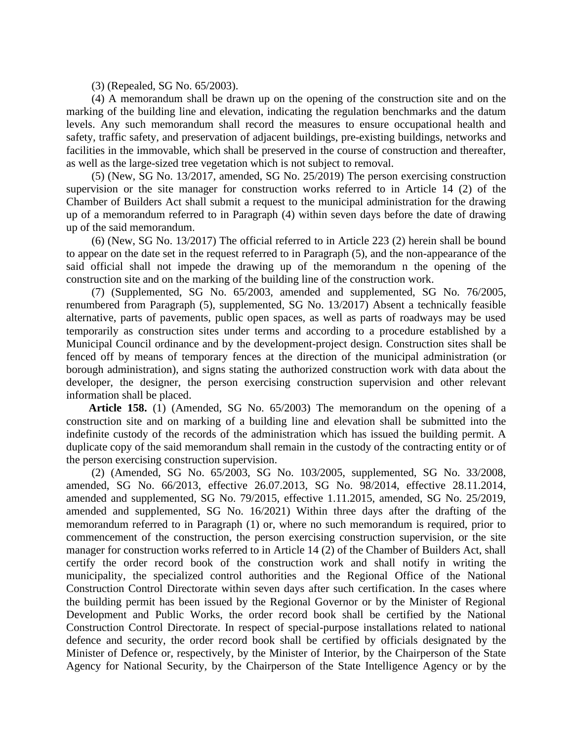(3) (Repealed, SG No. 65/2003).

(4) A memorandum shall be drawn up on the opening of the construction site and on the marking of the building line and elevation, indicating the regulation benchmarks and the datum levels. Any such memorandum shall record the measures to ensure occupational health and safety, traffic safety, and preservation of adjacent buildings, pre-existing buildings, networks and facilities in the immovable, which shall be preserved in the course of construction and thereafter, as well as the large-sized tree vegetation which is not subject to removal.

(5) (New, SG No. 13/2017, amended, SG No. 25/2019) The person exercising construction supervision or the site manager for construction works referred to in Article 14 (2) of the Chamber of Builders Act shall submit a request to the municipal administration for the drawing up of a memorandum referred to in Paragraph (4) within seven days before the date of drawing up of the said memorandum.

(6) (New, SG No. 13/2017) The official referred to in Article 223 (2) herein shall be bound to appear on the date set in the request referred to in Paragraph (5), and the non-appearance of the said official shall not impede the drawing up of the memorandum n the opening of the construction site and on the marking of the building line of the construction work.

(7) (Supplemented, SG No. 65/2003, amended and supplemented, SG No. 76/2005, renumbered from Paragraph (5), supplemented, SG No. 13/2017) Absent a technically feasible alternative, parts of pavements, public open spaces, as well as parts of roadways may be used temporarily as construction sites under terms and according to a procedure established by a Municipal Council ordinance and by the development-project design. Construction sites shall be fenced off by means of temporary fences at the direction of the municipal administration (or borough administration), and signs stating the authorized construction work with data about the developer, the designer, the person exercising construction supervision and other relevant information shall be placed.

**Article 158.** (1) (Amended, SG No. 65/2003) The memorandum on the opening of a construction site and on marking of a building line and elevation shall be submitted into the indefinite custody of the records of the administration which has issued the building permit. A duplicate copy of the said memorandum shall remain in the custody of the contracting entity or of the person exercising construction supervision.

(2) (Amended, SG No. 65/2003, SG No. 103/2005, supplemented, SG No. 33/2008, amended, SG No. 66/2013, effective 26.07.2013, SG No. 98/2014, effective 28.11.2014, amended and supplemented, SG No. 79/2015, effective 1.11.2015, amended, SG No. 25/2019, amended and supplemented, SG No. 16/2021) Within three days after the drafting of the memorandum referred to in Paragraph (1) or, where no such memorandum is required, prior to commencement of the construction, the person exercising construction supervision, or the site manager for construction works referred to in Article 14 (2) of the Chamber of Builders Act, shall certify the order record book of the construction work and shall notify in writing the municipality, the specialized control authorities and the Regional Office of the National Construction Control Directorate within seven days after such certification. In the cases where the building permit has been issued by the Regional Governor or by the Minister of Regional Development and Public Works, the order record book shall be certified by the National Construction Control Directorate. In respect of special-purpose installations related to national defence and security, the order record book shall be certified by officials designated by the Minister of Defence or, respectively, by the Minister of Interior, by the Chairperson of the State Agency for National Security, by the Chairperson of the State Intelligence Agency or by the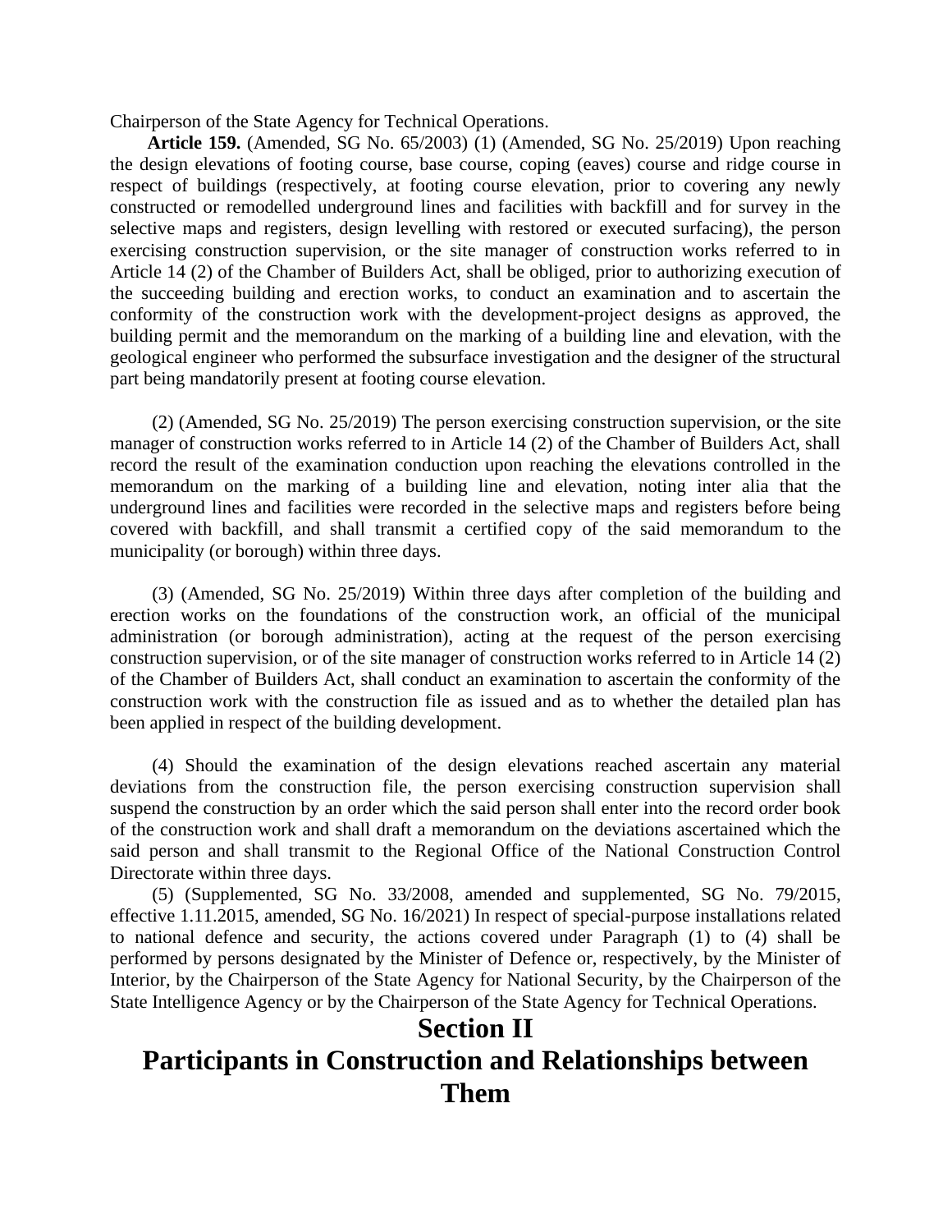Chairperson of the State Agency for Technical Operations.

**Article 159.** (Amended, SG No. 65/2003) (1) (Amended, SG No. 25/2019) Upon reaching the design elevations of footing course, base course, coping (eaves) course and ridge course in respect of buildings (respectively, at footing course elevation, prior to covering any newly constructed or remodelled underground lines and facilities with backfill and for survey in the selective maps and registers, design levelling with restored or executed surfacing), the person exercising construction supervision, or the site manager of construction works referred to in Article 14 (2) of the Chamber of Builders Act, shall be obliged, prior to authorizing execution of the succeeding building and erection works, to conduct an examination and to ascertain the conformity of the construction work with the development-project designs as approved, the building permit and the memorandum on the marking of a building line and elevation, with the geological engineer who performed the subsurface investigation and the designer of the structural part being mandatorily present at footing course elevation.

(2) (Amended, SG No. 25/2019) The person exercising construction supervision, or the site manager of construction works referred to in Article 14 (2) of the Chamber of Builders Act, shall record the result of the examination conduction upon reaching the elevations controlled in the memorandum on the marking of a building line and elevation, noting inter alia that the underground lines and facilities were recorded in the selective maps and registers before being covered with backfill, and shall transmit a certified copy of the said memorandum to the municipality (or borough) within three days.

(3) (Amended, SG No. 25/2019) Within three days after completion of the building and erection works on the foundations of the construction work, an official of the municipal administration (or borough administration), acting at the request of the person exercising construction supervision, or of the site manager of construction works referred to in Article 14 (2) of the Chamber of Builders Act, shall conduct an examination to ascertain the conformity of the construction work with the construction file as issued and as to whether the detailed plan has been applied in respect of the building development.

(4) Should the examination of the design elevations reached ascertain any material deviations from the construction file, the person exercising construction supervision shall suspend the construction by an order which the said person shall enter into the record order book of the construction work and shall draft a memorandum on the deviations ascertained which the said person and shall transmit to the Regional Office of the National Construction Control Directorate within three days.

(5) (Supplemented, SG No. 33/2008, amended and supplemented, SG No. 79/2015, effective 1.11.2015, amended, SG No. 16/2021) In respect of special-purpose installations related to national defence and security, the actions covered under Paragraph (1) to (4) shall be performed by persons designated by the Minister of Defence or, respectively, by the Minister of Interior, by the Chairperson of the State Agency for National Security, by the Chairperson of the State Intelligence Agency or by the Chairperson of the State Agency for Technical Operations.

## Section II
## Participants in Construction and Relationships between Them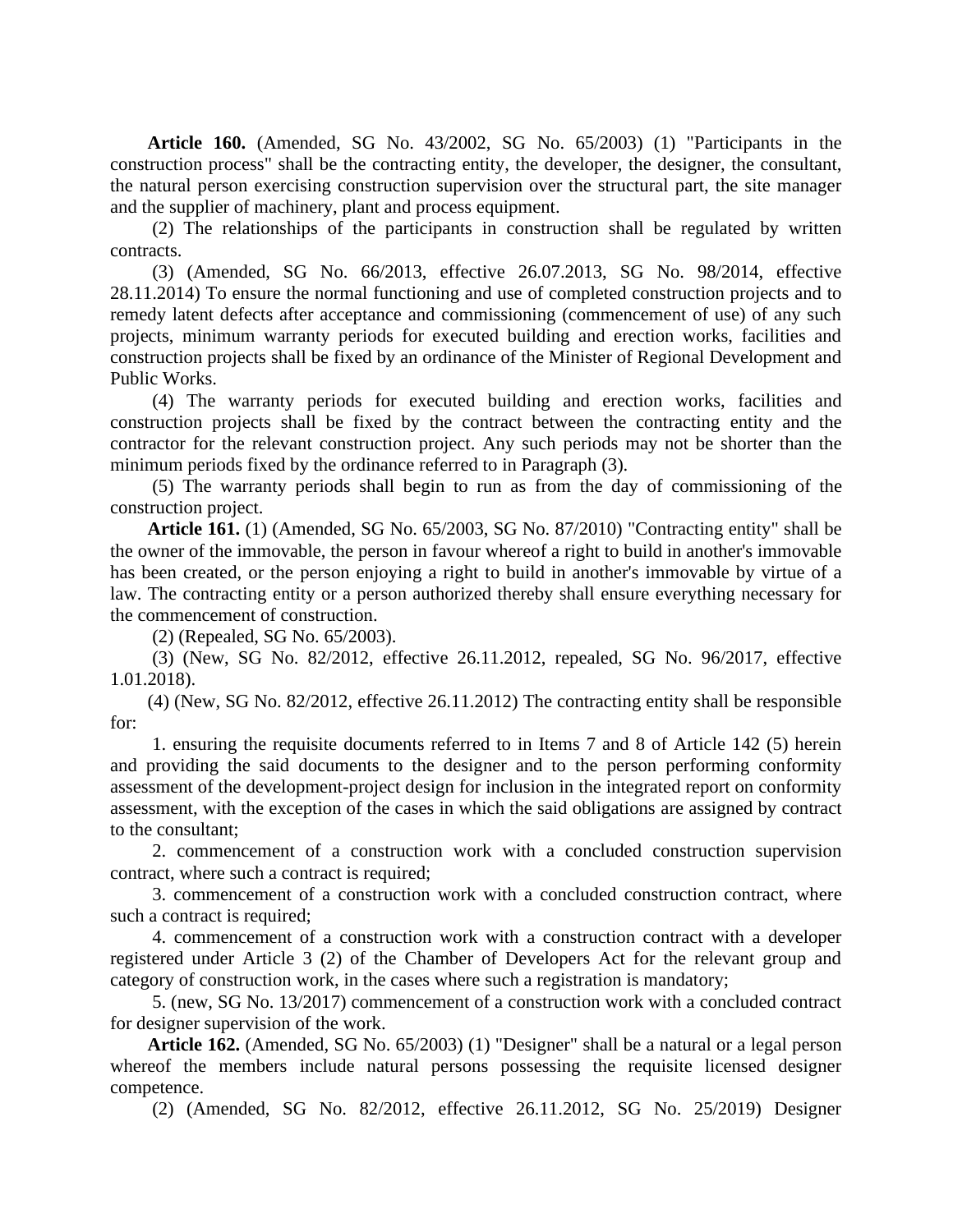**Article 160.** (Amended, SG No. 43/2002, SG No. 65/2003) (1) "Participants in the construction process" shall be the contracting entity, the developer, the designer, the consultant, the natural person exercising construction supervision over the structural part, the site manager and the supplier of machinery, plant and process equipment.

(2) The relationships of the participants in construction shall be regulated by written contracts.

(3) (Amended, SG No. 66/2013, effective 26.07.2013, SG No. 98/2014, effective 28.11.2014) To ensure the normal functioning and use of completed construction projects and to remedy latent defects after acceptance and commissioning (commencement of use) of any such projects, minimum warranty periods for executed building and erection works, facilities and construction projects shall be fixed by an ordinance of the Minister of Regional Development and Public Works.

(4) The warranty periods for executed building and erection works, facilities and construction projects shall be fixed by the contract between the contracting entity and the contractor for the relevant construction project. Any such periods may not be shorter than the minimum periods fixed by the ordinance referred to in Paragraph (3).

(5) The warranty periods shall begin to run as from the day of commissioning of the construction project.

**Article 161.** (1) (Amended, SG No. 65/2003, SG No. 87/2010) "Contracting entity" shall be the owner of the immovable, the person in favour whereof a right to build in another's immovable has been created, or the person enjoying a right to build in another's immovable by virtue of a law. The contracting entity or a person authorized thereby shall ensure everything necessary for the commencement of construction.

(2) (Repealed, SG No. 65/2003).

(3) (New, SG No. 82/2012, effective 26.11.2012, repealed, SG No. 96/2017, effective 1.01.2018).

(4) (New, SG No. 82/2012, effective 26.11.2012) The contracting entity shall be responsible for:

1. ensuring the requisite documents referred to in Items 7 and 8 of Article 142 (5) herein and providing the said documents to the designer and to the person performing conformity assessment of the development-project design for inclusion in the integrated report on conformity assessment, with the exception of the cases in which the said obligations are assigned by contract to the consultant;

2. commencement of a construction work with a concluded construction supervision contract, where such a contract is required;

3. commencement of a construction work with a concluded construction contract, where such a contract is required;

4. commencement of a construction work with a construction contract with a developer registered under Article 3 (2) of the Chamber of Developers Act for the relevant group and category of construction work, in the cases where such a registration is mandatory;

5. (new, SG No. 13/2017) commencement of a construction work with a concluded contract for designer supervision of the work.

**Article 162.** (Amended, SG No. 65/2003) (1) "Designer" shall be a natural or a legal person whereof the members include natural persons possessing the requisite licensed designer competence.

(2) (Amended, SG No. 82/2012, effective 26.11.2012, SG No. 25/2019) Designer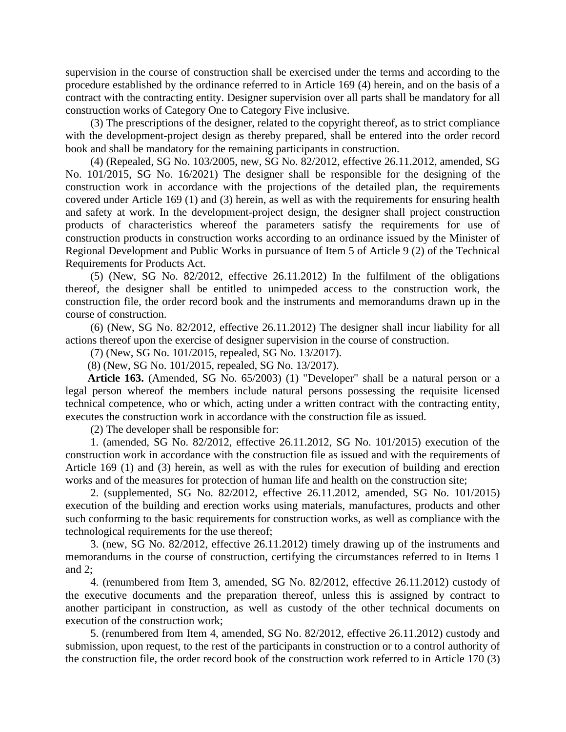supervision in the course of construction shall be exercised under the terms and according to the procedure established by the ordinance referred to in Article 169 (4) herein, and on the basis of a contract with the contracting entity. Designer supervision over all parts shall be mandatory for all construction works of Category One to Category Five inclusive.

(3) The prescriptions of the designer, related to the copyright thereof, as to strict compliance with the development-project design as thereby prepared, shall be entered into the order record book and shall be mandatory for the remaining participants in construction.

(4) (Repealed, SG No. 103/2005, new, SG No. 82/2012, effective 26.11.2012, amended, SG No. 101/2015, SG No. 16/2021) The designer shall be responsible for the designing of the construction work in accordance with the projections of the detailed plan, the requirements covered under Article 169 (1) and (3) herein, as well as with the requirements for ensuring health and safety at work. In the development-project design, the designer shall project construction products of characteristics whereof the parameters satisfy the requirements for use of construction products in construction works according to an ordinance issued by the Minister of Regional Development and Public Works in pursuance of Item 5 of Article 9 (2) of the Technical Requirements for Products Act.

(5) (New, SG No. 82/2012, effective 26.11.2012) In the fulfilment of the obligations thereof, the designer shall be entitled to unimpeded access to the construction work, the construction file, the order record book and the instruments and memorandums drawn up in the course of construction.

(6) (New, SG No. 82/2012, effective 26.11.2012) The designer shall incur liability for all actions thereof upon the exercise of designer supervision in the course of construction.

(7) (New, SG No. 101/2015, repealed, SG No. 13/2017).

(8) (New, SG No. 101/2015, repealed, SG No. 13/2017).

**Article 163.** (Amended, SG No. 65/2003) (1) "Developer" shall be a natural person or a legal person whereof the members include natural persons possessing the requisite licensed technical competence, who or which, acting under a written contract with the contracting entity, executes the construction work in accordance with the construction file as issued.

(2) The developer shall be responsible for:

1. (amended, SG No. 82/2012, effective 26.11.2012, SG No. 101/2015) execution of the construction work in accordance with the construction file as issued and with the requirements of Article 169 (1) and (3) herein, as well as with the rules for execution of building and erection works and of the measures for protection of human life and health on the construction site;

2. (supplemented, SG No. 82/2012, effective 26.11.2012, amended, SG No. 101/2015) execution of the building and erection works using materials, manufactures, products and other such conforming to the basic requirements for construction works, as well as compliance with the technological requirements for the use thereof;

3. (new, SG No. 82/2012, effective 26.11.2012) timely drawing up of the instruments and memorandums in the course of construction, certifying the circumstances referred to in Items 1 and 2;

4. (renumbered from Item 3, amended, SG No. 82/2012, effective 26.11.2012) custody of the executive documents and the preparation thereof, unless this is assigned by contract to another participant in construction, as well as custody of the other technical documents on execution of the construction work;

5. (renumbered from Item 4, amended, SG No. 82/2012, effective 26.11.2012) custody and submission, upon request, to the rest of the participants in construction or to a control authority of the construction file, the order record book of the construction work referred to in Article 170 (3)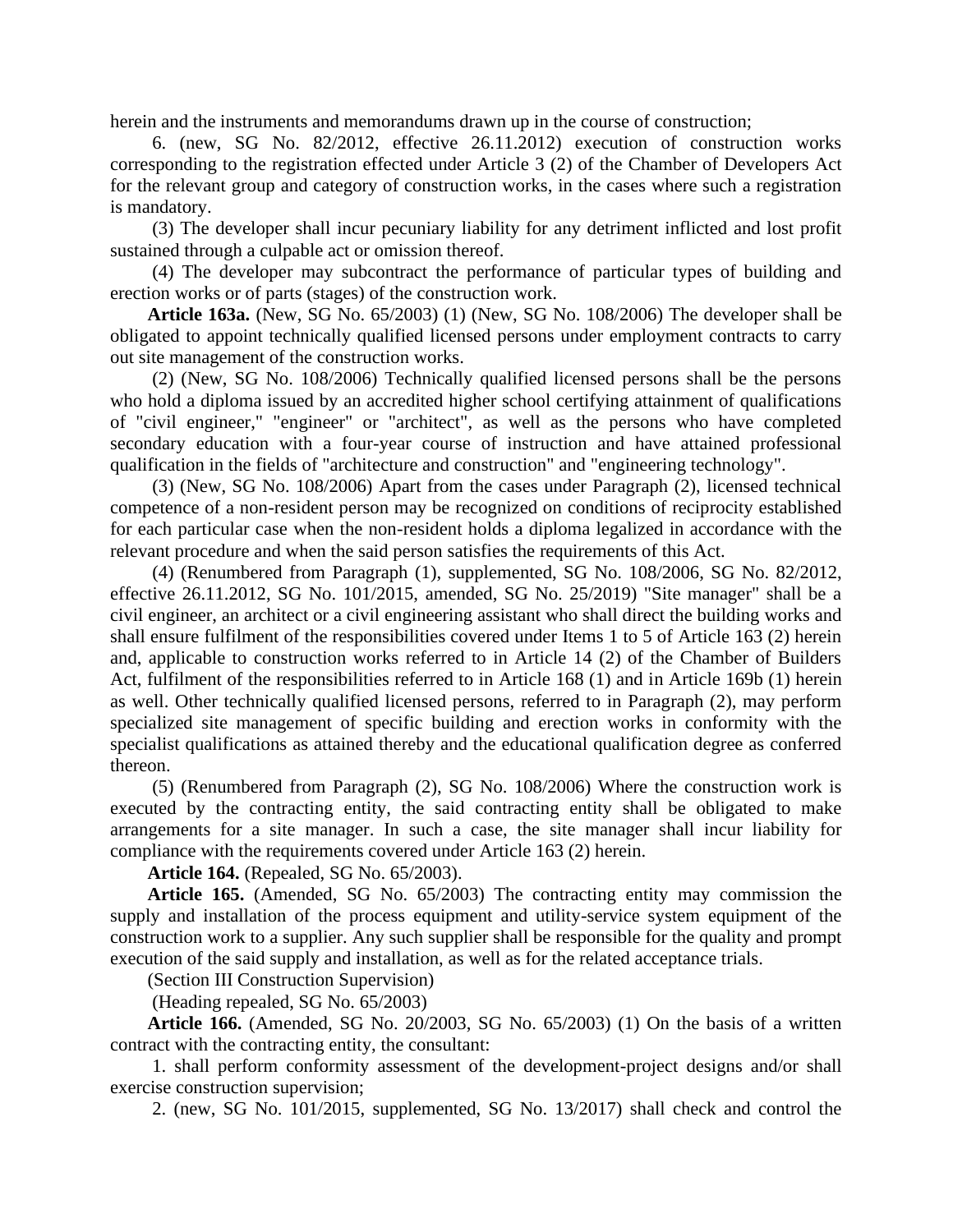herein and the instruments and memorandums drawn up in the course of construction;

6. (new, SG No. 82/2012, effective 26.11.2012) execution of construction works corresponding to the registration effected under Article 3 (2) of the Chamber of Developers Act for the relevant group and category of construction works, in the cases where such a registration is mandatory.

(3) The developer shall incur pecuniary liability for any detriment inflicted and lost profit sustained through a culpable act or omission thereof.

(4) The developer may subcontract the performance of particular types of building and erection works or of parts (stages) of the construction work.

**Article 163a.** (New, SG No. 65/2003) (1) (New, SG No. 108/2006) The developer shall be obligated to appoint technically qualified licensed persons under employment contracts to carry out site management of the construction works.

(2) (New, SG No. 108/2006) Technically qualified licensed persons shall be the persons who hold a diploma issued by an accredited higher school certifying attainment of qualifications of "civil engineer," "engineer" or "architect", as well as the persons who have completed secondary education with a four-year course of instruction and have attained professional qualification in the fields of "architecture and construction" and "engineering technology".

(3) (New, SG No. 108/2006) Apart from the cases under Paragraph (2), licensed technical competence of a non-resident person may be recognized on conditions of reciprocity established for each particular case when the non-resident holds a diploma legalized in accordance with the relevant procedure and when the said person satisfies the requirements of this Act.

(4) (Renumbered from Paragraph (1), supplemented, SG No. 108/2006, SG No. 82/2012, effective 26.11.2012, SG No. 101/2015, amended, SG No. 25/2019) "Site manager" shall be a civil engineer, an architect or a civil engineering assistant who shall direct the building works and shall ensure fulfilment of the responsibilities covered under Items 1 to 5 of Article 163 (2) herein and, applicable to construction works referred to in Article 14 (2) of the Chamber of Builders Act, fulfilment of the responsibilities referred to in Article 168 (1) and in Article 169b (1) herein as well. Other technically qualified licensed persons, referred to in Paragraph (2), may perform specialized site management of specific building and erection works in conformity with the specialist qualifications as attained thereby and the educational qualification degree as conferred thereon.

(5) (Renumbered from Paragraph (2), SG No. 108/2006) Where the construction work is executed by the contracting entity, the said contracting entity shall be obligated to make arrangements for a site manager. In such a case, the site manager shall incur liability for compliance with the requirements covered under Article 163 (2) herein.

**Article 164.** (Repealed, SG No. 65/2003).

**Article 165.** (Amended, SG No. 65/2003) The contracting entity may commission the supply and installation of the process equipment and utility-service system equipment of the construction work to a supplier. Any such supplier shall be responsible for the quality and prompt execution of the said supply and installation, as well as for the related acceptance trials.

(Section III Construction Supervision)

(Heading repealed, SG No. 65/2003)

**Article 166.** (Amended, SG No. 20/2003, SG No. 65/2003) (1) On the basis of a written contract with the contracting entity, the consultant:

1. shall perform conformity assessment of the development-project designs and/or shall exercise construction supervision;

2. (new, SG No. 101/2015, supplemented, SG No. 13/2017) shall check and control the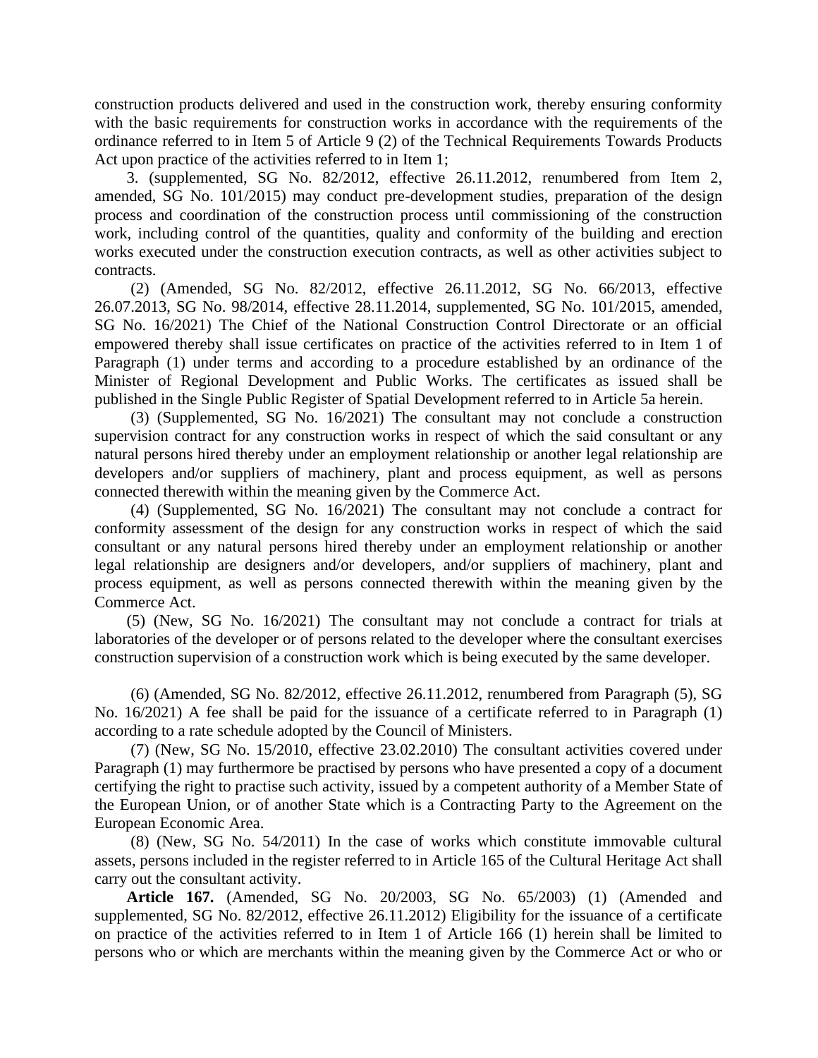construction products delivered and used in the construction work, thereby ensuring conformity with the basic requirements for construction works in accordance with the requirements of the ordinance referred to in Item 5 of Article 9 (2) of the Technical Requirements Towards Products Act upon practice of the activities referred to in Item 1;

3. (supplemented, SG No. 82/2012, effective 26.11.2012, renumbered from Item 2, amended, SG No. 101/2015) may conduct pre-development studies, preparation of the design process and coordination of the construction process until commissioning of the construction work, including control of the quantities, quality and conformity of the building and erection works executed under the construction execution contracts, as well as other activities subject to contracts.

(2) (Amended, SG No. 82/2012, effective 26.11.2012, SG No. 66/2013, effective 26.07.2013, SG No. 98/2014, effective 28.11.2014, supplemented, SG No. 101/2015, amended, SG No. 16/2021) The Chief of the National Construction Control Directorate or an official empowered thereby shall issue certificates on practice of the activities referred to in Item 1 of Paragraph (1) under terms and according to a procedure established by an ordinance of the Minister of Regional Development and Public Works. The certificates as issued shall be published in the Single Public Register of Spatial Development referred to in Article 5a herein.

(3) (Supplemented, SG No. 16/2021) The consultant may not conclude a construction supervision contract for any construction works in respect of which the said consultant or any natural persons hired thereby under an employment relationship or another legal relationship are developers and/or suppliers of machinery, plant and process equipment, as well as persons connected therewith within the meaning given by the Commerce Act.

(4) (Supplemented, SG No. 16/2021) The consultant may not conclude a contract for conformity assessment of the design for any construction works in respect of which the said consultant or any natural persons hired thereby under an employment relationship or another legal relationship are designers and/or developers, and/or suppliers of machinery, plant and process equipment, as well as persons connected therewith within the meaning given by the Commerce Act.

(5) (New, SG No. 16/2021) The consultant may not conclude a contract for trials at laboratories of the developer or of persons related to the developer where the consultant exercises construction supervision of a construction work which is being executed by the same developer.

(6) (Amended, SG No. 82/2012, effective 26.11.2012, renumbered from Paragraph (5), SG No. 16/2021) A fee shall be paid for the issuance of a certificate referred to in Paragraph (1) according to a rate schedule adopted by the Council of Ministers.

(7) (New, SG No. 15/2010, effective 23.02.2010) The consultant activities covered under Paragraph (1) may furthermore be practised by persons who have presented a copy of a document certifying the right to practise such activity, issued by a competent authority of a Member State of the European Union, or of another State which is a Contracting Party to the Agreement on the European Economic Area.

(8) (New, SG No. 54/2011) In the case of works which constitute immovable cultural assets, persons included in the register referred to in Article 165 of the Cultural Heritage Act shall carry out the consultant activity.

**Article 167.** (Amended, SG No. 20/2003, SG No. 65/2003) (1) (Amended and supplemented, SG No. 82/2012, effective 26.11.2012) Eligibility for the issuance of a certificate on practice of the activities referred to in Item 1 of Article 166 (1) herein shall be limited to persons who or which are merchants within the meaning given by the Commerce Act or who or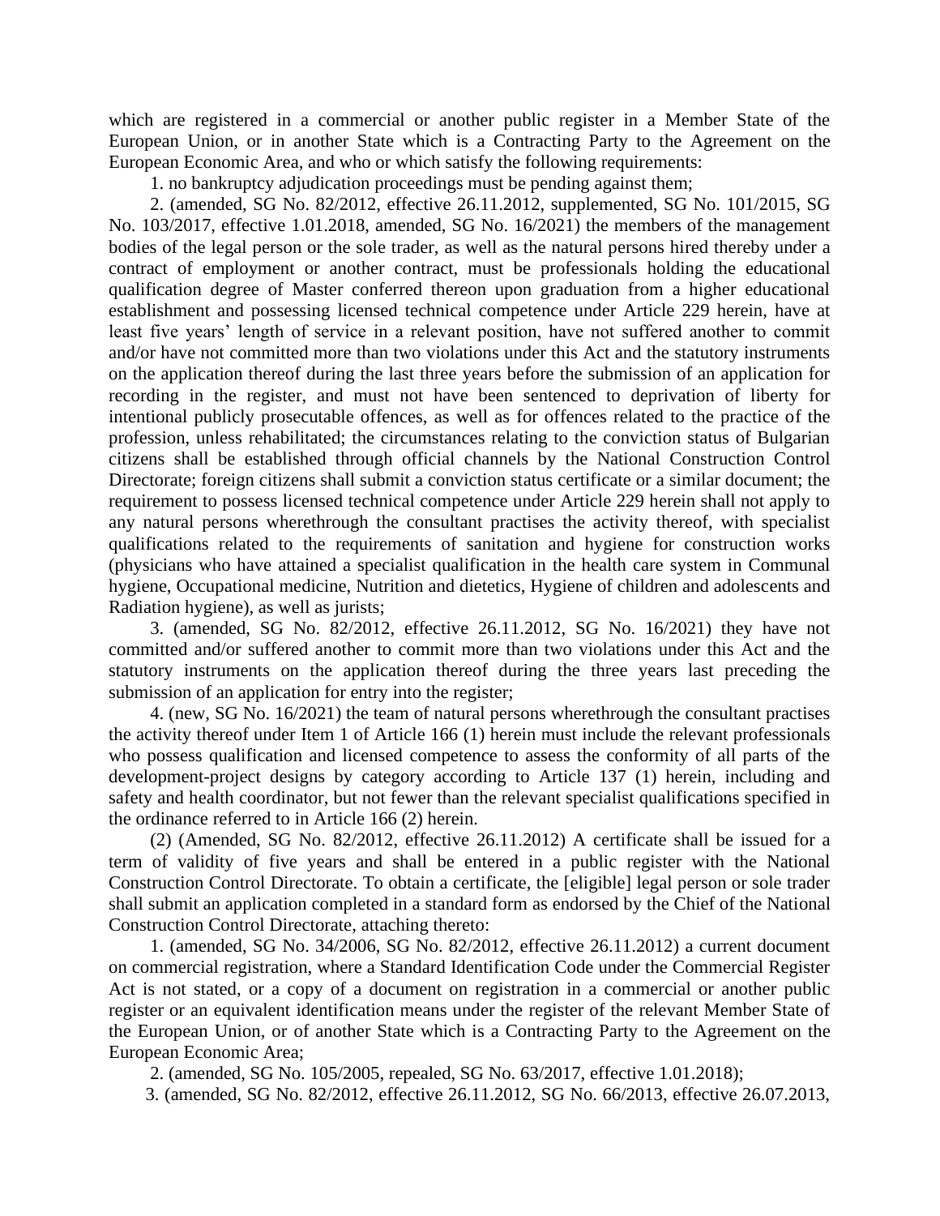which are registered in a commercial or another public register in a Member State of the European Union, or in another State which is a Contracting Party to the Agreement on the European Economic Area, and who or which satisfy the following requirements:

1. no bankruptcy adjudication proceedings must be pending against them;

2. (amended, SG No. 82/2012, effective 26.11.2012, supplemented, SG No. 101/2015, SG No. 103/2017, effective 1.01.2018, amended, SG No. 16/2021) the members of the management bodies of the legal person or the sole trader, as well as the natural persons hired thereby under a contract of employment or another contract, must be professionals holding the educational qualification degree of Master conferred thereon upon graduation from a higher educational establishment and possessing licensed technical competence under Article 229 herein, have at least five years' length of service in a relevant position, have not suffered another to commit and/or have not committed more than two violations under this Act and the statutory instruments on the application thereof during the last three years before the submission of an application for recording in the register, and must not have been sentenced to deprivation of liberty for intentional publicly prosecutable offences, as well as for offences related to the practice of the profession, unless rehabilitated; the circumstances relating to the conviction status of Bulgarian citizens shall be established through official channels by the National Construction Control Directorate; foreign citizens shall submit a conviction status certificate or a similar document; the requirement to possess licensed technical competence under Article 229 herein shall not apply to any natural persons wherethrough the consultant practises the activity thereof, with specialist qualifications related to the requirements of sanitation and hygiene for construction works (physicians who have attained a specialist qualification in the health care system in Communal hygiene, Occupational medicine, Nutrition and dietetics, Hygiene of children and adolescents and Radiation hygiene), as well as jurists;

3. (amended, SG No. 82/2012, effective 26.11.2012, SG No. 16/2021) they have not committed and/or suffered another to commit more than two violations under this Act and the statutory instruments on the application thereof during the three years last preceding the submission of an application for entry into the register;

4. (new, SG No. 16/2021) the team of natural persons wherethrough the consultant practises the activity thereof under Item 1 of Article 166 (1) herein must include the relevant professionals who possess qualification and licensed competence to assess the conformity of all parts of the development-project designs by category according to Article 137 (1) herein, including and safety and health coordinator, but not fewer than the relevant specialist qualifications specified in the ordinance referred to in Article 166 (2) herein.

(2) (Amended, SG No. 82/2012, effective 26.11.2012) A certificate shall be issued for a term of validity of five years and shall be entered in a public register with the National Construction Control Directorate. To obtain a certificate, the [eligible] legal person or sole trader shall submit an application completed in a standard form as endorsed by the Chief of the National Construction Control Directorate, attaching thereto:

1. (amended, SG No. 34/2006, SG No. 82/2012, effective 26.11.2012) a current document on commercial registration, where a Standard Identification Code under the Commercial Register Act is not stated, or a copy of a document on registration in a commercial or another public register or an equivalent identification means under the register of the relevant Member State of the European Union, or of another State which is a Contracting Party to the Agreement on the European Economic Area;

2. (amended, SG No. 105/2005, repealed, SG No. 63/2017, effective 1.01.2018);

3. (amended, SG No. 82/2012, effective 26.11.2012, SG No. 66/2013, effective 26.07.2013,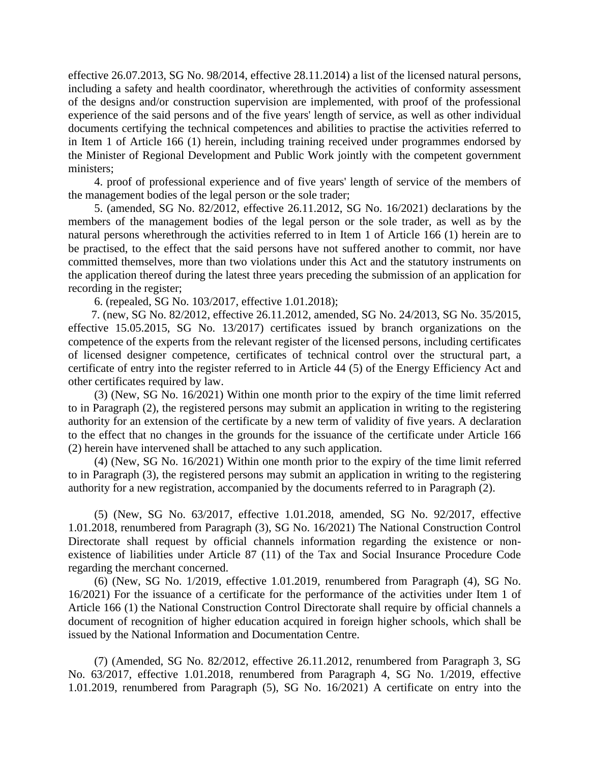effective 26.07.2013, SG No. 98/2014, effective 28.11.2014) a list of the licensed natural persons, including a safety and health coordinator, wherethrough the activities of conformity assessment of the designs and/or construction supervision are implemented, with proof of the professional experience of the said persons and of the five years' length of service, as well as other individual documents certifying the technical competences and abilities to practise the activities referred to in Item 1 of Article 166 (1) herein, including training received under programmes endorsed by the Minister of Regional Development and Public Work jointly with the competent government ministers;

4. proof of professional experience and of five years' length of service of the members of the management bodies of the legal person or the sole trader;

5. (amended, SG No. 82/2012, effective 26.11.2012, SG No. 16/2021) declarations by the members of the management bodies of the legal person or the sole trader, as well as by the natural persons wherethrough the activities referred to in Item 1 of Article 166 (1) herein are to be practised, to the effect that the said persons have not suffered another to commit, nor have committed themselves, more than two violations under this Act and the statutory instruments on the application thereof during the latest three years preceding the submission of an application for recording in the register;

6. (repealed, SG No. 103/2017, effective 1.01.2018);

7. (new, SG No. 82/2012, effective 26.11.2012, amended, SG No. 24/2013, SG No. 35/2015, effective 15.05.2015, SG No. 13/2017) certificates issued by branch organizations on the competence of the experts from the relevant register of the licensed persons, including certificates of licensed designer competence, certificates of technical control over the structural part, a certificate of entry into the register referred to in Article 44 (5) of the Energy Efficiency Act and other certificates required by law.

(3) (New, SG No. 16/2021) Within one month prior to the expiry of the time limit referred to in Paragraph (2), the registered persons may submit an application in writing to the registering authority for an extension of the certificate by a new term of validity of five years. A declaration to the effect that no changes in the grounds for the issuance of the certificate under Article 166 (2) herein have intervened shall be attached to any such application.

(4) (New, SG No. 16/2021) Within one month prior to the expiry of the time limit referred to in Paragraph (3), the registered persons may submit an application in writing to the registering authority for a new registration, accompanied by the documents referred to in Paragraph (2).

(5) (New, SG No. 63/2017, effective 1.01.2018, amended, SG No. 92/2017, effective 1.01.2018, renumbered from Paragraph (3), SG No. 16/2021) The National Construction Control Directorate shall request by official channels information regarding the existence or non-existence of liabilities under Article 87 (11) of the Tax and Social Insurance Procedure Code regarding the merchant concerned.

(6) (New, SG No. 1/2019, effective 1.01.2019, renumbered from Paragraph (4), SG No. 16/2021) For the issuance of a certificate for the performance of the activities under Item 1 of Article 166 (1) the National Construction Control Directorate shall require by official channels a document of recognition of higher education acquired in foreign higher schools, which shall be issued by the National Information and Documentation Centre.

(7) (Amended, SG No. 82/2012, effective 26.11.2012, renumbered from Paragraph 3, SG No. 63/2017, effective 1.01.2018, renumbered from Paragraph 4, SG No. 1/2019, effective 1.01.2019, renumbered from Paragraph (5), SG No. 16/2021) A certificate on entry into the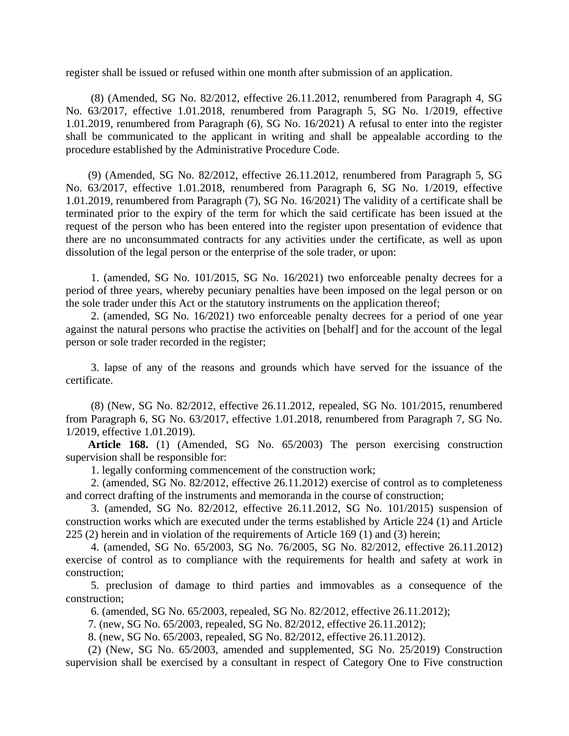register shall be issued or refused within one month after submission of an application.

(8) (Amended, SG No. 82/2012, effective 26.11.2012, renumbered from Paragraph 4, SG No. 63/2017, effective 1.01.2018, renumbered from Paragraph 5, SG No. 1/2019, effective 1.01.2019, renumbered from Paragraph (6), SG No. 16/2021) A refusal to enter into the register shall be communicated to the applicant in writing and shall be appealable according to the procedure established by the Administrative Procedure Code.

(9) (Amended, SG No. 82/2012, effective 26.11.2012, renumbered from Paragraph 5, SG No. 63/2017, effective 1.01.2018, renumbered from Paragraph 6, SG No. 1/2019, effective 1.01.2019, renumbered from Paragraph (7), SG No. 16/2021) The validity of a certificate shall be terminated prior to the expiry of the term for which the said certificate has been issued at the request of the person who has been entered into the register upon presentation of evidence that there are no unconsummated contracts for any activities under the certificate, as well as upon dissolution of the legal person or the enterprise of the sole trader, or upon:

1. (amended, SG No. 101/2015, SG No. 16/2021) two enforceable penalty decrees for a period of three years, whereby pecuniary penalties have been imposed on the legal person or on the sole trader under this Act or the statutory instruments on the application thereof;

2. (amended, SG No. 16/2021) two enforceable penalty decrees for a period of one year against the natural persons who practise the activities on [behalf] and for the account of the legal person or sole trader recorded in the register;

3. lapse of any of the reasons and grounds which have served for the issuance of the certificate.

(8) (New, SG No. 82/2012, effective 26.11.2012, repealed, SG No. 101/2015, renumbered from Paragraph 6, SG No. 63/2017, effective 1.01.2018, renumbered from Paragraph 7, SG No. 1/2019, effective 1.01.2019).

**Article 168.** (1) (Amended, SG No. 65/2003) The person exercising construction supervision shall be responsible for:

1. legally conforming commencement of the construction work;

2. (amended, SG No. 82/2012, effective 26.11.2012) exercise of control as to completeness and correct drafting of the instruments and memoranda in the course of construction;

3. (amended, SG No. 82/2012, effective 26.11.2012, SG No. 101/2015) suspension of construction works which are executed under the terms established by Article 224 (1) and Article 225 (2) herein and in violation of the requirements of Article 169 (1) and (3) herein;

4. (amended, SG No. 65/2003, SG No. 76/2005, SG No. 82/2012, effective 26.11.2012) exercise of control as to compliance with the requirements for health and safety at work in construction;

5. preclusion of damage to third parties and immovables as a consequence of the construction;

6. (amended, SG No. 65/2003, repealed, SG No. 82/2012, effective 26.11.2012);

7. (new, SG No. 65/2003, repealed, SG No. 82/2012, effective 26.11.2012);

8. (new, SG No. 65/2003, repealed, SG No. 82/2012, effective 26.11.2012).

(2) (New, SG No. 65/2003, amended and supplemented, SG No. 25/2019) Construction supervision shall be exercised by a consultant in respect of Category One to Five construction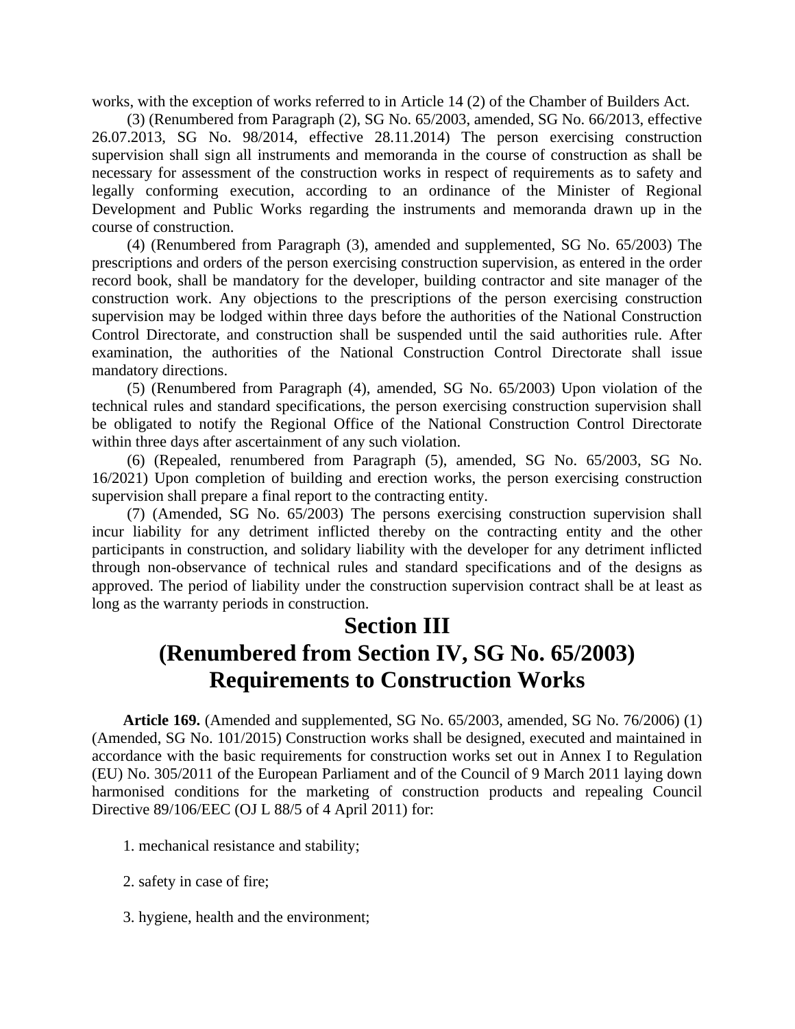works, with the exception of works referred to in Article 14 (2) of the Chamber of Builders Act.

(3) (Renumbered from Paragraph (2), SG No. 65/2003, amended, SG No. 66/2013, effective 26.07.2013, SG No. 98/2014, effective 28.11.2014) The person exercising construction supervision shall sign all instruments and memoranda in the course of construction as shall be necessary for assessment of the construction works in respect of requirements as to safety and legally conforming execution, according to an ordinance of the Minister of Regional Development and Public Works regarding the instruments and memoranda drawn up in the course of construction.

(4) (Renumbered from Paragraph (3), amended and supplemented, SG No. 65/2003) The prescriptions and orders of the person exercising construction supervision, as entered in the order record book, shall be mandatory for the developer, building contractor and site manager of the construction work. Any objections to the prescriptions of the person exercising construction supervision may be lodged within three days before the authorities of the National Construction Control Directorate, and construction shall be suspended until the said authorities rule. After examination, the authorities of the National Construction Control Directorate shall issue mandatory directions.

(5) (Renumbered from Paragraph (4), amended, SG No. 65/2003) Upon violation of the technical rules and standard specifications, the person exercising construction supervision shall be obligated to notify the Regional Office of the National Construction Control Directorate within three days after ascertainment of any such violation.

(6) (Repealed, renumbered from Paragraph (5), amended, SG No. 65/2003, SG No. 16/2021) Upon completion of building and erection works, the person exercising construction supervision shall prepare a final report to the contracting entity.

(7) (Amended, SG No. 65/2003) The persons exercising construction supervision shall incur liability for any detriment inflicted thereby on the contracting entity and the other participants in construction, and solidary liability with the developer for any detriment inflicted through non-observance of technical rules and standard specifications and of the designs as approved. The period of liability under the construction supervision contract shall be at least as long as the warranty periods in construction.

# Section III
# (Renumbered from Section IV, SG No. 65/2003)
# Requirements to Construction Works

**Article 169.** (Amended and supplemented, SG No. 65/2003, amended, SG No. 76/2006) (1) (Amended, SG No. 101/2015) Construction works shall be designed, executed and maintained in accordance with the basic requirements for construction works set out in Annex I to Regulation (EU) No. 305/2011 of the European Parliament and of the Council of 9 March 2011 laying down harmonised conditions for the marketing of construction products and repealing Council Directive 89/106/EEC (OJ L 88/5 of 4 April 2011) for:

1. mechanical resistance and stability;

2. safety in case of fire;

3. hygiene, health and the environment;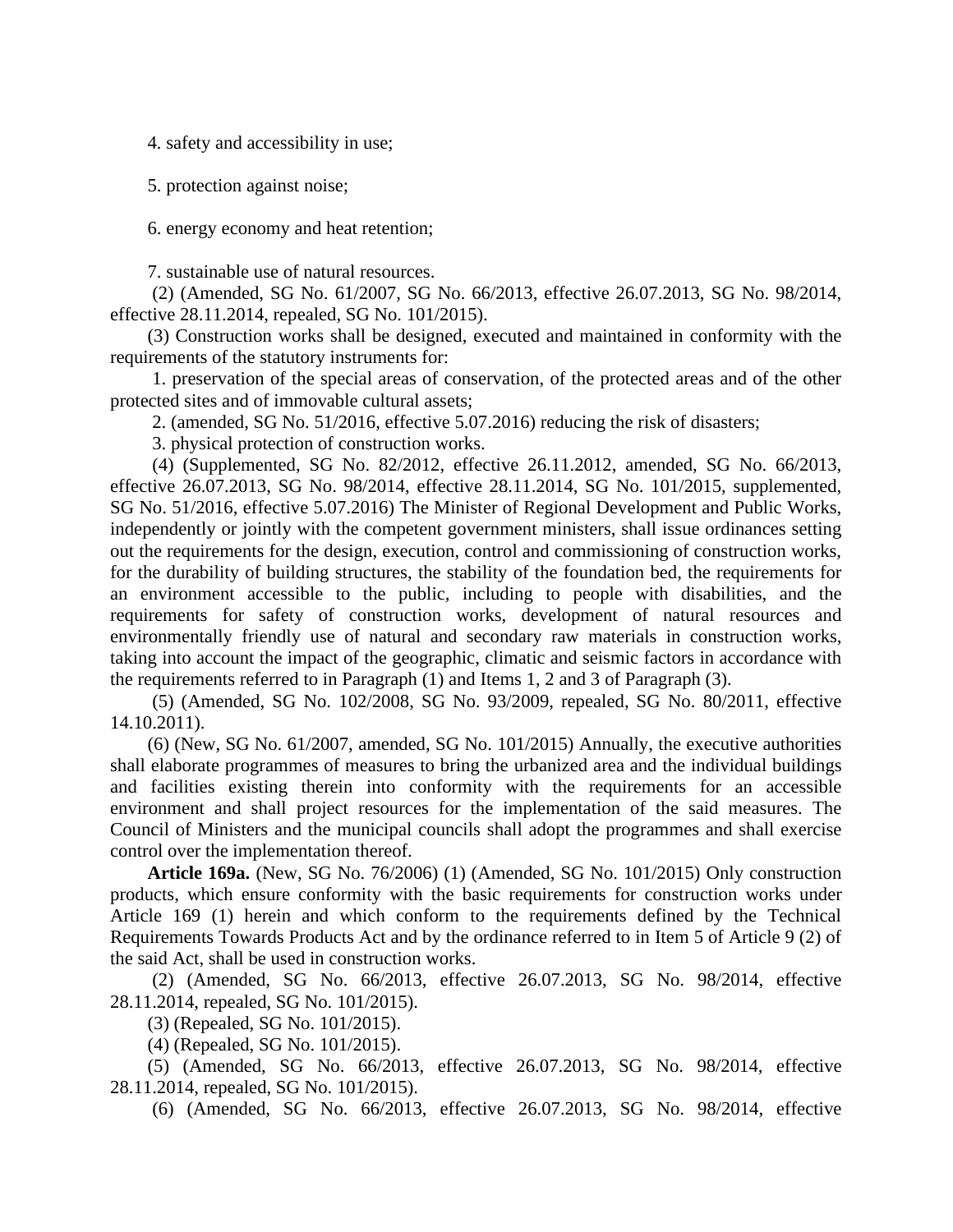4. safety and accessibility in use;

5. protection against noise;

6. energy economy and heat retention;

7. sustainable use of natural resources.

(2) (Amended, SG No. 61/2007, SG No. 66/2013, effective 26.07.2013, SG No. 98/2014, effective 28.11.2014, repealed, SG No. 101/2015).

(3) Construction works shall be designed, executed and maintained in conformity with the requirements of the statutory instruments for:

1. preservation of the special areas of conservation, of the protected areas and of the other protected sites and of immovable cultural assets;

2. (amended, SG No. 51/2016, effective 5.07.2016) reducing the risk of disasters;

3. physical protection of construction works.

(4) (Supplemented, SG No. 82/2012, effective 26.11.2012, amended, SG No. 66/2013, effective 26.07.2013, SG No. 98/2014, effective 28.11.2014, SG No. 101/2015, supplemented, SG No. 51/2016, effective 5.07.2016) The Minister of Regional Development and Public Works, independently or jointly with the competent government ministers, shall issue ordinances setting out the requirements for the design, execution, control and commissioning of construction works, for the durability of building structures, the stability of the foundation bed, the requirements for an environment accessible to the public, including to people with disabilities, and the requirements for safety of construction works, development of natural resources and environmentally friendly use of natural and secondary raw materials in construction works, taking into account the impact of the geographic, climatic and seismic factors in accordance with the requirements referred to in Paragraph (1) and Items 1, 2 and 3 of Paragraph (3).

(5) (Amended, SG No. 102/2008, SG No. 93/2009, repealed, SG No. 80/2011, effective 14.10.2011).

(6) (New, SG No. 61/2007, amended, SG No. 101/2015) Annually, the executive authorities shall elaborate programmes of measures to bring the urbanized area and the individual buildings and facilities existing therein into conformity with the requirements for an accessible environment and shall project resources for the implementation of the said measures. The Council of Ministers and the municipal councils shall adopt the programmes and shall exercise control over the implementation thereof.

**Article 169a.** (New, SG No. 76/2006) (1) (Amended, SG No. 101/2015) Only construction products, which ensure conformity with the basic requirements for construction works under Article 169 (1) herein and which conform to the requirements defined by the Technical Requirements Towards Products Act and by the ordinance referred to in Item 5 of Article 9 (2) of the said Act, shall be used in construction works.

(2) (Amended, SG No. 66/2013, effective 26.07.2013, SG No. 98/2014, effective 28.11.2014, repealed, SG No. 101/2015).

(3) (Repealed, SG No. 101/2015).

(4) (Repealed, SG No. 101/2015).

(5) (Amended, SG No. 66/2013, effective 26.07.2013, SG No. 98/2014, effective 28.11.2014, repealed, SG No. 101/2015).

(6) (Amended, SG No. 66/2013, effective 26.07.2013, SG No. 98/2014, effective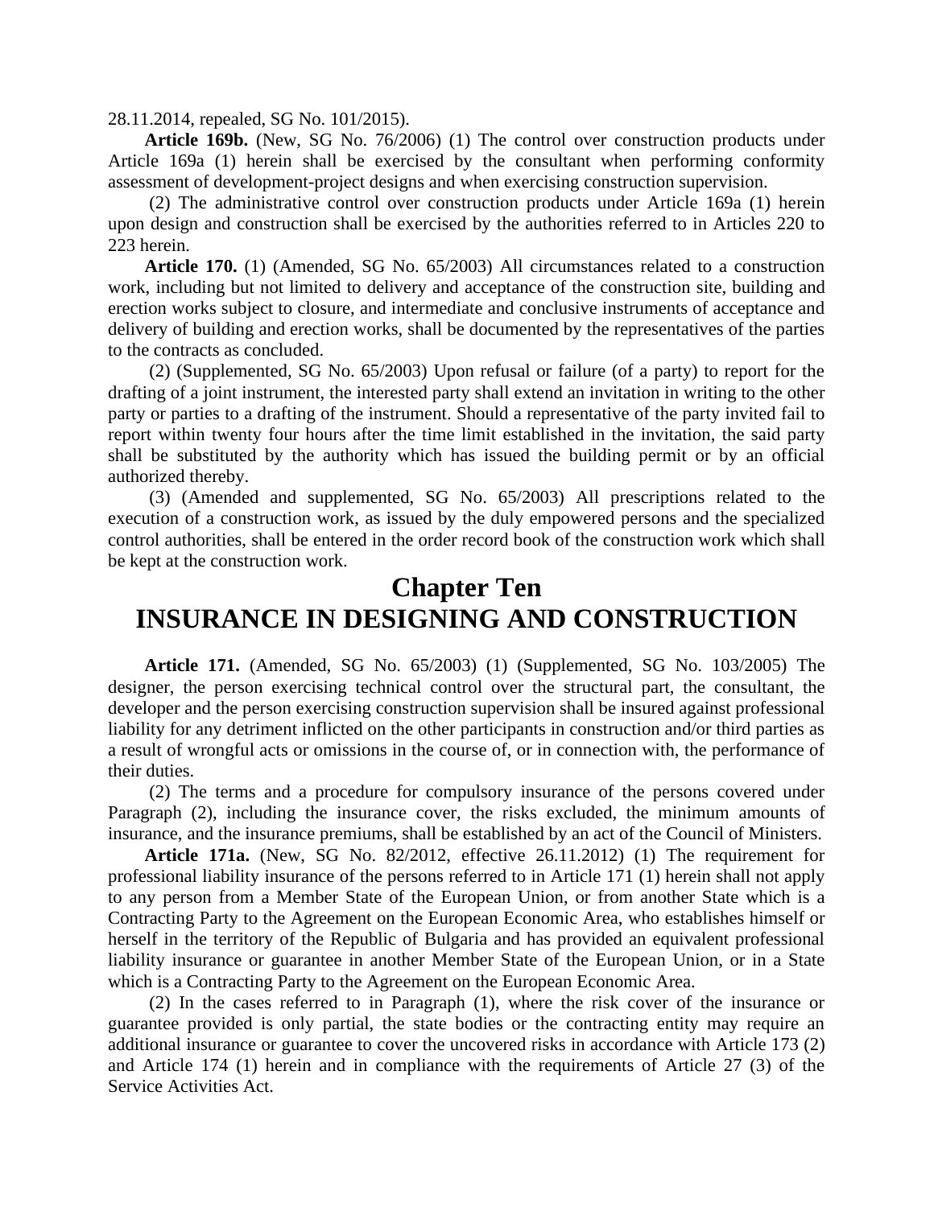28.11.2014, repealed, SG No. 101/2015).

**Article 169b.** (New, SG No. 76/2006) (1) The control over construction products under Article 169a (1) herein shall be exercised by the consultant when performing conformity assessment of development-project designs and when exercising construction supervision.

(2) The administrative control over construction products under Article 169a (1) herein upon design and construction shall be exercised by the authorities referred to in Articles 220 to 223 herein.

**Article 170.** (1) (Amended, SG No. 65/2003) All circumstances related to a construction work, including but not limited to delivery and acceptance of the construction site, building and erection works subject to closure, and intermediate and conclusive instruments of acceptance and delivery of building and erection works, shall be documented by the representatives of the parties to the contracts as concluded.

(2) (Supplemented, SG No. 65/2003) Upon refusal or failure (of a party) to report for the drafting of a joint instrument, the interested party shall extend an invitation in writing to the other party or parties to a drafting of the instrument. Should a representative of the party invited fail to report within twenty four hours after the time limit established in the invitation, the said party shall be substituted by the authority which has issued the building permit or by an official authorized thereby.

(3) (Amended and supplemented, SG No. 65/2003) All prescriptions related to the execution of a construction work, as issued by the duly empowered persons and the specialized control authorities, shall be entered in the order record book of the construction work which shall be kept at the construction work.

# Chapter Ten
# INSURANCE IN DESIGNING AND CONSTRUCTION

**Article 171.** (Amended, SG No. 65/2003) (1) (Supplemented, SG No. 103/2005) The designer, the person exercising technical control over the structural part, the consultant, the developer and the person exercising construction supervision shall be insured against professional liability for any detriment inflicted on the other participants in construction and/or third parties as a result of wrongful acts or omissions in the course of, or in connection with, the performance of their duties.

(2) The terms and a procedure for compulsory insurance of the persons covered under Paragraph (2), including the insurance cover, the risks excluded, the minimum amounts of insurance, and the insurance premiums, shall be established by an act of the Council of Ministers.

**Article 171a.** (New, SG No. 82/2012, effective 26.11.2012) (1) The requirement for professional liability insurance of the persons referred to in Article 171 (1) herein shall not apply to any person from a Member State of the European Union, or from another State which is a Contracting Party to the Agreement on the European Economic Area, who establishes himself or herself in the territory of the Republic of Bulgaria and has provided an equivalent professional liability insurance or guarantee in another Member State of the European Union, or in a State which is a Contracting Party to the Agreement on the European Economic Area.

(2) In the cases referred to in Paragraph (1), where the risk cover of the insurance or guarantee provided is only partial, the state bodies or the contracting entity may require an additional insurance or guarantee to cover the uncovered risks in accordance with Article 173 (2) and Article 174 (1) herein and in compliance with the requirements of Article 27 (3) of the Service Activities Act.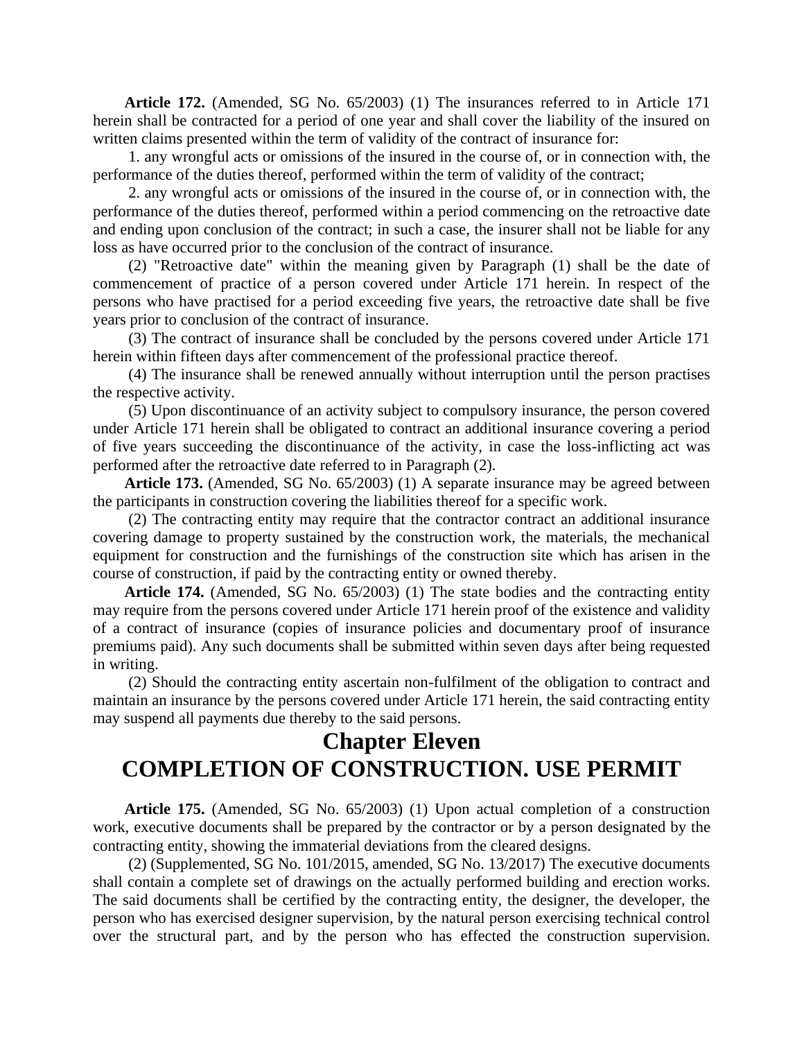**Article 172.** (Amended, SG No. 65/2003) (1) The insurances referred to in Article 171 herein shall be contracted for a period of one year and shall cover the liability of the insured on written claims presented within the term of validity of the contract of insurance for:

1. any wrongful acts or omissions of the insured in the course of, or in connection with, the performance of the duties thereof, performed within the term of validity of the contract;

2. any wrongful acts or omissions of the insured in the course of, or in connection with, the performance of the duties thereof, performed within a period commencing on the retroactive date and ending upon conclusion of the contract; in such a case, the insurer shall not be liable for any loss as have occurred prior to the conclusion of the contract of insurance.

(2) "Retroactive date" within the meaning given by Paragraph (1) shall be the date of commencement of practice of a person covered under Article 171 herein. In respect of the persons who have practised for a period exceeding five years, the retroactive date shall be five years prior to conclusion of the contract of insurance.

(3) The contract of insurance shall be concluded by the persons covered under Article 171 herein within fifteen days after commencement of the professional practice thereof.

(4) The insurance shall be renewed annually without interruption until the person practises the respective activity.

(5) Upon discontinuance of an activity subject to compulsory insurance, the person covered under Article 171 herein shall be obligated to contract an additional insurance covering a period of five years succeeding the discontinuance of the activity, in case the loss-inflicting act was performed after the retroactive date referred to in Paragraph (2).

**Article 173.** (Amended, SG No. 65/2003) (1) A separate insurance may be agreed between the participants in construction covering the liabilities thereof for a specific work.

(2) The contracting entity may require that the contractor contract an additional insurance covering damage to property sustained by the construction work, the materials, the mechanical equipment for construction and the furnishings of the construction site which has arisen in the course of construction, if paid by the contracting entity or owned thereby.

**Article 174.** (Amended, SG No. 65/2003) (1) The state bodies and the contracting entity may require from the persons covered under Article 171 herein proof of the existence and validity of a contract of insurance (copies of insurance policies and documentary proof of insurance premiums paid). Any such documents shall be submitted within seven days after being requested in writing.

(2) Should the contracting entity ascertain non-fulfilment of the obligation to contract and maintain an insurance by the persons covered under Article 171 herein, the said contracting entity may suspend all payments due thereby to the said persons.

# Chapter Eleven
# COMPLETION OF CONSTRUCTION. USE PERMIT

**Article 175.** (Amended, SG No. 65/2003) (1) Upon actual completion of a construction work, executive documents shall be prepared by the contractor or by a person designated by the contracting entity, showing the immaterial deviations from the cleared designs.

(2) (Supplemented, SG No. 101/2015, amended, SG No. 13/2017) The executive documents shall contain a complete set of drawings on the actually performed building and erection works. The said documents shall be certified by the contracting entity, the designer, the developer, the person who has exercised designer supervision, by the natural person exercising technical control over the structural part, and by the person who has effected the construction supervision.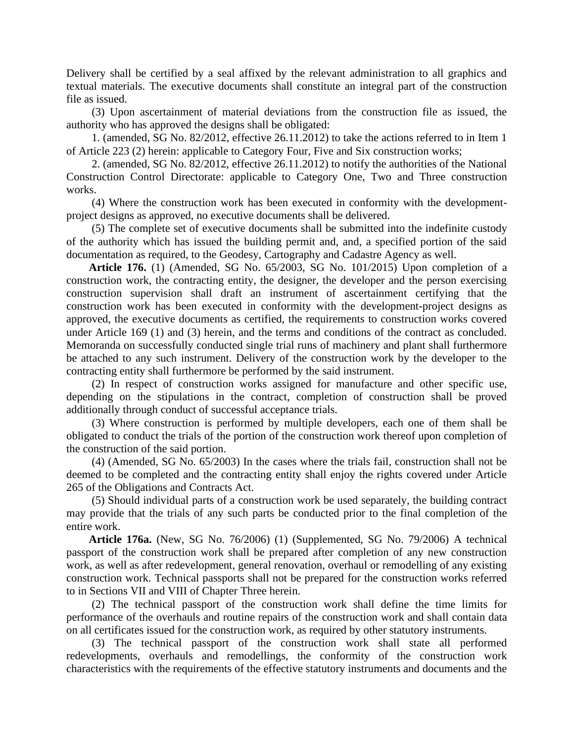Delivery shall be certified by a seal affixed by the relevant administration to all graphics and textual materials. The executive documents shall constitute an integral part of the construction file as issued.

(3) Upon ascertainment of material deviations from the construction file as issued, the authority who has approved the designs shall be obligated:

1. (amended, SG No. 82/2012, effective 26.11.2012) to take the actions referred to in Item 1 of Article 223 (2) herein: applicable to Category Four, Five and Six construction works;

2. (amended, SG No. 82/2012, effective 26.11.2012) to notify the authorities of the National Construction Control Directorate: applicable to Category One, Two and Three construction works.

(4) Where the construction work has been executed in conformity with the development-project designs as approved, no executive documents shall be delivered.

(5) The complete set of executive documents shall be submitted into the indefinite custody of the authority which has issued the building permit and, and, a specified portion of the said documentation as required, to the Geodesy, Cartography and Cadastre Agency as well.

**Article 176.** (1) (Amended, SG No. 65/2003, SG No. 101/2015) Upon completion of a construction work, the contracting entity, the designer, the developer and the person exercising construction supervision shall draft an instrument of ascertainment certifying that the construction work has been executed in conformity with the development-project designs as approved, the executive documents as certified, the requirements to construction works covered under Article 169 (1) and (3) herein, and the terms and conditions of the contract as concluded. Memoranda on successfully conducted single trial runs of machinery and plant shall furthermore be attached to any such instrument. Delivery of the construction work by the developer to the contracting entity shall furthermore be performed by the said instrument.

(2) In respect of construction works assigned for manufacture and other specific use, depending on the stipulations in the contract, completion of construction shall be proved additionally through conduct of successful acceptance trials.

(3) Where construction is performed by multiple developers, each one of them shall be obligated to conduct the trials of the portion of the construction work thereof upon completion of the construction of the said portion.

(4) (Amended, SG No. 65/2003) In the cases where the trials fail, construction shall not be deemed to be completed and the contracting entity shall enjoy the rights covered under Article 265 of the Obligations and Contracts Act.

(5) Should individual parts of a construction work be used separately, the building contract may provide that the trials of any such parts be conducted prior to the final completion of the entire work.

**Article 176a.** (New, SG No. 76/2006) (1) (Supplemented, SG No. 79/2006) A technical passport of the construction work shall be prepared after completion of any new construction work, as well as after redevelopment, general renovation, overhaul or remodelling of any existing construction work. Technical passports shall not be prepared for the construction works referred to in Sections VII and VIII of Chapter Three herein.

(2) The technical passport of the construction work shall define the time limits for performance of the overhauls and routine repairs of the construction work and shall contain data on all certificates issued for the construction work, as required by other statutory instruments.

(3) The technical passport of the construction work shall state all performed redevelopments, overhauls and remodellings, the conformity of the construction work characteristics with the requirements of the effective statutory instruments and documents and the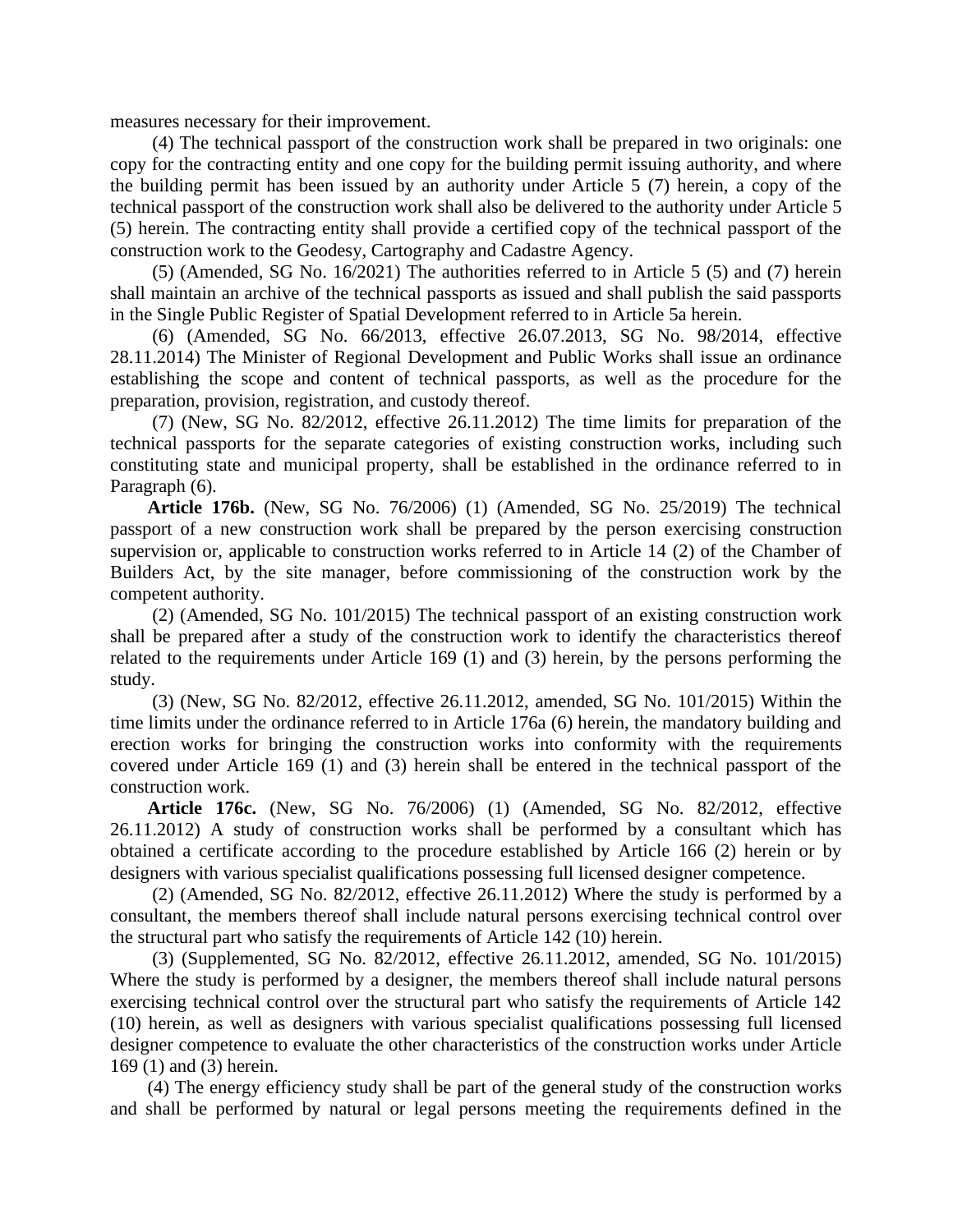measures necessary for their improvement.

(4) The technical passport of the construction work shall be prepared in two originals: one copy for the contracting entity and one copy for the building permit issuing authority, and where the building permit has been issued by an authority under Article 5 (7) herein, a copy of the technical passport of the construction work shall also be delivered to the authority under Article 5 (5) herein. The contracting entity shall provide a certified copy of the technical passport of the construction work to the Geodesy, Cartography and Cadastre Agency.

(5) (Amended, SG No. 16/2021) The authorities referred to in Article 5 (5) and (7) herein shall maintain an archive of the technical passports as issued and shall publish the said passports in the Single Public Register of Spatial Development referred to in Article 5a herein.

(6) (Amended, SG No. 66/2013, effective 26.07.2013, SG No. 98/2014, effective 28.11.2014) The Minister of Regional Development and Public Works shall issue an ordinance establishing the scope and content of technical passports, as well as the procedure for the preparation, provision, registration, and custody thereof.

(7) (New, SG No. 82/2012, effective 26.11.2012) The time limits for preparation of the technical passports for the separate categories of existing construction works, including such constituting state and municipal property, shall be established in the ordinance referred to in Paragraph (6).

**Article 176b.** (New, SG No. 76/2006) (1) (Amended, SG No. 25/2019) The technical passport of a new construction work shall be prepared by the person exercising construction supervision or, applicable to construction works referred to in Article 14 (2) of the Chamber of Builders Act, by the site manager, before commissioning of the construction work by the competent authority.

(2) (Amended, SG No. 101/2015) The technical passport of an existing construction work shall be prepared after a study of the construction work to identify the characteristics thereof related to the requirements under Article 169 (1) and (3) herein, by the persons performing the study.

(3) (New, SG No. 82/2012, effective 26.11.2012, amended, SG No. 101/2015) Within the time limits under the ordinance referred to in Article 176a (6) herein, the mandatory building and erection works for bringing the construction works into conformity with the requirements covered under Article 169 (1) and (3) herein shall be entered in the technical passport of the construction work.

**Article 176c.** (New, SG No. 76/2006) (1) (Amended, SG No. 82/2012, effective 26.11.2012) A study of construction works shall be performed by a consultant which has obtained a certificate according to the procedure established by Article 166 (2) herein or by designers with various specialist qualifications possessing full licensed designer competence.

(2) (Amended, SG No. 82/2012, effective 26.11.2012) Where the study is performed by a consultant, the members thereof shall include natural persons exercising technical control over the structural part who satisfy the requirements of Article 142 (10) herein.

(3) (Supplemented, SG No. 82/2012, effective 26.11.2012, amended, SG No. 101/2015) Where the study is performed by a designer, the members thereof shall include natural persons exercising technical control over the structural part who satisfy the requirements of Article 142 (10) herein, as well as designers with various specialist qualifications possessing full licensed designer competence to evaluate the other characteristics of the construction works under Article 169 (1) and (3) herein.

(4) The energy efficiency study shall be part of the general study of the construction works and shall be performed by natural or legal persons meeting the requirements defined in the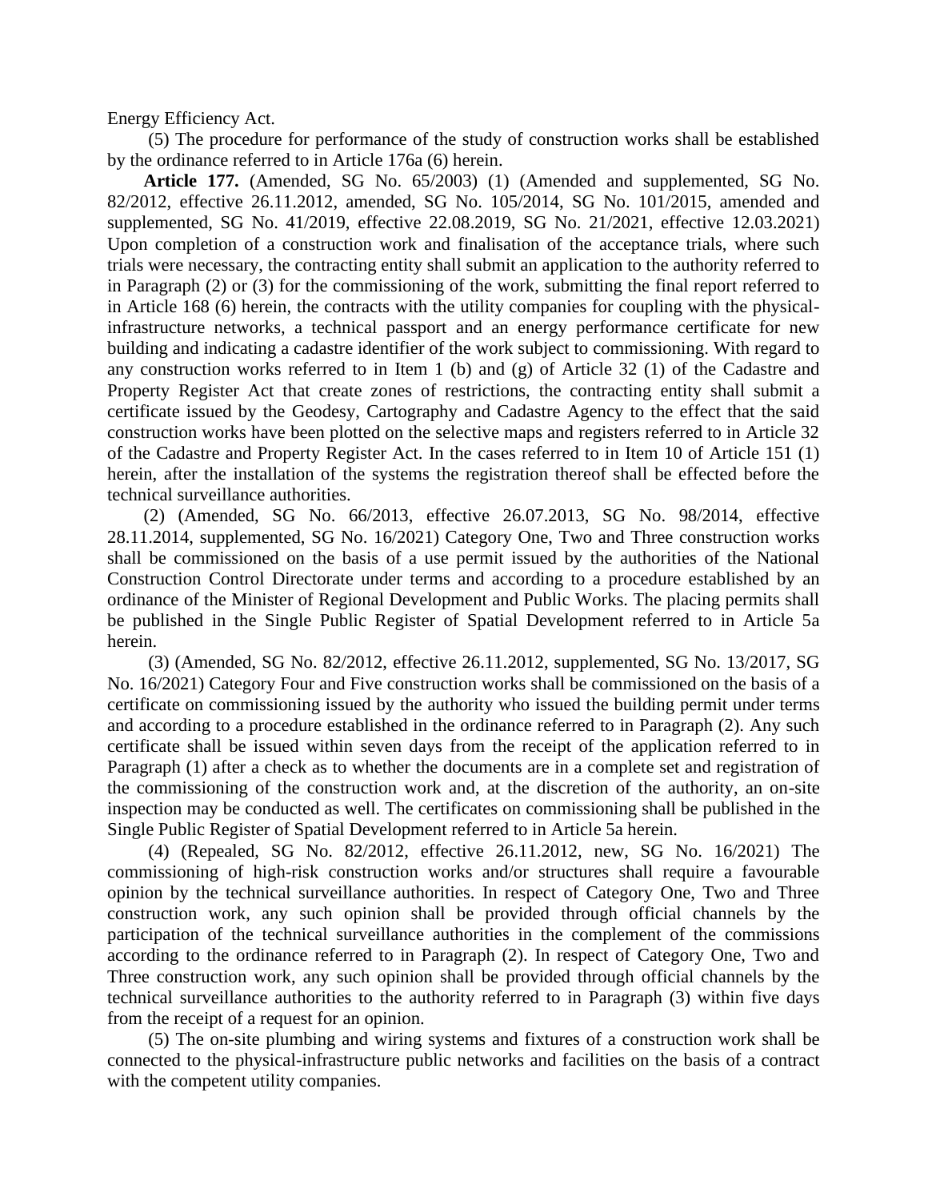Energy Efficiency Act.

(5) The procedure for performance of the study of construction works shall be established by the ordinance referred to in Article 176a (6) herein.

**Article 177.** (Amended, SG No. 65/2003) (1) (Amended and supplemented, SG No. 82/2012, effective 26.11.2012, amended, SG No. 105/2014, SG No. 101/2015, amended and supplemented, SG No. 41/2019, effective 22.08.2019, SG No. 21/2021, effective 12.03.2021) Upon completion of a construction work and finalisation of the acceptance trials, where such trials were necessary, the contracting entity shall submit an application to the authority referred to in Paragraph (2) or (3) for the commissioning of the work, submitting the final report referred to in Article 168 (6) herein, the contracts with the utility companies for coupling with the physical-infrastructure networks, a technical passport and an energy performance certificate for new building and indicating a cadastre identifier of the work subject to commissioning. With regard to any construction works referred to in Item 1 (b) and (g) of Article 32 (1) of the Cadastre and Property Register Act that create zones of restrictions, the contracting entity shall submit a certificate issued by the Geodesy, Cartography and Cadastre Agency to the effect that the said construction works have been plotted on the selective maps and registers referred to in Article 32 of the Cadastre and Property Register Act. In the cases referred to in Item 10 of Article 151 (1) herein, after the installation of the systems the registration thereof shall be effected before the technical surveillance authorities.

(2) (Amended, SG No. 66/2013, effective 26.07.2013, SG No. 98/2014, effective 28.11.2014, supplemented, SG No. 16/2021) Category One, Two and Three construction works shall be commissioned on the basis of a use permit issued by the authorities of the National Construction Control Directorate under terms and according to a procedure established by an ordinance of the Minister of Regional Development and Public Works. The placing permits shall be published in the Single Public Register of Spatial Development referred to in Article 5a herein.

(3) (Amended, SG No. 82/2012, effective 26.11.2012, supplemented, SG No. 13/2017, SG No. 16/2021) Category Four and Five construction works shall be commissioned on the basis of a certificate on commissioning issued by the authority who issued the building permit under terms and according to a procedure established in the ordinance referred to in Paragraph (2). Any such certificate shall be issued within seven days from the receipt of the application referred to in Paragraph (1) after a check as to whether the documents are in a complete set and registration of the commissioning of the construction work and, at the discretion of the authority, an on-site inspection may be conducted as well. The certificates on commissioning shall be published in the Single Public Register of Spatial Development referred to in Article 5a herein.

(4) (Repealed, SG No. 82/2012, effective 26.11.2012, new, SG No. 16/2021) The commissioning of high-risk construction works and/or structures shall require a favourable opinion by the technical surveillance authorities. In respect of Category One, Two and Three construction work, any such opinion shall be provided through official channels by the participation of the technical surveillance authorities in the complement of the commissions according to the ordinance referred to in Paragraph (2). In respect of Category One, Two and Three construction work, any such opinion shall be provided through official channels by the technical surveillance authorities to the authority referred to in Paragraph (3) within five days from the receipt of a request for an opinion.

(5) The on-site plumbing and wiring systems and fixtures of a construction work shall be connected to the physical-infrastructure public networks and facilities on the basis of a contract with the competent utility companies.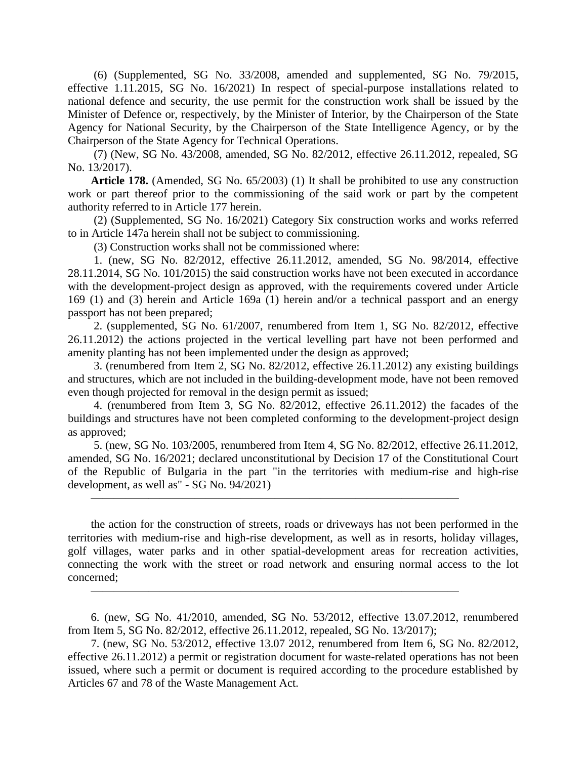(6) (Supplemented, SG No. 33/2008, amended and supplemented, SG No. 79/2015, effective 1.11.2015, SG No. 16/2021) In respect of special-purpose installations related to national defence and security, the use permit for the construction work shall be issued by the Minister of Defence or, respectively, by the Minister of Interior, by the Chairperson of the State Agency for National Security, by the Chairperson of the State Intelligence Agency, or by the Chairperson of the State Agency for Technical Operations.

(7) (New, SG No. 43/2008, amended, SG No. 82/2012, effective 26.11.2012, repealed, SG No. 13/2017).

**Article 178.** (Amended, SG No. 65/2003) (1) It shall be prohibited to use any construction work or part thereof prior to the commissioning of the said work or part by the competent authority referred to in Article 177 herein.

(2) (Supplemented, SG No. 16/2021) Category Six construction works and works referred to in Article 147a herein shall not be subject to commissioning.

(3) Construction works shall not be commissioned where:

1. (new, SG No. 82/2012, effective 26.11.2012, amended, SG No. 98/2014, effective 28.11.2014, SG No. 101/2015) the said construction works have not been executed in accordance with the development-project design as approved, with the requirements covered under Article 169 (1) and (3) herein and Article 169a (1) herein and/or a technical passport and an energy passport has not been prepared;

2. (supplemented, SG No. 61/2007, renumbered from Item 1, SG No. 82/2012, effective 26.11.2012) the actions projected in the vertical levelling part have not been performed and amenity planting has not been implemented under the design as approved;

3. (renumbered from Item 2, SG No. 82/2012, effective 26.11.2012) any existing buildings and structures, which are not included in the building-development mode, have not been removed even though projected for removal in the design permit as issued;

4. (renumbered from Item 3, SG No. 82/2012, effective 26.11.2012) the facades of the buildings and structures have not been completed conforming to the development-project design as approved;

5. (new, SG No. 103/2005, renumbered from Item 4, SG No. 82/2012, effective 26.11.2012, amended, SG No. 16/2021; declared unconstitutional by Decision 17 of the Constitutional Court of the Republic of Bulgaria in the part "in the territories with medium-rise and high-rise development, as well as" - SG No. 94/2021)

---

the action for the construction of streets, roads or driveways has not been performed in the territories with medium-rise and high-rise development, as well as in resorts, holiday villages, golf villages, water parks and in other spatial-development areas for recreation activities, connecting the work with the street or road network and ensuring normal access to the lot concerned;

---

6. (new, SG No. 41/2010, amended, SG No. 53/2012, effective 13.07.2012, renumbered from Item 5, SG No. 82/2012, effective 26.11.2012, repealed, SG No. 13/2017);

7. (new, SG No. 53/2012, effective 13.07 2012, renumbered from Item 6, SG No. 82/2012, effective 26.11.2012) a permit or registration document for waste-related operations has not been issued, where such a permit or document is required according to the procedure established by Articles 67 and 78 of the Waste Management Act.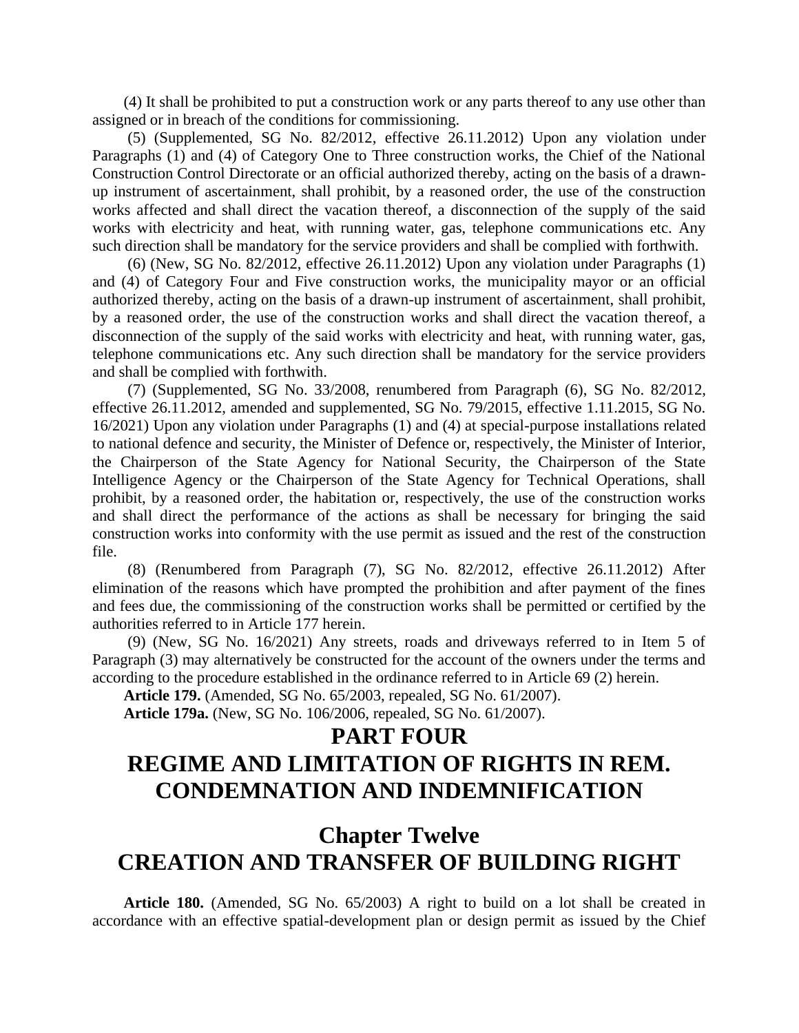(4) It shall be prohibited to put a construction work or any parts thereof to any use other than assigned or in breach of the conditions for commissioning.

(5) (Supplemented, SG No. 82/2012, effective 26.11.2012) Upon any violation under Paragraphs (1) and (4) of Category One to Three construction works, the Chief of the National Construction Control Directorate or an official authorized thereby, acting on the basis of a drawn-up instrument of ascertainment, shall prohibit, by a reasoned order, the use of the construction works affected and shall direct the vacation thereof, a disconnection of the supply of the said works with electricity and heat, with running water, gas, telephone communications etc. Any such direction shall be mandatory for the service providers and shall be complied with forthwith.

(6) (New, SG No. 82/2012, effective 26.11.2012) Upon any violation under Paragraphs (1) and (4) of Category Four and Five construction works, the municipality mayor or an official authorized thereby, acting on the basis of a drawn-up instrument of ascertainment, shall prohibit, by a reasoned order, the use of the construction works and shall direct the vacation thereof, a disconnection of the supply of the said works with electricity and heat, with running water, gas, telephone communications etc. Any such direction shall be mandatory for the service providers and shall be complied with forthwith.

(7) (Supplemented, SG No. 33/2008, renumbered from Paragraph (6), SG No. 82/2012, effective 26.11.2012, amended and supplemented, SG No. 79/2015, effective 1.11.2015, SG No. 16/2021) Upon any violation under Paragraphs (1) and (4) at special-purpose installations related to national defence and security, the Minister of Defence or, respectively, the Minister of Interior, the Chairperson of the State Agency for National Security, the Chairperson of the State Intelligence Agency or the Chairperson of the State Agency for Technical Operations, shall prohibit, by a reasoned order, the habitation or, respectively, the use of the construction works and shall direct the performance of the actions as shall be necessary for bringing the said construction works into conformity with the use permit as issued and the rest of the construction file.

(8) (Renumbered from Paragraph (7), SG No. 82/2012, effective 26.11.2012) After elimination of the reasons which have prompted the prohibition and after payment of the fines and fees due, the commissioning of the construction works shall be permitted or certified by the authorities referred to in Article 177 herein.

(9) (New, SG No. 16/2021) Any streets, roads and driveways referred to in Item 5 of Paragraph (3) may alternatively be constructed for the account of the owners under the terms and according to the procedure established in the ordinance referred to in Article 69 (2) herein.

**Article 179.** (Amended, SG No. 65/2003, repealed, SG No. 61/2007).

**Article 179a.** (New, SG No. 106/2006, repealed, SG No. 61/2007).

# PART FOUR
# REGIME AND LIMITATION OF RIGHTS IN REM. CONDEMNATION AND INDEMNIFICATION

## Chapter Twelve
## CREATION AND TRANSFER OF BUILDING RIGHT

**Article 180.** (Amended, SG No. 65/2003) A right to build on a lot shall be created in accordance with an effective spatial-development plan or design permit as issued by the Chief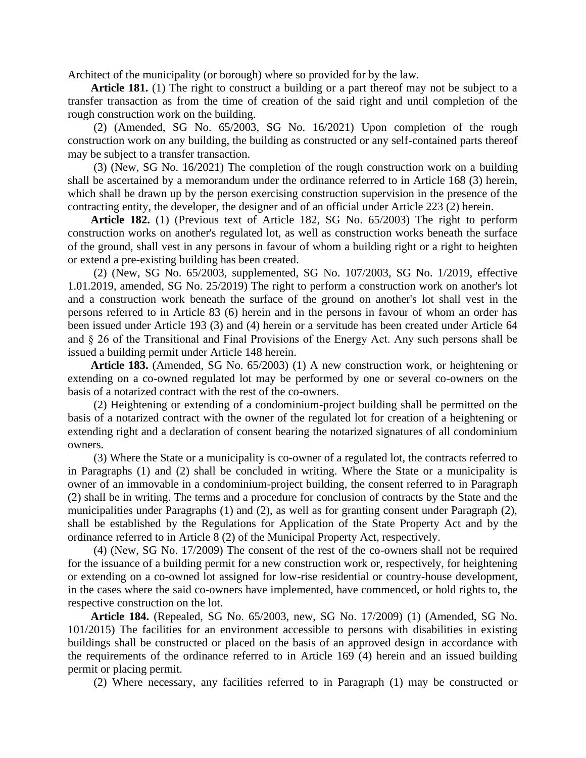Architect of the municipality (or borough) where so provided for by the law.

**Article 181.** (1) The right to construct a building or a part thereof may not be subject to a transfer transaction as from the time of creation of the said right and until completion of the rough construction work on the building.

(2) (Amended, SG No. 65/2003, SG No. 16/2021) Upon completion of the rough construction work on any building, the building as constructed or any self-contained parts thereof may be subject to a transfer transaction.

(3) (New, SG No. 16/2021) The completion of the rough construction work on a building shall be ascertained by a memorandum under the ordinance referred to in Article 168 (3) herein, which shall be drawn up by the person exercising construction supervision in the presence of the contracting entity, the developer, the designer and of an official under Article 223 (2) herein.

**Article 182.** (1) (Previous text of Article 182, SG No. 65/2003) The right to perform construction works on another's regulated lot, as well as construction works beneath the surface of the ground, shall vest in any persons in favour of whom a building right or a right to heighten or extend a pre-existing building has been created.

(2) (New, SG No. 65/2003, supplemented, SG No. 107/2003, SG No. 1/2019, effective 1.01.2019, amended, SG No. 25/2019) The right to perform a construction work on another's lot and a construction work beneath the surface of the ground on another's lot shall vest in the persons referred to in Article 83 (6) herein and in the persons in favour of whom an order has been issued under Article 193 (3) and (4) herein or a servitude has been created under Article 64 and § 26 of the Transitional and Final Provisions of the Energy Act. Any such persons shall be issued a building permit under Article 148 herein.

**Article 183.** (Amended, SG No. 65/2003) (1) A new construction work, or heightening or extending on a co-owned regulated lot may be performed by one or several co-owners on the basis of a notarized contract with the rest of the co-owners.

(2) Heightening or extending of a condominium-project building shall be permitted on the basis of a notarized contract with the owner of the regulated lot for creation of a heightening or extending right and a declaration of consent bearing the notarized signatures of all condominium owners.

(3) Where the State or a municipality is co-owner of a regulated lot, the contracts referred to in Paragraphs (1) and (2) shall be concluded in writing. Where the State or a municipality is owner of an immovable in a condominium-project building, the consent referred to in Paragraph (2) shall be in writing. The terms and a procedure for conclusion of contracts by the State and the municipalities under Paragraphs (1) and (2), as well as for granting consent under Paragraph (2), shall be established by the Regulations for Application of the State Property Act and by the ordinance referred to in Article 8 (2) of the Municipal Property Act, respectively.

(4) (New, SG No. 17/2009) The consent of the rest of the co-owners shall not be required for the issuance of a building permit for a new construction work or, respectively, for heightening or extending on a co-owned lot assigned for low-rise residential or country-house development, in the cases where the said co-owners have implemented, have commenced, or hold rights to, the respective construction on the lot.

**Article 184.** (Repealed, SG No. 65/2003, new, SG No. 17/2009) (1) (Amended, SG No. 101/2015) The facilities for an environment accessible to persons with disabilities in existing buildings shall be constructed or placed on the basis of an approved design in accordance with the requirements of the ordinance referred to in Article 169 (4) herein and an issued building permit or placing permit.

(2) Where necessary, any facilities referred to in Paragraph (1) may be constructed or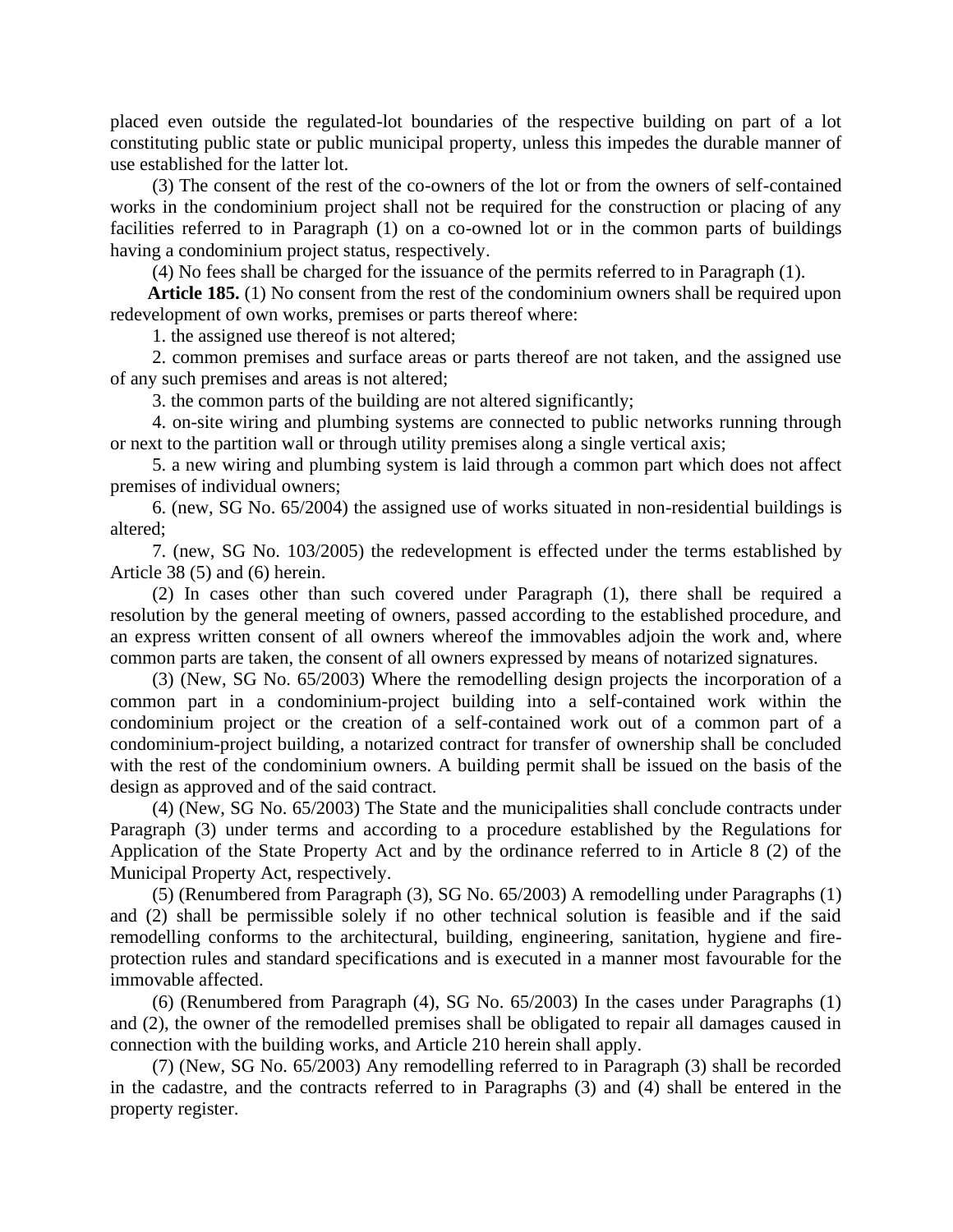placed even outside the regulated-lot boundaries of the respective building on part of a lot constituting public state or public municipal property, unless this impedes the durable manner of use established for the latter lot.

(3) The consent of the rest of the co-owners of the lot or from the owners of self-contained works in the condominium project shall not be required for the construction or placing of any facilities referred to in Paragraph (1) on a co-owned lot or in the common parts of buildings having a condominium project status, respectively.

(4) No fees shall be charged for the issuance of the permits referred to in Paragraph (1).

**Article 185.** (1) No consent from the rest of the condominium owners shall be required upon redevelopment of own works, premises or parts thereof where:

1. the assigned use thereof is not altered;

2. common premises and surface areas or parts thereof are not taken, and the assigned use of any such premises and areas is not altered;

3. the common parts of the building are not altered significantly;

4. on-site wiring and plumbing systems are connected to public networks running through or next to the partition wall or through utility premises along a single vertical axis;

5. a new wiring and plumbing system is laid through a common part which does not affect premises of individual owners;

6. (new, SG No. 65/2004) the assigned use of works situated in non-residential buildings is altered;

7. (new, SG No. 103/2005) the redevelopment is effected under the terms established by Article 38 (5) and (6) herein.

(2) In cases other than such covered under Paragraph (1), there shall be required a resolution by the general meeting of owners, passed according to the established procedure, and an express written consent of all owners whereof the immovables adjoin the work and, where common parts are taken, the consent of all owners expressed by means of notarized signatures.

(3) (New, SG No. 65/2003) Where the remodelling design projects the incorporation of a common part in a condominium-project building into a self-contained work within the condominium project or the creation of a self-contained work out of a common part of a condominium-project building, a notarized contract for transfer of ownership shall be concluded with the rest of the condominium owners. A building permit shall be issued on the basis of the design as approved and of the said contract.

(4) (New, SG No. 65/2003) The State and the municipalities shall conclude contracts under Paragraph (3) under terms and according to a procedure established by the Regulations for Application of the State Property Act and by the ordinance referred to in Article 8 (2) of the Municipal Property Act, respectively.

(5) (Renumbered from Paragraph (3), SG No. 65/2003) A remodelling under Paragraphs (1) and (2) shall be permissible solely if no other technical solution is feasible and if the said remodelling conforms to the architectural, building, engineering, sanitation, hygiene and fire-protection rules and standard specifications and is executed in a manner most favourable for the immovable affected.

(6) (Renumbered from Paragraph (4), SG No. 65/2003) In the cases under Paragraphs (1) and (2), the owner of the remodelled premises shall be obligated to repair all damages caused in connection with the building works, and Article 210 herein shall apply.

(7) (New, SG No. 65/2003) Any remodelling referred to in Paragraph (3) shall be recorded in the cadastre, and the contracts referred to in Paragraphs (3) and (4) shall be entered in the property register.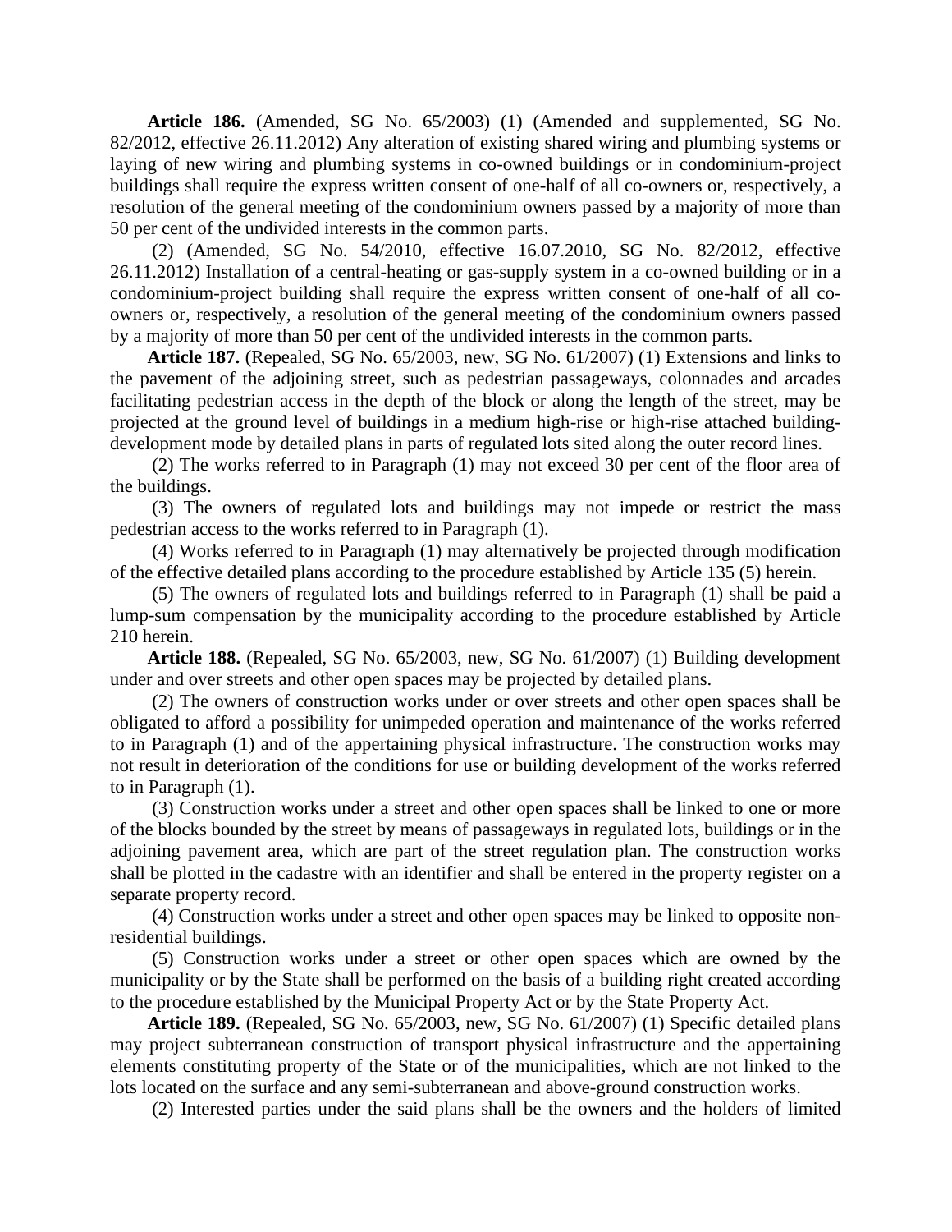**Article 186.** (Amended, SG No. 65/2003) (1) (Amended and supplemented, SG No. 82/2012, effective 26.11.2012) Any alteration of existing shared wiring and plumbing systems or laying of new wiring and plumbing systems in co-owned buildings or in condominium-project buildings shall require the express written consent of one-half of all co-owners or, respectively, a resolution of the general meeting of the condominium owners passed by a majority of more than 50 per cent of the undivided interests in the common parts.

(2) (Amended, SG No. 54/2010, effective 16.07.2010, SG No. 82/2012, effective 26.11.2012) Installation of a central-heating or gas-supply system in a co-owned building or in a condominium-project building shall require the express written consent of one-half of all co-owners or, respectively, a resolution of the general meeting of the condominium owners passed by a majority of more than 50 per cent of the undivided interests in the common parts.

**Article 187.** (Repealed, SG No. 65/2003, new, SG No. 61/2007) (1) Extensions and links to the pavement of the adjoining street, such as pedestrian passageways, colonnades and arcades facilitating pedestrian access in the depth of the block or along the length of the street, may be projected at the ground level of buildings in a medium high-rise or high-rise attached building-development mode by detailed plans in parts of regulated lots sited along the outer record lines.

(2) The works referred to in Paragraph (1) may not exceed 30 per cent of the floor area of the buildings.

(3) The owners of regulated lots and buildings may not impede or restrict the mass pedestrian access to the works referred to in Paragraph (1).

(4) Works referred to in Paragraph (1) may alternatively be projected through modification of the effective detailed plans according to the procedure established by Article 135 (5) herein.

(5) The owners of regulated lots and buildings referred to in Paragraph (1) shall be paid a lump-sum compensation by the municipality according to the procedure established by Article 210 herein.

**Article 188.** (Repealed, SG No. 65/2003, new, SG No. 61/2007) (1) Building development under and over streets and other open spaces may be projected by detailed plans.

(2) The owners of construction works under or over streets and other open spaces shall be obligated to afford a possibility for unimpeded operation and maintenance of the works referred to in Paragraph (1) and of the appertaining physical infrastructure. The construction works may not result in deterioration of the conditions for use or building development of the works referred to in Paragraph (1).

(3) Construction works under a street and other open spaces shall be linked to one or more of the blocks bounded by the street by means of passageways in regulated lots, buildings or in the adjoining pavement area, which are part of the street regulation plan. The construction works shall be plotted in the cadastre with an identifier and shall be entered in the property register on a separate property record.

(4) Construction works under a street and other open spaces may be linked to opposite non-residential buildings.

(5) Construction works under a street or other open spaces which are owned by the municipality or by the State shall be performed on the basis of a building right created according to the procedure established by the Municipal Property Act or by the State Property Act.

**Article 189.** (Repealed, SG No. 65/2003, new, SG No. 61/2007) (1) Specific detailed plans may project subterranean construction of transport physical infrastructure and the appertaining elements constituting property of the State or of the municipalities, which are not linked to the lots located on the surface and any semi-subterranean and above-ground construction works.

(2) Interested parties under the said plans shall be the owners and the holders of limited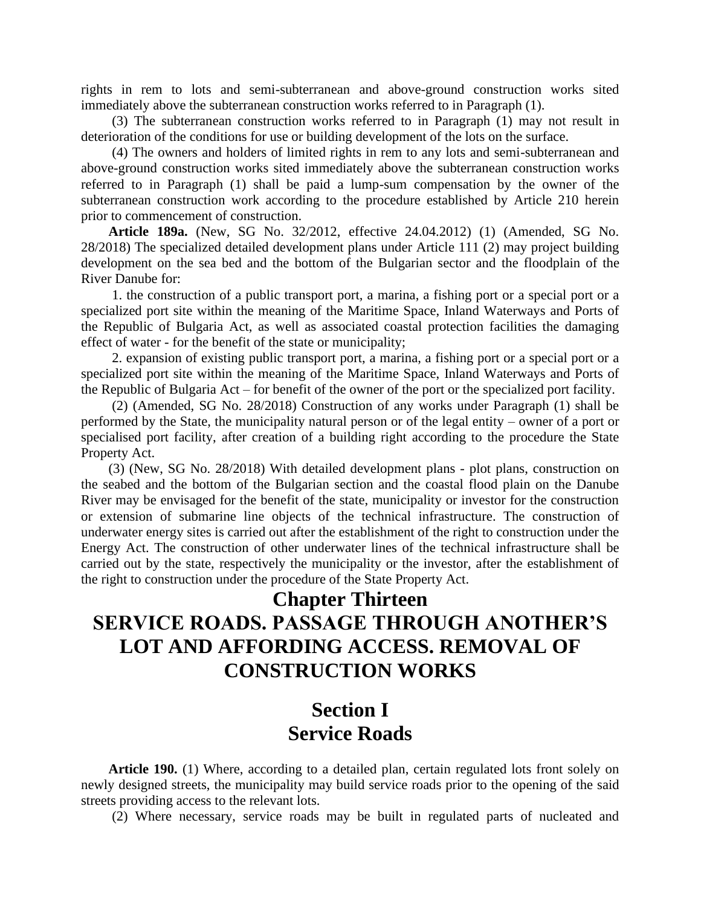rights in rem to lots and semi-subterranean and above-ground construction works sited immediately above the subterranean construction works referred to in Paragraph (1).

(3) The subterranean construction works referred to in Paragraph (1) may not result in deterioration of the conditions for use or building development of the lots on the surface.

(4) The owners and holders of limited rights in rem to any lots and semi-subterranean and above-ground construction works sited immediately above the subterranean construction works referred to in Paragraph (1) shall be paid a lump-sum compensation by the owner of the subterranean construction work according to the procedure established by Article 210 herein prior to commencement of construction.

**Article 189a.** (New, SG No. 32/2012, effective 24.04.2012) (1) (Amended, SG No. 28/2018) The specialized detailed development plans under Article 111 (2) may project building development on the sea bed and the bottom of the Bulgarian sector and the floodplain of the River Danube for:

1. the construction of a public transport port, a marina, a fishing port or a special port or a specialized port site within the meaning of the Maritime Space, Inland Waterways and Ports of the Republic of Bulgaria Act, as well as associated coastal protection facilities the damaging effect of water - for the benefit of the state or municipality;

2. expansion of existing public transport port, a marina, a fishing port or a special port or a specialized port site within the meaning of the Maritime Space, Inland Waterways and Ports of the Republic of Bulgaria Act – for benefit of the owner of the port or the specialized port facility.

(2) (Amended, SG No. 28/2018) Construction of any works under Paragraph (1) shall be performed by the State, the municipality natural person or of the legal entity – owner of a port or specialised port facility, after creation of a building right according to the procedure the State Property Act.

(3) (New, SG No. 28/2018) With detailed development plans - plot plans, construction on the seabed and the bottom of the Bulgarian section and the coastal flood plain on the Danube River may be envisaged for the benefit of the state, municipality or investor for the construction or extension of submarine line objects of the technical infrastructure. The construction of underwater energy sites is carried out after the establishment of the right to construction under the Energy Act. The construction of other underwater lines of the technical infrastructure shall be carried out by the state, respectively the municipality or the investor, after the establishment of the right to construction under the procedure of the State Property Act.

# Chapter Thirteen
# SERVICE ROADS. PASSAGE THROUGH ANOTHER'S LOT AND AFFORDING ACCESS. REMOVAL OF CONSTRUCTION WORKS

## Section I
## Service Roads

**Article 190.** (1) Where, according to a detailed plan, certain regulated lots front solely on newly designed streets, the municipality may build service roads prior to the opening of the said streets providing access to the relevant lots.

(2) Where necessary, service roads may be built in regulated parts of nucleated and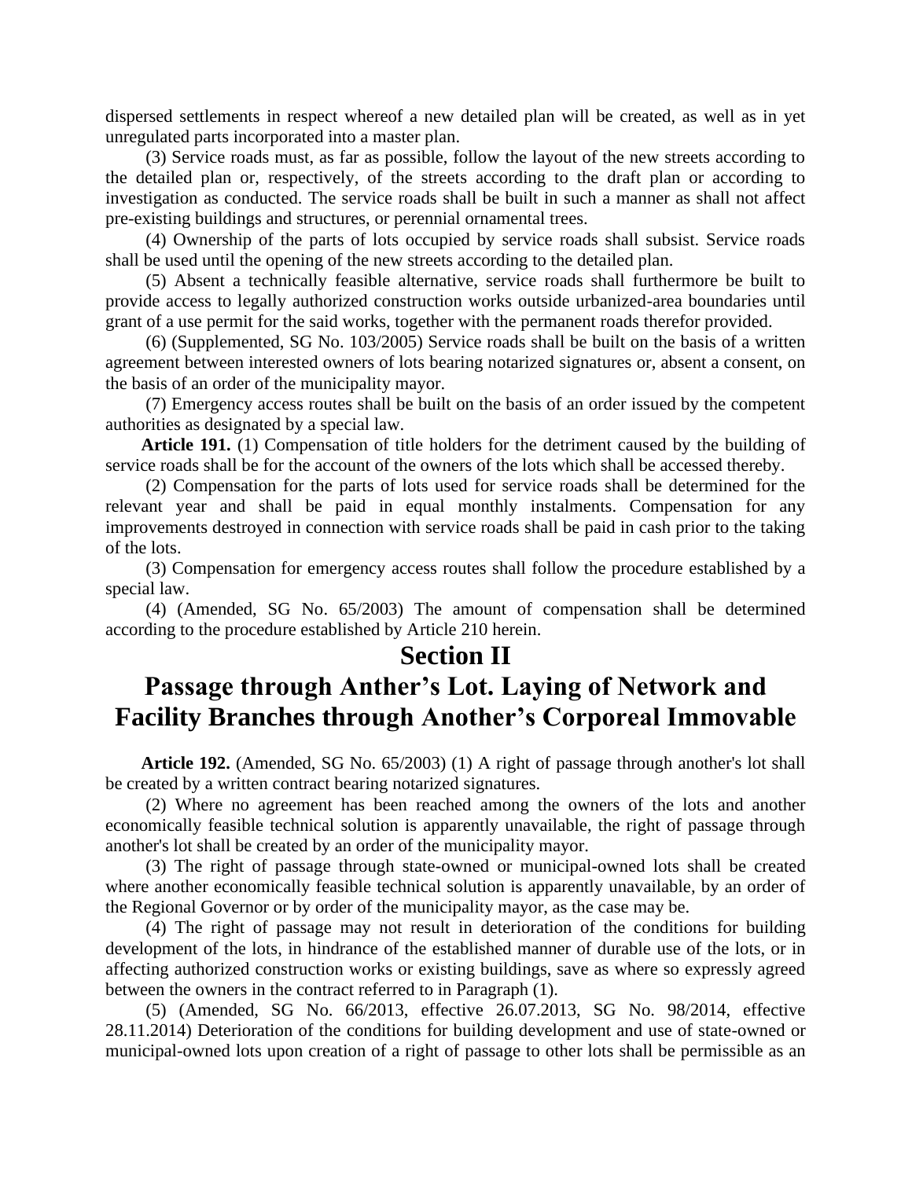dispersed settlements in respect whereof a new detailed plan will be created, as well as in yet unregulated parts incorporated into a master plan.

(3) Service roads must, as far as possible, follow the layout of the new streets according to the detailed plan or, respectively, of the streets according to the draft plan or according to investigation as conducted. The service roads shall be built in such a manner as shall not affect pre-existing buildings and structures, or perennial ornamental trees.

(4) Ownership of the parts of lots occupied by service roads shall subsist. Service roads shall be used until the opening of the new streets according to the detailed plan.

(5) Absent a technically feasible alternative, service roads shall furthermore be built to provide access to legally authorized construction works outside urbanized-area boundaries until grant of a use permit for the said works, together with the permanent roads therefor provided.

(6) (Supplemented, SG No. 103/2005) Service roads shall be built on the basis of a written agreement between interested owners of lots bearing notarized signatures or, absent a consent, on the basis of an order of the municipality mayor.

(7) Emergency access routes shall be built on the basis of an order issued by the competent authorities as designated by a special law.

**Article 191.** (1) Compensation of title holders for the detriment caused by the building of service roads shall be for the account of the owners of the lots which shall be accessed thereby.

(2) Compensation for the parts of lots used for service roads shall be determined for the relevant year and shall be paid in equal monthly instalments. Compensation for any improvements destroyed in connection with service roads shall be paid in cash prior to the taking of the lots.

(3) Compensation for emergency access routes shall follow the procedure established by a special law.

(4) (Amended, SG No. 65/2003) The amount of compensation shall be determined according to the procedure established by Article 210 herein.

## Section II

## Passage through Anther's Lot. Laying of Network and Facility Branches through Another's Corporeal Immovable

**Article 192.** (Amended, SG No. 65/2003) (1) A right of passage through another's lot shall be created by a written contract bearing notarized signatures.

(2) Where no agreement has been reached among the owners of the lots and another economically feasible technical solution is apparently unavailable, the right of passage through another's lot shall be created by an order of the municipality mayor.

(3) The right of passage through state-owned or municipal-owned lots shall be created where another economically feasible technical solution is apparently unavailable, by an order of the Regional Governor or by order of the municipality mayor, as the case may be.

(4) The right of passage may not result in deterioration of the conditions for building development of the lots, in hindrance of the established manner of durable use of the lots, or in affecting authorized construction works or existing buildings, save as where so expressly agreed between the owners in the contract referred to in Paragraph (1).

(5) (Amended, SG No. 66/2013, effective 26.07.2013, SG No. 98/2014, effective 28.11.2014) Deterioration of the conditions for building development and use of state-owned or municipal-owned lots upon creation of a right of passage to other lots shall be permissible as an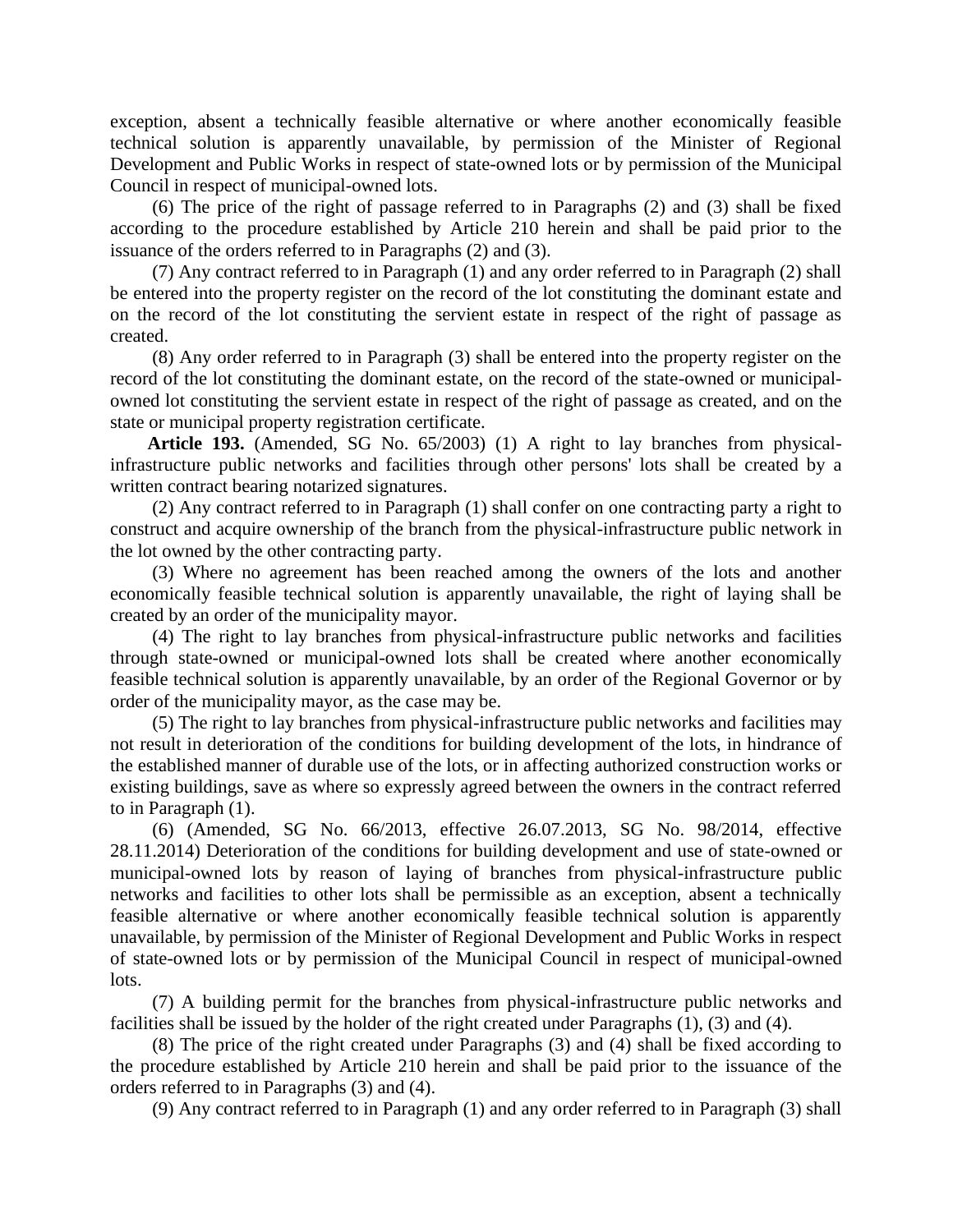exception, absent a technically feasible alternative or where another economically feasible technical solution is apparently unavailable, by permission of the Minister of Regional Development and Public Works in respect of state-owned lots or by permission of the Municipal Council in respect of municipal-owned lots.

(6) The price of the right of passage referred to in Paragraphs (2) and (3) shall be fixed according to the procedure established by Article 210 herein and shall be paid prior to the issuance of the orders referred to in Paragraphs (2) and (3).

(7) Any contract referred to in Paragraph (1) and any order referred to in Paragraph (2) shall be entered into the property register on the record of the lot constituting the dominant estate and on the record of the lot constituting the servient estate in respect of the right of passage as created.

(8) Any order referred to in Paragraph (3) shall be entered into the property register on the record of the lot constituting the dominant estate, on the record of the state-owned or municipal-owned lot constituting the servient estate in respect of the right of passage as created, and on the state or municipal property registration certificate.

**Article 193.** (Amended, SG No. 65/2003) (1) A right to lay branches from physical-infrastructure public networks and facilities through other persons' lots shall be created by a written contract bearing notarized signatures.

(2) Any contract referred to in Paragraph (1) shall confer on one contracting party a right to construct and acquire ownership of the branch from the physical-infrastructure public network in the lot owned by the other contracting party.

(3) Where no agreement has been reached among the owners of the lots and another economically feasible technical solution is apparently unavailable, the right of laying shall be created by an order of the municipality mayor.

(4) The right to lay branches from physical-infrastructure public networks and facilities through state-owned or municipal-owned lots shall be created where another economically feasible technical solution is apparently unavailable, by an order of the Regional Governor or by order of the municipality mayor, as the case may be.

(5) The right to lay branches from physical-infrastructure public networks and facilities may not result in deterioration of the conditions for building development of the lots, in hindrance of the established manner of durable use of the lots, or in affecting authorized construction works or existing buildings, save as where so expressly agreed between the owners in the contract referred to in Paragraph (1).

(6) (Amended, SG No. 66/2013, effective 26.07.2013, SG No. 98/2014, effective 28.11.2014) Deterioration of the conditions for building development and use of state-owned or municipal-owned lots by reason of laying of branches from physical-infrastructure public networks and facilities to other lots shall be permissible as an exception, absent a technically feasible alternative or where another economically feasible technical solution is apparently unavailable, by permission of the Minister of Regional Development and Public Works in respect of state-owned lots or by permission of the Municipal Council in respect of municipal-owned lots.

(7) A building permit for the branches from physical-infrastructure public networks and facilities shall be issued by the holder of the right created under Paragraphs (1), (3) and (4).

(8) The price of the right created under Paragraphs (3) and (4) shall be fixed according to the procedure established by Article 210 herein and shall be paid prior to the issuance of the orders referred to in Paragraphs (3) and (4).

(9) Any contract referred to in Paragraph (1) and any order referred to in Paragraph (3) shall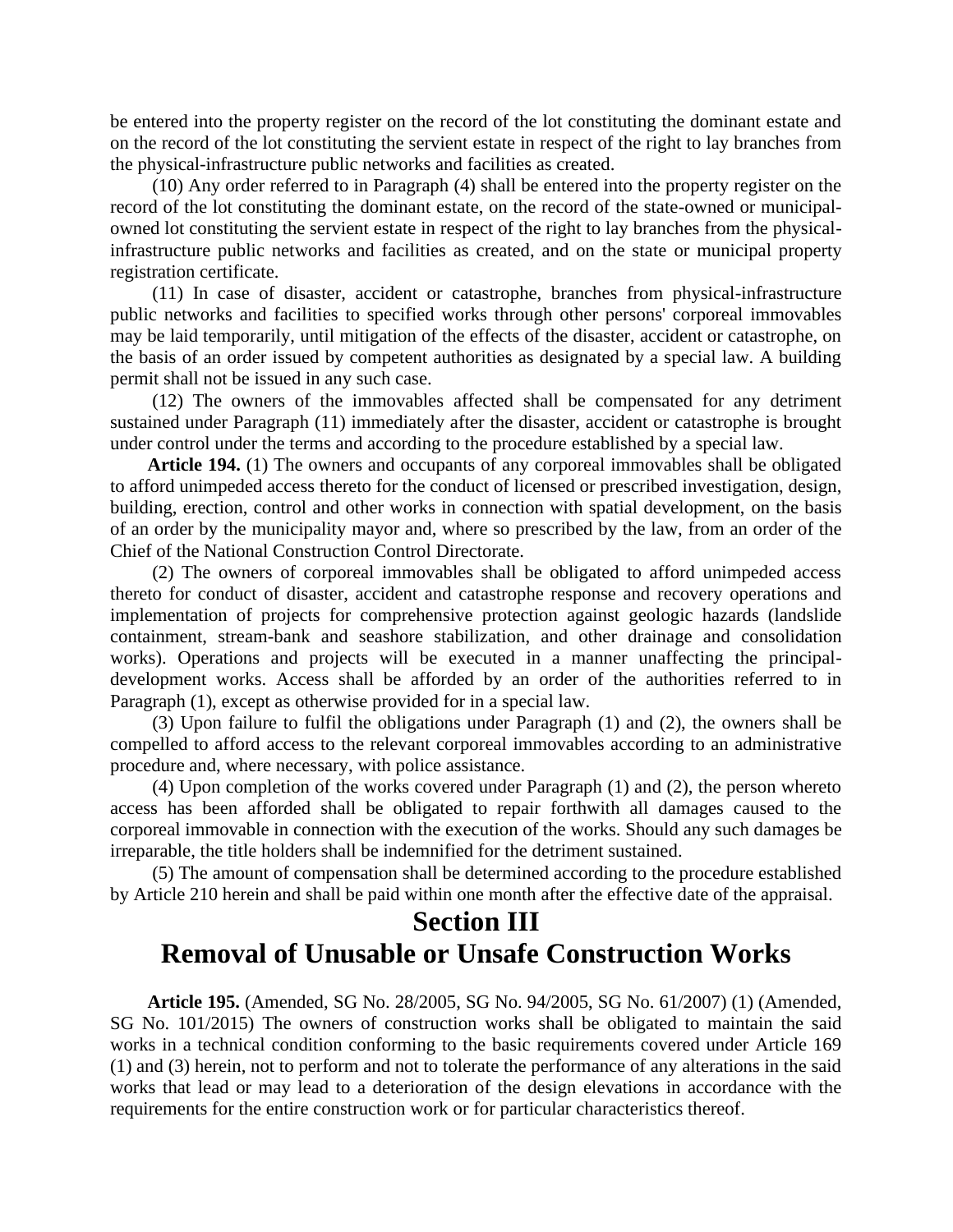be entered into the property register on the record of the lot constituting the dominant estate and on the record of the lot constituting the servient estate in respect of the right to lay branches from the physical-infrastructure public networks and facilities as created.

(10) Any order referred to in Paragraph (4) shall be entered into the property register on the record of the lot constituting the dominant estate, on the record of the state-owned or municipal-owned lot constituting the servient estate in respect of the right to lay branches from the physical-infrastructure public networks and facilities as created, and on the state or municipal property registration certificate.

(11) In case of disaster, accident or catastrophe, branches from physical-infrastructure public networks and facilities to specified works through other persons' corporeal immovables may be laid temporarily, until mitigation of the effects of the disaster, accident or catastrophe, on the basis of an order issued by competent authorities as designated by a special law. A building permit shall not be issued in any such case.

(12) The owners of the immovables affected shall be compensated for any detriment sustained under Paragraph (11) immediately after the disaster, accident or catastrophe is brought under control under the terms and according to the procedure established by a special law.

**Article 194.** (1) The owners and occupants of any corporeal immovables shall be obligated to afford unimpeded access thereto for the conduct of licensed or prescribed investigation, design, building, erection, control and other works in connection with spatial development, on the basis of an order by the municipality mayor and, where so prescribed by the law, from an order of the Chief of the National Construction Control Directorate.

(2) The owners of corporeal immovables shall be obligated to afford unimpeded access thereto for conduct of disaster, accident and catastrophe response and recovery operations and implementation of projects for comprehensive protection against geologic hazards (landslide containment, stream-bank and seashore stabilization, and other drainage and consolidation works). Operations and projects will be executed in a manner unaffecting the principal-development works. Access shall be afforded by an order of the authorities referred to in Paragraph (1), except as otherwise provided for in a special law.

(3) Upon failure to fulfil the obligations under Paragraph (1) and (2), the owners shall be compelled to afford access to the relevant corporeal immovables according to an administrative procedure and, where necessary, with police assistance.

(4) Upon completion of the works covered under Paragraph (1) and (2), the person whereto access has been afforded shall be obligated to repair forthwith all damages caused to the corporeal immovable in connection with the execution of the works. Should any such damages be irreparable, the title holders shall be indemnified for the detriment sustained.

(5) The amount of compensation shall be determined according to the procedure established by Article 210 herein and shall be paid within one month after the effective date of the appraisal.

## Section III
## Removal of Unusable or Unsafe Construction Works

**Article 195.** (Amended, SG No. 28/2005, SG No. 94/2005, SG No. 61/2007) (1) (Amended, SG No. 101/2015) The owners of construction works shall be obligated to maintain the said works in a technical condition conforming to the basic requirements covered under Article 169 (1) and (3) herein, not to perform and not to tolerate the performance of any alterations in the said works that lead or may lead to a deterioration of the design elevations in accordance with the requirements for the entire construction work or for particular characteristics thereof.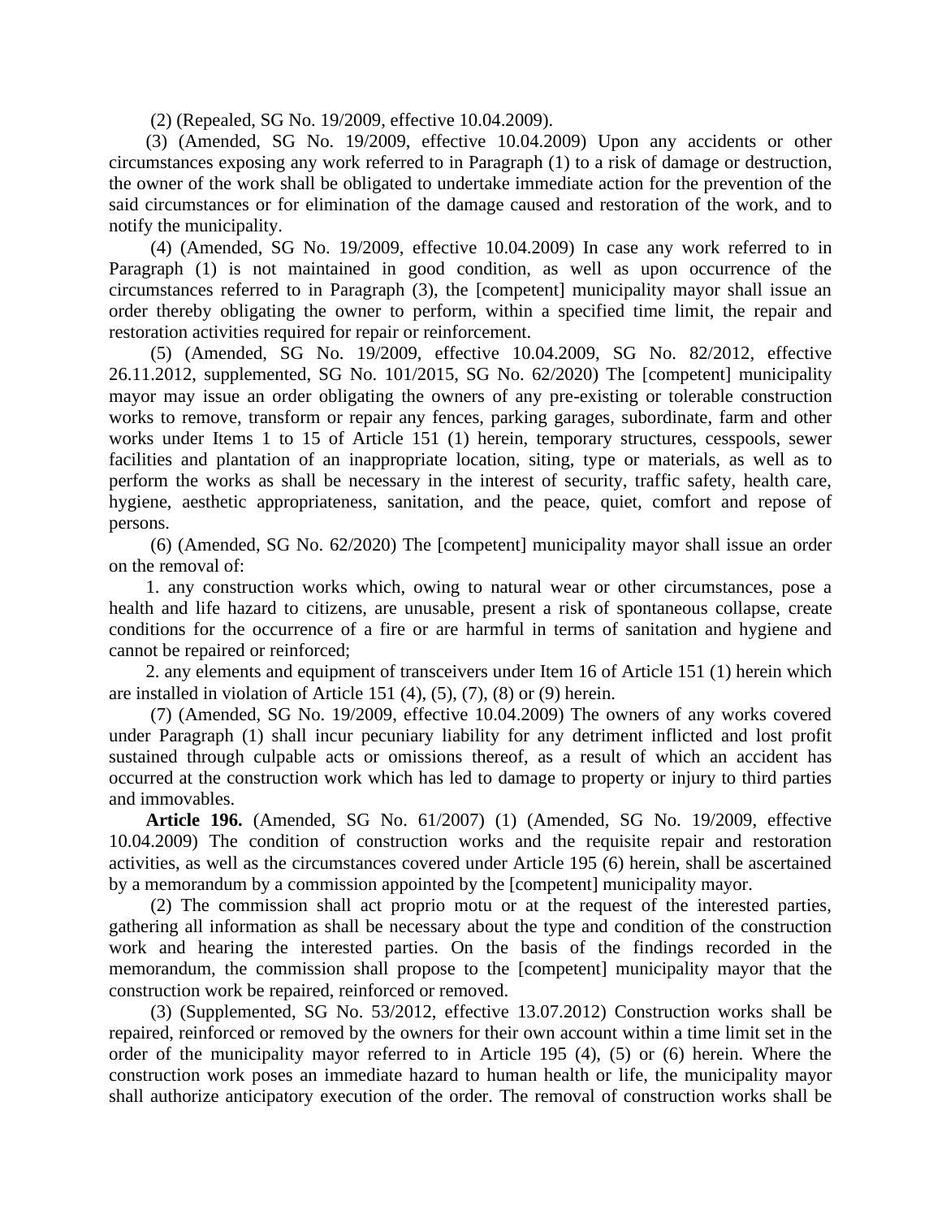(2) (Repealed, SG No. 19/2009, effective 10.04.2009).

(3) (Amended, SG No. 19/2009, effective 10.04.2009) Upon any accidents or other circumstances exposing any work referred to in Paragraph (1) to a risk of damage or destruction, the owner of the work shall be obligated to undertake immediate action for the prevention of the said circumstances or for elimination of the damage caused and restoration of the work, and to notify the municipality.

(4) (Amended, SG No. 19/2009, effective 10.04.2009) In case any work referred to in Paragraph (1) is not maintained in good condition, as well as upon occurrence of the circumstances referred to in Paragraph (3), the [competent] municipality mayor shall issue an order thereby obligating the owner to perform, within a specified time limit, the repair and restoration activities required for repair or reinforcement.

(5) (Amended, SG No. 19/2009, effective 10.04.2009, SG No. 82/2012, effective 26.11.2012, supplemented, SG No. 101/2015, SG No. 62/2020) The [competent] municipality mayor may issue an order obligating the owners of any pre-existing or tolerable construction works to remove, transform or repair any fences, parking garages, subordinate, farm and other works under Items 1 to 15 of Article 151 (1) herein, temporary structures, cesspools, sewer facilities and plantation of an inappropriate location, siting, type or materials, as well as to perform the works as shall be necessary in the interest of security, traffic safety, health care, hygiene, aesthetic appropriateness, sanitation, and the peace, quiet, comfort and repose of persons.

(6) (Amended, SG No. 62/2020) The [competent] municipality mayor shall issue an order on the removal of:

1. any construction works which, owing to natural wear or other circumstances, pose a health and life hazard to citizens, are unusable, present a risk of spontaneous collapse, create conditions for the occurrence of a fire or are harmful in terms of sanitation and hygiene and cannot be repaired or reinforced;

2. any elements and equipment of transceivers under Item 16 of Article 151 (1) herein which are installed in violation of Article 151 (4), (5), (7), (8) or (9) herein.

(7) (Amended, SG No. 19/2009, effective 10.04.2009) The owners of any works covered under Paragraph (1) shall incur pecuniary liability for any detriment inflicted and lost profit sustained through culpable acts or omissions thereof, as a result of which an accident has occurred at the construction work which has led to damage to property or injury to third parties and immovables.

**Article 196.** (Amended, SG No. 61/2007) (1) (Amended, SG No. 19/2009, effective 10.04.2009) The condition of construction works and the requisite repair and restoration activities, as well as the circumstances covered under Article 195 (6) herein, shall be ascertained by a memorandum by a commission appointed by the [competent] municipality mayor.

(2) The commission shall act proprio motu or at the request of the interested parties, gathering all information as shall be necessary about the type and condition of the construction work and hearing the interested parties. On the basis of the findings recorded in the memorandum, the commission shall propose to the [competent] municipality mayor that the construction work be repaired, reinforced or removed.

(3) (Supplemented, SG No. 53/2012, effective 13.07.2012) Construction works shall be repaired, reinforced or removed by the owners for their own account within a time limit set in the order of the municipality mayor referred to in Article 195 (4), (5) or (6) herein. Where the construction work poses an immediate hazard to human health or life, the municipality mayor shall authorize anticipatory execution of the order. The removal of construction works shall be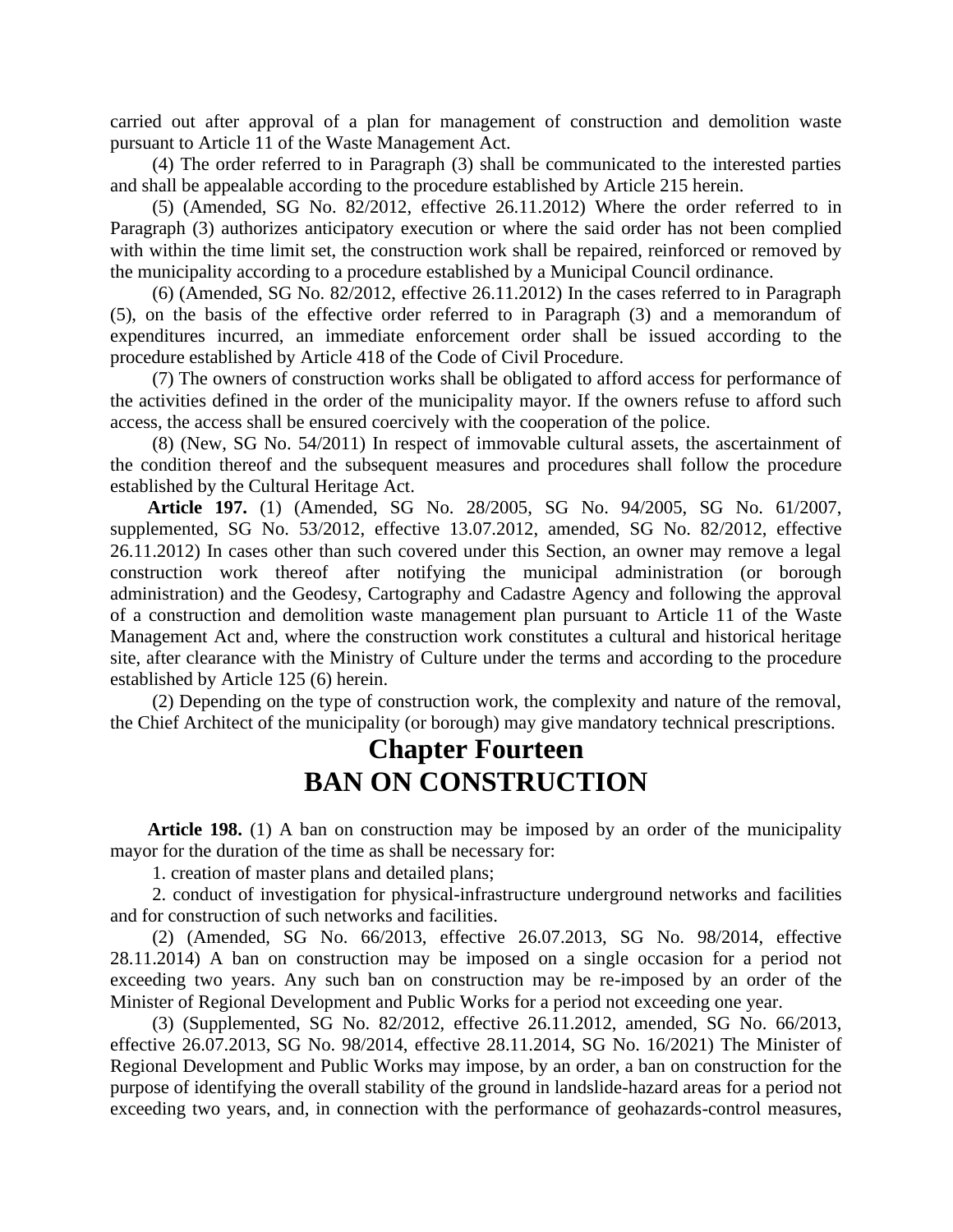carried out after approval of a plan for management of construction and demolition waste pursuant to Article 11 of the Waste Management Act.

(4) The order referred to in Paragraph (3) shall be communicated to the interested parties and shall be appealable according to the procedure established by Article 215 herein.

(5) (Amended, SG No. 82/2012, effective 26.11.2012) Where the order referred to in Paragraph (3) authorizes anticipatory execution or where the said order has not been complied with within the time limit set, the construction work shall be repaired, reinforced or removed by the municipality according to a procedure established by a Municipal Council ordinance.

(6) (Amended, SG No. 82/2012, effective 26.11.2012) In the cases referred to in Paragraph (5), on the basis of the effective order referred to in Paragraph (3) and a memorandum of expenditures incurred, an immediate enforcement order shall be issued according to the procedure established by Article 418 of the Code of Civil Procedure.

(7) The owners of construction works shall be obligated to afford access for performance of the activities defined in the order of the municipality mayor. If the owners refuse to afford such access, the access shall be ensured coercively with the cooperation of the police.

(8) (New, SG No. 54/2011) In respect of immovable cultural assets, the ascertainment of the condition thereof and the subsequent measures and procedures shall follow the procedure established by the Cultural Heritage Act.

**Article 197.** (1) (Amended, SG No. 28/2005, SG No. 94/2005, SG No. 61/2007, supplemented, SG No. 53/2012, effective 13.07.2012, amended, SG No. 82/2012, effective 26.11.2012) In cases other than such covered under this Section, an owner may remove a legal construction work thereof after notifying the municipal administration (or borough administration) and the Geodesy, Cartography and Cadastre Agency and following the approval of a construction and demolition waste management plan pursuant to Article 11 of the Waste Management Act and, where the construction work constitutes a cultural and historical heritage site, after clearance with the Ministry of Culture under the terms and according to the procedure established by Article 125 (6) herein.

(2) Depending on the type of construction work, the complexity and nature of the removal, the Chief Architect of the municipality (or borough) may give mandatory technical prescriptions.

# Chapter Fourteen
# BAN ON CONSTRUCTION

**Article 198.** (1) A ban on construction may be imposed by an order of the municipality mayor for the duration of the time as shall be necessary for:

1. creation of master plans and detailed plans;

2. conduct of investigation for physical-infrastructure underground networks and facilities and for construction of such networks and facilities.

(2) (Amended, SG No. 66/2013, effective 26.07.2013, SG No. 98/2014, effective 28.11.2014) A ban on construction may be imposed on a single occasion for a period not exceeding two years. Any such ban on construction may be re-imposed by an order of the Minister of Regional Development and Public Works for a period not exceeding one year.

(3) (Supplemented, SG No. 82/2012, effective 26.11.2012, amended, SG No. 66/2013, effective 26.07.2013, SG No. 98/2014, effective 28.11.2014, SG No. 16/2021) The Minister of Regional Development and Public Works may impose, by an order, a ban on construction for the purpose of identifying the overall stability of the ground in landslide-hazard areas for a period not exceeding two years, and, in connection with the performance of geohazards-control measures,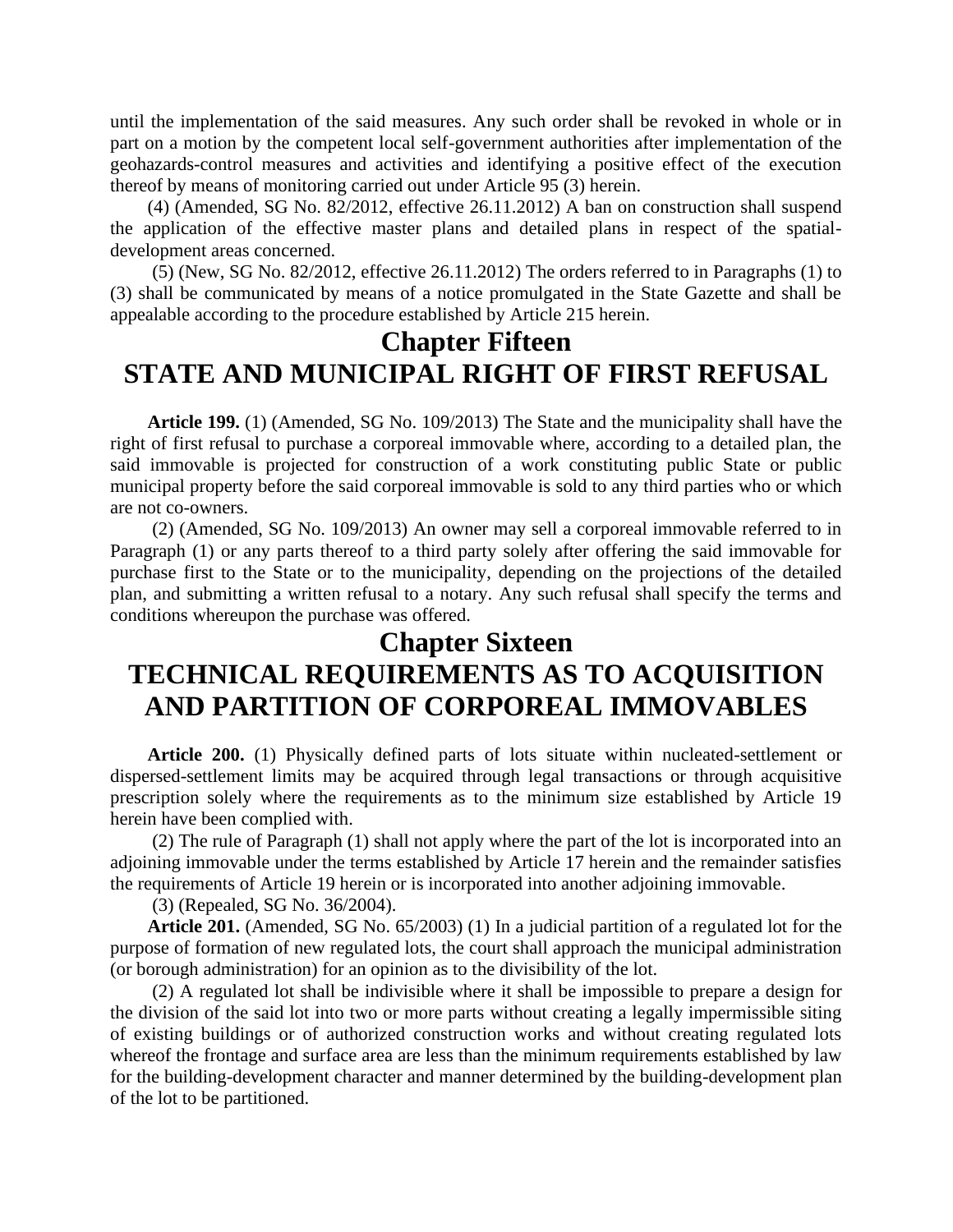until the implementation of the said measures. Any such order shall be revoked in whole or in part on a motion by the competent local self-government authorities after implementation of the geohazards-control measures and activities and identifying a positive effect of the execution thereof by means of monitoring carried out under Article 95 (3) herein.

(4) (Amended, SG No. 82/2012, effective 26.11.2012) A ban on construction shall suspend the application of the effective master plans and detailed plans in respect of the spatial-development areas concerned.

(5) (New, SG No. 82/2012, effective 26.11.2012) The orders referred to in Paragraphs (1) to (3) shall be communicated by means of a notice promulgated in the State Gazette and shall be appealable according to the procedure established by Article 215 herein.

# Chapter Fifteen
# STATE AND MUNICIPAL RIGHT OF FIRST REFUSAL

**Article 199.** (1) (Amended, SG No. 109/2013) The State and the municipality shall have the right of first refusal to purchase a corporeal immovable where, according to a detailed plan, the said immovable is projected for construction of a work constituting public State or public municipal property before the said corporeal immovable is sold to any third parties who or which are not co-owners.

(2) (Amended, SG No. 109/2013) An owner may sell a corporeal immovable referred to in Paragraph (1) or any parts thereof to a third party solely after offering the said immovable for purchase first to the State or to the municipality, depending on the projections of the detailed plan, and submitting a written refusal to a notary. Any such refusal shall specify the terms and conditions whereupon the purchase was offered.

# Chapter Sixteen
# TECHNICAL REQUIREMENTS AS TO ACQUISITION AND PARTITION OF CORPOREAL IMMOVABLES

**Article 200.** (1) Physically defined parts of lots situate within nucleated-settlement or dispersed-settlement limits may be acquired through legal transactions or through acquisitive prescription solely where the requirements as to the minimum size established by Article 19 herein have been complied with.

(2) The rule of Paragraph (1) shall not apply where the part of the lot is incorporated into an adjoining immovable under the terms established by Article 17 herein and the remainder satisfies the requirements of Article 19 herein or is incorporated into another adjoining immovable.

(3) (Repealed, SG No. 36/2004).

**Article 201.** (Amended, SG No. 65/2003) (1) In a judicial partition of a regulated lot for the purpose of formation of new regulated lots, the court shall approach the municipal administration (or borough administration) for an opinion as to the divisibility of the lot.

(2) A regulated lot shall be indivisible where it shall be impossible to prepare a design for the division of the said lot into two or more parts without creating a legally impermissible siting of existing buildings or of authorized construction works and without creating regulated lots whereof the frontage and surface area are less than the minimum requirements established by law for the building-development character and manner determined by the building-development plan of the lot to be partitioned.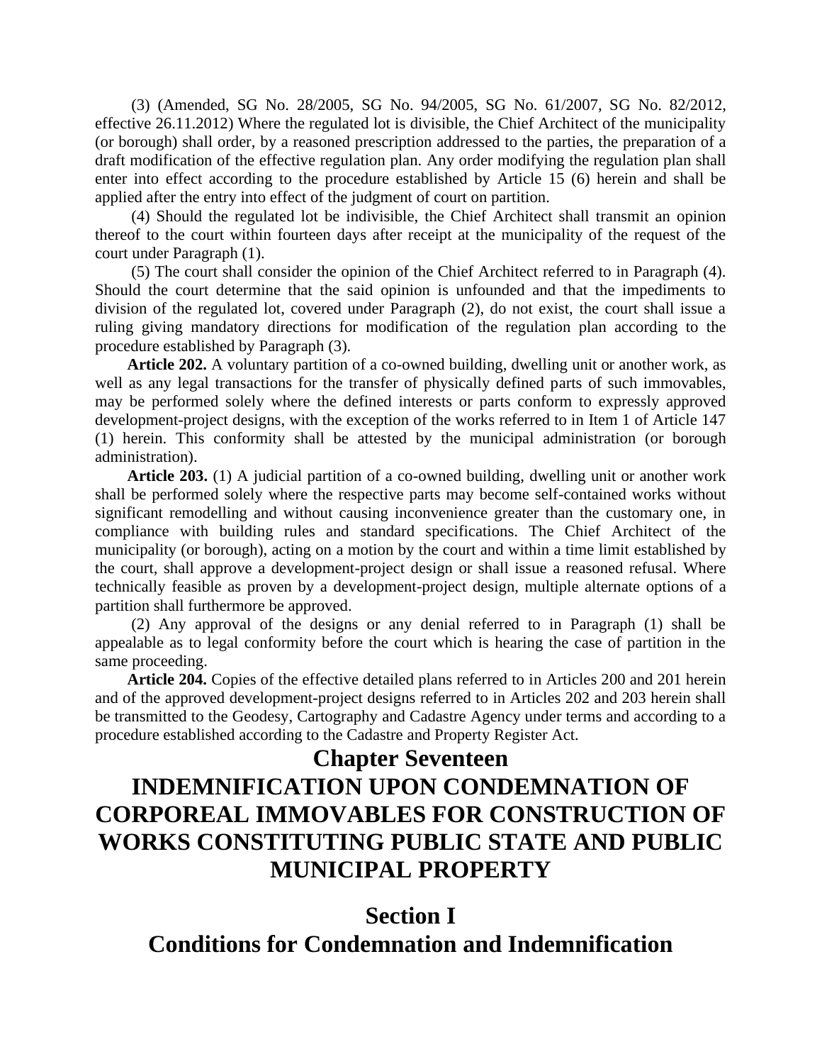(3) (Amended, SG No. 28/2005, SG No. 94/2005, SG No. 61/2007, SG No. 82/2012, effective 26.11.2012) Where the regulated lot is divisible, the Chief Architect of the municipality (or borough) shall order, by a reasoned prescription addressed to the parties, the preparation of a draft modification of the effective regulation plan. Any order modifying the regulation plan shall enter into effect according to the procedure established by Article 15 (6) herein and shall be applied after the entry into effect of the judgment of court on partition.

(4) Should the regulated lot be indivisible, the Chief Architect shall transmit an opinion thereof to the court within fourteen days after receipt at the municipality of the request of the court under Paragraph (1).

(5) The court shall consider the opinion of the Chief Architect referred to in Paragraph (4). Should the court determine that the said opinion is unfounded and that the impediments to division of the regulated lot, covered under Paragraph (2), do not exist, the court shall issue a ruling giving mandatory directions for modification of the regulation plan according to the procedure established by Paragraph (3).

**Article 202.** A voluntary partition of a co-owned building, dwelling unit or another work, as well as any legal transactions for the transfer of physically defined parts of such immovables, may be performed solely where the defined interests or parts conform to expressly approved development-project designs, with the exception of the works referred to in Item 1 of Article 147 (1) herein. This conformity shall be attested by the municipal administration (or borough administration).

**Article 203.** (1) A judicial partition of a co-owned building, dwelling unit or another work shall be performed solely where the respective parts may become self-contained works without significant remodelling and without causing inconvenience greater than the customary one, in compliance with building rules and standard specifications. The Chief Architect of the municipality (or borough), acting on a motion by the court and within a time limit established by the court, shall approve a development-project design or shall issue a reasoned refusal. Where technically feasible as proven by a development-project design, multiple alternate options of a partition shall furthermore be approved.

(2) Any approval of the designs or any denial referred to in Paragraph (1) shall be appealable as to legal conformity before the court which is hearing the case of partition in the same proceeding.

**Article 204.** Copies of the effective detailed plans referred to in Articles 200 and 201 herein and of the approved development-project designs referred to in Articles 202 and 203 herein shall be transmitted to the Geodesy, Cartography and Cadastre Agency under terms and according to a procedure established according to the Cadastre and Property Register Act.

# Chapter Seventeen
# INDEMNIFICATION UPON CONDEMNATION OF CORPOREAL IMMOVABLES FOR CONSTRUCTION OF WORKS CONSTITUTING PUBLIC STATE AND PUBLIC MUNICIPAL PROPERTY

## Section I
## Conditions for Condemnation and Indemnification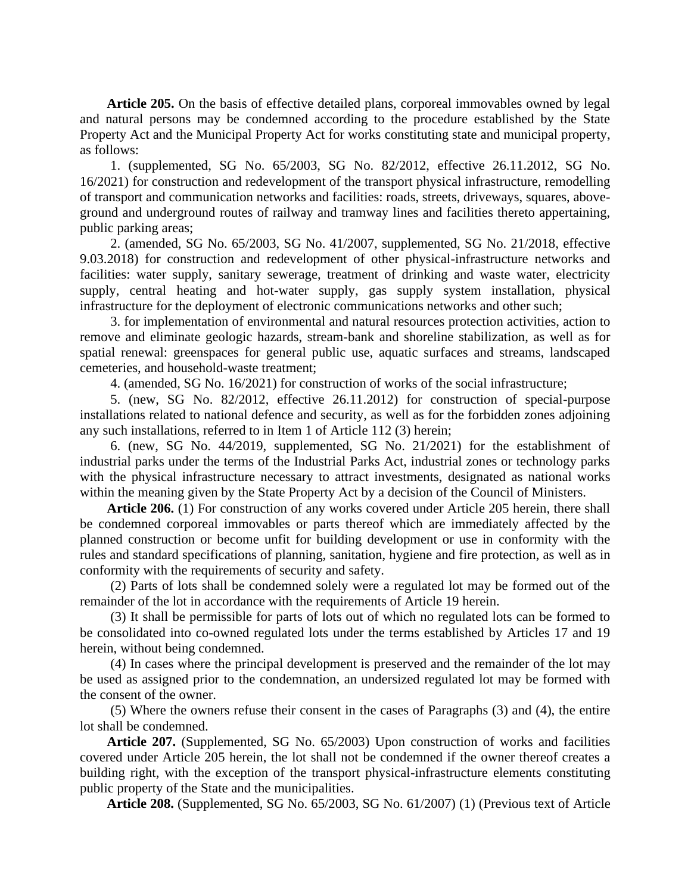**Article 205.** On the basis of effective detailed plans, corporeal immovables owned by legal and natural persons may be condemned according to the procedure established by the State Property Act and the Municipal Property Act for works constituting state and municipal property, as follows:

1. (supplemented, SG No. 65/2003, SG No. 82/2012, effective 26.11.2012, SG No. 16/2021) for construction and redevelopment of the transport physical infrastructure, remodelling of transport and communication networks and facilities: roads, streets, driveways, squares, above-ground and underground routes of railway and tramway lines and facilities thereto appertaining, public parking areas;

2. (amended, SG No. 65/2003, SG No. 41/2007, supplemented, SG No. 21/2018, effective 9.03.2018) for construction and redevelopment of other physical-infrastructure networks and facilities: water supply, sanitary sewerage, treatment of drinking and waste water, electricity supply, central heating and hot-water supply, gas supply system installation, physical infrastructure for the deployment of electronic communications networks and other such;

3. for implementation of environmental and natural resources protection activities, action to remove and eliminate geologic hazards, stream-bank and shoreline stabilization, as well as for spatial renewal: greenspaces for general public use, aquatic surfaces and streams, landscaped cemeteries, and household-waste treatment;

4. (amended, SG No. 16/2021) for construction of works of the social infrastructure;

5. (new, SG No. 82/2012, effective 26.11.2012) for construction of special-purpose installations related to national defence and security, as well as for the forbidden zones adjoining any such installations, referred to in Item 1 of Article 112 (3) herein;

6. (new, SG No. 44/2019, supplemented, SG No. 21/2021) for the establishment of industrial parks under the terms of the Industrial Parks Act, industrial zones or technology parks with the physical infrastructure necessary to attract investments, designated as national works within the meaning given by the State Property Act by a decision of the Council of Ministers.

**Article 206.** (1) For construction of any works covered under Article 205 herein, there shall be condemned corporeal immovables or parts thereof which are immediately affected by the planned construction or become unfit for building development or use in conformity with the rules and standard specifications of planning, sanitation, hygiene and fire protection, as well as in conformity with the requirements of security and safety.

(2) Parts of lots shall be condemned solely were a regulated lot may be formed out of the remainder of the lot in accordance with the requirements of Article 19 herein.

(3) It shall be permissible for parts of lots out of which no regulated lots can be formed to be consolidated into co-owned regulated lots under the terms established by Articles 17 and 19 herein, without being condemned.

(4) In cases where the principal development is preserved and the remainder of the lot may be used as assigned prior to the condemnation, an undersized regulated lot may be formed with the consent of the owner.

(5) Where the owners refuse their consent in the cases of Paragraphs (3) and (4), the entire lot shall be condemned.

**Article 207.** (Supplemented, SG No. 65/2003) Upon construction of works and facilities covered under Article 205 herein, the lot shall not be condemned if the owner thereof creates a building right, with the exception of the transport physical-infrastructure elements constituting public property of the State and the municipalities.

**Article 208.** (Supplemented, SG No. 65/2003, SG No. 61/2007) (1) (Previous text of Article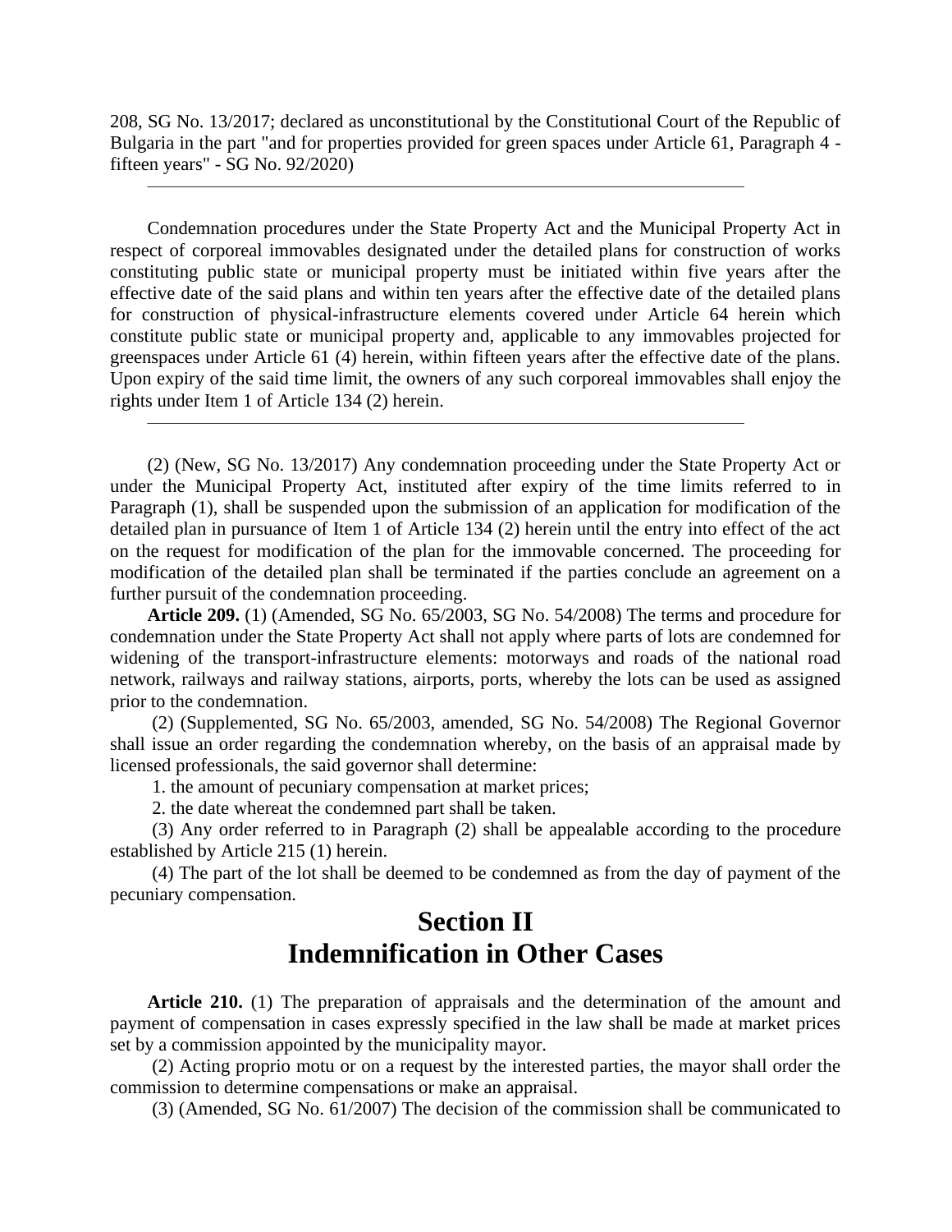208, SG No. 13/2017; declared as unconstitutional by the Constitutional Court of the Republic of Bulgaria in the part "and for properties provided for green spaces under Article 61, Paragraph 4 - fifteen years" - SG No. 92/2020)

---

Condemnation procedures under the State Property Act and the Municipal Property Act in respect of corporeal immovables designated under the detailed plans for construction of works constituting public state or municipal property must be initiated within five years after the effective date of the said plans and within ten years after the effective date of the detailed plans for construction of physical-infrastructure elements covered under Article 64 herein which constitute public state or municipal property and, applicable to any immovables projected for greenspaces under Article 61 (4) herein, within fifteen years after the effective date of the plans. Upon expiry of the said time limit, the owners of any such corporeal immovables shall enjoy the rights under Item 1 of Article 134 (2) herein.

---

(2) (New, SG No. 13/2017) Any condemnation proceeding under the State Property Act or under the Municipal Property Act, instituted after expiry of the time limits referred to in Paragraph (1), shall be suspended upon the submission of an application for modification of the detailed plan in pursuance of Item 1 of Article 134 (2) herein until the entry into effect of the act on the request for modification of the plan for the immovable concerned. The proceeding for modification of the detailed plan shall be terminated if the parties conclude an agreement on a further pursuit of the condemnation proceeding.

**Article 209.** (1) (Amended, SG No. 65/2003, SG No. 54/2008) The terms and procedure for condemnation under the State Property Act shall not apply where parts of lots are condemned for widening of the transport-infrastructure elements: motorways and roads of the national road network, railways and railway stations, airports, ports, whereby the lots can be used as assigned prior to the condemnation.

(2) (Supplemented, SG No. 65/2003, amended, SG No. 54/2008) The Regional Governor shall issue an order regarding the condemnation whereby, on the basis of an appraisal made by licensed professionals, the said governor shall determine:

1. the amount of pecuniary compensation at market prices;
2. the date whereat the condemned part shall be taken.

(3) Any order referred to in Paragraph (2) shall be appealable according to the procedure established by Article 215 (1) herein.

(4) The part of the lot shall be deemed to be condemned as from the day of payment of the pecuniary compensation.

## Section II
## Indemnification in Other Cases

**Article 210.** (1) The preparation of appraisals and the determination of the amount and payment of compensation in cases expressly specified in the law shall be made at market prices set by a commission appointed by the municipality mayor.

(2) Acting proprio motu or on a request by the interested parties, the mayor shall order the commission to determine compensations or make an appraisal.

(3) (Amended, SG No. 61/2007) The decision of the commission shall be communicated to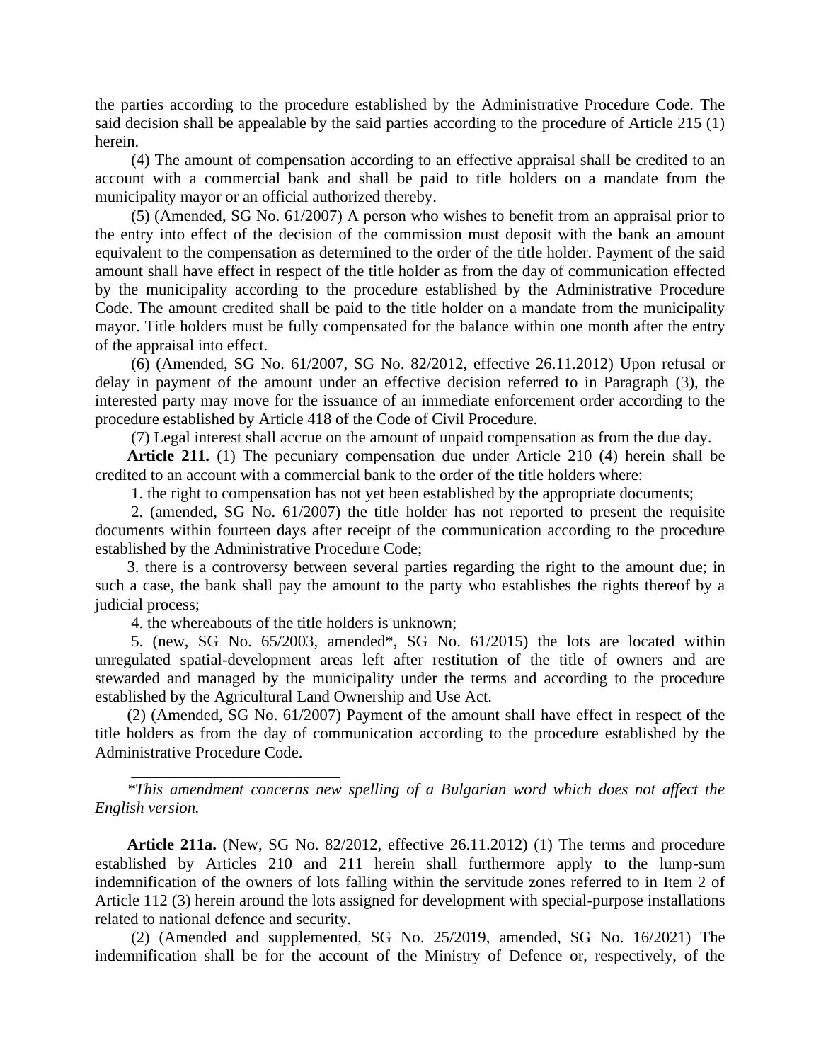the parties according to the procedure established by the Administrative Procedure Code. The said decision shall be appealable by the said parties according to the procedure of Article 215 (1) herein.

(4) The amount of compensation according to an effective appraisal shall be credited to an account with a commercial bank and shall be paid to title holders on a mandate from the municipality mayor or an official authorized thereby.

(5) (Amended, SG No. 61/2007) A person who wishes to benefit from an appraisal prior to the entry into effect of the decision of the commission must deposit with the bank an amount equivalent to the compensation as determined to the order of the title holder. Payment of the said amount shall have effect in respect of the title holder as from the day of communication effected by the municipality according to the procedure established by the Administrative Procedure Code. The amount credited shall be paid to the title holder on a mandate from the municipality mayor. Title holders must be fully compensated for the balance within one month after the entry of the appraisal into effect.

(6) (Amended, SG No. 61/2007, SG No. 82/2012, effective 26.11.2012) Upon refusal or delay in payment of the amount under an effective decision referred to in Paragraph (3), the interested party may move for the issuance of an immediate enforcement order according to the procedure established by Article 418 of the Code of Civil Procedure.

(7) Legal interest shall accrue on the amount of unpaid compensation as from the due day.

**Article 211.** (1) The pecuniary compensation due under Article 210 (4) herein shall be credited to an account with a commercial bank to the order of the title holders where:

1. the right to compensation has not yet been established by the appropriate documents;

2. (amended, SG No. 61/2007) the title holder has not reported to present the requisite documents within fourteen days after receipt of the communication according to the procedure established by the Administrative Procedure Code;

3. there is a controversy between several parties regarding the right to the amount due; in such a case, the bank shall pay the amount to the party who establishes the rights thereof by a judicial process;

4. the whereabouts of the title holders is unknown;

5. (new, SG No. 65/2003, amended*, SG No. 61/2015) the lots are located within unregulated spatial-development areas left after restitution of the title of owners and are stewarded and managed by the municipality under the terms and according to the procedure established by the Agricultural Land Ownership and Use Act.

(2) (Amended, SG No. 61/2007) Payment of the amount shall have effect in respect of the title holders as from the day of communication according to the procedure established by the Administrative Procedure Code.

---

*\*This amendment concerns new spelling of a Bulgarian word which does not affect the English version.*

**Article 211a.** (New, SG No. 82/2012, effective 26.11.2012) (1) The terms and procedure established by Articles 210 and 211 herein shall furthermore apply to the lump-sum indemnification of the owners of lots falling within the servitude zones referred to in Item 2 of Article 112 (3) herein around the lots assigned for development with special-purpose installations related to national defence and security.

(2) (Amended and supplemented, SG No. 25/2019, amended, SG No. 16/2021) The indemnification shall be for the account of the Ministry of Defence or, respectively, of the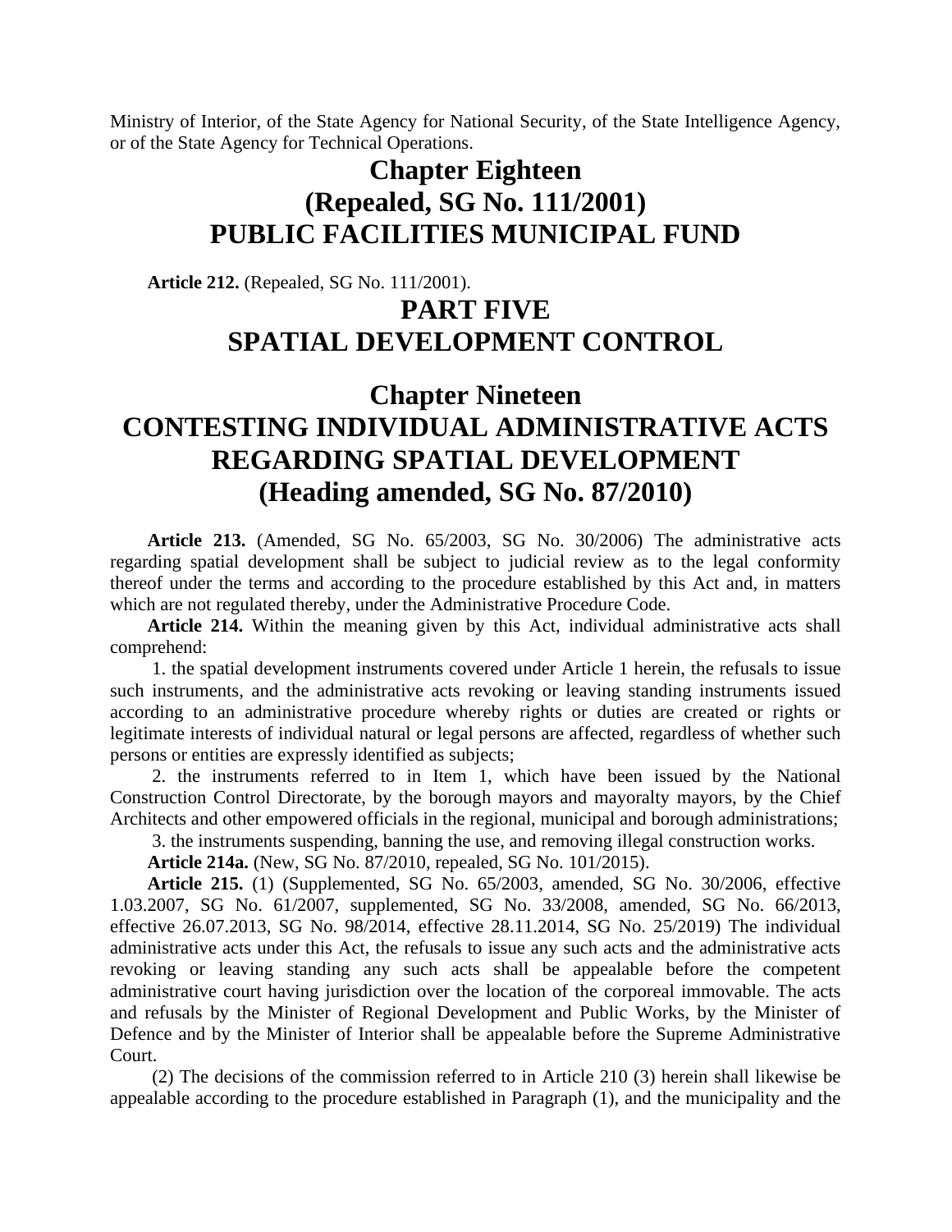Ministry of Interior, of the State Agency for National Security, of the State Intelligence Agency, or of the State Agency for Technical Operations.

# Chapter Eighteen (Repealed, SG No. 111/2001) PUBLIC FACILITIES MUNICIPAL FUND

**Article 212.** (Repealed, SG No. 111/2001).

# PART FIVE SPATIAL DEVELOPMENT CONTROL

# Chapter Nineteen CONTESTING INDIVIDUAL ADMINISTRATIVE ACTS REGARDING SPATIAL DEVELOPMENT (Heading amended, SG No. 87/2010)

**Article 213.** (Amended, SG No. 65/2003, SG No. 30/2006) The administrative acts regarding spatial development shall be subject to judicial review as to the legal conformity thereof under the terms and according to the procedure established by this Act and, in matters which are not regulated thereby, under the Administrative Procedure Code.

**Article 214.** Within the meaning given by this Act, individual administrative acts shall comprehend:

1. the spatial development instruments covered under Article 1 herein, the refusals to issue such instruments, and the administrative acts revoking or leaving standing instruments issued according to an administrative procedure whereby rights or duties are created or rights or legitimate interests of individual natural or legal persons are affected, regardless of whether such persons or entities are expressly identified as subjects;

2. the instruments referred to in Item 1, which have been issued by the National Construction Control Directorate, by the borough mayors and mayoralty mayors, by the Chief Architects and other empowered officials in the regional, municipal and borough administrations;

3. the instruments suspending, banning the use, and removing illegal construction works.

**Article 214a.** (New, SG No. 87/2010, repealed, SG No. 101/2015).

**Article 215.** (1) (Supplemented, SG No. 65/2003, amended, SG No. 30/2006, effective 1.03.2007, SG No. 61/2007, supplemented, SG No. 33/2008, amended, SG No. 66/2013, effective 26.07.2013, SG No. 98/2014, effective 28.11.2014, SG No. 25/2019) The individual administrative acts under this Act, the refusals to issue any such acts and the administrative acts revoking or leaving standing any such acts shall be appealable before the competent administrative court having jurisdiction over the location of the corporeal immovable. The acts and refusals by the Minister of Regional Development and Public Works, by the Minister of Defence and by the Minister of Interior shall be appealable before the Supreme Administrative Court.

(2) The decisions of the commission referred to in Article 210 (3) herein shall likewise be appealable according to the procedure established in Paragraph (1), and the municipality and the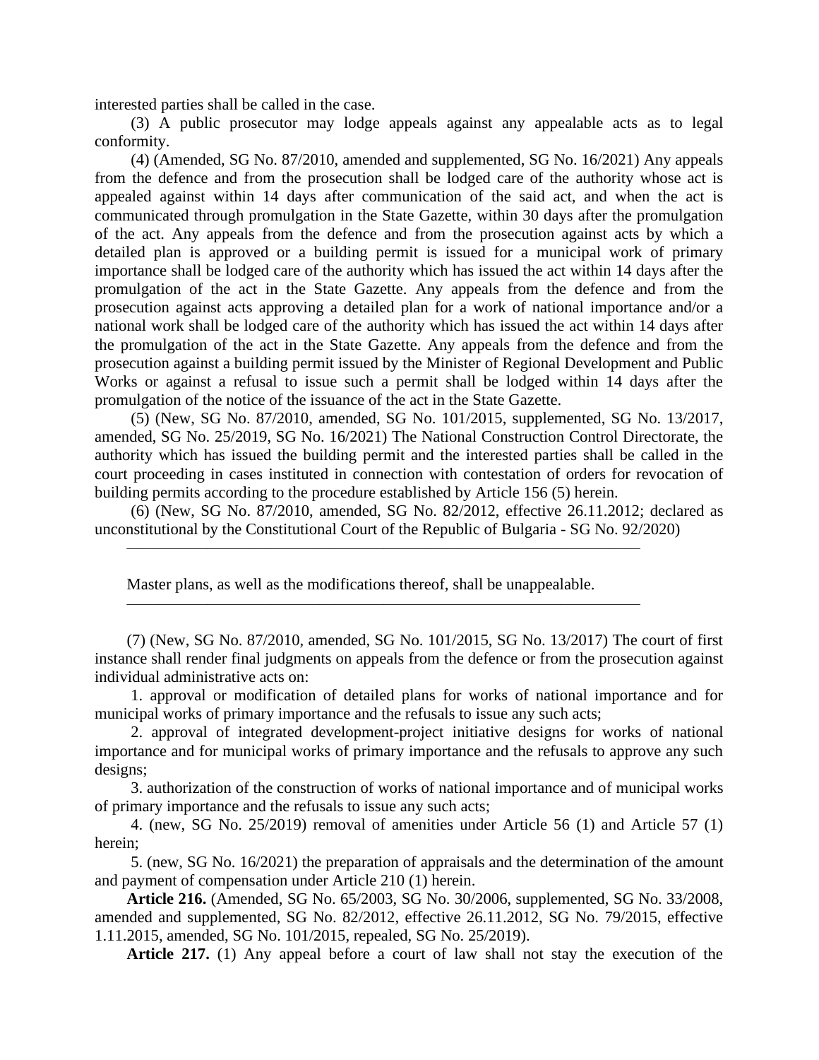interested parties shall be called in the case.

(3) A public prosecutor may lodge appeals against any appealable acts as to legal conformity.

(4) (Amended, SG No. 87/2010, amended and supplemented, SG No. 16/2021) Any appeals from the defence and from the prosecution shall be lodged care of the authority whose act is appealed against within 14 days after communication of the said act, and when the act is communicated through promulgation in the State Gazette, within 30 days after the promulgation of the act. Any appeals from the defence and from the prosecution against acts by which a detailed plan is approved or a building permit is issued for a municipal work of primary importance shall be lodged care of the authority which has issued the act within 14 days after the promulgation of the act in the State Gazette. Any appeals from the defence and from the prosecution against acts approving a detailed plan for a work of national importance and/or a national work shall be lodged care of the authority which has issued the act within 14 days after the promulgation of the act in the State Gazette. Any appeals from the defence and from the prosecution against a building permit issued by the Minister of Regional Development and Public Works or against a refusal to issue such a permit shall be lodged within 14 days after the promulgation of the notice of the issuance of the act in the State Gazette.

(5) (New, SG No. 87/2010, amended, SG No. 101/2015, supplemented, SG No. 13/2017, amended, SG No. 25/2019, SG No. 16/2021) The National Construction Control Directorate, the authority which has issued the building permit and the interested parties shall be called in the court proceeding in cases instituted in connection with contestation of orders for revocation of building permits according to the procedure established by Article 156 (5) herein.

(6) (New, SG No. 87/2010, amended, SG No. 82/2012, effective 26.11.2012; declared as unconstitutional by the Constitutional Court of the Republic of Bulgaria - SG No. 92/2020)

---

Master plans, as well as the modifications thereof, shall be unappealable.

---

(7) (New, SG No. 87/2010, amended, SG No. 101/2015, SG No. 13/2017) The court of first instance shall render final judgments on appeals from the defence or from the prosecution against individual administrative acts on:

1. approval or modification of detailed plans for works of national importance and for municipal works of primary importance and the refusals to issue any such acts;

2. approval of integrated development-project initiative designs for works of national importance and for municipal works of primary importance and the refusals to approve any such designs;

3. authorization of the construction of works of national importance and of municipal works of primary importance and the refusals to issue any such acts;

4. (new, SG No. 25/2019) removal of amenities under Article 56 (1) and Article 57 (1) herein;

5. (new, SG No. 16/2021) the preparation of appraisals and the determination of the amount and payment of compensation under Article 210 (1) herein.

**Article 216.** (Amended, SG No. 65/2003, SG No. 30/2006, supplemented, SG No. 33/2008, amended and supplemented, SG No. 82/2012, effective 26.11.2012, SG No. 79/2015, effective 1.11.2015, amended, SG No. 101/2015, repealed, SG No. 25/2019).

**Article 217.** (1) Any appeal before a court of law shall not stay the execution of the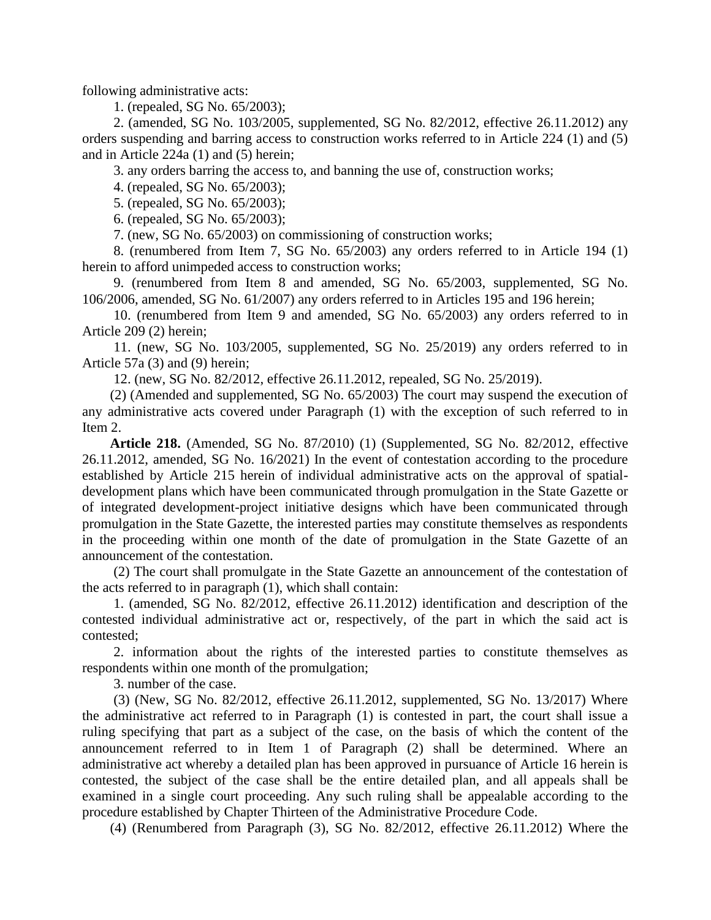following administrative acts:

1. (repealed, SG No. 65/2003);

2. (amended, SG No. 103/2005, supplemented, SG No. 82/2012, effective 26.11.2012) any orders suspending and barring access to construction works referred to in Article 224 (1) and (5) and in Article 224a (1) and (5) herein;

3. any orders barring the access to, and banning the use of, construction works;

4. (repealed, SG No. 65/2003);

5. (repealed, SG No. 65/2003);

6. (repealed, SG No. 65/2003);

7. (new, SG No. 65/2003) on commissioning of construction works;

8. (renumbered from Item 7, SG No. 65/2003) any orders referred to in Article 194 (1) herein to afford unimpeded access to construction works;

9. (renumbered from Item 8 and amended, SG No. 65/2003, supplemented, SG No. 106/2006, amended, SG No. 61/2007) any orders referred to in Articles 195 and 196 herein;

10. (renumbered from Item 9 and amended, SG No. 65/2003) any orders referred to in Article 209 (2) herein;

11. (new, SG No. 103/2005, supplemented, SG No. 25/2019) any orders referred to in Article 57a (3) and (9) herein;

12. (new, SG No. 82/2012, effective 26.11.2012, repealed, SG No. 25/2019).

(2) (Amended and supplemented, SG No. 65/2003) The court may suspend the execution of any administrative acts covered under Paragraph (1) with the exception of such referred to in Item 2.

**Article 218.** (Amended, SG No. 87/2010) (1) (Supplemented, SG No. 82/2012, effective 26.11.2012, amended, SG No. 16/2021) In the event of contestation according to the procedure established by Article 215 herein of individual administrative acts on the approval of spatial-development plans which have been communicated through promulgation in the State Gazette or of integrated development-project initiative designs which have been communicated through promulgation in the State Gazette, the interested parties may constitute themselves as respondents in the proceeding within one month of the date of promulgation in the State Gazette of an announcement of the contestation.

(2) The court shall promulgate in the State Gazette an announcement of the contestation of the acts referred to in paragraph (1), which shall contain:

1. (amended, SG No. 82/2012, effective 26.11.2012) identification and description of the contested individual administrative act or, respectively, of the part in which the said act is contested;

2. information about the rights of the interested parties to constitute themselves as respondents within one month of the promulgation;

3. number of the case.

(3) (New, SG No. 82/2012, effective 26.11.2012, supplemented, SG No. 13/2017) Where the administrative act referred to in Paragraph (1) is contested in part, the court shall issue a ruling specifying that part as a subject of the case, on the basis of which the content of the announcement referred to in Item 1 of Paragraph (2) shall be determined. Where an administrative act whereby a detailed plan has been approved in pursuance of Article 16 herein is contested, the subject of the case shall be the entire detailed plan, and all appeals shall be examined in a single court proceeding. Any such ruling shall be appealable according to the procedure established by Chapter Thirteen of the Administrative Procedure Code.

(4) (Renumbered from Paragraph (3), SG No. 82/2012, effective 26.11.2012) Where the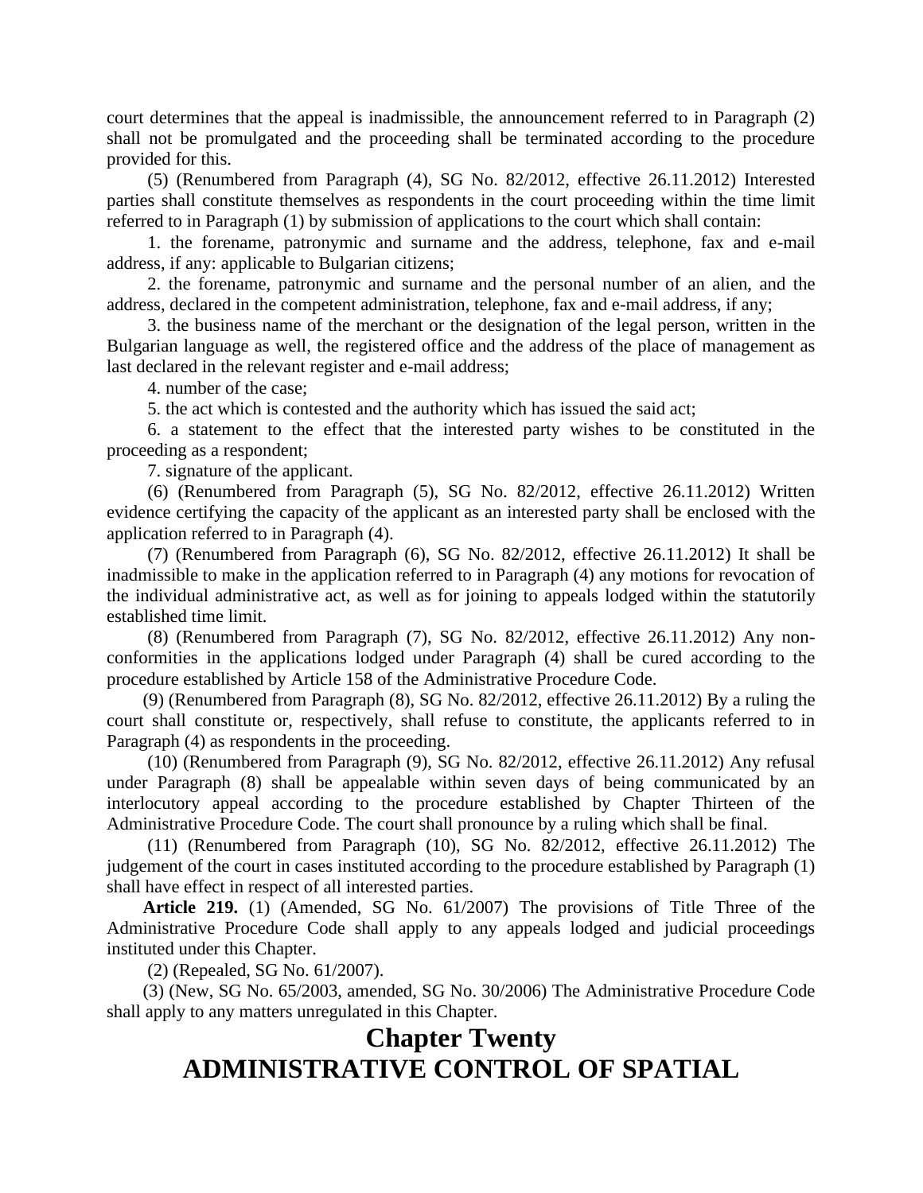court determines that the appeal is inadmissible, the announcement referred to in Paragraph (2) shall not be promulgated and the proceeding shall be terminated according to the procedure provided for this.

(5) (Renumbered from Paragraph (4), SG No. 82/2012, effective 26.11.2012) Interested parties shall constitute themselves as respondents in the court proceeding within the time limit referred to in Paragraph (1) by submission of applications to the court which shall contain:

1. the forename, patronymic and surname and the address, telephone, fax and e-mail address, if any: applicable to Bulgarian citizens;

2. the forename, patronymic and surname and the personal number of an alien, and the address, declared in the competent administration, telephone, fax and e-mail address, if any;

3. the business name of the merchant or the designation of the legal person, written in the Bulgarian language as well, the registered office and the address of the place of management as last declared in the relevant register and e-mail address;

4. number of the case;

5. the act which is contested and the authority which has issued the said act;

6. a statement to the effect that the interested party wishes to be constituted in the proceeding as a respondent;

7. signature of the applicant.

(6) (Renumbered from Paragraph (5), SG No. 82/2012, effective 26.11.2012) Written evidence certifying the capacity of the applicant as an interested party shall be enclosed with the application referred to in Paragraph (4).

(7) (Renumbered from Paragraph (6), SG No. 82/2012, effective 26.11.2012) It shall be inadmissible to make in the application referred to in Paragraph (4) any motions for revocation of the individual administrative act, as well as for joining to appeals lodged within the statutorily established time limit.

(8) (Renumbered from Paragraph (7), SG No. 82/2012, effective 26.11.2012) Any non-conformities in the applications lodged under Paragraph (4) shall be cured according to the procedure established by Article 158 of the Administrative Procedure Code.

(9) (Renumbered from Paragraph (8), SG No. 82/2012, effective 26.11.2012) By a ruling the court shall constitute or, respectively, shall refuse to constitute, the applicants referred to in Paragraph (4) as respondents in the proceeding.

(10) (Renumbered from Paragraph (9), SG No. 82/2012, effective 26.11.2012) Any refusal under Paragraph (8) shall be appealable within seven days of being communicated by an interlocutory appeal according to the procedure established by Chapter Thirteen of the Administrative Procedure Code. The court shall pronounce by a ruling which shall be final.

(11) (Renumbered from Paragraph (10), SG No. 82/2012, effective 26.11.2012) The judgement of the court in cases instituted according to the procedure established by Paragraph (1) shall have effect in respect of all interested parties.

**Article 219.** (1) (Amended, SG No. 61/2007) The provisions of Title Three of the Administrative Procedure Code shall apply to any appeals lodged and judicial proceedings instituted under this Chapter.

(2) (Repealed, SG No. 61/2007).

(3) (New, SG No. 65/2003, amended, SG No. 30/2006) The Administrative Procedure Code shall apply to any matters unregulated in this Chapter.

# Chapter Twenty
# ADMINISTRATIVE CONTROL OF SPATIAL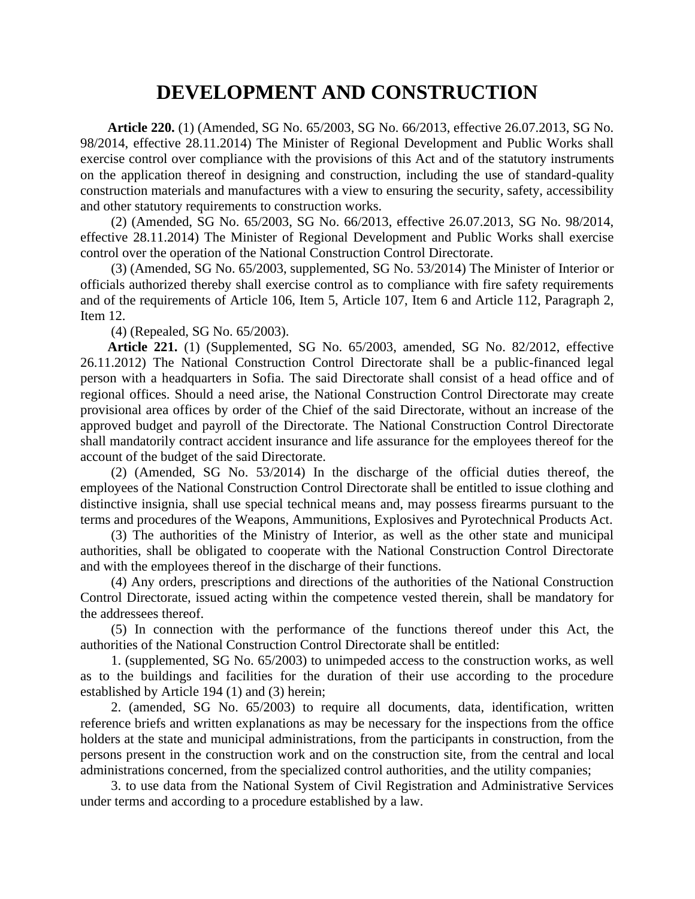# DEVELOPMENT AND CONSTRUCTION

**Article 220.** (1) (Amended, SG No. 65/2003, SG No. 66/2013, effective 26.07.2013, SG No. 98/2014, effective 28.11.2014) The Minister of Regional Development and Public Works shall exercise control over compliance with the provisions of this Act and of the statutory instruments on the application thereof in designing and construction, including the use of standard-quality construction materials and manufactures with a view to ensuring the security, safety, accessibility and other statutory requirements to construction works.

(2) (Amended, SG No. 65/2003, SG No. 66/2013, effective 26.07.2013, SG No. 98/2014, effective 28.11.2014) The Minister of Regional Development and Public Works shall exercise control over the operation of the National Construction Control Directorate.

(3) (Amended, SG No. 65/2003, supplemented, SG No. 53/2014) The Minister of Interior or officials authorized thereby shall exercise control as to compliance with fire safety requirements and of the requirements of Article 106, Item 5, Article 107, Item 6 and Article 112, Paragraph 2, Item 12.

(4) (Repealed, SG No. 65/2003).

**Article 221.** (1) (Supplemented, SG No. 65/2003, amended, SG No. 82/2012, effective 26.11.2012) The National Construction Control Directorate shall be a public-financed legal person with a headquarters in Sofia. The said Directorate shall consist of a head office and of regional offices. Should a need arise, the National Construction Control Directorate may create provisional area offices by order of the Chief of the said Directorate, without an increase of the approved budget and payroll of the Directorate. The National Construction Control Directorate shall mandatorily contract accident insurance and life assurance for the employees thereof for the account of the budget of the said Directorate.

(2) (Amended, SG No. 53/2014) In the discharge of the official duties thereof, the employees of the National Construction Control Directorate shall be entitled to issue clothing and distinctive insignia, shall use special technical means and, may possess firearms pursuant to the terms and procedures of the Weapons, Ammunitions, Explosives and Pyrotechnical Products Act.

(3) The authorities of the Ministry of Interior, as well as the other state and municipal authorities, shall be obligated to cooperate with the National Construction Control Directorate and with the employees thereof in the discharge of their functions.

(4) Any orders, prescriptions and directions of the authorities of the National Construction Control Directorate, issued acting within the competence vested therein, shall be mandatory for the addressees thereof.

(5) In connection with the performance of the functions thereof under this Act, the authorities of the National Construction Control Directorate shall be entitled:

1. (supplemented, SG No. 65/2003) to unimpeded access to the construction works, as well as to the buildings and facilities for the duration of their use according to the procedure established by Article 194 (1) and (3) herein;

2. (amended, SG No. 65/2003) to require all documents, data, identification, written reference briefs and written explanations as may be necessary for the inspections from the office holders at the state and municipal administrations, from the participants in construction, from the persons present in the construction work and on the construction site, from the central and local administrations concerned, from the specialized control authorities, and the utility companies;

3. to use data from the National System of Civil Registration and Administrative Services under terms and according to a procedure established by a law.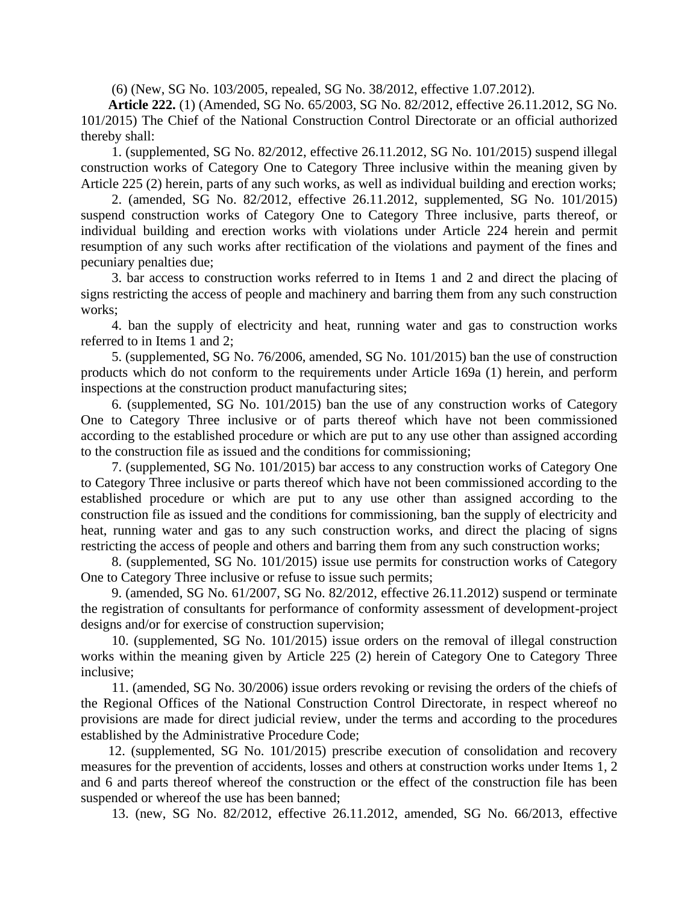(6) (New, SG No. 103/2005, repealed, SG No. 38/2012, effective 1.07.2012).

**Article 222.** (1) (Amended, SG No. 65/2003, SG No. 82/2012, effective 26.11.2012, SG No. 101/2015) The Chief of the National Construction Control Directorate or an official authorized thereby shall:

1. (supplemented, SG No. 82/2012, effective 26.11.2012, SG No. 101/2015) suspend illegal construction works of Category One to Category Three inclusive within the meaning given by Article 225 (2) herein, parts of any such works, as well as individual building and erection works;

2. (amended, SG No. 82/2012, effective 26.11.2012, supplemented, SG No. 101/2015) suspend construction works of Category One to Category Three inclusive, parts thereof, or individual building and erection works with violations under Article 224 herein and permit resumption of any such works after rectification of the violations and payment of the fines and pecuniary penalties due;

3. bar access to construction works referred to in Items 1 and 2 and direct the placing of signs restricting the access of people and machinery and barring them from any such construction works;

4. ban the supply of electricity and heat, running water and gas to construction works referred to in Items 1 and 2;

5. (supplemented, SG No. 76/2006, amended, SG No. 101/2015) ban the use of construction products which do not conform to the requirements under Article 169a (1) herein, and perform inspections at the construction product manufacturing sites;

6. (supplemented, SG No. 101/2015) ban the use of any construction works of Category One to Category Three inclusive or of parts thereof which have not been commissioned according to the established procedure or which are put to any use other than assigned according to the construction file as issued and the conditions for commissioning;

7. (supplemented, SG No. 101/2015) bar access to any construction works of Category One to Category Three inclusive or parts thereof which have not been commissioned according to the established procedure or which are put to any use other than assigned according to the construction file as issued and the conditions for commissioning, ban the supply of electricity and heat, running water and gas to any such construction works, and direct the placing of signs restricting the access of people and others and barring them from any such construction works;

8. (supplemented, SG No. 101/2015) issue use permits for construction works of Category One to Category Three inclusive or refuse to issue such permits;

9. (amended, SG No. 61/2007, SG No. 82/2012, effective 26.11.2012) suspend or terminate the registration of consultants for performance of conformity assessment of development-project designs and/or for exercise of construction supervision;

10. (supplemented, SG No. 101/2015) issue orders on the removal of illegal construction works within the meaning given by Article 225 (2) herein of Category One to Category Three inclusive;

11. (amended, SG No. 30/2006) issue orders revoking or revising the orders of the chiefs of the Regional Offices of the National Construction Control Directorate, in respect whereof no provisions are made for direct judicial review, under the terms and according to the procedures established by the Administrative Procedure Code;

12. (supplemented, SG No. 101/2015) prescribe execution of consolidation and recovery measures for the prevention of accidents, losses and others at construction works under Items 1, 2 and 6 and parts thereof whereof the construction or the effect of the construction file has been suspended or whereof the use has been banned;

13. (new, SG No. 82/2012, effective 26.11.2012, amended, SG No. 66/2013, effective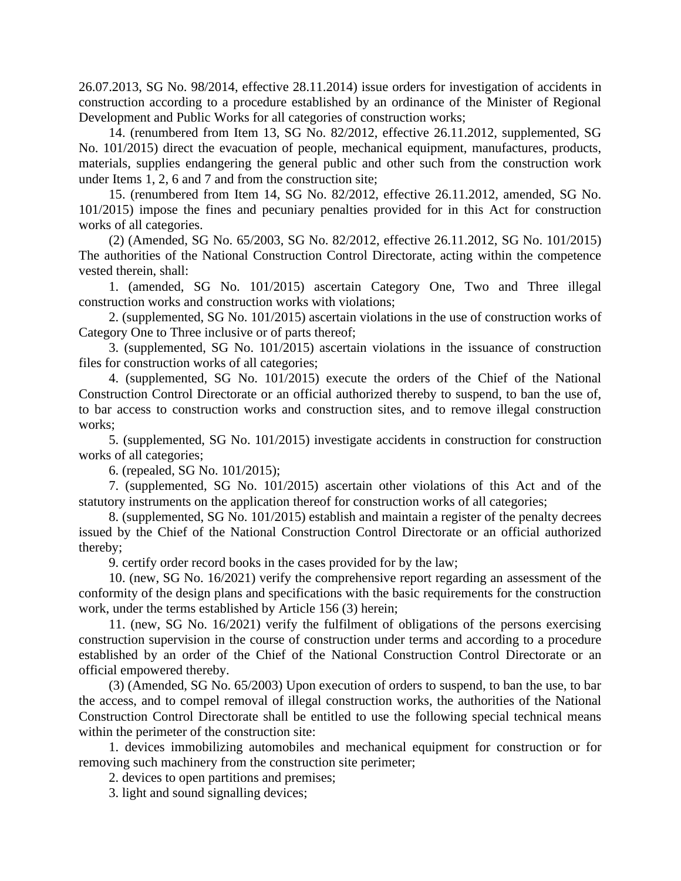26.07.2013, SG No. 98/2014, effective 28.11.2014) issue orders for investigation of accidents in construction according to a procedure established by an ordinance of the Minister of Regional Development and Public Works for all categories of construction works;

14. (renumbered from Item 13, SG No. 82/2012, effective 26.11.2012, supplemented, SG No. 101/2015) direct the evacuation of people, mechanical equipment, manufactures, products, materials, supplies endangering the general public and other such from the construction work under Items 1, 2, 6 and 7 and from the construction site;

15. (renumbered from Item 14, SG No. 82/2012, effective 26.11.2012, amended, SG No. 101/2015) impose the fines and pecuniary penalties provided for in this Act for construction works of all categories.

(2) (Amended, SG No. 65/2003, SG No. 82/2012, effective 26.11.2012, SG No. 101/2015) The authorities of the National Construction Control Directorate, acting within the competence vested therein, shall:

1. (amended, SG No. 101/2015) ascertain Category One, Two and Three illegal construction works and construction works with violations;

2. (supplemented, SG No. 101/2015) ascertain violations in the use of construction works of Category One to Three inclusive or of parts thereof;

3. (supplemented, SG No. 101/2015) ascertain violations in the issuance of construction files for construction works of all categories;

4. (supplemented, SG No. 101/2015) execute the orders of the Chief of the National Construction Control Directorate or an official authorized thereby to suspend, to ban the use of, to bar access to construction works and construction sites, and to remove illegal construction works;

5. (supplemented, SG No. 101/2015) investigate accidents in construction for construction works of all categories;

6. (repealed, SG No. 101/2015);

7. (supplemented, SG No. 101/2015) ascertain other violations of this Act and of the statutory instruments on the application thereof for construction works of all categories;

8. (supplemented, SG No. 101/2015) establish and maintain a register of the penalty decrees issued by the Chief of the National Construction Control Directorate or an official authorized thereby;

9. certify order record books in the cases provided for by the law;

10. (new, SG No. 16/2021) verify the comprehensive report regarding an assessment of the conformity of the design plans and specifications with the basic requirements for the construction work, under the terms established by Article 156 (3) herein;

11. (new, SG No. 16/2021) verify the fulfilment of obligations of the persons exercising construction supervision in the course of construction under terms and according to a procedure established by an order of the Chief of the National Construction Control Directorate or an official empowered thereby.

(3) (Amended, SG No. 65/2003) Upon execution of orders to suspend, to ban the use, to bar the access, and to compel removal of illegal construction works, the authorities of the National Construction Control Directorate shall be entitled to use the following special technical means within the perimeter of the construction site:

1. devices immobilizing automobiles and mechanical equipment for construction or for removing such machinery from the construction site perimeter;

2. devices to open partitions and premises;

3. light and sound signalling devices;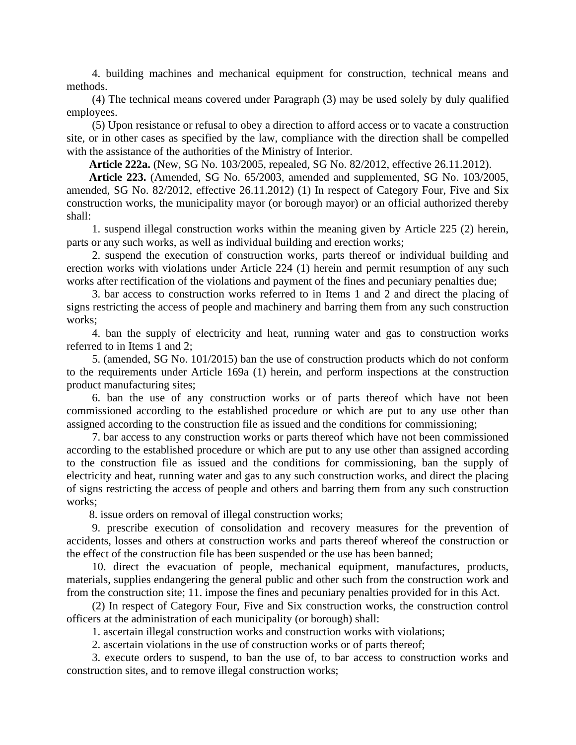4. building machines and mechanical equipment for construction, technical means and methods.

(4) The technical means covered under Paragraph (3) may be used solely by duly qualified employees.

(5) Upon resistance or refusal to obey a direction to afford access or to vacate a construction site, or in other cases as specified by the law, compliance with the direction shall be compelled with the assistance of the authorities of the Ministry of Interior.

**Article 222a.** (New, SG No. 103/2005, repealed, SG No. 82/2012, effective 26.11.2012).

**Article 223.** (Amended, SG No. 65/2003, amended and supplemented, SG No. 103/2005, amended, SG No. 82/2012, effective 26.11.2012) (1) In respect of Category Four, Five and Six construction works, the municipality mayor (or borough mayor) or an official authorized thereby shall:

1. suspend illegal construction works within the meaning given by Article 225 (2) herein, parts or any such works, as well as individual building and erection works;

2. suspend the execution of construction works, parts thereof or individual building and erection works with violations under Article 224 (1) herein and permit resumption of any such works after rectification of the violations and payment of the fines and pecuniary penalties due;

3. bar access to construction works referred to in Items 1 and 2 and direct the placing of signs restricting the access of people and machinery and barring them from any such construction works;

4. ban the supply of electricity and heat, running water and gas to construction works referred to in Items 1 and 2;

5. (amended, SG No. 101/2015) ban the use of construction products which do not conform to the requirements under Article 169a (1) herein, and perform inspections at the construction product manufacturing sites;

6. ban the use of any construction works or of parts thereof which have not been commissioned according to the established procedure or which are put to any use other than assigned according to the construction file as issued and the conditions for commissioning;

7. bar access to any construction works or parts thereof which have not been commissioned according to the established procedure or which are put to any use other than assigned according to the construction file as issued and the conditions for commissioning, ban the supply of electricity and heat, running water and gas to any such construction works, and direct the placing of signs restricting the access of people and others and barring them from any such construction works;

8. issue orders on removal of illegal construction works;

9. prescribe execution of consolidation and recovery measures for the prevention of accidents, losses and others at construction works and parts thereof whereof the construction or the effect of the construction file has been suspended or the use has been banned;

10. direct the evacuation of people, mechanical equipment, manufactures, products, materials, supplies endangering the general public and other such from the construction work and from the construction site; 11. impose the fines and pecuniary penalties provided for in this Act.

(2) In respect of Category Four, Five and Six construction works, the construction control officers at the administration of each municipality (or borough) shall:

1. ascertain illegal construction works and construction works with violations;

2. ascertain violations in the use of construction works or of parts thereof;

3. execute orders to suspend, to ban the use of, to bar access to construction works and construction sites, and to remove illegal construction works;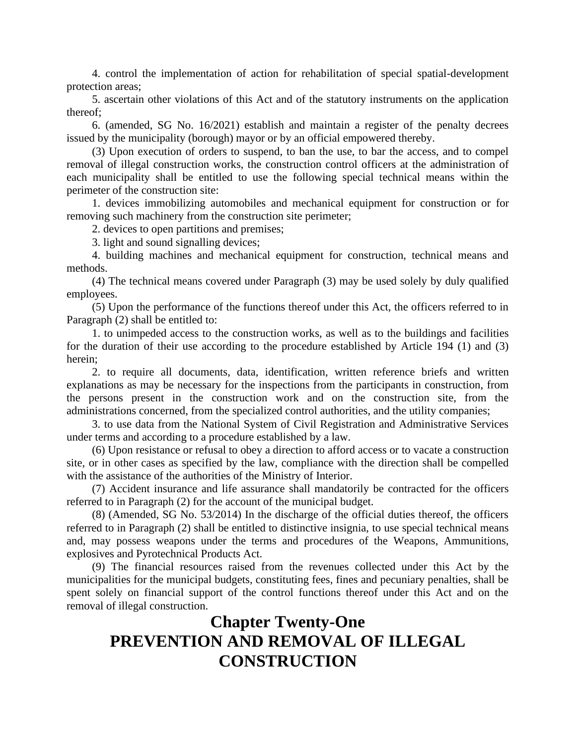4. control the implementation of action for rehabilitation of special spatial-development protection areas;

5. ascertain other violations of this Act and of the statutory instruments on the application thereof;

6. (amended, SG No. 16/2021) establish and maintain a register of the penalty decrees issued by the municipality (borough) mayor or by an official empowered thereby.

(3) Upon execution of orders to suspend, to ban the use, to bar the access, and to compel removal of illegal construction works, the construction control officers at the administration of each municipality shall be entitled to use the following special technical means within the perimeter of the construction site:

1. devices immobilizing automobiles and mechanical equipment for construction or for removing such machinery from the construction site perimeter;

2. devices to open partitions and premises;

3. light and sound signalling devices;

4. building machines and mechanical equipment for construction, technical means and methods.

(4) The technical means covered under Paragraph (3) may be used solely by duly qualified employees.

(5) Upon the performance of the functions thereof under this Act, the officers referred to in Paragraph (2) shall be entitled to:

1. to unimpeded access to the construction works, as well as to the buildings and facilities for the duration of their use according to the procedure established by Article 194 (1) and (3) herein;

2. to require all documents, data, identification, written reference briefs and written explanations as may be necessary for the inspections from the participants in construction, from the persons present in the construction work and on the construction site, from the administrations concerned, from the specialized control authorities, and the utility companies;

3. to use data from the National System of Civil Registration and Administrative Services under terms and according to a procedure established by a law.

(6) Upon resistance or refusal to obey a direction to afford access or to vacate a construction site, or in other cases as specified by the law, compliance with the direction shall be compelled with the assistance of the authorities of the Ministry of Interior.

(7) Accident insurance and life assurance shall mandatorily be contracted for the officers referred to in Paragraph (2) for the account of the municipal budget.

(8) (Amended, SG No. 53/2014) In the discharge of the official duties thereof, the officers referred to in Paragraph (2) shall be entitled to distinctive insignia, to use special technical means and, may possess weapons under the terms and procedures of the Weapons, Ammunitions, explosives and Pyrotechnical Products Act.

(9) The financial resources raised from the revenues collected under this Act by the municipalities for the municipal budgets, constituting fees, fines and pecuniary penalties, shall be spent solely on financial support of the control functions thereof under this Act and on the removal of illegal construction.

# Chapter Twenty-One
# PREVENTION AND REMOVAL OF ILLEGAL CONSTRUCTION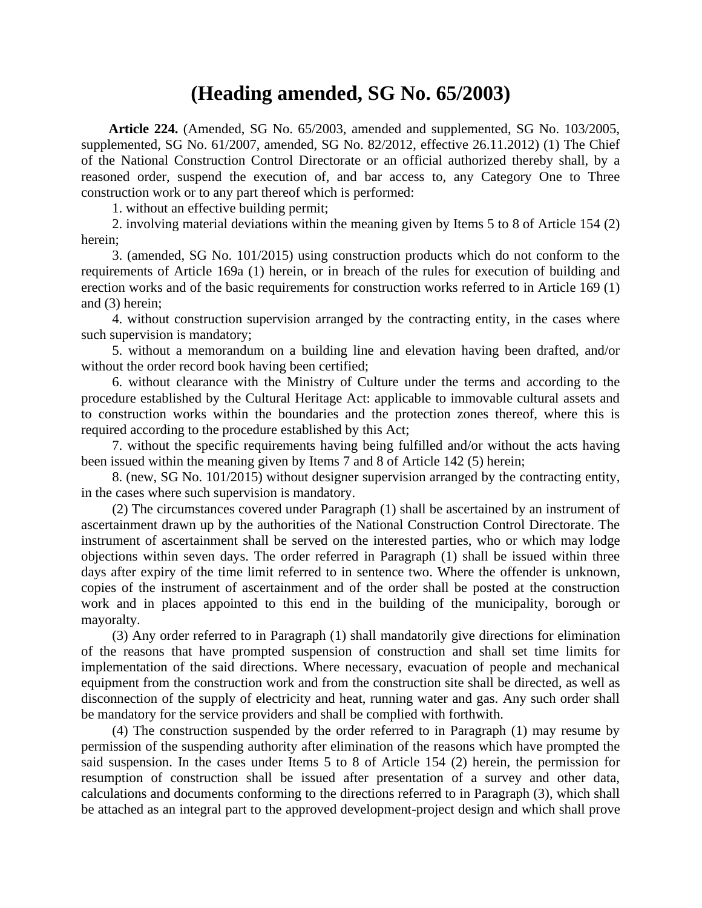# (Heading amended, SG No. 65/2003)

**Article 224.** (Amended, SG No. 65/2003, amended and supplemented, SG No. 103/2005, supplemented, SG No. 61/2007, amended, SG No. 82/2012, effective 26.11.2012) (1) The Chief of the National Construction Control Directorate or an official authorized thereby shall, by a reasoned order, suspend the execution of, and bar access to, any Category One to Three construction work or to any part thereof which is performed:

1. without an effective building permit;

2. involving material deviations within the meaning given by Items 5 to 8 of Article 154 (2) herein;

3. (amended, SG No. 101/2015) using construction products which do not conform to the requirements of Article 169a (1) herein, or in breach of the rules for execution of building and erection works and of the basic requirements for construction works referred to in Article 169 (1) and (3) herein;

4. without construction supervision arranged by the contracting entity, in the cases where such supervision is mandatory;

5. without a memorandum on a building line and elevation having been drafted, and/or without the order record book having been certified;

6. without clearance with the Ministry of Culture under the terms and according to the procedure established by the Cultural Heritage Act: applicable to immovable cultural assets and to construction works within the boundaries and the protection zones thereof, where this is required according to the procedure established by this Act;

7. without the specific requirements having being fulfilled and/or without the acts having been issued within the meaning given by Items 7 and 8 of Article 142 (5) herein;

8. (new, SG No. 101/2015) without designer supervision arranged by the contracting entity, in the cases where such supervision is mandatory.

(2) The circumstances covered under Paragraph (1) shall be ascertained by an instrument of ascertainment drawn up by the authorities of the National Construction Control Directorate. The instrument of ascertainment shall be served on the interested parties, who or which may lodge objections within seven days. The order referred in Paragraph (1) shall be issued within three days after expiry of the time limit referred to in sentence two. Where the offender is unknown, copies of the instrument of ascertainment and of the order shall be posted at the construction work and in places appointed to this end in the building of the municipality, borough or mayoralty.

(3) Any order referred to in Paragraph (1) shall mandatorily give directions for elimination of the reasons that have prompted suspension of construction and shall set time limits for implementation of the said directions. Where necessary, evacuation of people and mechanical equipment from the construction work and from the construction site shall be directed, as well as disconnection of the supply of electricity and heat, running water and gas. Any such order shall be mandatory for the service providers and shall be complied with forthwith.

(4) The construction suspended by the order referred to in Paragraph (1) may resume by permission of the suspending authority after elimination of the reasons which have prompted the said suspension. In the cases under Items 5 to 8 of Article 154 (2) herein, the permission for resumption of construction shall be issued after presentation of a survey and other data, calculations and documents conforming to the directions referred to in Paragraph (3), which shall be attached as an integral part to the approved development-project design and which shall prove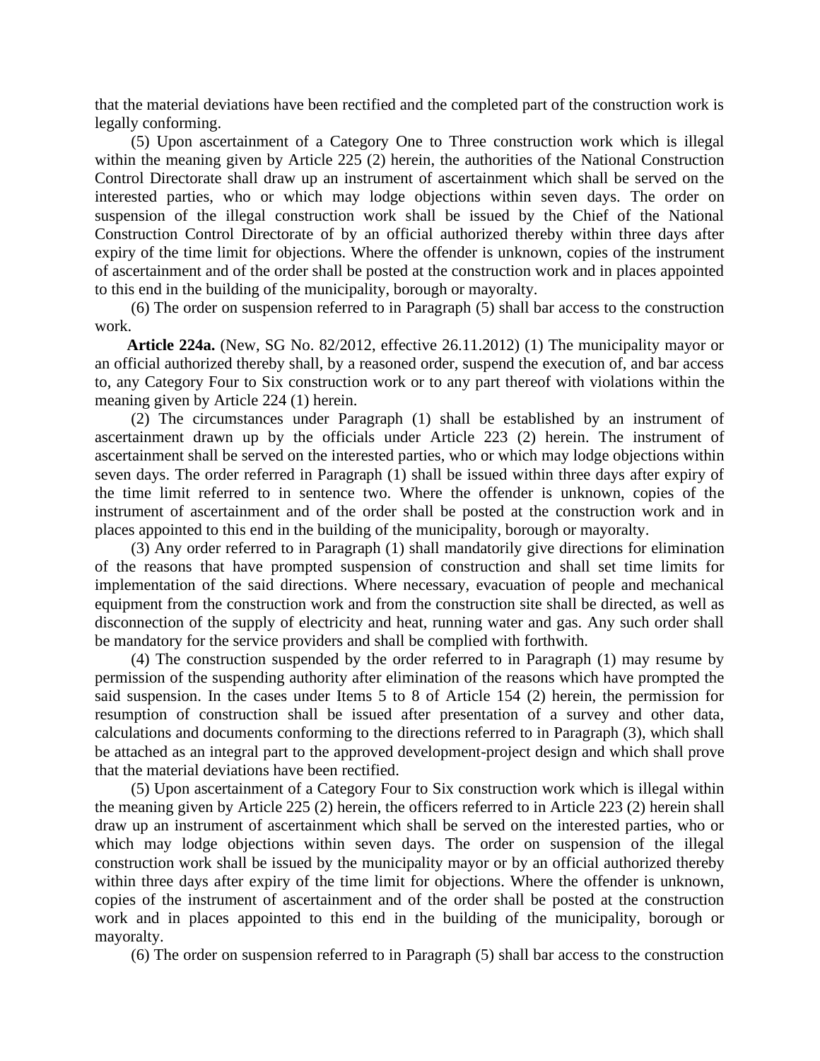that the material deviations have been rectified and the completed part of the construction work is legally conforming.

(5) Upon ascertainment of a Category One to Three construction work which is illegal within the meaning given by Article 225 (2) herein, the authorities of the National Construction Control Directorate shall draw up an instrument of ascertainment which shall be served on the interested parties, who or which may lodge objections within seven days. The order on suspension of the illegal construction work shall be issued by the Chief of the National Construction Control Directorate of by an official authorized thereby within three days after expiry of the time limit for objections. Where the offender is unknown, copies of the instrument of ascertainment and of the order shall be posted at the construction work and in places appointed to this end in the building of the municipality, borough or mayoralty.

(6) The order on suspension referred to in Paragraph (5) shall bar access to the construction work.

**Article 224a.** (New, SG No. 82/2012, effective 26.11.2012) (1) The municipality mayor or an official authorized thereby shall, by a reasoned order, suspend the execution of, and bar access to, any Category Four to Six construction work or to any part thereof with violations within the meaning given by Article 224 (1) herein.

(2) The circumstances under Paragraph (1) shall be established by an instrument of ascertainment drawn up by the officials under Article 223 (2) herein. The instrument of ascertainment shall be served on the interested parties, who or which may lodge objections within seven days. The order referred in Paragraph (1) shall be issued within three days after expiry of the time limit referred to in sentence two. Where the offender is unknown, copies of the instrument of ascertainment and of the order shall be posted at the construction work and in places appointed to this end in the building of the municipality, borough or mayoralty.

(3) Any order referred to in Paragraph (1) shall mandatorily give directions for elimination of the reasons that have prompted suspension of construction and shall set time limits for implementation of the said directions. Where necessary, evacuation of people and mechanical equipment from the construction work and from the construction site shall be directed, as well as disconnection of the supply of electricity and heat, running water and gas. Any such order shall be mandatory for the service providers and shall be complied with forthwith.

(4) The construction suspended by the order referred to in Paragraph (1) may resume by permission of the suspending authority after elimination of the reasons which have prompted the said suspension. In the cases under Items 5 to 8 of Article 154 (2) herein, the permission for resumption of construction shall be issued after presentation of a survey and other data, calculations and documents conforming to the directions referred to in Paragraph (3), which shall be attached as an integral part to the approved development-project design and which shall prove that the material deviations have been rectified.

(5) Upon ascertainment of a Category Four to Six construction work which is illegal within the meaning given by Article 225 (2) herein, the officers referred to in Article 223 (2) herein shall draw up an instrument of ascertainment which shall be served on the interested parties, who or which may lodge objections within seven days. The order on suspension of the illegal construction work shall be issued by the municipality mayor or by an official authorized thereby within three days after expiry of the time limit for objections. Where the offender is unknown, copies of the instrument of ascertainment and of the order shall be posted at the construction work and in places appointed to this end in the building of the municipality, borough or mayoralty.

(6) The order on suspension referred to in Paragraph (5) shall bar access to the construction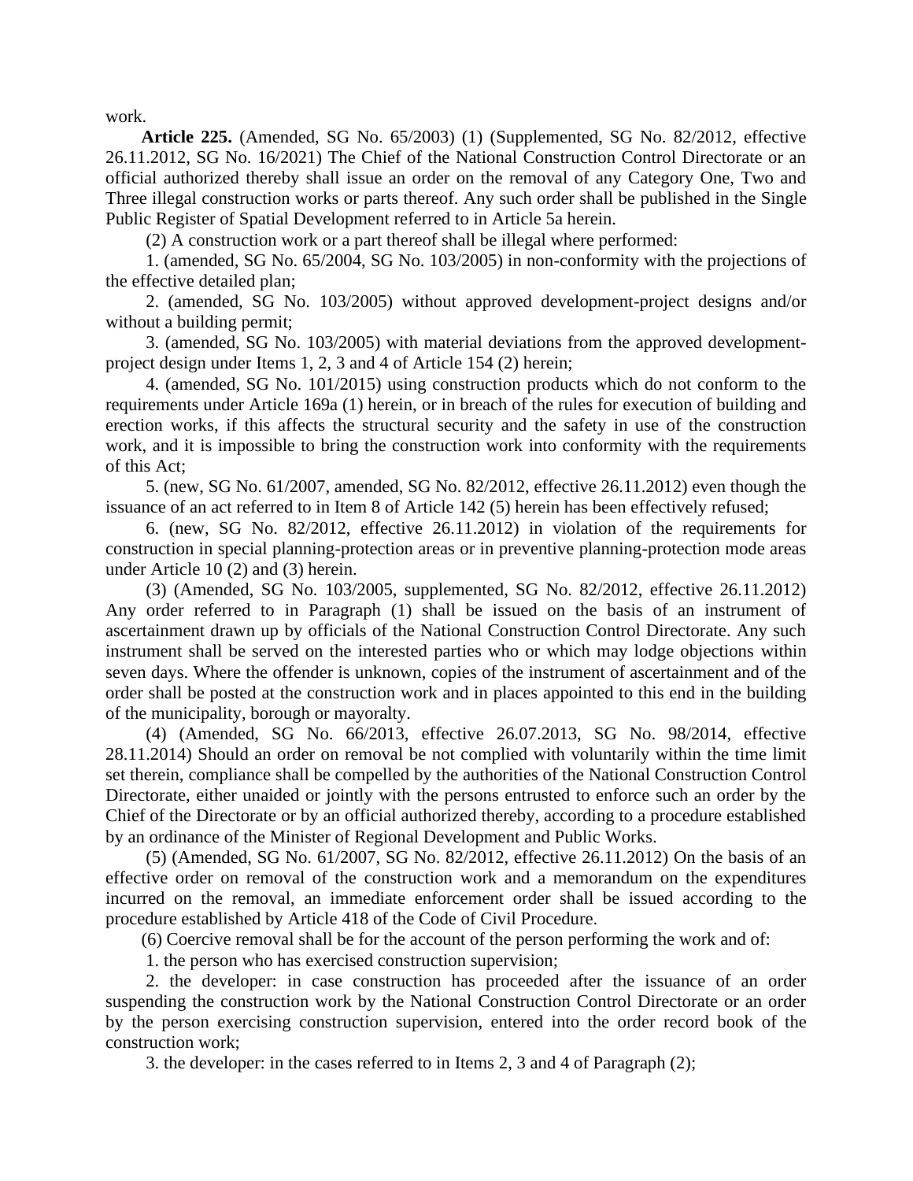work.

**Article 225.** (Amended, SG No. 65/2003) (1) (Supplemented, SG No. 82/2012, effective 26.11.2012, SG No. 16/2021) The Chief of the National Construction Control Directorate or an official authorized thereby shall issue an order on the removal of any Category One, Two and Three illegal construction works or parts thereof. Any such order shall be published in the Single Public Register of Spatial Development referred to in Article 5a herein.

(2) A construction work or a part thereof shall be illegal where performed:

1. (amended, SG No. 65/2004, SG No. 103/2005) in non-conformity with the projections of the effective detailed plan;

2. (amended, SG No. 103/2005) without approved development-project designs and/or without a building permit;

3. (amended, SG No. 103/2005) with material deviations from the approved development-project design under Items 1, 2, 3 and 4 of Article 154 (2) herein;

4. (amended, SG No. 101/2015) using construction products which do not conform to the requirements under Article 169a (1) herein, or in breach of the rules for execution of building and erection works, if this affects the structural security and the safety in use of the construction work, and it is impossible to bring the construction work into conformity with the requirements of this Act;

5. (new, SG No. 61/2007, amended, SG No. 82/2012, effective 26.11.2012) even though the issuance of an act referred to in Item 8 of Article 142 (5) herein has been effectively refused;

6. (new, SG No. 82/2012, effective 26.11.2012) in violation of the requirements for construction in special planning-protection areas or in preventive planning-protection mode areas under Article 10 (2) and (3) herein.

(3) (Amended, SG No. 103/2005, supplemented, SG No. 82/2012, effective 26.11.2012) Any order referred to in Paragraph (1) shall be issued on the basis of an instrument of ascertainment drawn up by officials of the National Construction Control Directorate. Any such instrument shall be served on the interested parties who or which may lodge objections within seven days. Where the offender is unknown, copies of the instrument of ascertainment and of the order shall be posted at the construction work and in places appointed to this end in the building of the municipality, borough or mayoralty.

(4) (Amended, SG No. 66/2013, effective 26.07.2013, SG No. 98/2014, effective 28.11.2014) Should an order on removal be not complied with voluntarily within the time limit set therein, compliance shall be compelled by the authorities of the National Construction Control Directorate, either unaided or jointly with the persons entrusted to enforce such an order by the Chief of the Directorate or by an official authorized thereby, according to a procedure established by an ordinance of the Minister of Regional Development and Public Works.

(5) (Amended, SG No. 61/2007, SG No. 82/2012, effective 26.11.2012) On the basis of an effective order on removal of the construction work and a memorandum on the expenditures incurred on the removal, an immediate enforcement order shall be issued according to the procedure established by Article 418 of the Code of Civil Procedure.

(6) Coercive removal shall be for the account of the person performing the work and of:

1. the person who has exercised construction supervision;

2. the developer: in case construction has proceeded after the issuance of an order suspending the construction work by the National Construction Control Directorate or an order by the person exercising construction supervision, entered into the order record book of the construction work;

3. the developer: in the cases referred to in Items 2, 3 and 4 of Paragraph (2);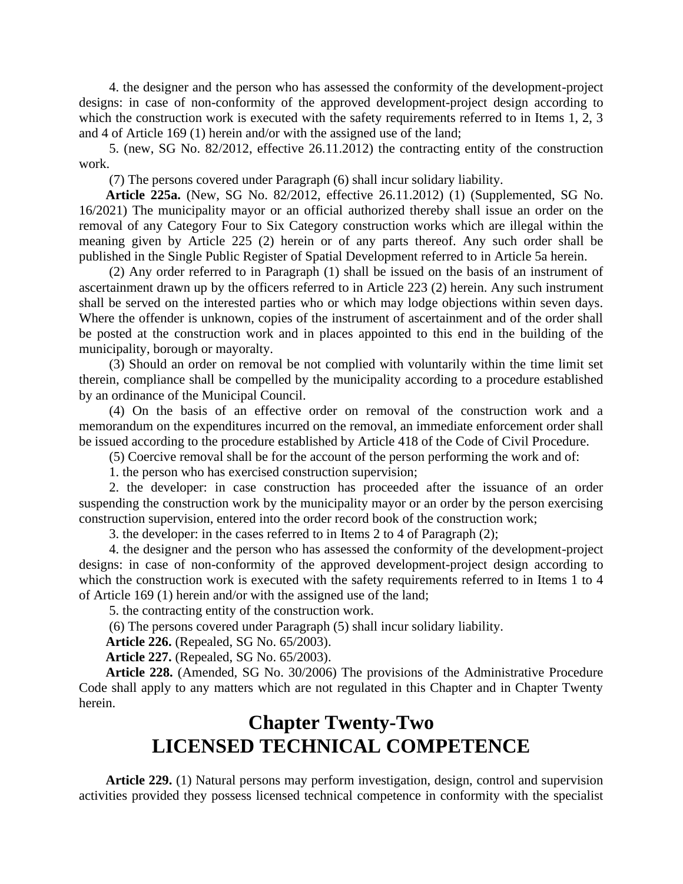4. the designer and the person who has assessed the conformity of the development-project designs: in case of non-conformity of the approved development-project design according to which the construction work is executed with the safety requirements referred to in Items 1, 2, 3 and 4 of Article 169 (1) herein and/or with the assigned use of the land;

5. (new, SG No. 82/2012, effective 26.11.2012) the contracting entity of the construction work.

(7) The persons covered under Paragraph (6) shall incur solidary liability.

**Article 225a.** (New, SG No. 82/2012, effective 26.11.2012) (1) (Supplemented, SG No. 16/2021) The municipality mayor or an official authorized thereby shall issue an order on the removal of any Category Four to Six Category construction works which are illegal within the meaning given by Article 225 (2) herein or of any parts thereof. Any such order shall be published in the Single Public Register of Spatial Development referred to in Article 5a herein.

(2) Any order referred to in Paragraph (1) shall be issued on the basis of an instrument of ascertainment drawn up by the officers referred to in Article 223 (2) herein. Any such instrument shall be served on the interested parties who or which may lodge objections within seven days. Where the offender is unknown, copies of the instrument of ascertainment and of the order shall be posted at the construction work and in places appointed to this end in the building of the municipality, borough or mayoralty.

(3) Should an order on removal be not complied with voluntarily within the time limit set therein, compliance shall be compelled by the municipality according to a procedure established by an ordinance of the Municipal Council.

(4) On the basis of an effective order on removal of the construction work and a memorandum on the expenditures incurred on the removal, an immediate enforcement order shall be issued according to the procedure established by Article 418 of the Code of Civil Procedure.

(5) Coercive removal shall be for the account of the person performing the work and of:

1. the person who has exercised construction supervision;

2. the developer: in case construction has proceeded after the issuance of an order suspending the construction work by the municipality mayor or an order by the person exercising construction supervision, entered into the order record book of the construction work;

3. the developer: in the cases referred to in Items 2 to 4 of Paragraph (2);

4. the designer and the person who has assessed the conformity of the development-project designs: in case of non-conformity of the approved development-project design according to which the construction work is executed with the safety requirements referred to in Items 1 to 4 of Article 169 (1) herein and/or with the assigned use of the land;

5. the contracting entity of the construction work.

(6) The persons covered under Paragraph (5) shall incur solidary liability.

**Article 226.** (Repealed, SG No. 65/2003).

**Article 227.** (Repealed, SG No. 65/2003).

**Article 228.** (Amended, SG No. 30/2006) The provisions of the Administrative Procedure Code shall apply to any matters which are not regulated in this Chapter and in Chapter Twenty herein.

# Chapter Twenty-Two
# LICENSED TECHNICAL COMPETENCE

**Article 229.** (1) Natural persons may perform investigation, design, control and supervision activities provided they possess licensed technical competence in conformity with the specialist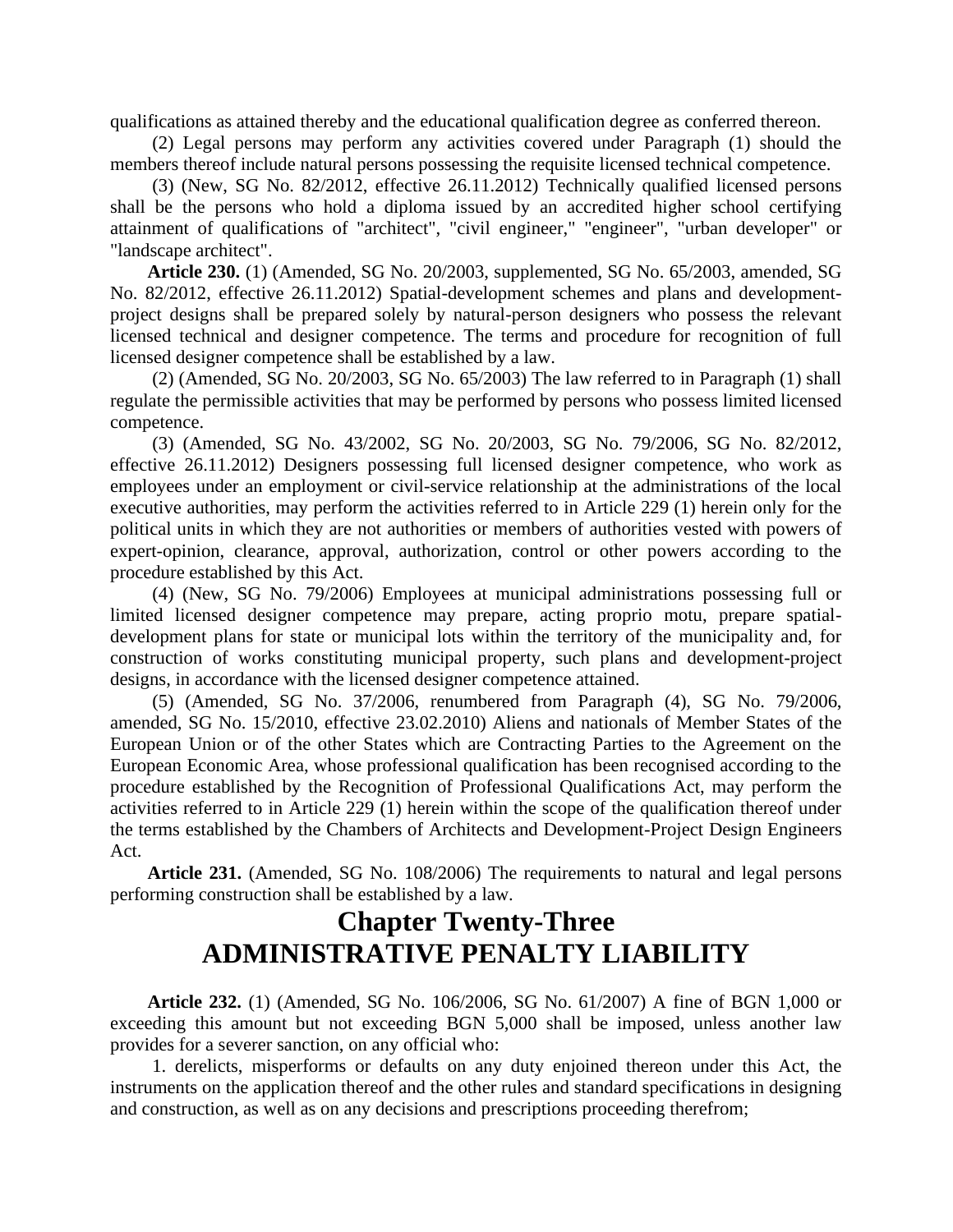qualifications as attained thereby and the educational qualification degree as conferred thereon.

(2) Legal persons may perform any activities covered under Paragraph (1) should the members thereof include natural persons possessing the requisite licensed technical competence.

(3) (New, SG No. 82/2012, effective 26.11.2012) Technically qualified licensed persons shall be the persons who hold a diploma issued by an accredited higher school certifying attainment of qualifications of "architect", "civil engineer," "engineer", "urban developer" or "landscape architect".

**Article 230.** (1) (Amended, SG No. 20/2003, supplemented, SG No. 65/2003, amended, SG No. 82/2012, effective 26.11.2012) Spatial-development schemes and plans and development-project designs shall be prepared solely by natural-person designers who possess the relevant licensed technical and designer competence. The terms and procedure for recognition of full licensed designer competence shall be established by a law.

(2) (Amended, SG No. 20/2003, SG No. 65/2003) The law referred to in Paragraph (1) shall regulate the permissible activities that may be performed by persons who possess limited licensed competence.

(3) (Amended, SG No. 43/2002, SG No. 20/2003, SG No. 79/2006, SG No. 82/2012, effective 26.11.2012) Designers possessing full licensed designer competence, who work as employees under an employment or civil-service relationship at the administrations of the local executive authorities, may perform the activities referred to in Article 229 (1) herein only for the political units in which they are not authorities or members of authorities vested with powers of expert-opinion, clearance, approval, authorization, control or other powers according to the procedure established by this Act.

(4) (New, SG No. 79/2006) Employees at municipal administrations possessing full or limited licensed designer competence may prepare, acting proprio motu, prepare spatial-development plans for state or municipal lots within the territory of the municipality and, for construction of works constituting municipal property, such plans and development-project designs, in accordance with the licensed designer competence attained.

(5) (Amended, SG No. 37/2006, renumbered from Paragraph (4), SG No. 79/2006, amended, SG No. 15/2010, effective 23.02.2010) Aliens and nationals of Member States of the European Union or of the other States which are Contracting Parties to the Agreement on the European Economic Area, whose professional qualification has been recognised according to the procedure established by the Recognition of Professional Qualifications Act, may perform the activities referred to in Article 229 (1) herein within the scope of the qualification thereof under the terms established by the Chambers of Architects and Development-Project Design Engineers Act.

**Article 231.** (Amended, SG No. 108/2006) The requirements to natural and legal persons performing construction shall be established by a law.

# Chapter Twenty-Three
# ADMINISTRATIVE PENALTY LIABILITY

**Article 232.** (1) (Amended, SG No. 106/2006, SG No. 61/2007) A fine of BGN 1,000 or exceeding this amount but not exceeding BGN 5,000 shall be imposed, unless another law provides for a severer sanction, on any official who:

1. derelicts, misperforms or defaults on any duty enjoined thereon under this Act, the instruments on the application thereof and the other rules and standard specifications in designing and construction, as well as on any decisions and prescriptions proceeding therefrom;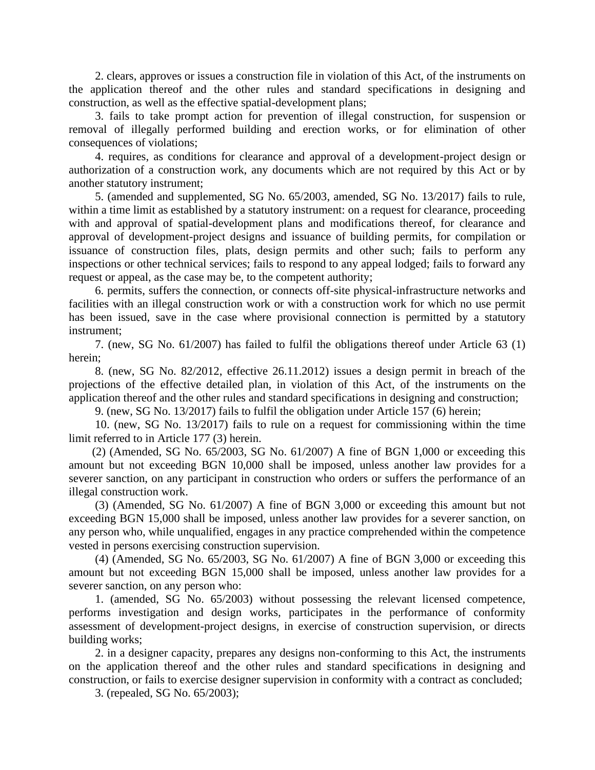2. clears, approves or issues a construction file in violation of this Act, of the instruments on the application thereof and the other rules and standard specifications in designing and construction, as well as the effective spatial-development plans;

3. fails to take prompt action for prevention of illegal construction, for suspension or removal of illegally performed building and erection works, or for elimination of other consequences of violations;

4. requires, as conditions for clearance and approval of a development-project design or authorization of a construction work, any documents which are not required by this Act or by another statutory instrument;

5. (amended and supplemented, SG No. 65/2003, amended, SG No. 13/2017) fails to rule, within a time limit as established by a statutory instrument: on a request for clearance, proceeding with and approval of spatial-development plans and modifications thereof, for clearance and approval of development-project designs and issuance of building permits, for compilation or issuance of construction files, plats, design permits and other such; fails to perform any inspections or other technical services; fails to respond to any appeal lodged; fails to forward any request or appeal, as the case may be, to the competent authority;

6. permits, suffers the connection, or connects off-site physical-infrastructure networks and facilities with an illegal construction work or with a construction work for which no use permit has been issued, save in the case where provisional connection is permitted by a statutory instrument;

7. (new, SG No. 61/2007) has failed to fulfil the obligations thereof under Article 63 (1) herein;

8. (new, SG No. 82/2012, effective 26.11.2012) issues a design permit in breach of the projections of the effective detailed plan, in violation of this Act, of the instruments on the application thereof and the other rules and standard specifications in designing and construction;

9. (new, SG No. 13/2017) fails to fulfil the obligation under Article 157 (6) herein;

10. (new, SG No. 13/2017) fails to rule on a request for commissioning within the time limit referred to in Article 177 (3) herein.

(2) (Amended, SG No. 65/2003, SG No. 61/2007) A fine of BGN 1,000 or exceeding this amount but not exceeding BGN 10,000 shall be imposed, unless another law provides for a severer sanction, on any participant in construction who orders or suffers the performance of an illegal construction work.

(3) (Amended, SG No. 61/2007) A fine of BGN 3,000 or exceeding this amount but not exceeding BGN 15,000 shall be imposed, unless another law provides for a severer sanction, on any person who, while unqualified, engages in any practice comprehended within the competence vested in persons exercising construction supervision.

(4) (Amended, SG No. 65/2003, SG No. 61/2007) A fine of BGN 3,000 or exceeding this amount but not exceeding BGN 15,000 shall be imposed, unless another law provides for a severer sanction, on any person who:

1. (amended, SG No. 65/2003) without possessing the relevant licensed competence, performs investigation and design works, participates in the performance of conformity assessment of development-project designs, in exercise of construction supervision, or directs building works;

2. in a designer capacity, prepares any designs non-conforming to this Act, the instruments on the application thereof and the other rules and standard specifications in designing and construction, or fails to exercise designer supervision in conformity with a contract as concluded;

3. (repealed, SG No. 65/2003);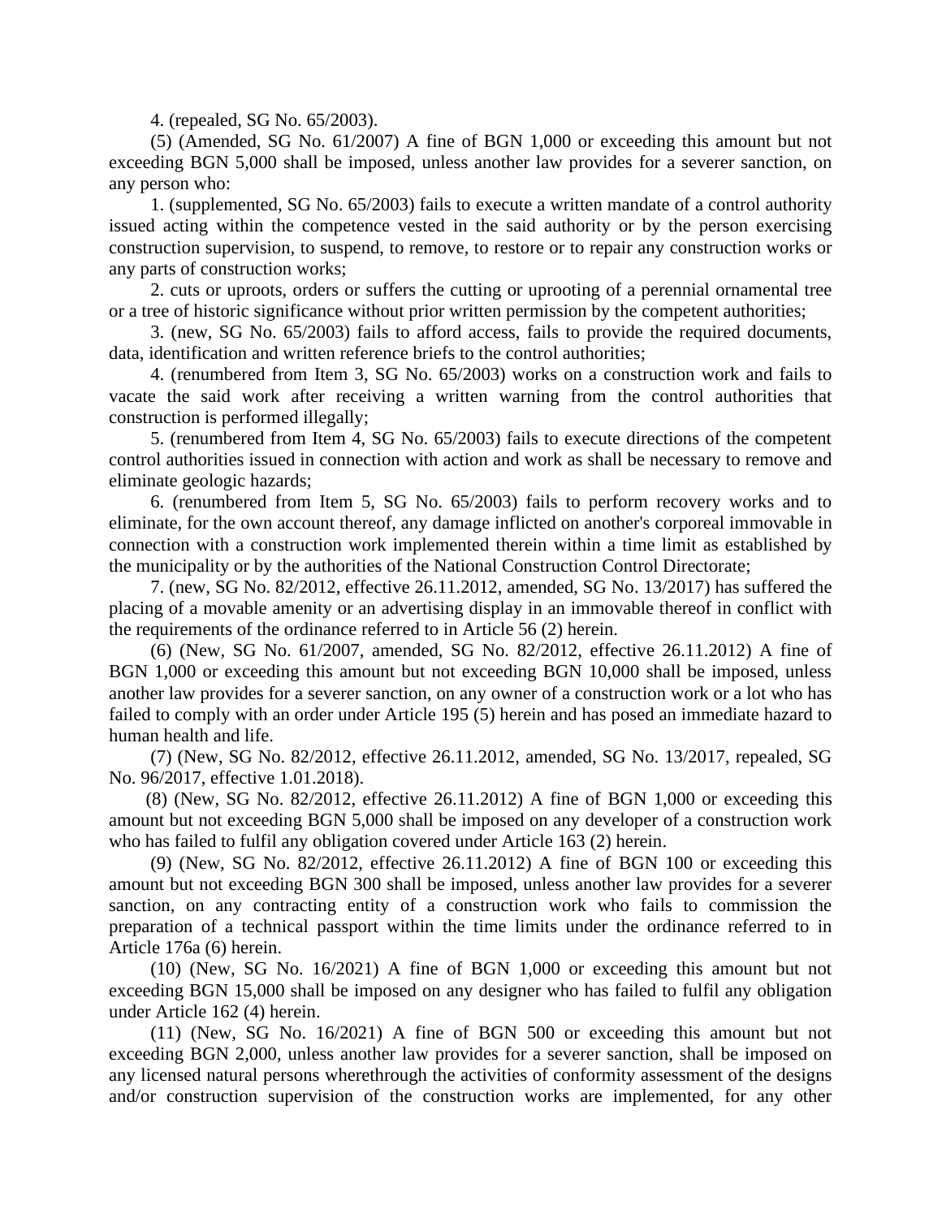4. (repealed, SG No. 65/2003).

(5) (Amended, SG No. 61/2007) A fine of BGN 1,000 or exceeding this amount but not exceeding BGN 5,000 shall be imposed, unless another law provides for a severer sanction, on any person who:

1. (supplemented, SG No. 65/2003) fails to execute a written mandate of a control authority issued acting within the competence vested in the said authority or by the person exercising construction supervision, to suspend, to remove, to restore or to repair any construction works or any parts of construction works;

2. cuts or uproots, orders or suffers the cutting or uprooting of a perennial ornamental tree or a tree of historic significance without prior written permission by the competent authorities;

3. (new, SG No. 65/2003) fails to afford access, fails to provide the required documents, data, identification and written reference briefs to the control authorities;

4. (renumbered from Item 3, SG No. 65/2003) works on a construction work and fails to vacate the said work after receiving a written warning from the control authorities that construction is performed illegally;

5. (renumbered from Item 4, SG No. 65/2003) fails to execute directions of the competent control authorities issued in connection with action and work as shall be necessary to remove and eliminate geologic hazards;

6. (renumbered from Item 5, SG No. 65/2003) fails to perform recovery works and to eliminate, for the own account thereof, any damage inflicted on another's corporeal immovable in connection with a construction work implemented therein within a time limit as established by the municipality or by the authorities of the National Construction Control Directorate;

7. (new, SG No. 82/2012, effective 26.11.2012, amended, SG No. 13/2017) has suffered the placing of a movable amenity or an advertising display in an immovable thereof in conflict with the requirements of the ordinance referred to in Article 56 (2) herein.

(6) (New, SG No. 61/2007, amended, SG No. 82/2012, effective 26.11.2012) A fine of BGN 1,000 or exceeding this amount but not exceeding BGN 10,000 shall be imposed, unless another law provides for a severer sanction, on any owner of a construction work or a lot who has failed to comply with an order under Article 195 (5) herein and has posed an immediate hazard to human health and life.

(7) (New, SG No. 82/2012, effective 26.11.2012, amended, SG No. 13/2017, repealed, SG No. 96/2017, effective 1.01.2018).

(8) (New, SG No. 82/2012, effective 26.11.2012) A fine of BGN 1,000 or exceeding this amount but not exceeding BGN 5,000 shall be imposed on any developer of a construction work who has failed to fulfil any obligation covered under Article 163 (2) herein.

(9) (New, SG No. 82/2012, effective 26.11.2012) A fine of BGN 100 or exceeding this amount but not exceeding BGN 300 shall be imposed, unless another law provides for a severer sanction, on any contracting entity of a construction work who fails to commission the preparation of a technical passport within the time limits under the ordinance referred to in Article 176a (6) herein.

(10) (New, SG No. 16/2021) A fine of BGN 1,000 or exceeding this amount but not exceeding BGN 15,000 shall be imposed on any designer who has failed to fulfil any obligation under Article 162 (4) herein.

(11) (New, SG No. 16/2021) A fine of BGN 500 or exceeding this amount but not exceeding BGN 2,000, unless another law provides for a severer sanction, shall be imposed on any licensed natural persons wherethrough the activities of conformity assessment of the designs and/or construction supervision of the construction works are implemented, for any other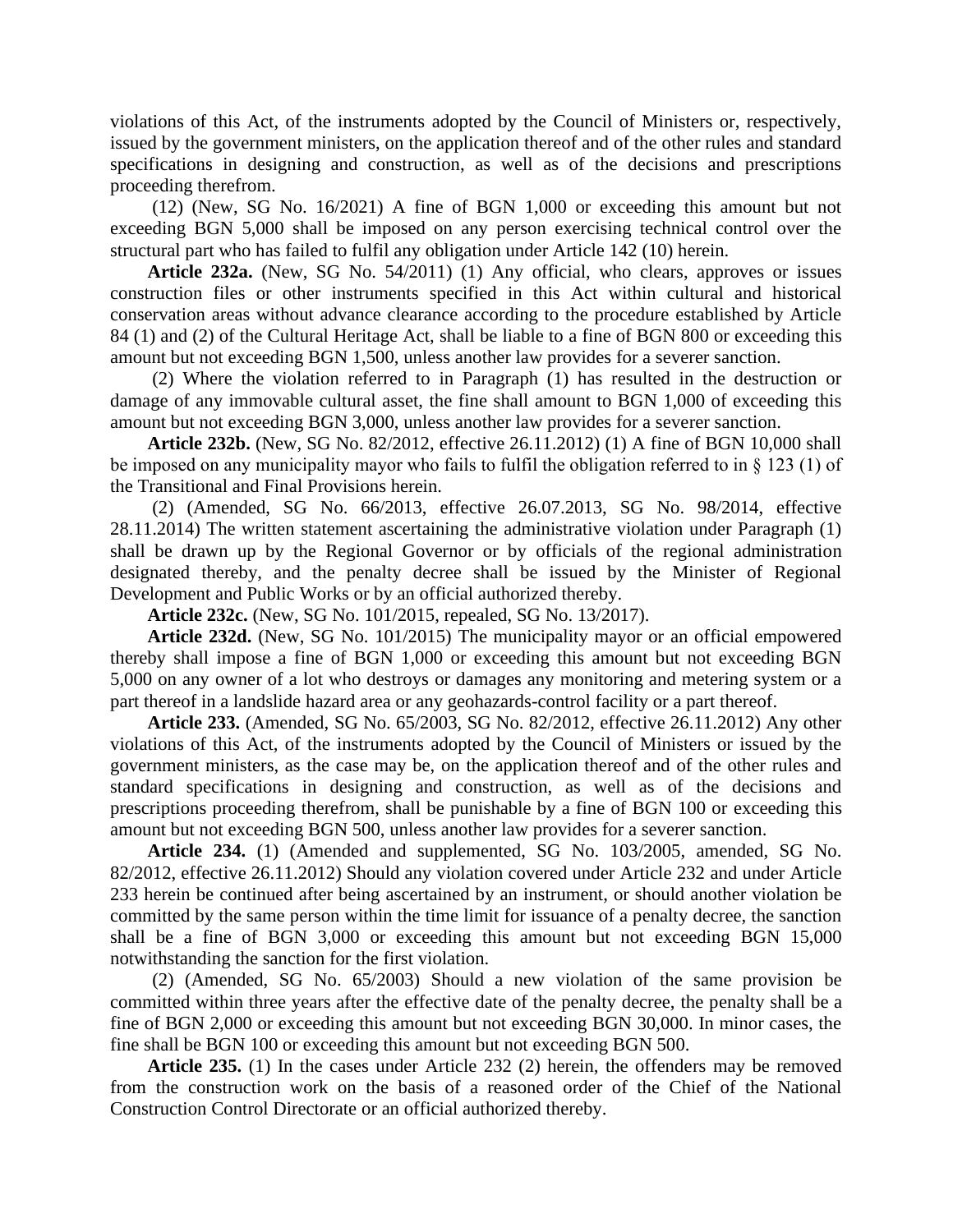violations of this Act, of the instruments adopted by the Council of Ministers or, respectively, issued by the government ministers, on the application thereof and of the other rules and standard specifications in designing and construction, as well as of the decisions and prescriptions proceeding therefrom.

(12) (New, SG No. 16/2021) A fine of BGN 1,000 or exceeding this amount but not exceeding BGN 5,000 shall be imposed on any person exercising technical control over the structural part who has failed to fulfil any obligation under Article 142 (10) herein.

**Article 232a.** (New, SG No. 54/2011) (1) Any official, who clears, approves or issues construction files or other instruments specified in this Act within cultural and historical conservation areas without advance clearance according to the procedure established by Article 84 (1) and (2) of the Cultural Heritage Act, shall be liable to a fine of BGN 800 or exceeding this amount but not exceeding BGN 1,500, unless another law provides for a severer sanction.

(2) Where the violation referred to in Paragraph (1) has resulted in the destruction or damage of any immovable cultural asset, the fine shall amount to BGN 1,000 of exceeding this amount but not exceeding BGN 3,000, unless another law provides for a severer sanction.

**Article 232b.** (New, SG No. 82/2012, effective 26.11.2012) (1) A fine of BGN 10,000 shall be imposed on any municipality mayor who fails to fulfil the obligation referred to in § 123 (1) of the Transitional and Final Provisions herein.

(2) (Amended, SG No. 66/2013, effective 26.07.2013, SG No. 98/2014, effective 28.11.2014) The written statement ascertaining the administrative violation under Paragraph (1) shall be drawn up by the Regional Governor or by officials of the regional administration designated thereby, and the penalty decree shall be issued by the Minister of Regional Development and Public Works or by an official authorized thereby.

**Article 232c.** (New, SG No. 101/2015, repealed, SG No. 13/2017).

**Article 232d.** (New, SG No. 101/2015) The municipality mayor or an official empowered thereby shall impose a fine of BGN 1,000 or exceeding this amount but not exceeding BGN 5,000 on any owner of a lot who destroys or damages any monitoring and metering system or a part thereof in a landslide hazard area or any geohazards-control facility or a part thereof.

**Article 233.** (Amended, SG No. 65/2003, SG No. 82/2012, effective 26.11.2012) Any other violations of this Act, of the instruments adopted by the Council of Ministers or issued by the government ministers, as the case may be, on the application thereof and of the other rules and standard specifications in designing and construction, as well as of the decisions and prescriptions proceeding therefrom, shall be punishable by a fine of BGN 100 or exceeding this amount but not exceeding BGN 500, unless another law provides for a severer sanction.

**Article 234.** (1) (Amended and supplemented, SG No. 103/2005, amended, SG No. 82/2012, effective 26.11.2012) Should any violation covered under Article 232 and under Article 233 herein be continued after being ascertained by an instrument, or should another violation be committed by the same person within the time limit for issuance of a penalty decree, the sanction shall be a fine of BGN 3,000 or exceeding this amount but not exceeding BGN 15,000 notwithstanding the sanction for the first violation.

(2) (Amended, SG No. 65/2003) Should a new violation of the same provision be committed within three years after the effective date of the penalty decree, the penalty shall be a fine of BGN 2,000 or exceeding this amount but not exceeding BGN 30,000. In minor cases, the fine shall be BGN 100 or exceeding this amount but not exceeding BGN 500.

**Article 235.** (1) In the cases under Article 232 (2) herein, the offenders may be removed from the construction work on the basis of a reasoned order of the Chief of the National Construction Control Directorate or an official authorized thereby.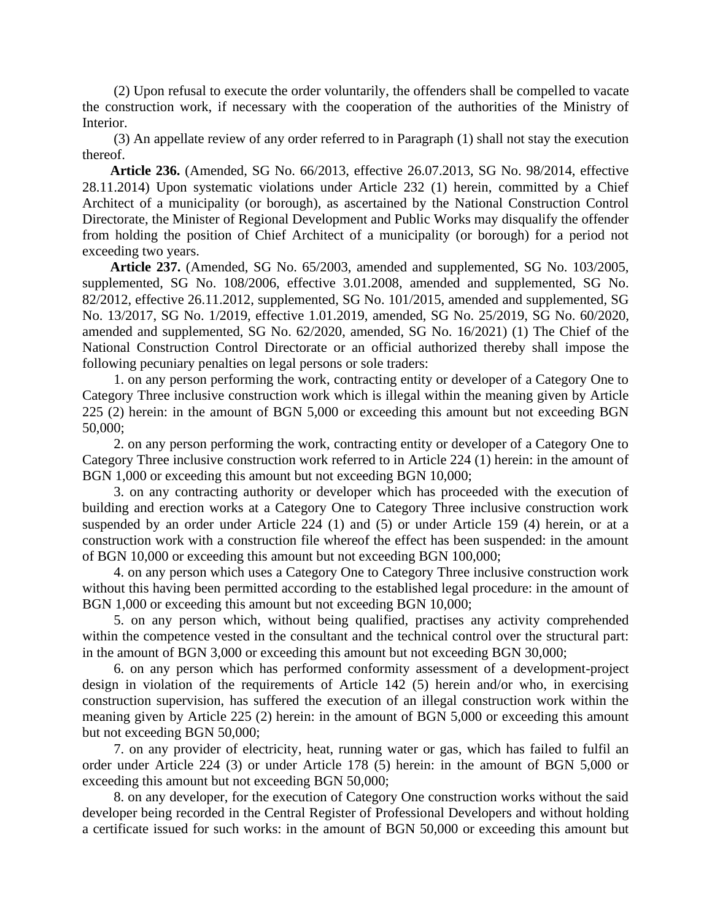(2) Upon refusal to execute the order voluntarily, the offenders shall be compelled to vacate the construction work, if necessary with the cooperation of the authorities of the Ministry of Interior.

(3) An appellate review of any order referred to in Paragraph (1) shall not stay the execution thereof.

**Article 236.** (Amended, SG No. 66/2013, effective 26.07.2013, SG No. 98/2014, effective 28.11.2014) Upon systematic violations under Article 232 (1) herein, committed by a Chief Architect of a municipality (or borough), as ascertained by the National Construction Control Directorate, the Minister of Regional Development and Public Works may disqualify the offender from holding the position of Chief Architect of a municipality (or borough) for a period not exceeding two years.

**Article 237.** (Amended, SG No. 65/2003, amended and supplemented, SG No. 103/2005, supplemented, SG No. 108/2006, effective 3.01.2008, amended and supplemented, SG No. 82/2012, effective 26.11.2012, supplemented, SG No. 101/2015, amended and supplemented, SG No. 13/2017, SG No. 1/2019, effective 1.01.2019, amended, SG No. 25/2019, SG No. 60/2020, amended and supplemented, SG No. 62/2020, amended, SG No. 16/2021) (1) The Chief of the National Construction Control Directorate or an official authorized thereby shall impose the following pecuniary penalties on legal persons or sole traders:

1. on any person performing the work, contracting entity or developer of a Category One to Category Three inclusive construction work which is illegal within the meaning given by Article 225 (2) herein: in the amount of BGN 5,000 or exceeding this amount but not exceeding BGN 50,000;

2. on any person performing the work, contracting entity or developer of a Category One to Category Three inclusive construction work referred to in Article 224 (1) herein: in the amount of BGN 1,000 or exceeding this amount but not exceeding BGN 10,000;

3. on any contracting authority or developer which has proceeded with the execution of building and erection works at a Category One to Category Three inclusive construction work suspended by an order under Article 224 (1) and (5) or under Article 159 (4) herein, or at a construction work with a construction file whereof the effect has been suspended: in the amount of BGN 10,000 or exceeding this amount but not exceeding BGN 100,000;

4. on any person which uses a Category One to Category Three inclusive construction work without this having been permitted according to the established legal procedure: in the amount of BGN 1,000 or exceeding this amount but not exceeding BGN 10,000;

5. on any person which, without being qualified, practises any activity comprehended within the competence vested in the consultant and the technical control over the structural part: in the amount of BGN 3,000 or exceeding this amount but not exceeding BGN 30,000;

6. on any person which has performed conformity assessment of a development-project design in violation of the requirements of Article 142 (5) herein and/or who, in exercising construction supervision, has suffered the execution of an illegal construction work within the meaning given by Article 225 (2) herein: in the amount of BGN 5,000 or exceeding this amount but not exceeding BGN 50,000;

7. on any provider of electricity, heat, running water or gas, which has failed to fulfil an order under Article 224 (3) or under Article 178 (5) herein: in the amount of BGN 5,000 or exceeding this amount but not exceeding BGN 50,000;

8. on any developer, for the execution of Category One construction works without the said developer being recorded in the Central Register of Professional Developers and without holding a certificate issued for such works: in the amount of BGN 50,000 or exceeding this amount but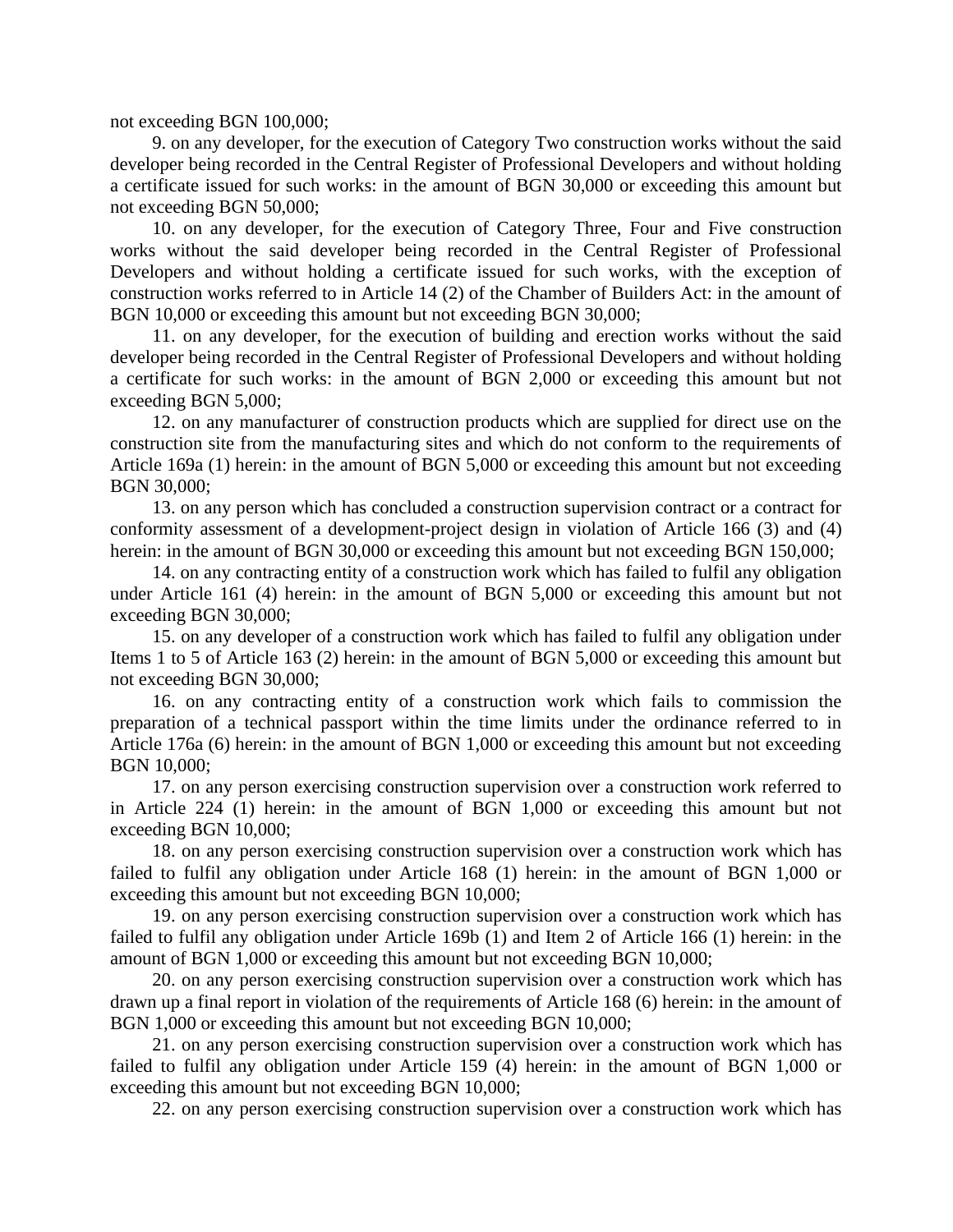not exceeding BGN 100,000;

9. on any developer, for the execution of Category Two construction works without the said developer being recorded in the Central Register of Professional Developers and without holding a certificate issued for such works: in the amount of BGN 30,000 or exceeding this amount but not exceeding BGN 50,000;

10. on any developer, for the execution of Category Three, Four and Five construction works without the said developer being recorded in the Central Register of Professional Developers and without holding a certificate issued for such works, with the exception of construction works referred to in Article 14 (2) of the Chamber of Builders Act: in the amount of BGN 10,000 or exceeding this amount but not exceeding BGN 30,000;

11. on any developer, for the execution of building and erection works without the said developer being recorded in the Central Register of Professional Developers and without holding a certificate for such works: in the amount of BGN 2,000 or exceeding this amount but not exceeding BGN 5,000;

12. on any manufacturer of construction products which are supplied for direct use on the construction site from the manufacturing sites and which do not conform to the requirements of Article 169a (1) herein: in the amount of BGN 5,000 or exceeding this amount but not exceeding BGN 30,000;

13. on any person which has concluded a construction supervision contract or a contract for conformity assessment of a development-project design in violation of Article 166 (3) and (4) herein: in the amount of BGN 30,000 or exceeding this amount but not exceeding BGN 150,000;

14. on any contracting entity of a construction work which has failed to fulfil any obligation under Article 161 (4) herein: in the amount of BGN 5,000 or exceeding this amount but not exceeding BGN 30,000;

15. on any developer of a construction work which has failed to fulfil any obligation under Items 1 to 5 of Article 163 (2) herein: in the amount of BGN 5,000 or exceeding this amount but not exceeding BGN 30,000;

16. on any contracting entity of a construction work which fails to commission the preparation of a technical passport within the time limits under the ordinance referred to in Article 176a (6) herein: in the amount of BGN 1,000 or exceeding this amount but not exceeding BGN 10,000;

17. on any person exercising construction supervision over a construction work referred to in Article 224 (1) herein: in the amount of BGN 1,000 or exceeding this amount but not exceeding BGN 10,000;

18. on any person exercising construction supervision over a construction work which has failed to fulfil any obligation under Article 168 (1) herein: in the amount of BGN 1,000 or exceeding this amount but not exceeding BGN 10,000;

19. on any person exercising construction supervision over a construction work which has failed to fulfil any obligation under Article 169b (1) and Item 2 of Article 166 (1) herein: in the amount of BGN 1,000 or exceeding this amount but not exceeding BGN 10,000;

20. on any person exercising construction supervision over a construction work which has drawn up a final report in violation of the requirements of Article 168 (6) herein: in the amount of BGN 1,000 or exceeding this amount but not exceeding BGN 10,000;

21. on any person exercising construction supervision over a construction work which has failed to fulfil any obligation under Article 159 (4) herein: in the amount of BGN 1,000 or exceeding this amount but not exceeding BGN 10,000;

22. on any person exercising construction supervision over a construction work which has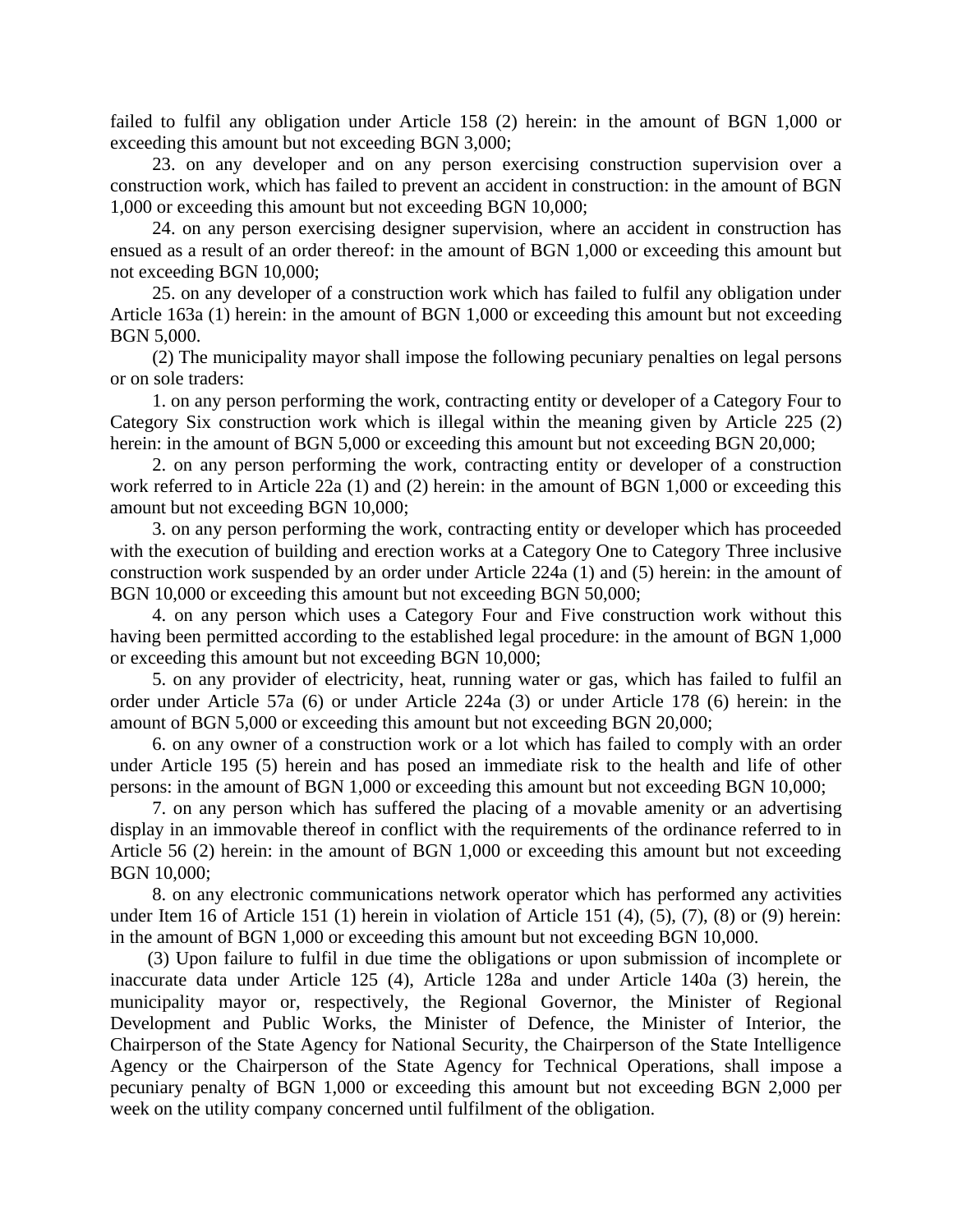failed to fulfil any obligation under Article 158 (2) herein: in the amount of BGN 1,000 or exceeding this amount but not exceeding BGN 3,000;

23. on any developer and on any person exercising construction supervision over a construction work, which has failed to prevent an accident in construction: in the amount of BGN 1,000 or exceeding this amount but not exceeding BGN 10,000;

24. on any person exercising designer supervision, where an accident in construction has ensued as a result of an order thereof: in the amount of BGN 1,000 or exceeding this amount but not exceeding BGN 10,000;

25. on any developer of a construction work which has failed to fulfil any obligation under Article 163a (1) herein: in the amount of BGN 1,000 or exceeding this amount but not exceeding BGN 5,000.

(2) The municipality mayor shall impose the following pecuniary penalties on legal persons or on sole traders:

1. on any person performing the work, contracting entity or developer of a Category Four to Category Six construction work which is illegal within the meaning given by Article 225 (2) herein: in the amount of BGN 5,000 or exceeding this amount but not exceeding BGN 20,000;

2. on any person performing the work, contracting entity or developer of a construction work referred to in Article 22a (1) and (2) herein: in the amount of BGN 1,000 or exceeding this amount but not exceeding BGN 10,000;

3. on any person performing the work, contracting entity or developer which has proceeded with the execution of building and erection works at a Category One to Category Three inclusive construction work suspended by an order under Article 224a (1) and (5) herein: in the amount of BGN 10,000 or exceeding this amount but not exceeding BGN 50,000;

4. on any person which uses a Category Four and Five construction work without this having been permitted according to the established legal procedure: in the amount of BGN 1,000 or exceeding this amount but not exceeding BGN 10,000;

5. on any provider of electricity, heat, running water or gas, which has failed to fulfil an order under Article 57a (6) or under Article 224a (3) or under Article 178 (6) herein: in the amount of BGN 5,000 or exceeding this amount but not exceeding BGN 20,000;

6. on any owner of a construction work or a lot which has failed to comply with an order under Article 195 (5) herein and has posed an immediate risk to the health and life of other persons: in the amount of BGN 1,000 or exceeding this amount but not exceeding BGN 10,000;

7. on any person which has suffered the placing of a movable amenity or an advertising display in an immovable thereof in conflict with the requirements of the ordinance referred to in Article 56 (2) herein: in the amount of BGN 1,000 or exceeding this amount but not exceeding BGN 10,000;

8. on any electronic communications network operator which has performed any activities under Item 16 of Article 151 (1) herein in violation of Article 151 (4), (5), (7), (8) or (9) herein: in the amount of BGN 1,000 or exceeding this amount but not exceeding BGN 10,000.

(3) Upon failure to fulfil in due time the obligations or upon submission of incomplete or inaccurate data under Article 125 (4), Article 128a and under Article 140a (3) herein, the municipality mayor or, respectively, the Regional Governor, the Minister of Regional Development and Public Works, the Minister of Defence, the Minister of Interior, the Chairperson of the State Agency for National Security, the Chairperson of the State Intelligence Agency or the Chairperson of the State Agency for Technical Operations, shall impose a pecuniary penalty of BGN 1,000 or exceeding this amount but not exceeding BGN 2,000 per week on the utility company concerned until fulfilment of the obligation.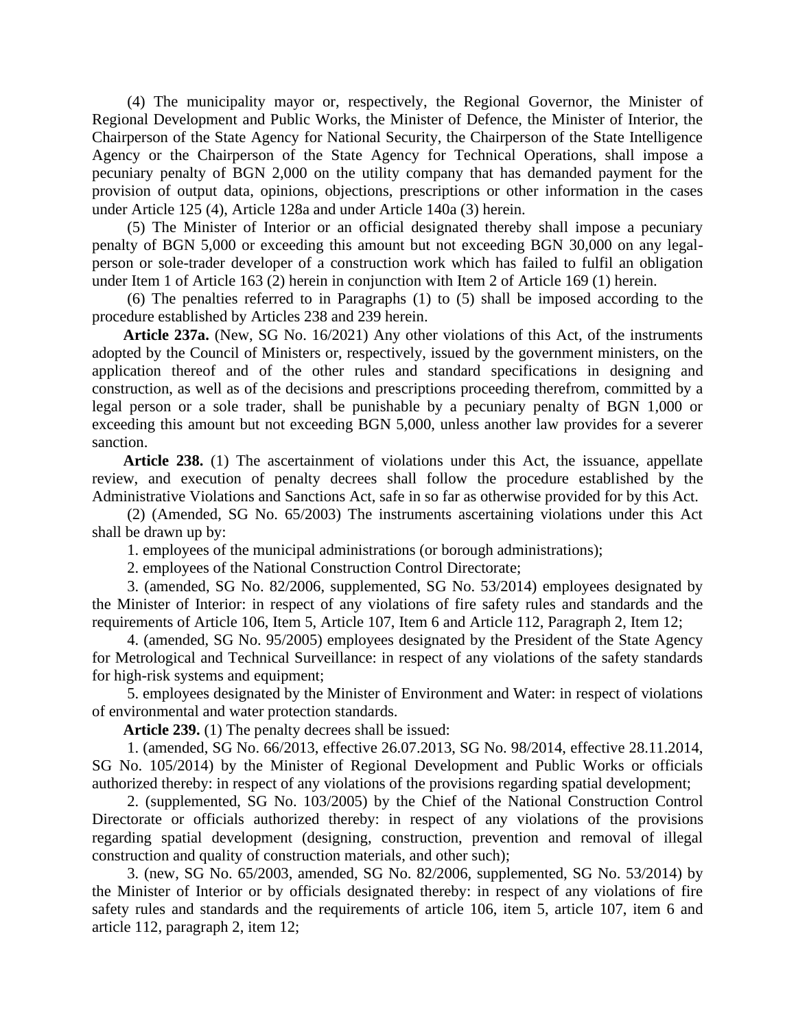(4) The municipality mayor or, respectively, the Regional Governor, the Minister of Regional Development and Public Works, the Minister of Defence, the Minister of Interior, the Chairperson of the State Agency for National Security, the Chairperson of the State Intelligence Agency or the Chairperson of the State Agency for Technical Operations, shall impose a pecuniary penalty of BGN 2,000 on the utility company that has demanded payment for the provision of output data, opinions, objections, prescriptions or other information in the cases under Article 125 (4), Article 128a and under Article 140a (3) herein.

(5) The Minister of Interior or an official designated thereby shall impose a pecuniary penalty of BGN 5,000 or exceeding this amount but not exceeding BGN 30,000 on any legal-person or sole-trader developer of a construction work which has failed to fulfil an obligation under Item 1 of Article 163 (2) herein in conjunction with Item 2 of Article 169 (1) herein.

(6) The penalties referred to in Paragraphs (1) to (5) shall be imposed according to the procedure established by Articles 238 and 239 herein.

**Article 237a.** (New, SG No. 16/2021) Any other violations of this Act, of the instruments adopted by the Council of Ministers or, respectively, issued by the government ministers, on the application thereof and of the other rules and standard specifications in designing and construction, as well as of the decisions and prescriptions proceeding therefrom, committed by a legal person or a sole trader, shall be punishable by a pecuniary penalty of BGN 1,000 or exceeding this amount but not exceeding BGN 5,000, unless another law provides for a severer sanction.

**Article 238.** (1) The ascertainment of violations under this Act, the issuance, appellate review, and execution of penalty decrees shall follow the procedure established by the Administrative Violations and Sanctions Act, safe in so far as otherwise provided for by this Act.

(2) (Amended, SG No. 65/2003) The instruments ascertaining violations under this Act shall be drawn up by:

1. employees of the municipal administrations (or borough administrations);

2. employees of the National Construction Control Directorate;

3. (amended, SG No. 82/2006, supplemented, SG No. 53/2014) employees designated by the Minister of Interior: in respect of any violations of fire safety rules and standards and the requirements of Article 106, Item 5, Article 107, Item 6 and Article 112, Paragraph 2, Item 12;

4. (amended, SG No. 95/2005) employees designated by the President of the State Agency for Metrological and Technical Surveillance: in respect of any violations of the safety standards for high-risk systems and equipment;

5. employees designated by the Minister of Environment and Water: in respect of violations of environmental and water protection standards.

**Article 239.** (1) The penalty decrees shall be issued:

1. (amended, SG No. 66/2013, effective 26.07.2013, SG No. 98/2014, effective 28.11.2014, SG No. 105/2014) by the Minister of Regional Development and Public Works or officials authorized thereby: in respect of any violations of the provisions regarding spatial development;

2. (supplemented, SG No. 103/2005) by the Chief of the National Construction Control Directorate or officials authorized thereby: in respect of any violations of the provisions regarding spatial development (designing, construction, prevention and removal of illegal construction and quality of construction materials, and other such);

3. (new, SG No. 65/2003, amended, SG No. 82/2006, supplemented, SG No. 53/2014) by the Minister of Interior or by officials designated thereby: in respect of any violations of fire safety rules and standards and the requirements of article 106, item 5, article 107, item 6 and article 112, paragraph 2, item 12;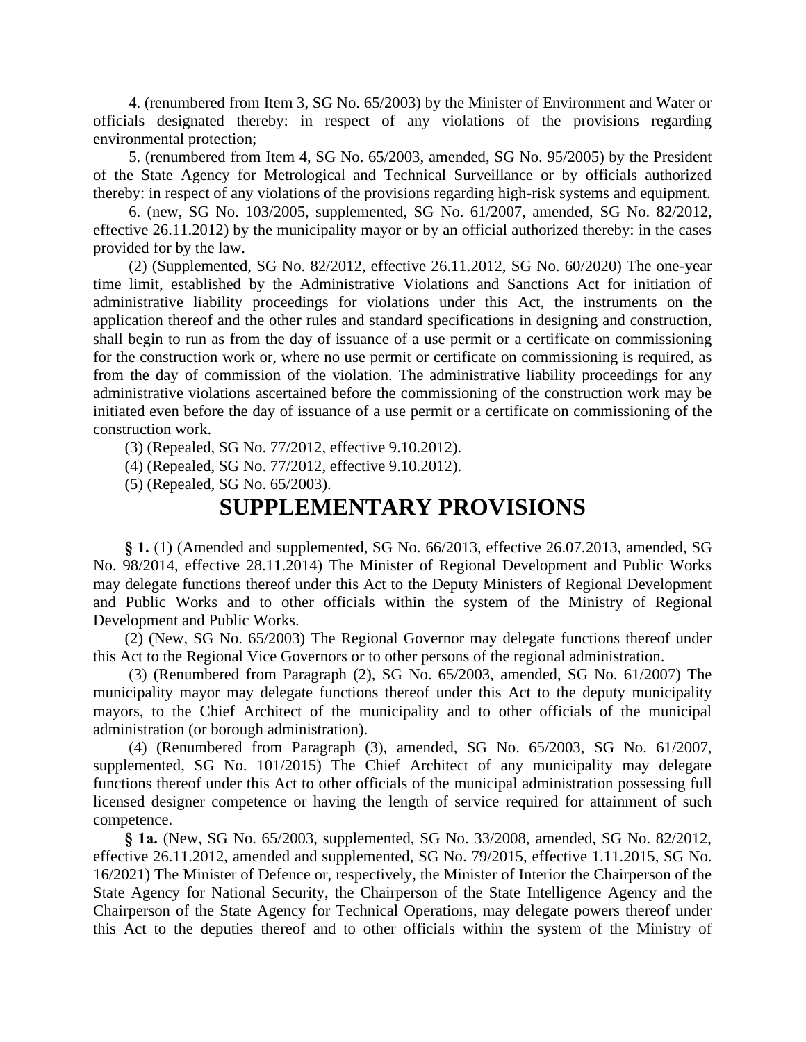4. (renumbered from Item 3, SG No. 65/2003) by the Minister of Environment and Water or officials designated thereby: in respect of any violations of the provisions regarding environmental protection;

5. (renumbered from Item 4, SG No. 65/2003, amended, SG No. 95/2005) by the President of the State Agency for Metrological and Technical Surveillance or by officials authorized thereby: in respect of any violations of the provisions regarding high-risk systems and equipment.

6. (new, SG No. 103/2005, supplemented, SG No. 61/2007, amended, SG No. 82/2012, effective 26.11.2012) by the municipality mayor or by an official authorized thereby: in the cases provided for by the law.

(2) (Supplemented, SG No. 82/2012, effective 26.11.2012, SG No. 60/2020) The one-year time limit, established by the Administrative Violations and Sanctions Act for initiation of administrative liability proceedings for violations under this Act, the instruments on the application thereof and the other rules and standard specifications in designing and construction, shall begin to run as from the day of issuance of a use permit or a certificate on commissioning for the construction work or, where no use permit or certificate on commissioning is required, as from the day of commission of the violation. The administrative liability proceedings for any administrative violations ascertained before the commissioning of the construction work may be initiated even before the day of issuance of a use permit or a certificate on commissioning of the construction work.

(3) (Repealed, SG No. 77/2012, effective 9.10.2012).

(4) (Repealed, SG No. 77/2012, effective 9.10.2012).

(5) (Repealed, SG No. 65/2003).

# SUPPLEMENTARY PROVISIONS

**§ 1.** (1) (Amended and supplemented, SG No. 66/2013, effective 26.07.2013, amended, SG No. 98/2014, effective 28.11.2014) The Minister of Regional Development and Public Works may delegate functions thereof under this Act to the Deputy Ministers of Regional Development and Public Works and to other officials within the system of the Ministry of Regional Development and Public Works.

(2) (New, SG No. 65/2003) The Regional Governor may delegate functions thereof under this Act to the Regional Vice Governors or to other persons of the regional administration.

(3) (Renumbered from Paragraph (2), SG No. 65/2003, amended, SG No. 61/2007) The municipality mayor may delegate functions thereof under this Act to the deputy municipality mayors, to the Chief Architect of the municipality and to other officials of the municipal administration (or borough administration).

(4) (Renumbered from Paragraph (3), amended, SG No. 65/2003, SG No. 61/2007, supplemented, SG No. 101/2015) The Chief Architect of any municipality may delegate functions thereof under this Act to other officials of the municipal administration possessing full licensed designer competence or having the length of service required for attainment of such competence.

**§ 1a.** (New, SG No. 65/2003, supplemented, SG No. 33/2008, amended, SG No. 82/2012, effective 26.11.2012, amended and supplemented, SG No. 79/2015, effective 1.11.2015, SG No. 16/2021) The Minister of Defence or, respectively, the Minister of Interior the Chairperson of the State Agency for National Security, the Chairperson of the State Intelligence Agency and the Chairperson of the State Agency for Technical Operations, may delegate powers thereof under this Act to the deputies thereof and to other officials within the system of the Ministry of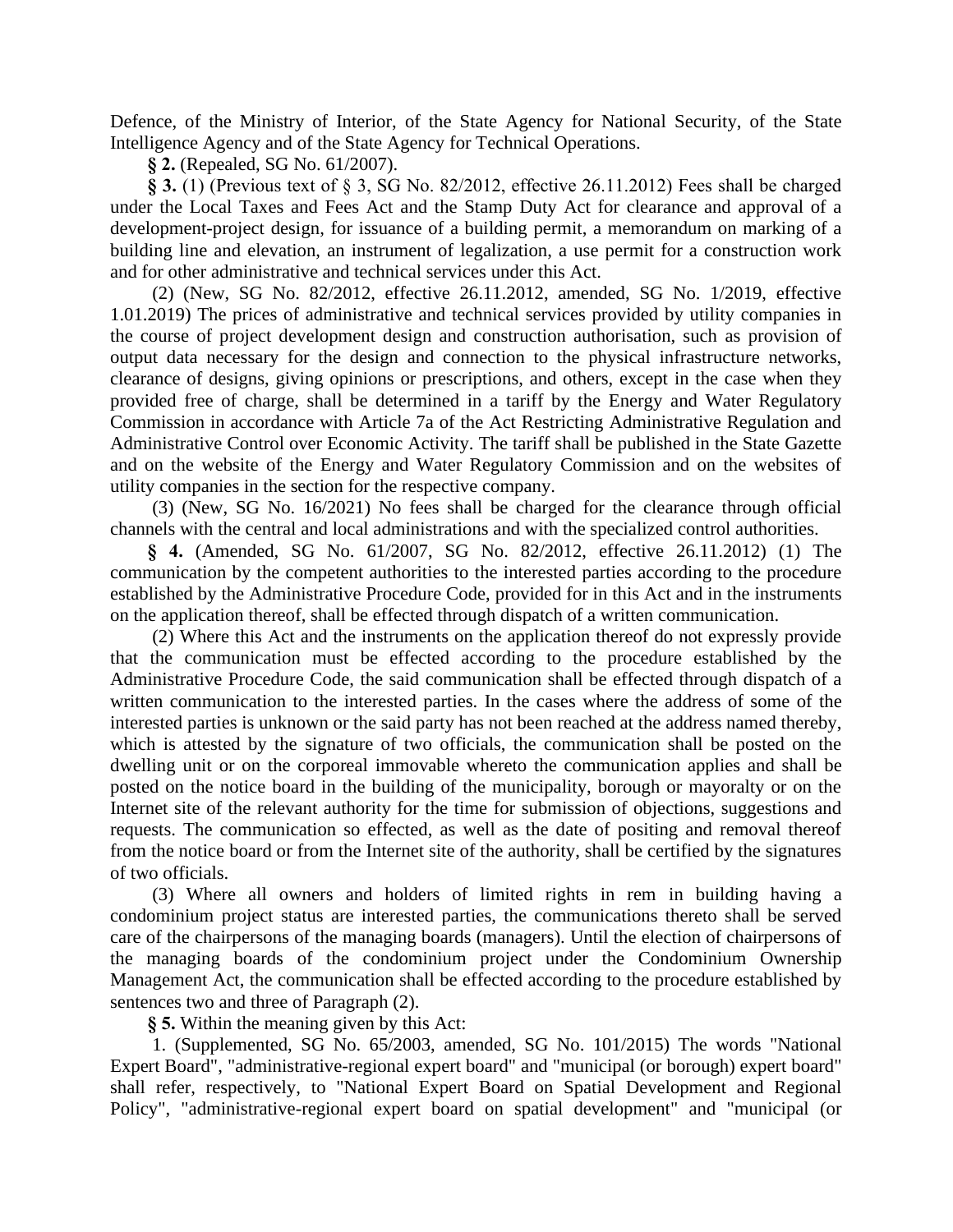Defence, of the Ministry of Interior, of the State Agency for National Security, of the State Intelligence Agency and of the State Agency for Technical Operations.

**§ 2.** (Repealed, SG No. 61/2007).

**§ 3.** (1) (Previous text of § 3, SG No. 82/2012, effective 26.11.2012) Fees shall be charged under the Local Taxes and Fees Act and the Stamp Duty Act for clearance and approval of a development-project design, for issuance of a building permit, a memorandum on marking of a building line and elevation, an instrument of legalization, a use permit for a construction work and for other administrative and technical services under this Act.

(2) (New, SG No. 82/2012, effective 26.11.2012, amended, SG No. 1/2019, effective 1.01.2019) The prices of administrative and technical services provided by utility companies in the course of project development design and construction authorisation, such as provision of output data necessary for the design and connection to the physical infrastructure networks, clearance of designs, giving opinions or prescriptions, and others, except in the case when they provided free of charge, shall be determined in a tariff by the Energy and Water Regulatory Commission in accordance with Article 7a of the Act Restricting Administrative Regulation and Administrative Control over Economic Activity. The tariff shall be published in the State Gazette and on the website of the Energy and Water Regulatory Commission and on the websites of utility companies in the section for the respective company.

(3) (New, SG No. 16/2021) No fees shall be charged for the clearance through official channels with the central and local administrations and with the specialized control authorities.

**§ 4.** (Amended, SG No. 61/2007, SG No. 82/2012, effective 26.11.2012) (1) The communication by the competent authorities to the interested parties according to the procedure established by the Administrative Procedure Code, provided for in this Act and in the instruments on the application thereof, shall be effected through dispatch of a written communication.

(2) Where this Act and the instruments on the application thereof do not expressly provide that the communication must be effected according to the procedure established by the Administrative Procedure Code, the said communication shall be effected through dispatch of a written communication to the interested parties. In the cases where the address of some of the interested parties is unknown or the said party has not been reached at the address named thereby, which is attested by the signature of two officials, the communication shall be posted on the dwelling unit or on the corporeal immovable whereto the communication applies and shall be posted on the notice board in the building of the municipality, borough or mayoralty or on the Internet site of the relevant authority for the time for submission of objections, suggestions and requests. The communication so effected, as well as the date of positing and removal thereof from the notice board or from the Internet site of the authority, shall be certified by the signatures of two officials.

(3) Where all owners and holders of limited rights in rem in building having a condominium project status are interested parties, the communications thereto shall be served care of the chairpersons of the managing boards (managers). Until the election of chairpersons of the managing boards of the condominium project under the Condominium Ownership Management Act, the communication shall be effected according to the procedure established by sentences two and three of Paragraph (2).

**§ 5.** Within the meaning given by this Act:

1. (Supplemented, SG No. 65/2003, amended, SG No. 101/2015) The words "National Expert Board", "administrative-regional expert board" and "municipal (or borough) expert board" shall refer, respectively, to "National Expert Board on Spatial Development and Regional Policy", "administrative-regional expert board on spatial development" and "municipal (or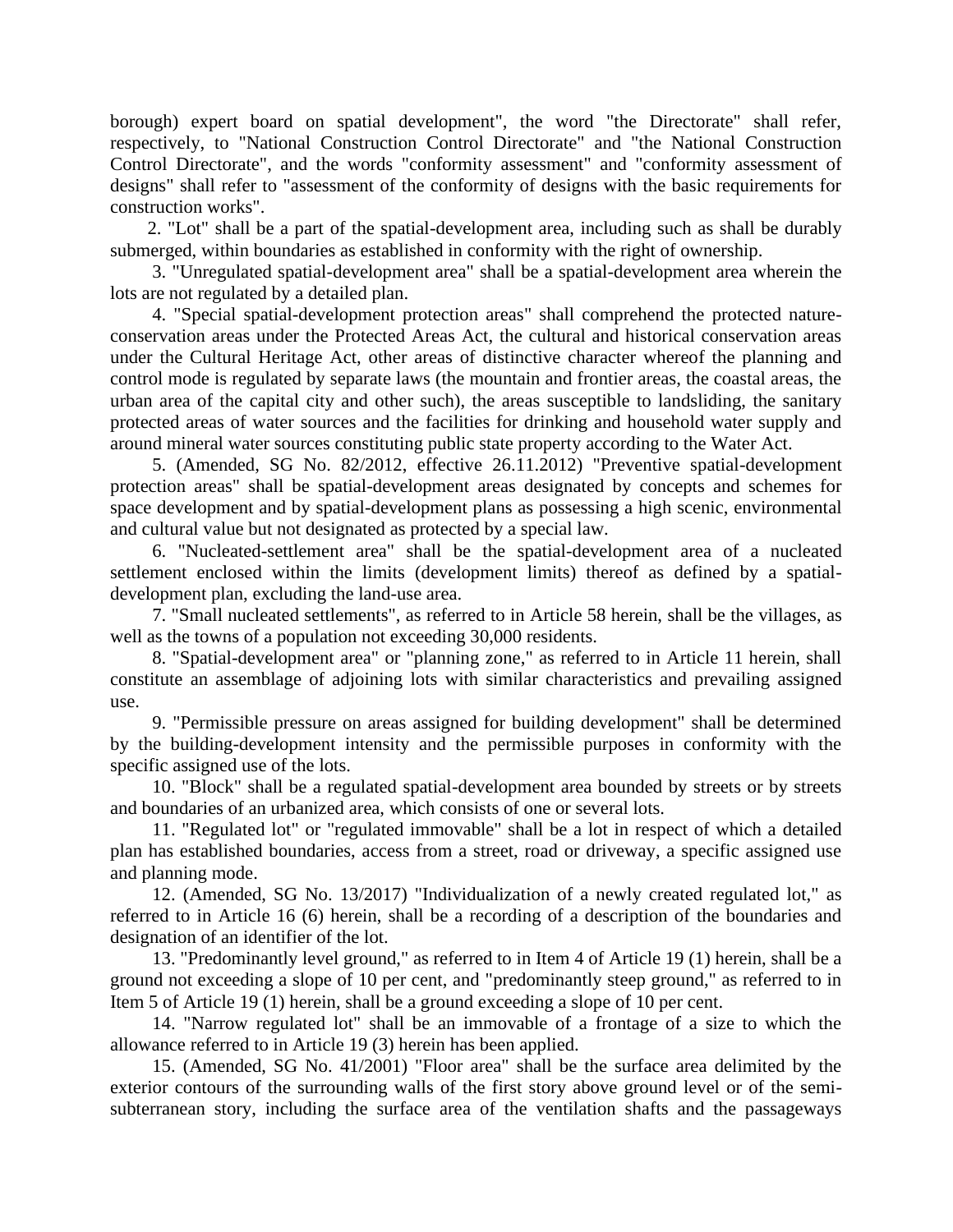borough) expert board on spatial development", the word "the Directorate" shall refer, respectively, to "National Construction Control Directorate" and "the National Construction Control Directorate", and the words "conformity assessment" and "conformity assessment of designs" shall refer to "assessment of the conformity of designs with the basic requirements for construction works".

2. "Lot" shall be a part of the spatial-development area, including such as shall be durably submerged, within boundaries as established in conformity with the right of ownership.

3. "Unregulated spatial-development area" shall be a spatial-development area wherein the lots are not regulated by a detailed plan.

4. "Special spatial-development protection areas" shall comprehend the protected nature-conservation areas under the Protected Areas Act, the cultural and historical conservation areas under the Cultural Heritage Act, other areas of distinctive character whereof the planning and control mode is regulated by separate laws (the mountain and frontier areas, the coastal areas, the urban area of the capital city and other such), the areas susceptible to landsliding, the sanitary protected areas of water sources and the facilities for drinking and household water supply and around mineral water sources constituting public state property according to the Water Act.

5. (Amended, SG No. 82/2012, effective 26.11.2012) "Preventive spatial-development protection areas" shall be spatial-development areas designated by concepts and schemes for space development and by spatial-development plans as possessing a high scenic, environmental and cultural value but not designated as protected by a special law.

6. "Nucleated-settlement area" shall be the spatial-development area of a nucleated settlement enclosed within the limits (development limits) thereof as defined by a spatial-development plan, excluding the land-use area.

7. "Small nucleated settlements", as referred to in Article 58 herein, shall be the villages, as well as the towns of a population not exceeding 30,000 residents.

8. "Spatial-development area" or "planning zone," as referred to in Article 11 herein, shall constitute an assemblage of adjoining lots with similar characteristics and prevailing assigned use.

9. "Permissible pressure on areas assigned for building development" shall be determined by the building-development intensity and the permissible purposes in conformity with the specific assigned use of the lots.

10. "Block" shall be a regulated spatial-development area bounded by streets or by streets and boundaries of an urbanized area, which consists of one or several lots.

11. "Regulated lot" or "regulated immovable" shall be a lot in respect of which a detailed plan has established boundaries, access from a street, road or driveway, a specific assigned use and planning mode.

12. (Amended, SG No. 13/2017) "Individualization of a newly created regulated lot," as referred to in Article 16 (6) herein, shall be a recording of a description of the boundaries and designation of an identifier of the lot.

13. "Predominantly level ground," as referred to in Item 4 of Article 19 (1) herein, shall be a ground not exceeding a slope of 10 per cent, and "predominantly steep ground," as referred to in Item 5 of Article 19 (1) herein, shall be a ground exceeding a slope of 10 per cent.

14. "Narrow regulated lot" shall be an immovable of a frontage of a size to which the allowance referred to in Article 19 (3) herein has been applied.

15. (Amended, SG No. 41/2001) "Floor area" shall be the surface area delimited by the exterior contours of the surrounding walls of the first story above ground level or of the semi-subterranean story, including the surface area of the ventilation shafts and the passageways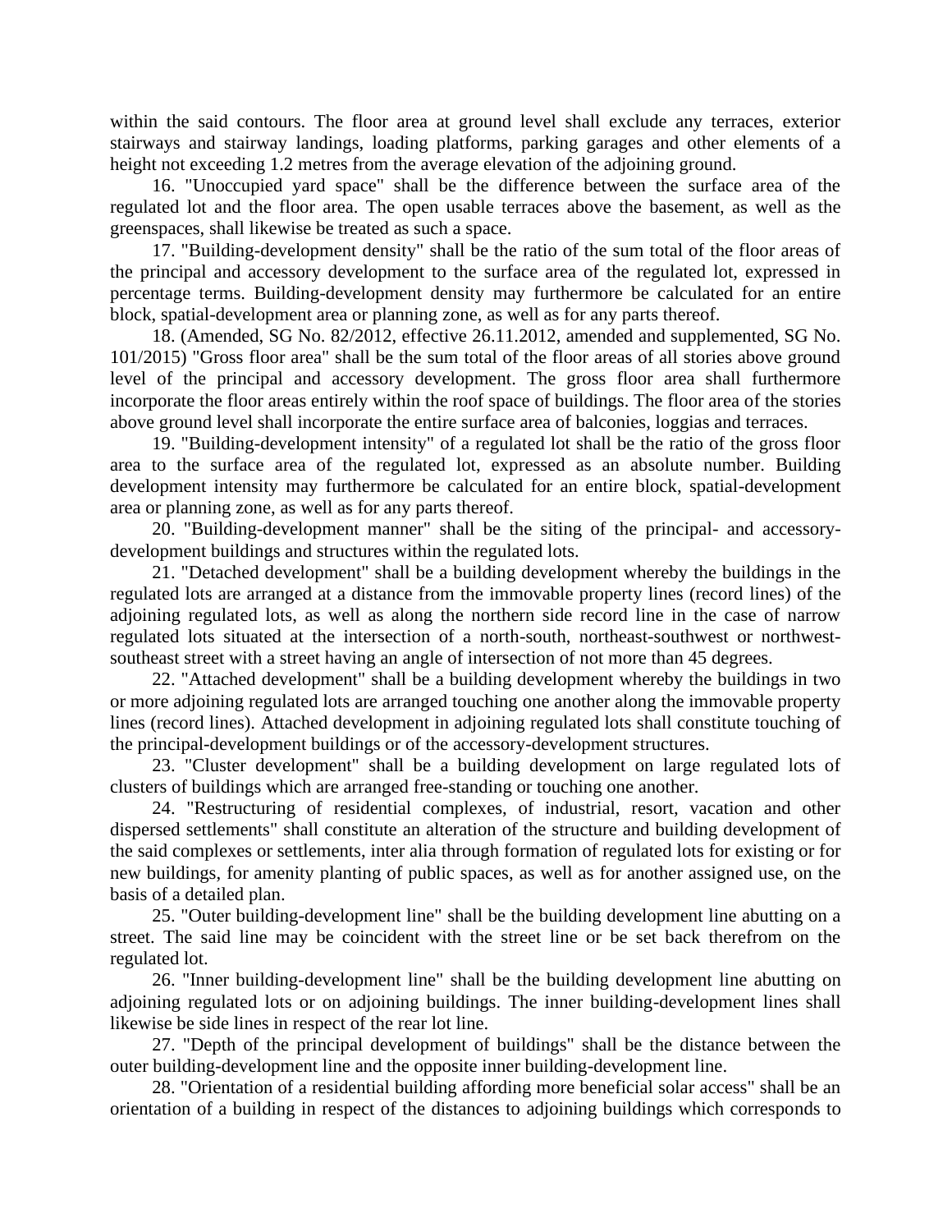within the said contours. The floor area at ground level shall exclude any terraces, exterior stairways and stairway landings, loading platforms, parking garages and other elements of a height not exceeding 1.2 metres from the average elevation of the adjoining ground.

16. "Unoccupied yard space" shall be the difference between the surface area of the regulated lot and the floor area. The open usable terraces above the basement, as well as the greenspaces, shall likewise be treated as such a space.

17. "Building-development density" shall be the ratio of the sum total of the floor areas of the principal and accessory development to the surface area of the regulated lot, expressed in percentage terms. Building-development density may furthermore be calculated for an entire block, spatial-development area or planning zone, as well as for any parts thereof.

18. (Amended, SG No. 82/2012, effective 26.11.2012, amended and supplemented, SG No. 101/2015) "Gross floor area" shall be the sum total of the floor areas of all stories above ground level of the principal and accessory development. The gross floor area shall furthermore incorporate the floor areas entirely within the roof space of buildings. The floor area of the stories above ground level shall incorporate the entire surface area of balconies, loggias and terraces.

19. "Building-development intensity" of a regulated lot shall be the ratio of the gross floor area to the surface area of the regulated lot, expressed as an absolute number. Building development intensity may furthermore be calculated for an entire block, spatial-development area or planning zone, as well as for any parts thereof.

20. "Building-development manner" shall be the siting of the principal- and accessory-development buildings and structures within the regulated lots.

21. "Detached development" shall be a building development whereby the buildings in the regulated lots are arranged at a distance from the immovable property lines (record lines) of the adjoining regulated lots, as well as along the northern side record line in the case of narrow regulated lots situated at the intersection of a north-south, northeast-southwest or northwest-southeast street with a street having an angle of intersection of not more than 45 degrees.

22. "Attached development" shall be a building development whereby the buildings in two or more adjoining regulated lots are arranged touching one another along the immovable property lines (record lines). Attached development in adjoining regulated lots shall constitute touching of the principal-development buildings or of the accessory-development structures.

23. "Cluster development" shall be a building development on large regulated lots of clusters of buildings which are arranged free-standing or touching one another.

24. "Restructuring of residential complexes, of industrial, resort, vacation and other dispersed settlements" shall constitute an alteration of the structure and building development of the said complexes or settlements, inter alia through formation of regulated lots for existing or for new buildings, for amenity planting of public spaces, as well as for another assigned use, on the basis of a detailed plan.

25. "Outer building-development line" shall be the building development line abutting on a street. The said line may be coincident with the street line or be set back therefrom on the regulated lot.

26. "Inner building-development line" shall be the building development line abutting on adjoining regulated lots or on adjoining buildings. The inner building-development lines shall likewise be side lines in respect of the rear lot line.

27. "Depth of the principal development of buildings" shall be the distance between the outer building-development line and the opposite inner building-development line.

28. "Orientation of a residential building affording more beneficial solar access" shall be an orientation of a building in respect of the distances to adjoining buildings which corresponds to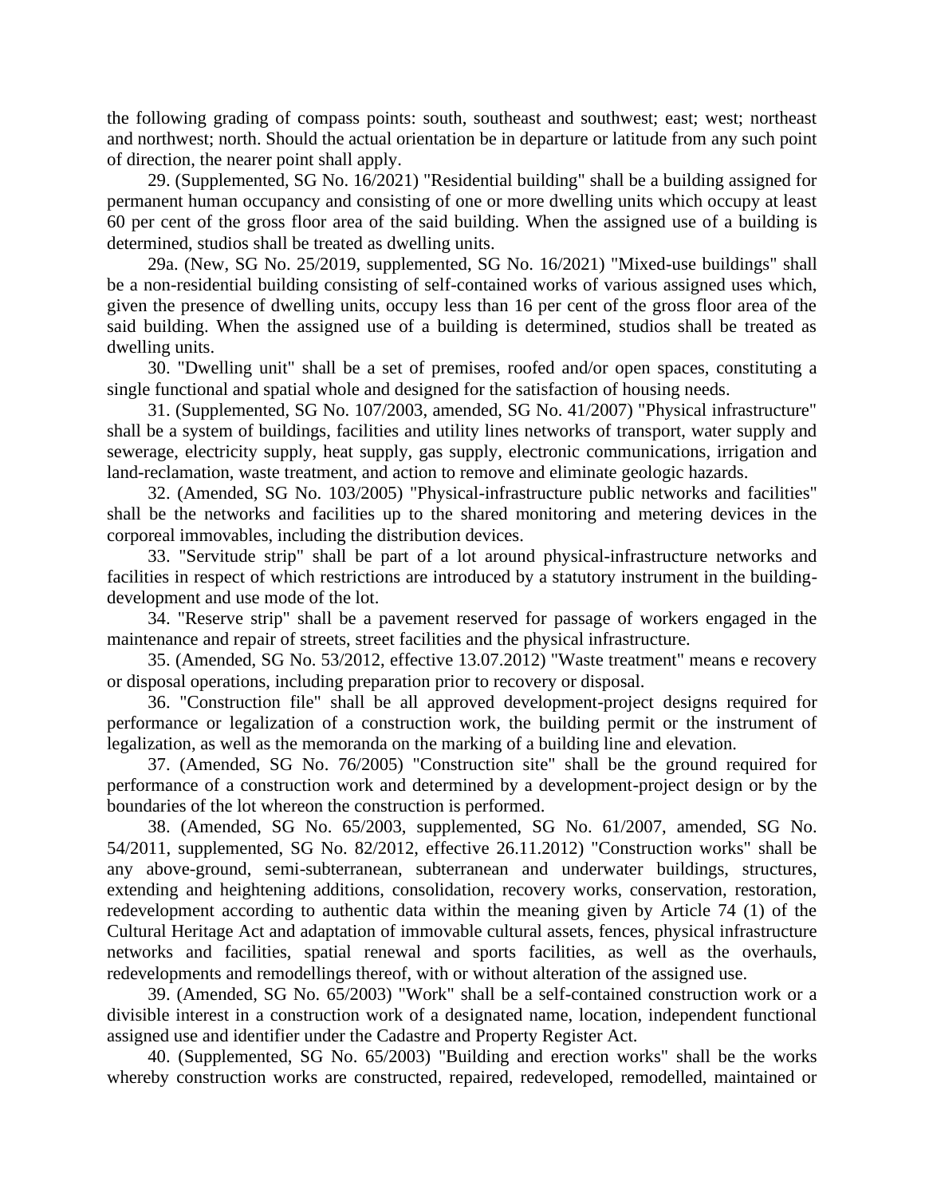the following grading of compass points: south, southeast and southwest; east; west; northeast and northwest; north. Should the actual orientation be in departure or latitude from any such point of direction, the nearer point shall apply.

29. (Supplemented, SG No. 16/2021) "Residential building" shall be a building assigned for permanent human occupancy and consisting of one or more dwelling units which occupy at least 60 per cent of the gross floor area of the said building. When the assigned use of a building is determined, studios shall be treated as dwelling units.

29a. (New, SG No. 25/2019, supplemented, SG No. 16/2021) "Mixed-use buildings" shall be a non-residential building consisting of self-contained works of various assigned uses which, given the presence of dwelling units, occupy less than 16 per cent of the gross floor area of the said building. When the assigned use of a building is determined, studios shall be treated as dwelling units.

30. "Dwelling unit" shall be a set of premises, roofed and/or open spaces, constituting a single functional and spatial whole and designed for the satisfaction of housing needs.

31. (Supplemented, SG No. 107/2003, amended, SG No. 41/2007) "Physical infrastructure" shall be a system of buildings, facilities and utility lines networks of transport, water supply and sewerage, electricity supply, heat supply, gas supply, electronic communications, irrigation and land-reclamation, waste treatment, and action to remove and eliminate geologic hazards.

32. (Amended, SG No. 103/2005) "Physical-infrastructure public networks and facilities" shall be the networks and facilities up to the shared monitoring and metering devices in the corporeal immovables, including the distribution devices.

33. "Servitude strip" shall be part of a lot around physical-infrastructure networks and facilities in respect of which restrictions are introduced by a statutory instrument in the building-development and use mode of the lot.

34. "Reserve strip" shall be a pavement reserved for passage of workers engaged in the maintenance and repair of streets, street facilities and the physical infrastructure.

35. (Amended, SG No. 53/2012, effective 13.07.2012) "Waste treatment" means e recovery or disposal operations, including preparation prior to recovery or disposal.

36. "Construction file" shall be all approved development-project designs required for performance or legalization of a construction work, the building permit or the instrument of legalization, as well as the memoranda on the marking of a building line and elevation.

37. (Amended, SG No. 76/2005) "Construction site" shall be the ground required for performance of a construction work and determined by a development-project design or by the boundaries of the lot whereon the construction is performed.

38. (Amended, SG No. 65/2003, supplemented, SG No. 61/2007, amended, SG No. 54/2011, supplemented, SG No. 82/2012, effective 26.11.2012) "Construction works" shall be any above-ground, semi-subterranean, subterranean and underwater buildings, structures, extending and heightening additions, consolidation, recovery works, conservation, restoration, redevelopment according to authentic data within the meaning given by Article 74 (1) of the Cultural Heritage Act and adaptation of immovable cultural assets, fences, physical infrastructure networks and facilities, spatial renewal and sports facilities, as well as the overhauls, redevelopments and remodellings thereof, with or without alteration of the assigned use.

39. (Amended, SG No. 65/2003) "Work" shall be a self-contained construction work or a divisible interest in a construction work of a designated name, location, independent functional assigned use and identifier under the Cadastre and Property Register Act.

40. (Supplemented, SG No. 65/2003) "Building and erection works" shall be the works whereby construction works are constructed, repaired, redeveloped, remodelled, maintained or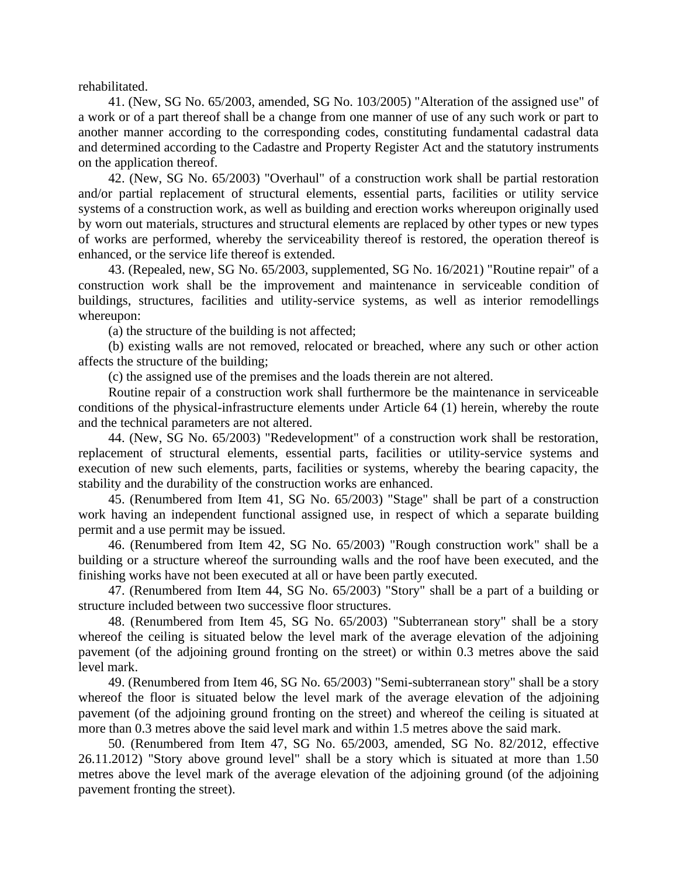rehabilitated.

41. (New, SG No. 65/2003, amended, SG No. 103/2005) "Alteration of the assigned use" of a work or of a part thereof shall be a change from one manner of use of any such work or part to another manner according to the corresponding codes, constituting fundamental cadastral data and determined according to the Cadastre and Property Register Act and the statutory instruments on the application thereof.

42. (New, SG No. 65/2003) "Overhaul" of a construction work shall be partial restoration and/or partial replacement of structural elements, essential parts, facilities or utility service systems of a construction work, as well as building and erection works whereupon originally used by worn out materials, structures and structural elements are replaced by other types or new types of works are performed, whereby the serviceability thereof is restored, the operation thereof is enhanced, or the service life thereof is extended.

43. (Repealed, new, SG No. 65/2003, supplemented, SG No. 16/2021) "Routine repair" of a construction work shall be the improvement and maintenance in serviceable condition of buildings, structures, facilities and utility-service systems, as well as interior remodellings whereupon:

(a) the structure of the building is not affected;

(b) existing walls are not removed, relocated or breached, where any such or other action affects the structure of the building;

(c) the assigned use of the premises and the loads therein are not altered.

Routine repair of a construction work shall furthermore be the maintenance in serviceable conditions of the physical-infrastructure elements under Article 64 (1) herein, whereby the route and the technical parameters are not altered.

44. (New, SG No. 65/2003) "Redevelopment" of a construction work shall be restoration, replacement of structural elements, essential parts, facilities or utility-service systems and execution of new such elements, parts, facilities or systems, whereby the bearing capacity, the stability and the durability of the construction works are enhanced.

45. (Renumbered from Item 41, SG No. 65/2003) "Stage" shall be part of a construction work having an independent functional assigned use, in respect of which a separate building permit and a use permit may be issued.

46. (Renumbered from Item 42, SG No. 65/2003) "Rough construction work" shall be a building or a structure whereof the surrounding walls and the roof have been executed, and the finishing works have not been executed at all or have been partly executed.

47. (Renumbered from Item 44, SG No. 65/2003) "Story" shall be a part of a building or structure included between two successive floor structures.

48. (Renumbered from Item 45, SG No. 65/2003) "Subterranean story" shall be a story whereof the ceiling is situated below the level mark of the average elevation of the adjoining pavement (of the adjoining ground fronting on the street) or within 0.3 metres above the said level mark.

49. (Renumbered from Item 46, SG No. 65/2003) "Semi-subterranean story" shall be a story whereof the floor is situated below the level mark of the average elevation of the adjoining pavement (of the adjoining ground fronting on the street) and whereof the ceiling is situated at more than 0.3 metres above the said level mark and within 1.5 metres above the said mark.

50. (Renumbered from Item 47, SG No. 65/2003, amended, SG No. 82/2012, effective 26.11.2012) "Story above ground level" shall be a story which is situated at more than 1.50 metres above the level mark of the average elevation of the adjoining ground (of the adjoining pavement fronting the street).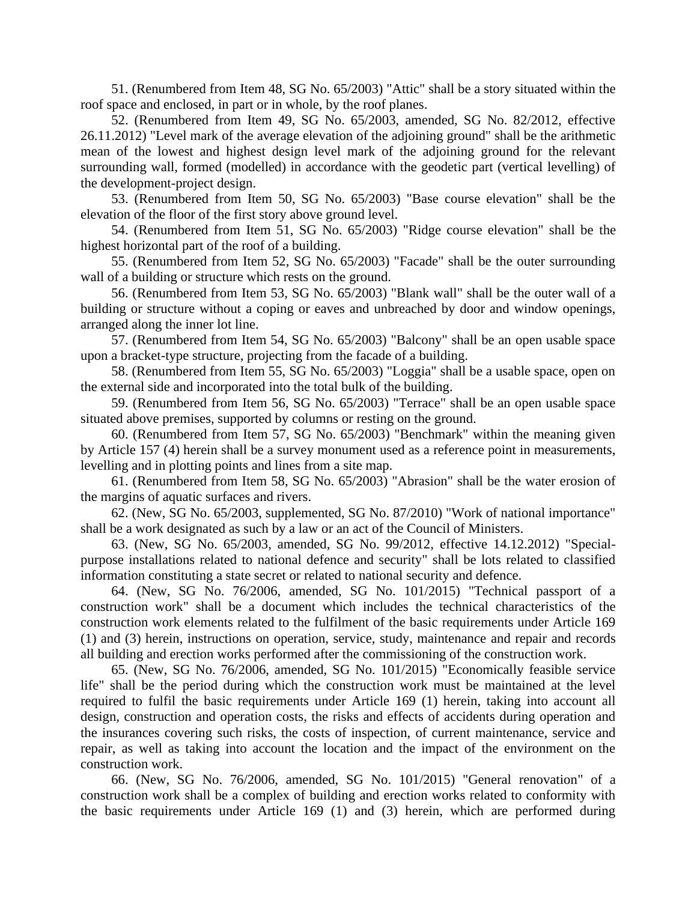51. (Renumbered from Item 48, SG No. 65/2003) "Attic" shall be a story situated within the roof space and enclosed, in part or in whole, by the roof planes.

52. (Renumbered from Item 49, SG No. 65/2003, amended, SG No. 82/2012, effective 26.11.2012) "Level mark of the average elevation of the adjoining ground" shall be the arithmetic mean of the lowest and highest design level mark of the adjoining ground for the relevant surrounding wall, formed (modelled) in accordance with the geodetic part (vertical levelling) of the development-project design.

53. (Renumbered from Item 50, SG No. 65/2003) "Base course elevation" shall be the elevation of the floor of the first story above ground level.

54. (Renumbered from Item 51, SG No. 65/2003) "Ridge course elevation" shall be the highest horizontal part of the roof of a building.

55. (Renumbered from Item 52, SG No. 65/2003) "Facade" shall be the outer surrounding wall of a building or structure which rests on the ground.

56. (Renumbered from Item 53, SG No. 65/2003) "Blank wall" shall be the outer wall of a building or structure without a coping or eaves and unbreached by door and window openings, arranged along the inner lot line.

57. (Renumbered from Item 54, SG No. 65/2003) "Balcony" shall be an open usable space upon a bracket-type structure, projecting from the facade of a building.

58. (Renumbered from Item 55, SG No. 65/2003) "Loggia" shall be a usable space, open on the external side and incorporated into the total bulk of the building.

59. (Renumbered from Item 56, SG No. 65/2003) "Terrace" shall be an open usable space situated above premises, supported by columns or resting on the ground.

60. (Renumbered from Item 57, SG No. 65/2003) "Benchmark" within the meaning given by Article 157 (4) herein shall be a survey monument used as a reference point in measurements, levelling and in plotting points and lines from a site map.

61. (Renumbered from Item 58, SG No. 65/2003) "Abrasion" shall be the water erosion of the margins of aquatic surfaces and rivers.

62. (New, SG No. 65/2003, supplemented, SG No. 87/2010) "Work of national importance" shall be a work designated as such by a law or an act of the Council of Ministers.

63. (New, SG No. 65/2003, amended, SG No. 99/2012, effective 14.12.2012) "Special-purpose installations related to national defence and security" shall be lots related to classified information constituting a state secret or related to national security and defence.

64. (New, SG No. 76/2006, amended, SG No. 101/2015) "Technical passport of a construction work" shall be a document which includes the technical characteristics of the construction work elements related to the fulfilment of the basic requirements under Article 169 (1) and (3) herein, instructions on operation, service, study, maintenance and repair and records all building and erection works performed after the commissioning of the construction work.

65. (New, SG No. 76/2006, amended, SG No. 101/2015) "Economically feasible service life" shall be the period during which the construction work must be maintained at the level required to fulfil the basic requirements under Article 169 (1) herein, taking into account all design, construction and operation costs, the risks and effects of accidents during operation and the insurances covering such risks, the costs of inspection, of current maintenance, service and repair, as well as taking into account the location and the impact of the environment on the construction work.

66. (New, SG No. 76/2006, amended, SG No. 101/2015) "General renovation" of a construction work shall be a complex of building and erection works related to conformity with the basic requirements under Article 169 (1) and (3) herein, which are performed during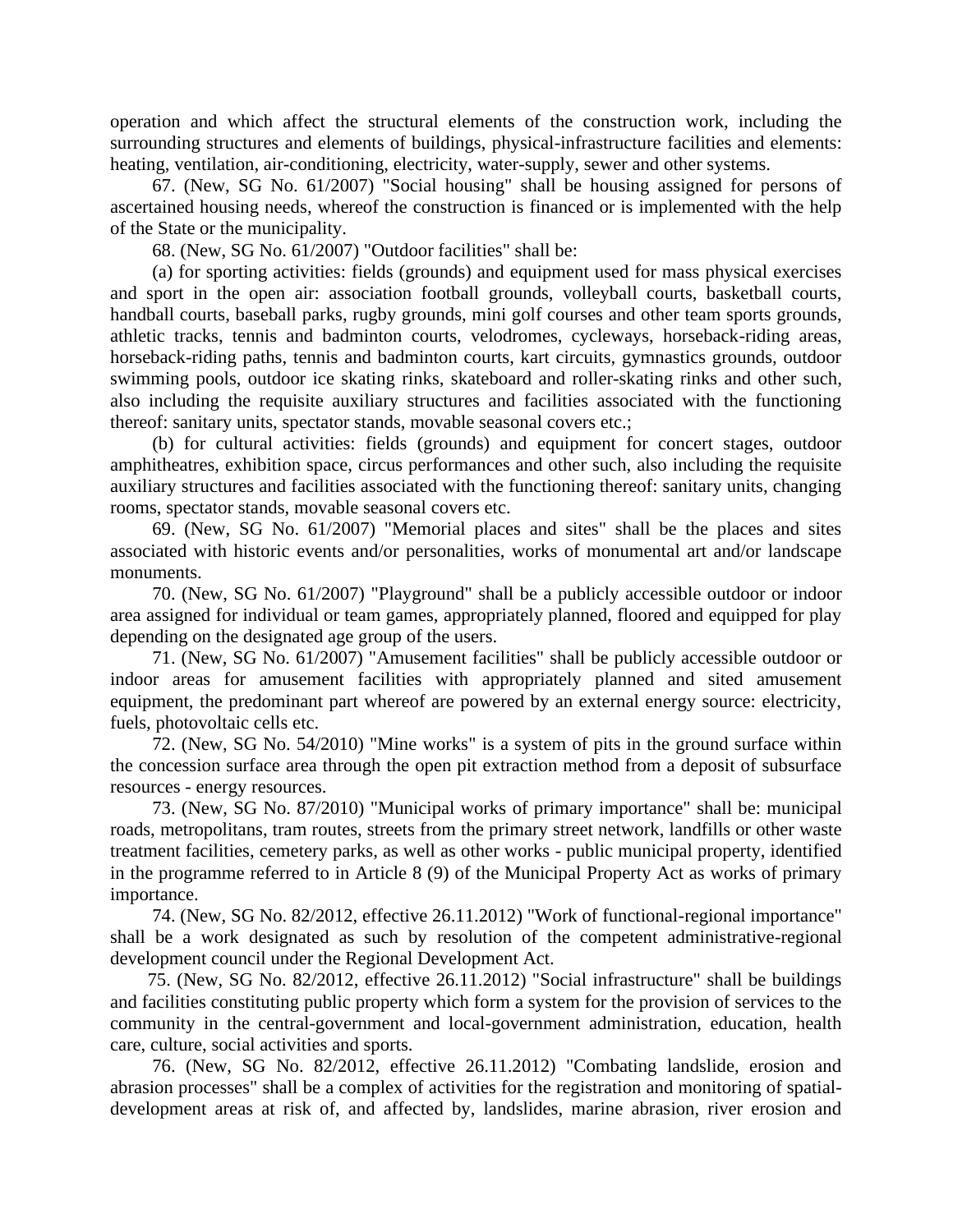operation and which affect the structural elements of the construction work, including the surrounding structures and elements of buildings, physical-infrastructure facilities and elements: heating, ventilation, air-conditioning, electricity, water-supply, sewer and other systems.

67. (New, SG No. 61/2007) "Social housing" shall be housing assigned for persons of ascertained housing needs, whereof the construction is financed or is implemented with the help of the State or the municipality.

68. (New, SG No. 61/2007) "Outdoor facilities" shall be:

(a) for sporting activities: fields (grounds) and equipment used for mass physical exercises and sport in the open air: association football grounds, volleyball courts, basketball courts, handball courts, baseball parks, rugby grounds, mini golf courses and other team sports grounds, athletic tracks, tennis and badminton courts, velodromes, cycleways, horseback-riding areas, horseback-riding paths, tennis and badminton courts, kart circuits, gymnastics grounds, outdoor swimming pools, outdoor ice skating rinks, skateboard and roller-skating rinks and other such, also including the requisite auxiliary structures and facilities associated with the functioning thereof: sanitary units, spectator stands, movable seasonal covers etc.;

(b) for cultural activities: fields (grounds) and equipment for concert stages, outdoor amphitheatres, exhibition space, circus performances and other such, also including the requisite auxiliary structures and facilities associated with the functioning thereof: sanitary units, changing rooms, spectator stands, movable seasonal covers etc.

69. (New, SG No. 61/2007) "Memorial places and sites" shall be the places and sites associated with historic events and/or personalities, works of monumental art and/or landscape monuments.

70. (New, SG No. 61/2007) "Playground" shall be a publicly accessible outdoor or indoor area assigned for individual or team games, appropriately planned, floored and equipped for play depending on the designated age group of the users.

71. (New, SG No. 61/2007) "Amusement facilities" shall be publicly accessible outdoor or indoor areas for amusement facilities with appropriately planned and sited amusement equipment, the predominant part whereof are powered by an external energy source: electricity, fuels, photovoltaic cells etc.

72. (New, SG No. 54/2010) "Mine works" is a system of pits in the ground surface within the concession surface area through the open pit extraction method from a deposit of subsurface resources - energy resources.

73. (New, SG No. 87/2010) "Municipal works of primary importance" shall be: municipal roads, metropolitans, tram routes, streets from the primary street network, landfills or other waste treatment facilities, cemetery parks, as well as other works - public municipal property, identified in the programme referred to in Article 8 (9) of the Municipal Property Act as works of primary importance.

74. (New, SG No. 82/2012, effective 26.11.2012) "Work of functional-regional importance" shall be a work designated as such by resolution of the competent administrative-regional development council under the Regional Development Act.

75. (New, SG No. 82/2012, effective 26.11.2012) "Social infrastructure" shall be buildings and facilities constituting public property which form a system for the provision of services to the community in the central-government and local-government administration, education, health care, culture, social activities and sports.

76. (New, SG No. 82/2012, effective 26.11.2012) "Combating landslide, erosion and abrasion processes" shall be a complex of activities for the registration and monitoring of spatial-development areas at risk of, and affected by, landslides, marine abrasion, river erosion and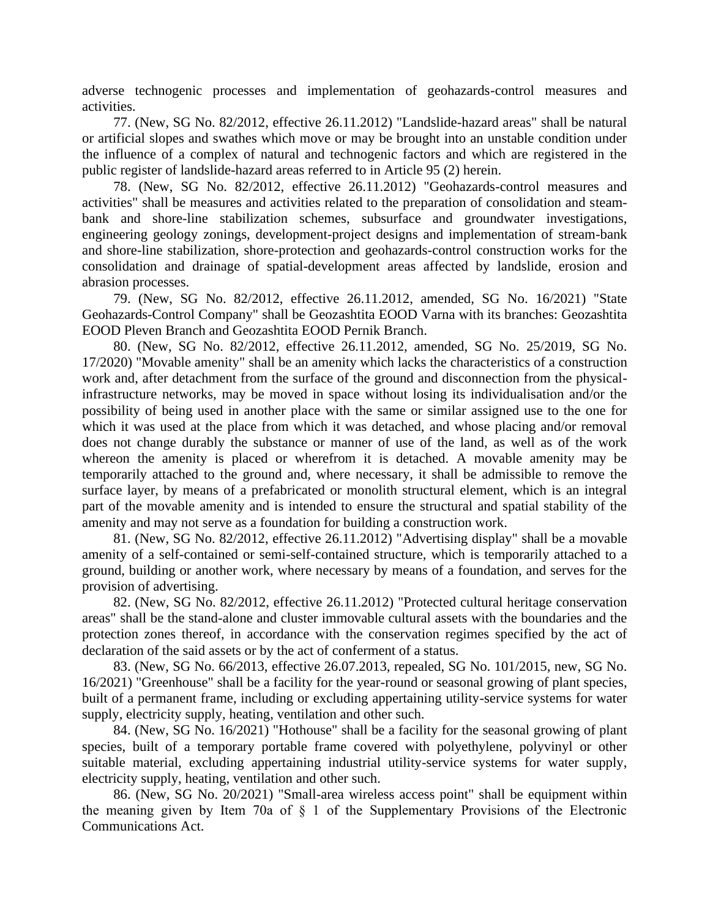adverse technogenic processes and implementation of geohazards-control measures and activities.

77. (New, SG No. 82/2012, effective 26.11.2012) "Landslide-hazard areas" shall be natural or artificial slopes and swathes which move or may be brought into an unstable condition under the influence of a complex of natural and technogenic factors and which are registered in the public register of landslide-hazard areas referred to in Article 95 (2) herein.

78. (New, SG No. 82/2012, effective 26.11.2012) "Geohazards-control measures and activities" shall be measures and activities related to the preparation of consolidation and steam-bank and shore-line stabilization schemes, subsurface and groundwater investigations, engineering geology zonings, development-project designs and implementation of stream-bank and shore-line stabilization, shore-protection and geohazards-control construction works for the consolidation and drainage of spatial-development areas affected by landslide, erosion and abrasion processes.

79. (New, SG No. 82/2012, effective 26.11.2012, amended, SG No. 16/2021) "State Geohazards-Control Company" shall be Geozashtita EOOD Varna with its branches: Geozashtita EOOD Pleven Branch and Geozashtita EOOD Pernik Branch.

80. (New, SG No. 82/2012, effective 26.11.2012, amended, SG No. 25/2019, SG No. 17/2020) "Movable amenity" shall be an amenity which lacks the characteristics of a construction work and, after detachment from the surface of the ground and disconnection from the physical-infrastructure networks, may be moved in space without losing its individualisation and/or the possibility of being used in another place with the same or similar assigned use to the one for which it was used at the place from which it was detached, and whose placing and/or removal does not change durably the substance or manner of use of the land, as well as of the work whereon the amenity is placed or wherefrom it is detached. A movable amenity may be temporarily attached to the ground and, where necessary, it shall be admissible to remove the surface layer, by means of a prefabricated or monolith structural element, which is an integral part of the movable amenity and is intended to ensure the structural and spatial stability of the amenity and may not serve as a foundation for building a construction work.

81. (New, SG No. 82/2012, effective 26.11.2012) "Advertising display" shall be a movable amenity of a self-contained or semi-self-contained structure, which is temporarily attached to a ground, building or another work, where necessary by means of a foundation, and serves for the provision of advertising.

82. (New, SG No. 82/2012, effective 26.11.2012) "Protected cultural heritage conservation areas" shall be the stand-alone and cluster immovable cultural assets with the boundaries and the protection zones thereof, in accordance with the conservation regimes specified by the act of declaration of the said assets or by the act of conferment of a status.

83. (New, SG No. 66/2013, effective 26.07.2013, repealed, SG No. 101/2015, new, SG No. 16/2021) "Greenhouse" shall be a facility for the year-round or seasonal growing of plant species, built of a permanent frame, including or excluding appertaining utility-service systems for water supply, electricity supply, heating, ventilation and other such.

84. (New, SG No. 16/2021) "Hothouse" shall be a facility for the seasonal growing of plant species, built of a temporary portable frame covered with polyethylene, polyvinyl or other suitable material, excluding appertaining industrial utility-service systems for water supply, electricity supply, heating, ventilation and other such.

86. (New, SG No. 20/2021) "Small-area wireless access point" shall be equipment within the meaning given by Item 70a of § 1 of the Supplementary Provisions of the Electronic Communications Act.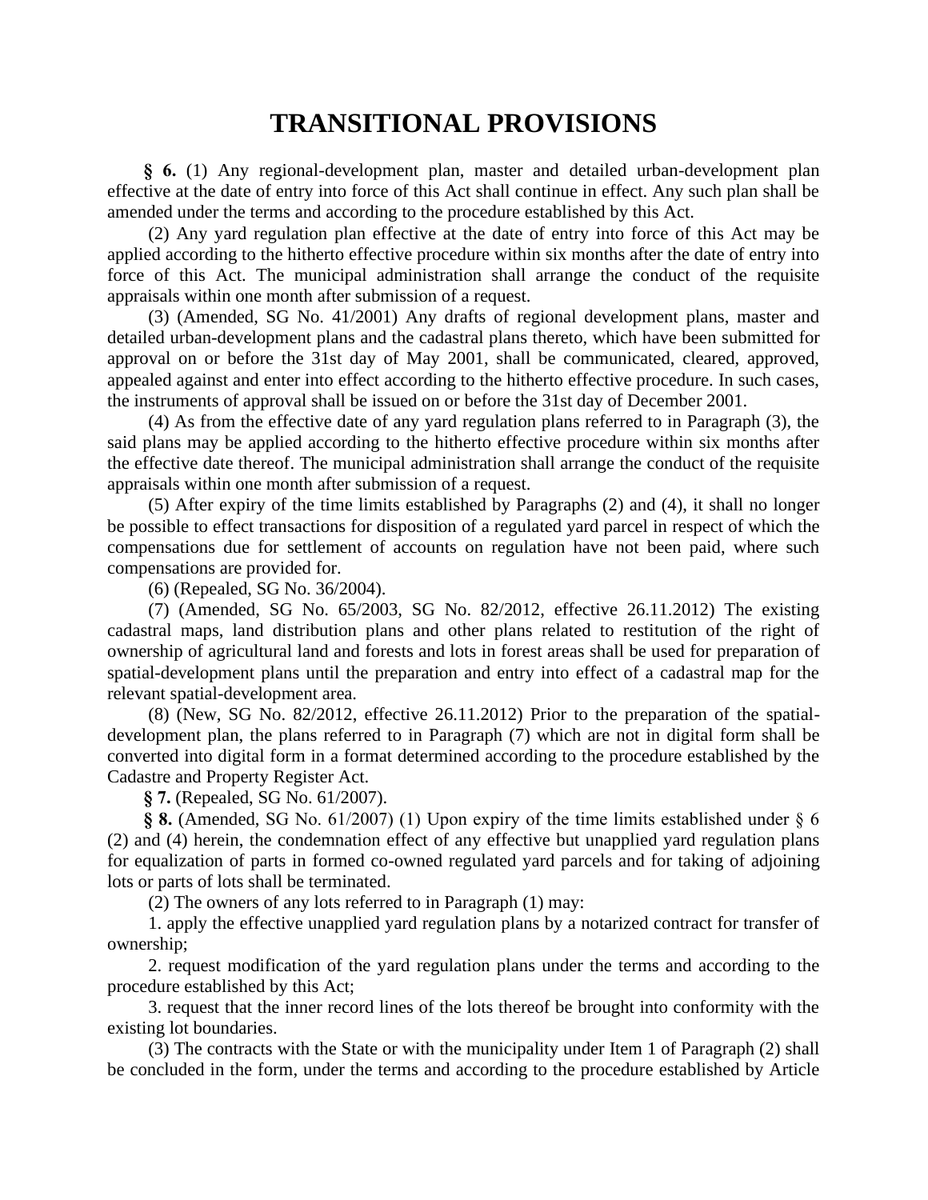# TRANSITIONAL PROVISIONS

**§ 6.** (1) Any regional-development plan, master and detailed urban-development plan effective at the date of entry into force of this Act shall continue in effect. Any such plan shall be amended under the terms and according to the procedure established by this Act.

(2) Any yard regulation plan effective at the date of entry into force of this Act may be applied according to the hitherto effective procedure within six months after the date of entry into force of this Act. The municipal administration shall arrange the conduct of the requisite appraisals within one month after submission of a request.

(3) (Amended, SG No. 41/2001) Any drafts of regional development plans, master and detailed urban-development plans and the cadastral plans thereto, which have been submitted for approval on or before the 31st day of May 2001, shall be communicated, cleared, approved, appealed against and enter into effect according to the hitherto effective procedure. In such cases, the instruments of approval shall be issued on or before the 31st day of December 2001.

(4) As from the effective date of any yard regulation plans referred to in Paragraph (3), the said plans may be applied according to the hitherto effective procedure within six months after the effective date thereof. The municipal administration shall arrange the conduct of the requisite appraisals within one month after submission of a request.

(5) After expiry of the time limits established by Paragraphs (2) and (4), it shall no longer be possible to effect transactions for disposition of a regulated yard parcel in respect of which the compensations due for settlement of accounts on regulation have not been paid, where such compensations are provided for.

(6) (Repealed, SG No. 36/2004).

(7) (Amended, SG No. 65/2003, SG No. 82/2012, effective 26.11.2012) The existing cadastral maps, land distribution plans and other plans related to restitution of the right of ownership of agricultural land and forests and lots in forest areas shall be used for preparation of spatial-development plans until the preparation and entry into effect of a cadastral map for the relevant spatial-development area.

(8) (New, SG No. 82/2012, effective 26.11.2012) Prior to the preparation of the spatial-development plan, the plans referred to in Paragraph (7) which are not in digital form shall be converted into digital form in a format determined according to the procedure established by the Cadastre and Property Register Act.

**§ 7.** (Repealed, SG No. 61/2007).

**§ 8.** (Amended, SG No. 61/2007) (1) Upon expiry of the time limits established under § 6 (2) and (4) herein, the condemnation effect of any effective but unapplied yard regulation plans for equalization of parts in formed co-owned regulated yard parcels and for taking of adjoining lots or parts of lots shall be terminated.

(2) The owners of any lots referred to in Paragraph (1) may:

1. apply the effective unapplied yard regulation plans by a notarized contract for transfer of ownership;

2. request modification of the yard regulation plans under the terms and according to the procedure established by this Act;

3. request that the inner record lines of the lots thereof be brought into conformity with the existing lot boundaries.

(3) The contracts with the State or with the municipality under Item 1 of Paragraph (2) shall be concluded in the form, under the terms and according to the procedure established by Article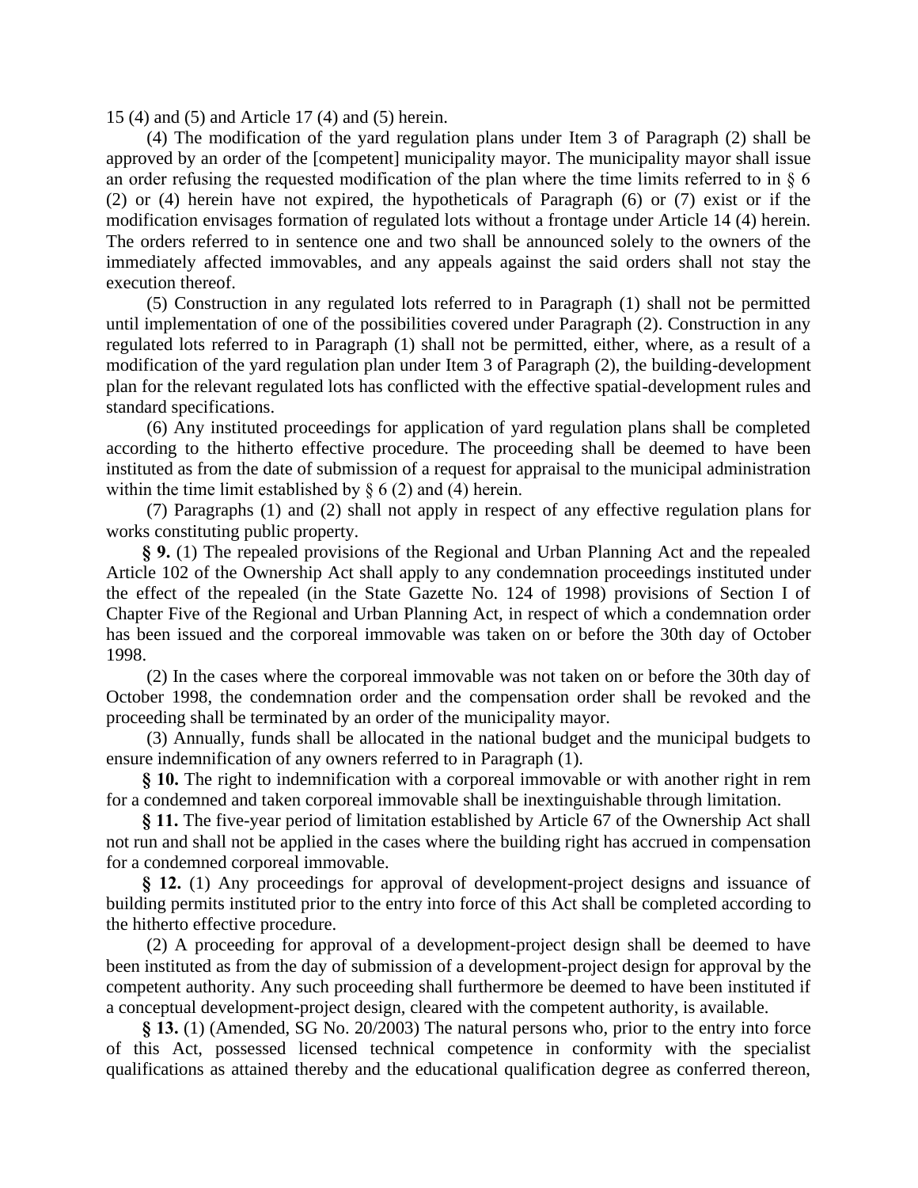15 (4) and (5) and Article 17 (4) and (5) herein.

(4) The modification of the yard regulation plans under Item 3 of Paragraph (2) shall be approved by an order of the [competent] municipality mayor. The municipality mayor shall issue an order refusing the requested modification of the plan where the time limits referred to in § 6 (2) or (4) herein have not expired, the hypotheticals of Paragraph (6) or (7) exist or if the modification envisages formation of regulated lots without a frontage under Article 14 (4) herein. The orders referred to in sentence one and two shall be announced solely to the owners of the immediately affected immovables, and any appeals against the said orders shall not stay the execution thereof.

(5) Construction in any regulated lots referred to in Paragraph (1) shall not be permitted until implementation of one of the possibilities covered under Paragraph (2). Construction in any regulated lots referred to in Paragraph (1) shall not be permitted, either, where, as a result of a modification of the yard regulation plan under Item 3 of Paragraph (2), the building-development plan for the relevant regulated lots has conflicted with the effective spatial-development rules and standard specifications.

(6) Any instituted proceedings for application of yard regulation plans shall be completed according to the hitherto effective procedure. The proceeding shall be deemed to have been instituted as from the date of submission of a request for appraisal to the municipal administration within the time limit established by § 6 (2) and (4) herein.

(7) Paragraphs (1) and (2) shall not apply in respect of any effective regulation plans for works constituting public property.

**§ 9.** (1) The repealed provisions of the Regional and Urban Planning Act and the repealed Article 102 of the Ownership Act shall apply to any condemnation proceedings instituted under the effect of the repealed (in the State Gazette No. 124 of 1998) provisions of Section I of Chapter Five of the Regional and Urban Planning Act, in respect of which a condemnation order has been issued and the corporeal immovable was taken on or before the 30th day of October 1998.

(2) In the cases where the corporeal immovable was not taken on or before the 30th day of October 1998, the condemnation order and the compensation order shall be revoked and the proceeding shall be terminated by an order of the municipality mayor.

(3) Annually, funds shall be allocated in the national budget and the municipal budgets to ensure indemnification of any owners referred to in Paragraph (1).

**§ 10.** The right to indemnification with a corporeal immovable or with another right in rem for a condemned and taken corporeal immovable shall be inextinguishable through limitation.

**§ 11.** The five-year period of limitation established by Article 67 of the Ownership Act shall not run and shall not be applied in the cases where the building right has accrued in compensation for a condemned corporeal immovable.

**§ 12.** (1) Any proceedings for approval of development-project designs and issuance of building permits instituted prior to the entry into force of this Act shall be completed according to the hitherto effective procedure.

(2) A proceeding for approval of a development-project design shall be deemed to have been instituted as from the day of submission of a development-project design for approval by the competent authority. Any such proceeding shall furthermore be deemed to have been instituted if a conceptual development-project design, cleared with the competent authority, is available.

**§ 13.** (1) (Amended, SG No. 20/2003) The natural persons who, prior to the entry into force of this Act, possessed licensed technical competence in conformity with the specialist qualifications as attained thereby and the educational qualification degree as conferred thereon,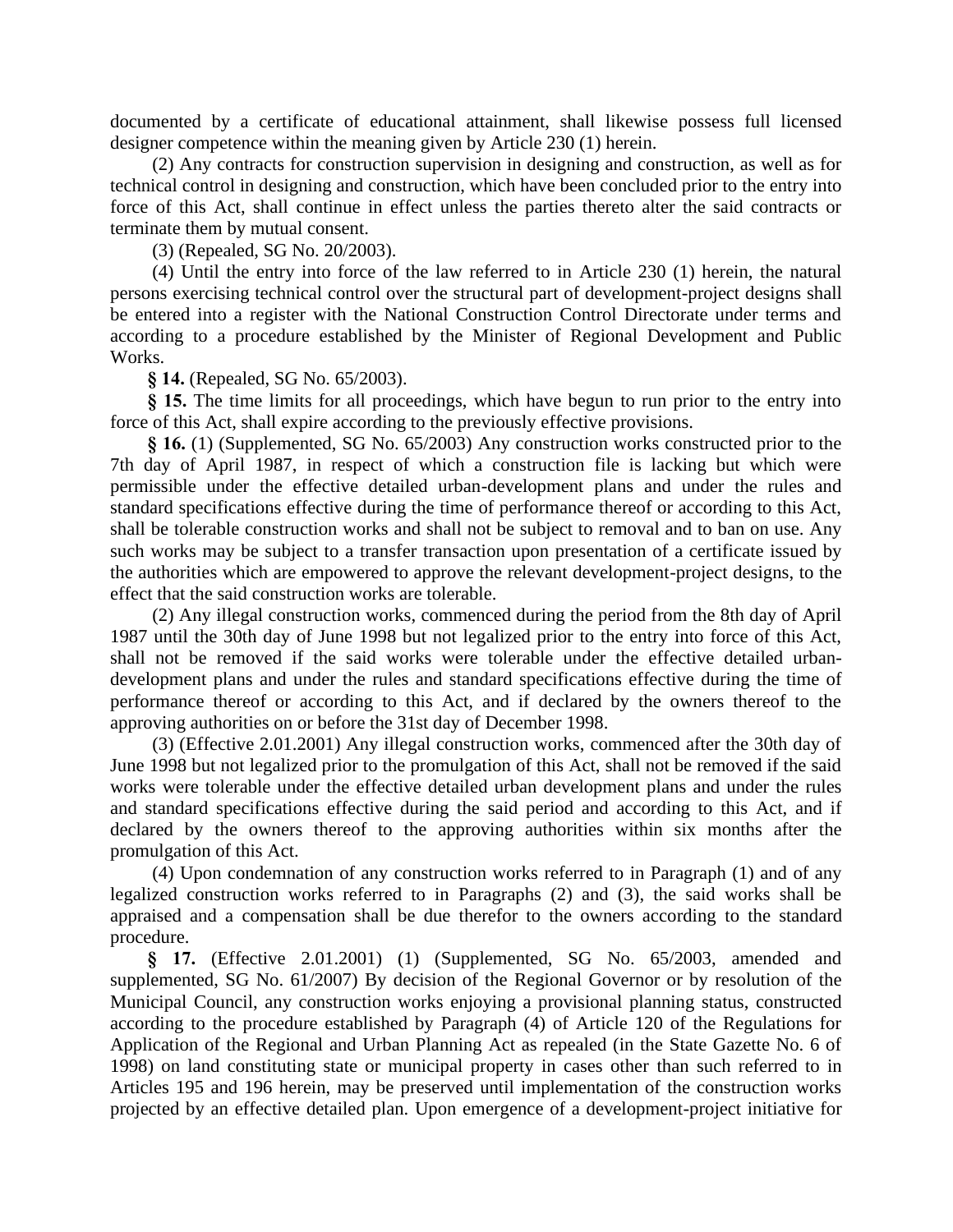documented by a certificate of educational attainment, shall likewise possess full licensed designer competence within the meaning given by Article 230 (1) herein.

(2) Any contracts for construction supervision in designing and construction, as well as for technical control in designing and construction, which have been concluded prior to the entry into force of this Act, shall continue in effect unless the parties thereto alter the said contracts or terminate them by mutual consent.

(3) (Repealed, SG No. 20/2003).

(4) Until the entry into force of the law referred to in Article 230 (1) herein, the natural persons exercising technical control over the structural part of development-project designs shall be entered into a register with the National Construction Control Directorate under terms and according to a procedure established by the Minister of Regional Development and Public Works.

**§ 14.** (Repealed, SG No. 65/2003).

**§ 15.** The time limits for all proceedings, which have begun to run prior to the entry into force of this Act, shall expire according to the previously effective provisions.

**§ 16.** (1) (Supplemented, SG No. 65/2003) Any construction works constructed prior to the 7th day of April 1987, in respect of which a construction file is lacking but which were permissible under the effective detailed urban-development plans and under the rules and standard specifications effective during the time of performance thereof or according to this Act, shall be tolerable construction works and shall not be subject to removal and to ban on use. Any such works may be subject to a transfer transaction upon presentation of a certificate issued by the authorities which are empowered to approve the relevant development-project designs, to the effect that the said construction works are tolerable.

(2) Any illegal construction works, commenced during the period from the 8th day of April 1987 until the 30th day of June 1998 but not legalized prior to the entry into force of this Act, shall not be removed if the said works were tolerable under the effective detailed urban-development plans and under the rules and standard specifications effective during the time of performance thereof or according to this Act, and if declared by the owners thereof to the approving authorities on or before the 31st day of December 1998.

(3) (Effective 2.01.2001) Any illegal construction works, commenced after the 30th day of June 1998 but not legalized prior to the promulgation of this Act, shall not be removed if the said works were tolerable under the effective detailed urban development plans and under the rules and standard specifications effective during the said period and according to this Act, and if declared by the owners thereof to the approving authorities within six months after the promulgation of this Act.

(4) Upon condemnation of any construction works referred to in Paragraph (1) and of any legalized construction works referred to in Paragraphs (2) and (3), the said works shall be appraised and a compensation shall be due therefor to the owners according to the standard procedure.

**§ 17.** (Effective 2.01.2001) (1) (Supplemented, SG No. 65/2003, amended and supplemented, SG No. 61/2007) By decision of the Regional Governor or by resolution of the Municipal Council, any construction works enjoying a provisional planning status, constructed according to the procedure established by Paragraph (4) of Article 120 of the Regulations for Application of the Regional and Urban Planning Act as repealed (in the State Gazette No. 6 of 1998) on land constituting state or municipal property in cases other than such referred to in Articles 195 and 196 herein, may be preserved until implementation of the construction works projected by an effective detailed plan. Upon emergence of a development-project initiative for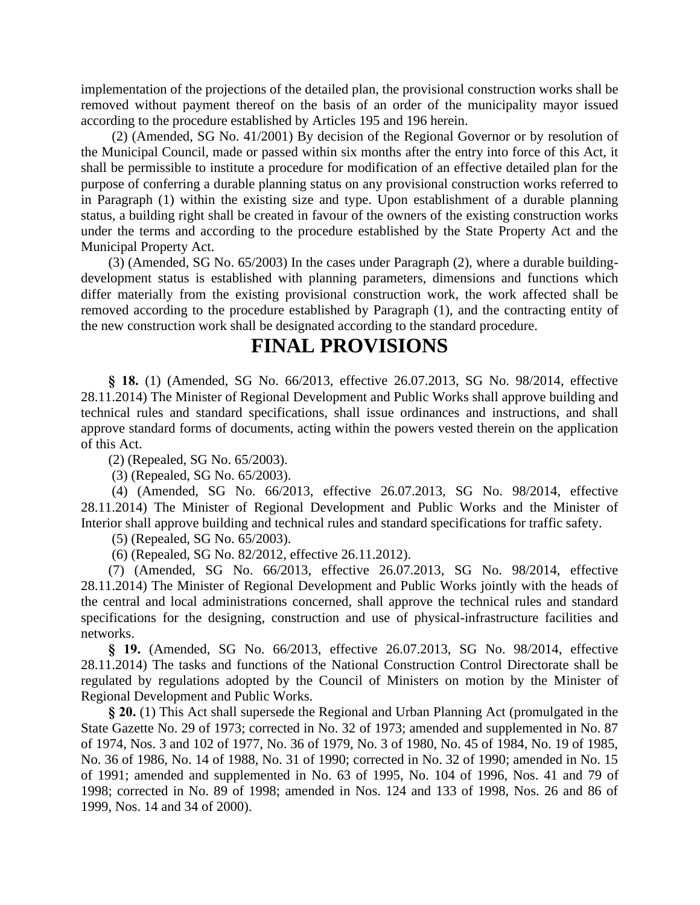implementation of the projections of the detailed plan, the provisional construction works shall be removed without payment thereof on the basis of an order of the municipality mayor issued according to the procedure established by Articles 195 and 196 herein.

(2) (Amended, SG No. 41/2001) By decision of the Regional Governor or by resolution of the Municipal Council, made or passed within six months after the entry into force of this Act, it shall be permissible to institute a procedure for modification of an effective detailed plan for the purpose of conferring a durable planning status on any provisional construction works referred to in Paragraph (1) within the existing size and type. Upon establishment of a durable planning status, a building right shall be created in favour of the owners of the existing construction works under the terms and according to the procedure established by the State Property Act and the Municipal Property Act.

(3) (Amended, SG No. 65/2003) In the cases under Paragraph (2), where a durable building-development status is established with planning parameters, dimensions and functions which differ materially from the existing provisional construction work, the work affected shall be removed according to the procedure established by Paragraph (1), and the contracting entity of the new construction work shall be designated according to the standard procedure.

# FINAL PROVISIONS

**§ 18.** (1) (Amended, SG No. 66/2013, effective 26.07.2013, SG No. 98/2014, effective 28.11.2014) The Minister of Regional Development and Public Works shall approve building and technical rules and standard specifications, shall issue ordinances and instructions, and shall approve standard forms of documents, acting within the powers vested therein on the application of this Act.

(2) (Repealed, SG No. 65/2003).

(3) (Repealed, SG No. 65/2003).

(4) (Amended, SG No. 66/2013, effective 26.07.2013, SG No. 98/2014, effective 28.11.2014) The Minister of Regional Development and Public Works and the Minister of Interior shall approve building and technical rules and standard specifications for traffic safety.

(5) (Repealed, SG No. 65/2003).

(6) (Repealed, SG No. 82/2012, effective 26.11.2012).

(7) (Amended, SG No. 66/2013, effective 26.07.2013, SG No. 98/2014, effective 28.11.2014) The Minister of Regional Development and Public Works jointly with the heads of the central and local administrations concerned, shall approve the technical rules and standard specifications for the designing, construction and use of physical-infrastructure facilities and networks.

**§ 19.** (Amended, SG No. 66/2013, effective 26.07.2013, SG No. 98/2014, effective 28.11.2014) The tasks and functions of the National Construction Control Directorate shall be regulated by regulations adopted by the Council of Ministers on motion by the Minister of Regional Development and Public Works.

**§ 20.** (1) This Act shall supersede the Regional and Urban Planning Act (promulgated in the State Gazette No. 29 of 1973; corrected in No. 32 of 1973; amended and supplemented in No. 87 of 1974, Nos. 3 and 102 of 1977, No. 36 of 1979, No. 3 of 1980, No. 45 of 1984, No. 19 of 1985, No. 36 of 1986, No. 14 of 1988, No. 31 of 1990; corrected in No. 32 of 1990; amended in No. 15 of 1991; amended and supplemented in No. 63 of 1995, No. 104 of 1996, Nos. 41 and 79 of 1998; corrected in No. 89 of 1998; amended in Nos. 124 and 133 of 1998, Nos. 26 and 86 of 1999, Nos. 14 and 34 of 2000).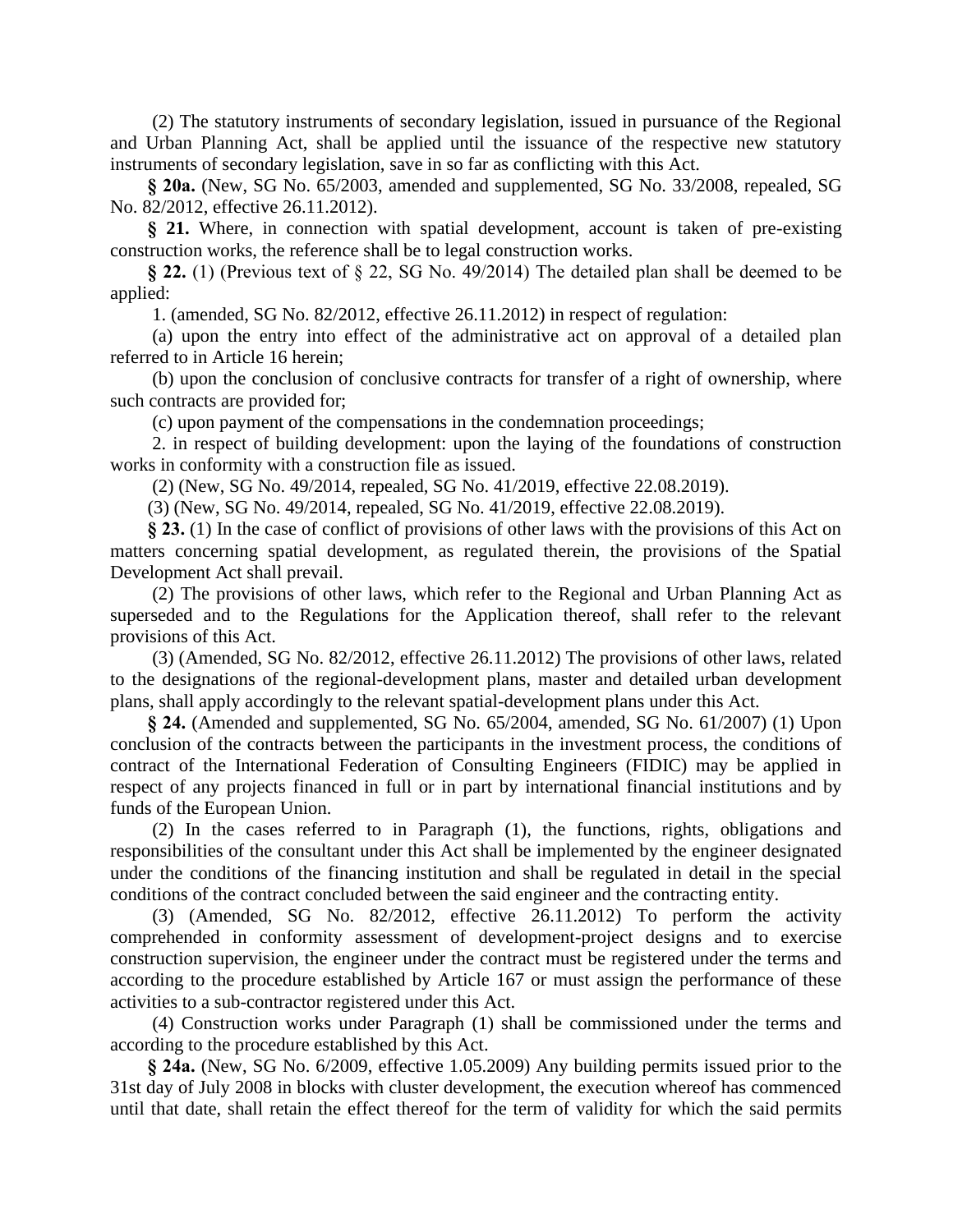(2) The statutory instruments of secondary legislation, issued in pursuance of the Regional and Urban Planning Act, shall be applied until the issuance of the respective new statutory instruments of secondary legislation, save in so far as conflicting with this Act.

**§ 20a.** (New, SG No. 65/2003, amended and supplemented, SG No. 33/2008, repealed, SG No. 82/2012, effective 26.11.2012).

**§ 21.** Where, in connection with spatial development, account is taken of pre-existing construction works, the reference shall be to legal construction works.

**§ 22.** (1) (Previous text of § 22, SG No. 49/2014) The detailed plan shall be deemed to be applied:

1. (amended, SG No. 82/2012, effective 26.11.2012) in respect of regulation:

(a) upon the entry into effect of the administrative act on approval of a detailed plan referred to in Article 16 herein;

(b) upon the conclusion of conclusive contracts for transfer of a right of ownership, where such contracts are provided for;

(c) upon payment of the compensations in the condemnation proceedings;

2. in respect of building development: upon the laying of the foundations of construction works in conformity with a construction file as issued.

(2) (New, SG No. 49/2014, repealed, SG No. 41/2019, effective 22.08.2019).

(3) (New, SG No. 49/2014, repealed, SG No. 41/2019, effective 22.08.2019).

**§ 23.** (1) In the case of conflict of provisions of other laws with the provisions of this Act on matters concerning spatial development, as regulated therein, the provisions of the Spatial Development Act shall prevail.

(2) The provisions of other laws, which refer to the Regional and Urban Planning Act as superseded and to the Regulations for the Application thereof, shall refer to the relevant provisions of this Act.

(3) (Amended, SG No. 82/2012, effective 26.11.2012) The provisions of other laws, related to the designations of the regional-development plans, master and detailed urban development plans, shall apply accordingly to the relevant spatial-development plans under this Act.

**§ 24.** (Amended and supplemented, SG No. 65/2004, amended, SG No. 61/2007) (1) Upon conclusion of the contracts between the participants in the investment process, the conditions of contract of the International Federation of Consulting Engineers (FIDIC) may be applied in respect of any projects financed in full or in part by international financial institutions and by funds of the European Union.

(2) In the cases referred to in Paragraph (1), the functions, rights, obligations and responsibilities of the consultant under this Act shall be implemented by the engineer designated under the conditions of the financing institution and shall be regulated in detail in the special conditions of the contract concluded between the said engineer and the contracting entity.

(3) (Amended, SG No. 82/2012, effective 26.11.2012) To perform the activity comprehended in conformity assessment of development-project designs and to exercise construction supervision, the engineer under the contract must be registered under the terms and according to the procedure established by Article 167 or must assign the performance of these activities to a sub-contractor registered under this Act.

(4) Construction works under Paragraph (1) shall be commissioned under the terms and according to the procedure established by this Act.

**§ 24a.** (New, SG No. 6/2009, effective 1.05.2009) Any building permits issued prior to the 31st day of July 2008 in blocks with cluster development, the execution whereof has commenced until that date, shall retain the effect thereof for the term of validity for which the said permits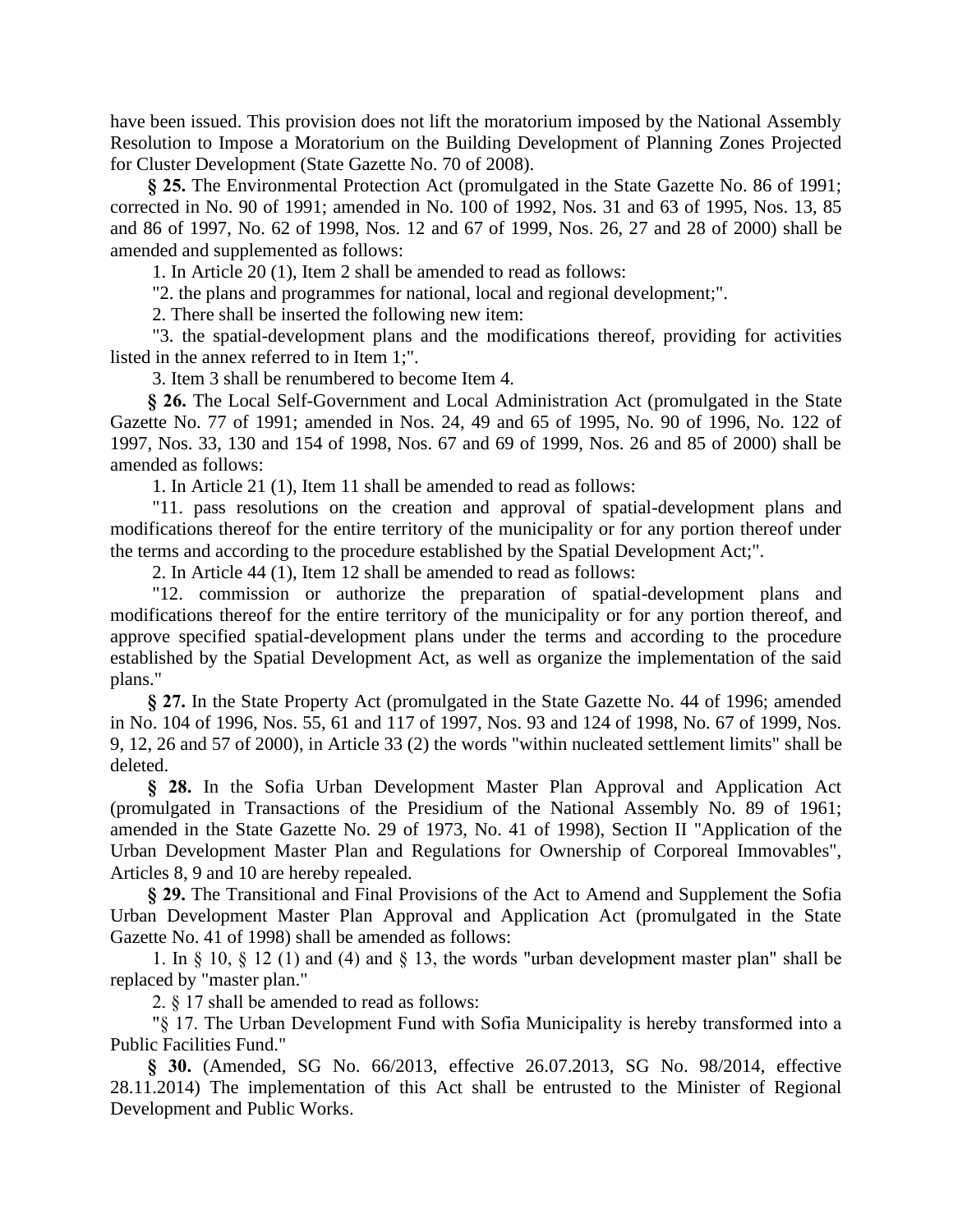have been issued. This provision does not lift the moratorium imposed by the National Assembly Resolution to Impose a Moratorium on the Building Development of Planning Zones Projected for Cluster Development (State Gazette No. 70 of 2008).

**§ 25.** The Environmental Protection Act (promulgated in the State Gazette No. 86 of 1991; corrected in No. 90 of 1991; amended in No. 100 of 1992, Nos. 31 and 63 of 1995, Nos. 13, 85 and 86 of 1997, No. 62 of 1998, Nos. 12 and 67 of 1999, Nos. 26, 27 and 28 of 2000) shall be amended and supplemented as follows:

1. In Article 20 (1), Item 2 shall be amended to read as follows:

"2. the plans and programmes for national, local and regional development;".

2. There shall be inserted the following new item:

"3. the spatial-development plans and the modifications thereof, providing for activities listed in the annex referred to in Item 1;".

3. Item 3 shall be renumbered to become Item 4.

**§ 26.** The Local Self-Government and Local Administration Act (promulgated in the State Gazette No. 77 of 1991; amended in Nos. 24, 49 and 65 of 1995, No. 90 of 1996, No. 122 of 1997, Nos. 33, 130 and 154 of 1998, Nos. 67 and 69 of 1999, Nos. 26 and 85 of 2000) shall be amended as follows:

1. In Article 21 (1), Item 11 shall be amended to read as follows:

"11. pass resolutions on the creation and approval of spatial-development plans and modifications thereof for the entire territory of the municipality or for any portion thereof under the terms and according to the procedure established by the Spatial Development Act;".

2. In Article 44 (1), Item 12 shall be amended to read as follows:

"12. commission or authorize the preparation of spatial-development plans and modifications thereof for the entire territory of the municipality or for any portion thereof, and approve specified spatial-development plans under the terms and according to the procedure established by the Spatial Development Act, as well as organize the implementation of the said plans."

**§ 27.** In the State Property Act (promulgated in the State Gazette No. 44 of 1996; amended in No. 104 of 1996, Nos. 55, 61 and 117 of 1997, Nos. 93 and 124 of 1998, No. 67 of 1999, Nos. 9, 12, 26 and 57 of 2000), in Article 33 (2) the words "within nucleated settlement limits" shall be deleted.

**§ 28.** In the Sofia Urban Development Master Plan Approval and Application Act (promulgated in Transactions of the Presidium of the National Assembly No. 89 of 1961; amended in the State Gazette No. 29 of 1973, No. 41 of 1998), Section II "Application of the Urban Development Master Plan and Regulations for Ownership of Corporeal Immovables", Articles 8, 9 and 10 are hereby repealed.

**§ 29.** The Transitional and Final Provisions of the Act to Amend and Supplement the Sofia Urban Development Master Plan Approval and Application Act (promulgated in the State Gazette No. 41 of 1998) shall be amended as follows:

1. In § 10, § 12 (1) and (4) and § 13, the words "urban development master plan" shall be replaced by "master plan."

2. § 17 shall be amended to read as follows:

"§ 17. The Urban Development Fund with Sofia Municipality is hereby transformed into a Public Facilities Fund."

**§ 30.** (Amended, SG No. 66/2013, effective 26.07.2013, SG No. 98/2014, effective 28.11.2014) The implementation of this Act shall be entrusted to the Minister of Regional Development and Public Works.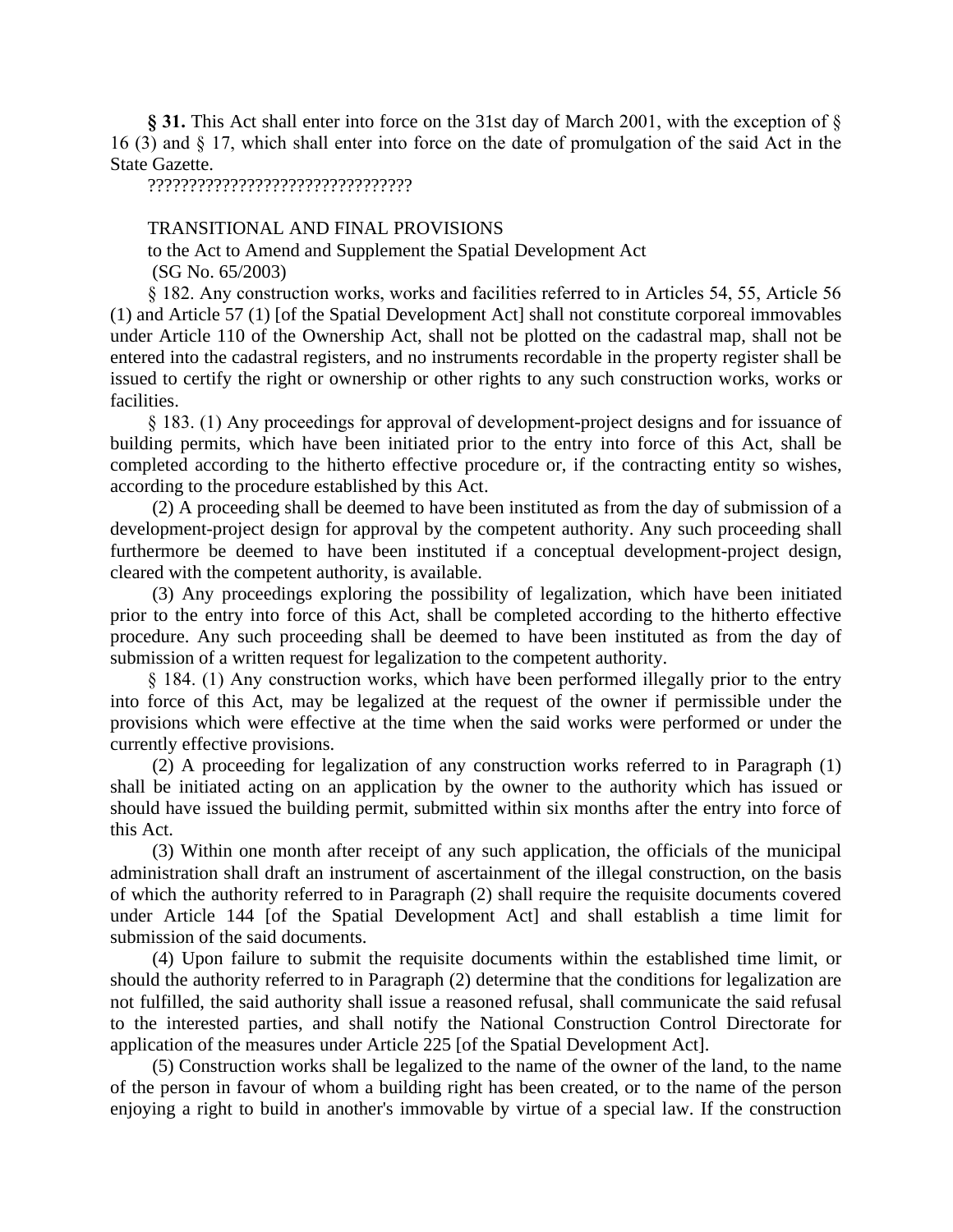**§ 31.** This Act shall enter into force on the 31st day of March 2001, with the exception of § 16 (3) and § 17, which shall enter into force on the date of promulgation of the said Act in the State Gazette.

????????????????????????????????

TRANSITIONAL AND FINAL PROVISIONS
to the Act to Amend and Supplement the Spatial Development Act
(SG No. 65/2003)

§ 182. Any construction works, works and facilities referred to in Articles 54, 55, Article 56 (1) and Article 57 (1) [of the Spatial Development Act] shall not constitute corporeal immovables under Article 110 of the Ownership Act, shall not be plotted on the cadastral map, shall not be entered into the cadastral registers, and no instruments recordable in the property register shall be issued to certify the right or ownership or other rights to any such construction works, works or facilities.

§ 183. (1) Any proceedings for approval of development-project designs and for issuance of building permits, which have been initiated prior to the entry into force of this Act, shall be completed according to the hitherto effective procedure or, if the contracting entity so wishes, according to the procedure established by this Act.

(2) A proceeding shall be deemed to have been instituted as from the day of submission of a development-project design for approval by the competent authority. Any such proceeding shall furthermore be deemed to have been instituted if a conceptual development-project design, cleared with the competent authority, is available.

(3) Any proceedings exploring the possibility of legalization, which have been initiated prior to the entry into force of this Act, shall be completed according to the hitherto effective procedure. Any such proceeding shall be deemed to have been instituted as from the day of submission of a written request for legalization to the competent authority.

§ 184. (1) Any construction works, which have been performed illegally prior to the entry into force of this Act, may be legalized at the request of the owner if permissible under the provisions which were effective at the time when the said works were performed or under the currently effective provisions.

(2) A proceeding for legalization of any construction works referred to in Paragraph (1) shall be initiated acting on an application by the owner to the authority which has issued or should have issued the building permit, submitted within six months after the entry into force of this Act.

(3) Within one month after receipt of any such application, the officials of the municipal administration shall draft an instrument of ascertainment of the illegal construction, on the basis of which the authority referred to in Paragraph (2) shall require the requisite documents covered under Article 144 [of the Spatial Development Act] and shall establish a time limit for submission of the said documents.

(4) Upon failure to submit the requisite documents within the established time limit, or should the authority referred to in Paragraph (2) determine that the conditions for legalization are not fulfilled, the said authority shall issue a reasoned refusal, shall communicate the said refusal to the interested parties, and shall notify the National Construction Control Directorate for application of the measures under Article 225 [of the Spatial Development Act].

(5) Construction works shall be legalized to the name of the owner of the land, to the name of the person in favour of whom a building right has been created, or to the name of the person enjoying a right to build in another's immovable by virtue of a special law. If the construction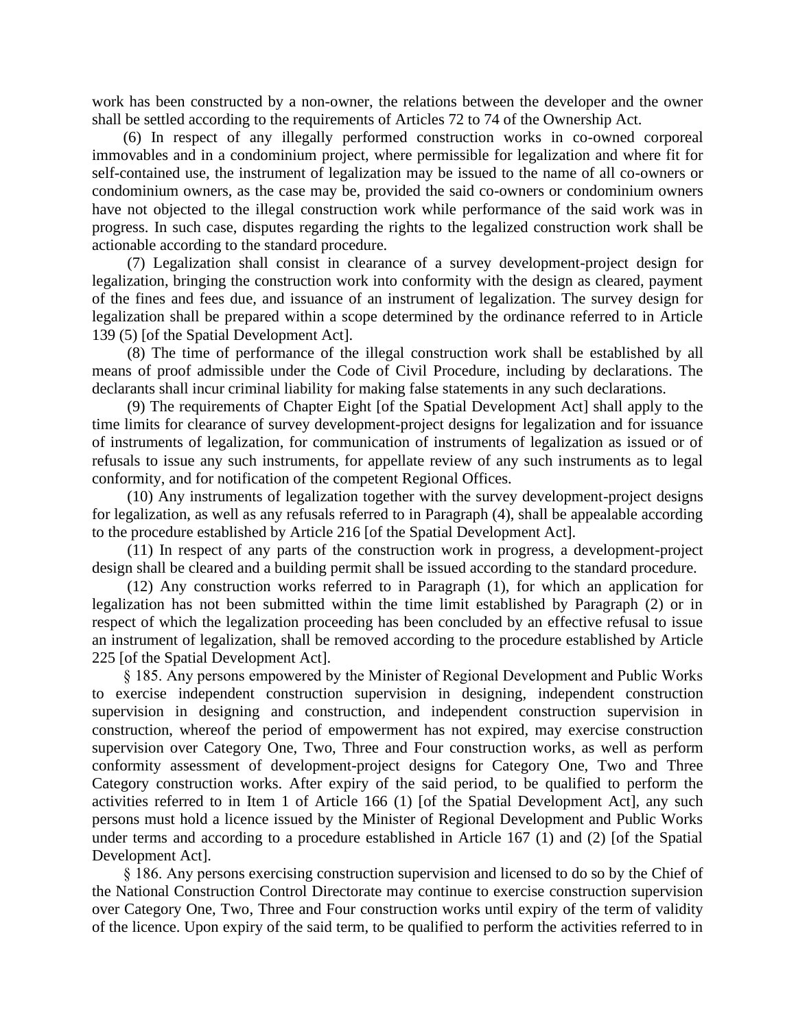work has been constructed by a non-owner, the relations between the developer and the owner shall be settled according to the requirements of Articles 72 to 74 of the Ownership Act.

(6) In respect of any illegally performed construction works in co-owned corporeal immovables and in a condominium project, where permissible for legalization and where fit for self-contained use, the instrument of legalization may be issued to the name of all co-owners or condominium owners, as the case may be, provided the said co-owners or condominium owners have not objected to the illegal construction work while performance of the said work was in progress. In such case, disputes regarding the rights to the legalized construction work shall be actionable according to the standard procedure.

(7) Legalization shall consist in clearance of a survey development-project design for legalization, bringing the construction work into conformity with the design as cleared, payment of the fines and fees due, and issuance of an instrument of legalization. The survey design for legalization shall be prepared within a scope determined by the ordinance referred to in Article 139 (5) [of the Spatial Development Act].

(8) The time of performance of the illegal construction work shall be established by all means of proof admissible under the Code of Civil Procedure, including by declarations. The declarants shall incur criminal liability for making false statements in any such declarations.

(9) The requirements of Chapter Eight [of the Spatial Development Act] shall apply to the time limits for clearance of survey development-project designs for legalization and for issuance of instruments of legalization, for communication of instruments of legalization as issued or of refusals to issue any such instruments, for appellate review of any such instruments as to legal conformity, and for notification of the competent Regional Offices.

(10) Any instruments of legalization together with the survey development-project designs for legalization, as well as any refusals referred to in Paragraph (4), shall be appealable according to the procedure established by Article 216 [of the Spatial Development Act].

(11) In respect of any parts of the construction work in progress, a development-project design shall be cleared and a building permit shall be issued according to the standard procedure.

(12) Any construction works referred to in Paragraph (1), for which an application for legalization has not been submitted within the time limit established by Paragraph (2) or in respect of which the legalization proceeding has been concluded by an effective refusal to issue an instrument of legalization, shall be removed according to the procedure established by Article 225 [of the Spatial Development Act].

§ 185. Any persons empowered by the Minister of Regional Development and Public Works to exercise independent construction supervision in designing, independent construction supervision in designing and construction, and independent construction supervision in construction, whereof the period of empowerment has not expired, may exercise construction supervision over Category One, Two, Three and Four construction works, as well as perform conformity assessment of development-project designs for Category One, Two and Three Category construction works. After expiry of the said period, to be qualified to perform the activities referred to in Item 1 of Article 166 (1) [of the Spatial Development Act], any such persons must hold a licence issued by the Minister of Regional Development and Public Works under terms and according to a procedure established in Article 167 (1) and (2) [of the Spatial Development Act].

§ 186. Any persons exercising construction supervision and licensed to do so by the Chief of the National Construction Control Directorate may continue to exercise construction supervision over Category One, Two, Three and Four construction works until expiry of the term of validity of the licence. Upon expiry of the said term, to be qualified to perform the activities referred to in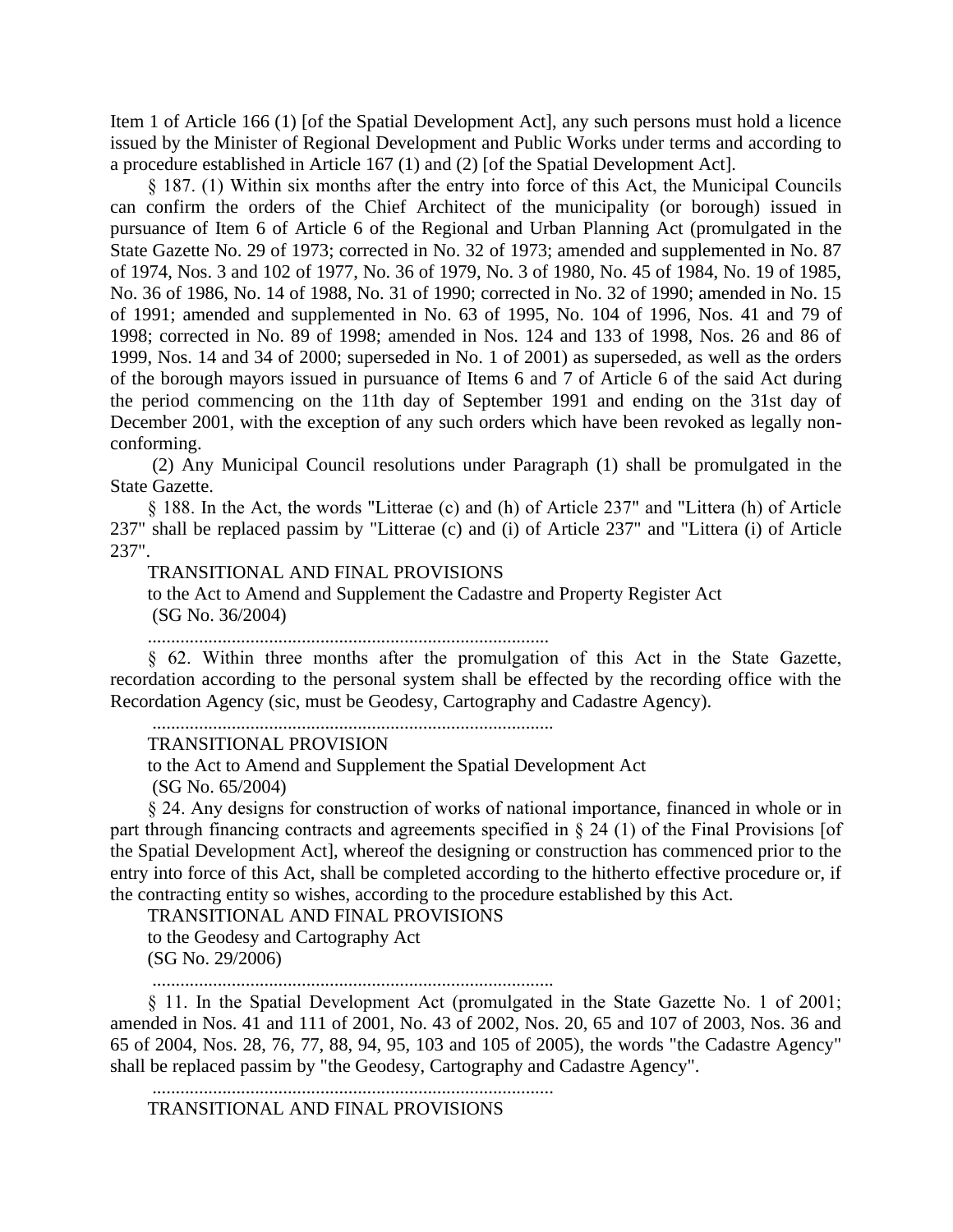Item 1 of Article 166 (1) [of the Spatial Development Act], any such persons must hold a licence issued by the Minister of Regional Development and Public Works under terms and according to a procedure established in Article 167 (1) and (2) [of the Spatial Development Act].

§ 187. (1) Within six months after the entry into force of this Act, the Municipal Councils can confirm the orders of the Chief Architect of the municipality (or borough) issued in pursuance of Item 6 of Article 6 of the Regional and Urban Planning Act (promulgated in the State Gazette No. 29 of 1973; corrected in No. 32 of 1973; amended and supplemented in No. 87 of 1974, Nos. 3 and 102 of 1977, No. 36 of 1979, No. 3 of 1980, No. 45 of 1984, No. 19 of 1985, No. 36 of 1986, No. 14 of 1988, No. 31 of 1990; corrected in No. 32 of 1990; amended in No. 15 of 1991; amended and supplemented in No. 63 of 1995, No. 104 of 1996, Nos. 41 and 79 of 1998; corrected in No. 89 of 1998; amended in Nos. 124 and 133 of 1998, Nos. 26 and 86 of 1999, Nos. 14 and 34 of 2000; superseded in No. 1 of 2001) as superseded, as well as the orders of the borough mayors issued in pursuance of Items 6 and 7 of Article 6 of the said Act during the period commencing on the 11th day of September 1991 and ending on the 31st day of December 2001, with the exception of any such orders which have been revoked as legally non-conforming.

(2) Any Municipal Council resolutions under Paragraph (1) shall be promulgated in the State Gazette.

§ 188. In the Act, the words "Litterae (c) and (h) of Article 237" and "Littera (h) of Article 237" shall be replaced passim by "Litterae (c) and (i) of Article 237" and "Littera (i) of Article 237".

TRANSITIONAL AND FINAL PROVISIONS

to the Act to Amend and Supplement the Cadastre and Property Register Act

(SG No. 36/2004)

.......................................................................................

§ 62. Within three months after the promulgation of this Act in the State Gazette, recordation according to the personal system shall be effected by the recording office with the Recordation Agency (sic, must be Geodesy, Cartography and Cadastre Agency).

.......................................................................................

TRANSITIONAL PROVISION

to the Act to Amend and Supplement the Spatial Development Act

(SG No. 65/2004)

§ 24. Any designs for construction of works of national importance, financed in whole or in part through financing contracts and agreements specified in § 24 (1) of the Final Provisions [of the Spatial Development Act], whereof the designing or construction has commenced prior to the entry into force of this Act, shall be completed according to the hitherto effective procedure or, if the contracting entity so wishes, according to the procedure established by this Act.

TRANSITIONAL AND FINAL PROVISIONS

to the Geodesy and Cartography Act

(SG No. 29/2006)

.......................................................................................

§ 11. In the Spatial Development Act (promulgated in the State Gazette No. 1 of 2001; amended in Nos. 41 and 111 of 2001, No. 43 of 2002, Nos. 20, 65 and 107 of 2003, Nos. 36 and 65 of 2004, Nos. 28, 76, 77, 88, 94, 95, 103 and 105 of 2005), the words "the Cadastre Agency" shall be replaced passim by "the Geodesy, Cartography and Cadastre Agency".

.......................................................................................

TRANSITIONAL AND FINAL PROVISIONS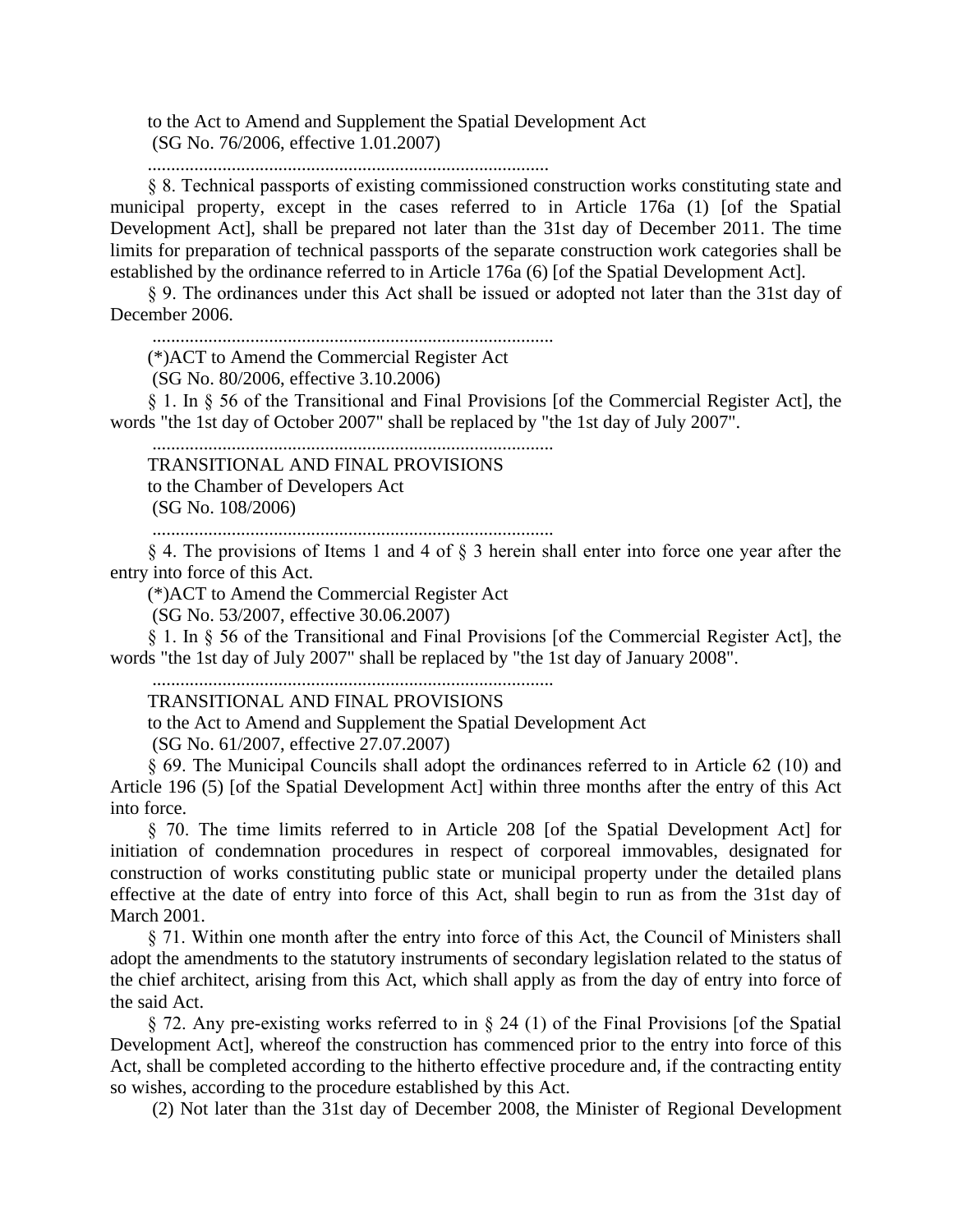to the Act to Amend and Supplement the Spatial Development Act

(SG No. 76/2006, effective 1.01.2007)

.......................................................................................

§ 8. Technical passports of existing commissioned construction works constituting state and municipal property, except in the cases referred to in Article 176a (1) [of the Spatial Development Act], shall be prepared not later than the 31st day of December 2011. The time limits for preparation of technical passports of the separate construction work categories shall be established by the ordinance referred to in Article 176a (6) [of the Spatial Development Act].

§ 9. The ordinances under this Act shall be issued or adopted not later than the 31st day of December 2006.

.......................................................................................

(*)ACT to Amend the Commercial Register Act

(SG No. 80/2006, effective 3.10.2006)

§ 1. In § 56 of the Transitional and Final Provisions [of the Commercial Register Act], the words "the 1st day of October 2007" shall be replaced by "the 1st day of July 2007".

.......................................................................................

TRANSITIONAL AND FINAL PROVISIONS

to the Chamber of Developers Act

(SG No. 108/2006)

.......................................................................................

§ 4. The provisions of Items 1 and 4 of § 3 herein shall enter into force one year after the entry into force of this Act.

(*)ACT to Amend the Commercial Register Act

(SG No. 53/2007, effective 30.06.2007)

§ 1. In § 56 of the Transitional and Final Provisions [of the Commercial Register Act], the words "the 1st day of July 2007" shall be replaced by "the 1st day of January 2008".

.......................................................................................

TRANSITIONAL AND FINAL PROVISIONS

to the Act to Amend and Supplement the Spatial Development Act

(SG No. 61/2007, effective 27.07.2007)

§ 69. The Municipal Councils shall adopt the ordinances referred to in Article 62 (10) and Article 196 (5) [of the Spatial Development Act] within three months after the entry of this Act into force.

§ 70. The time limits referred to in Article 208 [of the Spatial Development Act] for initiation of condemnation procedures in respect of corporeal immovables, designated for construction of works constituting public state or municipal property under the detailed plans effective at the date of entry into force of this Act, shall begin to run as from the 31st day of March 2001.

§ 71. Within one month after the entry into force of this Act, the Council of Ministers shall adopt the amendments to the statutory instruments of secondary legislation related to the status of the chief architect, arising from this Act, which shall apply as from the day of entry into force of the said Act.

§ 72. Any pre-existing works referred to in § 24 (1) of the Final Provisions [of the Spatial Development Act], whereof the construction has commenced prior to the entry into force of this Act, shall be completed according to the hitherto effective procedure and, if the contracting entity so wishes, according to the procedure established by this Act.

(2) Not later than the 31st day of December 2008, the Minister of Regional Development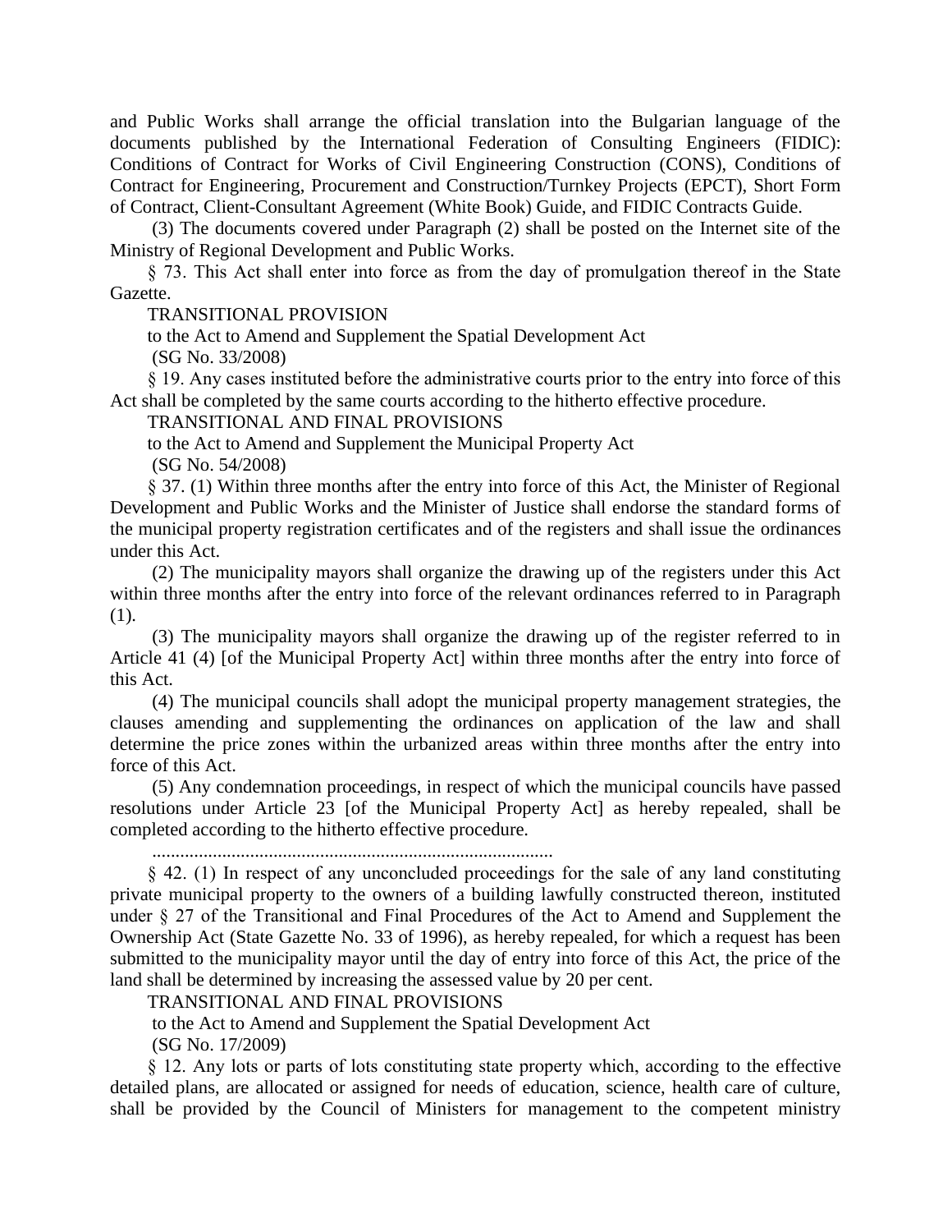and Public Works shall arrange the official translation into the Bulgarian language of the documents published by the International Federation of Consulting Engineers (FIDIC): Conditions of Contract for Works of Civil Engineering Construction (CONS), Conditions of Contract for Engineering, Procurement and Construction/Turnkey Projects (EPCT), Short Form of Contract, Client-Consultant Agreement (White Book) Guide, and FIDIC Contracts Guide.

(3) The documents covered under Paragraph (2) shall be posted on the Internet site of the Ministry of Regional Development and Public Works.

§ 73. This Act shall enter into force as from the day of promulgation thereof in the State Gazette.

TRANSITIONAL PROVISION

to the Act to Amend and Supplement the Spatial Development Act

(SG No. 33/2008)

§ 19. Any cases instituted before the administrative courts prior to the entry into force of this Act shall be completed by the same courts according to the hitherto effective procedure.

TRANSITIONAL AND FINAL PROVISIONS

to the Act to Amend and Supplement the Municipal Property Act

(SG No. 54/2008)

§ 37. (1) Within three months after the entry into force of this Act, the Minister of Regional Development and Public Works and the Minister of Justice shall endorse the standard forms of the municipal property registration certificates and of the registers and shall issue the ordinances under this Act.

(2) The municipality mayors shall organize the drawing up of the registers under this Act within three months after the entry into force of the relevant ordinances referred to in Paragraph (1).

(3) The municipality mayors shall organize the drawing up of the register referred to in Article 41 (4) [of the Municipal Property Act] within three months after the entry into force of this Act.

(4) The municipal councils shall adopt the municipal property management strategies, the clauses amending and supplementing the ordinances on application of the law and shall determine the price zones within the urbanized areas within three months after the entry into force of this Act.

(5) Any condemnation proceedings, in respect of which the municipal councils have passed resolutions under Article 23 [of the Municipal Property Act] as hereby repealed, shall be completed according to the hitherto effective procedure.

......................................................................................

§ 42. (1) In respect of any unconcluded proceedings for the sale of any land constituting private municipal property to the owners of a building lawfully constructed thereon, instituted under § 27 of the Transitional and Final Procedures of the Act to Amend and Supplement the Ownership Act (State Gazette No. 33 of 1996), as hereby repealed, for which a request has been submitted to the municipality mayor until the day of entry into force of this Act, the price of the land shall be determined by increasing the assessed value by 20 per cent.

TRANSITIONAL AND FINAL PROVISIONS

to the Act to Amend and Supplement the Spatial Development Act

(SG No. 17/2009)

§ 12. Any lots or parts of lots constituting state property which, according to the effective detailed plans, are allocated or assigned for needs of education, science, health care of culture, shall be provided by the Council of Ministers for management to the competent ministry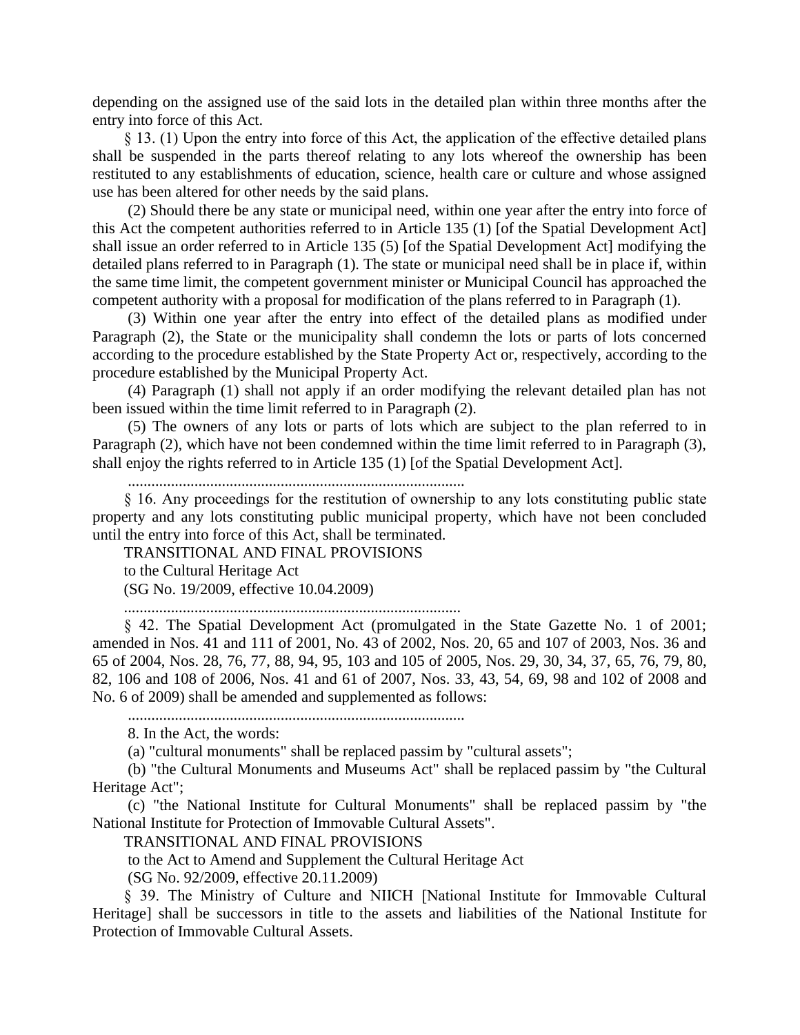depending on the assigned use of the said lots in the detailed plan within three months after the entry into force of this Act.

§ 13. (1) Upon the entry into force of this Act, the application of the effective detailed plans shall be suspended in the parts thereof relating to any lots whereof the ownership has been restituted to any establishments of education, science, health care or culture and whose assigned use has been altered for other needs by the said plans.

(2) Should there be any state or municipal need, within one year after the entry into force of this Act the competent authorities referred to in Article 135 (1) [of the Spatial Development Act] shall issue an order referred to in Article 135 (5) [of the Spatial Development Act] modifying the detailed plans referred to in Paragraph (1). The state or municipal need shall be in place if, within the same time limit, the competent government minister or Municipal Council has approached the competent authority with a proposal for modification of the plans referred to in Paragraph (1).

(3) Within one year after the entry into effect of the detailed plans as modified under Paragraph (2), the State or the municipality shall condemn the lots or parts of lots concerned according to the procedure established by the State Property Act or, respectively, according to the procedure established by the Municipal Property Act.

(4) Paragraph (1) shall not apply if an order modifying the relevant detailed plan has not been issued within the time limit referred to in Paragraph (2).

(5) The owners of any lots or parts of lots which are subject to the plan referred to in Paragraph (2), which have not been condemned within the time limit referred to in Paragraph (3), shall enjoy the rights referred to in Article 135 (1) [of the Spatial Development Act].

......................................................................................

§ 16. Any proceedings for the restitution of ownership to any lots constituting public state property and any lots constituting public municipal property, which have not been concluded until the entry into force of this Act, shall be terminated.

TRANSITIONAL AND FINAL PROVISIONS

to the Cultural Heritage Act

(SG No. 19/2009, effective 10.04.2009)

......................................................................................

§ 42. The Spatial Development Act (promulgated in the State Gazette No. 1 of 2001; amended in Nos. 41 and 111 of 2001, No. 43 of 2002, Nos. 20, 65 and 107 of 2003, Nos. 36 and 65 of 2004, Nos. 28, 76, 77, 88, 94, 95, 103 and 105 of 2005, Nos. 29, 30, 34, 37, 65, 76, 79, 80, 82, 106 and 108 of 2006, Nos. 41 and 61 of 2007, Nos. 33, 43, 54, 69, 98 and 102 of 2008 and No. 6 of 2009) shall be amended and supplemented as follows:

......................................................................................

8. In the Act, the words:

(a) "cultural monuments" shall be replaced passim by "cultural assets";

(b) "the Cultural Monuments and Museums Act" shall be replaced passim by "the Cultural Heritage Act";

(c) "the National Institute for Cultural Monuments" shall be replaced passim by "the National Institute for Protection of Immovable Cultural Assets".

TRANSITIONAL AND FINAL PROVISIONS

to the Act to Amend and Supplement the Cultural Heritage Act

(SG No. 92/2009, effective 20.11.2009)

§ 39. The Ministry of Culture and NIICH [National Institute for Immovable Cultural Heritage] shall be successors in title to the assets and liabilities of the National Institute for Protection of Immovable Cultural Assets.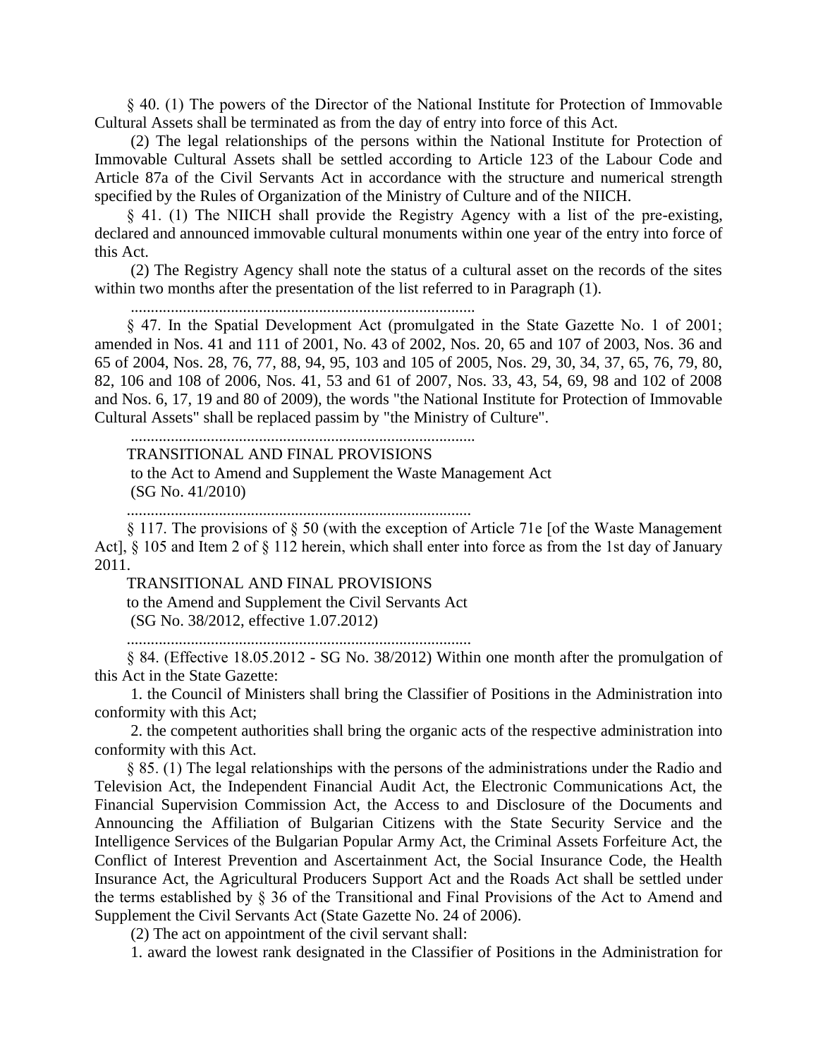§ 40. (1) The powers of the Director of the National Institute for Protection of Immovable Cultural Assets shall be terminated as from the day of entry into force of this Act.

(2) The legal relationships of the persons within the National Institute for Protection of Immovable Cultural Assets shall be settled according to Article 123 of the Labour Code and Article 87a of the Civil Servants Act in accordance with the structure and numerical strength specified by the Rules of Organization of the Ministry of Culture and of the NIICH.

§ 41. (1) The NIICH shall provide the Registry Agency with a list of the pre-existing, declared and announced immovable cultural monuments within one year of the entry into force of this Act.

(2) The Registry Agency shall note the status of a cultural asset on the records of the sites within two months after the presentation of the list referred to in Paragraph (1).

......................................................................................

§ 47. In the Spatial Development Act (promulgated in the State Gazette No. 1 of 2001; amended in Nos. 41 and 111 of 2001, No. 43 of 2002, Nos. 20, 65 and 107 of 2003, Nos. 36 and 65 of 2004, Nos. 28, 76, 77, 88, 94, 95, 103 and 105 of 2005, Nos. 29, 30, 34, 37, 65, 76, 79, 80, 82, 106 and 108 of 2006, Nos. 41, 53 and 61 of 2007, Nos. 33, 43, 54, 69, 98 and 102 of 2008 and Nos. 6, 17, 19 and 80 of 2009), the words "the National Institute for Protection of Immovable Cultural Assets" shall be replaced passim by "the Ministry of Culture".

......................................................................................

TRANSITIONAL AND FINAL PROVISIONS
to the Act to Amend and Supplement the Waste Management Act
(SG No. 41/2010)

......................................................................................

§ 117. The provisions of § 50 (with the exception of Article 71e [of the Waste Management Act], § 105 and Item 2 of § 112 herein, which shall enter into force as from the 1st day of January 2011.

TRANSITIONAL AND FINAL PROVISIONS
to the Amend and Supplement the Civil Servants Act
(SG No. 38/2012, effective 1.07.2012)

......................................................................................

§ 84. (Effective 18.05.2012 - SG No. 38/2012) Within one month after the promulgation of this Act in the State Gazette:

1. the Council of Ministers shall bring the Classifier of Positions in the Administration into conformity with this Act;

2. the competent authorities shall bring the organic acts of the respective administration into conformity with this Act.

§ 85. (1) The legal relationships with the persons of the administrations under the Radio and Television Act, the Independent Financial Audit Act, the Electronic Communications Act, the Financial Supervision Commission Act, the Access to and Disclosure of the Documents and Announcing the Affiliation of Bulgarian Citizens with the State Security Service and the Intelligence Services of the Bulgarian Popular Army Act, the Criminal Assets Forfeiture Act, the Conflict of Interest Prevention and Ascertainment Act, the Social Insurance Code, the Health Insurance Act, the Agricultural Producers Support Act and the Roads Act shall be settled under the terms established by § 36 of the Transitional and Final Provisions of the Act to Amend and Supplement the Civil Servants Act (State Gazette No. 24 of 2006).

(2) The act on appointment of the civil servant shall:

1. award the lowest rank designated in the Classifier of Positions in the Administration for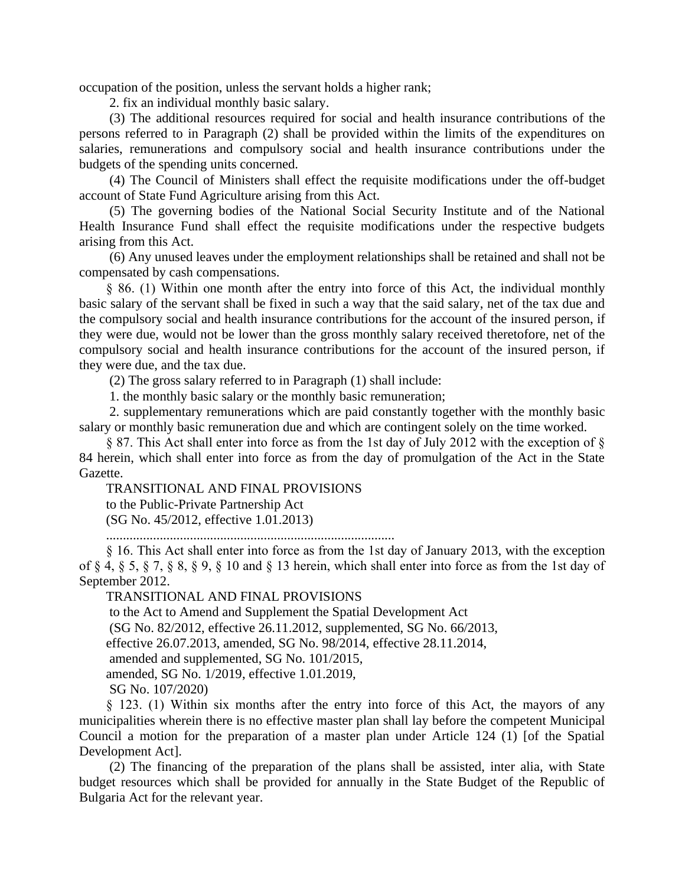occupation of the position, unless the servant holds a higher rank;

2. fix an individual monthly basic salary.

(3) The additional resources required for social and health insurance contributions of the persons referred to in Paragraph (2) shall be provided within the limits of the expenditures on salaries, remunerations and compulsory social and health insurance contributions under the budgets of the spending units concerned.

(4) The Council of Ministers shall effect the requisite modifications under the off-budget account of State Fund Agriculture arising from this Act.

(5) The governing bodies of the National Social Security Institute and of the National Health Insurance Fund shall effect the requisite modifications under the respective budgets arising from this Act.

(6) Any unused leaves under the employment relationships shall be retained and shall not be compensated by cash compensations.

§ 86. (1) Within one month after the entry into force of this Act, the individual monthly basic salary of the servant shall be fixed in such a way that the said salary, net of the tax due and the compulsory social and health insurance contributions for the account of the insured person, if they were due, would not be lower than the gross monthly salary received theretofore, net of the compulsory social and health insurance contributions for the account of the insured person, if they were due, and the tax due.

(2) The gross salary referred to in Paragraph (1) shall include:

1. the monthly basic salary or the monthly basic remuneration;

2. supplementary remunerations which are paid constantly together with the monthly basic salary or monthly basic remuneration due and which are contingent solely on the time worked.

§ 87. This Act shall enter into force as from the 1st day of July 2012 with the exception of § 84 herein, which shall enter into force as from the day of promulgation of the Act in the State Gazette.

TRANSITIONAL AND FINAL PROVISIONS
to the Public-Private Partnership Act
(SG No. 45/2012, effective 1.01.2013)

......................................................................................

§ 16. This Act shall enter into force as from the 1st day of January 2013, with the exception of § 4, § 5, § 7, § 8, § 9, § 10 and § 13 herein, which shall enter into force as from the 1st day of September 2012.

TRANSITIONAL AND FINAL PROVISIONS
to the Act to Amend and Supplement the Spatial Development Act
(SG No. 82/2012, effective 26.11.2012, supplemented, SG No. 66/2013,
effective 26.07.2013, amended, SG No. 98/2014, effective 28.11.2014,
amended and supplemented, SG No. 101/2015,
amended, SG No. 1/2019, effective 1.01.2019,
SG No. 107/2020)

§ 123. (1) Within six months after the entry into force of this Act, the mayors of any municipalities wherein there is no effective master plan shall lay before the competent Municipal Council a motion for the preparation of a master plan under Article 124 (1) [of the Spatial Development Act].

(2) The financing of the preparation of the plans shall be assisted, inter alia, with State budget resources which shall be provided for annually in the State Budget of the Republic of Bulgaria Act for the relevant year.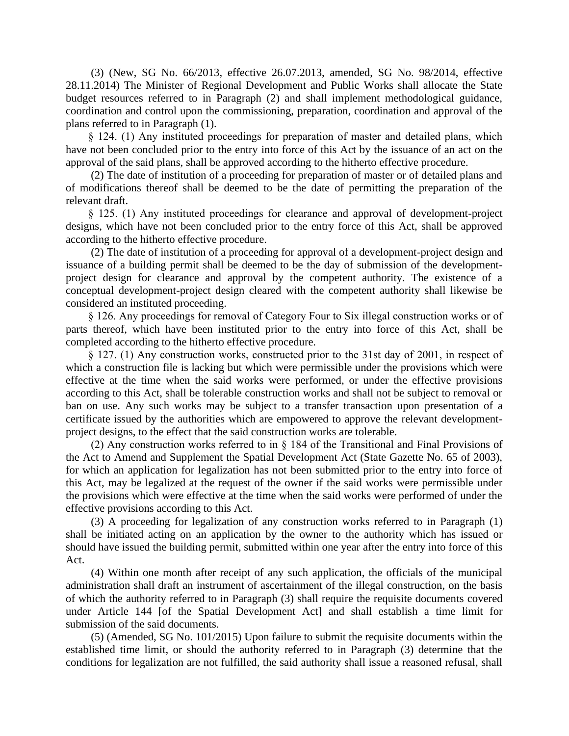(3) (New, SG No. 66/2013, effective 26.07.2013, amended, SG No. 98/2014, effective 28.11.2014) The Minister of Regional Development and Public Works shall allocate the State budget resources referred to in Paragraph (2) and shall implement methodological guidance, coordination and control upon the commissioning, preparation, coordination and approval of the plans referred to in Paragraph (1).

§ 124. (1) Any instituted proceedings for preparation of master and detailed plans, which have not been concluded prior to the entry into force of this Act by the issuance of an act on the approval of the said plans, shall be approved according to the hitherto effective procedure.

(2) The date of institution of a proceeding for preparation of master or of detailed plans and of modifications thereof shall be deemed to be the date of permitting the preparation of the relevant draft.

§ 125. (1) Any instituted proceedings for clearance and approval of development-project designs, which have not been concluded prior to the entry force of this Act, shall be approved according to the hitherto effective procedure.

(2) The date of institution of a proceeding for approval of a development-project design and issuance of a building permit shall be deemed to be the day of submission of the development-project design for clearance and approval by the competent authority. The existence of a conceptual development-project design cleared with the competent authority shall likewise be considered an instituted proceeding.

§ 126. Any proceedings for removal of Category Four to Six illegal construction works or of parts thereof, which have been instituted prior to the entry into force of this Act, shall be completed according to the hitherto effective procedure.

§ 127. (1) Any construction works, constructed prior to the 31st day of 2001, in respect of which a construction file is lacking but which were permissible under the provisions which were effective at the time when the said works were performed, or under the effective provisions according to this Act, shall be tolerable construction works and shall not be subject to removal or ban on use. Any such works may be subject to a transfer transaction upon presentation of a certificate issued by the authorities which are empowered to approve the relevant development-project designs, to the effect that the said construction works are tolerable.

(2) Any construction works referred to in § 184 of the Transitional and Final Provisions of the Act to Amend and Supplement the Spatial Development Act (State Gazette No. 65 of 2003), for which an application for legalization has not been submitted prior to the entry into force of this Act, may be legalized at the request of the owner if the said works were permissible under the provisions which were effective at the time when the said works were performed of under the effective provisions according to this Act.

(3) A proceeding for legalization of any construction works referred to in Paragraph (1) shall be initiated acting on an application by the owner to the authority which has issued or should have issued the building permit, submitted within one year after the entry into force of this Act.

(4) Within one month after receipt of any such application, the officials of the municipal administration shall draft an instrument of ascertainment of the illegal construction, on the basis of which the authority referred to in Paragraph (3) shall require the requisite documents covered under Article 144 [of the Spatial Development Act] and shall establish a time limit for submission of the said documents.

(5) (Amended, SG No. 101/2015) Upon failure to submit the requisite documents within the established time limit, or should the authority referred to in Paragraph (3) determine that the conditions for legalization are not fulfilled, the said authority shall issue a reasoned refusal, shall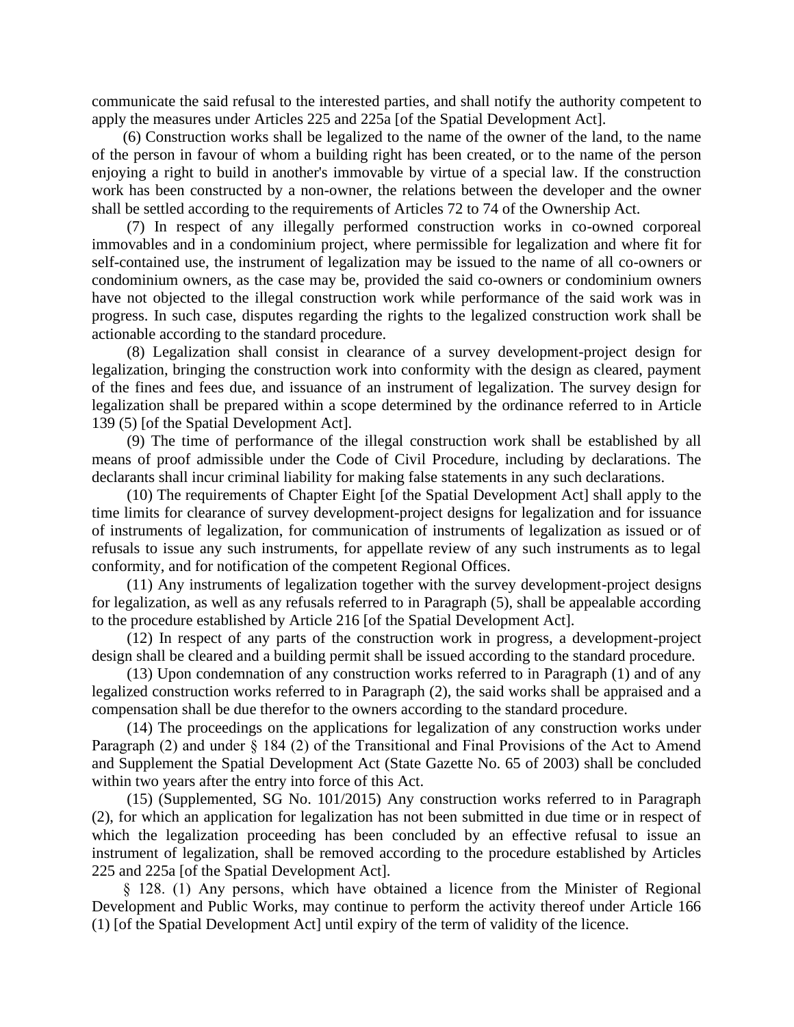communicate the said refusal to the interested parties, and shall notify the authority competent to apply the measures under Articles 225 and 225a [of the Spatial Development Act].

(6) Construction works shall be legalized to the name of the owner of the land, to the name of the person in favour of whom a building right has been created, or to the name of the person enjoying a right to build in another's immovable by virtue of a special law. If the construction work has been constructed by a non-owner, the relations between the developer and the owner shall be settled according to the requirements of Articles 72 to 74 of the Ownership Act.

(7) In respect of any illegally performed construction works in co-owned corporeal immovables and in a condominium project, where permissible for legalization and where fit for self-contained use, the instrument of legalization may be issued to the name of all co-owners or condominium owners, as the case may be, provided the said co-owners or condominium owners have not objected to the illegal construction work while performance of the said work was in progress. In such case, disputes regarding the rights to the legalized construction work shall be actionable according to the standard procedure.

(8) Legalization shall consist in clearance of a survey development-project design for legalization, bringing the construction work into conformity with the design as cleared, payment of the fines and fees due, and issuance of an instrument of legalization. The survey design for legalization shall be prepared within a scope determined by the ordinance referred to in Article 139 (5) [of the Spatial Development Act].

(9) The time of performance of the illegal construction work shall be established by all means of proof admissible under the Code of Civil Procedure, including by declarations. The declarants shall incur criminal liability for making false statements in any such declarations.

(10) The requirements of Chapter Eight [of the Spatial Development Act] shall apply to the time limits for clearance of survey development-project designs for legalization and for issuance of instruments of legalization, for communication of instruments of legalization as issued or of refusals to issue any such instruments, for appellate review of any such instruments as to legal conformity, and for notification of the competent Regional Offices.

(11) Any instruments of legalization together with the survey development-project designs for legalization, as well as any refusals referred to in Paragraph (5), shall be appealable according to the procedure established by Article 216 [of the Spatial Development Act].

(12) In respect of any parts of the construction work in progress, a development-project design shall be cleared and a building permit shall be issued according to the standard procedure.

(13) Upon condemnation of any construction works referred to in Paragraph (1) and of any legalized construction works referred to in Paragraph (2), the said works shall be appraised and a compensation shall be due therefor to the owners according to the standard procedure.

(14) The proceedings on the applications for legalization of any construction works under Paragraph (2) and under § 184 (2) of the Transitional and Final Provisions of the Act to Amend and Supplement the Spatial Development Act (State Gazette No. 65 of 2003) shall be concluded within two years after the entry into force of this Act.

(15) (Supplemented, SG No. 101/2015) Any construction works referred to in Paragraph (2), for which an application for legalization has not been submitted in due time or in respect of which the legalization proceeding has been concluded by an effective refusal to issue an instrument of legalization, shall be removed according to the procedure established by Articles 225 and 225a [of the Spatial Development Act].

§ 128. (1) Any persons, which have obtained a licence from the Minister of Regional Development and Public Works, may continue to perform the activity thereof under Article 166 (1) [of the Spatial Development Act] until expiry of the term of validity of the licence.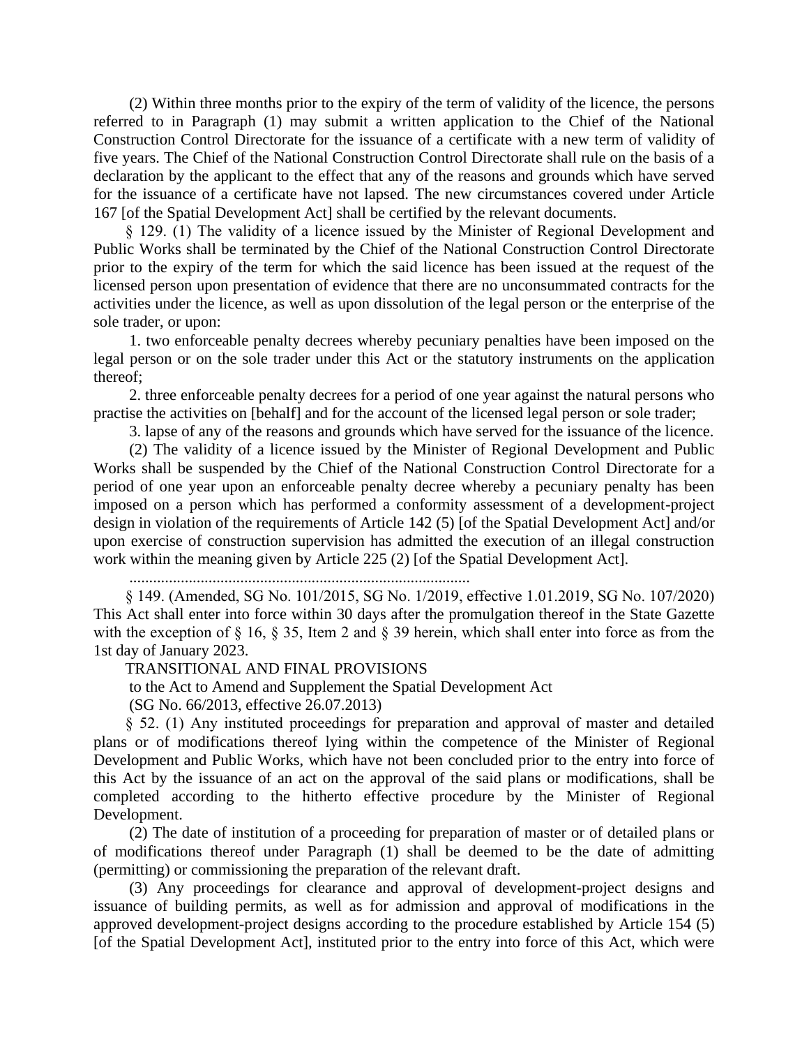(2) Within three months prior to the expiry of the term of validity of the licence, the persons referred to in Paragraph (1) may submit a written application to the Chief of the National Construction Control Directorate for the issuance of a certificate with a new term of validity of five years. The Chief of the National Construction Control Directorate shall rule on the basis of a declaration by the applicant to the effect that any of the reasons and grounds which have served for the issuance of a certificate have not lapsed. The new circumstances covered under Article 167 [of the Spatial Development Act] shall be certified by the relevant documents.

§ 129. (1) The validity of a licence issued by the Minister of Regional Development and Public Works shall be terminated by the Chief of the National Construction Control Directorate prior to the expiry of the term for which the said licence has been issued at the request of the licensed person upon presentation of evidence that there are no unconsummated contracts for the activities under the licence, as well as upon dissolution of the legal person or the enterprise of the sole trader, or upon:

1. two enforceable penalty decrees whereby pecuniary penalties have been imposed on the legal person or on the sole trader under this Act or the statutory instruments on the application thereof;

2. three enforceable penalty decrees for a period of one year against the natural persons who practise the activities on [behalf] and for the account of the licensed legal person or sole trader;

3. lapse of any of the reasons and grounds which have served for the issuance of the licence.

(2) The validity of a licence issued by the Minister of Regional Development and Public Works shall be suspended by the Chief of the National Construction Control Directorate for a period of one year upon an enforceable penalty decree whereby a pecuniary penalty has been imposed on a person which has performed a conformity assessment of a development-project design in violation of the requirements of Article 142 (5) [of the Spatial Development Act] and/or upon exercise of construction supervision has admitted the execution of an illegal construction work within the meaning given by Article 225 (2) [of the Spatial Development Act].

.....................................................................................

§ 149. (Amended, SG No. 101/2015, SG No. 1/2019, effective 1.01.2019, SG No. 107/2020) This Act shall enter into force within 30 days after the promulgation thereof in the State Gazette with the exception of § 16, § 35, Item 2 and § 39 herein, which shall enter into force as from the 1st day of January 2023.

TRANSITIONAL AND FINAL PROVISIONS

to the Act to Amend and Supplement the Spatial Development Act

(SG No. 66/2013, effective 26.07.2013)

§ 52. (1) Any instituted proceedings for preparation and approval of master and detailed plans or of modifications thereof lying within the competence of the Minister of Regional Development and Public Works, which have not been concluded prior to the entry into force of this Act by the issuance of an act on the approval of the said plans or modifications, shall be completed according to the hitherto effective procedure by the Minister of Regional Development.

(2) The date of institution of a proceeding for preparation of master or of detailed plans or of modifications thereof under Paragraph (1) shall be deemed to be the date of admitting (permitting) or commissioning the preparation of the relevant draft.

(3) Any proceedings for clearance and approval of development-project designs and issuance of building permits, as well as for admission and approval of modifications in the approved development-project designs according to the procedure established by Article 154 (5) [of the Spatial Development Act], instituted prior to the entry into force of this Act, which were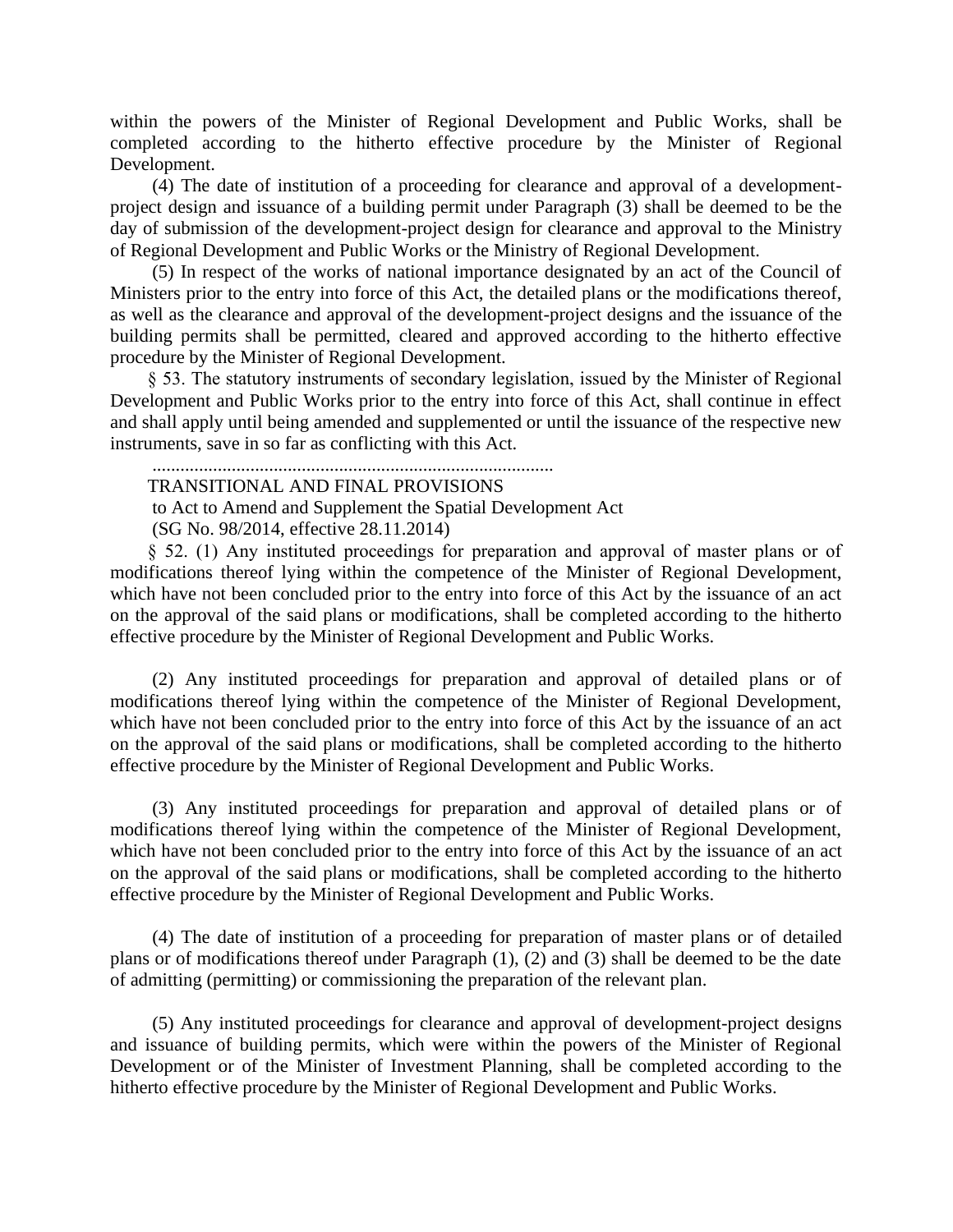within the powers of the Minister of Regional Development and Public Works, shall be completed according to the hitherto effective procedure by the Minister of Regional Development.

(4) The date of institution of a proceeding for clearance and approval of a development-project design and issuance of a building permit under Paragraph (3) shall be deemed to be the day of submission of the development-project design for clearance and approval to the Ministry of Regional Development and Public Works or the Ministry of Regional Development.

(5) In respect of the works of national importance designated by an act of the Council of Ministers prior to the entry into force of this Act, the detailed plans or the modifications thereof, as well as the clearance and approval of the development-project designs and the issuance of the building permits shall be permitted, cleared and approved according to the hitherto effective procedure by the Minister of Regional Development.

§ 53. The statutory instruments of secondary legislation, issued by the Minister of Regional Development and Public Works prior to the entry into force of this Act, shall continue in effect and shall apply until being amended and supplemented or until the issuance of the respective new instruments, save in so far as conflicting with this Act.

.......................................................................................

TRANSITIONAL AND FINAL PROVISIONS

to Act to Amend and Supplement the Spatial Development Act

(SG No. 98/2014, effective 28.11.2014)

§ 52. (1) Any instituted proceedings for preparation and approval of master plans or of modifications thereof lying within the competence of the Minister of Regional Development, which have not been concluded prior to the entry into force of this Act by the issuance of an act on the approval of the said plans or modifications, shall be completed according to the hitherto effective procedure by the Minister of Regional Development and Public Works.

(2) Any instituted proceedings for preparation and approval of detailed plans or of modifications thereof lying within the competence of the Minister of Regional Development, which have not been concluded prior to the entry into force of this Act by the issuance of an act on the approval of the said plans or modifications, shall be completed according to the hitherto effective procedure by the Minister of Regional Development and Public Works.

(3) Any instituted proceedings for preparation and approval of detailed plans or of modifications thereof lying within the competence of the Minister of Regional Development, which have not been concluded prior to the entry into force of this Act by the issuance of an act on the approval of the said plans or modifications, shall be completed according to the hitherto effective procedure by the Minister of Regional Development and Public Works.

(4) The date of institution of a proceeding for preparation of master plans or of detailed plans or of modifications thereof under Paragraph (1), (2) and (3) shall be deemed to be the date of admitting (permitting) or commissioning the preparation of the relevant plan.

(5) Any instituted proceedings for clearance and approval of development-project designs and issuance of building permits, which were within the powers of the Minister of Regional Development or of the Minister of Investment Planning, shall be completed according to the hitherto effective procedure by the Minister of Regional Development and Public Works.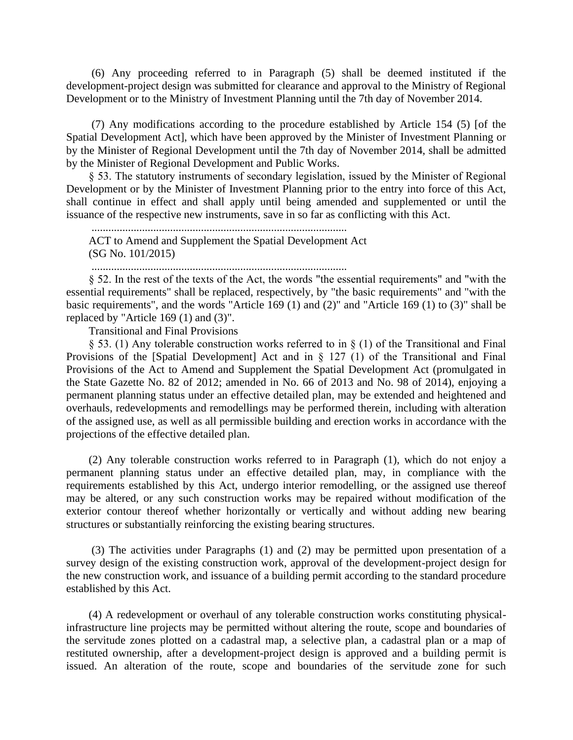(6) Any proceeding referred to in Paragraph (5) shall be deemed instituted if the development-project design was submitted for clearance and approval to the Ministry of Regional Development or to the Ministry of Investment Planning until the 7th day of November 2014.

(7) Any modifications according to the procedure established by Article 154 (5) [of the Spatial Development Act], which have been approved by the Minister of Investment Planning or by the Minister of Regional Development until the 7th day of November 2014, shall be admitted by the Minister of Regional Development and Public Works.

§ 53. The statutory instruments of secondary legislation, issued by the Minister of Regional Development or by the Minister of Investment Planning prior to the entry into force of this Act, shall continue in effect and shall apply until being amended and supplemented or until the issuance of the respective new instruments, save in so far as conflicting with this Act.

..........................................................................................

ACT to Amend and Supplement the Spatial Development Act
(SG No. 101/2015)

..........................................................................................

§ 52. In the rest of the texts of the Act, the words "the essential requirements" and "with the essential requirements" shall be replaced, respectively, by "the basic requirements" and "with the basic requirements", and the words "Article 169 (1) and (2)" and "Article 169 (1) to (3)" shall be replaced by "Article 169 (1) and (3)".

Transitional and Final Provisions

§ 53. (1) Any tolerable construction works referred to in § (1) of the Transitional and Final Provisions of the [Spatial Development] Act and in § 127 (1) of the Transitional and Final Provisions of the Act to Amend and Supplement the Spatial Development Act (promulgated in the State Gazette No. 82 of 2012; amended in No. 66 of 2013 and No. 98 of 2014), enjoying a permanent planning status under an effective detailed plan, may be extended and heightened and overhauls, redevelopments and remodellings may be performed therein, including with alteration of the assigned use, as well as all permissible building and erection works in accordance with the projections of the effective detailed plan.

(2) Any tolerable construction works referred to in Paragraph (1), which do not enjoy a permanent planning status under an effective detailed plan, may, in compliance with the requirements established by this Act, undergo interior remodelling, or the assigned use thereof may be altered, or any such construction works may be repaired without modification of the exterior contour thereof whether horizontally or vertically and without adding new bearing structures or substantially reinforcing the existing bearing structures.

(3) The activities under Paragraphs (1) and (2) may be permitted upon presentation of a survey design of the existing construction work, approval of the development-project design for the new construction work, and issuance of a building permit according to the standard procedure established by this Act.

(4) A redevelopment or overhaul of any tolerable construction works constituting physical-infrastructure line projects may be permitted without altering the route, scope and boundaries of the servitude zones plotted on a cadastral map, a selective plan, a cadastral plan or a map of restituted ownership, after a development-project design is approved and a building permit is issued. An alteration of the route, scope and boundaries of the servitude zone for such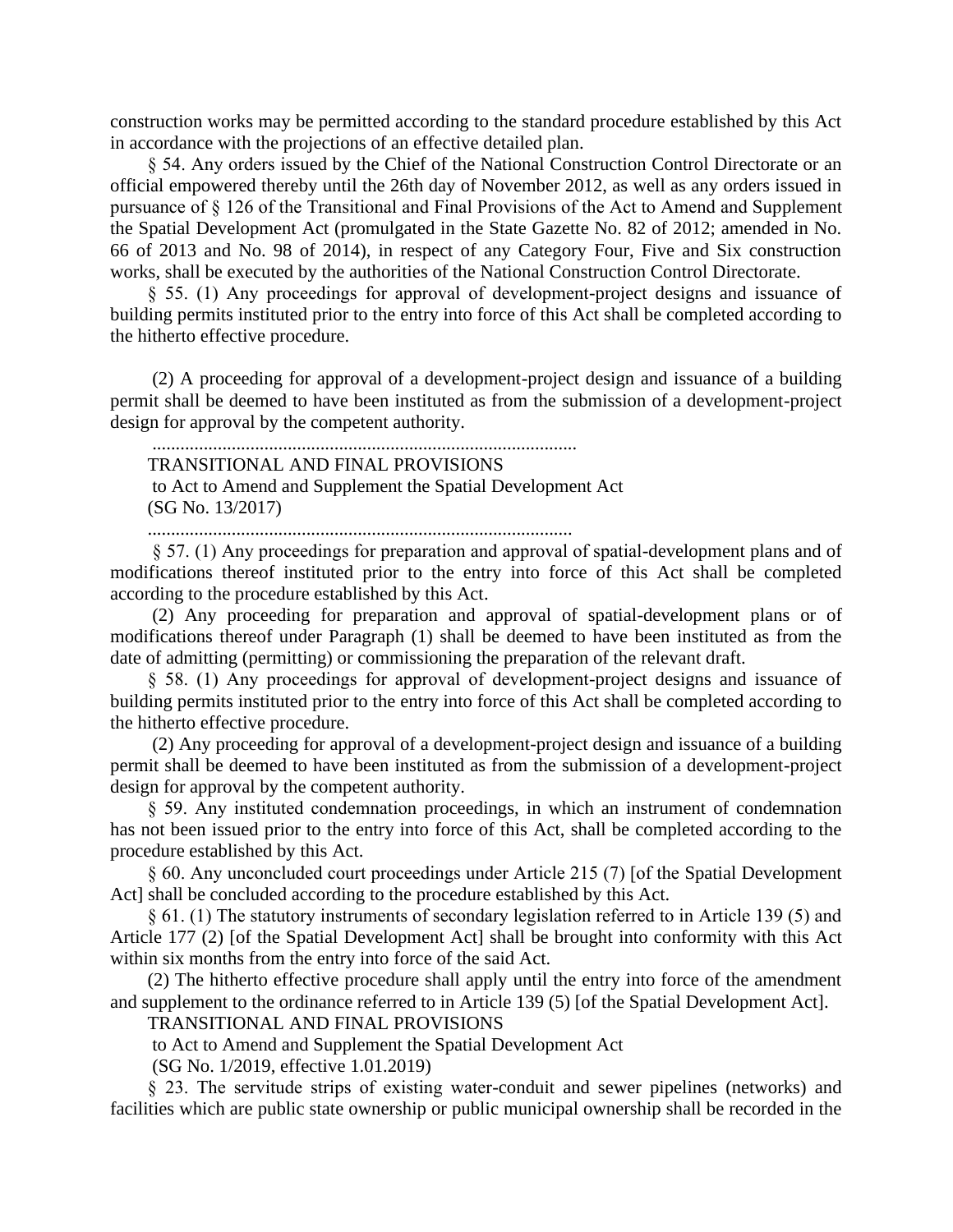construction works may be permitted according to the standard procedure established by this Act in accordance with the projections of an effective detailed plan.

§ 54. Any orders issued by the Chief of the National Construction Control Directorate or an official empowered thereby until the 26th day of November 2012, as well as any orders issued in pursuance of § 126 of the Transitional and Final Provisions of the Act to Amend and Supplement the Spatial Development Act (promulgated in the State Gazette No. 82 of 2012; amended in No. 66 of 2013 and No. 98 of 2014), in respect of any Category Four, Five and Six construction works, shall be executed by the authorities of the National Construction Control Directorate.

§ 55. (1) Any proceedings for approval of development-project designs and issuance of building permits instituted prior to the entry into force of this Act shall be completed according to the hitherto effective procedure.

(2) A proceeding for approval of a development-project design and issuance of a building permit shall be deemed to have been instituted as from the submission of a development-project design for approval by the competent authority.

..........................................................................................

TRANSITIONAL AND FINAL PROVISIONS

to Act to Amend and Supplement the Spatial Development Act

(SG No. 13/2017)

..........................................................................................

§ 57. (1) Any proceedings for preparation and approval of spatial-development plans and of modifications thereof instituted prior to the entry into force of this Act shall be completed according to the procedure established by this Act.

(2) Any proceeding for preparation and approval of spatial-development plans or of modifications thereof under Paragraph (1) shall be deemed to have been instituted as from the date of admitting (permitting) or commissioning the preparation of the relevant draft.

§ 58. (1) Any proceedings for approval of development-project designs and issuance of building permits instituted prior to the entry into force of this Act shall be completed according to the hitherto effective procedure.

(2) Any proceeding for approval of a development-project design and issuance of a building permit shall be deemed to have been instituted as from the submission of a development-project design for approval by the competent authority.

§ 59. Any instituted condemnation proceedings, in which an instrument of condemnation has not been issued prior to the entry into force of this Act, shall be completed according to the procedure established by this Act.

§ 60. Any unconcluded court proceedings under Article 215 (7) [of the Spatial Development Act] shall be concluded according to the procedure established by this Act.

§ 61. (1) The statutory instruments of secondary legislation referred to in Article 139 (5) and Article 177 (2) [of the Spatial Development Act] shall be brought into conformity with this Act within six months from the entry into force of the said Act.

(2) The hitherto effective procedure shall apply until the entry into force of the amendment and supplement to the ordinance referred to in Article 139 (5) [of the Spatial Development Act].

TRANSITIONAL AND FINAL PROVISIONS

to Act to Amend and Supplement the Spatial Development Act

(SG No. 1/2019, effective 1.01.2019)

§ 23. The servitude strips of existing water-conduit and sewer pipelines (networks) and facilities which are public state ownership or public municipal ownership shall be recorded in the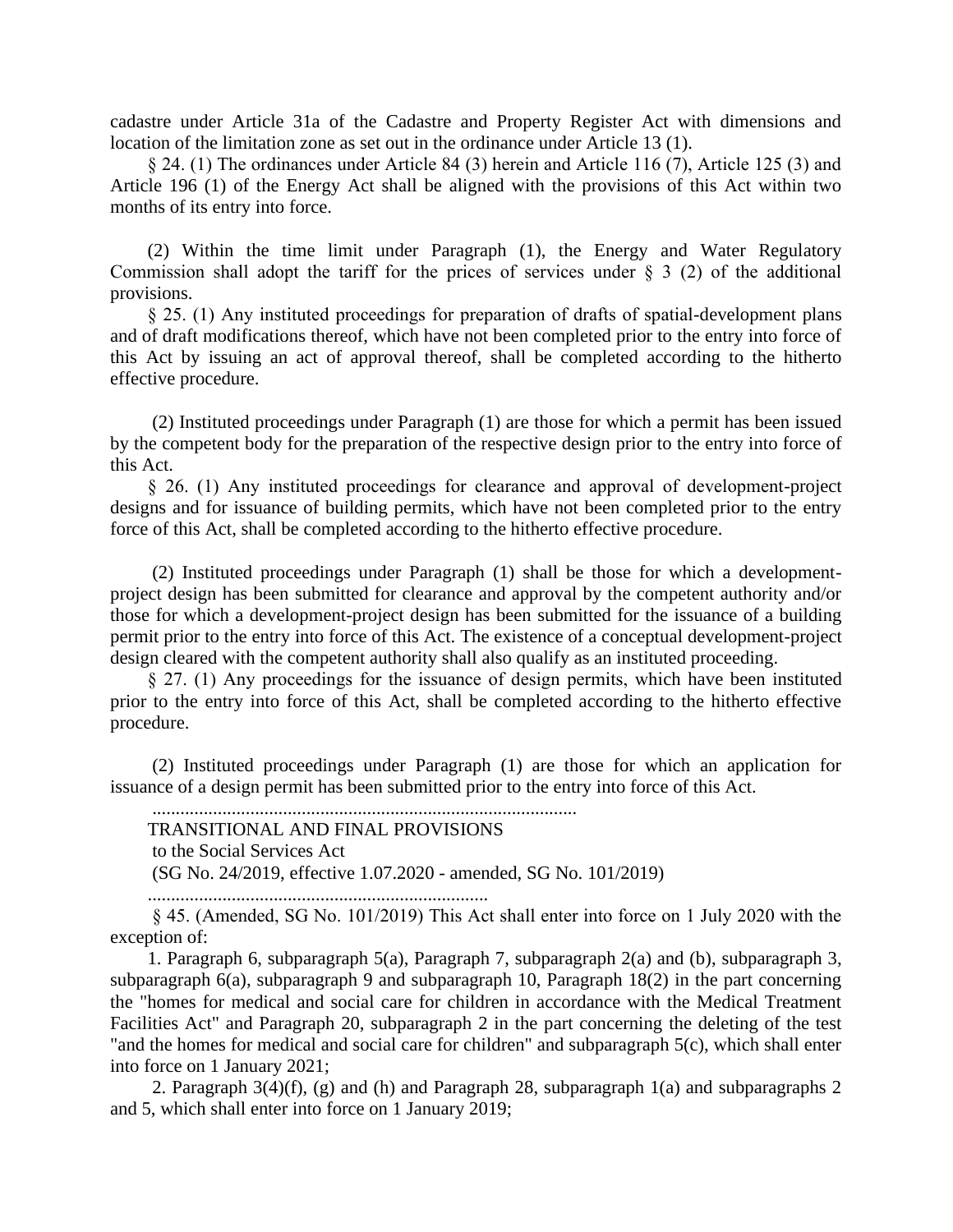cadastre under Article 31a of the Cadastre and Property Register Act with dimensions and location of the limitation zone as set out in the ordinance under Article 13 (1).

§ 24. (1) The ordinances under Article 84 (3) herein and Article 116 (7), Article 125 (3) and Article 196 (1) of the Energy Act shall be aligned with the provisions of this Act within two months of its entry into force.

(2) Within the time limit under Paragraph (1), the Energy and Water Regulatory Commission shall adopt the tariff for the prices of services under § 3 (2) of the additional provisions.

§ 25. (1) Any instituted proceedings for preparation of drafts of spatial-development plans and of draft modifications thereof, which have not been completed prior to the entry into force of this Act by issuing an act of approval thereof, shall be completed according to the hitherto effective procedure.

(2) Instituted proceedings under Paragraph (1) are those for which a permit has been issued by the competent body for the preparation of the respective design prior to the entry into force of this Act.

§ 26. (1) Any instituted proceedings for clearance and approval of development-project designs and for issuance of building permits, which have not been completed prior to the entry force of this Act, shall be completed according to the hitherto effective procedure.

(2) Instituted proceedings under Paragraph (1) shall be those for which a development-project design has been submitted for clearance and approval by the competent authority and/or those for which a development-project design has been submitted for the issuance of a building permit prior to the entry into force of this Act. The existence of a conceptual development-project design cleared with the competent authority shall also qualify as an instituted proceeding.

§ 27. (1) Any proceedings for the issuance of design permits, which have been instituted prior to the entry into force of this Act, shall be completed according to the hitherto effective procedure.

(2) Instituted proceedings under Paragraph (1) are those for which an application for issuance of a design permit has been submitted prior to the entry into force of this Act.

..........................................................................................

TRANSITIONAL AND FINAL PROVISIONS

to the Social Services Act

(SG No. 24/2019, effective 1.07.2020 - amended, SG No. 101/2019)

.........................................................................

§ 45. (Amended, SG No. 101/2019) This Act shall enter into force on 1 July 2020 with the exception of:

1. Paragraph 6, subparagraph 5(a), Paragraph 7, subparagraph 2(a) and (b), subparagraph 3, subparagraph 6(a), subparagraph 9 and subparagraph 10, Paragraph 18(2) in the part concerning the "homes for medical and social care for children in accordance with the Medical Treatment Facilities Act" and Paragraph 20, subparagraph 2 in the part concerning the deleting of the test "and the homes for medical and social care for children" and subparagraph 5(c), which shall enter into force on 1 January 2021;

2. Paragraph 3(4)(f), (g) and (h) and Paragraph 28, subparagraph 1(a) and subparagraphs 2 and 5, which shall enter into force on 1 January 2019;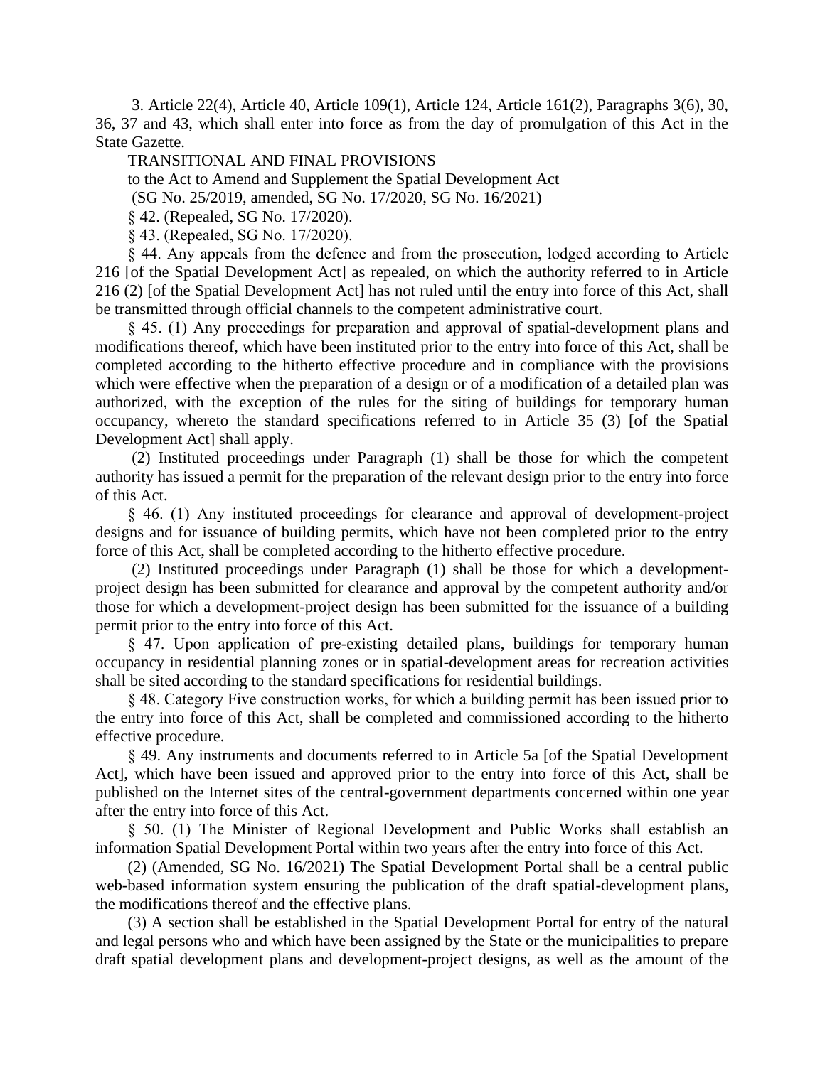3. Article 22(4), Article 40, Article 109(1), Article 124, Article 161(2), Paragraphs 3(6), 30, 36, 37 and 43, which shall enter into force as from the day of promulgation of this Act in the State Gazette.

TRANSITIONAL AND FINAL PROVISIONS

to the Act to Amend and Supplement the Spatial Development Act

(SG No. 25/2019, amended, SG No. 17/2020, SG No. 16/2021)

§ 42. (Repealed, SG No. 17/2020).

§ 43. (Repealed, SG No. 17/2020).

§ 44. Any appeals from the defence and from the prosecution, lodged according to Article 216 [of the Spatial Development Act] as repealed, on which the authority referred to in Article 216 (2) [of the Spatial Development Act] has not ruled until the entry into force of this Act, shall be transmitted through official channels to the competent administrative court.

§ 45. (1) Any proceedings for preparation and approval of spatial-development plans and modifications thereof, which have been instituted prior to the entry into force of this Act, shall be completed according to the hitherto effective procedure and in compliance with the provisions which were effective when the preparation of a design or of a modification of a detailed plan was authorized, with the exception of the rules for the siting of buildings for temporary human occupancy, whereto the standard specifications referred to in Article 35 (3) [of the Spatial Development Act] shall apply.

(2) Instituted proceedings under Paragraph (1) shall be those for which the competent authority has issued a permit for the preparation of the relevant design prior to the entry into force of this Act.

§ 46. (1) Any instituted proceedings for clearance and approval of development-project designs and for issuance of building permits, which have not been completed prior to the entry force of this Act, shall be completed according to the hitherto effective procedure.

(2) Instituted proceedings under Paragraph (1) shall be those for which a development-project design has been submitted for clearance and approval by the competent authority and/or those for which a development-project design has been submitted for the issuance of a building permit prior to the entry into force of this Act.

§ 47. Upon application of pre-existing detailed plans, buildings for temporary human occupancy in residential planning zones or in spatial-development areas for recreation activities shall be sited according to the standard specifications for residential buildings.

§ 48. Category Five construction works, for which a building permit has been issued prior to the entry into force of this Act, shall be completed and commissioned according to the hitherto effective procedure.

§ 49. Any instruments and documents referred to in Article 5a [of the Spatial Development Act], which have been issued and approved prior to the entry into force of this Act, shall be published on the Internet sites of the central-government departments concerned within one year after the entry into force of this Act.

§ 50. (1) The Minister of Regional Development and Public Works shall establish an information Spatial Development Portal within two years after the entry into force of this Act.

(2) (Amended, SG No. 16/2021) The Spatial Development Portal shall be a central public web-based information system ensuring the publication of the draft spatial-development plans, the modifications thereof and the effective plans.

(3) A section shall be established in the Spatial Development Portal for entry of the natural and legal persons who and which have been assigned by the State or the municipalities to prepare draft spatial development plans and development-project designs, as well as the amount of the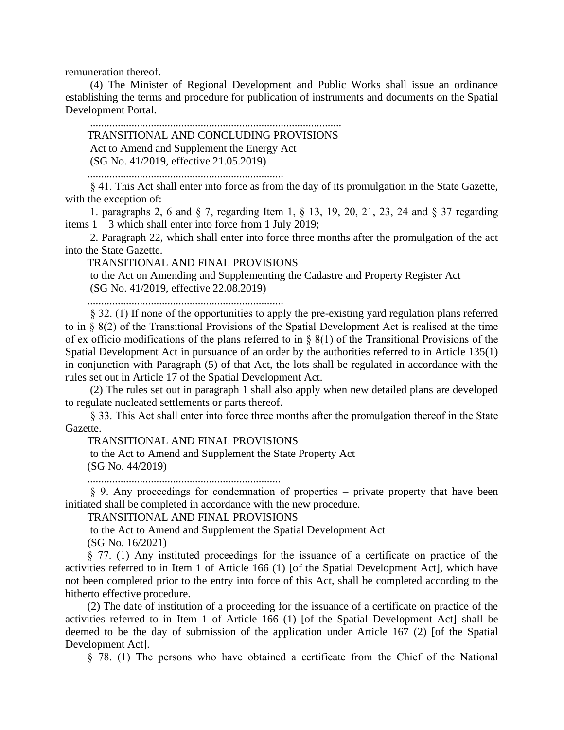remuneration thereof.

(4) The Minister of Regional Development and Public Works shall issue an ordinance establishing the terms and procedure for publication of instruments and documents on the Spatial Development Portal.

..........................................................................................

TRANSITIONAL AND CONCLUDING PROVISIONS

Act to Amend and Supplement the Energy Act

(SG No. 41/2019, effective 21.05.2019)

.......................................................................

§ 41. This Act shall enter into force as from the day of its promulgation in the State Gazette, with the exception of:

1. paragraphs 2, 6 and § 7, regarding Item 1, § 13, 19, 20, 21, 23, 24 and § 37 regarding items 1 – 3 which shall enter into force from 1 July 2019;

2. Paragraph 22, which shall enter into force three months after the promulgation of the act into the State Gazette.

TRANSITIONAL AND FINAL PROVISIONS

to the Act on Amending and Supplementing the Cadastre and Property Register Act

(SG No. 41/2019, effective 22.08.2019)

.......................................................................

§ 32. (1) If none of the opportunities to apply the pre-existing yard regulation plans referred to in § 8(2) of the Transitional Provisions of the Spatial Development Act is realised at the time of ex officio modifications of the plans referred to in § 8(1) of the Transitional Provisions of the Spatial Development Act in pursuance of an order by the authorities referred to in Article 135(1) in conjunction with Paragraph (5) of that Act, the lots shall be regulated in accordance with the rules set out in Article 17 of the Spatial Development Act.

(2) The rules set out in paragraph 1 shall also apply when new detailed plans are developed to regulate nucleated settlements or parts thereof.

§ 33. This Act shall enter into force three months after the promulgation thereof in the State Gazette.

TRANSITIONAL AND FINAL PROVISIONS

to the Act to Amend and Supplement the State Property Act

(SG No. 44/2019)

.......................................................................

§ 9. Any proceedings for condemnation of properties – private property that have been initiated shall be completed in accordance with the new procedure.

TRANSITIONAL AND FINAL PROVISIONS

to the Act to Amend and Supplement the Spatial Development Act

(SG No. 16/2021)

§ 77. (1) Any instituted proceedings for the issuance of a certificate on practice of the activities referred to in Item 1 of Article 166 (1) [of the Spatial Development Act], which have not been completed prior to the entry into force of this Act, shall be completed according to the hitherto effective procedure.

(2) The date of institution of a proceeding for the issuance of a certificate on practice of the activities referred to in Item 1 of Article 166 (1) [of the Spatial Development Act] shall be deemed to be the day of submission of the application under Article 167 (2) [of the Spatial Development Act].

§ 78. (1) The persons who have obtained a certificate from the Chief of the National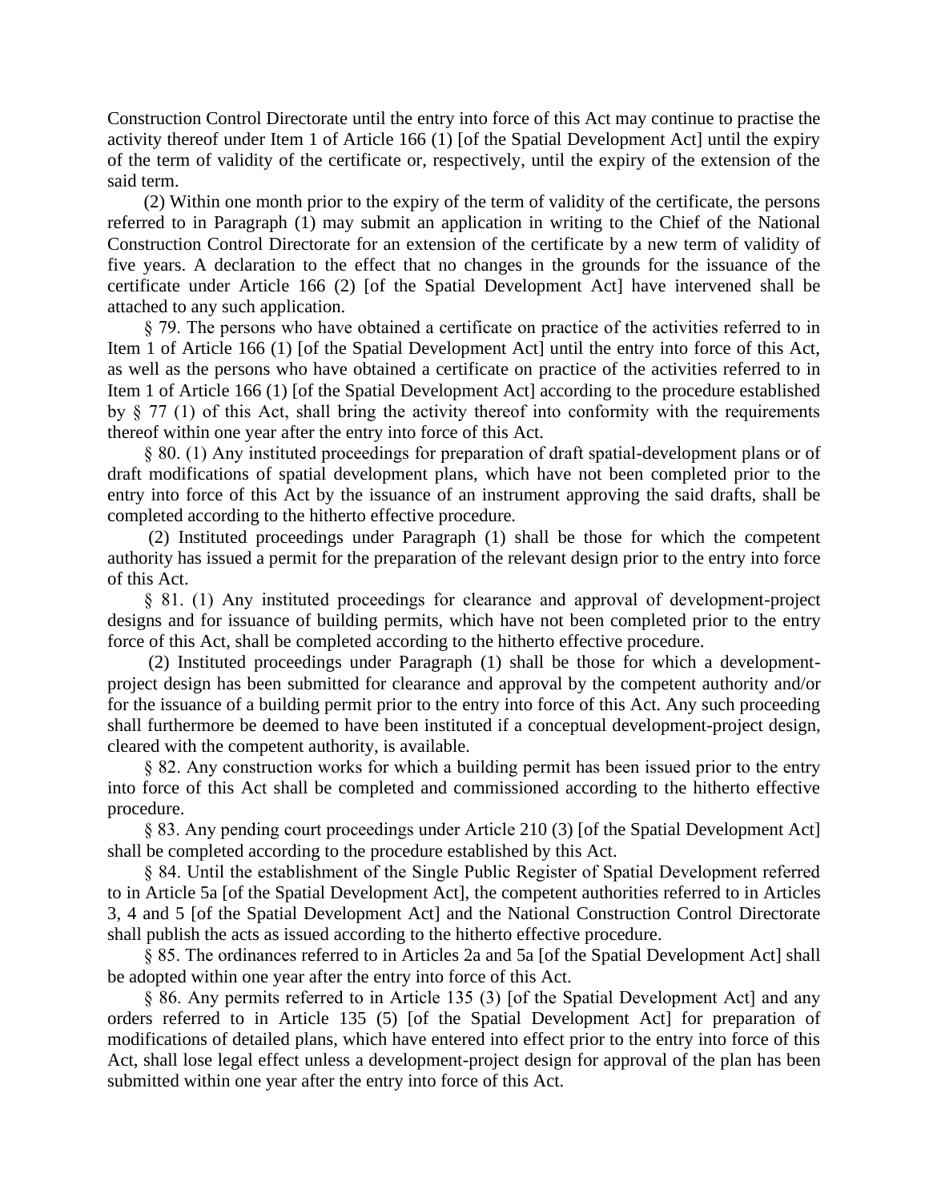Construction Control Directorate until the entry into force of this Act may continue to practise the activity thereof under Item 1 of Article 166 (1) [of the Spatial Development Act] until the expiry of the term of validity of the certificate or, respectively, until the expiry of the extension of the said term.

(2) Within one month prior to the expiry of the term of validity of the certificate, the persons referred to in Paragraph (1) may submit an application in writing to the Chief of the National Construction Control Directorate for an extension of the certificate by a new term of validity of five years. A declaration to the effect that no changes in the grounds for the issuance of the certificate under Article 166 (2) [of the Spatial Development Act] have intervened shall be attached to any such application.

§ 79. The persons who have obtained a certificate on practice of the activities referred to in Item 1 of Article 166 (1) [of the Spatial Development Act] until the entry into force of this Act, as well as the persons who have obtained a certificate on practice of the activities referred to in Item 1 of Article 166 (1) [of the Spatial Development Act] according to the procedure established by § 77 (1) of this Act, shall bring the activity thereof into conformity with the requirements thereof within one year after the entry into force of this Act.

§ 80. (1) Any instituted proceedings for preparation of draft spatial-development plans or of draft modifications of spatial development plans, which have not been completed prior to the entry into force of this Act by the issuance of an instrument approving the said drafts, shall be completed according to the hitherto effective procedure.

(2) Instituted proceedings under Paragraph (1) shall be those for which the competent authority has issued a permit for the preparation of the relevant design prior to the entry into force of this Act.

§ 81. (1) Any instituted proceedings for clearance and approval of development-project designs and for issuance of building permits, which have not been completed prior to the entry force of this Act, shall be completed according to the hitherto effective procedure.

(2) Instituted proceedings under Paragraph (1) shall be those for which a development-project design has been submitted for clearance and approval by the competent authority and/or for the issuance of a building permit prior to the entry into force of this Act. Any such proceeding shall furthermore be deemed to have been instituted if a conceptual development-project design, cleared with the competent authority, is available.

§ 82. Any construction works for which a building permit has been issued prior to the entry into force of this Act shall be completed and commissioned according to the hitherto effective procedure.

§ 83. Any pending court proceedings under Article 210 (3) [of the Spatial Development Act] shall be completed according to the procedure established by this Act.

§ 84. Until the establishment of the Single Public Register of Spatial Development referred to in Article 5a [of the Spatial Development Act], the competent authorities referred to in Articles 3, 4 and 5 [of the Spatial Development Act] and the National Construction Control Directorate shall publish the acts as issued according to the hitherto effective procedure.

§ 85. The ordinances referred to in Articles 2a and 5a [of the Spatial Development Act] shall be adopted within one year after the entry into force of this Act.

§ 86. Any permits referred to in Article 135 (3) [of the Spatial Development Act] and any orders referred to in Article 135 (5) [of the Spatial Development Act] for preparation of modifications of detailed plans, which have entered into effect prior to the entry into force of this Act, shall lose legal effect unless a development-project design for approval of the plan has been submitted within one year after the entry into force of this Act.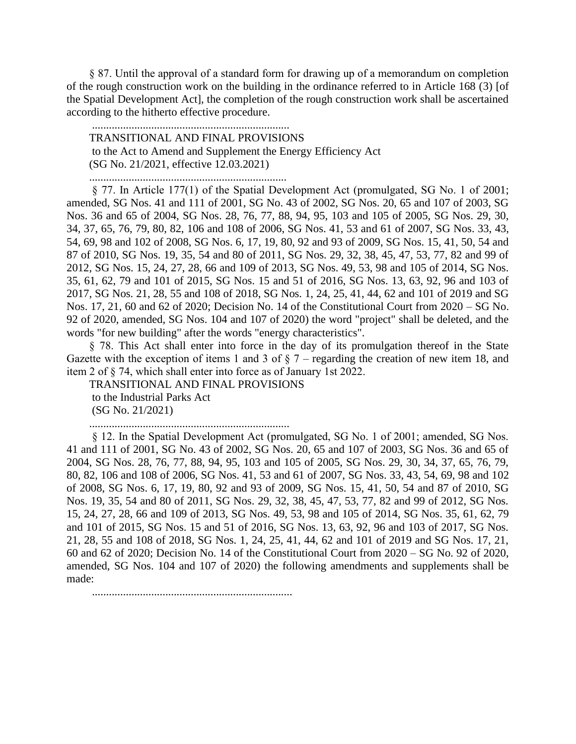§ 87. Until the approval of a standard form for drawing up of a memorandum on completion of the rough construction work on the building in the ordinance referred to in Article 168 (3) [of the Spatial Development Act], the completion of the rough construction work shall be ascertained according to the hitherto effective procedure.

......................................................................

TRANSITIONAL AND FINAL PROVISIONS

to the Act to Amend and Supplement the Energy Efficiency Act

(SG No. 21/2021, effective 12.03.2021)

......................................................................

§ 77. In Article 177(1) of the Spatial Development Act (promulgated, SG No. 1 of 2001; amended, SG Nos. 41 and 111 of 2001, SG No. 43 of 2002, SG Nos. 20, 65 and 107 of 2003, SG Nos. 36 and 65 of 2004, SG Nos. 28, 76, 77, 88, 94, 95, 103 and 105 of 2005, SG Nos. 29, 30, 34, 37, 65, 76, 79, 80, 82, 106 and 108 of 2006, SG Nos. 41, 53 and 61 of 2007, SG Nos. 33, 43, 54, 69, 98 and 102 of 2008, SG Nos. 6, 17, 19, 80, 92 and 93 of 2009, SG Nos. 15, 41, 50, 54 and 87 of 2010, SG Nos. 19, 35, 54 and 80 of 2011, SG Nos. 29, 32, 38, 45, 47, 53, 77, 82 and 99 of 2012, SG Nos. 15, 24, 27, 28, 66 and 109 of 2013, SG Nos. 49, 53, 98 and 105 of 2014, SG Nos. 35, 61, 62, 79 and 101 of 2015, SG Nos. 15 and 51 of 2016, SG Nos. 13, 63, 92, 96 and 103 of 2017, SG Nos. 21, 28, 55 and 108 of 2018, SG Nos. 1, 24, 25, 41, 44, 62 and 101 of 2019 and SG Nos. 17, 21, 60 and 62 of 2020; Decision No. 14 of the Constitutional Court from 2020 – SG No. 92 of 2020, amended, SG Nos. 104 and 107 of 2020) the word "project" shall be deleted, and the words "for new building" after the words "energy characteristics".

§ 78. This Act shall enter into force in the day of its promulgation thereof in the State Gazette with the exception of items 1 and 3 of § 7 – regarding the creation of new item 18, and item 2 of § 74, which shall enter into force as of January 1st 2022.

TRANSITIONAL AND FINAL PROVISIONS

to the Industrial Parks Act

(SG No. 21/2021)

......................................................................

§ 12. In the Spatial Development Act (promulgated, SG No. 1 of 2001; amended, SG Nos. 41 and 111 of 2001, SG No. 43 of 2002, SG Nos. 20, 65 and 107 of 2003, SG Nos. 36 and 65 of 2004, SG Nos. 28, 76, 77, 88, 94, 95, 103 and 105 of 2005, SG Nos. 29, 30, 34, 37, 65, 76, 79, 80, 82, 106 and 108 of 2006, SG Nos. 41, 53 and 61 of 2007, SG Nos. 33, 43, 54, 69, 98 and 102 of 2008, SG Nos. 6, 17, 19, 80, 92 and 93 of 2009, SG Nos. 15, 41, 50, 54 and 87 of 2010, SG Nos. 19, 35, 54 and 80 of 2011, SG Nos. 29, 32, 38, 45, 47, 53, 77, 82 and 99 of 2012, SG Nos. 15, 24, 27, 28, 66 and 109 of 2013, SG Nos. 49, 53, 98 and 105 of 2014, SG Nos. 35, 61, 62, 79 and 101 of 2015, SG Nos. 15 and 51 of 2016, SG Nos. 13, 63, 92, 96 and 103 of 2017, SG Nos. 21, 28, 55 and 108 of 2018, SG Nos. 1, 24, 25, 41, 44, 62 and 101 of 2019 and SG Nos. 17, 21, 60 and 62 of 2020; Decision No. 14 of the Constitutional Court from 2020 – SG No. 92 of 2020, amended, SG Nos. 104 and 107 of 2020) the following amendments and supplements shall be made:

......................................................................